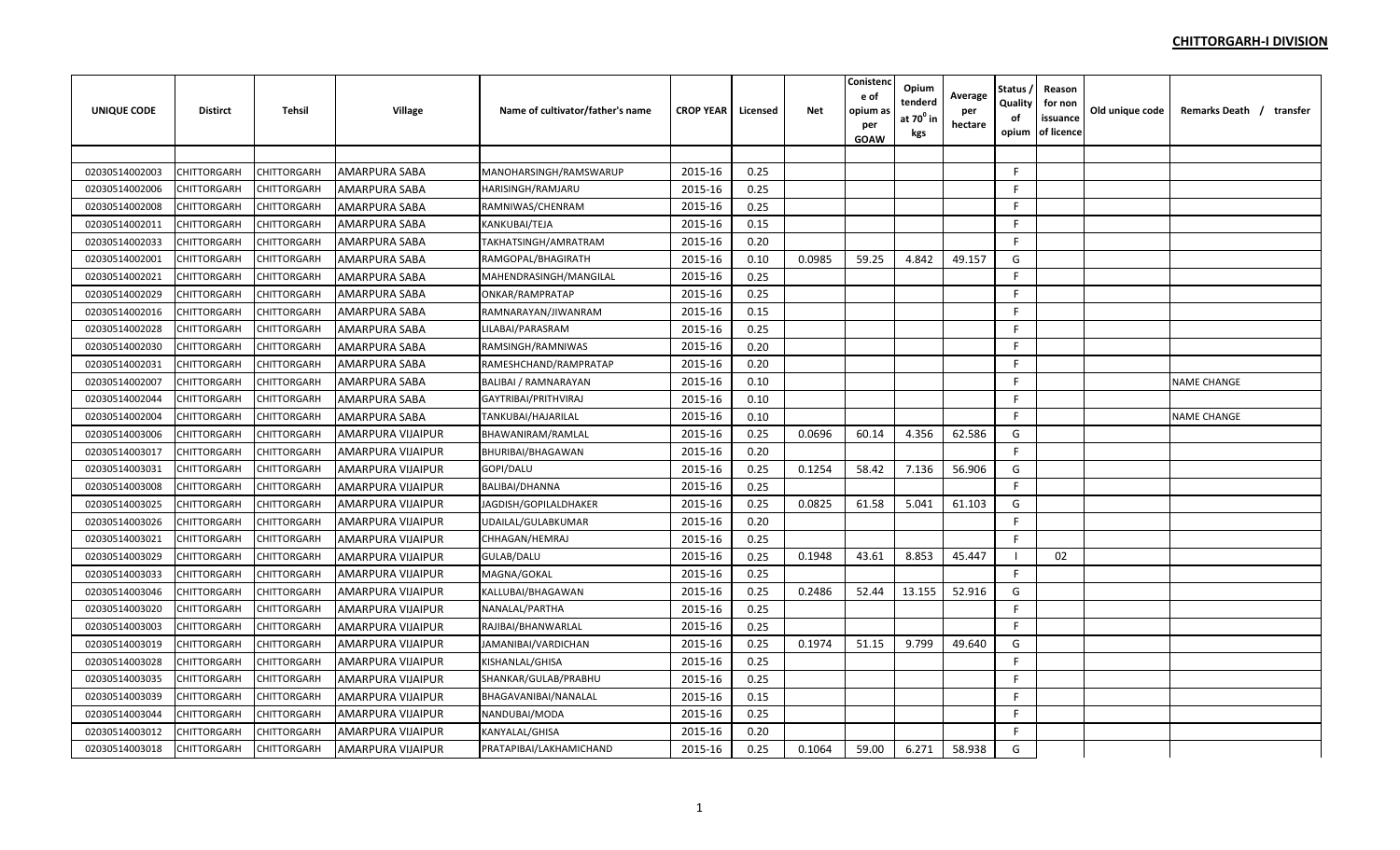## CHITTORGARH-I DIVISION

| UNIQUE CODE | Distirct | Tehsil | Village | Name of cultivator/father's name | CROP YEAR | Licensed | Net | Conistence of opium as per GOAW | Opium tenderd at $70^0$ in kgs | Average per hectare | Status / Quality of opium | Reason for non issuance of licence | Old unique code | Remarks Death / transfer |
|---|---|---|---|---|---|---|---|---|---|---|---|---|---|---|
| | | | | | | | | | | | | | | |
| 02030514002003 | CHITTORGARH | CHITTORGARH | AMARPURA SABA | MANOHARSINGH/RAMSWARUP | 2015-16 | 0.25 | | | | | F | | | |
| 02030514002006 | CHITTORGARH | CHITTORGARH | AMARPURA SABA | HARISINGH/RAMJARU | 2015-16 | 0.25 | | | | | F | | | |
| 02030514002008 | CHITTORGARH | CHITTORGARH | AMARPURA SABA | RAMNIWAS/CHENRAM | 2015-16 | 0.25 | | | | | F | | | |
| 02030514002011 | CHITTORGARH | CHITTORGARH | AMARPURA SABA | KANKUBAI/TEJA | 2015-16 | 0.15 | | | | | F | | | |
| 02030514002033 | CHITTORGARH | CHITTORGARH | AMARPURA SABA | TAKHATSINGH/AMRATRAM | 2015-16 | 0.20 | | | | | F | | | |
| 02030514002001 | CHITTORGARH | CHITTORGARH | AMARPURA SABA | RAMGOPAL/BHAGIRATH | 2015-16 | 0.10 | 0.0985 | 59.25 | 4.842 | 49.157 | G | | | |
| 02030514002021 | CHITTORGARH | CHITTORGARH | AMARPURA SABA | MAHENDRASINGH/MANGILAL | 2015-16 | 0.25 | | | | | F | | | |
| 02030514002029 | CHITTORGARH | CHITTORGARH | AMARPURA SABA | ONKAR/RAMPRATAP | 2015-16 | 0.25 | | | | | F | | | |
| 02030514002016 | CHITTORGARH | CHITTORGARH | AMARPURA SABA | RAMNARAYAN/JIWANRAM | 2015-16 | 0.15 | | | | | F | | | |
| 02030514002028 | CHITTORGARH | CHITTORGARH | AMARPURA SABA | LILABAI/PARASRAM | 2015-16 | 0.25 | | | | | F | | | |
| 02030514002030 | CHITTORGARH | CHITTORGARH | AMARPURA SABA | RAMSINGH/RAMNIWAS | 2015-16 | 0.20 | | | | | F | | | |
| 02030514002031 | CHITTORGARH | CHITTORGARH | AMARPURA SABA | RAMESHCHAND/RAMPRATAP | 2015-16 | 0.20 | | | | | F | | | |
| 02030514002007 | CHITTORGARH | CHITTORGARH | AMARPURA SABA | BALIBAI / RAMNARAYAN | 2015-16 | 0.10 | | | | | F | | | NAME CHANGE |
| 02030514002044 | CHITTORGARH | CHITTORGARH | AMARPURA SABA | GAYTRIBAI/PRITHVIRAJ | 2015-16 | 0.10 | | | | | F | | | |
| 02030514002004 | CHITTORGARH | CHITTORGARH | AMARPURA SABA | TANKUBAI/HAJARILAL | 2015-16 | 0.10 | | | | | F | | | NAME CHANGE |
| 02030514003006 | CHITTORGARH | CHITTORGARH | AMARPURA VIJAIPUR | BHAWANIRAM/RAMLAL | 2015-16 | 0.25 | 0.0696 | 60.14 | 4.356 | 62.586 | G | | | |
| 02030514003017 | CHITTORGARH | CHITTORGARH | AMARPURA VIJAIPUR | BHURIBAI/BHAGAWAN | 2015-16 | 0.20 | | | | | F | | | |
| 02030514003031 | CHITTORGARH | CHITTORGARH | AMARPURA VIJAIPUR | GOPI/DALU | 2015-16 | 0.25 | 0.1254 | 58.42 | 7.136 | 56.906 | G | | | |
| 02030514003008 | CHITTORGARH | CHITTORGARH | AMARPURA VIJAIPUR | BALIBAI/DHANNA | 2015-16 | 0.25 | | | | | F | | | |
| 02030514003025 | CHITTORGARH | CHITTORGARH | AMARPURA VIJAIPUR | JAGDISH/GOPILALDHAKER | 2015-16 | 0.25 | 0.0825 | 61.58 | 5.041 | 61.103 | G | | | |
| 02030514003026 | CHITTORGARH | CHITTORGARH | AMARPURA VIJAIPUR | UDAILAL/GULABKUMAR | 2015-16 | 0.20 | | | | | F | | | |
| 02030514003021 | CHITTORGARH | CHITTORGARH | AMARPURA VIJAIPUR | CHHAGAN/HEMRAJ | 2015-16 | 0.25 | | | | | F | | | |
| 02030514003029 | CHITTORGARH | CHITTORGARH | AMARPURA VIJAIPUR | GULAB/DALU | 2015-16 | 0.25 | 0.1948 | 43.61 | 8.853 | 45.447 | I | 02 | | |
| 02030514003033 | CHITTORGARH | CHITTORGARH | AMARPURA VIJAIPUR | MAGNA/GOKAL | 2015-16 | 0.25 | | | | | F | | | |
| 02030514003046 | CHITTORGARH | CHITTORGARH | AMARPURA VIJAIPUR | KALLUBAI/BHAGAWAN | 2015-16 | 0.25 | 0.2486 | 52.44 | 13.155 | 52.916 | G | | | |
| 02030514003020 | CHITTORGARH | CHITTORGARH | AMARPURA VIJAIPUR | NANALAL/PARTHA | 2015-16 | 0.25 | | | | | F | | | |
| 02030514003003 | CHITTORGARH | CHITTORGARH | AMARPURA VIJAIPUR | RAJIBAI/BHANWARLAL | 2015-16 | 0.25 | | | | | F | | | |
| 02030514003019 | CHITTORGARH | CHITTORGARH | AMARPURA VIJAIPUR | JAMANIBAI/VARDICHAN | 2015-16 | 0.25 | 0.1974 | 51.15 | 9.799 | 49.640 | G | | | |
| 02030514003028 | CHITTORGARH | CHITTORGARH | AMARPURA VIJAIPUR | KISHANLAL/GHISA | 2015-16 | 0.25 | | | | | F | | | |
| 02030514003035 | CHITTORGARH | CHITTORGARH | AMARPURA VIJAIPUR | SHANKAR/GULAB/PRABHU | 2015-16 | 0.25 | | | | | F | | | |
| 02030514003039 | CHITTORGARH | CHITTORGARH | AMARPURA VIJAIPUR | BHAGAVANIBAI/NANALAL | 2015-16 | 0.15 | | | | | F | | | |
| 02030514003044 | CHITTORGARH | CHITTORGARH | AMARPURA VIJAIPUR | NANDUBAI/MODA | 2015-16 | 0.25 | | | | | F | | | |
| 02030514003012 | CHITTORGARH | CHITTORGARH | AMARPURA VIJAIPUR | KANYALAL/GHISA | 2015-16 | 0.20 | | | | | F | | | |
| 02030514003018 | CHITTORGARH | CHITTORGARH | AMARPURA VIJAIPUR | PRATAPIBAI/LAKHAMICHAND | 2015-16 | 0.25 | 0.1064 | 59.00 | 6.271 | 58.938 | G | | | |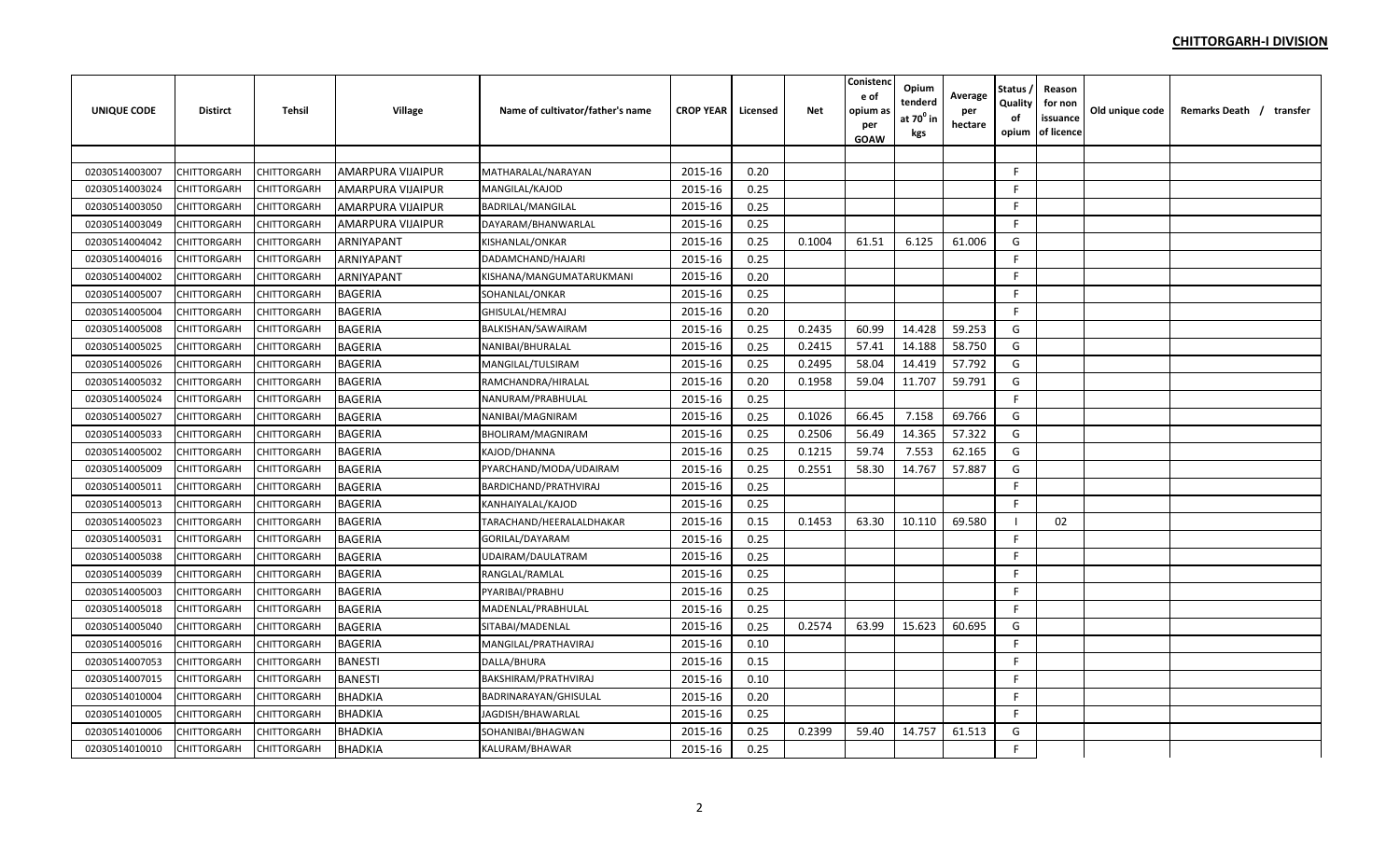## CHITTORGARH-I DIVISION

| UNIQUE CODE | Distirct | Tehsil | Village | Name of cultivator/father's name | CROP YEAR | Licensed | Net | Conistence of opium as per GOAW | Opium tenderd at $70^0$ in kgs | Average per hectare | Status / Quality of opium | Reason for non issuance of licence | Old unique code | Remarks Death / transfer |
|---|---|---|---|---|---|---|---|---|---|---|---|---|---|---|
| 02030514003007 | CHITTORGARH | CHITTORGARH | AMARPURA VIJAIPUR | MATHARALAL/NARAYAN | 2015-16 | 0.20 | | | | | F | | | |
| 02030514003024 | CHITTORGARH | CHITTORGARH | AMARPURA VIJAIPUR | MANGILAL/KAJOD | 2015-16 | 0.25 | | | | | F | | | |
| 02030514003050 | CHITTORGARH | CHITTORGARH | AMARPURA VIJAIPUR | BADRILAL/MANGILAL | 2015-16 | 0.25 | | | | | F | | | |
| 02030514003049 | CHITTORGARH | CHITTORGARH | AMARPURA VIJAIPUR | DAYARAM/BHANWARLAL | 2015-16 | 0.25 | | | | | F | | | |
| 02030514004042 | CHITTORGARH | CHITTORGARH | ARNIYAPANT | KISHANLAL/ONKAR | 2015-16 | 0.25 | 0.1004 | 61.51 | 6.125 | 61.006 | G | | | |
| 02030514004016 | CHITTORGARH | CHITTORGARH | ARNIYAPANT | DADAMCHAND/HAJARI | 2015-16 | 0.25 | | | | | F | | | |
| 02030514004002 | CHITTORGARH | CHITTORGARH | ARNIYAPANT | KISHANA/MANGUMATARUKMANI | 2015-16 | 0.20 | | | | | F | | | |
| 02030514005007 | CHITTORGARH | CHITTORGARH | BAGERIA | SOHANLAL/ONKAR | 2015-16 | 0.25 | | | | | F | | | |
| 02030514005004 | CHITTORGARH | CHITTORGARH | BAGERIA | GHISULAL/HEMRAJ | 2015-16 | 0.20 | | | | | F | | | |
| 02030514005008 | CHITTORGARH | CHITTORGARH | BAGERIA | BALKISHAN/SAWAIRAM | 2015-16 | 0.25 | 0.2435 | 60.99 | 14.428 | 59.253 | G | | | |
| 02030514005025 | CHITTORGARH | CHITTORGARH | BAGERIA | NANIBAI/BHURALAL | 2015-16 | 0.25 | 0.2415 | 57.41 | 14.188 | 58.750 | G | | | |
| 02030514005026 | CHITTORGARH | CHITTORGARH | BAGERIA | MANGILAL/TULSIRAM | 2015-16 | 0.25 | 0.2495 | 58.04 | 14.419 | 57.792 | G | | | |
| 02030514005032 | CHITTORGARH | CHITTORGARH | BAGERIA | RAMCHANDRA/HIRALAL | 2015-16 | 0.20 | 0.1958 | 59.04 | 11.707 | 59.791 | G | | | |
| 02030514005024 | CHITTORGARH | CHITTORGARH | BAGERIA | NANURAM/PRABHULAL | 2015-16 | 0.25 | | | | | F | | | |
| 02030514005027 | CHITTORGARH | CHITTORGARH | BAGERIA | NANIBAI/MAGNIRAM | 2015-16 | 0.25 | 0.1026 | 66.45 | 7.158 | 69.766 | G | | | |
| 02030514005033 | CHITTORGARH | CHITTORGARH | BAGERIA | BHOLIRAM/MAGNIRAM | 2015-16 | 0.25 | 0.2506 | 56.49 | 14.365 | 57.322 | G | | | |
| 02030514005002 | CHITTORGARH | CHITTORGARH | BAGERIA | KAJOD/DHANNA | 2015-16 | 0.25 | 0.1215 | 59.74 | 7.553 | 62.165 | G | | | |
| 02030514005009 | CHITTORGARH | CHITTORGARH | BAGERIA | PYARCHAND/MODA/UDAIRAM | 2015-16 | 0.25 | 0.2551 | 58.30 | 14.767 | 57.887 | G | | | |
| 02030514005011 | CHITTORGARH | CHITTORGARH | BAGERIA | BARDICHAND/PRATHVIRAJ | 2015-16 | 0.25 | | | | | F | | | |
| 02030514005013 | CHITTORGARH | CHITTORGARH | BAGERIA | KANHAIYALAL/KAJOD | 2015-16 | 0.25 | | | | | F | | | |
| 02030514005023 | CHITTORGARH | CHITTORGARH | BAGERIA | TARACHAND/HEERALALDHAKAR | 2015-16 | 0.15 | 0.1453 | 63.30 | 10.110 | 69.580 | I | 02 | | |
| 02030514005031 | CHITTORGARH | CHITTORGARH | BAGERIA | GORILAL/DAYARAM | 2015-16 | 0.25 | | | | | F | | | |
| 02030514005038 | CHITTORGARH | CHITTORGARH | BAGERIA | UDAIRAM/DAULATRAM | 2015-16 | 0.25 | | | | | F | | | |
| 02030514005039 | CHITTORGARH | CHITTORGARH | BAGERIA | RANGLAL/RAMLAL | 2015-16 | 0.25 | | | | | F | | | |
| 02030514005003 | CHITTORGARH | CHITTORGARH | BAGERIA | PYARIBAI/PRABHU | 2015-16 | 0.25 | | | | | F | | | |
| 02030514005018 | CHITTORGARH | CHITTORGARH | BAGERIA | MADENLAL/PRABHULAL | 2015-16 | 0.25 | | | | | F | | | |
| 02030514005040 | CHITTORGARH | CHITTORGARH | BAGERIA | SITABAI/MADENLAL | 2015-16 | 0.25 | 0.2574 | 63.99 | 15.623 | 60.695 | G | | | |
| 02030514005016 | CHITTORGARH | CHITTORGARH | BAGERIA | MANGILAL/PRATHAVIRAJ | 2015-16 | 0.10 | | | | | F | | | |
| 02030514007053 | CHITTORGARH | CHITTORGARH | BANESTI | DALLA/BHURA | 2015-16 | 0.15 | | | | | F | | | |
| 02030514007015 | CHITTORGARH | CHITTORGARH | BANESTI | BAKSHIRAM/PRATHVIRAJ | 2015-16 | 0.10 | | | | | F | | | |
| 02030514010004 | CHITTORGARH | CHITTORGARH | BHADKIA | BADRINARAYAN/GHISULAL | 2015-16 | 0.20 | | | | | F | | | |
| 02030514010005 | CHITTORGARH | CHITTORGARH | BHADKIA | JAGDISH/BHAWARLAL | 2015-16 | 0.25 | | | | | F | | | |
| 02030514010006 | CHITTORGARH | CHITTORGARH | BHADKIA | SOHANIBAI/BHAGWAN | 2015-16 | 0.25 | 0.2399 | 59.40 | 14.757 | 61.513 | G | | | |
| 02030514010010 | CHITTORGARH | CHITTORGARH | BHADKIA | KALURAM/BHAWAR | 2015-16 | 0.25 | | | | | F | | | |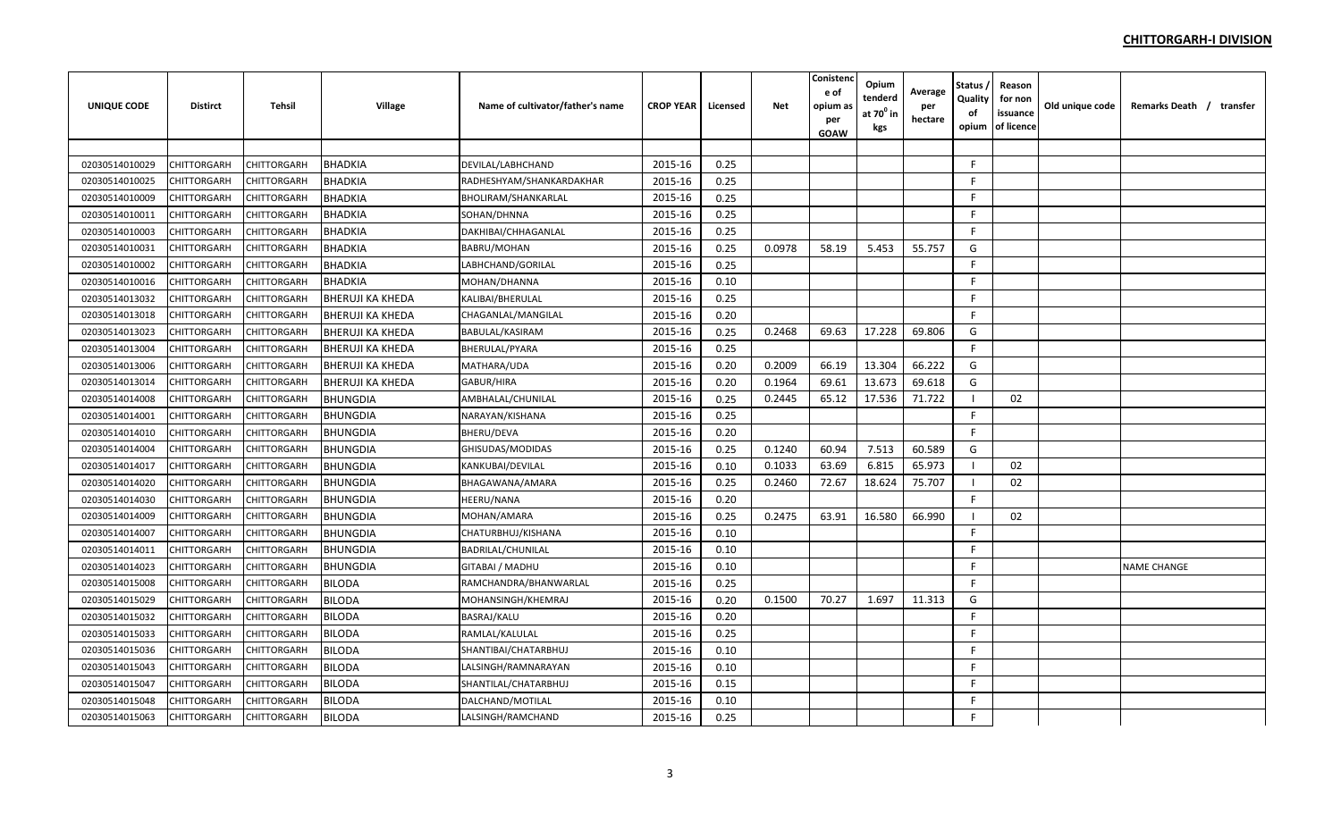## CHITTORGARH-I DIVISION

| UNIQUE CODE | Distirct | Tehsil | Village | Name of cultivator/father's name | CROP YEAR | Licensed | Net | Conistence of opium as per GOAW | Opium tenderd at 70$^0$ in kgs | Average per hectare | Status / Quality of opium | Reason for non issuance of licence | Old unique code | Remarks Death / transfer |
|---|---|---|---|---|---|---|---|---|---|---|---|---|---|---|
| | | | | | | | | | | | | | | |
| 02030514010029 | CHITTORGARH | CHITTORGARH | BHADKIA | DEVILAL/LABHCHAND | 2015-16 | 0.25 | | | | | F | | | |
| 02030514010025 | CHITTORGARH | CHITTORGARH | BHADKIA | RADHESHYAM/SHANKARDAKHAR | 2015-16 | 0.25 | | | | | F | | | |
| 02030514010009 | CHITTORGARH | CHITTORGARH | BHADKIA | BHOLIRAM/SHANKARLAL | 2015-16 | 0.25 | | | | | F | | | |
| 02030514010011 | CHITTORGARH | CHITTORGARH | BHADKIA | SOHAN/DHNNA | 2015-16 | 0.25 | | | | | F | | | |
| 02030514010003 | CHITTORGARH | CHITTORGARH | BHADKIA | DAKHIBAI/CHHAGANLAL | 2015-16 | 0.25 | | | | | F | | | |
| 02030514010031 | CHITTORGARH | CHITTORGARH | BHADKIA | BABRU/MOHAN | 2015-16 | 0.25 | 0.0978 | 58.19 | 5.453 | 55.757 | G | | | |
| 02030514010002 | CHITTORGARH | CHITTORGARH | BHADKIA | LABHCHAND/GORILAL | 2015-16 | 0.25 | | | | | F | | | |
| 02030514010016 | CHITTORGARH | CHITTORGARH | BHADKIA | MOHAN/DHANNA | 2015-16 | 0.10 | | | | | F | | | |
| 02030514013032 | CHITTORGARH | CHITTORGARH | BHERUJI KA KHEDA | KALIBAI/BHERULAL | 2015-16 | 0.25 | | | | | F | | | |
| 02030514013018 | CHITTORGARH | CHITTORGARH | BHERUJI KA KHEDA | CHAGANLAL/MANGILAL | 2015-16 | 0.20 | | | | | F | | | |
| 02030514013023 | CHITTORGARH | CHITTORGARH | BHERUJI KA KHEDA | BABULAL/KASIRAM | 2015-16 | 0.25 | 0.2468 | 69.63 | 17.228 | 69.806 | G | | | |
| 02030514013004 | CHITTORGARH | CHITTORGARH | BHERUJI KA KHEDA | BHERULAL/PYARA | 2015-16 | 0.25 | | | | | F | | | |
| 02030514013006 | CHITTORGARH | CHITTORGARH | BHERUJI KA KHEDA | MATHARA/UDA | 2015-16 | 0.20 | 0.2009 | 66.19 | 13.304 | 66.222 | G | | | |
| 02030514013014 | CHITTORGARH | CHITTORGARH | BHERUJI KA KHEDA | GABUR/HIRA | 2015-16 | 0.20 | 0.1964 | 69.61 | 13.673 | 69.618 | G | | | |
| 02030514014008 | CHITTORGARH | CHITTORGARH | BHUNGDIA | AMBHALAL/CHUNILAL | 2015-16 | 0.25 | 0.2445 | 65.12 | 17.536 | 71.722 | I | 02 | | |
| 02030514014001 | CHITTORGARH | CHITTORGARH | BHUNGDIA | NARAYAN/KISHANA | 2015-16 | 0.25 | | | | | F | | | |
| 02030514014010 | CHITTORGARH | CHITTORGARH | BHUNGDIA | BHERU/DEVA | 2015-16 | 0.20 | | | | | F | | | |
| 02030514014004 | CHITTORGARH | CHITTORGARH | BHUNGDIA | GHISUDAS/MODIDAS | 2015-16 | 0.25 | 0.1240 | 60.94 | 7.513 | 60.589 | G | | | |
| 02030514014017 | CHITTORGARH | CHITTORGARH | BHUNGDIA | KANKUBAI/DEVILAL | 2015-16 | 0.10 | 0.1033 | 63.69 | 6.815 | 65.973 | I | 02 | | |
| 02030514014020 | CHITTORGARH | CHITTORGARH | BHUNGDIA | BHAGAWANA/AMARA | 2015-16 | 0.25 | 0.2460 | 72.67 | 18.624 | 75.707 | I | 02 | | |
| 02030514014030 | CHITTORGARH | CHITTORGARH | BHUNGDIA | HEERU/NANA | 2015-16 | 0.20 | | | | | F | | | |
| 02030514014009 | CHITTORGARH | CHITTORGARH | BHUNGDIA | MOHAN/AMARA | 2015-16 | 0.25 | 0.2475 | 63.91 | 16.580 | 66.990 | I | 02 | | |
| 02030514014007 | CHITTORGARH | CHITTORGARH | BHUNGDIA | CHATURBHUJ/KISHANA | 2015-16 | 0.10 | | | | | F | | | |
| 02030514014011 | CHITTORGARH | CHITTORGARH | BHUNGDIA | BADRILAL/CHUNILAL | 2015-16 | 0.10 | | | | | F | | | |
| 02030514014023 | CHITTORGARH | CHITTORGARH | BHUNGDIA | GITABAI / MADHU | 2015-16 | 0.10 | | | | | F | | | NAME CHANGE |
| 02030514015008 | CHITTORGARH | CHITTORGARH | BILODA | RAMCHANDRA/BHANWARLAL | 2015-16 | 0.25 | | | | | F | | | |
| 02030514015029 | CHITTORGARH | CHITTORGARH | BILODA | MOHANSINGH/KHEMRAJ | 2015-16 | 0.20 | 0.1500 | 70.27 | 1.697 | 11.313 | G | | | |
| 02030514015032 | CHITTORGARH | CHITTORGARH | BILODA | BASRAJ/KALU | 2015-16 | 0.20 | | | | | F | | | |
| 02030514015033 | CHITTORGARH | CHITTORGARH | BILODA | RAMLAL/KALULAL | 2015-16 | 0.25 | | | | | F | | | |
| 02030514015036 | CHITTORGARH | CHITTORGARH | BILODA | SHANTIBAI/CHATARBHUJ | 2015-16 | 0.10 | | | | | F | | | |
| 02030514015043 | CHITTORGARH | CHITTORGARH | BILODA | LALSINGH/RAMNARAYAN | 2015-16 | 0.10 | | | | | F | | | |
| 02030514015047 | CHITTORGARH | CHITTORGARH | BILODA | SHANTILAL/CHATARBHUJ | 2015-16 | 0.15 | | | | | F | | | |
| 02030514015048 | CHITTORGARH | CHITTORGARH | BILODA | DALCHAND/MOTILAL | 2015-16 | 0.10 | | | | | F | | | |
| 02030514015063 | CHITTORGARH | CHITTORGARH | BILODA | LALSINGH/RAMCHAND | 2015-16 | 0.25 | | | | | F | | | |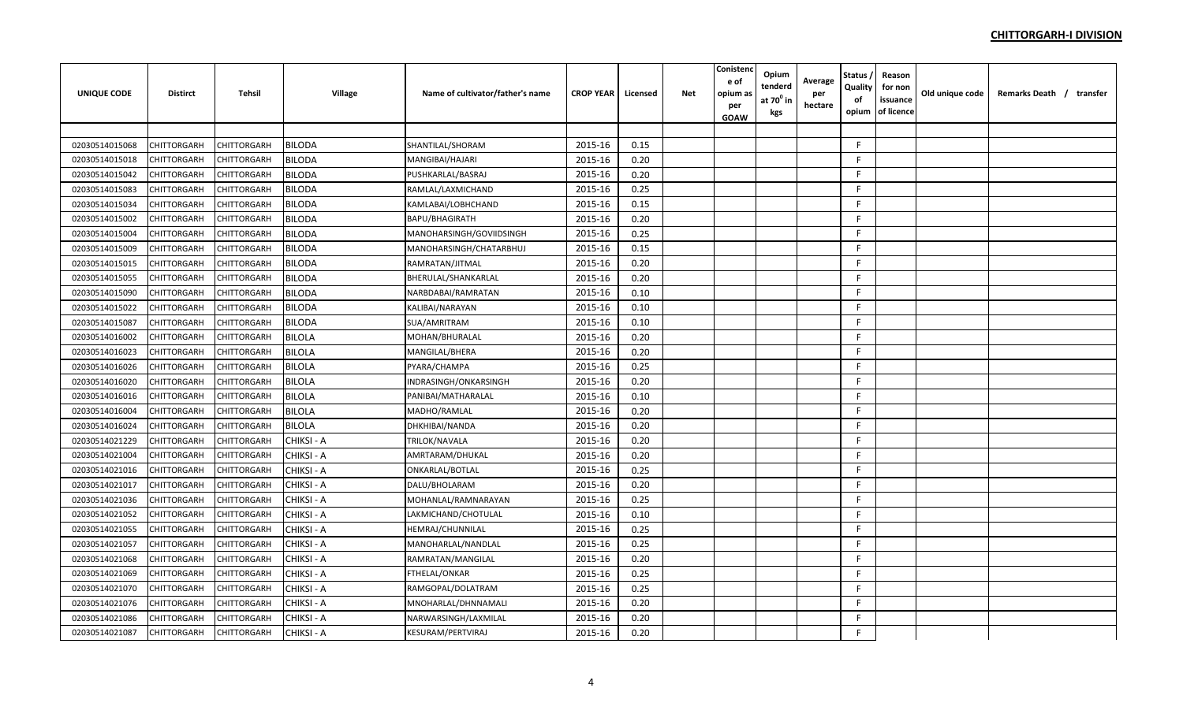**CHITTORGARH-I DIVISION**

| UNIQUE CODE | Distirct | Tehsil | Village | Name of cultivator/father's name | CROP YEAR | Licensed | Net | Conistence of opium as per GOAW | Opium tenderd at 70⁰ in kgs | Average per hectare | Status / Quality of opium | Reason for non issuance of licence | Old unique code | Remarks Death / transfer |
|---|---|---|---|---|---|---|---|---|---|---|---|---|---|---|
| | | | | | | | | | | | | | | |
| 02030514015068 | CHITTORGARH | CHITTORGARH | BILODA | SHANTILAL/SHORAM | 2015-16 | 0.15 | | | | | F | | | |
| 02030514015018 | CHITTORGARH | CHITTORGARH | BILODA | MANGIBAI/HAJARI | 2015-16 | 0.20 | | | | | F | | | |
| 02030514015042 | CHITTORGARH | CHITTORGARH | BILODA | PUSHKARLAL/BASRAJ | 2015-16 | 0.20 | | | | | F | | | |
| 02030514015083 | CHITTORGARH | CHITTORGARH | BILODA | RAMLAL/LAXMICHAND | 2015-16 | 0.25 | | | | | F | | | |
| 02030514015034 | CHITTORGARH | CHITTORGARH | BILODA | KAMLABAI/LOBHCHAND | 2015-16 | 0.15 | | | | | F | | | |
| 02030514015002 | CHITTORGARH | CHITTORGARH | BILODA | BAPU/BHAGIRATH | 2015-16 | 0.20 | | | | | F | | | |
| 02030514015004 | CHITTORGARH | CHITTORGARH | BILODA | MANOHARSINGH/GOVIIDSINGH | 2015-16 | 0.25 | | | | | F | | | |
| 02030514015009 | CHITTORGARH | CHITTORGARH | BILODA | MANOHARSINGH/CHATARBHUJ | 2015-16 | 0.15 | | | | | F | | | |
| 02030514015015 | CHITTORGARH | CHITTORGARH | BILODA | RAMRATAN/JITMAL | 2015-16 | 0.20 | | | | | F | | | |
| 02030514015055 | CHITTORGARH | CHITTORGARH | BILODA | BHERULAL/SHANKARLAL | 2015-16 | 0.20 | | | | | F | | | |
| 02030514015090 | CHITTORGARH | CHITTORGARH | BILODA | NARBDABAI/RAMRATAN | 2015-16 | 0.10 | | | | | F | | | |
| 02030514015022 | CHITTORGARH | CHITTORGARH | BILODA | KALIBAI/NARAYAN | 2015-16 | 0.10 | | | | | F | | | |
| 02030514015087 | CHITTORGARH | CHITTORGARH | BILODA | SUA/AMRITRAM | 2015-16 | 0.10 | | | | | F | | | |
| 02030514016002 | CHITTORGARH | CHITTORGARH | BILOLA | MOHAN/BHURALAL | 2015-16 | 0.20 | | | | | F | | | |
| 02030514016023 | CHITTORGARH | CHITTORGARH | BILOLA | MANGILAL/BHERA | 2015-16 | 0.20 | | | | | F | | | |
| 02030514016026 | CHITTORGARH | CHITTORGARH | BILOLA | PYARA/CHAMPA | 2015-16 | 0.25 | | | | | F | | | |
| 02030514016020 | CHITTORGARH | CHITTORGARH | BILOLA | INDRASINGH/ONKARSINGH | 2015-16 | 0.20 | | | | | F | | | |
| 02030514016016 | CHITTORGARH | CHITTORGARH | BILOLA | PANIBAI/MATHARALAL | 2015-16 | 0.10 | | | | | F | | | |
| 02030514016004 | CHITTORGARH | CHITTORGARH | BILOLA | MADHO/RAMLAL | 2015-16 | 0.20 | | | | | F | | | |
| 02030514016024 | CHITTORGARH | CHITTORGARH | BILOLA | DHKHIBAI/NANDA | 2015-16 | 0.20 | | | | | F | | | |
| 02030514021229 | CHITTORGARH | CHITTORGARH | CHIKSI - A | TRILOK/NAVALA | 2015-16 | 0.20 | | | | | F | | | |
| 02030514021004 | CHITTORGARH | CHITTORGARH | CHIKSI - A | AMRTARAM/DHUKAL | 2015-16 | 0.20 | | | | | F | | | |
| 02030514021016 | CHITTORGARH | CHITTORGARH | CHIKSI - A | ONKARLAL/BOTLAL | 2015-16 | 0.25 | | | | | F | | | |
| 02030514021017 | CHITTORGARH | CHITTORGARH | CHIKSI - A | DALU/BHOLARAM | 2015-16 | 0.20 | | | | | F | | | |
| 02030514021036 | CHITTORGARH | CHITTORGARH | CHIKSI - A | MOHANLAL/RAMNARAYAN | 2015-16 | 0.25 | | | | | F | | | |
| 02030514021052 | CHITTORGARH | CHITTORGARH | CHIKSI - A | LAKMICHAND/CHOTULAL | 2015-16 | 0.10 | | | | | F | | | |
| 02030514021055 | CHITTORGARH | CHITTORGARH | CHIKSI - A | HEMRAJ/CHUNNILAL | 2015-16 | 0.25 | | | | | F | | | |
| 02030514021057 | CHITTORGARH | CHITTORGARH | CHIKSI - A | MANOHARLAL/NANDLAL | 2015-16 | 0.25 | | | | | F | | | |
| 02030514021068 | CHITTORGARH | CHITTORGARH | CHIKSI - A | RAMRATAN/MANGILAL | 2015-16 | 0.20 | | | | | F | | | |
| 02030514021069 | CHITTORGARH | CHITTORGARH | CHIKSI - A | FTHELAL/ONKAR | 2015-16 | 0.25 | | | | | F | | | |
| 02030514021070 | CHITTORGARH | CHITTORGARH | CHIKSI - A | RAMGOPAL/DOLATRAM | 2015-16 | 0.25 | | | | | F | | | |
| 02030514021076 | CHITTORGARH | CHITTORGARH | CHIKSI - A | MNOHARLAL/DHNNAMALI | 2015-16 | 0.20 | | | | | F | | | |
| 02030514021086 | CHITTORGARH | CHITTORGARH | CHIKSI - A | NARWARSINGH/LAXMILAL | 2015-16 | 0.20 | | | | | F | | | |
| 02030514021087 | CHITTORGARH | CHITTORGARH | CHIKSI - A | KESURAM/PERTVIRAJ | 2015-16 | 0.20 | | | | | F | | | |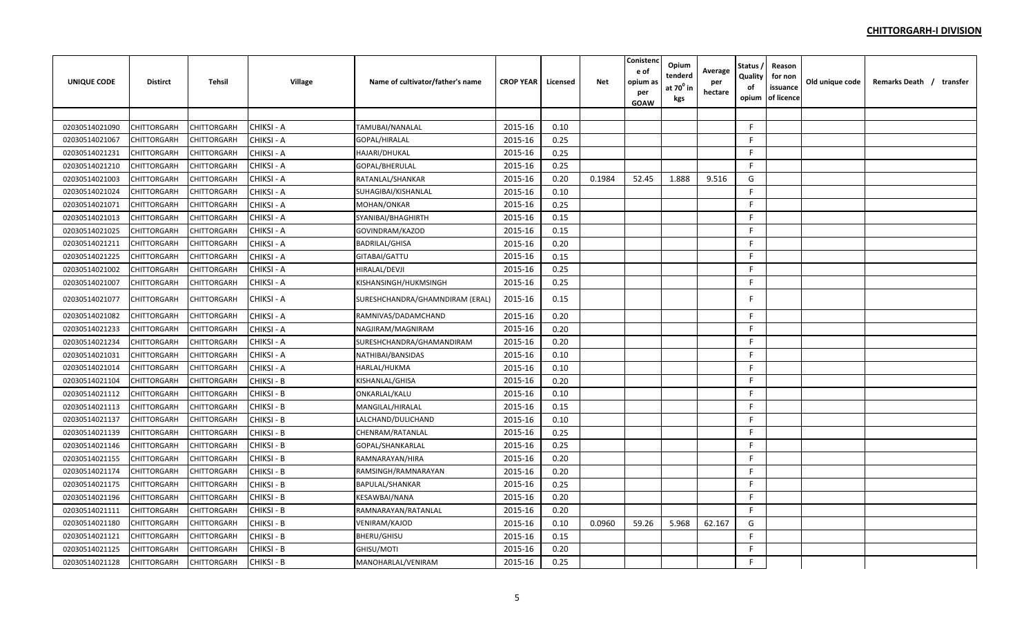**CHITTORGARH-I DIVISION**

| UNIQUE CODE | Distirct | Tehsil | Village | Name of cultivator/father's name | CROP YEAR | Licensed | Net | Conistence of opium as per GOAW | Opium tenderd at 70° in kgs | Average per hectare | Status / Quality of opium | Reason for non issuance of licence | Old unique code | Remarks Death / transfer |
|---|---|---|---|---|---|---|---|---|---|---|---|---|---|---|
| | | | | | | | | | | | | | | |
| 02030514021090 | CHITTORGARH | CHITTORGARH | CHIKSI - A | TAMUBAI/NANALAL | 2015-16 | 0.10 | | | | | F | | | |
| 02030514021067 | CHITTORGARH | CHITTORGARH | CHIKSI - A | GOPAL/HIRALAL | 2015-16 | 0.25 | | | | | F | | | |
| 02030514021231 | CHITTORGARH | CHITTORGARH | CHIKSI - A | HAJARI/DHUKAL | 2015-16 | 0.25 | | | | | F | | | |
| 02030514021210 | CHITTORGARH | CHITTORGARH | CHIKSI - A | GOPAL/BHERULAL | 2015-16 | 0.25 | | | | | F | | | |
| 02030514021003 | CHITTORGARH | CHITTORGARH | CHIKSI - A | RATANLAL/SHANKAR | 2015-16 | 0.20 | 0.1984 | 52.45 | 1.888 | 9.516 | G | | | |
| 02030514021024 | CHITTORGARH | CHITTORGARH | CHIKSI - A | SUHAGIBAI/KISHANLAL | 2015-16 | 0.10 | | | | | F | | | |
| 02030514021071 | CHITTORGARH | CHITTORGARH | CHIKSI - A | MOHAN/ONKAR | 2015-16 | 0.25 | | | | | F | | | |
| 02030514021013 | CHITTORGARH | CHITTORGARH | CHIKSI - A | SYANIBAI/BHAGHIRTH | 2015-16 | 0.15 | | | | | F | | | |
| 02030514021025 | CHITTORGARH | CHITTORGARH | CHIKSI - A | GOVINDRAM/KAZOD | 2015-16 | 0.15 | | | | | F | | | |
| 02030514021211 | CHITTORGARH | CHITTORGARH | CHIKSI - A | BADRILAL/GHISA | 2015-16 | 0.20 | | | | | F | | | |
| 02030514021225 | CHITTORGARH | CHITTORGARH | CHIKSI - A | GITABAI/GATTU | 2015-16 | 0.15 | | | | | F | | | |
| 02030514021002 | CHITTORGARH | CHITTORGARH | CHIKSI - A | HIRALAL/DEVJI | 2015-16 | 0.25 | | | | | F | | | |
| 02030514021007 | CHITTORGARH | CHITTORGARH | CHIKSI - A | KISHANSINGH/HUKMSINGH | 2015-16 | 0.25 | | | | | F | | | |
| 02030514021077 | CHITTORGARH | CHITTORGARH | CHIKSI - A | SURESHCHANDRA/GHAMNDIRAM (ERAL) | 2015-16 | 0.15 | | | | | F | | | |
| 02030514021082 | CHITTORGARH | CHITTORGARH | CHIKSI - A | RAMNIVAS/DADAMCHAND | 2015-16 | 0.20 | | | | | F | | | |
| 02030514021233 | CHITTORGARH | CHITTORGARH | CHIKSI - A | NAGJIRAM/MAGNIRAM | 2015-16 | 0.20 | | | | | F | | | |
| 02030514021234 | CHITTORGARH | CHITTORGARH | CHIKSI - A | SURESHCHANDRA/GHAMANDIRAM | 2015-16 | 0.20 | | | | | F | | | |
| 02030514021031 | CHITTORGARH | CHITTORGARH | CHIKSI - A | NATHIBAI/BANSIDAS | 2015-16 | 0.10 | | | | | F | | | |
| 02030514021014 | CHITTORGARH | CHITTORGARH | CHIKSI - A | HARLAL/HUKMA | 2015-16 | 0.10 | | | | | F | | | |
| 02030514021104 | CHITTORGARH | CHITTORGARH | CHIKSI - B | KISHANLAL/GHISA | 2015-16 | 0.20 | | | | | F | | | |
| 02030514021112 | CHITTORGARH | CHITTORGARH | CHIKSI - B | ONKARLAL/KALU | 2015-16 | 0.10 | | | | | F | | | |
| 02030514021113 | CHITTORGARH | CHITTORGARH | CHIKSI - B | MANGILAL/HIRALAL | 2015-16 | 0.15 | | | | | F | | | |
| 02030514021137 | CHITTORGARH | CHITTORGARH | CHIKSI - B | LALCHAND/DULICHAND | 2015-16 | 0.10 | | | | | F | | | |
| 02030514021139 | CHITTORGARH | CHITTORGARH | CHIKSI - B | CHENRAM/RATANLAL | 2015-16 | 0.25 | | | | | F | | | |
| 02030514021146 | CHITTORGARH | CHITTORGARH | CHIKSI - B | GOPAL/SHANKARLAL | 2015-16 | 0.25 | | | | | F | | | |
| 02030514021155 | CHITTORGARH | CHITTORGARH | CHIKSI - B | RAMNARAYAN/HIRA | 2015-16 | 0.20 | | | | | F | | | |
| 02030514021174 | CHITTORGARH | CHITTORGARH | CHIKSI - B | RAMSINGH/RAMNARAYAN | 2015-16 | 0.20 | | | | | F | | | |
| 02030514021175 | CHITTORGARH | CHITTORGARH | CHIKSI - B | BAPULAL/SHANKAR | 2015-16 | 0.25 | | | | | F | | | |
| 02030514021196 | CHITTORGARH | CHITTORGARH | CHIKSI - B | KESAWBAI/NANA | 2015-16 | 0.20 | | | | | F | | | |
| 02030514021111 | CHITTORGARH | CHITTORGARH | CHIKSI - B | RAMNARAYAN/RATANLAL | 2015-16 | 0.20 | | | | | F | | | |
| 02030514021180 | CHITTORGARH | CHITTORGARH | CHIKSI - B | VENIRAM/KAJOD | 2015-16 | 0.10 | 0.0960 | 59.26 | 5.968 | 62.167 | G | | | |
| 02030514021121 | CHITTORGARH | CHITTORGARH | CHIKSI - B | BHERU/GHISU | 2015-16 | 0.15 | | | | | F | | | |
| 02030514021125 | CHITTORGARH | CHITTORGARH | CHIKSI - B | GHISU/MOTI | 2015-16 | 0.20 | | | | | F | | | |
| 02030514021128 | CHITTORGARH | CHITTORGARH | CHIKSI - B | MANOHARLAL/VENIRAM | 2015-16 | 0.25 | | | | | F | | | |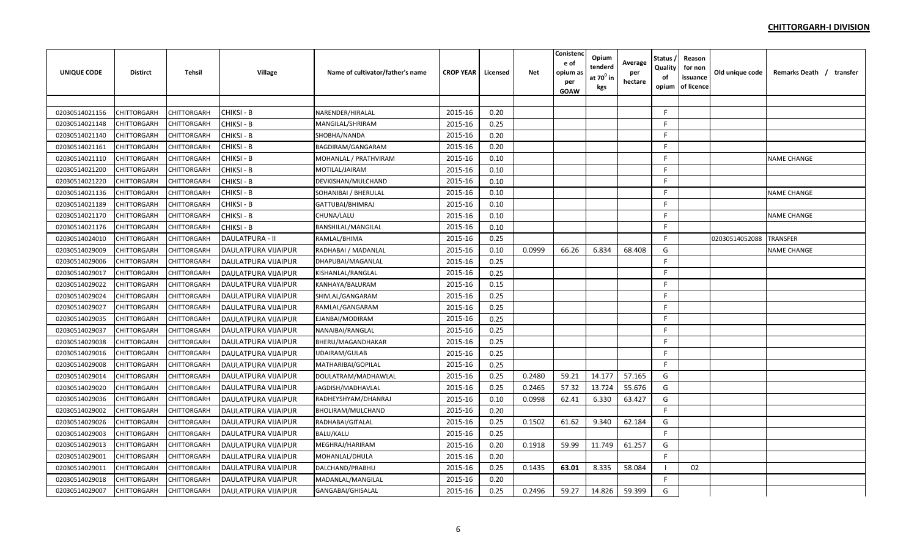**CHITTORGARH-I DIVISION**

| UNIQUE CODE | Distirct | Tehsil | Village | Name of cultivator/father's name | CROP YEAR | Licensed | Net | Conistence of opium as per GOAW | Opium tenderd at $70^0$ in kgs | Average per hectare | Status / Quality of opium | Reason for non issuance of licence | Old unique code | Remarks Death / transfer |
|---|---|---|---|---|---|---|---|---|---|---|---|---|---|---|
| | | | | | | | | | | | | | | |
| 02030514021156 | CHITTORGARH | CHITTORGARH | CHIKSI - B | NARENDER/HIRALAL | 2015-16 | 0.20 | | | | | F | | | |
| 02030514021148 | CHITTORGARH | CHITTORGARH | CHIKSI - B | MANGILAL/SHRIRAM | 2015-16 | 0.25 | | | | | F | | | |
| 02030514021140 | CHITTORGARH | CHITTORGARH | CHIKSI - B | SHOBHA/NANDA | 2015-16 | 0.20 | | | | | F | | | |
| 02030514021161 | CHITTORGARH | CHITTORGARH | CHIKSI - B | BAGDIRAM/GANGARAM | 2015-16 | 0.20 | | | | | F | | | |
| 02030514021110 | CHITTORGARH | CHITTORGARH | CHIKSI - B | MOHANLAL / PRATHVIRAM | 2015-16 | 0.10 | | | | | F | | | NAME CHANGE |
| 02030514021200 | CHITTORGARH | CHITTORGARH | CHIKSI - B | MOTILAL/JAIRAM | 2015-16 | 0.10 | | | | | F | | | |
| 02030514021220 | CHITTORGARH | CHITTORGARH | CHIKSI - B | DEVKISHAN/MULCHAND | 2015-16 | 0.10 | | | | | F | | | |
| 02030514021136 | CHITTORGARH | CHITTORGARH | CHIKSI - B | SOHANIBAI / BHERULAL | 2015-16 | 0.10 | | | | | F | | | NAME CHANGE |
| 02030514021189 | CHITTORGARH | CHITTORGARH | CHIKSI - B | GATTUBAI/BHIMRAJ | 2015-16 | 0.10 | | | | | F | | | |
| 02030514021170 | CHITTORGARH | CHITTORGARH | CHIKSI - B | CHUNA/LALU | 2015-16 | 0.10 | | | | | F | | | NAME CHANGE |
| 02030514021176 | CHITTORGARH | CHITTORGARH | CHIKSI - B | BANSHILAL/MANGILAL | 2015-16 | 0.10 | | | | | F | | | |
| 02030514024010 | CHITTORGARH | CHITTORGARH | DAULATPURA - II | RAMLAL/BHIMA | 2015-16 | 0.25 | | | | | F | | 02030514052088 | TRANSFER |
| 02030514029009 | CHITTORGARH | CHITTORGARH | DAULATPURA VIJAIPUR | RADHABAI / MADANLAL | 2015-16 | 0.10 | 0.0999 | 66.26 | 6.834 | 68.408 | G | | | NAME CHANGE |
| 02030514029006 | CHITTORGARH | CHITTORGARH | DAULATPURA VIJAIPUR | DHAPUBAI/MAGANLAL | 2015-16 | 0.25 | | | | | F | | | |
| 02030514029017 | CHITTORGARH | CHITTORGARH | DAULATPURA VIJAIPUR | KISHANLAL/RANGLAL | 2015-16 | 0.25 | | | | | F | | | |
| 02030514029022 | CHITTORGARH | CHITTORGARH | DAULATPURA VIJAIPUR | KANHAYA/BALURAM | 2015-16 | 0.15 | | | | | F | | | |
| 02030514029024 | CHITTORGARH | CHITTORGARH | DAULATPURA VIJAIPUR | SHIVLAL/GANGARAM | 2015-16 | 0.25 | | | | | F | | | |
| 02030514029027 | CHITTORGARH | CHITTORGARH | DAULATPURA VIJAIPUR | RAMLAL/GANGARAM | 2015-16 | 0.25 | | | | | F | | | |
| 02030514029035 | CHITTORGARH | CHITTORGARH | DAULATPURA VIJAIPUR | EJANBAI/MODIRAM | 2015-16 | 0.25 | | | | | F | | | |
| 02030514029037 | CHITTORGARH | CHITTORGARH | DAULATPURA VIJAIPUR | NANAIBAI/RANGLAL | 2015-16 | 0.25 | | | | | F | | | |
| 02030514029038 | CHITTORGARH | CHITTORGARH | DAULATPURA VIJAIPUR | BHERU/MAGANDHAKAR | 2015-16 | 0.25 | | | | | F | | | |
| 02030514029016 | CHITTORGARH | CHITTORGARH | DAULATPURA VIJAIPUR | UDAIRAM/GULAB | 2015-16 | 0.25 | | | | | F | | | |
| 02030514029008 | CHITTORGARH | CHITTORGARH | DAULATPURA VIJAIPUR | MATHARIBAI/GOPILAL | 2015-16 | 0.25 | | | | | F | | | |
| 02030514029014 | CHITTORGARH | CHITTORGARH | DAULATPURA VIJAIPUR | DOULATRAM/MADHAWLAL | 2015-16 | 0.25 | 0.2480 | 59.21 | 14.177 | 57.165 | G | | | |
| 02030514029020 | CHITTORGARH | CHITTORGARH | DAULATPURA VIJAIPUR | JAGDISH/MADHAVLAL | 2015-16 | 0.25 | 0.2465 | 57.32 | 13.724 | 55.676 | G | | | |
| 02030514029036 | CHITTORGARH | CHITTORGARH | DAULATPURA VIJAIPUR | RADHEYSHYAM/DHANRAJ | 2015-16 | 0.10 | 0.0998 | 62.41 | 6.330 | 63.427 | G | | | |
| 02030514029002 | CHITTORGARH | CHITTORGARH | DAULATPURA VIJAIPUR | BHOLIRAM/MULCHAND | 2015-16 | 0.20 | | | | | F | | | |
| 02030514029026 | CHITTORGARH | CHITTORGARH | DAULATPURA VIJAIPUR | RADHABAI/GITALAL | 2015-16 | 0.25 | 0.1502 | 61.62 | 9.340 | 62.184 | G | | | |
| 02030514029003 | CHITTORGARH | CHITTORGARH | DAULATPURA VIJAIPUR | BALU/KALU | 2015-16 | 0.25 | | | | | F | | | |
| 02030514029013 | CHITTORGARH | CHITTORGARH | DAULATPURA VIJAIPUR | MEGHRAJ/HARIRAM | 2015-16 | 0.20 | 0.1918 | 59.99 | 11.749 | 61.257 | G | | | |
| 02030514029001 | CHITTORGARH | CHITTORGARH | DAULATPURA VIJAIPUR | MOHANLAL/DHULA | 2015-16 | 0.20 | | | | | F | | | |
| 02030514029011 | CHITTORGARH | CHITTORGARH | DAULATPURA VIJAIPUR | DALCHAND/PRABHU | 2015-16 | 0.25 | 0.1435 | **63.01** | 8.335 | 58.084 | I | 02 | | |
| 02030514029018 | CHITTORGARH | CHITTORGARH | DAULATPURA VIJAIPUR | MADANLAL/MANGILAL | 2015-16 | 0.20 | | | | | F | | | |
| 02030514029007 | CHITTORGARH | CHITTORGARH | DAULATPURA VIJAIPUR | GANGABAI/GHISALAL | 2015-16 | 0.25 | 0.2496 | 59.27 | 14.826 | 59.399 | G | | | |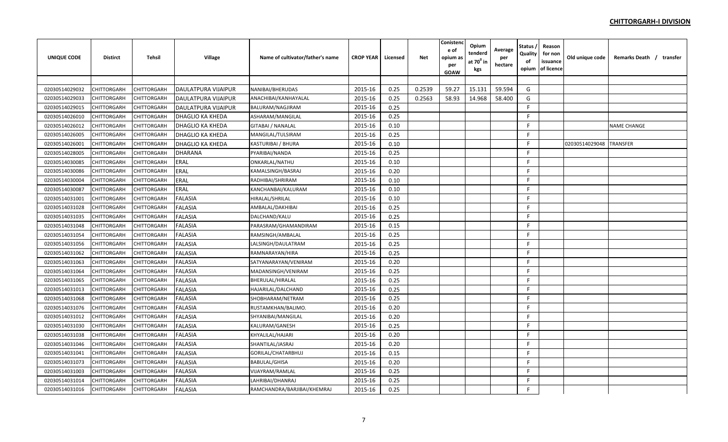**CHITTORGARH-I DIVISION**

| UNIQUE CODE | Distirct | Tehsil | Village | Name of cultivator/father's name | CROP YEAR | Licensed | Net | Conistence of opium as per GOAW | Opium tenderd at $70^0$ in kgs | Average per hectare | Status / Quality of opium | Reason for non issuance of licence | Old unique code | Remarks Death / transfer |
|---|---|---|---|---|---|---|---|---|---|---|---|---|---|---|
| | | | | | | | | | | | | | | |
| 02030514029032 | CHITTORGARH | CHITTORGARH | DAULATPURA VIJAIPUR | NANIBAI/BHERUDAS | 2015-16 | 0.25 | 0.2539 | 59.27 | 15.131 | 59.594 | G | | | |
| 02030514029033 | CHITTORGARH | CHITTORGARH | DAULATPURA VIJAIPUR | ANACHIBAI/KANHAYALAL | 2015-16 | 0.25 | 0.2563 | 58.93 | 14.968 | 58.400 | G | | | |
| 02030514029015 | CHITTORGARH | CHITTORGARH | DAULATPURA VIJAIPUR | BALURAM/NAGJIRAM | 2015-16 | 0.25 | | | | | F | | | |
| 02030514026010 | CHITTORGARH | CHITTORGARH | DHAGLIO KA KHEDA | ASHARAM/MANGILAL | 2015-16 | 0.25 | | | | | F | | | |
| 02030514026012 | CHITTORGARH | CHITTORGARH | DHAGLIO KA KHEDA | GITABAI / NANALAL | 2015-16 | 0.10 | | | | | F | | | NAME CHANGE |
| 02030514026005 | CHITTORGARH | CHITTORGARH | DHAGLIO KA KHEDA | MANGILAL/TULSIRAM | 2015-16 | 0.25 | | | | | F | | | |
| 02030514026001 | CHITTORGARH | CHITTORGARH | DHAGLIO KA KHEDA | KASTURIBAI / BHURA | 2015-16 | 0.10 | | | | | F | | 02030514029048 | TRANSFER |
| 02030514028005 | CHITTORGARH | CHITTORGARH | DHARANA | PYARIBAI/NANDA | 2015-16 | 0.25 | | | | | F | | | |
| 02030514030085 | CHITTORGARH | CHITTORGARH | ERAL | ONKARLAL/NATHU | 2015-16 | 0.10 | | | | | F | | | |
| 02030514030086 | CHITTORGARH | CHITTORGARH | ERAL | KAMALSINGH/BASRAJ | 2015-16 | 0.20 | | | | | F | | | |
| 02030514030004 | CHITTORGARH | CHITTORGARH | ERAL | RADHIBAI/SHRIRAM | 2015-16 | 0.10 | | | | | F | | | |
| 02030514030087 | CHITTORGARH | CHITTORGARH | ERAL | KANCHANBAI/KALURAM | 2015-16 | 0.10 | | | | | F | | | |
| 02030514031001 | CHITTORGARH | CHITTORGARH | FALASIA | HIRALAL/SHRILAL | 2015-16 | 0.10 | | | | | F | | | |
| 02030514031028 | CHITTORGARH | CHITTORGARH | FALASIA | AMBALAL/DAKHIBAI | 2015-16 | 0.25 | | | | | F | | | |
| 02030514031035 | CHITTORGARH | CHITTORGARH | FALASIA | DALCHAND/KALU | 2015-16 | 0.25 | | | | | F | | | |
| 02030514031048 | CHITTORGARH | CHITTORGARH | FALASIA | PARASRAM/GHAMANDIRAM | 2015-16 | 0.15 | | | | | F | | | |
| 02030514031054 | CHITTORGARH | CHITTORGARH | FALASIA | RAMSINGH/AMBALAL | 2015-16 | 0.25 | | | | | F | | | |
| 02030514031056 | CHITTORGARH | CHITTORGARH | FALASIA | LALSINGH/DAULATRAM | 2015-16 | 0.25 | | | | | F | | | |
| 02030514031062 | CHITTORGARH | CHITTORGARH | FALASIA | RAMNARAYAN/HIRA | 2015-16 | 0.25 | | | | | F | | | |
| 02030514031063 | CHITTORGARH | CHITTORGARH | FALASIA | SATYANARAYAN/VENIRAM | 2015-16 | 0.20 | | | | | F | | | |
| 02030514031064 | CHITTORGARH | CHITTORGARH | FALASIA | MADANSINGH/VENIRAM | 2015-16 | 0.25 | | | | | F | | | |
| 02030514031065 | CHITTORGARH | CHITTORGARH | FALASIA | BHERULAL/HIRALAL | 2015-16 | 0.25 | | | | | F | | | |
| 02030514031013 | CHITTORGARH | CHITTORGARH | FALASIA | HAJARILAL/DALCHAND | 2015-16 | 0.25 | | | | | F | | | |
| 02030514031068 | CHITTORGARH | CHITTORGARH | FALASIA | SHOBHARAM/NETRAM | 2015-16 | 0.25 | | | | | F | | | |
| 02030514031076 | CHITTORGARH | CHITTORGARH | FALASIA | RUSTAMKHAN/BALIMO. | 2015-16 | 0.20 | | | | | F | | | |
| 02030514031012 | CHITTORGARH | CHITTORGARH | FALASIA | SHYANIBAI/MANGILAL | 2015-16 | 0.20 | | | | | F | | | |
| 02030514031030 | CHITTORGARH | CHITTORGARH | FALASIA | KALURAM/GANESH | 2015-16 | 0.25 | | | | | F | | | |
| 02030514031038 | CHITTORGARH | CHITTORGARH | FALASIA | KHYALILAL/HAJARI | 2015-16 | 0.20 | | | | | F | | | |
| 02030514031046 | CHITTORGARH | CHITTORGARH | FALASIA | SHANTILAL/JASRAJ | 2015-16 | 0.20 | | | | | F | | | |
| 02030514031041 | CHITTORGARH | CHITTORGARH | FALASIA | GORILAL/CHATARBHUJ | 2015-16 | 0.15 | | | | | F | | | |
| 02030514031073 | CHITTORGARH | CHITTORGARH | FALASIA | BABULAL/GHISA | 2015-16 | 0.20 | | | | | F | | | |
| 02030514031003 | CHITTORGARH | CHITTORGARH | FALASIA | VIJAYRAM/RAMLAL | 2015-16 | 0.25 | | | | | F | | | |
| 02030514031014 | CHITTORGARH | CHITTORGARH | FALASIA | LAHRIBAI/DHANRAJ | 2015-16 | 0.25 | | | | | F | | | |
| 02030514031016 | CHITTORGARH | CHITTORGARH | FALASIA | RAMCHANDRA/BARJIBAI/KHEMRAJ | 2015-16 | 0.25 | | | | | F | | | |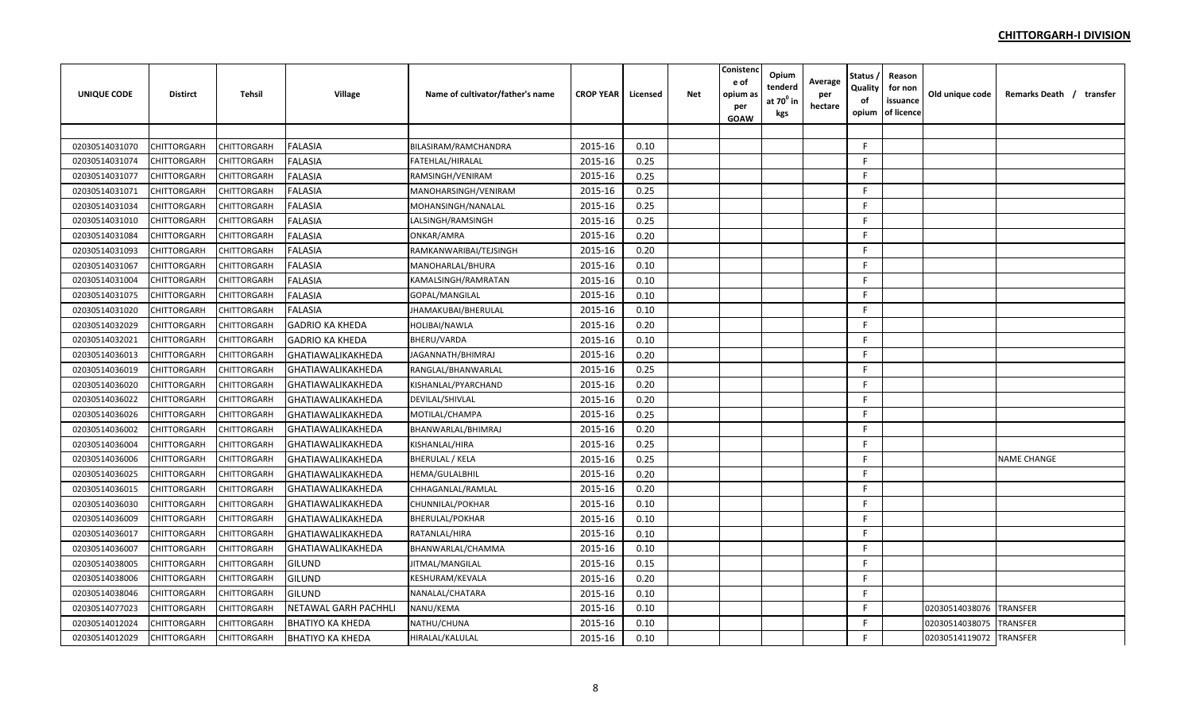## CHITTORGARH-I DIVISION

| UNIQUE CODE | Distirct | Tehsil | Village | Name of cultivator/father's name | CROP YEAR | Licensed | Net | Conistence of opium as per GOAW | Opium tenderd at 70⁰ in kgs | Average per hectare | Status / Quality of opium | Reason for non issuance of licence | Old unique code | Remarks Death / transfer |
|---|---|---|---|---|---|---|---|---|---|---|---|---|---|---|
| | | | | | | | | | | | | | | |
| 02030514031070 | CHITTORGARH | CHITTORGARH | FALASIA | BILASIRAM/RAMCHANDRA | 2015-16 | 0.10 | | | | | F | | | |
| 02030514031074 | CHITTORGARH | CHITTORGARH | FALASIA | FATEHLAL/HIRALAL | 2015-16 | 0.25 | | | | | F | | | |
| 02030514031077 | CHITTORGARH | CHITTORGARH | FALASIA | RAMSINGH/VENIRAM | 2015-16 | 0.25 | | | | | F | | | |
| 02030514031071 | CHITTORGARH | CHITTORGARH | FALASIA | MANOHARSINGH/VENIRAM | 2015-16 | 0.25 | | | | | F | | | |
| 02030514031034 | CHITTORGARH | CHITTORGARH | FALASIA | MOHANSINGH/NANALAL | 2015-16 | 0.25 | | | | | F | | | |
| 02030514031010 | CHITTORGARH | CHITTORGARH | FALASIA | LALSINGH/RAMSINGH | 2015-16 | 0.25 | | | | | F | | | |
| 02030514031084 | CHITTORGARH | CHITTORGARH | FALASIA | ONKAR/AMRA | 2015-16 | 0.20 | | | | | F | | | |
| 02030514031093 | CHITTORGARH | CHITTORGARH | FALASIA | RAMKANWARIBAI/TEJSINGH | 2015-16 | 0.20 | | | | | F | | | |
| 02030514031067 | CHITTORGARH | CHITTORGARH | FALASIA | MANOHARLAL/BHURA | 2015-16 | 0.10 | | | | | F | | | |
| 02030514031004 | CHITTORGARH | CHITTORGARH | FALASIA | KAMALSINGH/RAMRATAN | 2015-16 | 0.10 | | | | | F | | | |
| 02030514031075 | CHITTORGARH | CHITTORGARH | FALASIA | GOPAL/MANGILAL | 2015-16 | 0.10 | | | | | F | | | |
| 02030514031020 | CHITTORGARH | CHITTORGARH | FALASIA | JHAMAKUBAI/BHERULAL | 2015-16 | 0.10 | | | | | F | | | |
| 02030514032029 | CHITTORGARH | CHITTORGARH | GADRIO KA KHEDA | HOLIBAI/NAWLA | 2015-16 | 0.20 | | | | | F | | | |
| 02030514032021 | CHITTORGARH | CHITTORGARH | GADRIO KA KHEDA | BHERU/VARDA | 2015-16 | 0.10 | | | | | F | | | |
| 02030514036013 | CHITTORGARH | CHITTORGARH | GHATIAWALIKAKHEDA | JAGANNATH/BHIMRAJ | 2015-16 | 0.20 | | | | | F | | | |
| 02030514036019 | CHITTORGARH | CHITTORGARH | GHATIAWALIKAKHEDA | RANGLAL/BHANWARLAL | 2015-16 | 0.25 | | | | | F | | | |
| 02030514036020 | CHITTORGARH | CHITTORGARH | GHATIAWALIKAKHEDA | KISHANLAL/PYARCHAND | 2015-16 | 0.20 | | | | | F | | | |
| 02030514036022 | CHITTORGARH | CHITTORGARH | GHATIAWALIKAKHEDA | DEVILAL/SHIVLAL | 2015-16 | 0.20 | | | | | F | | | |
| 02030514036026 | CHITTORGARH | CHITTORGARH | GHATIAWALIKAKHEDA | MOTILAL/CHAMPA | 2015-16 | 0.25 | | | | | F | | | |
| 02030514036002 | CHITTORGARH | CHITTORGARH | GHATIAWALIKAKHEDA | BHANWARLAL/BHIMRAJ | 2015-16 | 0.20 | | | | | F | | | |
| 02030514036004 | CHITTORGARH | CHITTORGARH | GHATIAWALIKAKHEDA | KISHANLAL/HIRA | 2015-16 | 0.25 | | | | | F | | | |
| 02030514036006 | CHITTORGARH | CHITTORGARH | GHATIAWALIKAKHEDA | BHERULAL / KELA | 2015-16 | 0.25 | | | | | F | | | NAME CHANGE |
| 02030514036025 | CHITTORGARH | CHITTORGARH | GHATIAWALIKAKHEDA | HEMA/GULALBHIL | 2015-16 | 0.20 | | | | | F | | | |
| 02030514036015 | CHITTORGARH | CHITTORGARH | GHATIAWALIKAKHEDA | CHHAGANLAL/RAMLAL | 2015-16 | 0.20 | | | | | F | | | |
| 02030514036030 | CHITTORGARH | CHITTORGARH | GHATIAWALIKAKHEDA | CHUNNILAL/POKHAR | 2015-16 | 0.10 | | | | | F | | | |
| 02030514036009 | CHITTORGARH | CHITTORGARH | GHATIAWALIKAKHEDA | BHERULAL/POKHAR | 2015-16 | 0.10 | | | | | F | | | |
| 02030514036017 | CHITTORGARH | CHITTORGARH | GHATIAWALIKAKHEDA | RATANLAL/HIRA | 2015-16 | 0.10 | | | | | F | | | |
| 02030514036007 | CHITTORGARH | CHITTORGARH | GHATIAWALIKAKHEDA | BHANWARLAL/CHAMMA | 2015-16 | 0.10 | | | | | F | | | |
| 02030514038005 | CHITTORGARH | CHITTORGARH | GILUND | JITMAL/MANGILAL | 2015-16 | 0.15 | | | | | F | | | |
| 02030514038006 | CHITTORGARH | CHITTORGARH | GILUND | KESHURAM/KEVALA | 2015-16 | 0.20 | | | | | F | | | |
| 02030514038046 | CHITTORGARH | CHITTORGARH | GILUND | NANALAL/CHATARA | 2015-16 | 0.10 | | | | | F | | | |
| 02030514077023 | CHITTORGARH | CHITTORGARH | NETAWAL GARH PACHHLI | NANU/KEMA | 2015-16 | 0.10 | | | | | F | | 02030514038076 | TRANSFER |
| 02030514012024 | CHITTORGARH | CHITTORGARH | BHATIYO KA KHEDA | NATHU/CHUNA | 2015-16 | 0.10 | | | | | F | | 02030514038075 | TRANSFER |
| 02030514012029 | CHITTORGARH | CHITTORGARH | BHATIYO KA KHEDA | HIRALAL/KALULAL | 2015-16 | 0.10 | | | | | F | | 02030514119072 | TRANSFER |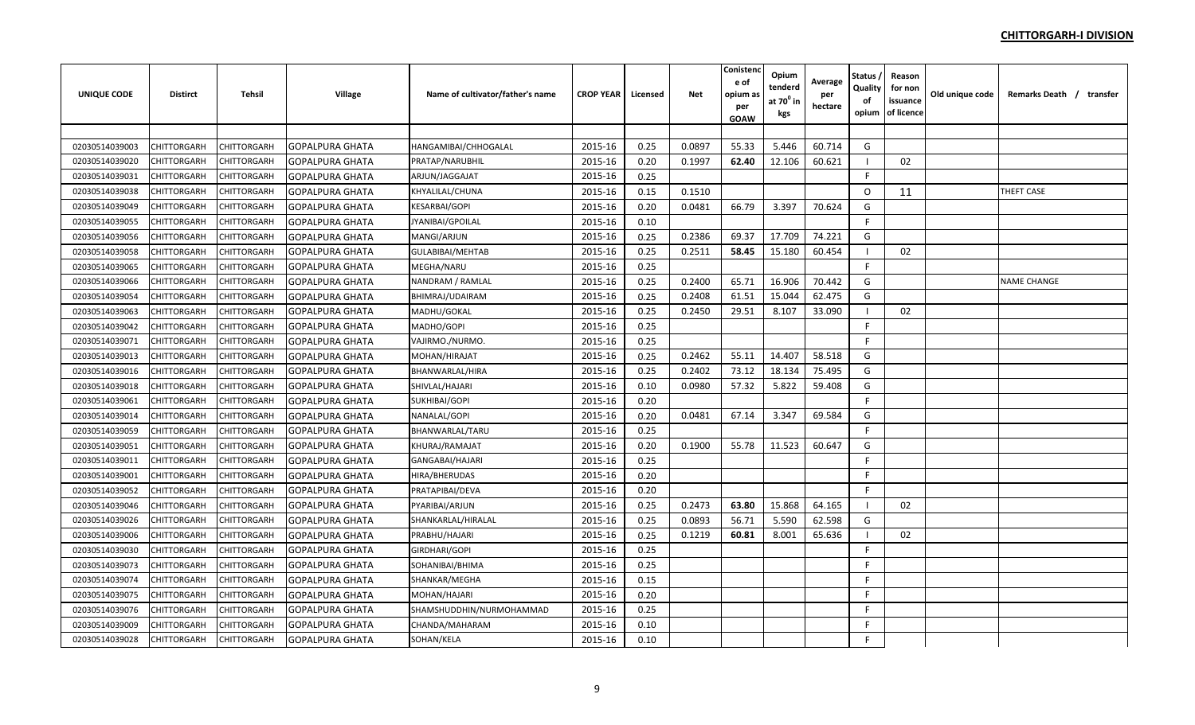**CHITTORGARH-I DIVISION**

| UNIQUE CODE | Distirct | Tehsil | Village | Name of cultivator/father's name | CROP YEAR | Licensed | Net | Conistence of opium as per GOAW | Opium tenderd at 70° in kgs | Average per hectare | Status / Quality of opium | Reason for non issuance of licence | Old unique code | Remarks Death / transfer |
|---|---|---|---|---|---|---|---|---|---|---|---|---|---|---|
| 02030514039003 | CHITTORGARH | CHITTORGARH | GOPALPURA GHATA | HANGAMIBAI/CHHOGALAL | 2015-16 | 0.25 | 0.0897 | 55.33 | 5.446 | 60.714 | G | | | |
| 02030514039020 | CHITTORGARH | CHITTORGARH | GOPALPURA GHATA | PRATAP/NARUBHIL | 2015-16 | 0.20 | 0.1997 | **62.40** | 12.106 | 60.621 | I | 02 | | |
| 02030514039031 | CHITTORGARH | CHITTORGARH | GOPALPURA GHATA | ARJUN/JAGGAJAT | 2015-16 | 0.25 | | | | | F | | | |
| 02030514039038 | CHITTORGARH | CHITTORGARH | GOPALPURA GHATA | KHYALILAL/CHUNA | 2015-16 | 0.15 | 0.1510 | | | | O | 11 | | THEFT CASE |
| 02030514039049 | CHITTORGARH | CHITTORGARH | GOPALPURA GHATA | KESARBAI/GOPI | 2015-16 | 0.20 | 0.0481 | 66.79 | 3.397 | 70.624 | G | | | |
| 02030514039055 | CHITTORGARH | CHITTORGARH | GOPALPURA GHATA | JYANIBAI/GPOILAL | 2015-16 | 0.10 | | | | | F | | | |
| 02030514039056 | CHITTORGARH | CHITTORGARH | GOPALPURA GHATA | MANGI/ARJUN | 2015-16 | 0.25 | 0.2386 | 69.37 | 17.709 | 74.221 | G | | | |
| 02030514039058 | CHITTORGARH | CHITTORGARH | GOPALPURA GHATA | GULABIBAI/MEHTAB | 2015-16 | 0.25 | 0.2511 | **58.45** | 15.180 | 60.454 | I | 02 | | |
| 02030514039065 | CHITTORGARH | CHITTORGARH | GOPALPURA GHATA | MEGHA/NARU | 2015-16 | 0.25 | | | | | F | | | |
| 02030514039066 | CHITTORGARH | CHITTORGARH | GOPALPURA GHATA | NANDRAM / RAMLAL | 2015-16 | 0.25 | 0.2400 | 65.71 | 16.906 | 70.442 | G | | | NAME CHANGE |
| 02030514039054 | CHITTORGARH | CHITTORGARH | GOPALPURA GHATA | BHIMRAJ/UDAIRAM | 2015-16 | 0.25 | 0.2408 | 61.51 | 15.044 | 62.475 | G | | | |
| 02030514039063 | CHITTORGARH | CHITTORGARH | GOPALPURA GHATA | MADHU/GOKAL | 2015-16 | 0.25 | 0.2450 | 29.51 | 8.107 | 33.090 | I | 02 | | |
| 02030514039042 | CHITTORGARH | CHITTORGARH | GOPALPURA GHATA | MADHO/GOPI | 2015-16 | 0.25 | | | | | F | | | |
| 02030514039071 | CHITTORGARH | CHITTORGARH | GOPALPURA GHATA | VAJIRMO./NURMO. | 2015-16 | 0.25 | | | | | F | | | |
| 02030514039013 | CHITTORGARH | CHITTORGARH | GOPALPURA GHATA | MOHAN/HIRAJAT | 2015-16 | 0.25 | 0.2462 | 55.11 | 14.407 | 58.518 | G | | | |
| 02030514039016 | CHITTORGARH | CHITTORGARH | GOPALPURA GHATA | BHANWARLAL/HIRA | 2015-16 | 0.25 | 0.2402 | 73.12 | 18.134 | 75.495 | G | | | |
| 02030514039018 | CHITTORGARH | CHITTORGARH | GOPALPURA GHATA | SHIVLAL/HAJARI | 2015-16 | 0.10 | 0.0980 | 57.32 | 5.822 | 59.408 | G | | | |
| 02030514039061 | CHITTORGARH | CHITTORGARH | GOPALPURA GHATA | SUKHIBAI/GOPI | 2015-16 | 0.20 | | | | | F | | | |
| 02030514039014 | CHITTORGARH | CHITTORGARH | GOPALPURA GHATA | NANALAL/GOPI | 2015-16 | 0.20 | 0.0481 | 67.14 | 3.347 | 69.584 | G | | | |
| 02030514039059 | CHITTORGARH | CHITTORGARH | GOPALPURA GHATA | BHANWARLAL/TARU | 2015-16 | 0.25 | | | | | F | | | |
| 02030514039051 | CHITTORGARH | CHITTORGARH | GOPALPURA GHATA | KHURAJ/RAMAJAT | 2015-16 | 0.20 | 0.1900 | 55.78 | 11.523 | 60.647 | G | | | |
| 02030514039011 | CHITTORGARH | CHITTORGARH | GOPALPURA GHATA | GANGABAI/HAJARI | 2015-16 | 0.25 | | | | | F | | | |
| 02030514039001 | CHITTORGARH | CHITTORGARH | GOPALPURA GHATA | HIRA/BHERUDAS | 2015-16 | 0.20 | | | | | F | | | |
| 02030514039052 | CHITTORGARH | CHITTORGARH | GOPALPURA GHATA | PRATAPIBAI/DEVA | 2015-16 | 0.20 | | | | | F | | | |
| 02030514039046 | CHITTORGARH | CHITTORGARH | GOPALPURA GHATA | PYARIBAI/ARJUN | 2015-16 | 0.25 | 0.2473 | **63.80** | 15.868 | 64.165 | I | 02 | | |
| 02030514039026 | CHITTORGARH | CHITTORGARH | GOPALPURA GHATA | SHANKARLAL/HIRALAL | 2015-16 | 0.25 | 0.0893 | 56.71 | 5.590 | 62.598 | G | | | |
| 02030514039006 | CHITTORGARH | CHITTORGARH | GOPALPURA GHATA | PRABHU/HAJARI | 2015-16 | 0.25 | 0.1219 | **60.81** | 8.001 | 65.636 | I | 02 | | |
| 02030514039030 | CHITTORGARH | CHITTORGARH | GOPALPURA GHATA | GIRDHARI/GOPI | 2015-16 | 0.25 | | | | | F | | | |
| 02030514039073 | CHITTORGARH | CHITTORGARH | GOPALPURA GHATA | SOHANIBAI/BHIMA | 2015-16 | 0.25 | | | | | F | | | |
| 02030514039074 | CHITTORGARH | CHITTORGARH | GOPALPURA GHATA | SHANKAR/MEGHA | 2015-16 | 0.15 | | | | | F | | | |
| 02030514039075 | CHITTORGARH | CHITTORGARH | GOPALPURA GHATA | MOHAN/HAJARI | 2015-16 | 0.20 | | | | | F | | | |
| 02030514039076 | CHITTORGARH | CHITTORGARH | GOPALPURA GHATA | SHAMSHUDDHIN/NURMOHAMMAD | 2015-16 | 0.25 | | | | | F | | | |
| 02030514039009 | CHITTORGARH | CHITTORGARH | GOPALPURA GHATA | CHANDA/MAHARAM | 2015-16 | 0.10 | | | | | F | | | |
| 02030514039028 | CHITTORGARH | CHITTORGARH | GOPALPURA GHATA | SOHAN/KELA | 2015-16 | 0.10 | | | | | F | | | |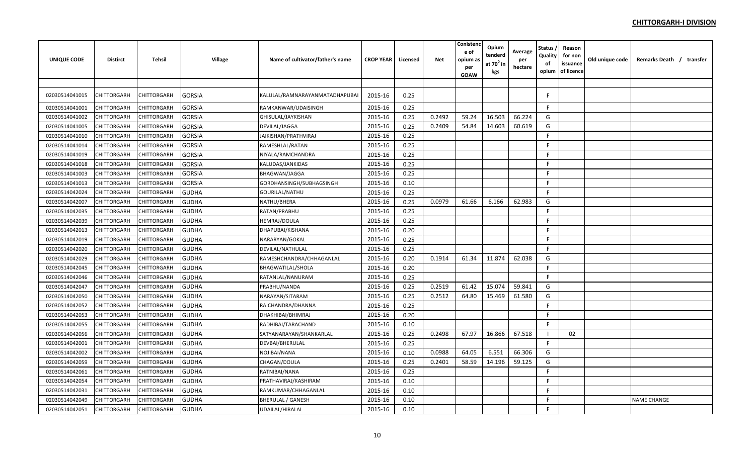**CHITTORGARH-I DIVISION**

| UNIQUE CODE | Distirct | Tehsil | Village | Name of cultivator/father's name | CROP YEAR | Licensed | Net | Conistence of opium as per GOAW | Opium tenderd at $70^0$ in kgs | Average per hectare | Status / Quality of opium | Reason for non issuance of licence | Old unique code | Remarks Death / transfer |
|---|---|---|---|---|---|---|---|---|---|---|---|---|---|---|
| | | | | | | | | | | | | | | |
| 02030514041015 | CHITTORGARH | CHITTORGARH | GORSIA | KALULAL/RAMNARAYANMATADHAPUBAI | 2015-16 | 0.25 | | | | | F | | | |
| 02030514041001 | CHITTORGARH | CHITTORGARH | GORSIA | RAMKANWAR/UDAISINGH | 2015-16 | 0.25 | | | | | F | | | |
| 02030514041002 | CHITTORGARH | CHITTORGARH | GORSIA | GHISULAL/JAYKISHAN | 2015-16 | 0.25 | 0.2492 | 59.24 | 16.503 | 66.224 | G | | | |
| 02030514041005 | CHITTORGARH | CHITTORGARH | GORSIA | DEVILAL/JAGGA | 2015-16 | 0.25 | 0.2409 | 54.84 | 14.603 | 60.619 | G | | | |
| 02030514041010 | CHITTORGARH | CHITTORGARH | GORSIA | JAIKISHAN/PRATHVIRAJ | 2015-16 | 0.25 | | | | | F | | | |
| 02030514041014 | CHITTORGARH | CHITTORGARH | GORSIA | RAMESHLAL/RATAN | 2015-16 | 0.25 | | | | | F | | | |
| 02030514041019 | CHITTORGARH | CHITTORGARH | GORSIA | NIYALA/RAMCHANDRA | 2015-16 | 0.25 | | | | | F | | | |
| 02030514041018 | CHITTORGARH | CHITTORGARH | GORSIA | KALUDAS/JANKIDAS | 2015-16 | 0.25 | | | | | F | | | |
| 02030514041003 | CHITTORGARH | CHITTORGARH | GORSIA | BHAGWAN/JAGGA | 2015-16 | 0.25 | | | | | F | | | |
| 02030514041013 | CHITTORGARH | CHITTORGARH | GORSIA | GORDHANSINGH/SUBHAGSINGH | 2015-16 | 0.10 | | | | | F | | | |
| 02030514042024 | CHITTORGARH | CHITTORGARH | GUDHA | GOURILAL/NATHU | 2015-16 | 0.25 | | | | | F | | | |
| 02030514042007 | CHITTORGARH | CHITTORGARH | GUDHA | NATHU/BHERA | 2015-16 | 0.25 | 0.0979 | 61.66 | 6.166 | 62.983 | G | | | |
| 02030514042035 | CHITTORGARH | CHITTORGARH | GUDHA | RATAN/PRABHU | 2015-16 | 0.25 | | | | | F | | | |
| 02030514042039 | CHITTORGARH | CHITTORGARH | GUDHA | HEMRAJ/DOULA | 2015-16 | 0.25 | | | | | F | | | |
| 02030514042013 | CHITTORGARH | CHITTORGARH | GUDHA | DHAPUBAI/KISHANA | 2015-16 | 0.20 | | | | | F | | | |
| 02030514042019 | CHITTORGARH | CHITTORGARH | GUDHA | NARARYAN/GOKAL | 2015-16 | 0.25 | | | | | F | | | |
| 02030514042020 | CHITTORGARH | CHITTORGARH | GUDHA | DEVILAL/NATHULAL | 2015-16 | 0.25 | | | | | F | | | |
| 02030514042029 | CHITTORGARH | CHITTORGARH | GUDHA | RAMESHCHANDRA/CHHAGANLAL | 2015-16 | 0.20 | 0.1914 | 61.34 | 11.874 | 62.038 | G | | | |
| 02030514042045 | CHITTORGARH | CHITTORGARH | GUDHA | BHAGWATILAL/SHOLA | 2015-16 | 0.20 | | | | | F | | | |
| 02030514042046 | CHITTORGARH | CHITTORGARH | GUDHA | RATANLAL/NANURAM | 2015-16 | 0.25 | | | | | F | | | |
| 02030514042047 | CHITTORGARH | CHITTORGARH | GUDHA | PRABHU/NANDA | 2015-16 | 0.25 | 0.2519 | 61.42 | 15.074 | 59.841 | G | | | |
| 02030514042050 | CHITTORGARH | CHITTORGARH | GUDHA | NARAYAN/SITARAM | 2015-16 | 0.25 | 0.2512 | 64.80 | 15.469 | 61.580 | G | | | |
| 02030514042052 | CHITTORGARH | CHITTORGARH | GUDHA | RAICHANDRA/DHANNA | 2015-16 | 0.25 | | | | | F | | | |
| 02030514042053 | CHITTORGARH | CHITTORGARH | GUDHA | DHAKHIBAI/BHIMRAJ | 2015-16 | 0.20 | | | | | F | | | |
| 02030514042055 | CHITTORGARH | CHITTORGARH | GUDHA | RADHIBAI/TARACHAND | 2015-16 | 0.10 | | | | | F | | | |
| 02030514042056 | CHITTORGARH | CHITTORGARH | GUDHA | SATYANARAYAN/SHANKARLAL | 2015-16 | 0.25 | 0.2498 | 67.97 | 16.866 | 67.518 | I | 02 | | |
| 02030514042001 | CHITTORGARH | CHITTORGARH | GUDHA | DEVBAI/BHERULAL | 2015-16 | 0.25 | | | | | F | | | |
| 02030514042002 | CHITTORGARH | CHITTORGARH | GUDHA | NOJIBAI/NANA | 2015-16 | 0.10 | 0.0988 | 64.05 | 6.551 | 66.306 | G | | | |
| 02030514042059 | CHITTORGARH | CHITTORGARH | GUDHA | CHAGAN/DOULA | 2015-16 | 0.25 | 0.2401 | 58.59 | 14.196 | 59.125 | G | | | |
| 02030514042061 | CHITTORGARH | CHITTORGARH | GUDHA | RATNIBAI/NANA | 2015-16 | 0.25 | | | | | F | | | |
| 02030514042054 | CHITTORGARH | CHITTORGARH | GUDHA | PRATHAVIRAJ/KASHIRAM | 2015-16 | 0.10 | | | | | F | | | |
| 02030514042031 | CHITTORGARH | CHITTORGARH | GUDHA | RAMKUMAR/CHHAGANLAL | 2015-16 | 0.10 | | | | | F | | | |
| 02030514042049 | CHITTORGARH | CHITTORGARH | GUDHA | BHERULAL / GANESH | 2015-16 | 0.10 | | | | | F | | | NAME CHANGE |
| 02030514042051 | CHITTORGARH | CHITTORGARH | GUDHA | UDAILAL/HIRALAL | 2015-16 | 0.10 | | | | | F | | | |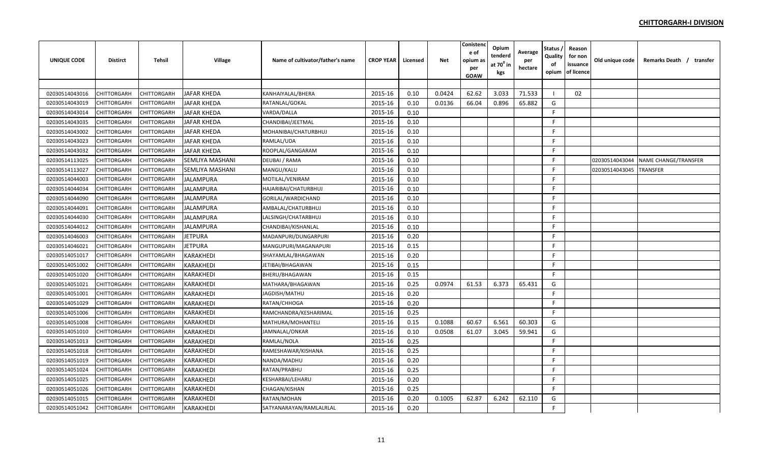**CHITTORGARH-I DIVISION**

| UNIQUE CODE | Distirct | Tehsil | Village | Name of cultivator/father's name | CROP YEAR | Licensed | Net | Conistence of opium as per GOAW | Opium tenderd at $70^0$ in kgs | Average per hectare | Status / Quality of opium | Reason for non issuance of licence | Old unique code | Remarks Death / transfer |
|---|---|---|---|---|---|---|---|---|---|---|---|---|---|---|
| | | | | | | | | | | | | | | |
| 02030514043016 | CHITTORGARH | CHITTORGARH | JAFAR KHEDA | KANHAIYALAL/BHERA | 2015-16 | 0.10 | 0.0424 | 62.62 | 3.033 | 71.533 | I | 02 | | |
| 02030514043019 | CHITTORGARH | CHITTORGARH | JAFAR KHEDA | RATANLAL/GOKAL | 2015-16 | 0.10 | 0.0136 | 66.04 | 0.896 | 65.882 | G | | | |
| 02030514043014 | CHITTORGARH | CHITTORGARH | JAFAR KHEDA | VARDA/DALLA | 2015-16 | 0.10 | | | | | F | | | |
| 02030514043035 | CHITTORGARH | CHITTORGARH | JAFAR KHEDA | CHANDIBAI/JEETMAL | 2015-16 | 0.10 | | | | | F | | | |
| 02030514043002 | CHITTORGARH | CHITTORGARH | JAFAR KHEDA | MOHANIBAI/CHATURBHUJ | 2015-16 | 0.10 | | | | | F | | | |
| 02030514043023 | CHITTORGARH | CHITTORGARH | JAFAR KHEDA | RAMLAL/UDA | 2015-16 | 0.10 | | | | | F | | | |
| 02030514043032 | CHITTORGARH | CHITTORGARH | JAFAR KHEDA | ROOPLAL/GANGARAM | 2015-16 | 0.10 | | | | | F | | | |
| 02030514113025 | CHITTORGARH | CHITTORGARH | SEMLIYA MASHANI | DEUBAI / RAMA | 2015-16 | 0.10 | | | | | F | | 02030514043044 | NAME CHANGE/TRANSFER |
| 02030514113027 | CHITTORGARH | CHITTORGARH | SEMLIYA MASHANI | MANGU/KALU | 2015-16 | 0.10 | | | | | F | | 02030514043045 | TRANSFER |
| 02030514044003 | CHITTORGARH | CHITTORGARH | JALAMPURA | MOTILAL/VENIRAM | 2015-16 | 0.10 | | | | | F | | | |
| 02030514044034 | CHITTORGARH | CHITTORGARH | JALAMPURA | HAJARIBAI/CHATURBHUJ | 2015-16 | 0.10 | | | | | F | | | |
| 02030514044090 | CHITTORGARH | CHITTORGARH | JALAMPURA | GORILAL/WARDICHAND | 2015-16 | 0.10 | | | | | F | | | |
| 02030514044091 | CHITTORGARH | CHITTORGARH | JALAMPURA | AMBALAL/CHATURBHUJ | 2015-16 | 0.10 | | | | | F | | | |
| 02030514044030 | CHITTORGARH | CHITTORGARH | JALAMPURA | LALSINGH/CHATARBHUJ | 2015-16 | 0.10 | | | | | F | | | |
| 02030514044012 | CHITTORGARH | CHITTORGARH | JALAMPURA | CHANDIBAI/KISHANLAL | 2015-16 | 0.10 | | | | | F | | | |
| 02030514046003 | CHITTORGARH | CHITTORGARH | JETPURA | MADANPURI/DUNGARPURI | 2015-16 | 0.20 | | | | | F | | | |
| 02030514046021 | CHITTORGARH | CHITTORGARH | JETPURA | MANGUPURI/MAGANAPURI | 2015-16 | 0.15 | | | | | F | | | |
| 02030514051017 | CHITTORGARH | CHITTORGARH | KARAKHEDI | SHAYAMLAL/BHAGAWAN | 2015-16 | 0.20 | | | | | F | | | |
| 02030514051002 | CHITTORGARH | CHITTORGARH | KARAKHEDI | JETIBAI/BHAGAWAN | 2015-16 | 0.15 | | | | | F | | | |
| 02030514051020 | CHITTORGARH | CHITTORGARH | KARAKHEDI | BHERU/BHAGAWAN | 2015-16 | 0.15 | | | | | F | | | |
| 02030514051021 | CHITTORGARH | CHITTORGARH | KARAKHEDI | MATHARA/BHAGAWAN | 2015-16 | 0.25 | 0.0974 | 61.53 | 6.373 | 65.431 | G | | | |
| 02030514051001 | CHITTORGARH | CHITTORGARH | KARAKHEDI | JAGDISH/MATHU | 2015-16 | 0.20 | | | | | F | | | |
| 02030514051029 | CHITTORGARH | CHITTORGARH | KARAKHEDI | RATAN/CHHOGA | 2015-16 | 0.20 | | | | | F | | | |
| 02030514051006 | CHITTORGARH | CHITTORGARH | KARAKHEDI | RAMCHANDRA/KESHARIMAL | 2015-16 | 0.25 | | | | | F | | | |
| 02030514051008 | CHITTORGARH | CHITTORGARH | KARAKHEDI | MATHURA/MOHANTELI | 2015-16 | 0.15 | 0.1088 | 60.67 | 6.561 | 60.303 | G | | | |
| 02030514051010 | CHITTORGARH | CHITTORGARH | KARAKHEDI | JAMNALAL/ONKAR | 2015-16 | 0.10 | 0.0508 | 61.07 | 3.045 | 59.941 | G | | | |
| 02030514051013 | CHITTORGARH | CHITTORGARH | KARAKHEDI | RAMLAL/NOLA | 2015-16 | 0.25 | | | | | F | | | |
| 02030514051018 | CHITTORGARH | CHITTORGARH | KARAKHEDI | RAMESHAWAR/KISHANA | 2015-16 | 0.25 | | | | | F | | | |
| 02030514051019 | CHITTORGARH | CHITTORGARH | KARAKHEDI | NANDA/MADHU | 2015-16 | 0.20 | | | | | F | | | |
| 02030514051024 | CHITTORGARH | CHITTORGARH | KARAKHEDI | RATAN/PRABHU | 2015-16 | 0.25 | | | | | F | | | |
| 02030514051025 | CHITTORGARH | CHITTORGARH | KARAKHEDI | KESHARBAI/LEHARU | 2015-16 | 0.20 | | | | | F | | | |
| 02030514051026 | CHITTORGARH | CHITTORGARH | KARAKHEDI | CHAGAN/KISHAN | 2015-16 | 0.25 | | | | | F | | | |
| 02030514051015 | CHITTORGARH | CHITTORGARH | KARAKHEDI | RATAN/MOHAN | 2015-16 | 0.20 | 0.1005 | 62.87 | 6.242 | 62.110 | G | | | |
| 02030514051042 | CHITTORGARH | CHITTORGARH | KARAKHEDI | SATYANARAYAN/RAMLALRLAL | 2015-16 | 0.20 | | | | | F | | | |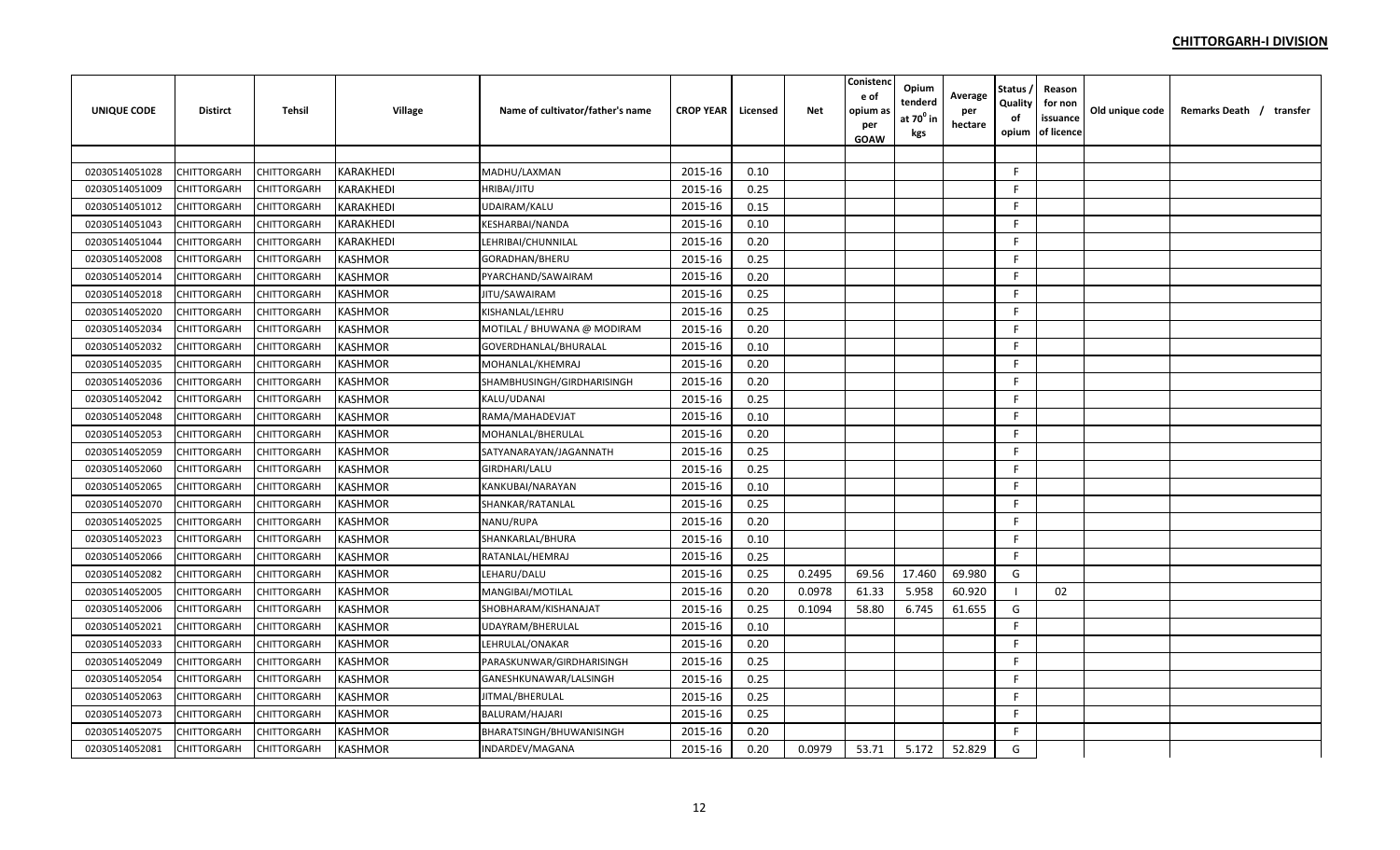## CHITTORGARH-I DIVISION

| UNIQUE CODE | Distirct | Tehsil | Village | Name of cultivator/father's name | CROP YEAR | Licensed | Net | Conistence of opium as per GOAW | Opium tenderd at 70⁰ in kgs | Average per hectare | Status / Quality of opium | Reason for non issuance of licence | Old unique code | Remarks Death / transfer |
|---|---|---|---|---|---|---|---|---|---|---|---|---|---|---|
| | | | | | | | | | | | | | | |
| 02030514051028 | CHITTORGARH | CHITTORGARH | KARAKHEDI | MADHU/LAXMAN | 2015-16 | 0.10 | | | | | F | | | |
| 02030514051009 | CHITTORGARH | CHITTORGARH | KARAKHEDI | HRIBAI/JITU | 2015-16 | 0.25 | | | | | F | | | |
| 02030514051012 | CHITTORGARH | CHITTORGARH | KARAKHEDI | UDAIRAM/KALU | 2015-16 | 0.15 | | | | | F | | | |
| 02030514051043 | CHITTORGARH | CHITTORGARH | KARAKHEDI | KESHARBAI/NANDA | 2015-16 | 0.10 | | | | | F | | | |
| 02030514051044 | CHITTORGARH | CHITTORGARH | KARAKHEDI | LEHRIBAI/CHUNNILAL | 2015-16 | 0.20 | | | | | F | | | |
| 02030514052008 | CHITTORGARH | CHITTORGARH | KASHMOR | GORADHAN/BHERU | 2015-16 | 0.25 | | | | | F | | | |
| 02030514052014 | CHITTORGARH | CHITTORGARH | KASHMOR | PYARCHAND/SAWAIRAM | 2015-16 | 0.20 | | | | | F | | | |
| 02030514052018 | CHITTORGARH | CHITTORGARH | KASHMOR | JITU/SAWAIRAM | 2015-16 | 0.25 | | | | | F | | | |
| 02030514052020 | CHITTORGARH | CHITTORGARH | KASHMOR | KISHANLAL/LEHRU | 2015-16 | 0.25 | | | | | F | | | |
| 02030514052034 | CHITTORGARH | CHITTORGARH | KASHMOR | MOTILAL / BHUWANA @ MODIRAM | 2015-16 | 0.20 | | | | | F | | | |
| 02030514052032 | CHITTORGARH | CHITTORGARH | KASHMOR | GOVERDHANLAL/BHURALAL | 2015-16 | 0.10 | | | | | F | | | |
| 02030514052035 | CHITTORGARH | CHITTORGARH | KASHMOR | MOHANLAL/KHEMRAJ | 2015-16 | 0.20 | | | | | F | | | |
| 02030514052036 | CHITTORGARH | CHITTORGARH | KASHMOR | SHAMBHUSINGH/GIRDHARISINGH | 2015-16 | 0.20 | | | | | F | | | |
| 02030514052042 | CHITTORGARH | CHITTORGARH | KASHMOR | KALU/UDANAI | 2015-16 | 0.25 | | | | | F | | | |
| 02030514052048 | CHITTORGARH | CHITTORGARH | KASHMOR | RAMA/MAHADEVJAT | 2015-16 | 0.10 | | | | | F | | | |
| 02030514052053 | CHITTORGARH | CHITTORGARH | KASHMOR | MOHANLAL/BHERULAL | 2015-16 | 0.20 | | | | | F | | | |
| 02030514052059 | CHITTORGARH | CHITTORGARH | KASHMOR | SATYANARAYAN/JAGANNATH | 2015-16 | 0.25 | | | | | F | | | |
| 02030514052060 | CHITTORGARH | CHITTORGARH | KASHMOR | GIRDHARI/LALU | 2015-16 | 0.25 | | | | | F | | | |
| 02030514052065 | CHITTORGARH | CHITTORGARH | KASHMOR | KANKUBAI/NARAYAN | 2015-16 | 0.10 | | | | | F | | | |
| 02030514052070 | CHITTORGARH | CHITTORGARH | KASHMOR | SHANKAR/RATANLAL | 2015-16 | 0.25 | | | | | F | | | |
| 02030514052025 | CHITTORGARH | CHITTORGARH | KASHMOR | NANU/RUPA | 2015-16 | 0.20 | | | | | F | | | |
| 02030514052023 | CHITTORGARH | CHITTORGARH | KASHMOR | SHANKARLAL/BHURA | 2015-16 | 0.10 | | | | | F | | | |
| 02030514052066 | CHITTORGARH | CHITTORGARH | KASHMOR | RATANLAL/HEMRAJ | 2015-16 | 0.25 | | | | | F | | | |
| 02030514052082 | CHITTORGARH | CHITTORGARH | KASHMOR | LEHARU/DALU | 2015-16 | 0.25 | 0.2495 | 69.56 | 17.460 | 69.980 | G | | | |
| 02030514052005 | CHITTORGARH | CHITTORGARH | KASHMOR | MANGIBAI/MOTILAL | 2015-16 | 0.20 | 0.0978 | 61.33 | 5.958 | 60.920 | I | 02 | | |
| 02030514052006 | CHITTORGARH | CHITTORGARH | KASHMOR | SHOBHARAM/KISHANAJAT | 2015-16 | 0.25 | 0.1094 | 58.80 | 6.745 | 61.655 | G | | | |
| 02030514052021 | CHITTORGARH | CHITTORGARH | KASHMOR | UDAYRAM/BHERULAL | 2015-16 | 0.10 | | | | | F | | | |
| 02030514052033 | CHITTORGARH | CHITTORGARH | KASHMOR | LEHRULAL/ONAKAR | 2015-16 | 0.20 | | | | | F | | | |
| 02030514052049 | CHITTORGARH | CHITTORGARH | KASHMOR | PARASKUNWAR/GIRDHARISINGH | 2015-16 | 0.25 | | | | | F | | | |
| 02030514052054 | CHITTORGARH | CHITTORGARH | KASHMOR | GANESHKUNAWAR/LALSINGH | 2015-16 | 0.25 | | | | | F | | | |
| 02030514052063 | CHITTORGARH | CHITTORGARH | KASHMOR | JITMAL/BHERULAL | 2015-16 | 0.25 | | | | | F | | | |
| 02030514052073 | CHITTORGARH | CHITTORGARH | KASHMOR | BALURAM/HAJARI | 2015-16 | 0.25 | | | | | F | | | |
| 02030514052075 | CHITTORGARH | CHITTORGARH | KASHMOR | BHARATSINGH/BHUWANISINGH | 2015-16 | 0.20 | | | | | F | | | |
| 02030514052081 | CHITTORGARH | CHITTORGARH | KASHMOR | INDARDEV/MAGANA | 2015-16 | 0.20 | 0.0979 | 53.71 | 5.172 | 52.829 | G | | | |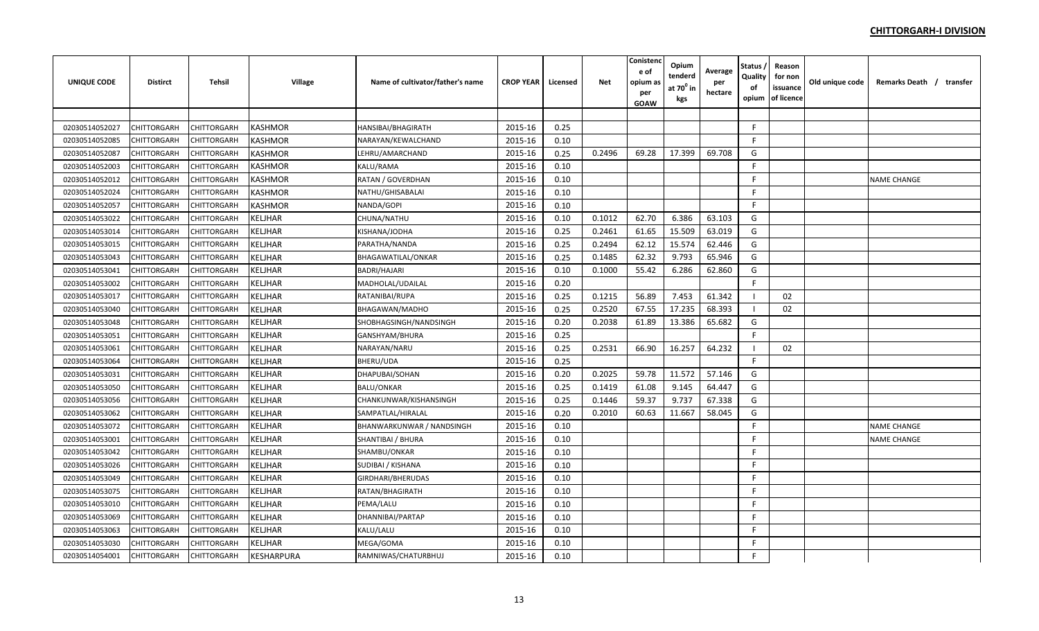**CHITTORGARH-I DIVISION**

| UNIQUE CODE | Distirct | Tehsil | Village | Name of cultivator/father's name | CROP YEAR | Licensed | Net | Conistence of opium as per GOAW | Opium tenderd at 70⁰ in kgs | Average per hectare | Status / Quality of opium | Reason for non issuance of licence | Old unique code | Remarks Death / transfer |
|---|---|---|---|---|---|---|---|---|---|---|---|---|---|---|
| | | | | | | | | | | | | | | |
| 02030514052027 | CHITTORGARH | CHITTORGARH | KASHMOR | HANSIBAI/BHAGIRATH | 2015-16 | 0.25 | | | | | F | | | |
| 02030514052085 | CHITTORGARH | CHITTORGARH | KASHMOR | NARAYAN/KEWALCHAND | 2015-16 | 0.10 | | | | | F | | | |
| 02030514052087 | CHITTORGARH | CHITTORGARH | KASHMOR | LEHRU/AMARCHAND | 2015-16 | 0.25 | 0.2496 | 69.28 | 17.399 | 69.708 | G | | | |
| 02030514052003 | CHITTORGARH | CHITTORGARH | KASHMOR | KALU/RAMA | 2015-16 | 0.10 | | | | | F | | | |
| 02030514052012 | CHITTORGARH | CHITTORGARH | KASHMOR | RATAN / GOVERDHAN | 2015-16 | 0.10 | | | | | F | | | NAME CHANGE |
| 02030514052024 | CHITTORGARH | CHITTORGARH | KASHMOR | NATHU/GHISABALAI | 2015-16 | 0.10 | | | | | F | | | |
| 02030514052057 | CHITTORGARH | CHITTORGARH | KASHMOR | NANDA/GOPI | 2015-16 | 0.10 | | | | | F | | | |
| 02030514053022 | CHITTORGARH | CHITTORGARH | KELJHAR | CHUNA/NATHU | 2015-16 | 0.10 | 0.1012 | 62.70 | 6.386 | 63.103 | G | | | |
| 02030514053014 | CHITTORGARH | CHITTORGARH | KELJHAR | KISHANA/JODHA | 2015-16 | 0.25 | 0.2461 | 61.65 | 15.509 | 63.019 | G | | | |
| 02030514053015 | CHITTORGARH | CHITTORGARH | KELJHAR | PARATHA/NANDA | 2015-16 | 0.25 | 0.2494 | 62.12 | 15.574 | 62.446 | G | | | |
| 02030514053043 | CHITTORGARH | CHITTORGARH | KELJHAR | BHAGAWATILAL/ONKAR | 2015-16 | 0.25 | 0.1485 | 62.32 | 9.793 | 65.946 | G | | | |
| 02030514053041 | CHITTORGARH | CHITTORGARH | KELJHAR | BADRI/HAJARI | 2015-16 | 0.10 | 0.1000 | 55.42 | 6.286 | 62.860 | G | | | |
| 02030514053002 | CHITTORGARH | CHITTORGARH | KELJHAR | MADHOLAL/UDAILAL | 2015-16 | 0.20 | | | | | F | | | |
| 02030514053017 | CHITTORGARH | CHITTORGARH | KELJHAR | RATANIBAI/RUPA | 2015-16 | 0.25 | 0.1215 | 56.89 | 7.453 | 61.342 | I | 02 | | |
| 02030514053040 | CHITTORGARH | CHITTORGARH | KELJHAR | BHAGAWAN/MADHO | 2015-16 | 0.25 | 0.2520 | 67.55 | 17.235 | 68.393 | I | 02 | | |
| 02030514053048 | CHITTORGARH | CHITTORGARH | KELJHAR | SHOBHAGSINGH/NANDSINGH | 2015-16 | 0.20 | 0.2038 | 61.89 | 13.386 | 65.682 | G | | | |
| 02030514053051 | CHITTORGARH | CHITTORGARH | KELJHAR | GANSHYAM/BHURA | 2015-16 | 0.25 | | | | | F | | | |
| 02030514053061 | CHITTORGARH | CHITTORGARH | KELJHAR | NARAYAN/NARU | 2015-16 | 0.25 | 0.2531 | 66.90 | 16.257 | 64.232 | I | 02 | | |
| 02030514053064 | CHITTORGARH | CHITTORGARH | KELJHAR | BHERU/UDA | 2015-16 | 0.25 | | | | | F | | | |
| 02030514053031 | CHITTORGARH | CHITTORGARH | KELJHAR | DHAPUBAI/SOHAN | 2015-16 | 0.20 | 0.2025 | 59.78 | 11.572 | 57.146 | G | | | |
| 02030514053050 | CHITTORGARH | CHITTORGARH | KELJHAR | BALU/ONKAR | 2015-16 | 0.25 | 0.1419 | 61.08 | 9.145 | 64.447 | G | | | |
| 02030514053056 | CHITTORGARH | CHITTORGARH | KELJHAR | CHANKUNWAR/KISHANSINGH | 2015-16 | 0.25 | 0.1446 | 59.37 | 9.737 | 67.338 | G | | | |
| 02030514053062 | CHITTORGARH | CHITTORGARH | KELJHAR | SAMPATLAL/HIRALAL | 2015-16 | 0.20 | 0.2010 | 60.63 | 11.667 | 58.045 | G | | | |
| 02030514053072 | CHITTORGARH | CHITTORGARH | KELJHAR | BHANWARKUNWAR / NANDSINGH | 2015-16 | 0.10 | | | | | F | | | NAME CHANGE |
| 02030514053001 | CHITTORGARH | CHITTORGARH | KELJHAR | SHANTIBAI / BHURA | 2015-16 | 0.10 | | | | | F | | | NAME CHANGE |
| 02030514053042 | CHITTORGARH | CHITTORGARH | KELJHAR | SHAMBU/ONKAR | 2015-16 | 0.10 | | | | | F | | | |
| 02030514053026 | CHITTORGARH | CHITTORGARH | KELJHAR | SUDIBAI / KISHANA | 2015-16 | 0.10 | | | | | F | | | |
| 02030514053049 | CHITTORGARH | CHITTORGARH | KELJHAR | GIRDHARI/BHERUDAS | 2015-16 | 0.10 | | | | | F | | | |
| 02030514053075 | CHITTORGARH | CHITTORGARH | KELJHAR | RATAN/BHAGIRATH | 2015-16 | 0.10 | | | | | F | | | |
| 02030514053010 | CHITTORGARH | CHITTORGARH | KELJHAR | PEMA/LALU | 2015-16 | 0.10 | | | | | F | | | |
| 02030514053069 | CHITTORGARH | CHITTORGARH | KELJHAR | DHANNIBAI/PARTAP | 2015-16 | 0.10 | | | | | F | | | |
| 02030514053063 | CHITTORGARH | CHITTORGARH | KELJHAR | KALU/LALU | 2015-16 | 0.10 | | | | | F | | | |
| 02030514053030 | CHITTORGARH | CHITTORGARH | KELJHAR | MEGA/GOMA | 2015-16 | 0.10 | | | | | F | | | |
| 02030514054001 | CHITTORGARH | CHITTORGARH | KESHARPURA | RAMNIWAS/CHATURBHUJ | 2015-16 | 0.10 | | | | | F | | | |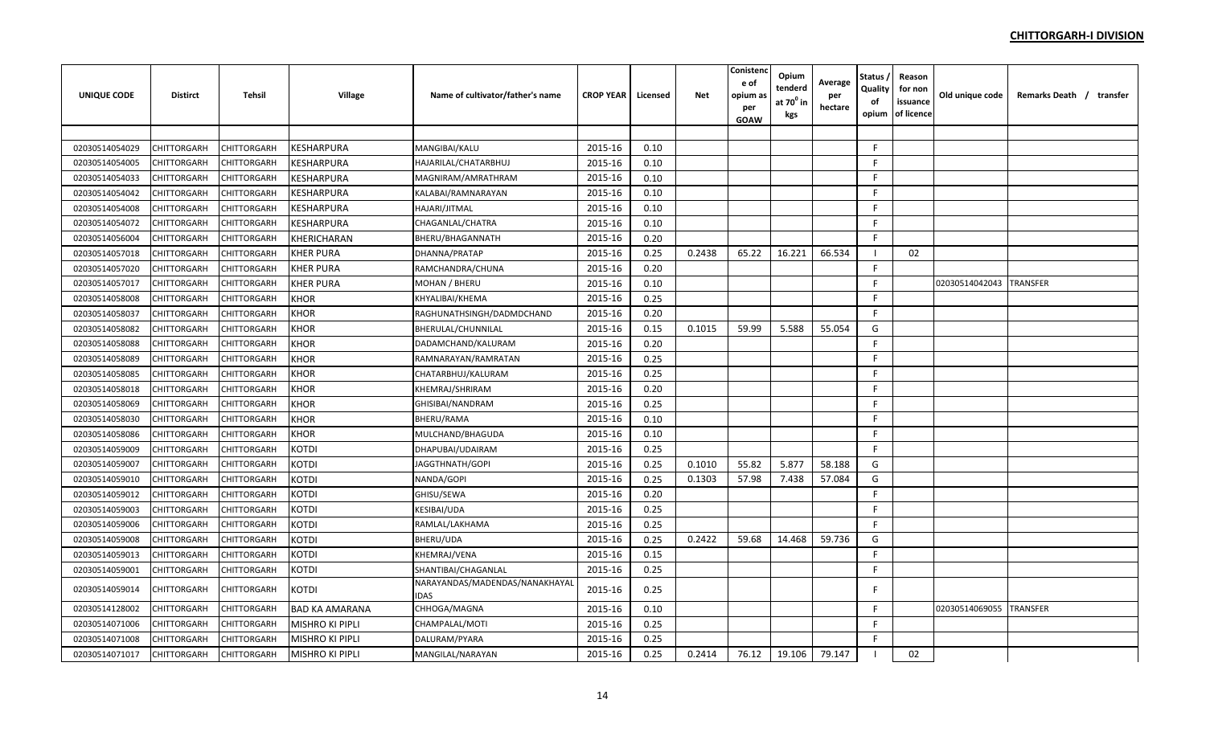## CHITTORGARH-I DIVISION

| UNIQUE CODE | Distirct | Tehsil | Village | Name of cultivator/father's name | CROP YEAR | Licensed | Net | Conistence of opium as per GOAW | Opium tenderd at $70^0$ in kgs | Average per hectare | Status / Quality of opium | Reason for non issuance of licence | Old unique code | Remarks Death / transfer |
|---|---|---|---|---|---|---|---|---|---|---|---|---|---|---|
| 02030514054029 | CHITTORGARH | CHITTORGARH | KESHARPURA | MANGIBAI/KALU | 2015-16 | 0.10 | | | | | F | | | |
| 02030514054005 | CHITTORGARH | CHITTORGARH | KESHARPURA | HAJARILAL/CHATARBHUJ | 2015-16 | 0.10 | | | | | F | | | |
| 02030514054033 | CHITTORGARH | CHITTORGARH | KESHARPURA | MAGNIRAM/AMRATHRAM | 2015-16 | 0.10 | | | | | F | | | |
| 02030514054042 | CHITTORGARH | CHITTORGARH | KESHARPURA | KALABAI/RAMNARAYAN | 2015-16 | 0.10 | | | | | F | | | |
| 02030514054008 | CHITTORGARH | CHITTORGARH | KESHARPURA | HAJARI/JITMAL | 2015-16 | 0.10 | | | | | F | | | |
| 02030514054072 | CHITTORGARH | CHITTORGARH | KESHARPURA | CHAGANLAL/CHATRA | 2015-16 | 0.10 | | | | | F | | | |
| 02030514056004 | CHITTORGARH | CHITTORGARH | KHERICHARAN | BHERU/BHAGANNATH | 2015-16 | 0.20 | | | | | F | | | |
| 02030514057018 | CHITTORGARH | CHITTORGARH | KHER PURA | DHANNA/PRATAP | 2015-16 | 0.25 | 0.2438 | 65.22 | 16.221 | 66.534 | I | 02 | | |
| 02030514057020 | CHITTORGARH | CHITTORGARH | KHER PURA | RAMCHANDRA/CHUNA | 2015-16 | 0.20 | | | | | F | | | |
| 02030514057017 | CHITTORGARH | CHITTORGARH | KHER PURA | MOHAN / BHERU | 2015-16 | 0.10 | | | | | F | | 02030514042043 | TRANSFER |
| 02030514058008 | CHITTORGARH | CHITTORGARH | KHOR | KHYALIBAI/KHEMA | 2015-16 | 0.25 | | | | | F | | | |
| 02030514058037 | CHITTORGARH | CHITTORGARH | KHOR | RAGHUNATHSINGH/DADMDCHAND | 2015-16 | 0.20 | | | | | F | | | |
| 02030514058082 | CHITTORGARH | CHITTORGARH | KHOR | BHERULAL/CHUNNILAL | 2015-16 | 0.15 | 0.1015 | 59.99 | 5.588 | 55.054 | G | | | |
| 02030514058088 | CHITTORGARH | CHITTORGARH | KHOR | DADAMCHAND/KALURAM | 2015-16 | 0.20 | | | | | F | | | |
| 02030514058089 | CHITTORGARH | CHITTORGARH | KHOR | RAMNARAYAN/RAMRATAN | 2015-16 | 0.25 | | | | | F | | | |
| 02030514058085 | CHITTORGARH | CHITTORGARH | KHOR | CHATARBHUJ/KALURAM | 2015-16 | 0.25 | | | | | F | | | |
| 02030514058018 | CHITTORGARH | CHITTORGARH | KHOR | KHEMRAJ/SHRIRAM | 2015-16 | 0.20 | | | | | F | | | |
| 02030514058069 | CHITTORGARH | CHITTORGARH | KHOR | GHISIBAI/NANDRAM | 2015-16 | 0.25 | | | | | F | | | |
| 02030514058030 | CHITTORGARH | CHITTORGARH | KHOR | BHERU/RAMA | 2015-16 | 0.10 | | | | | F | | | |
| 02030514058086 | CHITTORGARH | CHITTORGARH | KHOR | MULCHAND/BHAGUDA | 2015-16 | 0.10 | | | | | F | | | |
| 02030514059009 | CHITTORGARH | CHITTORGARH | KOTDI | DHAPUBAI/UDAIRAM | 2015-16 | 0.25 | | | | | F | | | |
| 02030514059007 | CHITTORGARH | CHITTORGARH | KOTDI | JAGGTHNATH/GOPI | 2015-16 | 0.25 | 0.1010 | 55.82 | 5.877 | 58.188 | G | | | |
| 02030514059010 | CHITTORGARH | CHITTORGARH | KOTDI | NANDA/GOPI | 2015-16 | 0.25 | 0.1303 | 57.98 | 7.438 | 57.084 | G | | | |
| 02030514059012 | CHITTORGARH | CHITTORGARH | KOTDI | GHISU/SEWA | 2015-16 | 0.20 | | | | | F | | | |
| 02030514059003 | CHITTORGARH | CHITTORGARH | KOTDI | KESIBAI/UDA | 2015-16 | 0.25 | | | | | F | | | |
| 02030514059006 | CHITTORGARH | CHITTORGARH | KOTDI | RAMLAL/LAKHAMA | 2015-16 | 0.25 | | | | | F | | | |
| 02030514059008 | CHITTORGARH | CHITTORGARH | KOTDI | BHERU/UDA | 2015-16 | 0.25 | 0.2422 | 59.68 | 14.468 | 59.736 | G | | | |
| 02030514059013 | CHITTORGARH | CHITTORGARH | KOTDI | KHEMRAJ/VENA | 2015-16 | 0.15 | | | | | F | | | |
| 02030514059001 | CHITTORGARH | CHITTORGARH | KOTDI | SHANTIBAI/CHAGANLAL | 2015-16 | 0.25 | | | | | F | | | |
| 02030514059014 | CHITTORGARH | CHITTORGARH | KOTDI | NARAYANDAS/MADENDAS/NANAKHAYALIDAS | 2015-16 | 0.25 | | | | | F | | | |
| 02030514128002 | CHITTORGARH | CHITTORGARH | BAD KA AMARANA | CHHOGA/MAGNA | 2015-16 | 0.10 | | | | | F | | 02030514069055 | TRANSFER |
| 02030514071006 | CHITTORGARH | CHITTORGARH | MISHRO KI PIPLI | CHAMPALAL/MOTI | 2015-16 | 0.25 | | | | | F | | | |
| 02030514071008 | CHITTORGARH | CHITTORGARH | MISHRO KI PIPLI | DALURAM/PYARA | 2015-16 | 0.25 | | | | | F | | | |
| 02030514071017 | CHITTORGARH | CHITTORGARH | MISHRO KI PIPLI | MANGILAL/NARAYAN | 2015-16 | 0.25 | 0.2414 | 76.12 | 19.106 | 79.147 | I | 02 | | |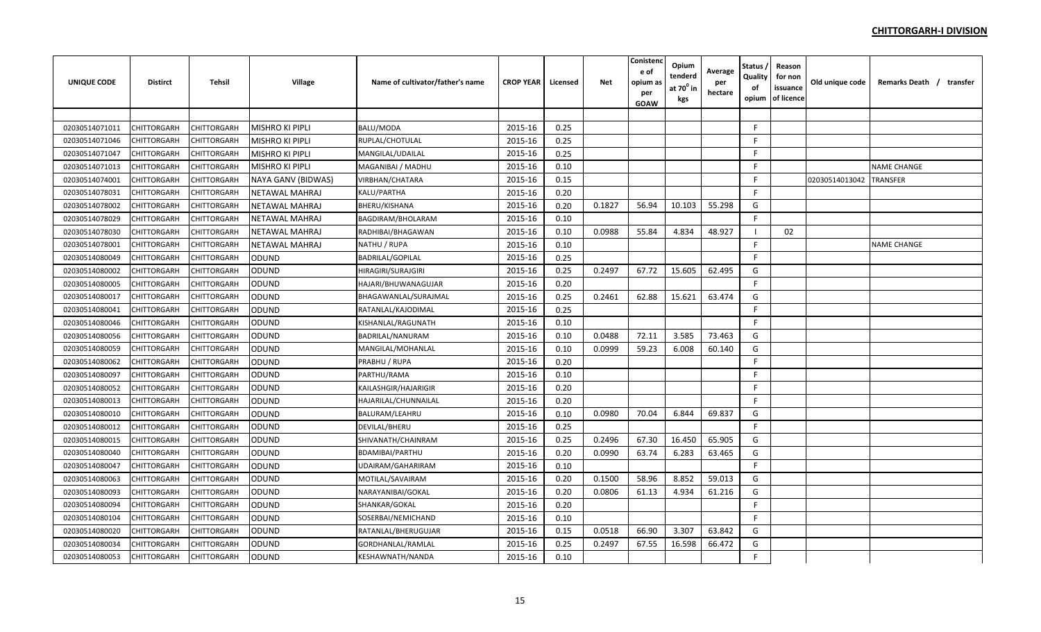**CHITTORGARH-I DIVISION**

| UNIQUE CODE | Distirct | Tehsil | Village | Name of cultivator/father's name | CROP YEAR | Licensed | Net | Conistence of opium as per GOAW | Opium tenderd at 70$^0$ in kgs | Average per hectare | Status / Quality of opium | Reason for non issuance of licence | Old unique code | Remarks Death / transfer |
|---|---|---|---|---|---|---|---|---|---|---|---|---|---|---|
| | | | | | | | | | | | | | | |
| 02030514071011 | CHITTORGARH | CHITTORGARH | MISHRO KI PIPLI | BALU/MODA | 2015-16 | 0.25 | | | | | F | | | |
| 02030514071046 | CHITTORGARH | CHITTORGARH | MISHRO KI PIPLI | RUPLAL/CHOTULAL | 2015-16 | 0.25 | | | | | F | | | |
| 02030514071047 | CHITTORGARH | CHITTORGARH | MISHRO KI PIPLI | MANGILAL/UDAILAL | 2015-16 | 0.25 | | | | | F | | | |
| 02030514071013 | CHITTORGARH | CHITTORGARH | MISHRO KI PIPLI | MAGANIBAI / MADHU | 2015-16 | 0.10 | | | | | F | | | NAME CHANGE |
| 02030514074001 | CHITTORGARH | CHITTORGARH | NAYA GANV (BIDWAS) | VIRBHAN/CHATARA | 2015-16 | 0.15 | | | | | F | | 02030514013042 | TRANSFER |
| 02030514078031 | CHITTORGARH | CHITTORGARH | NETAWAL MAHRAJ | KALU/PARTHA | 2015-16 | 0.20 | | | | | F | | | |
| 02030514078002 | CHITTORGARH | CHITTORGARH | NETAWAL MAHRAJ | BHERU/KISHANA | 2015-16 | 0.20 | 0.1827 | 56.94 | 10.103 | 55.298 | G | | | |
| 02030514078029 | CHITTORGARH | CHITTORGARH | NETAWAL MAHRAJ | BAGDIRAM/BHOLARAM | 2015-16 | 0.10 | | | | | F | | | |
| 02030514078030 | CHITTORGARH | CHITTORGARH | NETAWAL MAHRAJ | RADHIBAI/BHAGAWAN | 2015-16 | 0.10 | 0.0988 | 55.84 | 4.834 | 48.927 | I | 02 | | |
| 02030514078001 | CHITTORGARH | CHITTORGARH | NETAWAL MAHRAJ | NATHU / RUPA | 2015-16 | 0.10 | | | | | F | | | NAME CHANGE |
| 02030514080049 | CHITTORGARH | CHITTORGARH | ODUND | BADRILAL/GOPILAL | 2015-16 | 0.25 | | | | | F | | | |
| 02030514080002 | CHITTORGARH | CHITTORGARH | ODUND | HIRAGIRI/SURAJGIRI | 2015-16 | 0.25 | 0.2497 | 67.72 | 15.605 | 62.495 | G | | | |
| 02030514080005 | CHITTORGARH | CHITTORGARH | ODUND | HAJARI/BHUWANAGUJAR | 2015-16 | 0.20 | | | | | F | | | |
| 02030514080017 | CHITTORGARH | CHITTORGARH | ODUND | BHAGAWANLAL/SURAJMAL | 2015-16 | 0.25 | 0.2461 | 62.88 | 15.621 | 63.474 | G | | | |
| 02030514080041 | CHITTORGARH | CHITTORGARH | ODUND | RATANLAL/KAJODIMAL | 2015-16 | 0.25 | | | | | F | | | |
| 02030514080046 | CHITTORGARH | CHITTORGARH | ODUND | KISHANLAL/RAGUNATH | 2015-16 | 0.10 | | | | | F | | | |
| 02030514080056 | CHITTORGARH | CHITTORGARH | ODUND | BADRILAL/NANURAM | 2015-16 | 0.10 | 0.0488 | 72.11 | 3.585 | 73.463 | G | | | |
| 02030514080059 | CHITTORGARH | CHITTORGARH | ODUND | MANGILAL/MOHANLAL | 2015-16 | 0.10 | 0.0999 | 59.23 | 6.008 | 60.140 | G | | | |
| 02030514080062 | CHITTORGARH | CHITTORGARH | ODUND | PRABHU / RUPA | 2015-16 | 0.20 | | | | | F | | | |
| 02030514080097 | CHITTORGARH | CHITTORGARH | ODUND | PARTHU/RAMA | 2015-16 | 0.10 | | | | | F | | | |
| 02030514080052 | CHITTORGARH | CHITTORGARH | ODUND | KAILASHGIR/HAJARIGIR | 2015-16 | 0.20 | | | | | F | | | |
| 02030514080013 | CHITTORGARH | CHITTORGARH | ODUND | HAJARILAL/CHUNNAILAL | 2015-16 | 0.20 | | | | | F | | | |
| 02030514080010 | CHITTORGARH | CHITTORGARH | ODUND | BALURAM/LEAHRU | 2015-16 | 0.10 | 0.0980 | 70.04 | 6.844 | 69.837 | G | | | |
| 02030514080012 | CHITTORGARH | CHITTORGARH | ODUND | DEVILAL/BHERU | 2015-16 | 0.25 | | | | | F | | | |
| 02030514080015 | CHITTORGARH | CHITTORGARH | ODUND | SHIVANATH/CHAINRAM | 2015-16 | 0.25 | 0.2496 | 67.30 | 16.450 | 65.905 | G | | | |
| 02030514080040 | CHITTORGARH | CHITTORGARH | ODUND | BDAMIBAI/PARTHU | 2015-16 | 0.20 | 0.0990 | 63.74 | 6.283 | 63.465 | G | | | |
| 02030514080047 | CHITTORGARH | CHITTORGARH | ODUND | UDAIRAM/GAHARIRAM | 2015-16 | 0.10 | | | | | F | | | |
| 02030514080063 | CHITTORGARH | CHITTORGARH | ODUND | MOTILAL/SAVAIRAM | 2015-16 | 0.20 | 0.1500 | 58.96 | 8.852 | 59.013 | G | | | |
| 02030514080093 | CHITTORGARH | CHITTORGARH | ODUND | NARAYANIBAI/GOKAL | 2015-16 | 0.20 | 0.0806 | 61.13 | 4.934 | 61.216 | G | | | |
| 02030514080094 | CHITTORGARH | CHITTORGARH | ODUND | SHANKAR/GOKAL | 2015-16 | 0.20 | | | | | F | | | |
| 02030514080104 | CHITTORGARH | CHITTORGARH | ODUND | SOSERBAI/NEMICHAND | 2015-16 | 0.10 | | | | | F | | | |
| 02030514080020 | CHITTORGARH | CHITTORGARH | ODUND | RATANLAL/BHERUGUJAR | 2015-16 | 0.15 | 0.0518 | 66.90 | 3.307 | 63.842 | G | | | |
| 02030514080034 | CHITTORGARH | CHITTORGARH | ODUND | GORDHANLAL/RAMLAL | 2015-16 | 0.25 | 0.2497 | 67.55 | 16.598 | 66.472 | G | | | |
| 02030514080053 | CHITTORGARH | CHITTORGARH | ODUND | KESHAWNATH/NANDA | 2015-16 | 0.10 | | | | | F | | | |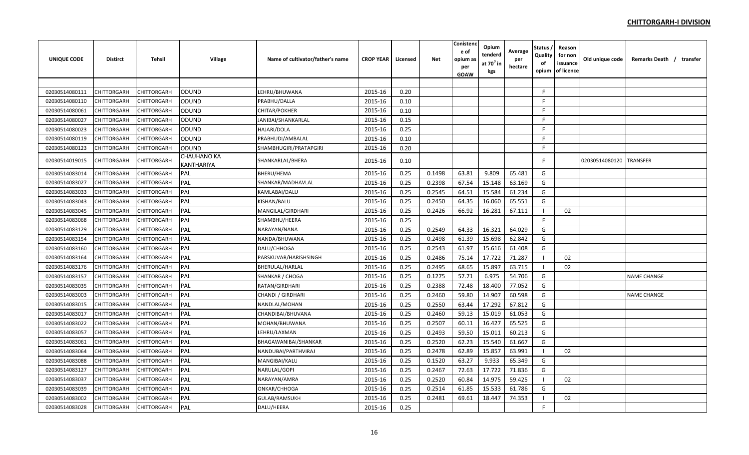**CHITTORGARH-I DIVISION**

| UNIQUE CODE | Distirct | Tehsil | Village | Name of cultivator/father's name | CROP YEAR | Licensed | Net | Conistence of opium as per GOAW | Opium tenderd at $70^0$ in kgs | Average per hectare | Status / Quality of opium | Reason for non issuance of licence | Old unique code | Remarks Death / transfer |
|---|---|---|---|---|---|---|---|---|---|---|---|---|---|---|
| | | | | | | | | | | | | | | |
| 02030514080111 | CHITTORGARH | CHITTORGARH | ODUND | LEHRU/BHUWANA | 2015-16 | 0.20 | | | | | F | | | |
| 02030514080110 | CHITTORGARH | CHITTORGARH | ODUND | PRABHU/DALLA | 2015-16 | 0.10 | | | | | F | | | |
| 02030514080061 | CHITTORGARH | CHITTORGARH | ODUND | CHITAR/POKHER | 2015-16 | 0.10 | | | | | F | | | |
| 02030514080027 | CHITTORGARH | CHITTORGARH | ODUND | JANIBAI/SHANKARLAL | 2015-16 | 0.15 | | | | | F | | | |
| 02030514080023 | CHITTORGARH | CHITTORGARH | ODUND | HAJARI/DOLA | 2015-16 | 0.25 | | | | | F | | | |
| 02030514080119 | CHITTORGARH | CHITTORGARH | ODUND | PRABHUDI/AMBALAL | 2015-16 | 0.10 | | | | | F | | | |
| 02030514080123 | CHITTORGARH | CHITTORGARH | ODUND | SHAMBHUGIRI/PRATAPGIRI | 2015-16 | 0.20 | | | | | F | | | |
| 02030514019015 | CHITTORGARH | CHITTORGARH | CHAUHANO KA KANTHARIYA | SHANKARLAL/BHERA | 2015-16 | 0.10 | | | | | F | | 02030514080120 | TRANSFER |
| 02030514083014 | CHITTORGARH | CHITTORGARH | PAL | BHERU/HEMA | 2015-16 | 0.25 | 0.1498 | 63.81 | 9.809 | 65.481 | G | | | |
| 02030514083027 | CHITTORGARH | CHITTORGARH | PAL | SHANKAR/MADHAVLAL | 2015-16 | 0.25 | 0.2398 | 67.54 | 15.148 | 63.169 | G | | | |
| 02030514083033 | CHITTORGARH | CHITTORGARH | PAL | KAMLABAI/DALU | 2015-16 | 0.25 | 0.2545 | 64.51 | 15.584 | 61.234 | G | | | |
| 02030514083043 | CHITTORGARH | CHITTORGARH | PAL | KISHAN/BALU | 2015-16 | 0.25 | 0.2450 | 64.35 | 16.060 | 65.551 | G | | | |
| 02030514083045 | CHITTORGARH | CHITTORGARH | PAL | MANGILAL/GIRDHARI | 2015-16 | 0.25 | 0.2426 | 66.92 | 16.281 | 67.111 | I | 02 | | |
| 02030514083068 | CHITTORGARH | CHITTORGARH | PAL | SHAMBHU/HEERA | 2015-16 | 0.25 | | | | | F | | | |
| 02030514083129 | CHITTORGARH | CHITTORGARH | PAL | NARAYAN/NANA | 2015-16 | 0.25 | 0.2549 | 64.33 | 16.321 | 64.029 | G | | | |
| 02030514083154 | CHITTORGARH | CHITTORGARH | PAL | NANDA/BHUWANA | 2015-16 | 0.25 | 0.2498 | 61.39 | 15.698 | 62.842 | G | | | |
| 02030514083160 | CHITTORGARH | CHITTORGARH | PAL | DALU/CHHOGA | 2015-16 | 0.25 | 0.2543 | 61.97 | 15.616 | 61.408 | G | | | |
| 02030514083164 | CHITTORGARH | CHITTORGARH | PAL | PARSKUVAR/HARISHSINGH | 2015-16 | 0.25 | 0.2486 | 75.14 | 17.722 | 71.287 | I | 02 | | |
| 02030514083176 | CHITTORGARH | CHITTORGARH | PAL | BHERULAL/HARLAL | 2015-16 | 0.25 | 0.2495 | 68.65 | 15.897 | 63.715 | I | 02 | | |
| 02030514083157 | CHITTORGARH | CHITTORGARH | PAL | SHANKAR / CHOGA | 2015-16 | 0.25 | 0.1275 | 57.71 | 6.975 | 54.706 | G | | | NAME CHANGE |
| 02030514083035 | CHITTORGARH | CHITTORGARH | PAL | RATAN/GIRDHARI | 2015-16 | 0.25 | 0.2388 | 72.48 | 18.400 | 77.052 | G | | | |
| 02030514083003 | CHITTORGARH | CHITTORGARH | PAL | CHANDI / GIRDHARI | 2015-16 | 0.25 | 0.2460 | 59.80 | 14.907 | 60.598 | G | | | NAME CHANGE |
| 02030514083015 | CHITTORGARH | CHITTORGARH | PAL | NANDLAL/MOHAN | 2015-16 | 0.25 | 0.2550 | 63.44 | 17.292 | 67.812 | G | | | |
| 02030514083017 | CHITTORGARH | CHITTORGARH | PAL | CHANDIBAI/BHUVANA | 2015-16 | 0.25 | 0.2460 | 59.13 | 15.019 | 61.053 | G | | | |
| 02030514083022 | CHITTORGARH | CHITTORGARH | PAL | MOHAN/BHUWANA | 2015-16 | 0.25 | 0.2507 | 60.11 | 16.427 | 65.525 | G | | | |
| 02030514083057 | CHITTORGARH | CHITTORGARH | PAL | LEHRU/LAXMAN | 2015-16 | 0.25 | 0.2493 | 59.50 | 15.011 | 60.213 | G | | | |
| 02030514083061 | CHITTORGARH | CHITTORGARH | PAL | BHAGAWANIBAI/SHANKAR | 2015-16 | 0.25 | 0.2520 | 62.23 | 15.540 | 61.667 | G | | | |
| 02030514083064 | CHITTORGARH | CHITTORGARH | PAL | NANDUBAI/PARTHVIRAJ | 2015-16 | 0.25 | 0.2478 | 62.89 | 15.857 | 63.991 | I | 02 | | |
| 02030514083088 | CHITTORGARH | CHITTORGARH | PAL | MANGIBAI/KALU | 2015-16 | 0.25 | 0.1520 | 63.27 | 9.933 | 65.349 | G | | | |
| 02030514083127 | CHITTORGARH | CHITTORGARH | PAL | NARULAL/GOPI | 2015-16 | 0.25 | 0.2467 | 72.63 | 17.722 | 71.836 | G | | | |
| 02030514083037 | CHITTORGARH | CHITTORGARH | PAL | NARAYAN/AMRA | 2015-16 | 0.25 | 0.2520 | 60.84 | 14.975 | 59.425 | I | 02 | | |
| 02030514083039 | CHITTORGARH | CHITTORGARH | PAL | ONKAR/CHHOGA | 2015-16 | 0.25 | 0.2514 | 61.85 | 15.533 | 61.786 | G | | | |
| 02030514083002 | CHITTORGARH | CHITTORGARH | PAL | GULAB/RAMSUKH | 2015-16 | 0.25 | 0.2481 | 69.61 | 18.447 | 74.353 | I | 02 | | |
| 02030514083028 | CHITTORGARH | CHITTORGARH | PAL | DALU/HEERA | 2015-16 | 0.25 | | | | | F | | | |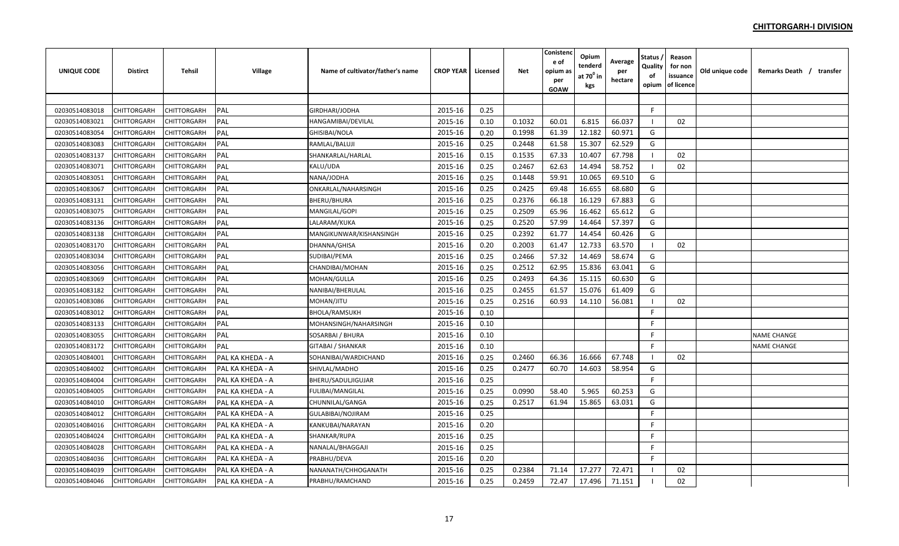**CHITTORGARH-I DIVISION**

| UNIQUE CODE | Distirct | Tehsil | Village | Name of cultivator/father's name | CROP YEAR | Licensed | Net | Conistence of opium as per GOAW | Opium tenderd at $70^0$ in kgs | Average per hectare | Status / Quality of opium | Reason for non issuance of licence | Old unique code | Remarks Death / transfer |
|---|---|---|---|---|---|---|---|---|---|---|---|---|---|---|
| | | | | | | | | | | | | | | |
| 02030514083018 | CHITTORGARH | CHITTORGARH | PAL | GIRDHARI/JODHA | 2015-16 | 0.25 | | | | | F | | | |
| 02030514083021 | CHITTORGARH | CHITTORGARH | PAL | HANGAMIBAI/DEVILAL | 2015-16 | 0.10 | 0.1032 | 60.01 | 6.815 | 66.037 | I | 02 | | |
| 02030514083054 | CHITTORGARH | CHITTORGARH | PAL | GHISIBAI/NOLA | 2015-16 | 0.20 | 0.1998 | 61.39 | 12.182 | 60.971 | G | | | |
| 02030514083083 | CHITTORGARH | CHITTORGARH | PAL | RAMLAL/BALUJI | 2015-16 | 0.25 | 0.2448 | 61.58 | 15.307 | 62.529 | G | | | |
| 02030514083137 | CHITTORGARH | CHITTORGARH | PAL | SHANKARLAL/HARLAL | 2015-16 | 0.15 | 0.1535 | 67.33 | 10.407 | 67.798 | I | 02 | | |
| 02030514083071 | CHITTORGARH | CHITTORGARH | PAL | KALU/UDA | 2015-16 | 0.25 | 0.2467 | 62.63 | 14.494 | 58.752 | I | 02 | | |
| 02030514083051 | CHITTORGARH | CHITTORGARH | PAL | NANA/JODHA | 2015-16 | 0.25 | 0.1448 | 59.91 | 10.065 | 69.510 | G | | | |
| 02030514083067 | CHITTORGARH | CHITTORGARH | PAL | ONKARLAL/NAHARSINGH | 2015-16 | 0.25 | 0.2425 | 69.48 | 16.655 | 68.680 | G | | | |
| 02030514083131 | CHITTORGARH | CHITTORGARH | PAL | BHERU/BHURA | 2015-16 | 0.25 | 0.2376 | 66.18 | 16.129 | 67.883 | G | | | |
| 02030514083075 | CHITTORGARH | CHITTORGARH | PAL | MANGILAL/GOPI | 2015-16 | 0.25 | 0.2509 | 65.96 | 16.462 | 65.612 | G | | | |
| 02030514083136 | CHITTORGARH | CHITTORGARH | PAL | LALARAM/KUKA | 2015-16 | 0.25 | 0.2520 | 57.99 | 14.464 | 57.397 | G | | | |
| 02030514083138 | CHITTORGARH | CHITTORGARH | PAL | MANGIKUNWAR/KISHANSINGH | 2015-16 | 0.25 | 0.2392 | 61.77 | 14.454 | 60.426 | G | | | |
| 02030514083170 | CHITTORGARH | CHITTORGARH | PAL | DHANNA/GHISA | 2015-16 | 0.20 | 0.2003 | 61.47 | 12.733 | 63.570 | I | 02 | | |
| 02030514083034 | CHITTORGARH | CHITTORGARH | PAL | SUDIBAI/PEMA | 2015-16 | 0.25 | 0.2466 | 57.32 | 14.469 | 58.674 | G | | | |
| 02030514083056 | CHITTORGARH | CHITTORGARH | PAL | CHANDIBAI/MOHAN | 2015-16 | 0.25 | 0.2512 | 62.95 | 15.836 | 63.041 | G | | | |
| 02030514083069 | CHITTORGARH | CHITTORGARH | PAL | MOHAN/GULLA | 2015-16 | 0.25 | 0.2493 | 64.36 | 15.115 | 60.630 | G | | | |
| 02030514083182 | CHITTORGARH | CHITTORGARH | PAL | NANIBAI/BHERULAL | 2015-16 | 0.25 | 0.2455 | 61.57 | 15.076 | 61.409 | G | | | |
| 02030514083086 | CHITTORGARH | CHITTORGARH | PAL | MOHAN/JITU | 2015-16 | 0.25 | 0.2516 | 60.93 | 14.110 | 56.081 | I | 02 | | |
| 02030514083012 | CHITTORGARH | CHITTORGARH | PAL | BHOLA/RAMSUKH | 2015-16 | 0.10 | | | | | F | | | |
| 02030514083133 | CHITTORGARH | CHITTORGARH | PAL | MOHANSINGH/NAHARSINGH | 2015-16 | 0.10 | | | | | F | | | |
| 02030514083055 | CHITTORGARH | CHITTORGARH | PAL | SOSARBAI / BHURA | 2015-16 | 0.10 | | | | | F | | | NAME CHANGE |
| 02030514083172 | CHITTORGARH | CHITTORGARH | PAL | GITABAI / SHANKAR | 2015-16 | 0.10 | | | | | F | | | NAME CHANGE |
| 02030514084001 | CHITTORGARH | CHITTORGARH | PAL KA KHEDA - A | SOHANIBAI/WARDICHAND | 2015-16 | 0.25 | 0.2460 | 66.36 | 16.666 | 67.748 | I | 02 | | |
| 02030514084002 | CHITTORGARH | CHITTORGARH | PAL KA KHEDA - A | SHIVLAL/MADHO | 2015-16 | 0.25 | 0.2477 | 60.70 | 14.603 | 58.954 | G | | | |
| 02030514084004 | CHITTORGARH | CHITTORGARH | PAL KA KHEDA - A | BHERU/SADULJIGUJAR | 2015-16 | 0.25 | | | | | F | | | |
| 02030514084005 | CHITTORGARH | CHITTORGARH | PAL KA KHEDA - A | FULIBAI/MANGILAL | 2015-16 | 0.25 | 0.0990 | 58.40 | 5.965 | 60.253 | G | | | |
| 02030514084010 | CHITTORGARH | CHITTORGARH | PAL KA KHEDA - A | CHUNNILAL/GANGA | 2015-16 | 0.25 | 0.2517 | 61.94 | 15.865 | 63.031 | G | | | |
| 02030514084012 | CHITTORGARH | CHITTORGARH | PAL KA KHEDA - A | GULABIBAI/NOJIRAM | 2015-16 | 0.25 | | | | | F | | | |
| 02030514084016 | CHITTORGARH | CHITTORGARH | PAL KA KHEDA - A | KANKUBAI/NARAYAN | 2015-16 | 0.20 | | | | | F | | | |
| 02030514084024 | CHITTORGARH | CHITTORGARH | PAL KA KHEDA - A | SHANKAR/RUPA | 2015-16 | 0.25 | | | | | F | | | |
| 02030514084028 | CHITTORGARH | CHITTORGARH | PAL KA KHEDA - A | NANALAL/BHAGGAJI | 2015-16 | 0.25 | | | | | F | | | |
| 02030514084036 | CHITTORGARH | CHITTORGARH | PAL KA KHEDA - A | PRABHU/DEVA | 2015-16 | 0.20 | | | | | F | | | |
| 02030514084039 | CHITTORGARH | CHITTORGARH | PAL KA KHEDA - A | NANANATH/CHHOGANATH | 2015-16 | 0.25 | 0.2384 | 71.14 | 17.277 | 72.471 | I | 02 | | |
| 02030514084046 | CHITTORGARH | CHITTORGARH | PAL KA KHEDA - A | PRABHU/RAMCHAND | 2015-16 | 0.25 | 0.2459 | 72.47 | 17.496 | 71.151 | I | 02 | | |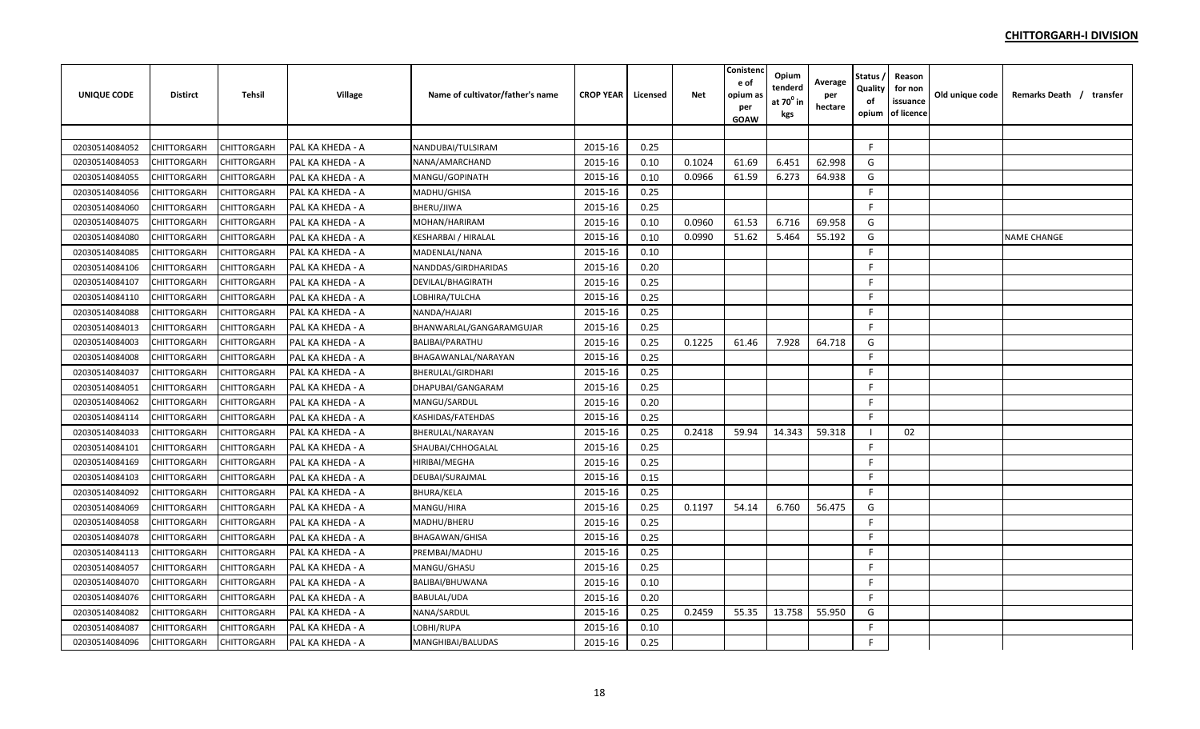**CHITTORGARH-I DIVISION**

| UNIQUE CODE | Distirct | Tehsil | Village | Name of cultivator/father's name | CROP YEAR | Licensed | Net | Conistence of opium as per GOAW | Opium tenderd at $70^0$ in kgs | Average per hectare | Status / Quality of opium | Reason for non issuance of licence | Old unique code | Remarks Death / transfer |
|---|---|---|---|---|---|---|---|---|---|---|---|---|---|---|
| | | | | | | | | | | | | | | |
| 02030514084052 | CHITTORGARH | CHITTORGARH | PAL KA KHEDA - A | NANDUBAI/TULSIRAM | 2015-16 | 0.25 | | | | | F | | | |
| 02030514084053 | CHITTORGARH | CHITTORGARH | PAL KA KHEDA - A | NANA/AMARCHAND | 2015-16 | 0.10 | 0.1024 | 61.69 | 6.451 | 62.998 | G | | | |
| 02030514084055 | CHITTORGARH | CHITTORGARH | PAL KA KHEDA - A | MANGU/GOPINATH | 2015-16 | 0.10 | 0.0966 | 61.59 | 6.273 | 64.938 | G | | | |
| 02030514084056 | CHITTORGARH | CHITTORGARH | PAL KA KHEDA - A | MADHU/GHISA | 2015-16 | 0.25 | | | | | F | | | |
| 02030514084060 | CHITTORGARH | CHITTORGARH | PAL KA KHEDA - A | BHERU/JIWA | 2015-16 | 0.25 | | | | | F | | | |
| 02030514084075 | CHITTORGARH | CHITTORGARH | PAL KA KHEDA - A | MOHAN/HARIRAM | 2015-16 | 0.10 | 0.0960 | 61.53 | 6.716 | 69.958 | G | | | |
| 02030514084080 | CHITTORGARH | CHITTORGARH | PAL KA KHEDA - A | KESHARBAI / HIRALAL | 2015-16 | 0.10 | 0.0990 | 51.62 | 5.464 | 55.192 | G | | | NAME CHANGE |
| 02030514084085 | CHITTORGARH | CHITTORGARH | PAL KA KHEDA - A | MADENLAL/NANA | 2015-16 | 0.10 | | | | | F | | | |
| 02030514084106 | CHITTORGARH | CHITTORGARH | PAL KA KHEDA - A | NANDDAS/GIRDHARIDAS | 2015-16 | 0.20 | | | | | F | | | |
| 02030514084107 | CHITTORGARH | CHITTORGARH | PAL KA KHEDA - A | DEVILAL/BHAGIRATH | 2015-16 | 0.25 | | | | | F | | | |
| 02030514084110 | CHITTORGARH | CHITTORGARH | PAL KA KHEDA - A | LOBHIRA/TULCHA | 2015-16 | 0.25 | | | | | F | | | |
| 02030514084088 | CHITTORGARH | CHITTORGARH | PAL KA KHEDA - A | NANDA/HAJARI | 2015-16 | 0.25 | | | | | F | | | |
| 02030514084013 | CHITTORGARH | CHITTORGARH | PAL KA KHEDA - A | BHANWARLAL/GANGARAMGUJAR | 2015-16 | 0.25 | | | | | F | | | |
| 02030514084003 | CHITTORGARH | CHITTORGARH | PAL KA KHEDA - A | BALIBAI/PARATHU | 2015-16 | 0.25 | 0.1225 | 61.46 | 7.928 | 64.718 | G | | | |
| 02030514084008 | CHITTORGARH | CHITTORGARH | PAL KA KHEDA - A | BHAGAWANLAL/NARAYAN | 2015-16 | 0.25 | | | | | F | | | |
| 02030514084037 | CHITTORGARH | CHITTORGARH | PAL KA KHEDA - A | BHERULAL/GIRDHARI | 2015-16 | 0.25 | | | | | F | | | |
| 02030514084051 | CHITTORGARH | CHITTORGARH | PAL KA KHEDA - A | DHAPUBAI/GANGARAM | 2015-16 | 0.25 | | | | | F | | | |
| 02030514084062 | CHITTORGARH | CHITTORGARH | PAL KA KHEDA - A | MANGU/SARDUL | 2015-16 | 0.20 | | | | | F | | | |
| 02030514084114 | CHITTORGARH | CHITTORGARH | PAL KA KHEDA - A | KASHIDAS/FATEHDAS | 2015-16 | 0.25 | | | | | F | | | |
| 02030514084033 | CHITTORGARH | CHITTORGARH | PAL KA KHEDA - A | BHERULAL/NARAYAN | 2015-16 | 0.25 | 0.2418 | 59.94 | 14.343 | 59.318 | I | 02 | | |
| 02030514084101 | CHITTORGARH | CHITTORGARH | PAL KA KHEDA - A | SHAUBAI/CHHOGALAL | 2015-16 | 0.25 | | | | | F | | | |
| 02030514084169 | CHITTORGARH | CHITTORGARH | PAL KA KHEDA - A | HIRIBAI/MEGHA | 2015-16 | 0.25 | | | | | F | | | |
| 02030514084103 | CHITTORGARH | CHITTORGARH | PAL KA KHEDA - A | DEUBAI/SURAJMAL | 2015-16 | 0.15 | | | | | F | | | |
| 02030514084092 | CHITTORGARH | CHITTORGARH | PAL KA KHEDA - A | BHURA/KELA | 2015-16 | 0.25 | | | | | F | | | |
| 02030514084069 | CHITTORGARH | CHITTORGARH | PAL KA KHEDA - A | MANGU/HIRA | 2015-16 | 0.25 | 0.1197 | 54.14 | 6.760 | 56.475 | G | | | |
| 02030514084058 | CHITTORGARH | CHITTORGARH | PAL KA KHEDA - A | MADHU/BHERU | 2015-16 | 0.25 | | | | | F | | | |
| 02030514084078 | CHITTORGARH | CHITTORGARH | PAL KA KHEDA - A | BHAGAWAN/GHISA | 2015-16 | 0.25 | | | | | F | | | |
| 02030514084113 | CHITTORGARH | CHITTORGARH | PAL KA KHEDA - A | PREMBAI/MADHU | 2015-16 | 0.25 | | | | | F | | | |
| 02030514084057 | CHITTORGARH | CHITTORGARH | PAL KA KHEDA - A | MANGU/GHASU | 2015-16 | 0.25 | | | | | F | | | |
| 02030514084070 | CHITTORGARH | CHITTORGARH | PAL KA KHEDA - A | BALIBAI/BHUWANA | 2015-16 | 0.10 | | | | | F | | | |
| 02030514084076 | CHITTORGARH | CHITTORGARH | PAL KA KHEDA - A | BABULAL/UDA | 2015-16 | 0.20 | | | | | F | | | |
| 02030514084082 | CHITTORGARH | CHITTORGARH | PAL KA KHEDA - A | NANA/SARDUL | 2015-16 | 0.25 | 0.2459 | 55.35 | 13.758 | 55.950 | G | | | |
| 02030514084087 | CHITTORGARH | CHITTORGARH | PAL KA KHEDA - A | LOBHI/RUPA | 2015-16 | 0.10 | | | | | F | | | |
| 02030514084096 | CHITTORGARH | CHITTORGARH | PAL KA KHEDA - A | MANGHIBAI/BALUDAS | 2015-16 | 0.25 | | | | | F | | | |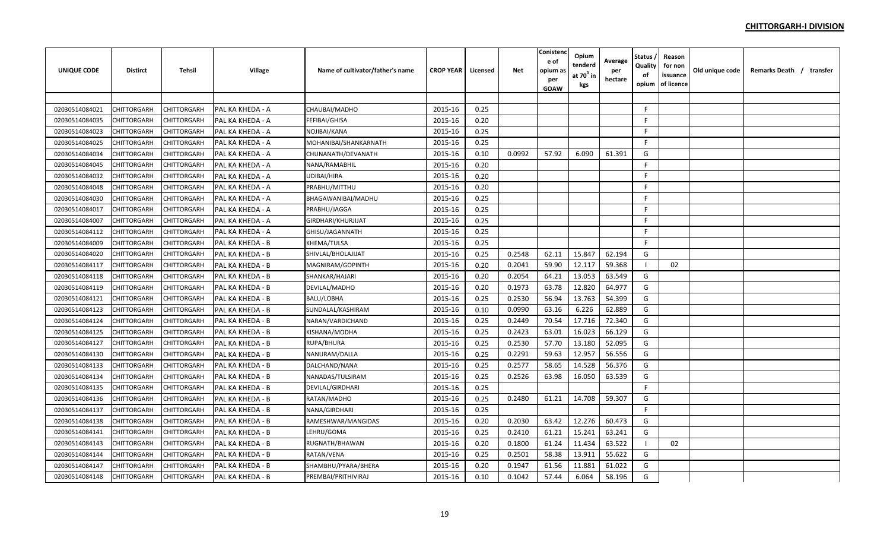**CHITTORGARH-I DIVISION**

| UNIQUE CODE | Distirct | Tehsil | Village | Name of cultivator/father's name | CROP YEAR | Licensed | Net | Conistence of opium as per GOAW | Opium tenderd at $70^0$ in kgs | Average per hectare | Status / Quality of opium | Reason for non issuance of licence | Old unique code | Remarks Death / transfer |
|---|---|---|---|---|---|---|---|---|---|---|---|---|---|---|
| | | | | | | | | | | | | | | |
| 02030514084021 | CHITTORGARH | CHITTORGARH | PAL KA KHEDA - A | CHAUBAI/MADHO | 2015-16 | 0.25 | | | | | F | | | |
| 02030514084035 | CHITTORGARH | CHITTORGARH | PAL KA KHEDA - A | FEFIBAI/GHISA | 2015-16 | 0.20 | | | | | F | | | |
| 02030514084023 | CHITTORGARH | CHITTORGARH | PAL KA KHEDA - A | NOJIBAI/KANA | 2015-16 | 0.25 | | | | | F | | | |
| 02030514084025 | CHITTORGARH | CHITTORGARH | PAL KA KHEDA - A | MOHANIBAI/SHANKARNATH | 2015-16 | 0.25 | | | | | F | | | |
| 02030514084034 | CHITTORGARH | CHITTORGARH | PAL KA KHEDA - A | CHUNANATH/DEVANATH | 2015-16 | 0.10 | 0.0992 | 57.92 | 6.090 | 61.391 | G | | | |
| 02030514084045 | CHITTORGARH | CHITTORGARH | PAL KA KHEDA - A | NANA/RAMABHIL | 2015-16 | 0.20 | | | | | F | | | |
| 02030514084032 | CHITTORGARH | CHITTORGARH | PAL KA KHEDA - A | UDIBAI/HIRA | 2015-16 | 0.20 | | | | | F | | | |
| 02030514084048 | CHITTORGARH | CHITTORGARH | PAL KA KHEDA - A | PRABHU/MITTHU | 2015-16 | 0.20 | | | | | F | | | |
| 02030514084030 | CHITTORGARH | CHITTORGARH | PAL KA KHEDA - A | BHAGAWANIBAI/MADHU | 2015-16 | 0.25 | | | | | F | | | |
| 02030514084017 | CHITTORGARH | CHITTORGARH | PAL KA KHEDA - A | PRABHU/JAGGA | 2015-16 | 0.25 | | | | | F | | | |
| 02030514084007 | CHITTORGARH | CHITTORGARH | PAL KA KHEDA - A | GIRDHARI/KHURJIJAT | 2015-16 | 0.25 | | | | | F | | | |
| 02030514084112 | CHITTORGARH | CHITTORGARH | PAL KA KHEDA - A | GHISU/JAGANNATH | 2015-16 | 0.25 | | | | | F | | | |
| 02030514084009 | CHITTORGARH | CHITTORGARH | PAL KA KHEDA - B | KHEMA/TULSA | 2015-16 | 0.25 | | | | | F | | | |
| 02030514084020 | CHITTORGARH | CHITTORGARH | PAL KA KHEDA - B | SHIVLAL/BHOLAJIJAT | 2015-16 | 0.25 | 0.2548 | 62.11 | 15.847 | 62.194 | G | | | |
| 02030514084117 | CHITTORGARH | CHITTORGARH | PAL KA KHEDA - B | MAGNIRAM/GOPINTH | 2015-16 | 0.20 | 0.2041 | 59.90 | 12.117 | 59.368 | I | 02 | | |
| 02030514084118 | CHITTORGARH | CHITTORGARH | PAL KA KHEDA - B | SHANKAR/HAJARI | 2015-16 | 0.20 | 0.2054 | 64.21 | 13.053 | 63.549 | G | | | |
| 02030514084119 | CHITTORGARH | CHITTORGARH | PAL KA KHEDA - B | DEVILAL/MADHO | 2015-16 | 0.20 | 0.1973 | 63.78 | 12.820 | 64.977 | G | | | |
| 02030514084121 | CHITTORGARH | CHITTORGARH | PAL KA KHEDA - B | BALU/LOBHA | 2015-16 | 0.25 | 0.2530 | 56.94 | 13.763 | 54.399 | G | | | |
| 02030514084123 | CHITTORGARH | CHITTORGARH | PAL KA KHEDA - B | SUNDALAL/KASHIRAM | 2015-16 | 0.10 | 0.0990 | 63.16 | 6.226 | 62.889 | G | | | |
| 02030514084124 | CHITTORGARH | CHITTORGARH | PAL KA KHEDA - B | NARAN/VARDICHAND | 2015-16 | 0.25 | 0.2449 | 70.54 | 17.716 | 72.340 | G | | | |
| 02030514084125 | CHITTORGARH | CHITTORGARH | PAL KA KHEDA - B | KISHANA/MODHA | 2015-16 | 0.25 | 0.2423 | 63.01 | 16.023 | 66.129 | G | | | |
| 02030514084127 | CHITTORGARH | CHITTORGARH | PAL KA KHEDA - B | RUPA/BHURA | 2015-16 | 0.25 | 0.2530 | 57.70 | 13.180 | 52.095 | G | | | |
| 02030514084130 | CHITTORGARH | CHITTORGARH | PAL KA KHEDA - B | NANURAM/DALLA | 2015-16 | 0.25 | 0.2291 | 59.63 | 12.957 | 56.556 | G | | | |
| 02030514084133 | CHITTORGARH | CHITTORGARH | PAL KA KHEDA - B | DALCHAND/NANA | 2015-16 | 0.25 | 0.2577 | 58.65 | 14.528 | 56.376 | G | | | |
| 02030514084134 | CHITTORGARH | CHITTORGARH | PAL KA KHEDA - B | NANADAS/TULSIRAM | 2015-16 | 0.25 | 0.2526 | 63.98 | 16.050 | 63.539 | G | | | |
| 02030514084135 | CHITTORGARH | CHITTORGARH | PAL KA KHEDA - B | DEVILAL/GIRDHARI | 2015-16 | 0.25 | | | | | F | | | |
| 02030514084136 | CHITTORGARH | CHITTORGARH | PAL KA KHEDA - B | RATAN/MADHO | 2015-16 | 0.25 | 0.2480 | 61.21 | 14.708 | 59.307 | G | | | |
| 02030514084137 | CHITTORGARH | CHITTORGARH | PAL KA KHEDA - B | NANA/GIRDHARI | 2015-16 | 0.25 | | | | | F | | | |
| 02030514084138 | CHITTORGARH | CHITTORGARH | PAL KA KHEDA - B | RAMESHWAR/MANGIDAS | 2015-16 | 0.20 | 0.2030 | 63.42 | 12.276 | 60.473 | G | | | |
| 02030514084141 | CHITTORGARH | CHITTORGARH | PAL KA KHEDA - B | LEHRU/GOMA | 2015-16 | 0.25 | 0.2410 | 61.21 | 15.241 | 63.241 | G | | | |
| 02030514084143 | CHITTORGARH | CHITTORGARH | PAL KA KHEDA - B | RUGNATH/BHAWAN | 2015-16 | 0.20 | 0.1800 | 61.24 | 11.434 | 63.522 | I | 02 | | |
| 02030514084144 | CHITTORGARH | CHITTORGARH | PAL KA KHEDA - B | RATAN/VENA | 2015-16 | 0.25 | 0.2501 | 58.38 | 13.911 | 55.622 | G | | | |
| 02030514084147 | CHITTORGARH | CHITTORGARH | PAL KA KHEDA - B | SHAMBHU/PYARA/BHERA | 2015-16 | 0.20 | 0.1947 | 61.56 | 11.881 | 61.022 | G | | | |
| 02030514084148 | CHITTORGARH | CHITTORGARH | PAL KA KHEDA - B | PREMBAI/PRITHIVIRAJ | 2015-16 | 0.10 | 0.1042 | 57.44 | 6.064 | 58.196 | G | | | |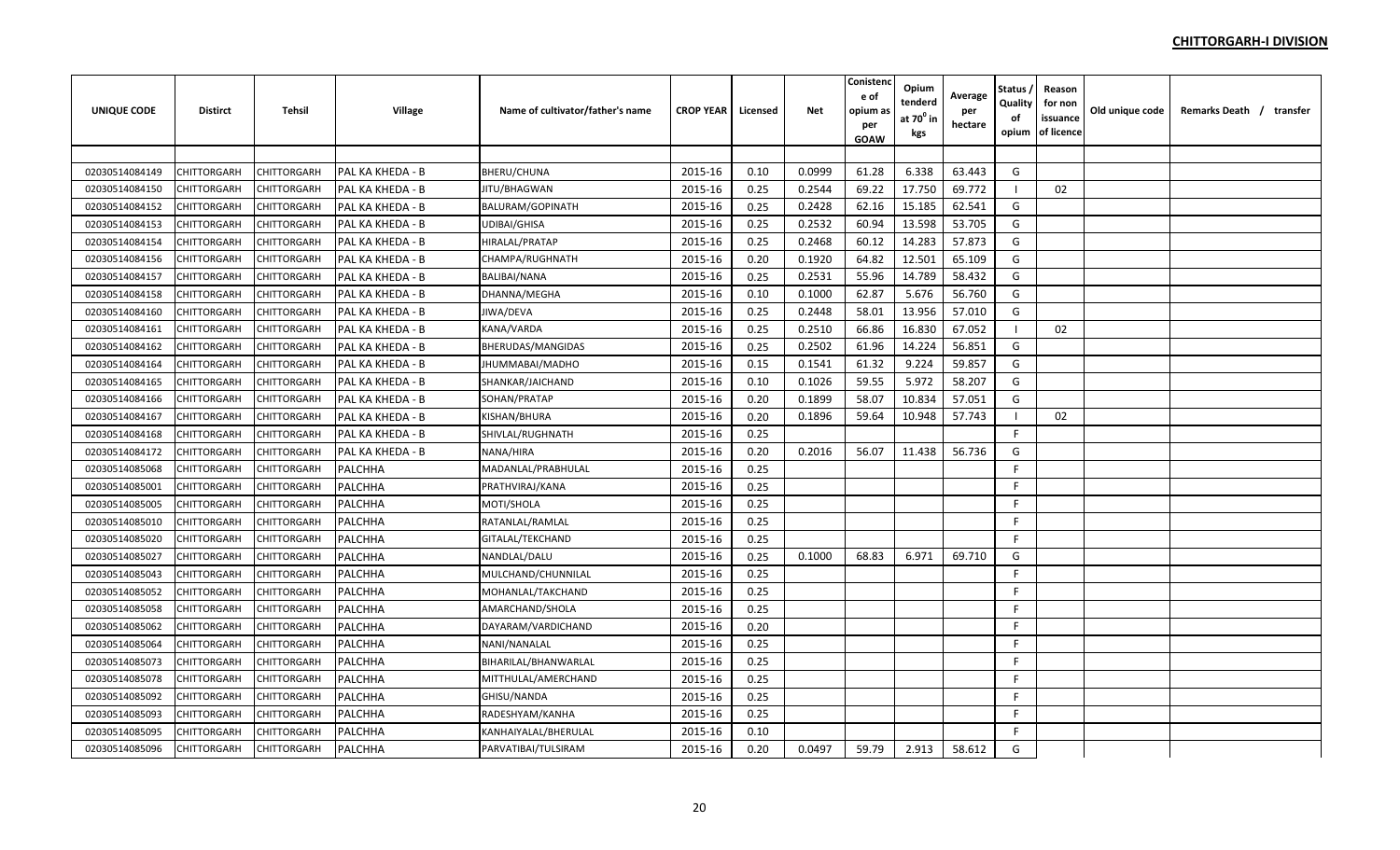**CHITTORGARH-I DIVISION**

| UNIQUE CODE | Distirct | Tehsil | Village | Name of cultivator/father's name | CROP YEAR | Licensed | Net | Conistence of opium as per GOAW | Opium tenderd at $70^0$ in kgs | Average per hectare | Status / Quality of opium | Reason for non issuance of licence | Old unique code | Remarks Death / transfer |
|---|---|---|---|---|---|---|---|---|---|---|---|---|---|---|
| | | | | | | | | | | | | | | |
| 02030514084149 | CHITTORGARH | CHITTORGARH | PAL KA KHEDA - B | BHERU/CHUNA | 2015-16 | 0.10 | 0.0999 | 61.28 | 6.338 | 63.443 | G | | | |
| 02030514084150 | CHITTORGARH | CHITTORGARH | PAL KA KHEDA - B | JITU/BHAGWAN | 2015-16 | 0.25 | 0.2544 | 69.22 | 17.750 | 69.772 | I | 02 | | |
| 02030514084152 | CHITTORGARH | CHITTORGARH | PAL KA KHEDA - B | BALURAM/GOPINATH | 2015-16 | 0.25 | 0.2428 | 62.16 | 15.185 | 62.541 | G | | | |
| 02030514084153 | CHITTORGARH | CHITTORGARH | PAL KA KHEDA - B | UDIBAI/GHISA | 2015-16 | 0.25 | 0.2532 | 60.94 | 13.598 | 53.705 | G | | | |
| 02030514084154 | CHITTORGARH | CHITTORGARH | PAL KA KHEDA - B | HIRALAL/PRATAP | 2015-16 | 0.25 | 0.2468 | 60.12 | 14.283 | 57.873 | G | | | |
| 02030514084156 | CHITTORGARH | CHITTORGARH | PAL KA KHEDA - B | CHAMPA/RUGHNATH | 2015-16 | 0.20 | 0.1920 | 64.82 | 12.501 | 65.109 | G | | | |
| 02030514084157 | CHITTORGARH | CHITTORGARH | PAL KA KHEDA - B | BALIBAI/NANA | 2015-16 | 0.25 | 0.2531 | 55.96 | 14.789 | 58.432 | G | | | |
| 02030514084158 | CHITTORGARH | CHITTORGARH | PAL KA KHEDA - B | DHANNA/MEGHA | 2015-16 | 0.10 | 0.1000 | 62.87 | 5.676 | 56.760 | G | | | |
| 02030514084160 | CHITTORGARH | CHITTORGARH | PAL KA KHEDA - B | JIWA/DEVA | 2015-16 | 0.25 | 0.2448 | 58.01 | 13.956 | 57.010 | G | | | |
| 02030514084161 | CHITTORGARH | CHITTORGARH | PAL KA KHEDA - B | KANA/VARDA | 2015-16 | 0.25 | 0.2510 | 66.86 | 16.830 | 67.052 | I | 02 | | |
| 02030514084162 | CHITTORGARH | CHITTORGARH | PAL KA KHEDA - B | BHERUDAS/MANGIDAS | 2015-16 | 0.25 | 0.2502 | 61.96 | 14.224 | 56.851 | G | | | |
| 02030514084164 | CHITTORGARH | CHITTORGARH | PAL KA KHEDA - B | JHUMMABAI/MADHO | 2015-16 | 0.15 | 0.1541 | 61.32 | 9.224 | 59.857 | G | | | |
| 02030514084165 | CHITTORGARH | CHITTORGARH | PAL KA KHEDA - B | SHANKAR/JAICHAND | 2015-16 | 0.10 | 0.1026 | 59.55 | 5.972 | 58.207 | G | | | |
| 02030514084166 | CHITTORGARH | CHITTORGARH | PAL KA KHEDA - B | SOHAN/PRATAP | 2015-16 | 0.20 | 0.1899 | 58.07 | 10.834 | 57.051 | G | | | |
| 02030514084167 | CHITTORGARH | CHITTORGARH | PAL KA KHEDA - B | KISHAN/BHURA | 2015-16 | 0.20 | 0.1896 | 59.64 | 10.948 | 57.743 | I | 02 | | |
| 02030514084168 | CHITTORGARH | CHITTORGARH | PAL KA KHEDA - B | SHIVLAL/RUGHNATH | 2015-16 | 0.25 | | | | | F | | | |
| 02030514084172 | CHITTORGARH | CHITTORGARH | PAL KA KHEDA - B | NANA/HIRA | 2015-16 | 0.20 | 0.2016 | 56.07 | 11.438 | 56.736 | G | | | |
| 02030514085068 | CHITTORGARH | CHITTORGARH | PALCHHA | MADANLAL/PRABHULAL | 2015-16 | 0.25 | | | | | F | | | |
| 02030514085001 | CHITTORGARH | CHITTORGARH | PALCHHA | PRATHVIRAJ/KANA | 2015-16 | 0.25 | | | | | F | | | |
| 02030514085005 | CHITTORGARH | CHITTORGARH | PALCHHA | MOTI/SHOLA | 2015-16 | 0.25 | | | | | F | | | |
| 02030514085010 | CHITTORGARH | CHITTORGARH | PALCHHA | RATANLAL/RAMLAL | 2015-16 | 0.25 | | | | | F | | | |
| 02030514085020 | CHITTORGARH | CHITTORGARH | PALCHHA | GITALAL/TEKCHAND | 2015-16 | 0.25 | | | | | F | | | |
| 02030514085027 | CHITTORGARH | CHITTORGARH | PALCHHA | NANDLAL/DALU | 2015-16 | 0.25 | 0.1000 | 68.83 | 6.971 | 69.710 | G | | | |
| 02030514085043 | CHITTORGARH | CHITTORGARH | PALCHHA | MULCHAND/CHUNNILAL | 2015-16 | 0.25 | | | | | F | | | |
| 02030514085052 | CHITTORGARH | CHITTORGARH | PALCHHA | MOHANLAL/TAKCHAND | 2015-16 | 0.25 | | | | | F | | | |
| 02030514085058 | CHITTORGARH | CHITTORGARH | PALCHHA | AMARCHAND/SHOLA | 2015-16 | 0.25 | | | | | F | | | |
| 02030514085062 | CHITTORGARH | CHITTORGARH | PALCHHA | DAYARAM/VARDICHAND | 2015-16 | 0.20 | | | | | F | | | |
| 02030514085064 | CHITTORGARH | CHITTORGARH | PALCHHA | NANI/NANALAL | 2015-16 | 0.25 | | | | | F | | | |
| 02030514085073 | CHITTORGARH | CHITTORGARH | PALCHHA | BIHARILAL/BHANWARLAL | 2015-16 | 0.25 | | | | | F | | | |
| 02030514085078 | CHITTORGARH | CHITTORGARH | PALCHHA | MITTHULAL/AMERCHAND | 2015-16 | 0.25 | | | | | F | | | |
| 02030514085092 | CHITTORGARH | CHITTORGARH | PALCHHA | GHISU/NANDA | 2015-16 | 0.25 | | | | | F | | | |
| 02030514085093 | CHITTORGARH | CHITTORGARH | PALCHHA | RADESHYAM/KANHA | 2015-16 | 0.25 | | | | | F | | | |
| 02030514085095 | CHITTORGARH | CHITTORGARH | PALCHHA | KANHAIYALAL/BHERULAL | 2015-16 | 0.10 | | | | | F | | | |
| 02030514085096 | CHITTORGARH | CHITTORGARH | PALCHHA | PARVATIBAI/TULSIRAM | 2015-16 | 0.20 | 0.0497 | 59.79 | 2.913 | 58.612 | G | | | |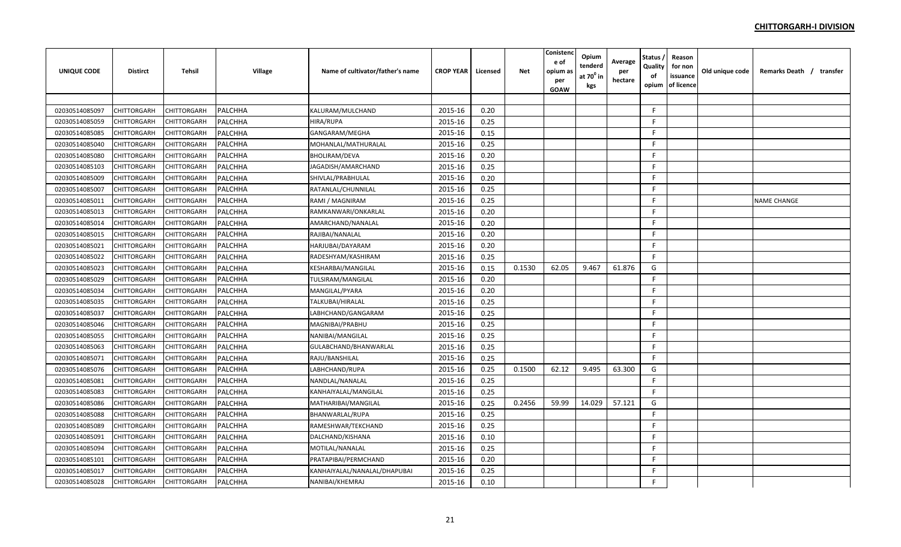**CHITTORGARH-I DIVISION**

| UNIQUE CODE | Distirct | Tehsil | Village | Name of cultivator/father's name | CROP YEAR | Licensed | Net | Conistence of opium as per GOAW | Opium tenderd at 70° in kgs | Average per hectare | Status / Quality of opium | Reason for non issuance of licence | Old unique code | Remarks Death / transfer |
|---|---|---|---|---|---|---|---|---|---|---|---|---|---|---|
| | | | | | | | | | | | | | | |
| 02030514085097 | CHITTORGARH | CHITTORGARH | PALCHHA | KALURAM/MULCHAND | 2015-16 | 0.20 | | | | | F | | | |
| 02030514085059 | CHITTORGARH | CHITTORGARH | PALCHHA | HIRA/RUPA | 2015-16 | 0.25 | | | | | F | | | |
| 02030514085085 | CHITTORGARH | CHITTORGARH | PALCHHA | GANGARAM/MEGHA | 2015-16 | 0.15 | | | | | F | | | |
| 02030514085040 | CHITTORGARH | CHITTORGARH | PALCHHA | MOHANLAL/MATHURALAL | 2015-16 | 0.25 | | | | | F | | | |
| 02030514085080 | CHITTORGARH | CHITTORGARH | PALCHHA | BHOLIRAM/DEVA | 2015-16 | 0.20 | | | | | F | | | |
| 02030514085103 | CHITTORGARH | CHITTORGARH | PALCHHA | JAGADISH/AMARCHAND | 2015-16 | 0.25 | | | | | F | | | |
| 02030514085009 | CHITTORGARH | CHITTORGARH | PALCHHA | SHIVLAL/PRABHULAL | 2015-16 | 0.20 | | | | | F | | | |
| 02030514085007 | CHITTORGARH | CHITTORGARH | PALCHHA | RATANLAL/CHUNNILAL | 2015-16 | 0.25 | | | | | F | | | |
| 02030514085011 | CHITTORGARH | CHITTORGARH | PALCHHA | RAMI / MAGNIRAM | 2015-16 | 0.25 | | | | | F | | | NAME CHANGE |
| 02030514085013 | CHITTORGARH | CHITTORGARH | PALCHHA | RAMKANWARI/ONKARLAL | 2015-16 | 0.20 | | | | | F | | | |
| 02030514085014 | CHITTORGARH | CHITTORGARH | PALCHHA | AMARCHAND/NANALAL | 2015-16 | 0.20 | | | | | F | | | |
| 02030514085015 | CHITTORGARH | CHITTORGARH | PALCHHA | RAJIBAI/NANALAL | 2015-16 | 0.20 | | | | | F | | | |
| 02030514085021 | CHITTORGARH | CHITTORGARH | PALCHHA | HARJUBAI/DAYARAM | 2015-16 | 0.20 | | | | | F | | | |
| 02030514085022 | CHITTORGARH | CHITTORGARH | PALCHHA | RADESHYAM/KASHIRAM | 2015-16 | 0.25 | | | | | F | | | |
| 02030514085023 | CHITTORGARH | CHITTORGARH | PALCHHA | KESHARBAI/MANGILAL | 2015-16 | 0.15 | 0.1530 | 62.05 | 9.467 | 61.876 | G | | | |
| 02030514085029 | CHITTORGARH | CHITTORGARH | PALCHHA | TULSIRAM/MANGILAL | 2015-16 | 0.20 | | | | | F | | | |
| 02030514085034 | CHITTORGARH | CHITTORGARH | PALCHHA | MANGILAL/PYARA | 2015-16 | 0.20 | | | | | F | | | |
| 02030514085035 | CHITTORGARH | CHITTORGARH | PALCHHA | TALKUBAI/HIRALAL | 2015-16 | 0.25 | | | | | F | | | |
| 02030514085037 | CHITTORGARH | CHITTORGARH | PALCHHA | LABHCHAND/GANGARAM | 2015-16 | 0.25 | | | | | F | | | |
| 02030514085046 | CHITTORGARH | CHITTORGARH | PALCHHA | MAGNIBAI/PRABHU | 2015-16 | 0.25 | | | | | F | | | |
| 02030514085055 | CHITTORGARH | CHITTORGARH | PALCHHA | NANIBAI/MANGILAL | 2015-16 | 0.25 | | | | | F | | | |
| 02030514085063 | CHITTORGARH | CHITTORGARH | PALCHHA | GULABCHAND/BHANWARLAL | 2015-16 | 0.25 | | | | | F | | | |
| 02030514085071 | CHITTORGARH | CHITTORGARH | PALCHHA | RAJU/BANSHILAL | 2015-16 | 0.25 | | | | | F | | | |
| 02030514085076 | CHITTORGARH | CHITTORGARH | PALCHHA | LABHCHAND/RUPA | 2015-16 | 0.25 | 0.1500 | 62.12 | 9.495 | 63.300 | G | | | |
| 02030514085081 | CHITTORGARH | CHITTORGARH | PALCHHA | NANDLAL/NANALAL | 2015-16 | 0.25 | | | | | F | | | |
| 02030514085083 | CHITTORGARH | CHITTORGARH | PALCHHA | KANHAIYALAL/MANGILAL | 2015-16 | 0.25 | | | | | F | | | |
| 02030514085086 | CHITTORGARH | CHITTORGARH | PALCHHA | MATHARIBAI/MANGILAL | 2015-16 | 0.25 | 0.2456 | 59.99 | 14.029 | 57.121 | G | | | |
| 02030514085088 | CHITTORGARH | CHITTORGARH | PALCHHA | BHANWARLAL/RUPA | 2015-16 | 0.25 | | | | | F | | | |
| 02030514085089 | CHITTORGARH | CHITTORGARH | PALCHHA | RAMESHWAR/TEKCHAND | 2015-16 | 0.25 | | | | | F | | | |
| 02030514085091 | CHITTORGARH | CHITTORGARH | PALCHHA | DALCHAND/KISHANA | 2015-16 | 0.10 | | | | | F | | | |
| 02030514085094 | CHITTORGARH | CHITTORGARH | PALCHHA | MOTILAL/NANALAL | 2015-16 | 0.25 | | | | | F | | | |
| 02030514085101 | CHITTORGARH | CHITTORGARH | PALCHHA | PRATAPIBAI/PERMCHAND | 2015-16 | 0.20 | | | | | F | | | |
| 02030514085017 | CHITTORGARH | CHITTORGARH | PALCHHA | KANHAIYALAL/NANALAL/DHAPUBAI | 2015-16 | 0.25 | | | | | F | | | |
| 02030514085028 | CHITTORGARH | CHITTORGARH | PALCHHA | NANIBAI/KHEMRAJ | 2015-16 | 0.10 | | | | | F | | | |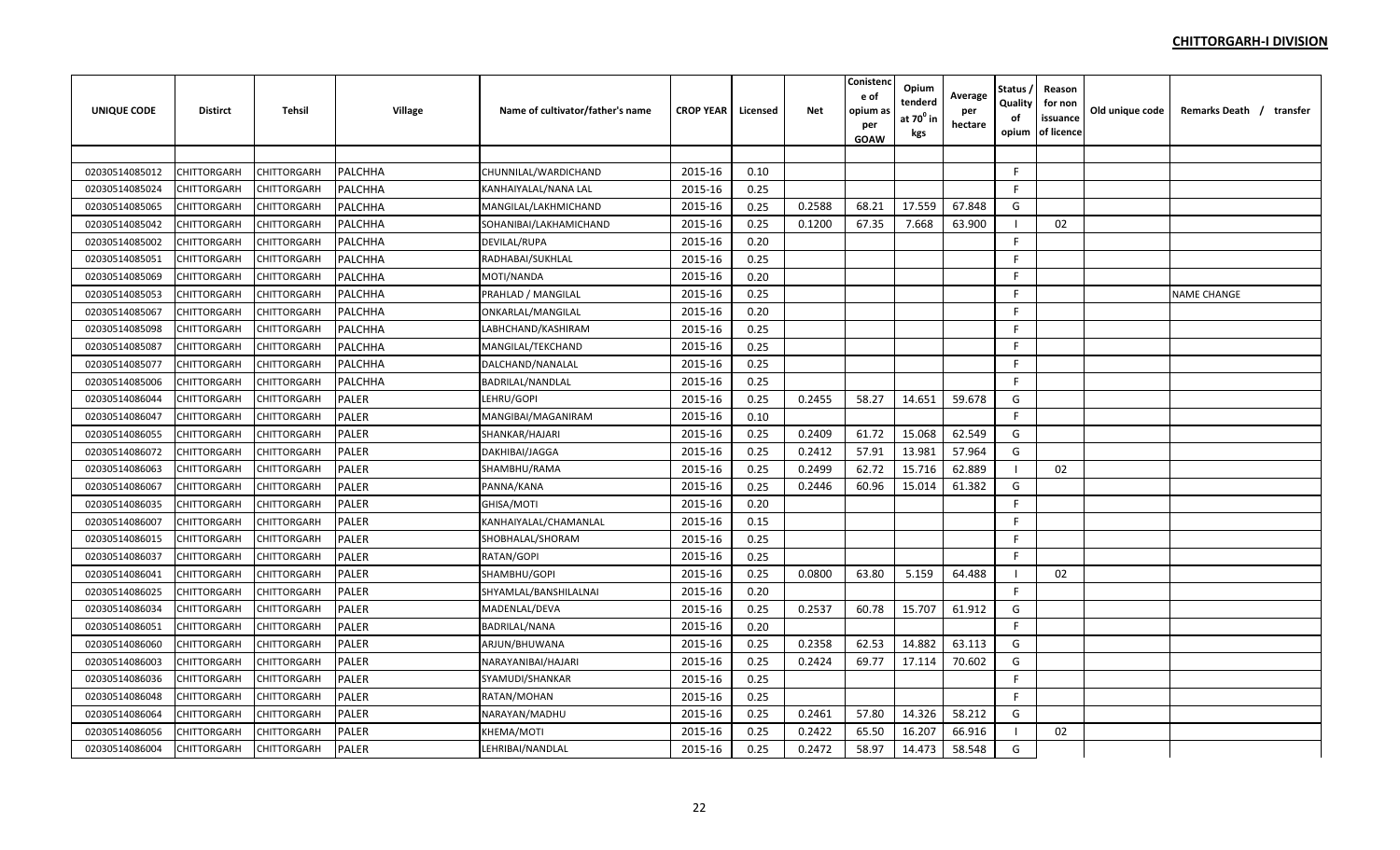## CHITTORGARH-I DIVISION

| UNIQUE CODE | Distirct | Tehsil | Village | Name of cultivator/father's name | CROP YEAR | Licensed | Net | Conistence of opium as per GOAW | Opium tenderd at $70^0$ in kgs | Average per hectare | Status / Quality of opium | Reason for non issuance of licence | Old unique code | Remarks Death / transfer |
|---|---|---|---|---|---|---|---|---|---|---|---|---|---|---|
| | | | | | | | | | | | | | | |
| 02030514085012 | CHITTORGARH | CHITTORGARH | PALCHHA | CHUNNILAL/WARDICHAND | 2015-16 | 0.10 | | | | | F | | | |
| 02030514085024 | CHITTORGARH | CHITTORGARH | PALCHHA | KANHAIYALAL/NANA LAL | 2015-16 | 0.25 | | | | | F | | | |
| 02030514085065 | CHITTORGARH | CHITTORGARH | PALCHHA | MANGILAL/LAKHMICHAND | 2015-16 | 0.25 | 0.2588 | 68.21 | 17.559 | 67.848 | G | | | |
| 02030514085042 | CHITTORGARH | CHITTORGARH | PALCHHA | SOHANIBAI/LAKHAMICHAND | 2015-16 | 0.25 | 0.1200 | 67.35 | 7.668 | 63.900 | I | 02 | | |
| 02030514085002 | CHITTORGARH | CHITTORGARH | PALCHHA | DEVILAL/RUPA | 2015-16 | 0.20 | | | | | F | | | |
| 02030514085051 | CHITTORGARH | CHITTORGARH | PALCHHA | RADHABAI/SUKHLAL | 2015-16 | 0.25 | | | | | F | | | |
| 02030514085069 | CHITTORGARH | CHITTORGARH | PALCHHA | MOTI/NANDA | 2015-16 | 0.20 | | | | | F | | | |
| 02030514085053 | CHITTORGARH | CHITTORGARH | PALCHHA | PRAHLAD / MANGILAL | 2015-16 | 0.25 | | | | | F | | | NAME CHANGE |
| 02030514085067 | CHITTORGARH | CHITTORGARH | PALCHHA | ONKARLAL/MANGILAL | 2015-16 | 0.20 | | | | | F | | | |
| 02030514085098 | CHITTORGARH | CHITTORGARH | PALCHHA | LABHCHAND/KASHIRAM | 2015-16 | 0.25 | | | | | F | | | |
| 02030514085087 | CHITTORGARH | CHITTORGARH | PALCHHA | MANGILAL/TEKCHAND | 2015-16 | 0.25 | | | | | F | | | |
| 02030514085077 | CHITTORGARH | CHITTORGARH | PALCHHA | DALCHAND/NANALAL | 2015-16 | 0.25 | | | | | F | | | |
| 02030514085006 | CHITTORGARH | CHITTORGARH | PALCHHA | BADRILAL/NANDLAL | 2015-16 | 0.25 | | | | | F | | | |
| 02030514086044 | CHITTORGARH | CHITTORGARH | PALER | LEHRU/GOPI | 2015-16 | 0.25 | 0.2455 | 58.27 | 14.651 | 59.678 | G | | | |
| 02030514086047 | CHITTORGARH | CHITTORGARH | PALER | MANGIBAI/MAGANIRAM | 2015-16 | 0.10 | | | | | F | | | |
| 02030514086055 | CHITTORGARH | CHITTORGARH | PALER | SHANKAR/HAJARI | 2015-16 | 0.25 | 0.2409 | 61.72 | 15.068 | 62.549 | G | | | |
| 02030514086072 | CHITTORGARH | CHITTORGARH | PALER | DAKHIBAI/JAGGA | 2015-16 | 0.25 | 0.2412 | 57.91 | 13.981 | 57.964 | G | | | |
| 02030514086063 | CHITTORGARH | CHITTORGARH | PALER | SHAMBHU/RAMA | 2015-16 | 0.25 | 0.2499 | 62.72 | 15.716 | 62.889 | I | 02 | | |
| 02030514086067 | CHITTORGARH | CHITTORGARH | PALER | PANNA/KANA | 2015-16 | 0.25 | 0.2446 | 60.96 | 15.014 | 61.382 | G | | | |
| 02030514086035 | CHITTORGARH | CHITTORGARH | PALER | GHISA/MOTI | 2015-16 | 0.20 | | | | | F | | | |
| 02030514086007 | CHITTORGARH | CHITTORGARH | PALER | KANHAIYALAL/CHAMANLAL | 2015-16 | 0.15 | | | | | F | | | |
| 02030514086015 | CHITTORGARH | CHITTORGARH | PALER | SHOBHALAL/SHORAM | 2015-16 | 0.25 | | | | | F | | | |
| 02030514086037 | CHITTORGARH | CHITTORGARH | PALER | RATAN/GOPI | 2015-16 | 0.25 | | | | | F | | | |
| 02030514086041 | CHITTORGARH | CHITTORGARH | PALER | SHAMBHU/GOPI | 2015-16 | 0.25 | 0.0800 | 63.80 | 5.159 | 64.488 | I | 02 | | |
| 02030514086025 | CHITTORGARH | CHITTORGARH | PALER | SHYAMLAL/BANSHILALNAI | 2015-16 | 0.20 | | | | | F | | | |
| 02030514086034 | CHITTORGARH | CHITTORGARH | PALER | MADENLAL/DEVA | 2015-16 | 0.25 | 0.2537 | 60.78 | 15.707 | 61.912 | G | | | |
| 02030514086051 | CHITTORGARH | CHITTORGARH | PALER | BADRILAL/NANA | 2015-16 | 0.20 | | | | | F | | | |
| 02030514086060 | CHITTORGARH | CHITTORGARH | PALER | ARJUN/BHUWANA | 2015-16 | 0.25 | 0.2358 | 62.53 | 14.882 | 63.113 | G | | | |
| 02030514086003 | CHITTORGARH | CHITTORGARH | PALER | NARAYANIBAI/HAJARI | 2015-16 | 0.25 | 0.2424 | 69.77 | 17.114 | 70.602 | G | | | |
| 02030514086036 | CHITTORGARH | CHITTORGARH | PALER | SYAMUDI/SHANKAR | 2015-16 | 0.25 | | | | | F | | | |
| 02030514086048 | CHITTORGARH | CHITTORGARH | PALER | RATAN/MOHAN | 2015-16 | 0.25 | | | | | F | | | |
| 02030514086064 | CHITTORGARH | CHITTORGARH | PALER | NARAYAN/MADHU | 2015-16 | 0.25 | 0.2461 | 57.80 | 14.326 | 58.212 | G | | | |
| 02030514086056 | CHITTORGARH | CHITTORGARH | PALER | KHEMA/MOTI | 2015-16 | 0.25 | 0.2422 | 65.50 | 16.207 | 66.916 | I | 02 | | |
| 02030514086004 | CHITTORGARH | CHITTORGARH | PALER | LEHRIBAI/NANDLAL | 2015-16 | 0.25 | 0.2472 | 58.97 | 14.473 | 58.548 | G | | | |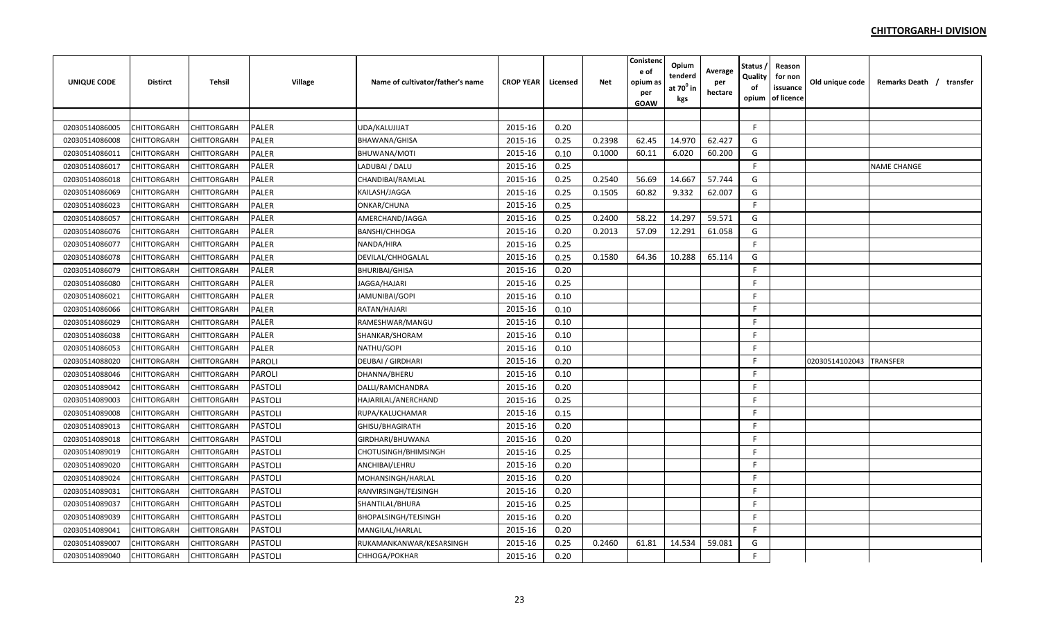**CHITTORGARH-I DIVISION**

| UNIQUE CODE | Distirct | Tehsil | Village | Name of cultivator/father's name | CROP YEAR | Licensed | Net | Conistence of opium as per GOAW | Opium tenderd at 70⁰ in kgs | Average per hectare | Status / Quality of opium | Reason for non issuance of licence | Old unique code | Remarks Death / transfer |
|---|---|---|---|---|---|---|---|---|---|---|---|---|---|---|
| | | | | | | | | | | | | | | |
| 02030514086005 | CHITTORGARH | CHITTORGARH | PALER | UDA/KALUJIJAT | 2015-16 | 0.20 | | | | | F | | | |
| 02030514086008 | CHITTORGARH | CHITTORGARH | PALER | BHAWANA/GHISA | 2015-16 | 0.25 | 0.2398 | 62.45 | 14.970 | 62.427 | G | | | |
| 02030514086011 | CHITTORGARH | CHITTORGARH | PALER | BHUWANA/MOTI | 2015-16 | 0.10 | 0.1000 | 60.11 | 6.020 | 60.200 | G | | | |
| 02030514086017 | CHITTORGARH | CHITTORGARH | PALER | LADUBAI / DALU | 2015-16 | 0.25 | | | | | F | | | NAME CHANGE |
| 02030514086018 | CHITTORGARH | CHITTORGARH | PALER | CHANDIBAI/RAMLAL | 2015-16 | 0.25 | 0.2540 | 56.69 | 14.667 | 57.744 | G | | | |
| 02030514086069 | CHITTORGARH | CHITTORGARH | PALER | KAILASH/JAGGA | 2015-16 | 0.25 | 0.1505 | 60.82 | 9.332 | 62.007 | G | | | |
| 02030514086023 | CHITTORGARH | CHITTORGARH | PALER | ONKAR/CHUNA | 2015-16 | 0.25 | | | | | F | | | |
| 02030514086057 | CHITTORGARH | CHITTORGARH | PALER | AMERCHAND/JAGGA | 2015-16 | 0.25 | 0.2400 | 58.22 | 14.297 | 59.571 | G | | | |
| 02030514086076 | CHITTORGARH | CHITTORGARH | PALER | BANSHI/CHHOGA | 2015-16 | 0.20 | 0.2013 | 57.09 | 12.291 | 61.058 | G | | | |
| 02030514086077 | CHITTORGARH | CHITTORGARH | PALER | NANDA/HIRA | 2015-16 | 0.25 | | | | | F | | | |
| 02030514086078 | CHITTORGARH | CHITTORGARH | PALER | DEVILAL/CHHOGALAL | 2015-16 | 0.25 | 0.1580 | 64.36 | 10.288 | 65.114 | G | | | |
| 02030514086079 | CHITTORGARH | CHITTORGARH | PALER | BHURIBAI/GHISA | 2015-16 | 0.20 | | | | | F | | | |
| 02030514086080 | CHITTORGARH | CHITTORGARH | PALER | JAGGA/HAJARI | 2015-16 | 0.25 | | | | | F | | | |
| 02030514086021 | CHITTORGARH | CHITTORGARH | PALER | JAMUNIBAI/GOPI | 2015-16 | 0.10 | | | | | F | | | |
| 02030514086066 | CHITTORGARH | CHITTORGARH | PALER | RATAN/HAJARI | 2015-16 | 0.10 | | | | | F | | | |
| 02030514086029 | CHITTORGARH | CHITTORGARH | PALER | RAMESHWAR/MANGU | 2015-16 | 0.10 | | | | | F | | | |
| 02030514086038 | CHITTORGARH | CHITTORGARH | PALER | SHANKAR/SHORAM | 2015-16 | 0.10 | | | | | F | | | |
| 02030514086053 | CHITTORGARH | CHITTORGARH | PALER | NATHU/GOPI | 2015-16 | 0.10 | | | | | F | | | |
| 02030514088020 | CHITTORGARH | CHITTORGARH | PAROLI | DEUBAI / GIRDHARI | 2015-16 | 0.20 | | | | | F | | 02030514102043 | TRANSFER |
| 02030514088046 | CHITTORGARH | CHITTORGARH | PAROLI | DHANNA/BHERU | 2015-16 | 0.10 | | | | | F | | | |
| 02030514089042 | CHITTORGARH | CHITTORGARH | PASTOLI | DALLI/RAMCHANDRA | 2015-16 | 0.20 | | | | | F | | | |
| 02030514089003 | CHITTORGARH | CHITTORGARH | PASTOLI | HAJARILAL/ANERCHAND | 2015-16 | 0.25 | | | | | F | | | |
| 02030514089008 | CHITTORGARH | CHITTORGARH | PASTOLI | RUPA/KALUCHAMAR | 2015-16 | 0.15 | | | | | F | | | |
| 02030514089013 | CHITTORGARH | CHITTORGARH | PASTOLI | GHISU/BHAGIRATH | 2015-16 | 0.20 | | | | | F | | | |
| 02030514089018 | CHITTORGARH | CHITTORGARH | PASTOLI | GIRDHARI/BHUWANA | 2015-16 | 0.20 | | | | | F | | | |
| 02030514089019 | CHITTORGARH | CHITTORGARH | PASTOLI | CHOTUSINGH/BHIMSINGH | 2015-16 | 0.25 | | | | | F | | | |
| 02030514089020 | CHITTORGARH | CHITTORGARH | PASTOLI | ANCHIBAI/LEHRU | 2015-16 | 0.20 | | | | | F | | | |
| 02030514089024 | CHITTORGARH | CHITTORGARH | PASTOLI | MOHANSINGH/HARLAL | 2015-16 | 0.20 | | | | | F | | | |
| 02030514089031 | CHITTORGARH | CHITTORGARH | PASTOLI | RANVIRSINGH/TEJSINGH | 2015-16 | 0.20 | | | | | F | | | |
| 02030514089037 | CHITTORGARH | CHITTORGARH | PASTOLI | SHANTILAL/BHURA | 2015-16 | 0.25 | | | | | F | | | |
| 02030514089039 | CHITTORGARH | CHITTORGARH | PASTOLI | BHOPALSINGH/TEJSINGH | 2015-16 | 0.20 | | | | | F | | | |
| 02030514089041 | CHITTORGARH | CHITTORGARH | PASTOLI | MANGILAL/HARLAL | 2015-16 | 0.20 | | | | | F | | | |
| 02030514089007 | CHITTORGARH | CHITTORGARH | PASTOLI | RUKAMANKANWAR/KESARSINGH | 2015-16 | 0.25 | 0.2460 | 61.81 | 14.534 | 59.081 | G | | | |
| 02030514089040 | CHITTORGARH | CHITTORGARH | PASTOLI | CHHOGA/POKHAR | 2015-16 | 0.20 | | | | | F | | | |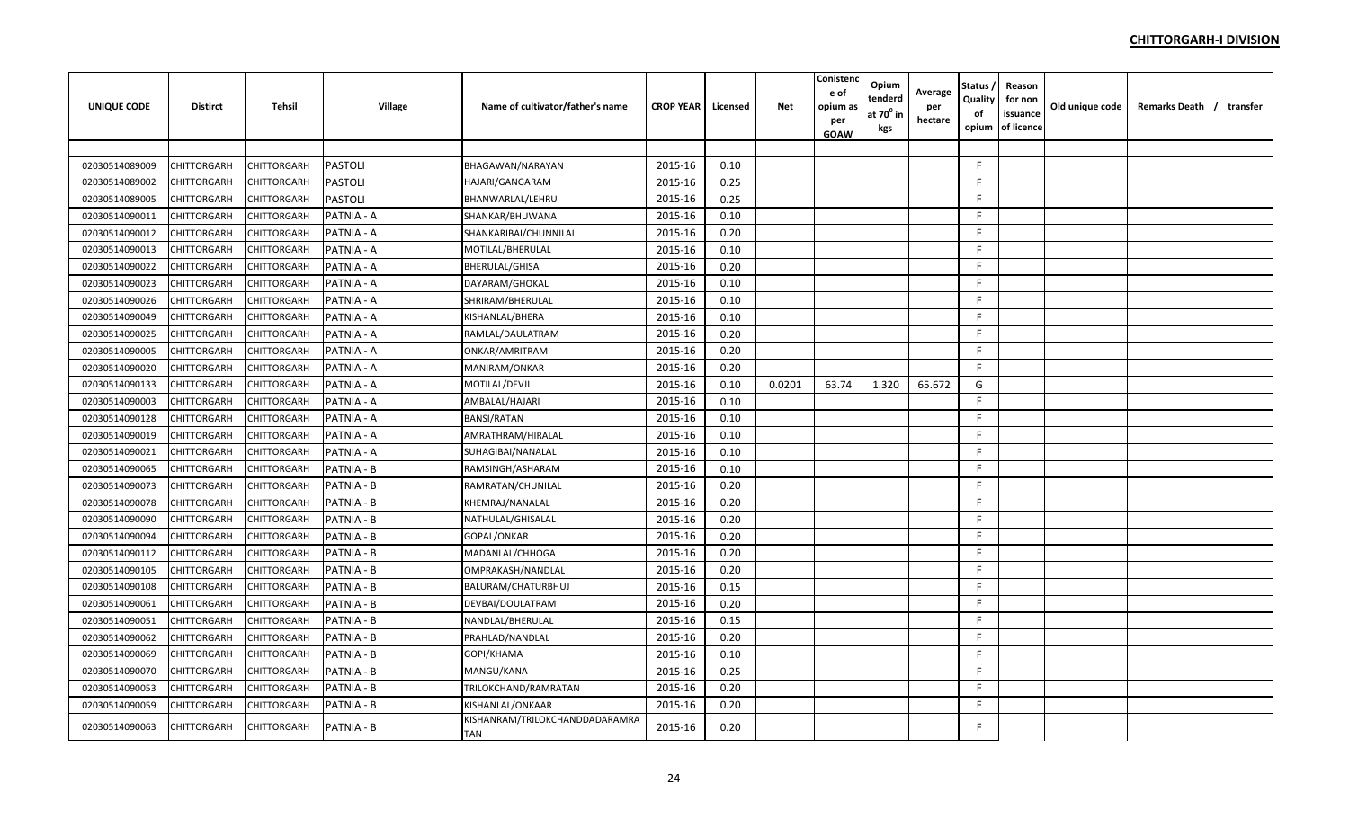## CHITTORGARH-I DIVISION

| UNIQUE CODE | Distirct | Tehsil | Village | Name of cultivator/father's name | CROP YEAR | Licensed | Net | Conistence of opium as per GOAW | Opium tenderd at $70^0$ in kgs | Average per hectare | Status / Quality of opium | Reason for non issuance of licence | Old unique code | Remarks Death / transfer |
|---|---|---|---|---|---|---|---|---|---|---|---|---|---|---|
| | | | | | | | | | | | | | | |
| 02030514089009 | CHITTORGARH | CHITTORGARH | PASTOLI | BHAGAWAN/NARAYAN | 2015-16 | 0.10 | | | | | F | | | |
| 02030514089002 | CHITTORGARH | CHITTORGARH | PASTOLI | HAJARI/GANGARAM | 2015-16 | 0.25 | | | | | F | | | |
| 02030514089005 | CHITTORGARH | CHITTORGARH | PASTOLI | BHANWARLAL/LEHRU | 2015-16 | 0.25 | | | | | F | | | |
| 02030514090011 | CHITTORGARH | CHITTORGARH | PATNIA - A | SHANKAR/BHUWANA | 2015-16 | 0.10 | | | | | F | | | |
| 02030514090012 | CHITTORGARH | CHITTORGARH | PATNIA - A | SHANKARIBAI/CHUNNILAL | 2015-16 | 0.20 | | | | | F | | | |
| 02030514090013 | CHITTORGARH | CHITTORGARH | PATNIA - A | MOTILAL/BHERULAL | 2015-16 | 0.10 | | | | | F | | | |
| 02030514090022 | CHITTORGARH | CHITTORGARH | PATNIA - A | BHERULAL/GHISA | 2015-16 | 0.20 | | | | | F | | | |
| 02030514090023 | CHITTORGARH | CHITTORGARH | PATNIA - A | DAYARAM/GHOKAL | 2015-16 | 0.10 | | | | | F | | | |
| 02030514090026 | CHITTORGARH | CHITTORGARH | PATNIA - A | SHRIRAM/BHERULAL | 2015-16 | 0.10 | | | | | F | | | |
| 02030514090049 | CHITTORGARH | CHITTORGARH | PATNIA - A | KISHANLAL/BHERA | 2015-16 | 0.10 | | | | | F | | | |
| 02030514090025 | CHITTORGARH | CHITTORGARH | PATNIA - A | RAMLAL/DAULATRAM | 2015-16 | 0.20 | | | | | F | | | |
| 02030514090005 | CHITTORGARH | CHITTORGARH | PATNIA - A | ONKAR/AMRITRAM | 2015-16 | 0.20 | | | | | F | | | |
| 02030514090020 | CHITTORGARH | CHITTORGARH | PATNIA - A | MANIRAM/ONKAR | 2015-16 | 0.20 | | | | | F | | | |
| 02030514090133 | CHITTORGARH | CHITTORGARH | PATNIA - A | MOTILAL/DEVJI | 2015-16 | 0.10 | 0.0201 | 63.74 | 1.320 | 65.672 | G | | | |
| 02030514090003 | CHITTORGARH | CHITTORGARH | PATNIA - A | AMBALAL/HAJARI | 2015-16 | 0.10 | | | | | F | | | |
| 02030514090128 | CHITTORGARH | CHITTORGARH | PATNIA - A | BANSI/RATAN | 2015-16 | 0.10 | | | | | F | | | |
| 02030514090019 | CHITTORGARH | CHITTORGARH | PATNIA - A | AMRATHRAM/HIRALAL | 2015-16 | 0.10 | | | | | F | | | |
| 02030514090021 | CHITTORGARH | CHITTORGARH | PATNIA - A | SUHAGIBAI/NANALAL | 2015-16 | 0.10 | | | | | F | | | |
| 02030514090065 | CHITTORGARH | CHITTORGARH | PATNIA - B | RAMSINGH/ASHARAM | 2015-16 | 0.10 | | | | | F | | | |
| 02030514090073 | CHITTORGARH | CHITTORGARH | PATNIA - B | RAMRATAN/CHUNILAL | 2015-16 | 0.20 | | | | | F | | | |
| 02030514090078 | CHITTORGARH | CHITTORGARH | PATNIA - B | KHEMRAJ/NANALAL | 2015-16 | 0.20 | | | | | F | | | |
| 02030514090090 | CHITTORGARH | CHITTORGARH | PATNIA - B | NATHULAL/GHISALAL | 2015-16 | 0.20 | | | | | F | | | |
| 02030514090094 | CHITTORGARH | CHITTORGARH | PATNIA - B | GOPAL/ONKAR | 2015-16 | 0.20 | | | | | F | | | |
| 02030514090112 | CHITTORGARH | CHITTORGARH | PATNIA - B | MADANLAL/CHHOGA | 2015-16 | 0.20 | | | | | F | | | |
| 02030514090105 | CHITTORGARH | CHITTORGARH | PATNIA - B | OMPRAKASH/NANDLAL | 2015-16 | 0.20 | | | | | F | | | |
| 02030514090108 | CHITTORGARH | CHITTORGARH | PATNIA - B | BALURAM/CHATURBHUJ | 2015-16 | 0.15 | | | | | F | | | |
| 02030514090061 | CHITTORGARH | CHITTORGARH | PATNIA - B | DEVBAI/DOULATRAM | 2015-16 | 0.20 | | | | | F | | | |
| 02030514090051 | CHITTORGARH | CHITTORGARH | PATNIA - B | NANDLAL/BHERULAL | 2015-16 | 0.15 | | | | | F | | | |
| 02030514090062 | CHITTORGARH | CHITTORGARH | PATNIA - B | PRAHLAD/NANDLAL | 2015-16 | 0.20 | | | | | F | | | |
| 02030514090069 | CHITTORGARH | CHITTORGARH | PATNIA - B | GOPI/KHAMA | 2015-16 | 0.10 | | | | | F | | | |
| 02030514090070 | CHITTORGARH | CHITTORGARH | PATNIA - B | MANGU/KANA | 2015-16 | 0.25 | | | | | F | | | |
| 02030514090053 | CHITTORGARH | CHITTORGARH | PATNIA - B | TRILOKCHAND/RAMRATAN | 2015-16 | 0.20 | | | | | F | | | |
| 02030514090059 | CHITTORGARH | CHITTORGARH | PATNIA - B | KISHANLAL/ONKAAR | 2015-16 | 0.20 | | | | | F | | | |
| 02030514090063 | CHITTORGARH | CHITTORGARH | PATNIA - B | KISHANRAM/TRILOKCHANDDADARAMRATAN | 2015-16 | 0.20 | | | | | F | | | |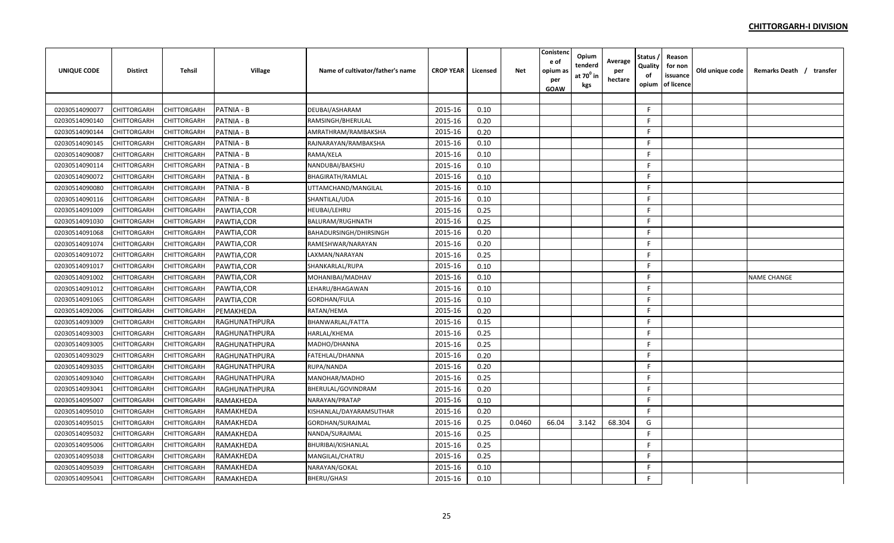## CHITTORGARH-I DIVISION

| UNIQUE CODE | Distirct | Tehsil | Village | Name of cultivator/father's name | CROP YEAR | Licensed | Net | Conistence of opium as per GOAW | Opium tenderd at $70^0$ in kgs | Average per hectare | Status / Quality of opium | Reason for non issuance of licence | Old unique code | Remarks Death / transfer |
|---|---|---|---|---|---|---|---|---|---|---|---|---|---|---|
| | | | | | | | | | | | | | | |
| 02030514090077 | CHITTORGARH | CHITTORGARH | PATNIA - B | DEUBAI/ASHARAM | 2015-16 | 0.10 | | | | | F | | | |
| 02030514090140 | CHITTORGARH | CHITTORGARH | PATNIA - B | RAMSINGH/BHERULAL | 2015-16 | 0.20 | | | | | F | | | |
| 02030514090144 | CHITTORGARH | CHITTORGARH | PATNIA - B | AMRATHRAM/RAMBAKSHA | 2015-16 | 0.20 | | | | | F | | | |
| 02030514090145 | CHITTORGARH | CHITTORGARH | PATNIA - B | RAJNARAYAN/RAMBAKSHA | 2015-16 | 0.10 | | | | | F | | | |
| 02030514090087 | CHITTORGARH | CHITTORGARH | PATNIA - B | RAMA/KELA | 2015-16 | 0.10 | | | | | F | | | |
| 02030514090114 | CHITTORGARH | CHITTORGARH | PATNIA - B | NANDUBAI/BAKSHU | 2015-16 | 0.10 | | | | | F | | | |
| 02030514090072 | CHITTORGARH | CHITTORGARH | PATNIA - B | BHAGIRATH/RAMLAL | 2015-16 | 0.10 | | | | | F | | | |
| 02030514090080 | CHITTORGARH | CHITTORGARH | PATNIA - B | UTTAMCHAND/MANGILAL | 2015-16 | 0.10 | | | | | F | | | |
| 02030514090116 | CHITTORGARH | CHITTORGARH | PATNIA - B | SHANTILAL/UDA | 2015-16 | 0.10 | | | | | F | | | |
| 02030514091009 | CHITTORGARH | CHITTORGARH | PAWTIA,COR | HEUBAI/LEHRU | 2015-16 | 0.25 | | | | | F | | | |
| 02030514091030 | CHITTORGARH | CHITTORGARH | PAWTIA,COR | BALURAM/RUGHNATH | 2015-16 | 0.25 | | | | | F | | | |
| 02030514091068 | CHITTORGARH | CHITTORGARH | PAWTIA,COR | BAHADURSINGH/DHIRSINGH | 2015-16 | 0.20 | | | | | F | | | |
| 02030514091074 | CHITTORGARH | CHITTORGARH | PAWTIA,COR | RAMESHWAR/NARAYAN | 2015-16 | 0.20 | | | | | F | | | |
| 02030514091072 | CHITTORGARH | CHITTORGARH | PAWTIA,COR | LAXMAN/NARAYAN | 2015-16 | 0.25 | | | | | F | | | |
| 02030514091017 | CHITTORGARH | CHITTORGARH | PAWTIA,COR | SHANKARLAL/RUPA | 2015-16 | 0.10 | | | | | F | | | |
| 02030514091002 | CHITTORGARH | CHITTORGARH | PAWTIA,COR | MOHANIBAI/MADHAV | 2015-16 | 0.10 | | | | | F | | | NAME CHANGE |
| 02030514091012 | CHITTORGARH | CHITTORGARH | PAWTIA,COR | LEHARU/BHAGAWAN | 2015-16 | 0.10 | | | | | F | | | |
| 02030514091065 | CHITTORGARH | CHITTORGARH | PAWTIA,COR | GORDHAN/FULA | 2015-16 | 0.10 | | | | | F | | | |
| 02030514092006 | CHITTORGARH | CHITTORGARH | PEMAKHEDA | RATAN/HEMA | 2015-16 | 0.20 | | | | | F | | | |
| 02030514093009 | CHITTORGARH | CHITTORGARH | RAGHUNATHPURA | BHANWARLAL/FATTA | 2015-16 | 0.15 | | | | | F | | | |
| 02030514093003 | CHITTORGARH | CHITTORGARH | RAGHUNATHPURA | HARLAL/KHEMA | 2015-16 | 0.25 | | | | | F | | | |
| 02030514093005 | CHITTORGARH | CHITTORGARH | RAGHUNATHPURA | MADHO/DHANNA | 2015-16 | 0.25 | | | | | F | | | |
| 02030514093029 | CHITTORGARH | CHITTORGARH | RAGHUNATHPURA | FATEHLAL/DHANNA | 2015-16 | 0.20 | | | | | F | | | |
| 02030514093035 | CHITTORGARH | CHITTORGARH | RAGHUNATHPURA | RUPA/NANDA | 2015-16 | 0.20 | | | | | F | | | |
| 02030514093040 | CHITTORGARH | CHITTORGARH | RAGHUNATHPURA | MANOHAR/MADHO | 2015-16 | 0.25 | | | | | F | | | |
| 02030514093041 | CHITTORGARH | CHITTORGARH | RAGHUNATHPURA | BHERULAL/GOVINDRAM | 2015-16 | 0.20 | | | | | F | | | |
| 02030514095007 | CHITTORGARH | CHITTORGARH | RAMAKHEDA | NARAYAN/PRATAP | 2015-16 | 0.10 | | | | | F | | | |
| 02030514095010 | CHITTORGARH | CHITTORGARH | RAMAKHEDA | KISHANLAL/DAYARAMSUTHAR | 2015-16 | 0.20 | | | | | F | | | |
| 02030514095015 | CHITTORGARH | CHITTORGARH | RAMAKHEDA | GORDHAN/SURAJMAL | 2015-16 | 0.25 | 0.0460 | 66.04 | 3.142 | 68.304 | G | | | |
| 02030514095032 | CHITTORGARH | CHITTORGARH | RAMAKHEDA | NANDA/SURAJMAL | 2015-16 | 0.25 | | | | | F | | | |
| 02030514095006 | CHITTORGARH | CHITTORGARH | RAMAKHEDA | BHURIBAI/KISHANLAL | 2015-16 | 0.25 | | | | | F | | | |
| 02030514095038 | CHITTORGARH | CHITTORGARH | RAMAKHEDA | MANGILAL/CHATRU | 2015-16 | 0.25 | | | | | F | | | |
| 02030514095039 | CHITTORGARH | CHITTORGARH | RAMAKHEDA | NARAYAN/GOKAL | 2015-16 | 0.10 | | | | | F | | | |
| 02030514095041 | CHITTORGARH | CHITTORGARH | RAMAKHEDA | BHERU/GHASI | 2015-16 | 0.10 | | | | | F | | | |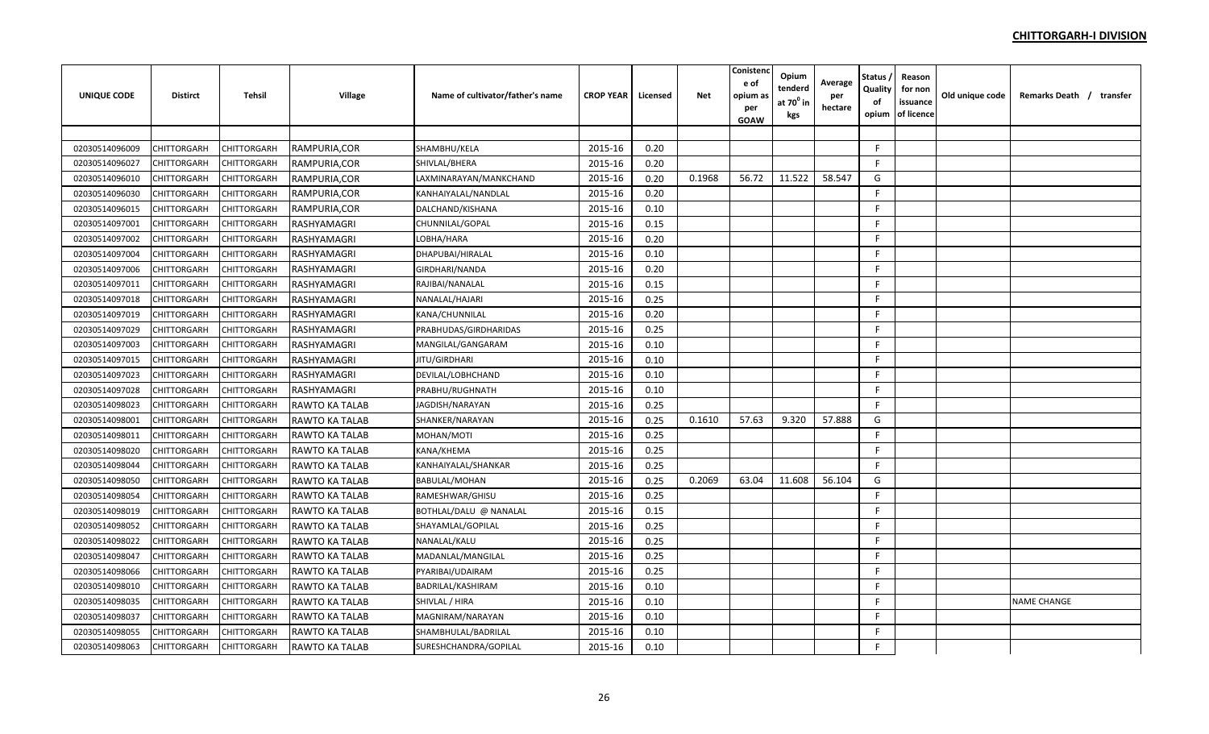## CHITTORGARH-I DIVISION

| UNIQUE CODE | Distirct | Tehsil | Village | Name of cultivator/father's name | CROP YEAR | Licensed | Net | Conistence of opium as per GOAW | Opium tenderd at $70^0$ in kgs | Average per hectare | Status / Quality of opium | Reason for non issuance of licence | Old unique code | Remarks Death / transfer |
|---|---|---|---|---|---|---|---|---|---|---|---|---|---|---|
| | | | | | | | | | | | | | | |
| 02030514096009 | CHITTORGARH | CHITTORGARH | RAMPURIA,COR | SHAMBHU/KELA | 2015-16 | 0.20 | | | | | F | | | |
| 02030514096027 | CHITTORGARH | CHITTORGARH | RAMPURIA,COR | SHIVLAL/BHERA | 2015-16 | 0.20 | | | | | F | | | |
| 02030514096010 | CHITTORGARH | CHITTORGARH | RAMPURIA,COR | LAXMINARAYAN/MANKCHAND | 2015-16 | 0.20 | 0.1968 | 56.72 | 11.522 | 58.547 | G | | | |
| 02030514096030 | CHITTORGARH | CHITTORGARH | RAMPURIA,COR | KANHAIYALAL/NANDLAL | 2015-16 | 0.20 | | | | | F | | | |
| 02030514096015 | CHITTORGARH | CHITTORGARH | RAMPURIA,COR | DALCHAND/KISHANA | 2015-16 | 0.10 | | | | | F | | | |
| 02030514097001 | CHITTORGARH | CHITTORGARH | RASHYAMAGRI | CHUNNILAL/GOPAL | 2015-16 | 0.15 | | | | | F | | | |
| 02030514097002 | CHITTORGARH | CHITTORGARH | RASHYAMAGRI | LOBHA/HARA | 2015-16 | 0.20 | | | | | F | | | |
| 02030514097004 | CHITTORGARH | CHITTORGARH | RASHYAMAGRI | DHAPUBAI/HIRALAL | 2015-16 | 0.10 | | | | | F | | | |
| 02030514097006 | CHITTORGARH | CHITTORGARH | RASHYAMAGRI | GIRDHARI/NANDA | 2015-16 | 0.20 | | | | | F | | | |
| 02030514097011 | CHITTORGARH | CHITTORGARH | RASHYAMAGRI | RAJIBAI/NANALAL | 2015-16 | 0.15 | | | | | F | | | |
| 02030514097018 | CHITTORGARH | CHITTORGARH | RASHYAMAGRI | NANALAL/HAJARI | 2015-16 | 0.25 | | | | | F | | | |
| 02030514097019 | CHITTORGARH | CHITTORGARH | RASHYAMAGRI | KANA/CHUNNILAL | 2015-16 | 0.20 | | | | | F | | | |
| 02030514097029 | CHITTORGARH | CHITTORGARH | RASHYAMAGRI | PRABHUDAS/GIRDHARIDAS | 2015-16 | 0.25 | | | | | F | | | |
| 02030514097003 | CHITTORGARH | CHITTORGARH | RASHYAMAGRI | MANGILAL/GANGARAM | 2015-16 | 0.10 | | | | | F | | | |
| 02030514097015 | CHITTORGARH | CHITTORGARH | RASHYAMAGRI | JITU/GIRDHARI | 2015-16 | 0.10 | | | | | F | | | |
| 02030514097023 | CHITTORGARH | CHITTORGARH | RASHYAMAGRI | DEVILAL/LOBHCHAND | 2015-16 | 0.10 | | | | | F | | | |
| 02030514097028 | CHITTORGARH | CHITTORGARH | RASHYAMAGRI | PRABHU/RUGHNATH | 2015-16 | 0.10 | | | | | F | | | |
| 02030514098023 | CHITTORGARH | CHITTORGARH | RAWTO KA TALAB | JAGDISH/NARAYAN | 2015-16 | 0.25 | | | | | F | | | |
| 02030514098001 | CHITTORGARH | CHITTORGARH | RAWTO KA TALAB | SHANKER/NARAYAN | 2015-16 | 0.25 | 0.1610 | 57.63 | 9.320 | 57.888 | G | | | |
| 02030514098011 | CHITTORGARH | CHITTORGARH | RAWTO KA TALAB | MOHAN/MOTI | 2015-16 | 0.25 | | | | | F | | | |
| 02030514098020 | CHITTORGARH | CHITTORGARH | RAWTO KA TALAB | KANA/KHEMA | 2015-16 | 0.25 | | | | | F | | | |
| 02030514098044 | CHITTORGARH | CHITTORGARH | RAWTO KA TALAB | KANHAIYALAL/SHANKAR | 2015-16 | 0.25 | | | | | F | | | |
| 02030514098050 | CHITTORGARH | CHITTORGARH | RAWTO KA TALAB | BABULAL/MOHAN | 2015-16 | 0.25 | 0.2069 | 63.04 | 11.608 | 56.104 | G | | | |
| 02030514098054 | CHITTORGARH | CHITTORGARH | RAWTO KA TALAB | RAMESHWAR/GHISU | 2015-16 | 0.25 | | | | | F | | | |
| 02030514098019 | CHITTORGARH | CHITTORGARH | RAWTO KA TALAB | BOTHLAL/DALU @ NANALAL | 2015-16 | 0.15 | | | | | F | | | |
| 02030514098052 | CHITTORGARH | CHITTORGARH | RAWTO KA TALAB | SHAYAMLAL/GOPILAL | 2015-16 | 0.25 | | | | | F | | | |
| 02030514098022 | CHITTORGARH | CHITTORGARH | RAWTO KA TALAB | NANALAL/KALU | 2015-16 | 0.25 | | | | | F | | | |
| 02030514098047 | CHITTORGARH | CHITTORGARH | RAWTO KA TALAB | MADANLAL/MANGILAL | 2015-16 | 0.25 | | | | | F | | | |
| 02030514098066 | CHITTORGARH | CHITTORGARH | RAWTO KA TALAB | PYARIBAI/UDAIRAM | 2015-16 | 0.25 | | | | | F | | | |
| 02030514098010 | CHITTORGARH | CHITTORGARH | RAWTO KA TALAB | BADRILAL/KASHIRAM | 2015-16 | 0.10 | | | | | F | | | |
| 02030514098035 | CHITTORGARH | CHITTORGARH | RAWTO KA TALAB | SHIVLAL / HIRA | 2015-16 | 0.10 | | | | | F | | | NAME CHANGE |
| 02030514098037 | CHITTORGARH | CHITTORGARH | RAWTO KA TALAB | MAGNIRAM/NARAYAN | 2015-16 | 0.10 | | | | | F | | | |
| 02030514098055 | CHITTORGARH | CHITTORGARH | RAWTO KA TALAB | SHAMBHULAL/BADRILAL | 2015-16 | 0.10 | | | | | F | | | |
| 02030514098063 | CHITTORGARH | CHITTORGARH | RAWTO KA TALAB | SURESHCHANDRA/GOPILAL | 2015-16 | 0.10 | | | | | F | | | |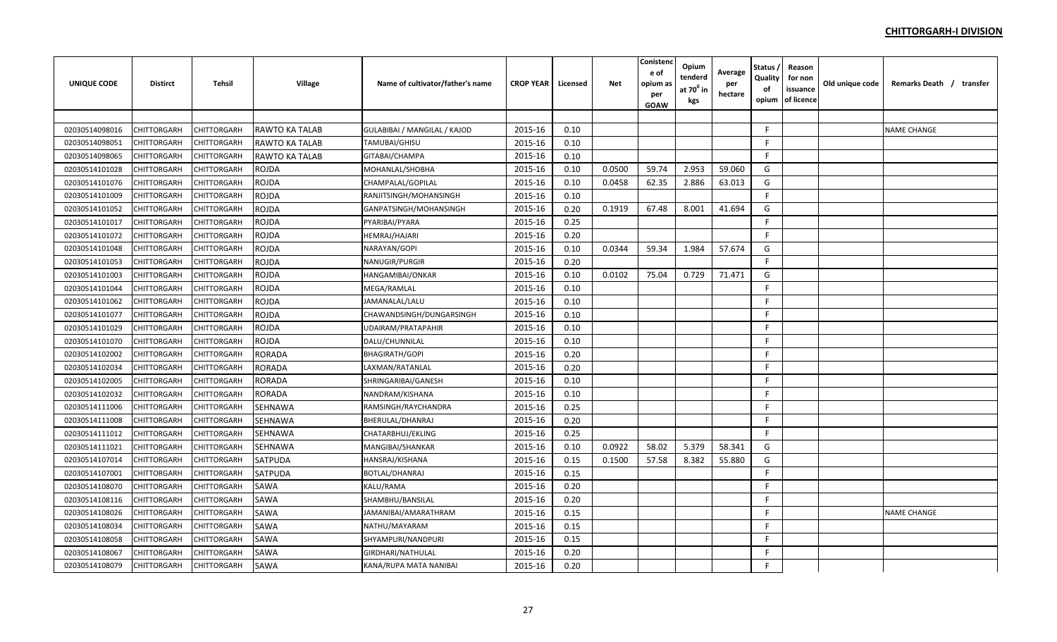## CHITTORGARH-I DIVISION

| UNIQUE CODE | Distirct | Tehsil | Village | Name of cultivator/father's name | CROP YEAR | Licensed | Net | Conistence of opium as per GOAW | Opium tenderd at $70^0$ in kgs | Average per hectare | Status / Quality of opium | Reason for non issuance of licence | Old unique code | Remarks Death / transfer |
|---|---|---|---|---|---|---|---|---|---|---|---|---|---|---|
| 02030514098016 | CHITTORGARH | CHITTORGARH | RAWTO KA TALAB | GULABIBAI / MANGILAL / KAJOD | 2015-16 | 0.10 | | | | | F | | | NAME CHANGE |
| 02030514098051 | CHITTORGARH | CHITTORGARH | RAWTO KA TALAB | TAMUBAI/GHISU | 2015-16 | 0.10 | | | | | F | | | |
| 02030514098065 | CHITTORGARH | CHITTORGARH | RAWTO KA TALAB | GITABAI/CHAMPA | 2015-16 | 0.10 | | | | | F | | | |
| 02030514101028 | CHITTORGARH | CHITTORGARH | ROJDA | MOHANLAL/SHOBHA | 2015-16 | 0.10 | 0.0500 | 59.74 | 2.953 | 59.060 | G | | | |
| 02030514101076 | CHITTORGARH | CHITTORGARH | ROJDA | CHAMPALAL/GOPILAL | 2015-16 | 0.10 | 0.0458 | 62.35 | 2.886 | 63.013 | G | | | |
| 02030514101009 | CHITTORGARH | CHITTORGARH | ROJDA | RANJITSINGH/MOHANSINGH | 2015-16 | 0.10 | | | | | F | | | |
| 02030514101052 | CHITTORGARH | CHITTORGARH | ROJDA | GANPATSINGH/MOHANSINGH | 2015-16 | 0.20 | 0.1919 | 67.48 | 8.001 | 41.694 | G | | | |
| 02030514101017 | CHITTORGARH | CHITTORGARH | ROJDA | PYARIBAI/PYARA | 2015-16 | 0.25 | | | | | F | | | |
| 02030514101072 | CHITTORGARH | CHITTORGARH | ROJDA | HEMRAJ/HAJARI | 2015-16 | 0.20 | | | | | F | | | |
| 02030514101048 | CHITTORGARH | CHITTORGARH | ROJDA | NARAYAN/GOPI | 2015-16 | 0.10 | 0.0344 | 59.34 | 1.984 | 57.674 | G | | | |
| 02030514101053 | CHITTORGARH | CHITTORGARH | ROJDA | NANUGIR/PURGIR | 2015-16 | 0.20 | | | | | F | | | |
| 02030514101003 | CHITTORGARH | CHITTORGARH | ROJDA | HANGAMIBAI/ONKAR | 2015-16 | 0.10 | 0.0102 | 75.04 | 0.729 | 71.471 | G | | | |
| 02030514101044 | CHITTORGARH | CHITTORGARH | ROJDA | MEGA/RAMLAL | 2015-16 | 0.10 | | | | | F | | | |
| 02030514101062 | CHITTORGARH | CHITTORGARH | ROJDA | JAMANALAL/LALU | 2015-16 | 0.10 | | | | | F | | | |
| 02030514101077 | CHITTORGARH | CHITTORGARH | ROJDA | CHAWANDSINGH/DUNGARSINGH | 2015-16 | 0.10 | | | | | F | | | |
| 02030514101029 | CHITTORGARH | CHITTORGARH | ROJDA | UDAIRAM/PRATAPAHIR | 2015-16 | 0.10 | | | | | F | | | |
| 02030514101070 | CHITTORGARH | CHITTORGARH | ROJDA | DALU/CHUNNILAL | 2015-16 | 0.10 | | | | | F | | | |
| 02030514102002 | CHITTORGARH | CHITTORGARH | RORADA | BHAGIRATH/GOPI | 2015-16 | 0.20 | | | | | F | | | |
| 02030514102034 | CHITTORGARH | CHITTORGARH | RORADA | LAXMAN/RATANLAL | 2015-16 | 0.20 | | | | | F | | | |
| 02030514102005 | CHITTORGARH | CHITTORGARH | RORADA | SHRINGARIBAI/GANESH | 2015-16 | 0.10 | | | | | F | | | |
| 02030514102032 | CHITTORGARH | CHITTORGARH | RORADA | NANDRAM/KISHANA | 2015-16 | 0.10 | | | | | F | | | |
| 02030514111006 | CHITTORGARH | CHITTORGARH | SEHNAWA | RAMSINGH/RAYCHANDRA | 2015-16 | 0.25 | | | | | F | | | |
| 02030514111008 | CHITTORGARH | CHITTORGARH | SEHNAWA | BHERULAL/DHANRAJ | 2015-16 | 0.20 | | | | | F | | | |
| 02030514111012 | CHITTORGARH | CHITTORGARH | SEHNAWA | CHATARBHUJ/EKLING | 2015-16 | 0.25 | | | | | F | | | |
| 02030514111021 | CHITTORGARH | CHITTORGARH | SEHNAWA | MANGIBAI/SHANKAR | 2015-16 | 0.10 | 0.0922 | 58.02 | 5.379 | 58.341 | G | | | |
| 02030514107014 | CHITTORGARH | CHITTORGARH | SATPUDA | HANSRAJ/KISHANA | 2015-16 | 0.15 | 0.1500 | 57.58 | 8.382 | 55.880 | G | | | |
| 02030514107001 | CHITTORGARH | CHITTORGARH | SATPUDA | BOTLAL/DHANRAJ | 2015-16 | 0.15 | | | | | F | | | |
| 02030514108070 | CHITTORGARH | CHITTORGARH | SAWA | KALU/RAMA | 2015-16 | 0.20 | | | | | F | | | |
| 02030514108116 | CHITTORGARH | CHITTORGARH | SAWA | SHAMBHU/BANSILAL | 2015-16 | 0.20 | | | | | F | | | |
| 02030514108026 | CHITTORGARH | CHITTORGARH | SAWA | JAMANIBAI/AMARATHRAM | 2015-16 | 0.15 | | | | | F | | | NAME CHANGE |
| 02030514108034 | CHITTORGARH | CHITTORGARH | SAWA | NATHU/MAYARAM | 2015-16 | 0.15 | | | | | F | | | |
| 02030514108058 | CHITTORGARH | CHITTORGARH | SAWA | SHYAMPURI/NANDPURI | 2015-16 | 0.15 | | | | | F | | | |
| 02030514108067 | CHITTORGARH | CHITTORGARH | SAWA | GIRDHARI/NATHULAL | 2015-16 | 0.20 | | | | | F | | | |
| 02030514108079 | CHITTORGARH | CHITTORGARH | SAWA | KANA/RUPA MATA NANIBAI | 2015-16 | 0.20 | | | | | F | | | |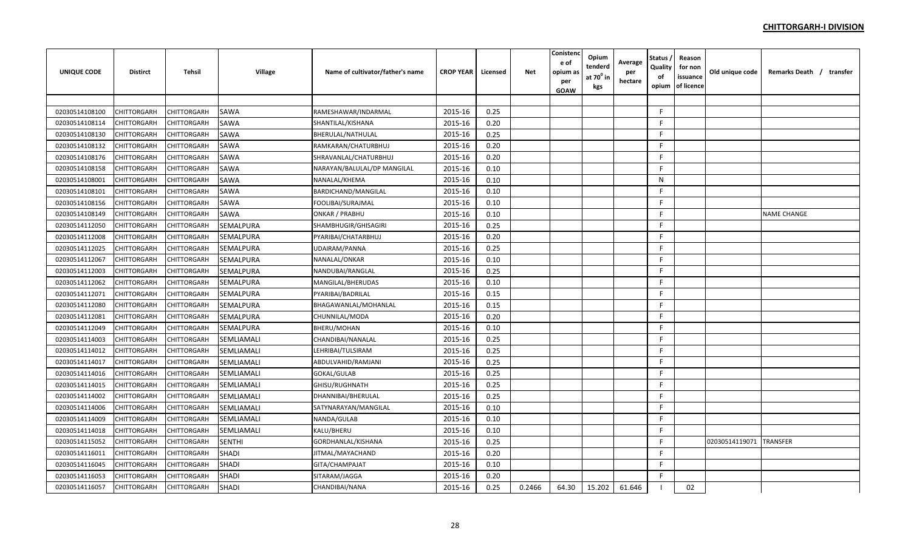**CHITTORGARH-I DIVISION**

| UNIQUE CODE | Distirct | Tehsil | Village | Name of cultivator/father's name | CROP YEAR | Licensed | Net | Conistence of opium as per GOAW | Opium tenderd at $70^0$ in kgs | Average per hectare | Status / Quality of opium | Reason for non issuance of licence | Old unique code | Remarks Death / transfer |
|---|---|---|---|---|---|---|---|---|---|---|---|---|---|---|
| | | | | | | | | | | | | | | |
| 02030514108100 | CHITTORGARH | CHITTORGARH | SAWA | RAMESHAWAR/INDARMAL | 2015-16 | 0.25 | | | | | F | | | |
| 02030514108114 | CHITTORGARH | CHITTORGARH | SAWA | SHANTILAL/KISHANA | 2015-16 | 0.20 | | | | | F | | | |
| 02030514108130 | CHITTORGARH | CHITTORGARH | SAWA | BHERULAL/NATHULAL | 2015-16 | 0.25 | | | | | F | | | |
| 02030514108132 | CHITTORGARH | CHITTORGARH | SAWA | RAMKARAN/CHATURBHUJ | 2015-16 | 0.20 | | | | | F | | | |
| 02030514108176 | CHITTORGARH | CHITTORGARH | SAWA | SHRAVANLAL/CHATURBHUJ | 2015-16 | 0.20 | | | | | F | | | |
| 02030514108158 | CHITTORGARH | CHITTORGARH | SAWA | NARAYAN/BALULAL/DP MANGILAL | 2015-16 | 0.10 | | | | | F | | | |
| 02030514108001 | CHITTORGARH | CHITTORGARH | SAWA | NANALAL/KHEMA | 2015-16 | 0.10 | | | | | N | | | |
| 02030514108101 | CHITTORGARH | CHITTORGARH | SAWA | BARDICHAND/MANGILAL | 2015-16 | 0.10 | | | | | F | | | |
| 02030514108156 | CHITTORGARH | CHITTORGARH | SAWA | FOOLIBAI/SURAJMAL | 2015-16 | 0.10 | | | | | F | | | |
| 02030514108149 | CHITTORGARH | CHITTORGARH | SAWA | ONKAR / PRABHU | 2015-16 | 0.10 | | | | | F | | | NAME CHANGE |
| 02030514112050 | CHITTORGARH | CHITTORGARH | SEMALPURA | SHAMBHUGIR/GHISAGIRI | 2015-16 | 0.25 | | | | | F | | | |
| 02030514112008 | CHITTORGARH | CHITTORGARH | SEMALPURA | PYARIBAI/CHATARBHUJ | 2015-16 | 0.20 | | | | | F | | | |
| 02030514112025 | CHITTORGARH | CHITTORGARH | SEMALPURA | UDAIRAM/PANNA | 2015-16 | 0.25 | | | | | F | | | |
| 02030514112067 | CHITTORGARH | CHITTORGARH | SEMALPURA | NANALAL/ONKAR | 2015-16 | 0.10 | | | | | F | | | |
| 02030514112003 | CHITTORGARH | CHITTORGARH | SEMALPURA | NANDUBAI/RANGLAL | 2015-16 | 0.25 | | | | | F | | | |
| 02030514112062 | CHITTORGARH | CHITTORGARH | SEMALPURA | MANGILAL/BHERUDAS | 2015-16 | 0.10 | | | | | F | | | |
| 02030514112071 | CHITTORGARH | CHITTORGARH | SEMALPURA | PYARIBAI/BADRILAL | 2015-16 | 0.15 | | | | | F | | | |
| 02030514112080 | CHITTORGARH | CHITTORGARH | SEMALPURA | BHAGAWANLAL/MOHANLAL | 2015-16 | 0.15 | | | | | F | | | |
| 02030514112081 | CHITTORGARH | CHITTORGARH | SEMALPURA | CHUNNILAL/MODA | 2015-16 | 0.20 | | | | | F | | | |
| 02030514112049 | CHITTORGARH | CHITTORGARH | SEMALPURA | BHERU/MOHAN | 2015-16 | 0.10 | | | | | F | | | |
| 02030514114003 | CHITTORGARH | CHITTORGARH | SEMLIAMALI | CHANDIBAI/NANALAL | 2015-16 | 0.25 | | | | | F | | | |
| 02030514114012 | CHITTORGARH | CHITTORGARH | SEMLIAMALI | LEHRIBAI/TULSIRAM | 2015-16 | 0.25 | | | | | F | | | |
| 02030514114017 | CHITTORGARH | CHITTORGARH | SEMLIAMALI | ABDULVAHID/RAMJANI | 2015-16 | 0.25 | | | | | F | | | |
| 02030514114016 | CHITTORGARH | CHITTORGARH | SEMLIAMALI | GOKAL/GULAB | 2015-16 | 0.25 | | | | | F | | | |
| 02030514114015 | CHITTORGARH | CHITTORGARH | SEMLIAMALI | GHISU/RUGHNATH | 2015-16 | 0.25 | | | | | F | | | |
| 02030514114002 | CHITTORGARH | CHITTORGARH | SEMLIAMALI | DHANNIBAI/BHERULAL | 2015-16 | 0.25 | | | | | F | | | |
| 02030514114006 | CHITTORGARH | CHITTORGARH | SEMLIAMALI | SATYNARAYAN/MANGILAL | 2015-16 | 0.10 | | | | | F | | | |
| 02030514114009 | CHITTORGARH | CHITTORGARH | SEMLIAMALI | NANDA/GULAB | 2015-16 | 0.10 | | | | | F | | | |
| 02030514114018 | CHITTORGARH | CHITTORGARH | SEMLIAMALI | KALU/BHERU | 2015-16 | 0.10 | | | | | F | | | |
| 02030514115052 | CHITTORGARH | CHITTORGARH | SENTHI | GORDHANLAL/KISHANA | 2015-16 | 0.25 | | | | | F | | 02030514119071 | TRANSFER |
| 02030514116011 | CHITTORGARH | CHITTORGARH | SHADI | JITMAL/MAYACHAND | 2015-16 | 0.20 | | | | | F | | | |
| 02030514116045 | CHITTORGARH | CHITTORGARH | SHADI | GITA/CHAMPAJAT | 2015-16 | 0.10 | | | | | F | | | |
| 02030514116053 | CHITTORGARH | CHITTORGARH | SHADI | SITARAM/JAGGA | 2015-16 | 0.20 | | | | | F | | | |
| 02030514116057 | CHITTORGARH | CHITTORGARH | SHADI | CHANDIBAI/NANA | 2015-16 | 0.25 | 0.2466 | 64.30 | 15.202 | 61.646 | I | 02 | | |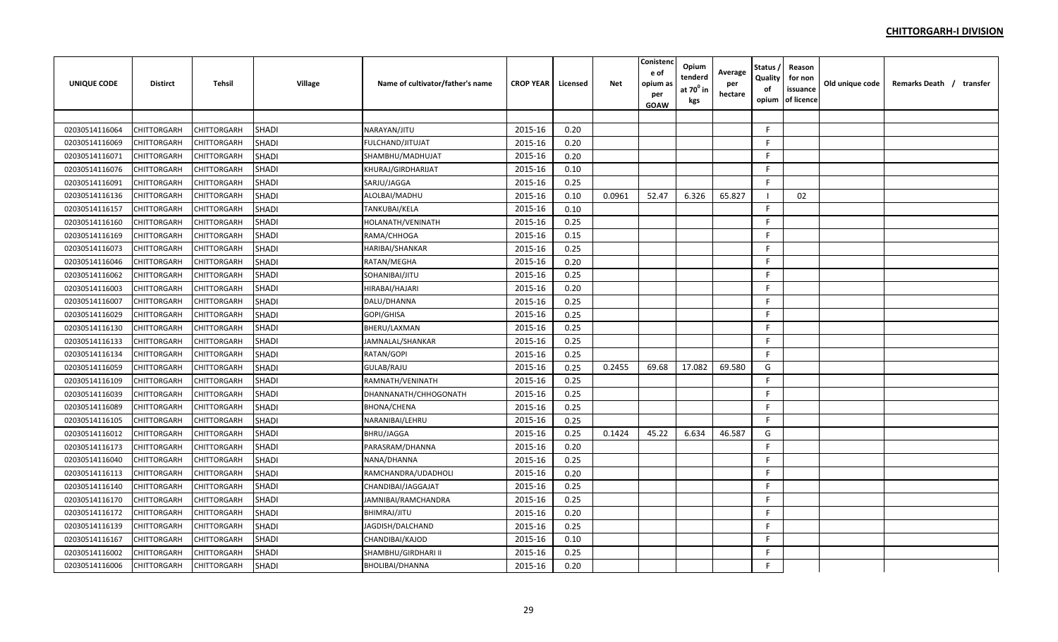**CHITTORGARH-I DIVISION**

| UNIQUE CODE | Distirct | Tehsil | Village | Name of cultivator/father's name | CROP YEAR | Licensed | Net | Conistence of opium as per GOAW | Opium tenderd at $70^0$ in kgs | Average per hectare | Status / Quality of opium | Reason for non issuance of licence | Old unique code | Remarks Death / transfer |
|---|---|---|---|---|---|---|---|---|---|---|---|---|---|---|
| | | | | | | | | | | | | | | |
| 02030514116064 | CHITTORGARH | CHITTORGARH | SHADI | NARAYAN/JITU | 2015-16 | 0.20 | | | | | F | | | |
| 02030514116069 | CHITTORGARH | CHITTORGARH | SHADI | FULCHAND/JITUJAT | 2015-16 | 0.20 | | | | | F | | | |
| 02030514116071 | CHITTORGARH | CHITTORGARH | SHADI | SHAMBHU/MADHUJAT | 2015-16 | 0.20 | | | | | F | | | |
| 02030514116076 | CHITTORGARH | CHITTORGARH | SHADI | KHURAJ/GIRDHARIJAT | 2015-16 | 0.10 | | | | | F | | | |
| 02030514116091 | CHITTORGARH | CHITTORGARH | SHADI | SARJU/JAGGA | 2015-16 | 0.25 | | | | | F | | | |
| 02030514116136 | CHITTORGARH | CHITTORGARH | SHADI | ALOLBAI/MADHU | 2015-16 | 0.10 | 0.0961 | 52.47 | 6.326 | 65.827 | I | 02 | | |
| 02030514116157 | CHITTORGARH | CHITTORGARH | SHADI | TANKUBAI/KELA | 2015-16 | 0.10 | | | | | F | | | |
| 02030514116160 | CHITTORGARH | CHITTORGARH | SHADI | HOLANATH/VENINATH | 2015-16 | 0.25 | | | | | F | | | |
| 02030514116169 | CHITTORGARH | CHITTORGARH | SHADI | RAMA/CHHOGA | 2015-16 | 0.15 | | | | | F | | | |
| 02030514116073 | CHITTORGARH | CHITTORGARH | SHADI | HARIBAI/SHANKAR | 2015-16 | 0.25 | | | | | F | | | |
| 02030514116046 | CHITTORGARH | CHITTORGARH | SHADI | RATAN/MEGHA | 2015-16 | 0.20 | | | | | F | | | |
| 02030514116062 | CHITTORGARH | CHITTORGARH | SHADI | SOHANIBAI/JITU | 2015-16 | 0.25 | | | | | F | | | |
| 02030514116003 | CHITTORGARH | CHITTORGARH | SHADI | HIRABAI/HAJARI | 2015-16 | 0.20 | | | | | F | | | |
| 02030514116007 | CHITTORGARH | CHITTORGARH | SHADI | DALU/DHANNA | 2015-16 | 0.25 | | | | | F | | | |
| 02030514116029 | CHITTORGARH | CHITTORGARH | SHADI | GOPI/GHISA | 2015-16 | 0.25 | | | | | F | | | |
| 02030514116130 | CHITTORGARH | CHITTORGARH | SHADI | BHERU/LAXMAN | 2015-16 | 0.25 | | | | | F | | | |
| 02030514116133 | CHITTORGARH | CHITTORGARH | SHADI | JAMNALAL/SHANKAR | 2015-16 | 0.25 | | | | | F | | | |
| 02030514116134 | CHITTORGARH | CHITTORGARH | SHADI | RATAN/GOPI | 2015-16 | 0.25 | | | | | F | | | |
| 02030514116059 | CHITTORGARH | CHITTORGARH | SHADI | GULAB/RAJU | 2015-16 | 0.25 | 0.2455 | 69.68 | 17.082 | 69.580 | G | | | |
| 02030514116109 | CHITTORGARH | CHITTORGARH | SHADI | RAMNATH/VENINATH | 2015-16 | 0.25 | | | | | F | | | |
| 02030514116039 | CHITTORGARH | CHITTORGARH | SHADI | DHANNANATH/CHHOGONATH | 2015-16 | 0.25 | | | | | F | | | |
| 02030514116089 | CHITTORGARH | CHITTORGARH | SHADI | BHONA/CHENA | 2015-16 | 0.25 | | | | | F | | | |
| 02030514116105 | CHITTORGARH | CHITTORGARH | SHADI | NARANIBAI/LEHRU | 2015-16 | 0.25 | | | | | F | | | |
| 02030514116012 | CHITTORGARH | CHITTORGARH | SHADI | BHRU/JAGGA | 2015-16 | 0.25 | 0.1424 | 45.22 | 6.634 | 46.587 | G | | | |
| 02030514116173 | CHITTORGARH | CHITTORGARH | SHADI | PARASRAM/DHANNA | 2015-16 | 0.20 | | | | | F | | | |
| 02030514116040 | CHITTORGARH | CHITTORGARH | SHADI | NANA/DHANNA | 2015-16 | 0.25 | | | | | F | | | |
| 02030514116113 | CHITTORGARH | CHITTORGARH | SHADI | RAMCHANDRA/UDADHOLI | 2015-16 | 0.20 | | | | | F | | | |
| 02030514116140 | CHITTORGARH | CHITTORGARH | SHADI | CHANDIBAI/JAGGAJAT | 2015-16 | 0.25 | | | | | F | | | |
| 02030514116170 | CHITTORGARH | CHITTORGARH | SHADI | JAMNIBAI/RAMCHANDRA | 2015-16 | 0.25 | | | | | F | | | |
| 02030514116172 | CHITTORGARH | CHITTORGARH | SHADI | BHIMRAJ/JITU | 2015-16 | 0.20 | | | | | F | | | |
| 02030514116139 | CHITTORGARH | CHITTORGARH | SHADI | JAGDISH/DALCHAND | 2015-16 | 0.25 | | | | | F | | | |
| 02030514116167 | CHITTORGARH | CHITTORGARH | SHADI | CHANDIBAI/KAJOD | 2015-16 | 0.10 | | | | | F | | | |
| 02030514116002 | CHITTORGARH | CHITTORGARH | SHADI | SHAMBHU/GIRDHARI II | 2015-16 | 0.25 | | | | | F | | | |
| 02030514116006 | CHITTORGARH | CHITTORGARH | SHADI | BHOLIBAI/DHANNA | 2015-16 | 0.20 | | | | | F | | | |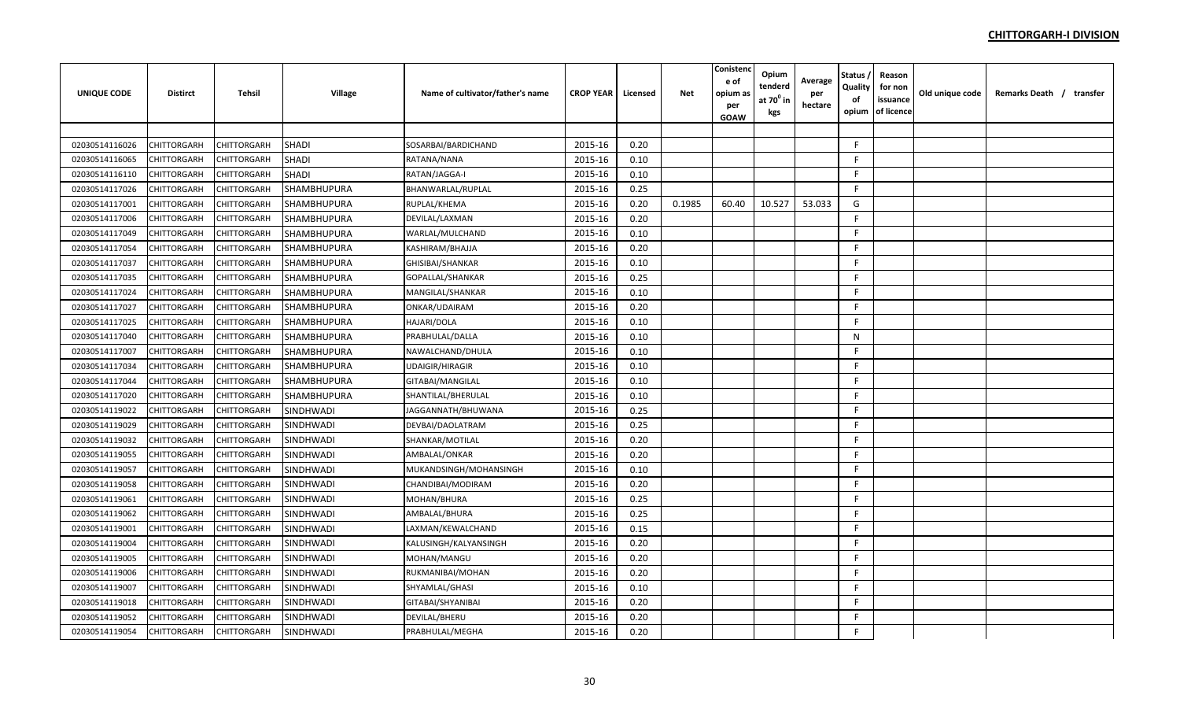| UNIQUE CODE | Distirct | Tehsil | Village | Name of cultivator/father's name | CROP YEAR | Licensed | Net | Conistence of opium as per GOAW | Opium tenderd at 70⁰ in kgs | Average per hectare | Status / Quality of opium | Reason for non issuance of licence | Old unique code | Remarks Death / transfer |
|---|---|---|---|---|---|---|---|---|---|---|---|---|---|---|
| | | | | | | | | | | | | | | |
| 02030514116026 | CHITTORGARH | CHITTORGARH | SHADI | SOSARBAI/BARDICHAND | 2015-16 | 0.20 | | | | | F | | | |
| 02030514116065 | CHITTORGARH | CHITTORGARH | SHADI | RATANA/NANA | 2015-16 | 0.10 | | | | | F | | | |
| 02030514116110 | CHITTORGARH | CHITTORGARH | SHADI | RATAN/JAGGA-I | 2015-16 | 0.10 | | | | | F | | | |
| 02030514117026 | CHITTORGARH | CHITTORGARH | SHAMBHUPURA | BHANWARLAL/RUPLAL | 2015-16 | 0.25 | | | | | F | | | |
| 02030514117001 | CHITTORGARH | CHITTORGARH | SHAMBHUPURA | RUPLAL/KHEMA | 2015-16 | 0.20 | 0.1985 | 60.40 | 10.527 | 53.033 | G | | | |
| 02030514117006 | CHITTORGARH | CHITTORGARH | SHAMBHUPURA | DEVILAL/LAXMAN | 2015-16 | 0.20 | | | | | F | | | |
| 02030514117049 | CHITTORGARH | CHITTORGARH | SHAMBHUPURA | WARLAL/MULCHAND | 2015-16 | 0.10 | | | | | F | | | |
| 02030514117054 | CHITTORGARH | CHITTORGARH | SHAMBHUPURA | KASHIRAM/BHAJJA | 2015-16 | 0.20 | | | | | F | | | |
| 02030514117037 | CHITTORGARH | CHITTORGARH | SHAMBHUPURA | GHISIBAI/SHANKAR | 2015-16 | 0.10 | | | | | F | | | |
| 02030514117035 | CHITTORGARH | CHITTORGARH | SHAMBHUPURA | GOPALLAL/SHANKAR | 2015-16 | 0.25 | | | | | F | | | |
| 02030514117024 | CHITTORGARH | CHITTORGARH | SHAMBHUPURA | MANGILAL/SHANKAR | 2015-16 | 0.10 | | | | | F | | | |
| 02030514117027 | CHITTORGARH | CHITTORGARH | SHAMBHUPURA | ONKAR/UDAIRAM | 2015-16 | 0.20 | | | | | F | | | |
| 02030514117025 | CHITTORGARH | CHITTORGARH | SHAMBHUPURA | HAJARI/DOLA | 2015-16 | 0.10 | | | | | F | | | |
| 02030514117040 | CHITTORGARH | CHITTORGARH | SHAMBHUPURA | PRABHULAL/DALLA | 2015-16 | 0.10 | | | | | N | | | |
| 02030514117007 | CHITTORGARH | CHITTORGARH | SHAMBHUPURA | NAWALCHAND/DHULA | 2015-16 | 0.10 | | | | | F | | | |
| 02030514117034 | CHITTORGARH | CHITTORGARH | SHAMBHUPURA | UDAIGIR/HIRAGIR | 2015-16 | 0.10 | | | | | F | | | |
| 02030514117044 | CHITTORGARH | CHITTORGARH | SHAMBHUPURA | GITABAI/MANGILAL | 2015-16 | 0.10 | | | | | F | | | |
| 02030514117020 | CHITTORGARH | CHITTORGARH | SHAMBHUPURA | SHANTILAL/BHERULAL | 2015-16 | 0.10 | | | | | F | | | |
| 02030514119022 | CHITTORGARH | CHITTORGARH | SINDHWADI | JAGGANNATH/BHUWANA | 2015-16 | 0.25 | | | | | F | | | |
| 02030514119029 | CHITTORGARH | CHITTORGARH | SINDHWADI | DEVBAI/DAOLATRAM | 2015-16 | 0.25 | | | | | F | | | |
| 02030514119032 | CHITTORGARH | CHITTORGARH | SINDHWADI | SHANKAR/MOTILAL | 2015-16 | 0.20 | | | | | F | | | |
| 02030514119055 | CHITTORGARH | CHITTORGARH | SINDHWADI | AMBALAL/ONKAR | 2015-16 | 0.20 | | | | | F | | | |
| 02030514119057 | CHITTORGARH | CHITTORGARH | SINDHWADI | MUKANDSINGH/MOHANSINGH | 2015-16 | 0.10 | | | | | F | | | |
| 02030514119058 | CHITTORGARH | CHITTORGARH | SINDHWADI | CHANDIBAI/MODIRAM | 2015-16 | 0.20 | | | | | F | | | |
| 02030514119061 | CHITTORGARH | CHITTORGARH | SINDHWADI | MOHAN/BHURA | 2015-16 | 0.25 | | | | | F | | | |
| 02030514119062 | CHITTORGARH | CHITTORGARH | SINDHWADI | AMBALAL/BHURA | 2015-16 | 0.25 | | | | | F | | | |
| 02030514119001 | CHITTORGARH | CHITTORGARH | SINDHWADI | LAXMAN/KEWALCHAND | 2015-16 | 0.15 | | | | | F | | | |
| 02030514119004 | CHITTORGARH | CHITTORGARH | SINDHWADI | KALUSINGH/KALYANSINGH | 2015-16 | 0.20 | | | | | F | | | |
| 02030514119005 | CHITTORGARH | CHITTORGARH | SINDHWADI | MOHAN/MANGU | 2015-16 | 0.20 | | | | | F | | | |
| 02030514119006 | CHITTORGARH | CHITTORGARH | SINDHWADI | RUKMANIBAI/MOHAN | 2015-16 | 0.20 | | | | | F | | | |
| 02030514119007 | CHITTORGARH | CHITTORGARH | SINDHWADI | SHYAMLAL/GHASI | 2015-16 | 0.10 | | | | | F | | | |
| 02030514119018 | CHITTORGARH | CHITTORGARH | SINDHWADI | GITABAI/SHYANIBAI | 2015-16 | 0.20 | | | | | F | | | |
| 02030514119052 | CHITTORGARH | CHITTORGARH | SINDHWADI | DEVILAL/BHERU | 2015-16 | 0.20 | | | | | F | | | |
| 02030514119054 | CHITTORGARH | CHITTORGARH | SINDHWADI | PRABHULAL/MEGHA | 2015-16 | 0.20 | | | | | F | | | |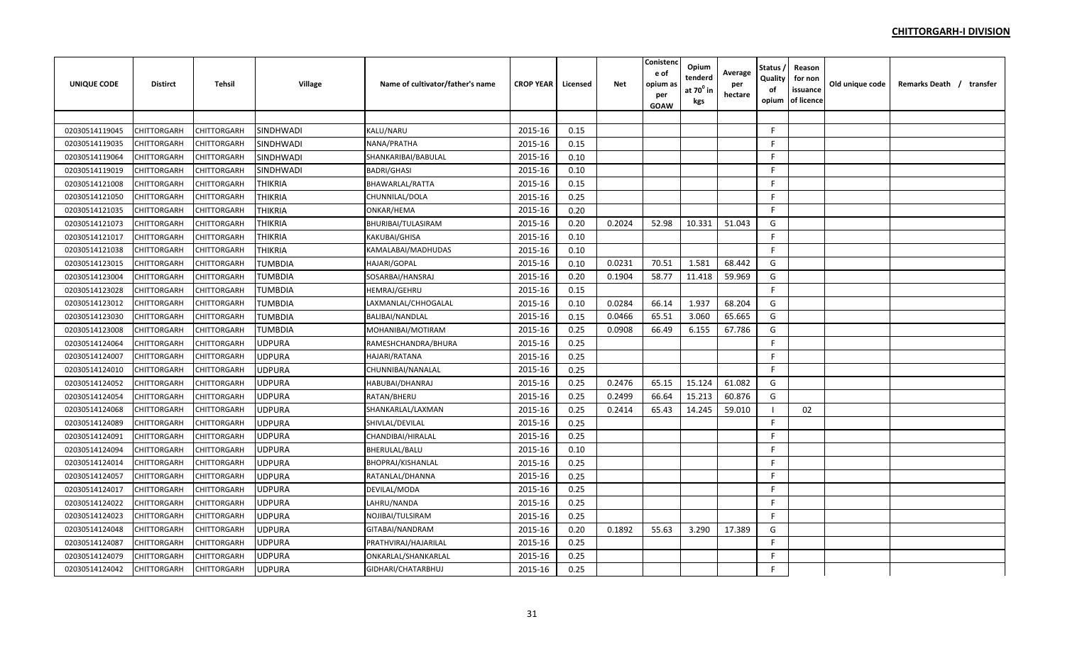**CHITTORGARH-I DIVISION**

| UNIQUE CODE | Distirct | Tehsil | Village | Name of cultivator/father's name | CROP YEAR | Licensed | Net | Conistence of opium as per GOAW | Opium tenderd at 70° in kgs | Average per hectare | Status / Quality of opium | Reason for non issuance of licence | Old unique code | Remarks Death / transfer |
|---|---|---|---|---|---|---|---|---|---|---|---|---|---|---|
| | | | | | | | | | | | | | | |
| 02030514119045 | CHITTORGARH | CHITTORGARH | SINDHWADI | KALU/NARU | 2015-16 | 0.15 | | | | | F | | | |
| 02030514119035 | CHITTORGARH | CHITTORGARH | SINDHWADI | NANA/PRATHA | 2015-16 | 0.15 | | | | | F | | | |
| 02030514119064 | CHITTORGARH | CHITTORGARH | SINDHWADI | SHANKARIBAI/BABULAL | 2015-16 | 0.10 | | | | | F | | | |
| 02030514119019 | CHITTORGARH | CHITTORGARH | SINDHWADI | BADRI/GHASI | 2015-16 | 0.10 | | | | | F | | | |
| 02030514121008 | CHITTORGARH | CHITTORGARH | THIKRIA | BHAWARLAL/RATTA | 2015-16 | 0.15 | | | | | F | | | |
| 02030514121050 | CHITTORGARH | CHITTORGARH | THIKRIA | CHUNNILAL/DOLA | 2015-16 | 0.25 | | | | | F | | | |
| 02030514121035 | CHITTORGARH | CHITTORGARH | THIKRIA | ONKAR/HEMA | 2015-16 | 0.20 | | | | | F | | | |
| 02030514121073 | CHITTORGARH | CHITTORGARH | THIKRIA | BHURIBAI/TULASIRAM | 2015-16 | 0.20 | 0.2024 | 52.98 | 10.331 | 51.043 | G | | | |
| 02030514121017 | CHITTORGARH | CHITTORGARH | THIKRIA | KAKUBAI/GHISA | 2015-16 | 0.10 | | | | | F | | | |
| 02030514121038 | CHITTORGARH | CHITTORGARH | THIKRIA | KAMALABAI/MADHUDAS | 2015-16 | 0.10 | | | | | F | | | |
| 02030514123015 | CHITTORGARH | CHITTORGARH | TUMBDIA | HAJARI/GOPAL | 2015-16 | 0.10 | 0.0231 | 70.51 | 1.581 | 68.442 | G | | | |
| 02030514123004 | CHITTORGARH | CHITTORGARH | TUMBDIA | SOSARBAI/HANSRAJ | 2015-16 | 0.20 | 0.1904 | 58.77 | 11.418 | 59.969 | G | | | |
| 02030514123028 | CHITTORGARH | CHITTORGARH | TUMBDIA | HEMRAJ/GEHRU | 2015-16 | 0.15 | | | | | F | | | |
| 02030514123012 | CHITTORGARH | CHITTORGARH | TUMBDIA | LAXMANLAL/CHHOGALAL | 2015-16 | 0.10 | 0.0284 | 66.14 | 1.937 | 68.204 | G | | | |
| 02030514123030 | CHITTORGARH | CHITTORGARH | TUMBDIA | BALIBAI/NANDLAL | 2015-16 | 0.15 | 0.0466 | 65.51 | 3.060 | 65.665 | G | | | |
| 02030514123008 | CHITTORGARH | CHITTORGARH | TUMBDIA | MOHANIBAI/MOTIRAM | 2015-16 | 0.25 | 0.0908 | 66.49 | 6.155 | 67.786 | G | | | |
| 02030514124064 | CHITTORGARH | CHITTORGARH | UDPURA | RAMESHCHANDRA/BHURA | 2015-16 | 0.25 | | | | | F | | | |
| 02030514124007 | CHITTORGARH | CHITTORGARH | UDPURA | HAJARI/RATANA | 2015-16 | 0.25 | | | | | F | | | |
| 02030514124010 | CHITTORGARH | CHITTORGARH | UDPURA | CHUNNIBAI/NANALAL | 2015-16 | 0.25 | | | | | F | | | |
| 02030514124052 | CHITTORGARH | CHITTORGARH | UDPURA | HABUBAI/DHANRAJ | 2015-16 | 0.25 | 0.2476 | 65.15 | 15.124 | 61.082 | G | | | |
| 02030514124054 | CHITTORGARH | CHITTORGARH | UDPURA | RATAN/BHERU | 2015-16 | 0.25 | 0.2499 | 66.64 | 15.213 | 60.876 | G | | | |
| 02030514124068 | CHITTORGARH | CHITTORGARH | UDPURA | SHANKARLAL/LAXMAN | 2015-16 | 0.25 | 0.2414 | 65.43 | 14.245 | 59.010 | I | 02 | | |
| 02030514124089 | CHITTORGARH | CHITTORGARH | UDPURA | SHIVLAL/DEVILAL | 2015-16 | 0.25 | | | | | F | | | |
| 02030514124091 | CHITTORGARH | CHITTORGARH | UDPURA | CHANDIBAI/HIRALAL | 2015-16 | 0.25 | | | | | F | | | |
| 02030514124094 | CHITTORGARH | CHITTORGARH | UDPURA | BHERULAL/BALU | 2015-16 | 0.10 | | | | | F | | | |
| 02030514124014 | CHITTORGARH | CHITTORGARH | UDPURA | BHOPRAJ/KISHANLAL | 2015-16 | 0.25 | | | | | F | | | |
| 02030514124057 | CHITTORGARH | CHITTORGARH | UDPURA | RATANLAL/DHANNA | 2015-16 | 0.25 | | | | | F | | | |
| 02030514124017 | CHITTORGARH | CHITTORGARH | UDPURA | DEVILAL/MODA | 2015-16 | 0.25 | | | | | F | | | |
| 02030514124022 | CHITTORGARH | CHITTORGARH | UDPURA | LAHRU/NANDA | 2015-16 | 0.25 | | | | | F | | | |
| 02030514124023 | CHITTORGARH | CHITTORGARH | UDPURA | NOJIBAI/TULSIRAM | 2015-16 | 0.25 | | | | | F | | | |
| 02030514124048 | CHITTORGARH | CHITTORGARH | UDPURA | GITABAI/NANDRAM | 2015-16 | 0.20 | 0.1892 | 55.63 | 3.290 | 17.389 | G | | | |
| 02030514124087 | CHITTORGARH | CHITTORGARH | UDPURA | PRATHVIRAJ/HAJARILAL | 2015-16 | 0.25 | | | | | F | | | |
| 02030514124079 | CHITTORGARH | CHITTORGARH | UDPURA | ONKARLAL/SHANKARLAL | 2015-16 | 0.25 | | | | | F | | | |
| 02030514124042 | CHITTORGARH | CHITTORGARH | UDPURA | GIDHARI/CHATARBHUJ | 2015-16 | 0.25 | | | | | F | | | |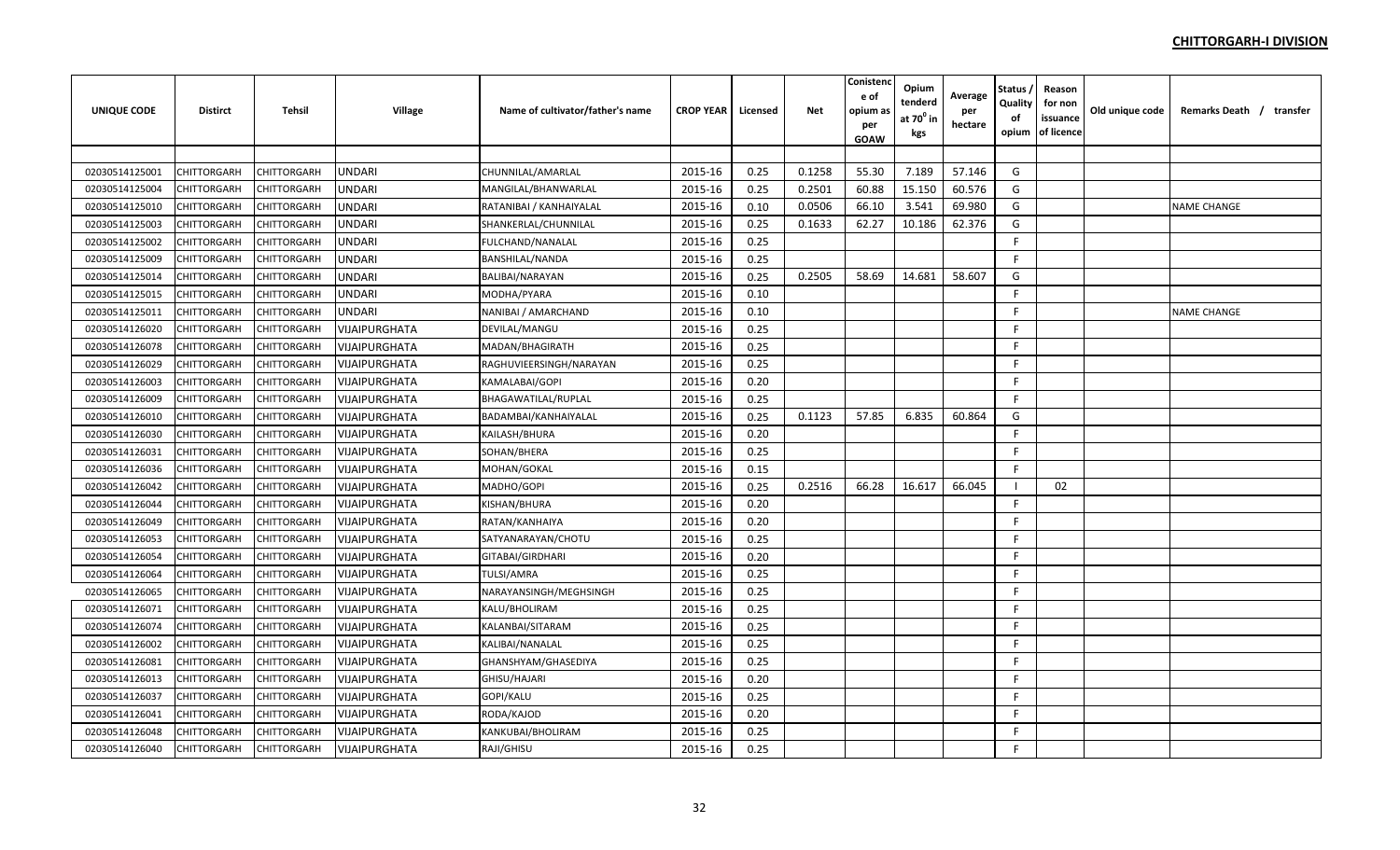## CHITTORGARH-I DIVISION

| UNIQUE CODE | Distirct | Tehsil | Village | Name of cultivator/father's name | CROP YEAR | Licensed | Net | Conistence of opium as per GOAW | Opium tenderd at 70⁰ in kgs | Average per hectare | Status / Quality of opium | Reason for non issuance of licence | Old unique code | Remarks Death / transfer |
|---|---|---|---|---|---|---|---|---|---|---|---|---|---|---|
| 02030514125001 | CHITTORGARH | CHITTORGARH | UNDARI | CHUNNILAL/AMARLAL | 2015-16 | 0.25 | 0.1258 | 55.30 | 7.189 | 57.146 | G | | | |
| 02030514125004 | CHITTORGARH | CHITTORGARH | UNDARI | MANGILAL/BHANWARLAL | 2015-16 | 0.25 | 0.2501 | 60.88 | 15.150 | 60.576 | G | | | |
| 02030514125010 | CHITTORGARH | CHITTORGARH | UNDARI | RATANIBAI / KANHAIYALAL | 2015-16 | 0.10 | 0.0506 | 66.10 | 3.541 | 69.980 | G | | | NAME CHANGE |
| 02030514125003 | CHITTORGARH | CHITTORGARH | UNDARI | SHANKERLAL/CHUNNILAL | 2015-16 | 0.25 | 0.1633 | 62.27 | 10.186 | 62.376 | G | | | |
| 02030514125002 | CHITTORGARH | CHITTORGARH | UNDARI | FULCHAND/NANALAL | 2015-16 | 0.25 | | | | | F | | | |
| 02030514125009 | CHITTORGARH | CHITTORGARH | UNDARI | BANSHILAL/NANDA | 2015-16 | 0.25 | | | | | F | | | |
| 02030514125014 | CHITTORGARH | CHITTORGARH | UNDARI | BALIBAI/NARAYAN | 2015-16 | 0.25 | 0.2505 | 58.69 | 14.681 | 58.607 | G | | | |
| 02030514125015 | CHITTORGARH | CHITTORGARH | UNDARI | MODHA/PYARA | 2015-16 | 0.10 | | | | | F | | | |
| 02030514125011 | CHITTORGARH | CHITTORGARH | UNDARI | NANIBAI / AMARCHAND | 2015-16 | 0.10 | | | | | F | | | NAME CHANGE |
| 02030514126020 | CHITTORGARH | CHITTORGARH | VIJAIPURGHATA | DEVILAL/MANGU | 2015-16 | 0.25 | | | | | F | | | |
| 02030514126078 | CHITTORGARH | CHITTORGARH | VIJAIPURGHATA | MADAN/BHAGIRATH | 2015-16 | 0.25 | | | | | F | | | |
| 02030514126029 | CHITTORGARH | CHITTORGARH | VIJAIPURGHATA | RAGHUVIEERSINGH/NARAYAN | 2015-16 | 0.25 | | | | | F | | | |
| 02030514126003 | CHITTORGARH | CHITTORGARH | VIJAIPURGHATA | KAMALABAI/GOPI | 2015-16 | 0.20 | | | | | F | | | |
| 02030514126009 | CHITTORGARH | CHITTORGARH | VIJAIPURGHATA | BHAGAWATILAL/RUPLAL | 2015-16 | 0.25 | | | | | F | | | |
| 02030514126010 | CHITTORGARH | CHITTORGARH | VIJAIPURGHATA | BADAMBAI/KANHAIYALAL | 2015-16 | 0.25 | 0.1123 | 57.85 | 6.835 | 60.864 | G | | | |
| 02030514126030 | CHITTORGARH | CHITTORGARH | VIJAIPURGHATA | KAILASH/BHURA | 2015-16 | 0.20 | | | | | F | | | |
| 02030514126031 | CHITTORGARH | CHITTORGARH | VIJAIPURGHATA | SOHAN/BHERA | 2015-16 | 0.25 | | | | | F | | | |
| 02030514126036 | CHITTORGARH | CHITTORGARH | VIJAIPURGHATA | MOHAN/GOKAL | 2015-16 | 0.15 | | | | | F | | | |
| 02030514126042 | CHITTORGARH | CHITTORGARH | VIJAIPURGHATA | MADHO/GOPI | 2015-16 | 0.25 | 0.2516 | 66.28 | 16.617 | 66.045 | I | 02 | | |
| 02030514126044 | CHITTORGARH | CHITTORGARH | VIJAIPURGHATA | KISHAN/BHURA | 2015-16 | 0.20 | | | | | F | | | |
| 02030514126049 | CHITTORGARH | CHITTORGARH | VIJAIPURGHATA | RATAN/KANHAIYA | 2015-16 | 0.20 | | | | | F | | | |
| 02030514126053 | CHITTORGARH | CHITTORGARH | VIJAIPURGHATA | SATYANARAYAN/CHOTU | 2015-16 | 0.25 | | | | | F | | | |
| 02030514126054 | CHITTORGARH | CHITTORGARH | VIJAIPURGHATA | GITABAI/GIRDHARI | 2015-16 | 0.20 | | | | | F | | | |
| 02030514126064 | CHITTORGARH | CHITTORGARH | VIJAIPURGHATA | TULSI/AMRA | 2015-16 | 0.25 | | | | | F | | | |
| 02030514126065 | CHITTORGARH | CHITTORGARH | VIJAIPURGHATA | NARAYANSINGH/MEGHSINGH | 2015-16 | 0.25 | | | | | F | | | |
| 02030514126071 | CHITTORGARH | CHITTORGARH | VIJAIPURGHATA | KALU/BHOLIRAM | 2015-16 | 0.25 | | | | | F | | | |
| 02030514126074 | CHITTORGARH | CHITTORGARH | VIJAIPURGHATA | KALANBAI/SITARAM | 2015-16 | 0.25 | | | | | F | | | |
| 02030514126002 | CHITTORGARH | CHITTORGARH | VIJAIPURGHATA | KALIBAI/NANALAL | 2015-16 | 0.25 | | | | | F | | | |
| 02030514126081 | CHITTORGARH | CHITTORGARH | VIJAIPURGHATA | GHANSHYAM/GHASEDIYA | 2015-16 | 0.25 | | | | | F | | | |
| 02030514126013 | CHITTORGARH | CHITTORGARH | VIJAIPURGHATA | GHISU/HAJARI | 2015-16 | 0.20 | | | | | F | | | |
| 02030514126037 | CHITTORGARH | CHITTORGARH | VIJAIPURGHATA | GOPI/KALU | 2015-16 | 0.25 | | | | | F | | | |
| 02030514126041 | CHITTORGARH | CHITTORGARH | VIJAIPURGHATA | RODA/KAJOD | 2015-16 | 0.20 | | | | | F | | | |
| 02030514126048 | CHITTORGARH | CHITTORGARH | VIJAIPURGHATA | KANKUBAI/BHOLIRAM | 2015-16 | 0.25 | | | | | F | | | |
| 02030514126040 | CHITTORGARH | CHITTORGARH | VIJAIPURGHATA | RAJI/GHISU | 2015-16 | 0.25 | | | | | F | | | |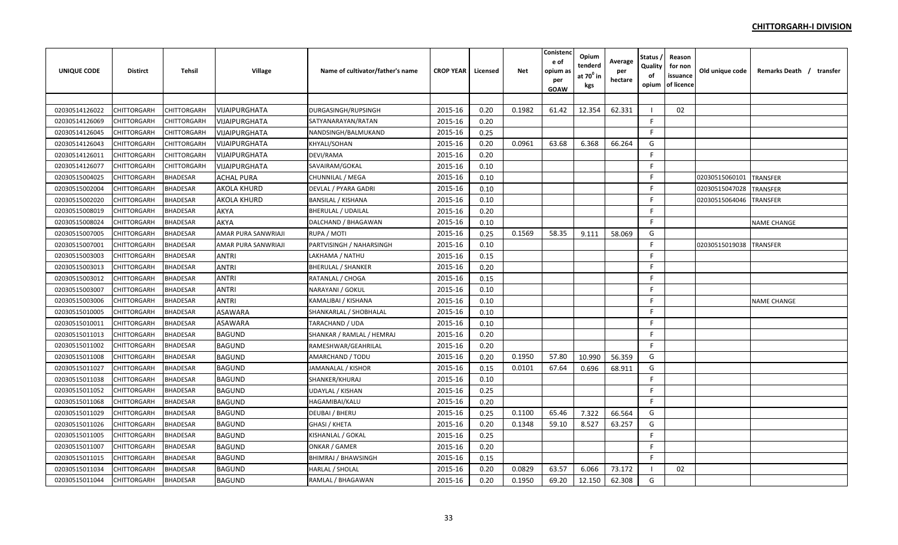**CHITTORGARH-I DIVISION**

| UNIQUE CODE | Distirct | Tehsil | Village | Name of cultivator/father's name | CROP YEAR | Licensed | Net | Conistence of opium as per GOAW | Opium tenderd at $70^0$ in kgs | Average per hectare | Status / Quality of opium | Reason for non issuance of licence | Old unique code | Remarks Death / transfer |
|---|---|---|---|---|---|---|---|---|---|---|---|---|---|---|
| | | | | | | | | | | | | | | |
| 02030514126022 | CHITTORGARH | CHITTORGARH | VIJAIPURGHATA | DURGASINGH/RUPSINGH | 2015-16 | 0.20 | 0.1982 | 61.42 | 12.354 | 62.331 | I | 02 | | |
| 02030514126069 | CHITTORGARH | CHITTORGARH | VIJAIPURGHATA | SATYANARAYAN/RATAN | 2015-16 | 0.20 | | | | | F | | | |
| 02030514126045 | CHITTORGARH | CHITTORGARH | VIJAIPURGHATA | NANDSINGH/BALMUKAND | 2015-16 | 0.25 | | | | | F | | | |
| 02030514126043 | CHITTORGARH | CHITTORGARH | VIJAIPURGHATA | KHYALI/SOHAN | 2015-16 | 0.20 | 0.0961 | 63.68 | 6.368 | 66.264 | G | | | |
| 02030514126011 | CHITTORGARH | CHITTORGARH | VIJAIPURGHATA | DEVI/RAMA | 2015-16 | 0.20 | | | | | F | | | |
| 02030514126077 | CHITTORGARH | CHITTORGARH | VIJAIPURGHATA | SAVAIRAM/GOKAL | 2015-16 | 0.10 | | | | | F | | | |
| 02030515004025 | CHITTORGARH | BHADESAR | ACHAL PURA | CHUNNILAL / MEGA | 2015-16 | 0.10 | | | | | F | | 02030515060101 | TRANSFER |
| 02030515002004 | CHITTORGARH | BHADESAR | AKOLA KHURD | DEVLAL / PYARA GADRI | 2015-16 | 0.10 | | | | | F | | 02030515047028 | TRANSFER |
| 02030515002020 | CHITTORGARH | BHADESAR | AKOLA KHURD | BANSILAL / KISHANA | 2015-16 | 0.10 | | | | | F | | 02030515064046 | TRANSFER |
| 02030515008019 | CHITTORGARH | BHADESAR | AKYA | BHERULAL / UDAILAL | 2015-16 | 0.20 | | | | | F | | | |
| 02030515008024 | CHITTORGARH | BHADESAR | AKYA | DALCHAND / BHAGAWAN | 2015-16 | 0.10 | | | | | F | | | NAME CHANGE |
| 02030515007005 | CHITTORGARH | BHADESAR | AMAR PURA SANWRIAJI | RUPA / MOTI | 2015-16 | 0.25 | 0.1569 | 58.35 | 9.111 | 58.069 | G | | | |
| 02030515007001 | CHITTORGARH | BHADESAR | AMAR PURA SANWRIAJI | PARTVISINGH / NAHARSINGH | 2015-16 | 0.10 | | | | | F | | 02030515019038 | TRANSFER |
| 02030515003003 | CHITTORGARH | BHADESAR | ANTRI | LAKHAMA / NATHU | 2015-16 | 0.15 | | | | | F | | | |
| 02030515003013 | CHITTORGARH | BHADESAR | ANTRI | BHERULAL / SHANKER | 2015-16 | 0.20 | | | | | F | | | |
| 02030515003012 | CHITTORGARH | BHADESAR | ANTRI | RATANLAL / CHOGA | 2015-16 | 0.15 | | | | | F | | | |
| 02030515003007 | CHITTORGARH | BHADESAR | ANTRI | NARAYANI / GOKUL | 2015-16 | 0.10 | | | | | F | | | |
| 02030515003006 | CHITTORGARH | BHADESAR | ANTRI | KAMALIBAI / KISHANA | 2015-16 | 0.10 | | | | | F | | | NAME CHANGE |
| 02030515010005 | CHITTORGARH | BHADESAR | ASAWARA | SHANKARLAL / SHOBHALAL | 2015-16 | 0.10 | | | | | F | | | |
| 02030515010011 | CHITTORGARH | BHADESAR | ASAWARA | TARACHAND / UDA | 2015-16 | 0.10 | | | | | F | | | |
| 02030515011013 | CHITTORGARH | BHADESAR | BAGUND | SHANKAR / RAMLAL / HEMRAJ | 2015-16 | 0.20 | | | | | F | | | |
| 02030515011002 | CHITTORGARH | BHADESAR | BAGUND | RAMESHWAR/GEAHRILAL | 2015-16 | 0.20 | | | | | F | | | |
| 02030515011008 | CHITTORGARH | BHADESAR | BAGUND | AMARCHAND / TODU | 2015-16 | 0.20 | 0.1950 | 57.80 | 10.990 | 56.359 | G | | | |
| 02030515011027 | CHITTORGARH | BHADESAR | BAGUND | JAMANALAL / KISHOR | 2015-16 | 0.15 | 0.0101 | 67.64 | 0.696 | 68.911 | G | | | |
| 02030515011038 | CHITTORGARH | BHADESAR | BAGUND | SHANKER/KHURAJ | 2015-16 | 0.10 | | | | | F | | | |
| 02030515011052 | CHITTORGARH | BHADESAR | BAGUND | UDAYLAL / KISHAN | 2015-16 | 0.25 | | | | | F | | | |
| 02030515011068 | CHITTORGARH | BHADESAR | BAGUND | HAGAMIBAI/KALU | 2015-16 | 0.20 | | | | | F | | | |
| 02030515011029 | CHITTORGARH | BHADESAR | BAGUND | DEUBAI / BHERU | 2015-16 | 0.25 | 0.1100 | 65.46 | 7.322 | 66.564 | G | | | |
| 02030515011026 | CHITTORGARH | BHADESAR | BAGUND | GHASI / KHETA | 2015-16 | 0.20 | 0.1348 | 59.10 | 8.527 | 63.257 | G | | | |
| 02030515011005 | CHITTORGARH | BHADESAR | BAGUND | KISHANLAL / GOKAL | 2015-16 | 0.25 | | | | | F | | | |
| 02030515011007 | CHITTORGARH | BHADESAR | BAGUND | ONKAR / GAMER | 2015-16 | 0.20 | | | | | F | | | |
| 02030515011015 | CHITTORGARH | BHADESAR | BAGUND | BHIMRAJ / BHAWSINGH | 2015-16 | 0.15 | | | | | F | | | |
| 02030515011034 | CHITTORGARH | BHADESAR | BAGUND | HARLAL / SHOLAL | 2015-16 | 0.20 | 0.0829 | 63.57 | 6.066 | 73.172 | I | 02 | | |
| 02030515011044 | CHITTORGARH | BHADESAR | BAGUND | RAMLAL / BHAGAWAN | 2015-16 | 0.20 | 0.1950 | 69.20 | 12.150 | 62.308 | G | | | |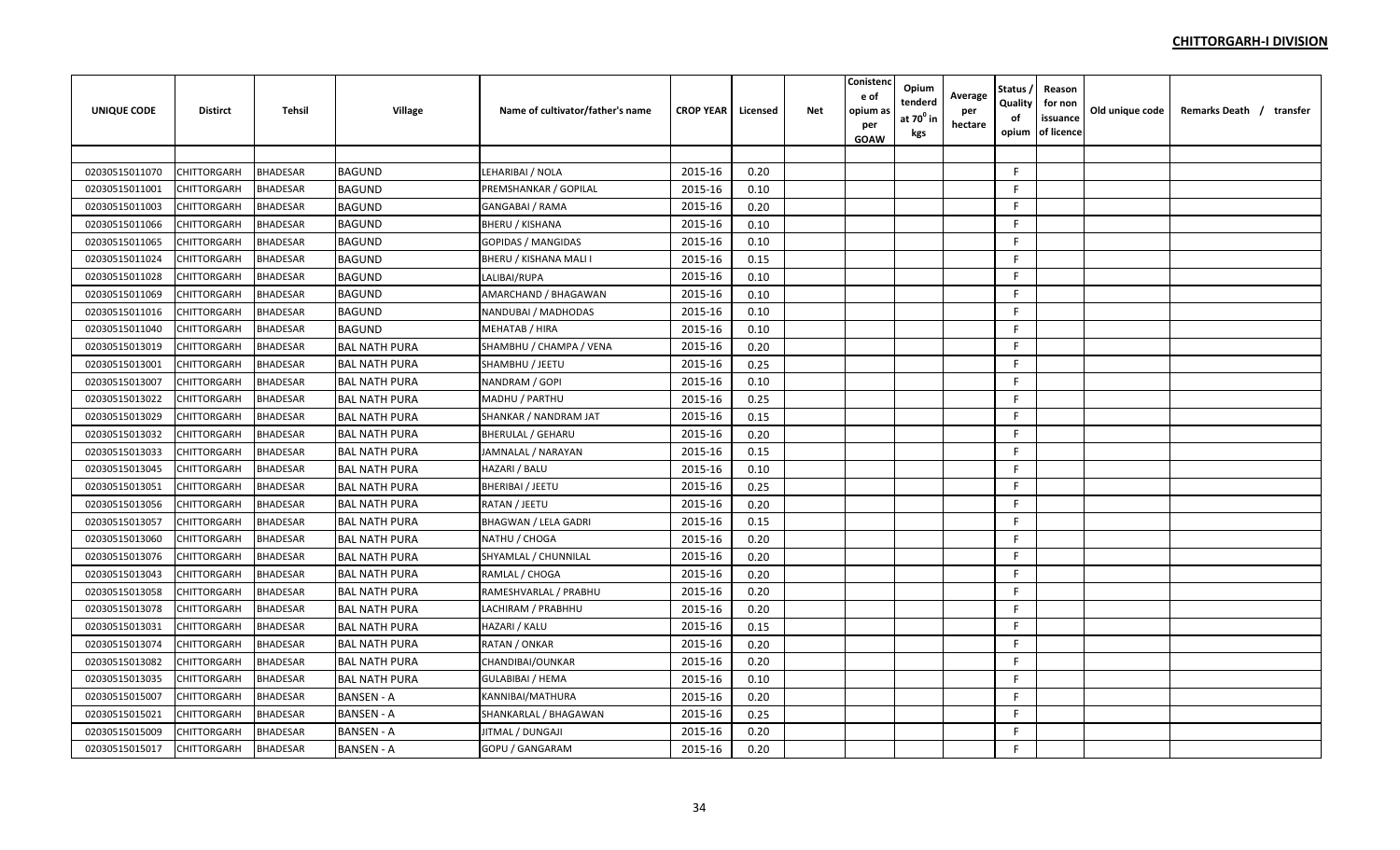**CHITTORGARH-I DIVISION**

| UNIQUE CODE | Distirct | Tehsil | Village | Name of cultivator/father's name | CROP YEAR | Licensed | Net | Conistence of opium as per GOAW | Opium tenderd at $70^0$ in kgs | Average per hectare | Status / Quality of opium | Reason for non issuance of licence | Old unique code | Remarks Death / transfer |
|---|---|---|---|---|---|---|---|---|---|---|---|---|---|---|
| | | | | | | | | | | | | | | |
| 02030515011070 | CHITTORGARH | BHADESAR | BAGUND | LEHARIBAI / NOLA | 2015-16 | 0.20 | | | | | F | | | |
| 02030515011001 | CHITTORGARH | BHADESAR | BAGUND | PREMSHANKAR / GOPILAL | 2015-16 | 0.10 | | | | | F | | | |
| 02030515011003 | CHITTORGARH | BHADESAR | BAGUND | GANGABAI / RAMA | 2015-16 | 0.20 | | | | | F | | | |
| 02030515011066 | CHITTORGARH | BHADESAR | BAGUND | BHERU / KISHANA | 2015-16 | 0.10 | | | | | F | | | |
| 02030515011065 | CHITTORGARH | BHADESAR | BAGUND | GOPIDAS / MANGIDAS | 2015-16 | 0.10 | | | | | F | | | |
| 02030515011024 | CHITTORGARH | BHADESAR | BAGUND | BHERU / KISHANA MALI I | 2015-16 | 0.15 | | | | | F | | | |
| 02030515011028 | CHITTORGARH | BHADESAR | BAGUND | LALIBAI/RUPA | 2015-16 | 0.10 | | | | | F | | | |
| 02030515011069 | CHITTORGARH | BHADESAR | BAGUND | AMARCHAND / BHAGAWAN | 2015-16 | 0.10 | | | | | F | | | |
| 02030515011016 | CHITTORGARH | BHADESAR | BAGUND | NANDUBAI / MADHODAS | 2015-16 | 0.10 | | | | | F | | | |
| 02030515011040 | CHITTORGARH | BHADESAR | BAGUND | MEHATAB / HIRA | 2015-16 | 0.10 | | | | | F | | | |
| 02030515013019 | CHITTORGARH | BHADESAR | BAL NATH PURA | SHAMBHU / CHAMPA / VENA | 2015-16 | 0.20 | | | | | F | | | |
| 02030515013001 | CHITTORGARH | BHADESAR | BAL NATH PURA | SHAMBHU / JEETU | 2015-16 | 0.25 | | | | | F | | | |
| 02030515013007 | CHITTORGARH | BHADESAR | BAL NATH PURA | NANDRAM / GOPI | 2015-16 | 0.10 | | | | | F | | | |
| 02030515013022 | CHITTORGARH | BHADESAR | BAL NATH PURA | MADHU / PARTHU | 2015-16 | 0.25 | | | | | F | | | |
| 02030515013029 | CHITTORGARH | BHADESAR | BAL NATH PURA | SHANKAR / NANDRAM JAT | 2015-16 | 0.15 | | | | | F | | | |
| 02030515013032 | CHITTORGARH | BHADESAR | BAL NATH PURA | BHERULAL / GEHARU | 2015-16 | 0.20 | | | | | F | | | |
| 02030515013033 | CHITTORGARH | BHADESAR | BAL NATH PURA | JAMNALAL / NARAYAN | 2015-16 | 0.15 | | | | | F | | | |
| 02030515013045 | CHITTORGARH | BHADESAR | BAL NATH PURA | HAZARI / BALU | 2015-16 | 0.10 | | | | | F | | | |
| 02030515013051 | CHITTORGARH | BHADESAR | BAL NATH PURA | BHERIBAI / JEETU | 2015-16 | 0.25 | | | | | F | | | |
| 02030515013056 | CHITTORGARH | BHADESAR | BAL NATH PURA | RATAN / JEETU | 2015-16 | 0.20 | | | | | F | | | |
| 02030515013057 | CHITTORGARH | BHADESAR | BAL NATH PURA | BHAGWAN / LELA GADRI | 2015-16 | 0.15 | | | | | F | | | |
| 02030515013060 | CHITTORGARH | BHADESAR | BAL NATH PURA | NATHU / CHOGA | 2015-16 | 0.20 | | | | | F | | | |
| 02030515013076 | CHITTORGARH | BHADESAR | BAL NATH PURA | SHYAMLAL / CHUNNILAL | 2015-16 | 0.20 | | | | | F | | | |
| 02030515013043 | CHITTORGARH | BHADESAR | BAL NATH PURA | RAMLAL / CHOGA | 2015-16 | 0.20 | | | | | F | | | |
| 02030515013058 | CHITTORGARH | BHADESAR | BAL NATH PURA | RAMESHVARLAL / PRABHU | 2015-16 | 0.20 | | | | | F | | | |
| 02030515013078 | CHITTORGARH | BHADESAR | BAL NATH PURA | LACHIRAM / PRABHHU | 2015-16 | 0.20 | | | | | F | | | |
| 02030515013031 | CHITTORGARH | BHADESAR | BAL NATH PURA | HAZARI / KALU | 2015-16 | 0.15 | | | | | F | | | |
| 02030515013074 | CHITTORGARH | BHADESAR | BAL NATH PURA | RATAN / ONKAR | 2015-16 | 0.20 | | | | | F | | | |
| 02030515013082 | CHITTORGARH | BHADESAR | BAL NATH PURA | CHANDIBAI/OUNKAR | 2015-16 | 0.20 | | | | | F | | | |
| 02030515013035 | CHITTORGARH | BHADESAR | BAL NATH PURA | GULABIBAI / HEMA | 2015-16 | 0.10 | | | | | F | | | |
| 02030515015007 | CHITTORGARH | BHADESAR | BANSEN - A | KANNIBAI/MATHURA | 2015-16 | 0.20 | | | | | F | | | |
| 02030515015021 | CHITTORGARH | BHADESAR | BANSEN - A | SHANKARLAL / BHAGAWAN | 2015-16 | 0.25 | | | | | F | | | |
| 02030515015009 | CHITTORGARH | BHADESAR | BANSEN - A | JITMAL / DUNGAJI | 2015-16 | 0.20 | | | | | F | | | |
| 02030515015017 | CHITTORGARH | BHADESAR | BANSEN - A | GOPU / GANGARAM | 2015-16 | 0.20 | | | | | F | | | |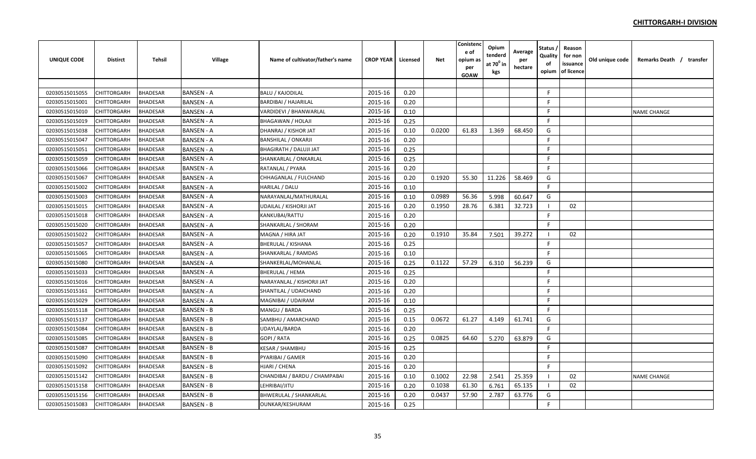**CHITTORGARH-I DIVISION**

| UNIQUE CODE | Distirct | Tehsil | Village | Name of cultivator/father's name | CROP YEAR | Licensed | Net | Conistence of opium as per GOAW | Opium tenderd at 70⁰ in kgs | Average per hectare | Status / Quality of opium | Reason for non issuance of licence | Old unique code | Remarks Death / transfer |
|---|---|---|---|---|---|---|---|---|---|---|---|---|---|---|
| | | | | | | | | | | | | | | |
| 02030515015055 | CHITTORGARH | BHADESAR | BANSEN - A | BALU / KAJODILAL | 2015-16 | 0.20 | | | | | F | | | |
| 02030515015001 | CHITTORGARH | BHADESAR | BANSEN - A | BARDIBAI / HAJARILAL | 2015-16 | 0.20 | | | | | F | | | |
| 02030515015010 | CHITTORGARH | BHADESAR | BANSEN - A | VARDIDEVI / BHANWARLAL | 2015-16 | 0.10 | | | | | F | | | NAME CHANGE |
| 02030515015019 | CHITTORGARH | BHADESAR | BANSEN - A | BHAGAWAN / HOLAJI | 2015-16 | 0.25 | | | | | F | | | |
| 02030515015038 | CHITTORGARH | BHADESAR | BANSEN - A | DHANRAJ / KISHOR JAT | 2015-16 | 0.10 | 0.0200 | 61.83 | 1.369 | 68.450 | G | | | |
| 02030515015047 | CHITTORGARH | BHADESAR | BANSEN - A | BANSHILAL / ONKARJI | 2015-16 | 0.20 | | | | | F | | | |
| 02030515015051 | CHITTORGARH | BHADESAR | BANSEN - A | BHAGIRATH / DALUJI JAT | 2015-16 | 0.25 | | | | | F | | | |
| 02030515015059 | CHITTORGARH | BHADESAR | BANSEN - A | SHANKARLAL / ONKARLAL | 2015-16 | 0.25 | | | | | F | | | |
| 02030515015066 | CHITTORGARH | BHADESAR | BANSEN - A | RATANLAL / PYARA | 2015-16 | 0.20 | | | | | F | | | |
| 02030515015067 | CHITTORGARH | BHADESAR | BANSEN - A | CHHAGANLAL / FULCHAND | 2015-16 | 0.20 | 0.1920 | 55.30 | 11.226 | 58.469 | G | | | |
| 02030515015002 | CHITTORGARH | BHADESAR | BANSEN - A | HARILAL / DALU | 2015-16 | 0.10 | | | | | F | | | |
| 02030515015003 | CHITTORGARH | BHADESAR | BANSEN - A | NARAYANLAL/MATHURALAL | 2015-16 | 0.10 | 0.0989 | 56.36 | 5.998 | 60.647 | G | | | |
| 02030515015015 | CHITTORGARH | BHADESAR | BANSEN - A | UDAILAL / KISHORJI JAT | 2015-16 | 0.20 | 0.1950 | 28.76 | 6.381 | 32.723 | I | 02 | | |
| 02030515015018 | CHITTORGARH | BHADESAR | BANSEN - A | KANKUBAI/RATTU | 2015-16 | 0.20 | | | | | F | | | |
| 02030515015020 | CHITTORGARH | BHADESAR | BANSEN - A | SHANKARLAL / SHORAM | 2015-16 | 0.20 | | | | | F | | | |
| 02030515015022 | CHITTORGARH | BHADESAR | BANSEN - A | MAGNA / HIRA JAT | 2015-16 | 0.20 | 0.1910 | 35.84 | 7.501 | 39.272 | I | 02 | | |
| 02030515015057 | CHITTORGARH | BHADESAR | BANSEN - A | BHERULAL / KISHANA | 2015-16 | 0.25 | | | | | F | | | |
| 02030515015065 | CHITTORGARH | BHADESAR | BANSEN - A | SHANKARLAL / RAMDAS | 2015-16 | 0.10 | | | | | F | | | |
| 02030515015080 | CHITTORGARH | BHADESAR | BANSEN - A | SHANKERLAL/MOHANLAL | 2015-16 | 0.25 | 0.1122 | 57.29 | 6.310 | 56.239 | G | | | |
| 02030515015033 | CHITTORGARH | BHADESAR | BANSEN - A | BHERULAL / HEMA | 2015-16 | 0.25 | | | | | F | | | |
| 02030515015016 | CHITTORGARH | BHADESAR | BANSEN - A | NARAYANLAL / KISHORJI JAT | 2015-16 | 0.20 | | | | | F | | | |
| 02030515015161 | CHITTORGARH | BHADESAR | BANSEN - A | SHANTILAL / UDAICHAND | 2015-16 | 0.20 | | | | | F | | | |
| 02030515015029 | CHITTORGARH | BHADESAR | BANSEN - A | MAGNIBAI / UDAIRAM | 2015-16 | 0.10 | | | | | F | | | |
| 02030515015118 | CHITTORGARH | BHADESAR | BANSEN - B | MANGU / BARDA | 2015-16 | 0.25 | | | | | F | | | |
| 02030515015137 | CHITTORGARH | BHADESAR | BANSEN - B | SAMBHU / AMARCHAND | 2015-16 | 0.15 | 0.0672 | 61.27 | 4.149 | 61.741 | G | | | |
| 02030515015084 | CHITTORGARH | BHADESAR | BANSEN - B | UDAYLAL/BARDA | 2015-16 | 0.20 | | | | | F | | | |
| 02030515015085 | CHITTORGARH | BHADESAR | BANSEN - B | GOPI / RATA | 2015-16 | 0.25 | 0.0825 | 64.60 | 5.270 | 63.879 | G | | | |
| 02030515015087 | CHITTORGARH | BHADESAR | BANSEN - B | KESAR / SHAMBHU | 2015-16 | 0.25 | | | | | F | | | |
| 02030515015090 | CHITTORGARH | BHADESAR | BANSEN - B | PYARIBAI / GAMER | 2015-16 | 0.20 | | | | | F | | | |
| 02030515015092 | CHITTORGARH | BHADESAR | BANSEN - B | HJARI / CHENA | 2015-16 | 0.20 | | | | | F | | | |
| 02030515015142 | CHITTORGARH | BHADESAR | BANSEN - B | CHANDIBAI / BARDU / CHAMPABAI | 2015-16 | 0.10 | 0.1002 | 22.98 | 2.541 | 25.359 | I | 02 | | NAME CHANGE |
| 02030515015158 | CHITTORGARH | BHADESAR | BANSEN - B | LEHRIBAI/JITU | 2015-16 | 0.20 | 0.1038 | 61.30 | 6.761 | 65.135 | I | 02 | | |
| 02030515015156 | CHITTORGARH | BHADESAR | BANSEN - B | BHWERULAL / SHANKARLAL | 2015-16 | 0.20 | 0.0437 | 57.90 | 2.787 | 63.776 | G | | | |
| 02030515015083 | CHITTORGARH | BHADESAR | BANSEN - B | OUNKAR/KESHURAM | 2015-16 | 0.25 | | | | | F | | | |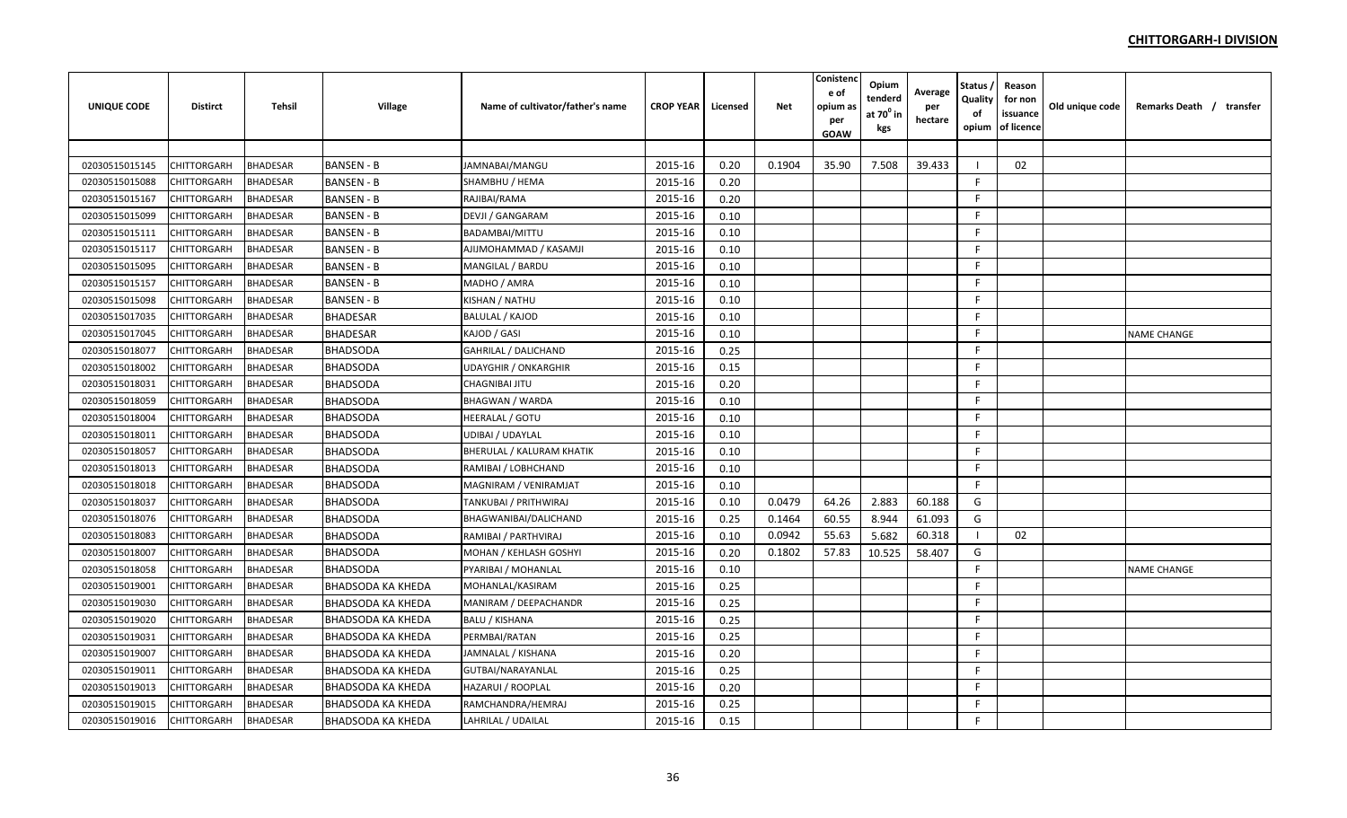**CHITTORGARH-I DIVISION**

| UNIQUE CODE | Distirct | Tehsil | Village | Name of cultivator/father's name | CROP YEAR | Licensed | Net | Conistence of opium as per GOAW | Opium tenderd at 70⁰ in kgs | Average per hectare | Status / Quality of opium | Reason for non issuance of licence | Old unique code | Remarks Death / transfer |
|---|---|---|---|---|---|---|---|---|---|---|---|---|---|---|
| 02030515015145 | CHITTORGARH | BHADESAR | BANSEN - B | JAMNABAI/MANGU | 2015-16 | 0.20 | 0.1904 | 35.90 | 7.508 | 39.433 | I | 02 | | |
| 02030515015088 | CHITTORGARH | BHADESAR | BANSEN - B | SHAMBHU / HEMA | 2015-16 | 0.20 | | | | | F | | | |
| 02030515015167 | CHITTORGARH | BHADESAR | BANSEN - B | RAJIBAI/RAMA | 2015-16 | 0.20 | | | | | F | | | |
| 02030515015099 | CHITTORGARH | BHADESAR | BANSEN - B | DEVJI / GANGARAM | 2015-16 | 0.10 | | | | | F | | | |
| 02030515015111 | CHITTORGARH | BHADESAR | BANSEN - B | BADAMBAI/MITTU | 2015-16 | 0.10 | | | | | F | | | |
| 02030515015117 | CHITTORGARH | BHADESAR | BANSEN - B | AJIJMOHAMMAD / KASAMJI | 2015-16 | 0.10 | | | | | F | | | |
| 02030515015095 | CHITTORGARH | BHADESAR | BANSEN - B | MANGILAL / BARDU | 2015-16 | 0.10 | | | | | F | | | |
| 02030515015157 | CHITTORGARH | BHADESAR | BANSEN - B | MADHO / AMRA | 2015-16 | 0.10 | | | | | F | | | |
| 02030515015098 | CHITTORGARH | BHADESAR | BANSEN - B | KISHAN / NATHU | 2015-16 | 0.10 | | | | | F | | | |
| 02030515017035 | CHITTORGARH | BHADESAR | BHADESAR | BALULAL / KAJOD | 2015-16 | 0.10 | | | | | F | | | |
| 02030515017045 | CHITTORGARH | BHADESAR | BHADESAR | KAJOD / GASI | 2015-16 | 0.10 | | | | | F | | | NAME CHANGE |
| 02030515018077 | CHITTORGARH | BHADESAR | BHADSODA | GAHRILAL / DALICHAND | 2015-16 | 0.25 | | | | | F | | | |
| 02030515018002 | CHITTORGARH | BHADESAR | BHADSODA | UDAYGHIR / ONKARGHIR | 2015-16 | 0.15 | | | | | F | | | |
| 02030515018031 | CHITTORGARH | BHADESAR | BHADSODA | CHAGNIBAI JITU | 2015-16 | 0.20 | | | | | F | | | |
| 02030515018059 | CHITTORGARH | BHADESAR | BHADSODA | BHAGWAN / WARDA | 2015-16 | 0.10 | | | | | F | | | |
| 02030515018004 | CHITTORGARH | BHADESAR | BHADSODA | HEERALAL / GOTU | 2015-16 | 0.10 | | | | | F | | | |
| 02030515018011 | CHITTORGARH | BHADESAR | BHADSODA | UDIBAI / UDAYLAL | 2015-16 | 0.10 | | | | | F | | | |
| 02030515018057 | CHITTORGARH | BHADESAR | BHADSODA | BHERULAL / KALURAM KHATIK | 2015-16 | 0.10 | | | | | F | | | |
| 02030515018013 | CHITTORGARH | BHADESAR | BHADSODA | RAMIBAI / LOBHCHAND | 2015-16 | 0.10 | | | | | F | | | |
| 02030515018018 | CHITTORGARH | BHADESAR | BHADSODA | MAGNIRAM / VENIRAMJAT | 2015-16 | 0.10 | | | | | F | | | |
| 02030515018037 | CHITTORGARH | BHADESAR | BHADSODA | TANKUBAI / PRITHWIRAJ | 2015-16 | 0.10 | 0.0479 | 64.26 | 2.883 | 60.188 | G | | | |
| 02030515018076 | CHITTORGARH | BHADESAR | BHADSODA | BHAGWANIBAI/DALICHAND | 2015-16 | 0.25 | 0.1464 | 60.55 | 8.944 | 61.093 | G | | | |
| 02030515018083 | CHITTORGARH | BHADESAR | BHADSODA | RAMIBAI / PARTHVIRAJ | 2015-16 | 0.10 | 0.0942 | 55.63 | 5.682 | 60.318 | I | 02 | | |
| 02030515018007 | CHITTORGARH | BHADESAR | BHADSODA | MOHAN / KEHLASH GOSHYI | 2015-16 | 0.20 | 0.1802 | 57.83 | 10.525 | 58.407 | G | | | |
| 02030515018058 | CHITTORGARH | BHADESAR | BHADSODA | PYARIBAI / MOHANLAL | 2015-16 | 0.10 | | | | | F | | | NAME CHANGE |
| 02030515019001 | CHITTORGARH | BHADESAR | BHADSODA KA KHEDA | MOHANLAL/KASIRAM | 2015-16 | 0.25 | | | | | F | | | |
| 02030515019030 | CHITTORGARH | BHADESAR | BHADSODA KA KHEDA | MANIRAM / DEEPACHANDR | 2015-16 | 0.25 | | | | | F | | | |
| 02030515019020 | CHITTORGARH | BHADESAR | BHADSODA KA KHEDA | BALU / KISHANA | 2015-16 | 0.25 | | | | | F | | | |
| 02030515019031 | CHITTORGARH | BHADESAR | BHADSODA KA KHEDA | PERMBAI/RATAN | 2015-16 | 0.25 | | | | | F | | | |
| 02030515019007 | CHITTORGARH | BHADESAR | BHADSODA KA KHEDA | JAMNALAL / KISHANA | 2015-16 | 0.20 | | | | | F | | | |
| 02030515019011 | CHITTORGARH | BHADESAR | BHADSODA KA KHEDA | GUTBAI/NARAYANLAL | 2015-16 | 0.25 | | | | | F | | | |
| 02030515019013 | CHITTORGARH | BHADESAR | BHADSODA KA KHEDA | HAZARUI / ROOPLAL | 2015-16 | 0.20 | | | | | F | | | |
| 02030515019015 | CHITTORGARH | BHADESAR | BHADSODA KA KHEDA | RAMCHANDRA/HEMRAJ | 2015-16 | 0.25 | | | | | F | | | |
| 02030515019016 | CHITTORGARH | BHADESAR | BHADSODA KA KHEDA | LAHRILAL / UDAILAL | 2015-16 | 0.15 | | | | | F | | | |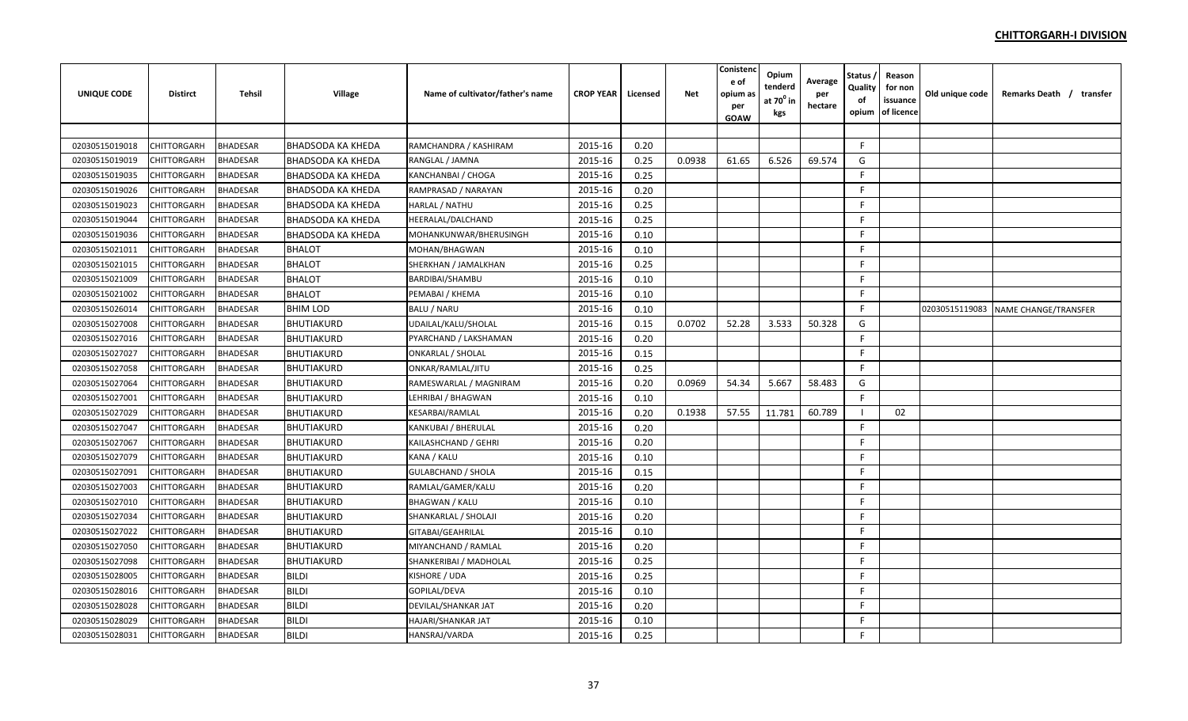## CHITTORGARH-I DIVISION

| UNIQUE CODE | Distirct | Tehsil | Village | Name of cultivator/father's name | CROP YEAR | Licensed | Net | Conistence of opium as per GOAW | Opium tenderd at $70^0$ in kgs | Average per hectare | Status / Quality of opium | Reason for non issuance of licence | Old unique code | Remarks Death / transfer |
|---|---|---|---|---|---|---|---|---|---|---|---|---|---|---|
| | | | | | | | | | | | | | | |
| 02030515019018 | CHITTORGARH | BHADESAR | BHADSODA KA KHEDA | RAMCHANDRA / KASHIRAM | 2015-16 | 0.20 | | | | | F | | | |
| 02030515019019 | CHITTORGARH | BHADESAR | BHADSODA KA KHEDA | RANGLAL / JAMNA | 2015-16 | 0.25 | 0.0938 | 61.65 | 6.526 | 69.574 | G | | | |
| 02030515019035 | CHITTORGARH | BHADESAR | BHADSODA KA KHEDA | KANCHANBAI / CHOGA | 2015-16 | 0.25 | | | | | F | | | |
| 02030515019026 | CHITTORGARH | BHADESAR | BHADSODA KA KHEDA | RAMPRASAD / NARAYAN | 2015-16 | 0.20 | | | | | F | | | |
| 02030515019023 | CHITTORGARH | BHADESAR | BHADSODA KA KHEDA | HARLAL / NATHU | 2015-16 | 0.25 | | | | | F | | | |
| 02030515019044 | CHITTORGARH | BHADESAR | BHADSODA KA KHEDA | HEERALAL/DALCHAND | 2015-16 | 0.25 | | | | | F | | | |
| 02030515019036 | CHITTORGARH | BHADESAR | BHADSODA KA KHEDA | MOHANKUNWAR/BHERUSINGH | 2015-16 | 0.10 | | | | | F | | | |
| 02030515021011 | CHITTORGARH | BHADESAR | BHALOT | MOHAN/BHAGWAN | 2015-16 | 0.10 | | | | | F | | | |
| 02030515021015 | CHITTORGARH | BHADESAR | BHALOT | SHERKHAN / JAMALKHAN | 2015-16 | 0.25 | | | | | F | | | |
| 02030515021009 | CHITTORGARH | BHADESAR | BHALOT | BARDIBAI/SHAMBU | 2015-16 | 0.10 | | | | | F | | | |
| 02030515021002 | CHITTORGARH | BHADESAR | BHALOT | PEMABAI / KHEMA | 2015-16 | 0.10 | | | | | F | | | |
| 02030515026014 | CHITTORGARH | BHADESAR | BHIM LOD | BALU / NARU | 2015-16 | 0.10 | | | | | F | | 02030515119083 | NAME CHANGE/TRANSFER |
| 02030515027008 | CHITTORGARH | BHADESAR | BHUTIAKURD | UDAILAL/KALU/SHOLAL | 2015-16 | 0.15 | 0.0702 | 52.28 | 3.533 | 50.328 | G | | | |
| 02030515027016 | CHITTORGARH | BHADESAR | BHUTIAKURD | PYARCHAND / LAKSHAMAN | 2015-16 | 0.20 | | | | | F | | | |
| 02030515027027 | CHITTORGARH | BHADESAR | BHUTIAKURD | ONKARLAL / SHOLAL | 2015-16 | 0.15 | | | | | F | | | |
| 02030515027058 | CHITTORGARH | BHADESAR | BHUTIAKURD | ONKAR/RAMLAL/JITU | 2015-16 | 0.25 | | | | | F | | | |
| 02030515027064 | CHITTORGARH | BHADESAR | BHUTIAKURD | RAMESWARLAL / MAGNIRAM | 2015-16 | 0.20 | 0.0969 | 54.34 | 5.667 | 58.483 | G | | | |
| 02030515027001 | CHITTORGARH | BHADESAR | BHUTIAKURD | LEHRIBAI / BHAGWAN | 2015-16 | 0.10 | | | | | F | | | |
| 02030515027029 | CHITTORGARH | BHADESAR | BHUTIAKURD | KESARBAI/RAMLAL | 2015-16 | 0.20 | 0.1938 | 57.55 | 11.781 | 60.789 | I | 02 | | |
| 02030515027047 | CHITTORGARH | BHADESAR | BHUTIAKURD | KANKUBAI / BHERULAL | 2015-16 | 0.20 | | | | | F | | | |
| 02030515027067 | CHITTORGARH | BHADESAR | BHUTIAKURD | KAILASHCHAND / GEHRI | 2015-16 | 0.20 | | | | | F | | | |
| 02030515027079 | CHITTORGARH | BHADESAR | BHUTIAKURD | KANA / KALU | 2015-16 | 0.10 | | | | | F | | | |
| 02030515027091 | CHITTORGARH | BHADESAR | BHUTIAKURD | GULABCHAND / SHOLA | 2015-16 | 0.15 | | | | | F | | | |
| 02030515027003 | CHITTORGARH | BHADESAR | BHUTIAKURD | RAMLAL/GAMER/KALU | 2015-16 | 0.20 | | | | | F | | | |
| 02030515027010 | CHITTORGARH | BHADESAR | BHUTIAKURD | BHAGWAN / KALU | 2015-16 | 0.10 | | | | | F | | | |
| 02030515027034 | CHITTORGARH | BHADESAR | BHUTIAKURD | SHANKARLAL / SHOLAJI | 2015-16 | 0.20 | | | | | F | | | |
| 02030515027022 | CHITTORGARH | BHADESAR | BHUTIAKURD | GITABAI/GEAHRILAL | 2015-16 | 0.10 | | | | | F | | | |
| 02030515027050 | CHITTORGARH | BHADESAR | BHUTIAKURD | MIYANCHAND / RAMLAL | 2015-16 | 0.20 | | | | | F | | | |
| 02030515027098 | CHITTORGARH | BHADESAR | BHUTIAKURD | SHANKERIBAI / MADHOLAL | 2015-16 | 0.25 | | | | | F | | | |
| 02030515028005 | CHITTORGARH | BHADESAR | BILDI | KISHORE / UDA | 2015-16 | 0.25 | | | | | F | | | |
| 02030515028016 | CHITTORGARH | BHADESAR | BILDI | GOPILAL/DEVA | 2015-16 | 0.10 | | | | | F | | | |
| 02030515028028 | CHITTORGARH | BHADESAR | BILDI | DEVILAL/SHANKAR JAT | 2015-16 | 0.20 | | | | | F | | | |
| 02030515028029 | CHITTORGARH | BHADESAR | BILDI | HAJARI/SHANKAR JAT | 2015-16 | 0.10 | | | | | F | | | |
| 02030515028031 | CHITTORGARH | BHADESAR | BILDI | HANSRAJ/VARDA | 2015-16 | 0.25 | | | | | F | | | |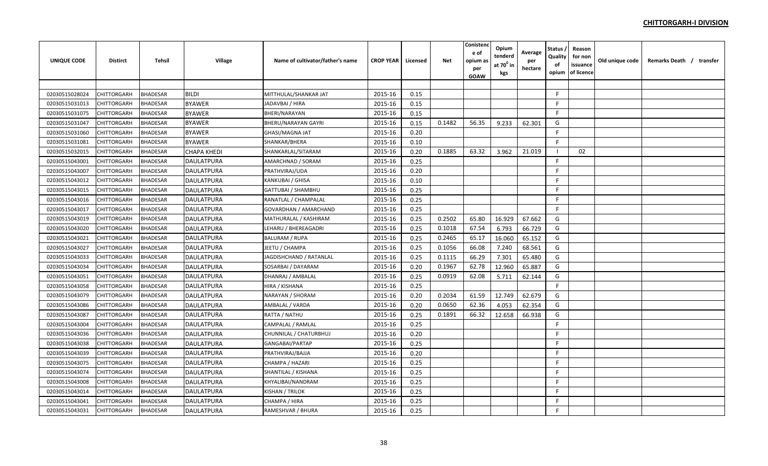## CHITTORGARH-I DIVISION

| UNIQUE CODE | Distirct | Tehsil | Village | Name of cultivator/father's name | CROP YEAR | Licensed | Net | Conistence of opium as per GOAW | Opium tenderd at 70° in kgs | Average per hectare | Status / Quality of opium | Reason for non issuance of licence | Old unique code | Remarks Death / transfer |
|---|---|---|---|---|---|---|---|---|---|---|---|---|---|---|
| | | | | | | | | | | | | | | |
| 02030515028024 | CHITTORGARH | BHADESAR | BILDI | MITTHULAL/SHANKAR JAT | 2015-16 | 0.15 | | | | | F | | | |
| 02030515031013 | CHITTORGARH | BHADESAR | BYAWER | JADAVBAI / HIRA | 2015-16 | 0.15 | | | | | F | | | |
| 02030515031075 | CHITTORGARH | BHADESAR | BYAWER | BHERI/NARAYAN | 2015-16 | 0.15 | | | | | F | | | |
| 02030515031047 | CHITTORGARH | BHADESAR | BYAWER | BHERU/NARAYAN GAYRI | 2015-16 | 0.15 | 0.1482 | 56.35 | 9.233 | 62.301 | G | | | |
| 02030515031060 | CHITTORGARH | BHADESAR | BYAWER | GHASI/MAGNA JAT | 2015-16 | 0.20 | | | | | F | | | |
| 02030515031081 | CHITTORGARH | BHADESAR | BYAWER | SHANKAR/BHERA | 2015-16 | 0.10 | | | | | F | | | |
| 02030515032015 | CHITTORGARH | BHADESAR | CHAPA KHEDI | SHANKARLAL/SITARAM | 2015-16 | 0.20 | 0.1885 | 63.32 | 3.962 | 21.019 | I | 02 | | |
| 02030515043001 | CHITTORGARH | BHADESAR | DAULATPURA | AMARCHNAD / SORAM | 2015-16 | 0.25 | | | | | F | | | |
| 02030515043007 | CHITTORGARH | BHADESAR | DAULATPURA | PRATHVIRAJ/UDA | 2015-16 | 0.20 | | | | | F | | | |
| 02030515043012 | CHITTORGARH | BHADESAR | DAULATPURA | KANKUBAI / GHISA | 2015-16 | 0.10 | | | | | F | | | |
| 02030515043015 | CHITTORGARH | BHADESAR | DAULATPURA | GATTUBAI / SHAMBHU | 2015-16 | 0.25 | | | | | F | | | |
| 02030515043016 | CHITTORGARH | BHADESAR | DAULATPURA | RANATLAL / CHAMPALAL | 2015-16 | 0.25 | | | | | F | | | |
| 02030515043017 | CHITTORGARH | BHADESAR | DAULATPURA | GOVARDHAN / AMARCHAND | 2015-16 | 0.25 | | | | | F | | | |
| 02030515043019 | CHITTORGARH | BHADESAR | DAULATPURA | MATHURALAL / KASHIRAM | 2015-16 | 0.25 | 0.2502 | 65.80 | 16.929 | 67.662 | G | | | |
| 02030515043020 | CHITTORGARH | BHADESAR | DAULATPURA | LEHARU / BHEREAGADRI | 2015-16 | 0.25 | 0.1018 | 67.54 | 6.793 | 66.729 | G | | | |
| 02030515043021 | CHITTORGARH | BHADESAR | DAULATPURA | BALURAM / RUPA | 2015-16 | 0.25 | 0.2465 | 65.17 | 16.060 | 65.152 | G | | | |
| 02030515043027 | CHITTORGARH | BHADESAR | DAULATPURA | JEETU / CHAMPA | 2015-16 | 0.25 | 0.1056 | 66.08 | 7.240 | 68.561 | G | | | |
| 02030515043033 | CHITTORGARH | BHADESAR | DAULATPURA | JAGDISHCHAND / RATANLAL | 2015-16 | 0.25 | 0.1115 | 66.29 | 7.301 | 65.480 | G | | | |
| 02030515043034 | CHITTORGARH | BHADESAR | DAULATPURA | SOSARBAI / DAYARAM | 2015-16 | 0.20 | 0.1967 | 62.78 | 12.960 | 65.887 | G | | | |
| 02030515043051 | CHITTORGARH | BHADESAR | DAULATPURA | DHANRAJ / AMBALAL | 2015-16 | 0.25 | 0.0919 | 62.08 | 5.711 | 62.144 | G | | | |
| 02030515043058 | CHITTORGARH | BHADESAR | DAULATPURA | HIRA / KISHANA | 2015-16 | 0.25 | | | | | F | | | |
| 02030515043079 | CHITTORGARH | BHADESAR | DAULATPURA | NARAYAN / SHORAM | 2015-16 | 0.20 | 0.2034 | 61.59 | 12.749 | 62.679 | G | | | |
| 02030515043086 | CHITTORGARH | BHADESAR | DAULATPURA | AMBALAL / VARDA | 2015-16 | 0.20 | 0.0650 | 62.36 | 4.053 | 62.354 | G | | | |
| 02030515043087 | CHITTORGARH | BHADESAR | DAULATPURA | RATTA / NATHU | 2015-16 | 0.25 | 0.1891 | 66.32 | 12.658 | 66.938 | G | | | |
| 02030515043004 | CHITTORGARH | BHADESAR | DAULATPURA | CAMPALAL / RAMLAL | 2015-16 | 0.25 | | | | | F | | | |
| 02030515043036 | CHITTORGARH | BHADESAR | DAULATPURA | CHUNNILAL / CHATURBHUJ | 2015-16 | 0.20 | | | | | F | | | |
| 02030515043038 | CHITTORGARH | BHADESAR | DAULATPURA | GANGABAI/PARTAP | 2015-16 | 0.25 | | | | | F | | | |
| 02030515043039 | CHITTORGARH | BHADESAR | DAULATPURA | PRATHVIRAJ/BAJJA | 2015-16 | 0.20 | | | | | F | | | |
| 02030515043075 | CHITTORGARH | BHADESAR | DAULATPURA | CHAMPA / HAZARI | 2015-16 | 0.25 | | | | | F | | | |
| 02030515043074 | CHITTORGARH | BHADESAR | DAULATPURA | SHANTILAL / KISHANA | 2015-16 | 0.25 | | | | | F | | | |
| 02030515043008 | CHITTORGARH | BHADESAR | DAULATPURA | KHYALIBAI/NANDRAM | 2015-16 | 0.25 | | | | | F | | | |
| 02030515043014 | CHITTORGARH | BHADESAR | DAULATPURA | KISHAN / TRILOK | 2015-16 | 0.25 | | | | | F | | | |
| 02030515043041 | CHITTORGARH | BHADESAR | DAULATPURA | CHAMPA / HIRA | 2015-16 | 0.25 | | | | | F | | | |
| 02030515043031 | CHITTORGARH | BHADESAR | DAULATPURA | RAMESHVAR / BHURA | 2015-16 | 0.25 | | | | | F | | | |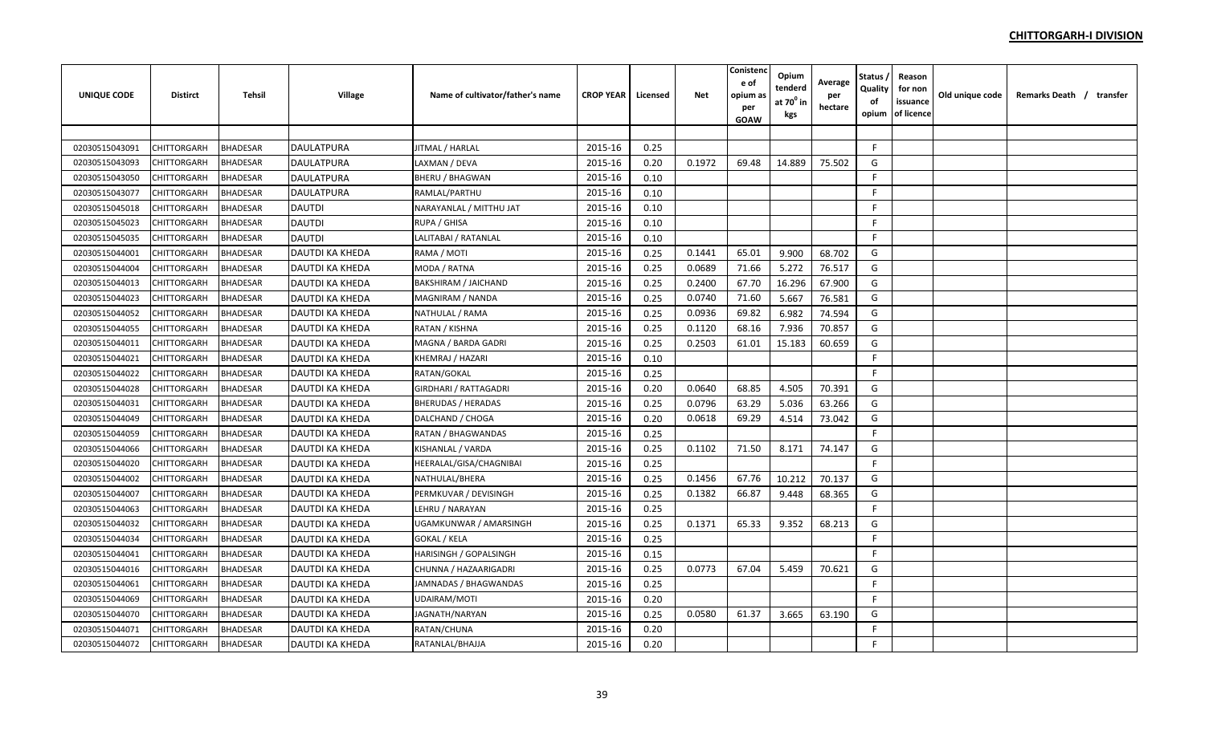**CHITTORGARH-I DIVISION**

| UNIQUE CODE | Distirct | Tehsil | Village | Name of cultivator/father's name | CROP YEAR | Licensed | Net | Conistence of opium as per GOAW | Opium tenderd at 70$^0$ in kgs | Average per hectare | Status / Quality of opium | Reason for non issuance of licence | Old unique code | Remarks Death / transfer |
|---|---|---|---|---|---|---|---|---|---|---|---|---|---|---|
| | | | | | | | | | | | | | | |
| 02030515043091 | CHITTORGARH | BHADESAR | DAULATPURA | JITMAL / HARLAL | 2015-16 | 0.25 | | | | | F | | | |
| 02030515043093 | CHITTORGARH | BHADESAR | DAULATPURA | LAXMAN / DEVA | 2015-16 | 0.20 | 0.1972 | 69.48 | 14.889 | 75.502 | G | | | |
| 02030515043050 | CHITTORGARH | BHADESAR | DAULATPURA | BHERU / BHAGWAN | 2015-16 | 0.10 | | | | | F | | | |
| 02030515043077 | CHITTORGARH | BHADESAR | DAULATPURA | RAMLAL/PARTHU | 2015-16 | 0.10 | | | | | F | | | |
| 02030515045018 | CHITTORGARH | BHADESAR | DAUTDI | NARAYANLAL / MITTHU JAT | 2015-16 | 0.10 | | | | | F | | | |
| 02030515045023 | CHITTORGARH | BHADESAR | DAUTDI | RUPA / GHISA | 2015-16 | 0.10 | | | | | F | | | |
| 02030515045035 | CHITTORGARH | BHADESAR | DAUTDI | LALITABAI / RATANLAL | 2015-16 | 0.10 | | | | | F | | | |
| 02030515044001 | CHITTORGARH | BHADESAR | DAUTDI KA KHEDA | RAMA / MOTI | 2015-16 | 0.25 | 0.1441 | 65.01 | 9.900 | 68.702 | G | | | |
| 02030515044004 | CHITTORGARH | BHADESAR | DAUTDI KA KHEDA | MODA / RATNA | 2015-16 | 0.25 | 0.0689 | 71.66 | 5.272 | 76.517 | G | | | |
| 02030515044013 | CHITTORGARH | BHADESAR | DAUTDI KA KHEDA | BAKSHIRAM / JAICHAND | 2015-16 | 0.25 | 0.2400 | 67.70 | 16.296 | 67.900 | G | | | |
| 02030515044023 | CHITTORGARH | BHADESAR | DAUTDI KA KHEDA | MAGNIRAM / NANDA | 2015-16 | 0.25 | 0.0740 | 71.60 | 5.667 | 76.581 | G | | | |
| 02030515044052 | CHITTORGARH | BHADESAR | DAUTDI KA KHEDA | NATHULAL / RAMA | 2015-16 | 0.25 | 0.0936 | 69.82 | 6.982 | 74.594 | G | | | |
| 02030515044055 | CHITTORGARH | BHADESAR | DAUTDI KA KHEDA | RATAN / KISHNA | 2015-16 | 0.25 | 0.1120 | 68.16 | 7.936 | 70.857 | G | | | |
| 02030515044011 | CHITTORGARH | BHADESAR | DAUTDI KA KHEDA | MAGNA / BARDA GADRI | 2015-16 | 0.25 | 0.2503 | 61.01 | 15.183 | 60.659 | G | | | |
| 02030515044021 | CHITTORGARH | BHADESAR | DAUTDI KA KHEDA | KHEMRAJ / HAZARI | 2015-16 | 0.10 | | | | | F | | | |
| 02030515044022 | CHITTORGARH | BHADESAR | DAUTDI KA KHEDA | RATAN/GOKAL | 2015-16 | 0.25 | | | | | F | | | |
| 02030515044028 | CHITTORGARH | BHADESAR | DAUTDI KA KHEDA | GIRDHARI / RATTAGADRI | 2015-16 | 0.20 | 0.0640 | 68.85 | 4.505 | 70.391 | G | | | |
| 02030515044031 | CHITTORGARH | BHADESAR | DAUTDI KA KHEDA | BHERUDAS / HERADAS | 2015-16 | 0.25 | 0.0796 | 63.29 | 5.036 | 63.266 | G | | | |
| 02030515044049 | CHITTORGARH | BHADESAR | DAUTDI KA KHEDA | DALCHAND / CHOGA | 2015-16 | 0.20 | 0.0618 | 69.29 | 4.514 | 73.042 | G | | | |
| 02030515044059 | CHITTORGARH | BHADESAR | DAUTDI KA KHEDA | RATAN / BHAGWANDAS | 2015-16 | 0.25 | | | | | F | | | |
| 02030515044066 | CHITTORGARH | BHADESAR | DAUTDI KA KHEDA | KISHANLAL / VARDA | 2015-16 | 0.25 | 0.1102 | 71.50 | 8.171 | 74.147 | G | | | |
| 02030515044020 | CHITTORGARH | BHADESAR | DAUTDI KA KHEDA | HEERALAL/GISA/CHAGNIBAI | 2015-16 | 0.25 | | | | | F | | | |
| 02030515044002 | CHITTORGARH | BHADESAR | DAUTDI KA KHEDA | NATHULAL/BHERA | 2015-16 | 0.25 | 0.1456 | 67.76 | 10.212 | 70.137 | G | | | |
| 02030515044007 | CHITTORGARH | BHADESAR | DAUTDI KA KHEDA | PERMKUVAR / DEVISINGH | 2015-16 | 0.25 | 0.1382 | 66.87 | 9.448 | 68.365 | G | | | |
| 02030515044063 | CHITTORGARH | BHADESAR | DAUTDI KA KHEDA | LEHRU / NARAYAN | 2015-16 | 0.25 | | | | | F | | | |
| 02030515044032 | CHITTORGARH | BHADESAR | DAUTDI KA KHEDA | UGAMKUNWAR / AMARSINGH | 2015-16 | 0.25 | 0.1371 | 65.33 | 9.352 | 68.213 | G | | | |
| 02030515044034 | CHITTORGARH | BHADESAR | DAUTDI KA KHEDA | GOKAL / KELA | 2015-16 | 0.25 | | | | | F | | | |
| 02030515044041 | CHITTORGARH | BHADESAR | DAUTDI KA KHEDA | HARISINGH / GOPALSINGH | 2015-16 | 0.15 | | | | | F | | | |
| 02030515044016 | CHITTORGARH | BHADESAR | DAUTDI KA KHEDA | CHUNNA / HAZAARIGADRI | 2015-16 | 0.25 | 0.0773 | 67.04 | 5.459 | 70.621 | G | | | |
| 02030515044061 | CHITTORGARH | BHADESAR | DAUTDI KA KHEDA | JAMNADAS / BHAGWANDAS | 2015-16 | 0.25 | | | | | F | | | |
| 02030515044069 | CHITTORGARH | BHADESAR | DAUTDI KA KHEDA | UDAIRAM/MOTI | 2015-16 | 0.20 | | | | | F | | | |
| 02030515044070 | CHITTORGARH | BHADESAR | DAUTDI KA KHEDA | JAGNATH/NARYAN | 2015-16 | 0.25 | 0.0580 | 61.37 | 3.665 | 63.190 | G | | | |
| 02030515044071 | CHITTORGARH | BHADESAR | DAUTDI KA KHEDA | RATAN/CHUNA | 2015-16 | 0.20 | | | | | F | | | |
| 02030515044072 | CHITTORGARH | BHADESAR | DAUTDI KA KHEDA | RATANLAL/BHAJJA | 2015-16 | 0.20 | | | | | F | | | |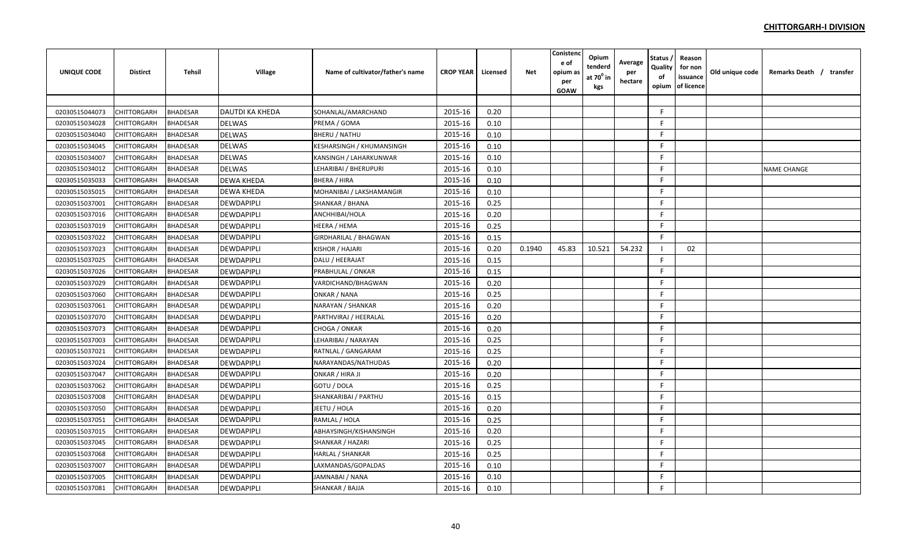**CHITTORGARH-I DIVISION**

| UNIQUE CODE | Distirct | Tehsil | Village | Name of cultivator/father's name | CROP YEAR | Licensed | Net | Conistence of opium as per GOAW | Opium tenderd at 70⁰ in kgs | Average per hectare | Status / Quality of opium | Reason for non issuance of licence | Old unique code | Remarks Death / transfer |
|---|---|---|---|---|---|---|---|---|---|---|---|---|---|---|
| | | | | | | | | | | | | | | |
| 02030515044073 | CHITTORGARH | BHADESAR | DAUTDI KA KHEDA | SOHANLAL/AMARCHAND | 2015-16 | 0.20 | | | | | F | | | |
| 02030515034028 | CHITTORGARH | BHADESAR | DELWAS | PREMA / GOMA | 2015-16 | 0.10 | | | | | F | | | |
| 02030515034040 | CHITTORGARH | BHADESAR | DELWAS | BHERU / NATHU | 2015-16 | 0.10 | | | | | F | | | |
| 02030515034045 | CHITTORGARH | BHADESAR | DELWAS | KESHARSINGH / KHUMANSINGH | 2015-16 | 0.10 | | | | | F | | | |
| 02030515034007 | CHITTORGARH | BHADESAR | DELWAS | KANSINGH / LAHARKUNWAR | 2015-16 | 0.10 | | | | | F | | | |
| 02030515034012 | CHITTORGARH | BHADESAR | DELWAS | LEHARIBAI / BHERUPURI | 2015-16 | 0.10 | | | | | F | | | NAME CHANGE |
| 02030515035033 | CHITTORGARH | BHADESAR | DEWA KHEDA | BHERA / HIRA | 2015-16 | 0.10 | | | | | F | | | |
| 02030515035015 | CHITTORGARH | BHADESAR | DEWA KHEDA | MOHANIBAI / LAKSHAMANGIR | 2015-16 | 0.10 | | | | | F | | | |
| 02030515037001 | CHITTORGARH | BHADESAR | DEWDAPIPLI | SHANKAR / BHANA | 2015-16 | 0.25 | | | | | F | | | |
| 02030515037016 | CHITTORGARH | BHADESAR | DEWDAPIPLI | ANCHHIBAI/HOLA | 2015-16 | 0.20 | | | | | F | | | |
| 02030515037019 | CHITTORGARH | BHADESAR | DEWDAPIPLI | HEERA / HEMA | 2015-16 | 0.25 | | | | | F | | | |
| 02030515037022 | CHITTORGARH | BHADESAR | DEWDAPIPLI | GIRDHARILAL / BHAGWAN | 2015-16 | 0.15 | | | | | F | | | |
| 02030515037023 | CHITTORGARH | BHADESAR | DEWDAPIPLI | KISHOR / HAJARI | 2015-16 | 0.20 | 0.1940 | 45.83 | 10.521 | 54.232 | I | 02 | | |
| 02030515037025 | CHITTORGARH | BHADESAR | DEWDAPIPLI | DALU / HEERAJAT | 2015-16 | 0.15 | | | | | F | | | |
| 02030515037026 | CHITTORGARH | BHADESAR | DEWDAPIPLI | PRABHULAL / ONKAR | 2015-16 | 0.15 | | | | | F | | | |
| 02030515037029 | CHITTORGARH | BHADESAR | DEWDAPIPLI | VARDICHAND/BHAGWAN | 2015-16 | 0.20 | | | | | F | | | |
| 02030515037060 | CHITTORGARH | BHADESAR | DEWDAPIPLI | ONKAR / NANA | 2015-16 | 0.25 | | | | | F | | | |
| 02030515037061 | CHITTORGARH | BHADESAR | DEWDAPIPLI | NARAYAN / SHANKAR | 2015-16 | 0.20 | | | | | F | | | |
| 02030515037070 | CHITTORGARH | BHADESAR | DEWDAPIPLI | PARTHVIRAJ / HEERALAL | 2015-16 | 0.20 | | | | | F | | | |
| 02030515037073 | CHITTORGARH | BHADESAR | DEWDAPIPLI | CHOGA / ONKAR | 2015-16 | 0.20 | | | | | F | | | |
| 02030515037003 | CHITTORGARH | BHADESAR | DEWDAPIPLI | LEHARIBAI / NARAYAN | 2015-16 | 0.25 | | | | | F | | | |
| 02030515037021 | CHITTORGARH | BHADESAR | DEWDAPIPLI | RATNLAL / GANGARAM | 2015-16 | 0.25 | | | | | F | | | |
| 02030515037024 | CHITTORGARH | BHADESAR | DEWDAPIPLI | NARAYANDAS/NATHUDAS | 2015-16 | 0.20 | | | | | F | | | |
| 02030515037047 | CHITTORGARH | BHADESAR | DEWDAPIPLI | ONKAR / HIRA JI | 2015-16 | 0.20 | | | | | F | | | |
| 02030515037062 | CHITTORGARH | BHADESAR | DEWDAPIPLI | GOTU / DOLA | 2015-16 | 0.25 | | | | | F | | | |
| 02030515037008 | CHITTORGARH | BHADESAR | DEWDAPIPLI | SHANKARIBAI / PARTHU | 2015-16 | 0.15 | | | | | F | | | |
| 02030515037050 | CHITTORGARH | BHADESAR | DEWDAPIPLI | JEETU / HOLA | 2015-16 | 0.20 | | | | | F | | | |
| 02030515037051 | CHITTORGARH | BHADESAR | DEWDAPIPLI | RAMLAL / HOLA | 2015-16 | 0.25 | | | | | F | | | |
| 02030515037015 | CHITTORGARH | BHADESAR | DEWDAPIPLI | ABHAYSINGH/KISHANSINGH | 2015-16 | 0.20 | | | | | F | | | |
| 02030515037045 | CHITTORGARH | BHADESAR | DEWDAPIPLI | SHANKAR / HAZARI | 2015-16 | 0.25 | | | | | F | | | |
| 02030515037068 | CHITTORGARH | BHADESAR | DEWDAPIPLI | HARLAL / SHANKAR | 2015-16 | 0.25 | | | | | F | | | |
| 02030515037007 | CHITTORGARH | BHADESAR | DEWDAPIPLI | LAXMANDAS/GOPALDAS | 2015-16 | 0.10 | | | | | F | | | |
| 02030515037005 | CHITTORGARH | BHADESAR | DEWDAPIPLI | JAMNABAI / NANA | 2015-16 | 0.10 | | | | | F | | | |
| 02030515037081 | CHITTORGARH | BHADESAR | DEWDAPIPLI | SHANKAR / BAJJA | 2015-16 | 0.10 | | | | | F | | | |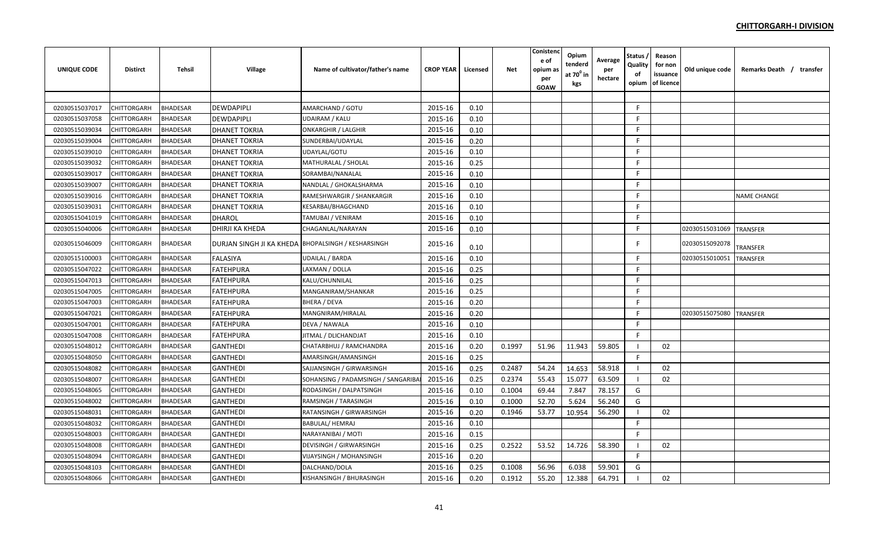## CHITTORGARH-I DIVISION

| UNIQUE CODE | Distirct | Tehsil | Village | Name of cultivator/father's name | CROP YEAR | Licensed | Net | Conistence of opium as per GOAW | Opium tenderd at $70^0$ in kgs | Average per hectare | Status / Quality of opium | Reason for non issuance of licence | Old unique code | Remarks Death / transfer |
|---|---|---|---|---|---|---|---|---|---|---|---|---|---|---|
| 02030515037017 | CHITTORGARH | BHADESAR | DEWDAPIPLI | AMARCHAND / GOTU | 2015-16 | 0.10 | | | | | F | | | |
| 02030515037058 | CHITTORGARH | BHADESAR | DEWDAPIPLI | UDAIRAM / KALU | 2015-16 | 0.10 | | | | | F | | | |
| 02030515039034 | CHITTORGARH | BHADESAR | DHANET TOKRIA | ONKARGHIR / LALGHIR | 2015-16 | 0.10 | | | | | F | | | |
| 02030515039004 | CHITTORGARH | BHADESAR | DHANET TOKRIA | SUNDERBAI/UDAYLAL | 2015-16 | 0.20 | | | | | F | | | |
| 02030515039010 | CHITTORGARH | BHADESAR | DHANET TOKRIA | UDAYLAL/GOTU | 2015-16 | 0.10 | | | | | F | | | |
| 02030515039032 | CHITTORGARH | BHADESAR | DHANET TOKRIA | MATHURALAL / SHOLAL | 2015-16 | 0.25 | | | | | F | | | |
| 02030515039017 | CHITTORGARH | BHADESAR | DHANET TOKRIA | SORAMBAI/NANALAL | 2015-16 | 0.10 | | | | | F | | | |
| 02030515039007 | CHITTORGARH | BHADESAR | DHANET TOKRIA | NANDLAL / GHOKALSHARMA | 2015-16 | 0.10 | | | | | F | | | |
| 02030515039016 | CHITTORGARH | BHADESAR | DHANET TOKRIA | RAMESHWARGIR / SHANKARGIR | 2015-16 | 0.10 | | | | | F | | | NAME CHANGE |
| 02030515039031 | CHITTORGARH | BHADESAR | DHANET TOKRIA | KESARBAI/BHAGCHAND | 2015-16 | 0.10 | | | | | F | | | |
| 02030515041019 | CHITTORGARH | BHADESAR | DHAROL | TAMUBAI / VENIRAM | 2015-16 | 0.10 | | | | | F | | | |
| 02030515040006 | CHITTORGARH | BHADESAR | DHIRJI KA KHEDA | CHAGANLAL/NARAYAN | 2015-16 | 0.10 | | | | | F | | 02030515031069 | TRANSFER |
| 02030515046009 | CHITTORGARH | BHADESAR | DURJAN SINGH JI KA KHEDA | BHOPALSINGH / KESHARSINGH | 2015-16 | 0.10 | | | | | F | | 02030515092078 | TRANSFER |
| 02030515100003 | CHITTORGARH | BHADESAR | FALASIYA | UDAILAL / BARDA | 2015-16 | 0.10 | | | | | F | | 02030515010051 | TRANSFER |
| 02030515047022 | CHITTORGARH | BHADESAR | FATEHPURA | LAXMAN / DOLLA | 2015-16 | 0.25 | | | | | F | | | |
| 02030515047013 | CHITTORGARH | BHADESAR | FATEHPURA | KALU/CHUNNILAL | 2015-16 | 0.25 | | | | | F | | | |
| 02030515047005 | CHITTORGARH | BHADESAR | FATEHPURA | MANGANIRAM/SHANKAR | 2015-16 | 0.25 | | | | | F | | | |
| 02030515047003 | CHITTORGARH | BHADESAR | FATEHPURA | BHERA / DEVA | 2015-16 | 0.20 | | | | | F | | | |
| 02030515047021 | CHITTORGARH | BHADESAR | FATEHPURA | MANGNIRAM/HIRALAL | 2015-16 | 0.20 | | | | | F | | 02030515075080 | TRANSFER |
| 02030515047001 | CHITTORGARH | BHADESAR | FATEHPURA | DEVA / NAWALA | 2015-16 | 0.10 | | | | | F | | | |
| 02030515047008 | CHITTORGARH | BHADESAR | FATEHPURA | JITMAL / DLICHANDJAT | 2015-16 | 0.10 | | | | | F | | | |
| 02030515048012 | CHITTORGARH | BHADESAR | GANTHEDI | CHATARBHUJ / RAMCHANDRA | 2015-16 | 0.20 | 0.1997 | 51.96 | 11.943 | 59.805 | I | 02 | | |
| 02030515048050 | CHITTORGARH | BHADESAR | GANTHEDI | AMARSINGH/AMANSINGH | 2015-16 | 0.25 | | | | | F | | | |
| 02030515048082 | CHITTORGARH | BHADESAR | GANTHEDI | SAJJANSINGH / GIRWARSINGH | 2015-16 | 0.25 | 0.2487 | 54.24 | 14.653 | 58.918 | I | 02 | | |
| 02030515048007 | CHITTORGARH | BHADESAR | GANTHEDI | SOHANSING / PADAMSINGH / SANGARIBA | 2015-16 | 0.25 | 0.2374 | 55.43 | 15.077 | 63.509 | I | 02 | | |
| 02030515048065 | CHITTORGARH | BHADESAR | GANTHEDI | RODASINGH / DALPATSINGH | 2015-16 | 0.10 | 0.1004 | 69.44 | 7.847 | 78.157 | G | | | |
| 02030515048002 | CHITTORGARH | BHADESAR | GANTHEDI | RAMSINGH / TARASINGH | 2015-16 | 0.10 | 0.1000 | 52.70 | 5.624 | 56.240 | G | | | |
| 02030515048031 | CHITTORGARH | BHADESAR | GANTHEDI | RATANSINGH / GIRWARSINGH | 2015-16 | 0.20 | 0.1946 | 53.77 | 10.954 | 56.290 | I | 02 | | |
| 02030515048032 | CHITTORGARH | BHADESAR | GANTHEDI | BABULAL/ HEMRAJ | 2015-16 | 0.10 | | | | | F | | | |
| 02030515048003 | CHITTORGARH | BHADESAR | GANTHEDI | NARAYANIBAI / MOTI | 2015-16 | 0.15 | | | | | F | | | |
| 02030515048008 | CHITTORGARH | BHADESAR | GANTHEDI | DEVISINGH / GIRWARSINGH | 2015-16 | 0.25 | 0.2522 | 53.52 | 14.726 | 58.390 | I | 02 | | |
| 02030515048094 | CHITTORGARH | BHADESAR | GANTHEDI | VIJAYSINGH / MOHANSINGH | 2015-16 | 0.20 | | | | | F | | | |
| 02030515048103 | CHITTORGARH | BHADESAR | GANTHEDI | DALCHAND/DOLA | 2015-16 | 0.25 | 0.1008 | 56.96 | 6.038 | 59.901 | G | | | |
| 02030515048066 | CHITTORGARH | BHADESAR | GANTHEDI | KISHANSINGH / BHURASINGH | 2015-16 | 0.20 | 0.1912 | 55.20 | 12.388 | 64.791 | I | 02 | | |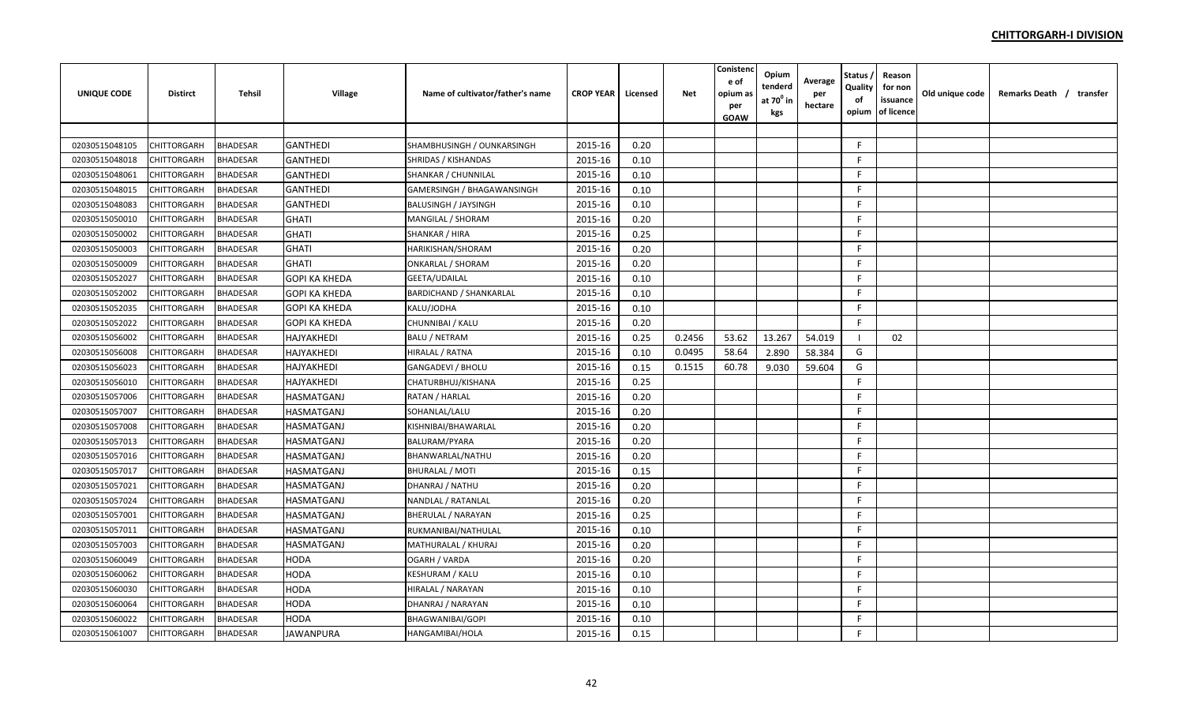**CHITTORGARH-I DIVISION**

| UNIQUE CODE | Distirct | Tehsil | Village | Name of cultivator/father's name | CROP YEAR | Licensed | Net | Conistence of opium as per GOAW | Opium tenderd at $70^0$ in kgs | Average per hectare | Status / Quality of opium | Reason for non issuance of licence | Old unique code | Remarks Death / transfer |
|---|---|---|---|---|---|---|---|---|---|---|---|---|---|---|
| | | | | | | | | | | | | | | |
| 02030515048105 | CHITTORGARH | BHADESAR | GANTHEDI | SHAMBHUSINGH / OUNKARSINGH | 2015-16 | 0.20 | | | | | F | | | |
| 02030515048018 | CHITTORGARH | BHADESAR | GANTHEDI | SHRIDAS / KISHANDAS | 2015-16 | 0.10 | | | | | F | | | |
| 02030515048061 | CHITTORGARH | BHADESAR | GANTHEDI | SHANKAR / CHUNNILAL | 2015-16 | 0.10 | | | | | F | | | |
| 02030515048015 | CHITTORGARH | BHADESAR | GANTHEDI | GAMERSINGH / BHAGAWANSINGH | 2015-16 | 0.10 | | | | | F | | | |
| 02030515048083 | CHITTORGARH | BHADESAR | GANTHEDI | BALUSINGH / JAYSINGH | 2015-16 | 0.10 | | | | | F | | | |
| 02030515050010 | CHITTORGARH | BHADESAR | GHATI | MANGILAL / SHORAM | 2015-16 | 0.20 | | | | | F | | | |
| 02030515050002 | CHITTORGARH | BHADESAR | GHATI | SHANKAR / HIRA | 2015-16 | 0.25 | | | | | F | | | |
| 02030515050003 | CHITTORGARH | BHADESAR | GHATI | HARIKISHAN/SHORAM | 2015-16 | 0.20 | | | | | F | | | |
| 02030515050009 | CHITTORGARH | BHADESAR | GHATI | ONKARLAL / SHORAM | 2015-16 | 0.20 | | | | | F | | | |
| 02030515052027 | CHITTORGARH | BHADESAR | GOPI KA KHEDA | GEETA/UDAILAL | 2015-16 | 0.10 | | | | | F | | | |
| 02030515052002 | CHITTORGARH | BHADESAR | GOPI KA KHEDA | BARDICHAND / SHANKARLAL | 2015-16 | 0.10 | | | | | F | | | |
| 02030515052035 | CHITTORGARH | BHADESAR | GOPI KA KHEDA | KALU/JODHA | 2015-16 | 0.10 | | | | | F | | | |
| 02030515052022 | CHITTORGARH | BHADESAR | GOPI KA KHEDA | CHUNNIBAI / KALU | 2015-16 | 0.20 | | | | | F | | | |
| 02030515056002 | CHITTORGARH | BHADESAR | HAJYAKHEDI | BALU / NETRAM | 2015-16 | 0.25 | 0.2456 | 53.62 | 13.267 | 54.019 | I | 02 | | |
| 02030515056008 | CHITTORGARH | BHADESAR | HAJYAKHEDI | HIRALAL / RATNA | 2015-16 | 0.10 | 0.0495 | 58.64 | 2.890 | 58.384 | G | | | |
| 02030515056023 | CHITTORGARH | BHADESAR | HAJYAKHEDI | GANGADEVI / BHOLU | 2015-16 | 0.15 | 0.1515 | 60.78 | 9.030 | 59.604 | G | | | |
| 02030515056010 | CHITTORGARH | BHADESAR | HAJYAKHEDI | CHATURBHUJ/KISHANA | 2015-16 | 0.25 | | | | | F | | | |
| 02030515057006 | CHITTORGARH | BHADESAR | HASMATGANJ | RATAN / HARLAL | 2015-16 | 0.20 | | | | | F | | | |
| 02030515057007 | CHITTORGARH | BHADESAR | HASMATGANJ | SOHANLAL/LALU | 2015-16 | 0.20 | | | | | F | | | |
| 02030515057008 | CHITTORGARH | BHADESAR | HASMATGANJ | KISHNIBAI/BHAWARLAL | 2015-16 | 0.20 | | | | | F | | | |
| 02030515057013 | CHITTORGARH | BHADESAR | HASMATGANJ | BALURAM/PYARA | 2015-16 | 0.20 | | | | | F | | | |
| 02030515057016 | CHITTORGARH | BHADESAR | HASMATGANJ | BHANWARLAL/NATHU | 2015-16 | 0.20 | | | | | F | | | |
| 02030515057017 | CHITTORGARH | BHADESAR | HASMATGANJ | BHURALAL / MOTI | 2015-16 | 0.15 | | | | | F | | | |
| 02030515057021 | CHITTORGARH | BHADESAR | HASMATGANJ | DHANRAJ / NATHU | 2015-16 | 0.20 | | | | | F | | | |
| 02030515057024 | CHITTORGARH | BHADESAR | HASMATGANJ | NANDLAL / RATANLAL | 2015-16 | 0.20 | | | | | F | | | |
| 02030515057001 | CHITTORGARH | BHADESAR | HASMATGANJ | BHERULAL / NARAYAN | 2015-16 | 0.25 | | | | | F | | | |
| 02030515057011 | CHITTORGARH | BHADESAR | HASMATGANJ | RUKMANIBAI/NATHULAL | 2015-16 | 0.10 | | | | | F | | | |
| 02030515057003 | CHITTORGARH | BHADESAR | HASMATGANJ | MATHURALAL / KHURAJ | 2015-16 | 0.20 | | | | | F | | | |
| 02030515060049 | CHITTORGARH | BHADESAR | HODA | OGARH / VARDA | 2015-16 | 0.20 | | | | | F | | | |
| 02030515060062 | CHITTORGARH | BHADESAR | HODA | KESHURAM / KALU | 2015-16 | 0.10 | | | | | F | | | |
| 02030515060030 | CHITTORGARH | BHADESAR | HODA | HIRALAL / NARAYAN | 2015-16 | 0.10 | | | | | F | | | |
| 02030515060064 | CHITTORGARH | BHADESAR | HODA | DHANRAJ / NARAYAN | 2015-16 | 0.10 | | | | | F | | | |
| 02030515060022 | CHITTORGARH | BHADESAR | HODA | BHAGWANIBAI/GOPI | 2015-16 | 0.10 | | | | | F | | | |
| 02030515061007 | CHITTORGARH | BHADESAR | JAWANPURA | HANGAMIBAI/HOLA | 2015-16 | 0.15 | | | | | F | | | |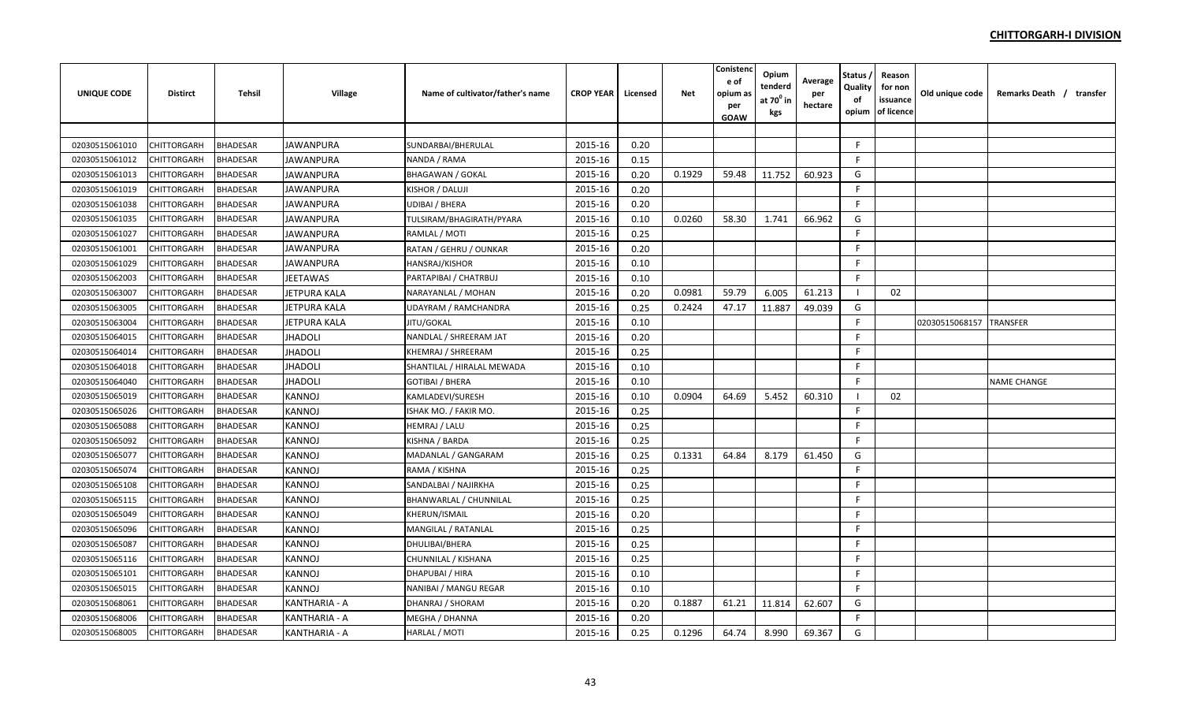## CHITTORGARH-I DIVISION

| UNIQUE CODE | Distirct | Tehsil | Village | Name of cultivator/father's name | CROP YEAR | Licensed | Net | Conistence of opium as per GOAW | Opium tenderd at $70^0$ in kgs | Average per hectare | Status / Quality of opium | Reason for non issuance of licence | Old unique code | Remarks Death / transfer |
|---|---|---|---|---|---|---|---|---|---|---|---|---|---|---|
| 02030515061010 | CHITTORGARH | BHADESAR | JAWANPURA | SUNDARBAI/BHERULAL | 2015-16 | 0.20 | | | | | F | | | |
| 02030515061012 | CHITTORGARH | BHADESAR | JAWANPURA | NANDA / RAMA | 2015-16 | 0.15 | | | | | F | | | |
| 02030515061013 | CHITTORGARH | BHADESAR | JAWANPURA | BHAGAWAN / GOKAL | 2015-16 | 0.20 | 0.1929 | 59.48 | 11.752 | 60.923 | G | | | |
| 02030515061019 | CHITTORGARH | BHADESAR | JAWANPURA | KISHOR / DALUJI | 2015-16 | 0.20 | | | | | F | | | |
| 02030515061038 | CHITTORGARH | BHADESAR | JAWANPURA | UDIBAI / BHERA | 2015-16 | 0.20 | | | | | F | | | |
| 02030515061035 | CHITTORGARH | BHADESAR | JAWANPURA | TULSIRAM/BHAGIRATH/PYARA | 2015-16 | 0.10 | 0.0260 | 58.30 | 1.741 | 66.962 | G | | | |
| 02030515061027 | CHITTORGARH | BHADESAR | JAWANPURA | RAMLAL / MOTI | 2015-16 | 0.25 | | | | | F | | | |
| 02030515061001 | CHITTORGARH | BHADESAR | JAWANPURA | RATAN / GEHRU / OUNKAR | 2015-16 | 0.20 | | | | | F | | | |
| 02030515061029 | CHITTORGARH | BHADESAR | JAWANPURA | HANSRAJ/KISHOR | 2015-16 | 0.10 | | | | | F | | | |
| 02030515062003 | CHITTORGARH | BHADESAR | JEETAWAS | PARTAPIBAI / CHATRBUJ | 2015-16 | 0.10 | | | | | F | | | |
| 02030515063007 | CHITTORGARH | BHADESAR | JETPURA KALA | NARAYANLAL / MOHAN | 2015-16 | 0.20 | 0.0981 | 59.79 | 6.005 | 61.213 | I | 02 | | |
| 02030515063005 | CHITTORGARH | BHADESAR | JETPURA KALA | UDAYRAM / RAMCHANDRA | 2015-16 | 0.25 | 0.2424 | 47.17 | 11.887 | 49.039 | G | | | |
| 02030515063004 | CHITTORGARH | BHADESAR | JETPURA KALA | JITU/GOKAL | 2015-16 | 0.10 | | | | | F | | 02030515068157 | TRANSFER |
| 02030515064015 | CHITTORGARH | BHADESAR | JHADOLI | NANDLAL / SHREERAM JAT | 2015-16 | 0.20 | | | | | F | | | |
| 02030515064014 | CHITTORGARH | BHADESAR | JHADOLI | KHEMRAJ / SHREERAM | 2015-16 | 0.25 | | | | | F | | | |
| 02030515064018 | CHITTORGARH | BHADESAR | JHADOLI | SHANTILAL / HIRALAL MEWADA | 2015-16 | 0.10 | | | | | F | | | |
| 02030515064040 | CHITTORGARH | BHADESAR | JHADOLI | GOTIBAI / BHERA | 2015-16 | 0.10 | | | | | F | | | NAME CHANGE |
| 02030515065019 | CHITTORGARH | BHADESAR | KANNOJ | KAMLADEVI/SURESH | 2015-16 | 0.10 | 0.0904 | 64.69 | 5.452 | 60.310 | I | 02 | | |
| 02030515065026 | CHITTORGARH | BHADESAR | KANNOJ | ISHAK MO. / FAKIR MO. | 2015-16 | 0.25 | | | | | F | | | |
| 02030515065088 | CHITTORGARH | BHADESAR | KANNOJ | HEMRAJ / LALU | 2015-16 | 0.25 | | | | | F | | | |
| 02030515065092 | CHITTORGARH | BHADESAR | KANNOJ | KISHNA / BARDA | 2015-16 | 0.25 | | | | | F | | | |
| 02030515065077 | CHITTORGARH | BHADESAR | KANNOJ | MADANLAL / GANGARAM | 2015-16 | 0.25 | 0.1331 | 64.84 | 8.179 | 61.450 | G | | | |
| 02030515065074 | CHITTORGARH | BHADESAR | KANNOJ | RAMA / KISHNA | 2015-16 | 0.25 | | | | | F | | | |
| 02030515065108 | CHITTORGARH | BHADESAR | KANNOJ | SANDALBAI / NAJIRKHA | 2015-16 | 0.25 | | | | | F | | | |
| 02030515065115 | CHITTORGARH | BHADESAR | KANNOJ | BHANWARLAL / CHUNNILAL | 2015-16 | 0.25 | | | | | F | | | |
| 02030515065049 | CHITTORGARH | BHADESAR | KANNOJ | KHERUN/ISMAIL | 2015-16 | 0.20 | | | | | F | | | |
| 02030515065096 | CHITTORGARH | BHADESAR | KANNOJ | MANGILAL / RATANLAL | 2015-16 | 0.25 | | | | | F | | | |
| 02030515065087 | CHITTORGARH | BHADESAR | KANNOJ | DHULIBAI/BHERA | 2015-16 | 0.25 | | | | | F | | | |
| 02030515065116 | CHITTORGARH | BHADESAR | KANNOJ | CHUNNILAL / KISHANA | 2015-16 | 0.25 | | | | | F | | | |
| 02030515065101 | CHITTORGARH | BHADESAR | KANNOJ | DHAPUBAI / HIRA | 2015-16 | 0.10 | | | | | F | | | |
| 02030515065015 | CHITTORGARH | BHADESAR | KANNOJ | NANIBAI / MANGU REGAR | 2015-16 | 0.10 | | | | | F | | | |
| 02030515068061 | CHITTORGARH | BHADESAR | KANTHARIA - A | DHANRAJ / SHORAM | 2015-16 | 0.20 | 0.1887 | 61.21 | 11.814 | 62.607 | G | | | |
| 02030515068006 | CHITTORGARH | BHADESAR | KANTHARIA - A | MEGHA / DHANNA | 2015-16 | 0.20 | | | | | F | | | |
| 02030515068005 | CHITTORGARH | BHADESAR | KANTHARIA - A | HARLAL / MOTI | 2015-16 | 0.25 | 0.1296 | 64.74 | 8.990 | 69.367 | G | | | |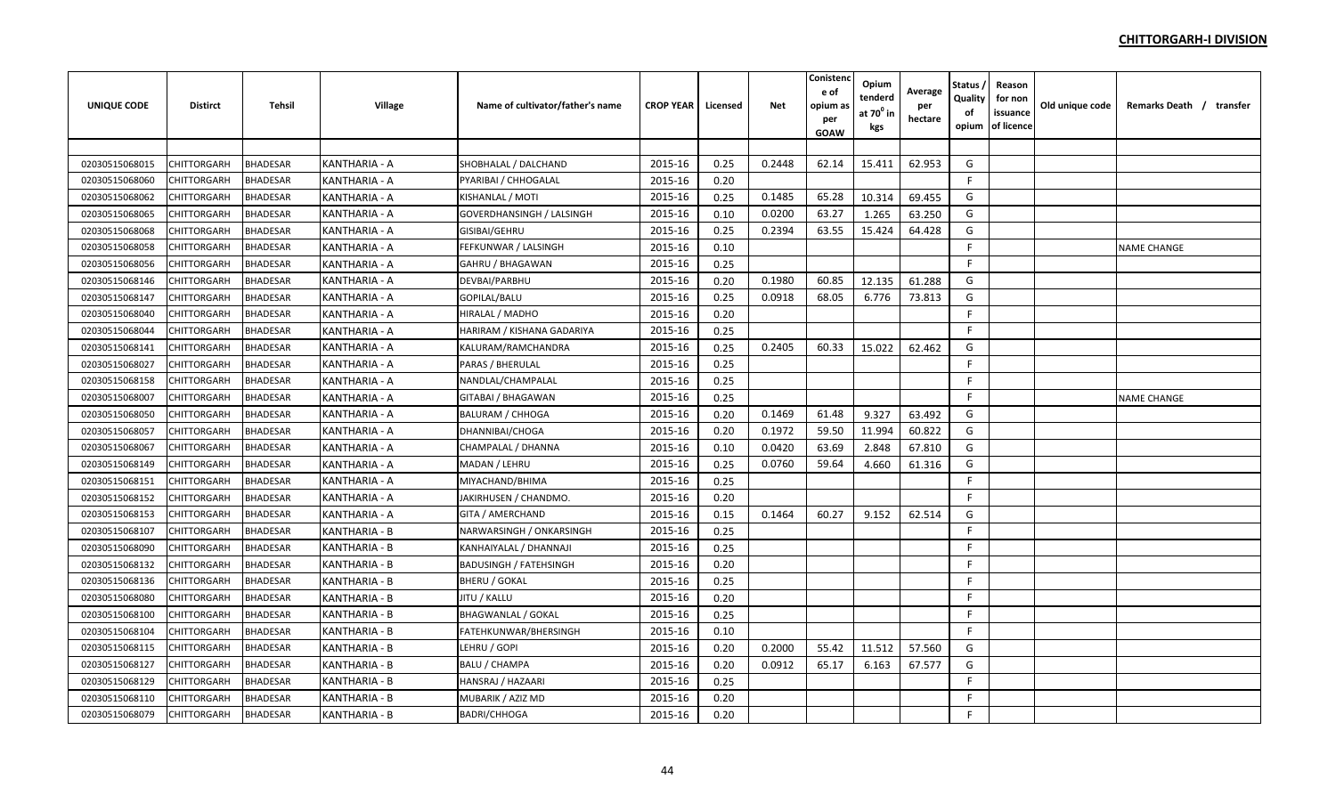**CHITTORGARH-I DIVISION**

| UNIQUE CODE | Distirct | Tehsil | Village | Name of cultivator/father's name | CROP YEAR | Licensed | Net | Conistence of opium as per GOAW | Opium tenderd at $70^0$ in kgs | Average per hectare | Status / Quality of opium | Reason for non issuance of licence | Old unique code | Remarks Death / transfer |
|---|---|---|---|---|---|---|---|---|---|---|---|---|---|---|
| | | | | | | | | | | | | | | |
| 02030515068015 | CHITTORGARH | BHADESAR | KANTHARIA - A | SHOBHALAL / DALCHAND | 2015-16 | 0.25 | 0.2448 | 62.14 | 15.411 | 62.953 | G | | | |
| 02030515068060 | CHITTORGARH | BHADESAR | KANTHARIA - A | PYARIBAI / CHHOGALAL | 2015-16 | 0.20 | | | | | F | | | |
| 02030515068062 | CHITTORGARH | BHADESAR | KANTHARIA - A | KISHANLAL / MOTI | 2015-16 | 0.25 | 0.1485 | 65.28 | 10.314 | 69.455 | G | | | |
| 02030515068065 | CHITTORGARH | BHADESAR | KANTHARIA - A | GOVERDHANSINGH / LALSINGH | 2015-16 | 0.10 | 0.0200 | 63.27 | 1.265 | 63.250 | G | | | |
| 02030515068068 | CHITTORGARH | BHADESAR | KANTHARIA - A | GISIBAI/GEHRU | 2015-16 | 0.25 | 0.2394 | 63.55 | 15.424 | 64.428 | G | | | |
| 02030515068058 | CHITTORGARH | BHADESAR | KANTHARIA - A | FEFKUNWAR / LALSINGH | 2015-16 | 0.10 | | | | | F | | | NAME CHANGE |
| 02030515068056 | CHITTORGARH | BHADESAR | KANTHARIA - A | GAHRU / BHAGAWAN | 2015-16 | 0.25 | | | | | F | | | |
| 02030515068146 | CHITTORGARH | BHADESAR | KANTHARIA - A | DEVBAI/PARBHU | 2015-16 | 0.20 | 0.1980 | 60.85 | 12.135 | 61.288 | G | | | |
| 02030515068147 | CHITTORGARH | BHADESAR | KANTHARIA - A | GOPILAL/BALU | 2015-16 | 0.25 | 0.0918 | 68.05 | 6.776 | 73.813 | G | | | |
| 02030515068040 | CHITTORGARH | BHADESAR | KANTHARIA - A | HIRALAL / MADHO | 2015-16 | 0.20 | | | | | F | | | |
| 02030515068044 | CHITTORGARH | BHADESAR | KANTHARIA - A | HARIRAM / KISHANA GADARIYA | 2015-16 | 0.25 | | | | | F | | | |
| 02030515068141 | CHITTORGARH | BHADESAR | KANTHARIA - A | KALURAM/RAMCHANDRA | 2015-16 | 0.25 | 0.2405 | 60.33 | 15.022 | 62.462 | G | | | |
| 02030515068027 | CHITTORGARH | BHADESAR | KANTHARIA - A | PARAS / BHERULAL | 2015-16 | 0.25 | | | | | F | | | |
| 02030515068158 | CHITTORGARH | BHADESAR | KANTHARIA - A | NANDLAL/CHAMPALAL | 2015-16 | 0.25 | | | | | F | | | |
| 02030515068007 | CHITTORGARH | BHADESAR | KANTHARIA - A | GITABAI / BHAGAWAN | 2015-16 | 0.25 | | | | | F | | | NAME CHANGE |
| 02030515068050 | CHITTORGARH | BHADESAR | KANTHARIA - A | BALURAM / CHHOGA | 2015-16 | 0.20 | 0.1469 | 61.48 | 9.327 | 63.492 | G | | | |
| 02030515068057 | CHITTORGARH | BHADESAR | KANTHARIA - A | DHANNIBAI/CHOGA | 2015-16 | 0.20 | 0.1972 | 59.50 | 11.994 | 60.822 | G | | | |
| 02030515068067 | CHITTORGARH | BHADESAR | KANTHARIA - A | CHAMPALAL / DHANNA | 2015-16 | 0.10 | 0.0420 | 63.69 | 2.848 | 67.810 | G | | | |
| 02030515068149 | CHITTORGARH | BHADESAR | KANTHARIA - A | MADAN / LEHRU | 2015-16 | 0.25 | 0.0760 | 59.64 | 4.660 | 61.316 | G | | | |
| 02030515068151 | CHITTORGARH | BHADESAR | KANTHARIA - A | MIYACHAND/BHIMA | 2015-16 | 0.25 | | | | | F | | | |
| 02030515068152 | CHITTORGARH | BHADESAR | KANTHARIA - A | JAKIRHUSEN / CHANDMO. | 2015-16 | 0.20 | | | | | F | | | |
| 02030515068153 | CHITTORGARH | BHADESAR | KANTHARIA - A | GITA / AMERCHAND | 2015-16 | 0.15 | 0.1464 | 60.27 | 9.152 | 62.514 | G | | | |
| 02030515068107 | CHITTORGARH | BHADESAR | KANTHARIA - B | NARWARSINGH / ONKARSINGH | 2015-16 | 0.25 | | | | | F | | | |
| 02030515068090 | CHITTORGARH | BHADESAR | KANTHARIA - B | KANHAIYALAL / DHANNAJI | 2015-16 | 0.25 | | | | | F | | | |
| 02030515068132 | CHITTORGARH | BHADESAR | KANTHARIA - B | BADUSINGH / FATEHSINGH | 2015-16 | 0.20 | | | | | F | | | |
| 02030515068136 | CHITTORGARH | BHADESAR | KANTHARIA - B | BHERU / GOKAL | 2015-16 | 0.25 | | | | | F | | | |
| 02030515068080 | CHITTORGARH | BHADESAR | KANTHARIA - B | JITU / KALLU | 2015-16 | 0.20 | | | | | F | | | |
| 02030515068100 | CHITTORGARH | BHADESAR | KANTHARIA - B | BHAGWANLAL / GOKAL | 2015-16 | 0.25 | | | | | F | | | |
| 02030515068104 | CHITTORGARH | BHADESAR | KANTHARIA - B | FATEHKUNWAR/BHERSINGH | 2015-16 | 0.10 | | | | | F | | | |
| 02030515068115 | CHITTORGARH | BHADESAR | KANTHARIA - B | LEHRU / GOPI | 2015-16 | 0.20 | 0.2000 | 55.42 | 11.512 | 57.560 | G | | | |
| 02030515068127 | CHITTORGARH | BHADESAR | KANTHARIA - B | BALU / CHAMPA | 2015-16 | 0.20 | 0.0912 | 65.17 | 6.163 | 67.577 | G | | | |
| 02030515068129 | CHITTORGARH | BHADESAR | KANTHARIA - B | HANSRAJ / HAZAARI | 2015-16 | 0.25 | | | | | F | | | |
| 02030515068110 | CHITTORGARH | BHADESAR | KANTHARIA - B | MUBARIK / AZIZ MD | 2015-16 | 0.20 | | | | | F | | | |
| 02030515068079 | CHITTORGARH | BHADESAR | KANTHARIA - B | BADRI/CHHOGA | 2015-16 | 0.20 | | | | | F | | | |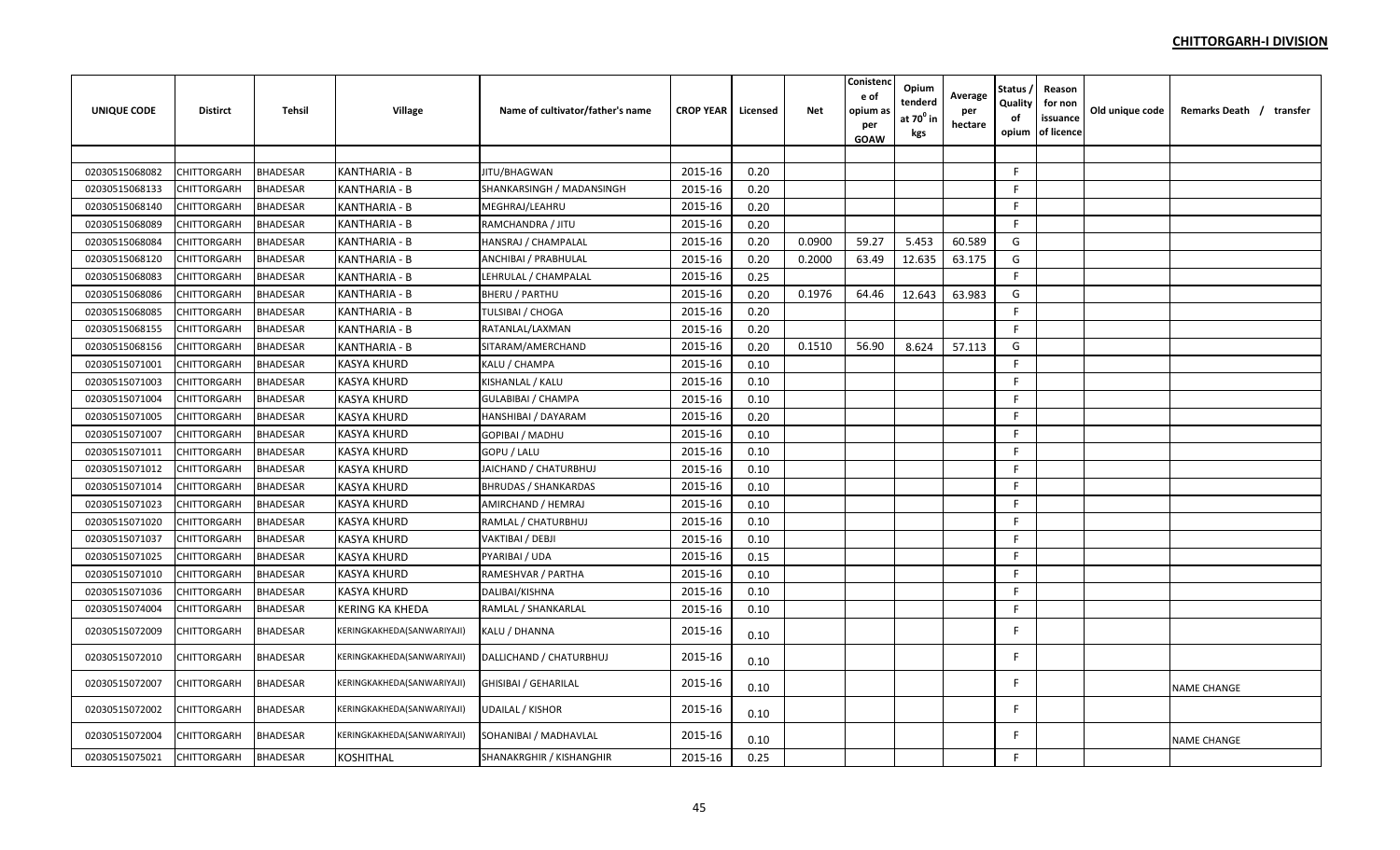**CHITTORGARH-I DIVISION**

| UNIQUE CODE | Distirct | Tehsil | Village | Name of cultivator/father's name | CROP YEAR | Licensed | Net | Conistence of opium as per GOAW | Opium tenderd at $70^0$ in kgs | Average per hectare | Status / Quality of opium | Reason for non issuance of licence | Old unique code | Remarks Death / transfer |
|---|---|---|---|---|---|---|---|---|---|---|---|---|---|---|
| | | | | | | | | | | | | | | |
| 02030515068082 | CHITTORGARH | BHADESAR | KANTHARIA - B | JITU/BHAGWAN | 2015-16 | 0.20 | | | | | F | | | |
| 02030515068133 | CHITTORGARH | BHADESAR | KANTHARIA - B | SHANKARSINGH / MADANSINGH | 2015-16 | 0.20 | | | | | F | | | |
| 02030515068140 | CHITTORGARH | BHADESAR | KANTHARIA - B | MEGHRAJ/LEAHRU | 2015-16 | 0.20 | | | | | F | | | |
| 02030515068089 | CHITTORGARH | BHADESAR | KANTHARIA - B | RAMCHANDRA / JITU | 2015-16 | 0.20 | | | | | F | | | |
| 02030515068084 | CHITTORGARH | BHADESAR | KANTHARIA - B | HANSRAJ / CHAMPALAL | 2015-16 | 0.20 | 0.0900 | 59.27 | 5.453 | 60.589 | G | | | |
| 02030515068120 | CHITTORGARH | BHADESAR | KANTHARIA - B | ANCHIBAI / PRABHULAL | 2015-16 | 0.20 | 0.2000 | 63.49 | 12.635 | 63.175 | G | | | |
| 02030515068083 | CHITTORGARH | BHADESAR | KANTHARIA - B | LEHRULAL / CHAMPALAL | 2015-16 | 0.25 | | | | | F | | | |
| 02030515068086 | CHITTORGARH | BHADESAR | KANTHARIA - B | BHERU / PARTHU | 2015-16 | 0.20 | 0.1976 | 64.46 | 12.643 | 63.983 | G | | | |
| 02030515068085 | CHITTORGARH | BHADESAR | KANTHARIA - B | TULSIBAI / CHOGA | 2015-16 | 0.20 | | | | | F | | | |
| 02030515068155 | CHITTORGARH | BHADESAR | KANTHARIA - B | RATANLAL/LAXMAN | 2015-16 | 0.20 | | | | | F | | | |
| 02030515068156 | CHITTORGARH | BHADESAR | KANTHARIA - B | SITARAM/AMERCHAND | 2015-16 | 0.20 | 0.1510 | 56.90 | 8.624 | 57.113 | G | | | |
| 02030515071001 | CHITTORGARH | BHADESAR | KASYA KHURD | KALU / CHAMPA | 2015-16 | 0.10 | | | | | F | | | |
| 02030515071003 | CHITTORGARH | BHADESAR | KASYA KHURD | KISHANLAL / KALU | 2015-16 | 0.10 | | | | | F | | | |
| 02030515071004 | CHITTORGARH | BHADESAR | KASYA KHURD | GULABIBAI / CHAMPA | 2015-16 | 0.10 | | | | | F | | | |
| 02030515071005 | CHITTORGARH | BHADESAR | KASYA KHURD | HANSHIBAI / DAYARAM | 2015-16 | 0.20 | | | | | F | | | |
| 02030515071007 | CHITTORGARH | BHADESAR | KASYA KHURD | GOPIBAI / MADHU | 2015-16 | 0.10 | | | | | F | | | |
| 02030515071011 | CHITTORGARH | BHADESAR | KASYA KHURD | GOPU / LALU | 2015-16 | 0.10 | | | | | F | | | |
| 02030515071012 | CHITTORGARH | BHADESAR | KASYA KHURD | JAICHAND / CHATURBHUJ | 2015-16 | 0.10 | | | | | F | | | |
| 02030515071014 | CHITTORGARH | BHADESAR | KASYA KHURD | BHRUDAS / SHANKARDAS | 2015-16 | 0.10 | | | | | F | | | |
| 02030515071023 | CHITTORGARH | BHADESAR | KASYA KHURD | AMIRCHAND / HEMRAJ | 2015-16 | 0.10 | | | | | F | | | |
| 02030515071020 | CHITTORGARH | BHADESAR | KASYA KHURD | RAMLAL / CHATURBHUJ | 2015-16 | 0.10 | | | | | F | | | |
| 02030515071037 | CHITTORGARH | BHADESAR | KASYA KHURD | VAKTIBAI / DEBJI | 2015-16 | 0.10 | | | | | F | | | |
| 02030515071025 | CHITTORGARH | BHADESAR | KASYA KHURD | PYARIBAI / UDA | 2015-16 | 0.15 | | | | | F | | | |
| 02030515071010 | CHITTORGARH | BHADESAR | KASYA KHURD | RAMESHVAR / PARTHA | 2015-16 | 0.10 | | | | | F | | | |
| 02030515071036 | CHITTORGARH | BHADESAR | KASYA KHURD | DALIBAI/KISHNA | 2015-16 | 0.10 | | | | | F | | | |
| 02030515074004 | CHITTORGARH | BHADESAR | KERING KA KHEDA | RAMLAL / SHANKARLAL | 2015-16 | 0.10 | | | | | F | | | |
| 02030515072009 | CHITTORGARH | BHADESAR | KERINGKAKHEDA(SANWARIYAJI) | KALU / DHANNA | 2015-16 | 0.10 | | | | | F | | | |
| 02030515072010 | CHITTORGARH | BHADESAR | KERINGKAKHEDA(SANWARIYAJI) | DALLICHAND / CHATURBHUJ | 2015-16 | 0.10 | | | | | F | | | |
| 02030515072007 | CHITTORGARH | BHADESAR | KERINGKAKHEDA(SANWARIYAJI) | GHISIBAI / GEHARILAL | 2015-16 | 0.10 | | | | | F | | | NAME CHANGE |
| 02030515072002 | CHITTORGARH | BHADESAR | KERINGKAKHEDA(SANWARIYAJI) | UDAILAL / KISHOR | 2015-16 | 0.10 | | | | | F | | | |
| 02030515072004 | CHITTORGARH | BHADESAR | KERINGKAKHEDA(SANWARIYAJI) | SOHANIBAI / MADHAVLAL | 2015-16 | 0.10 | | | | | F | | | NAME CHANGE |
| 02030515075021 | CHITTORGARH | BHADESAR | KOSHITHAL | SHANAKRGHIR / KISHANGHIR | 2015-16 | 0.25 | | | | | F | | | |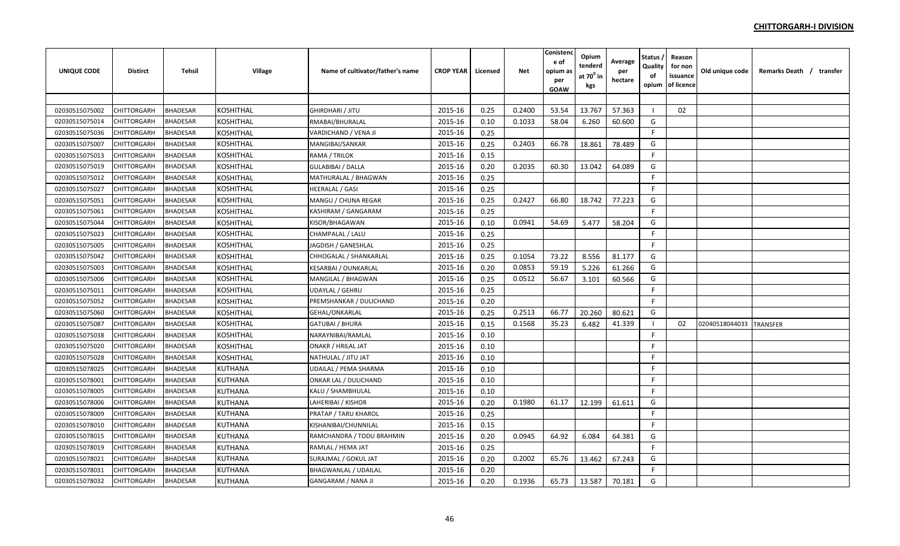## CHITTORGARH-I DIVISION

| UNIQUE CODE | Distirct | Tehsil | Village | Name of cultivator/father's name | CROP YEAR | Licensed | Net | Conistence of opium as per GOAW | Opium tenderd at 70$^0$ in kgs | Average per hectare | Status / Quality of opium | Reason for non issuance of licence | Old unique code | Remarks Death / transfer |
|---|---|---|---|---|---|---|---|---|---|---|---|---|---|---|
| 02030515075002 | CHITTORGARH | BHADESAR | KOSHITHAL | GHIRDHARI / JITU | 2015-16 | 0.25 | 0.2400 | 53.54 | 13.767 | 57.363 | I | 02 | | |
| 02030515075014 | CHITTORGARH | BHADESAR | KOSHITHAL | RMABAI/BHURALAL | 2015-16 | 0.10 | 0.1033 | 58.04 | 6.260 | 60.600 | G | | | |
| 02030515075036 | CHITTORGARH | BHADESAR | KOSHITHAL | VARDICHAND / VENA JI | 2015-16 | 0.25 | | | | | F | | | |
| 02030515075007 | CHITTORGARH | BHADESAR | KOSHITHAL | MANGIBAI/SANKAR | 2015-16 | 0.25 | 0.2403 | 66.78 | 18.861 | 78.489 | G | | | |
| 02030515075013 | CHITTORGARH | BHADESAR | KOSHITHAL | RAMA / TRILOK | 2015-16 | 0.15 | | | | | F | | | |
| 02030515075019 | CHITTORGARH | BHADESAR | KOSHITHAL | GULABIBAI / DALLA | 2015-16 | 0.20 | 0.2035 | 60.30 | 13.042 | 64.089 | G | | | |
| 02030515075012 | CHITTORGARH | BHADESAR | KOSHITHAL | MATHURALAL / BHAGWAN | 2015-16 | 0.25 | | | | | F | | | |
| 02030515075027 | CHITTORGARH | BHADESAR | KOSHITHAL | HEERALAL / GASI | 2015-16 | 0.25 | | | | | F | | | |
| 02030515075051 | CHITTORGARH | BHADESAR | KOSHITHAL | MANGU / CHUNA REGAR | 2015-16 | 0.25 | 0.2427 | 66.80 | 18.742 | 77.223 | G | | | |
| 02030515075061 | CHITTORGARH | BHADESAR | KOSHITHAL | KASHIRAM / GANGARAM | 2015-16 | 0.25 | | | | | F | | | |
| 02030515075044 | CHITTORGARH | BHADESAR | KOSHITHAL | KISOR/BHAGAWAN | 2015-16 | 0.10 | 0.0941 | 54.69 | 5.477 | 58.204 | G | | | |
| 02030515075023 | CHITTORGARH | BHADESAR | KOSHITHAL | CHAMPALAL / LALU | 2015-16 | 0.25 | | | | | F | | | |
| 02030515075005 | CHITTORGARH | BHADESAR | KOSHITHAL | JAGDISH / GANESHLAL | 2015-16 | 0.25 | | | | | F | | | |
| 02030515075042 | CHITTORGARH | BHADESAR | KOSHITHAL | CHHOGALAL / SHANKARLAL | 2015-16 | 0.25 | 0.1054 | 73.22 | 8.556 | 81.177 | G | | | |
| 02030515075003 | CHITTORGARH | BHADESAR | KOSHITHAL | KESARBAI / OUNKARLAL | 2015-16 | 0.20 | 0.0853 | 59.19 | 5.226 | 61.266 | G | | | |
| 02030515075006 | CHITTORGARH | BHADESAR | KOSHITHAL | MANGILAL / BHAGWAN | 2015-16 | 0.25 | 0.0512 | 56.67 | 3.101 | 60.566 | G | | | |
| 02030515075011 | CHITTORGARH | BHADESAR | KOSHITHAL | UDAYLAL / GEHRU | 2015-16 | 0.25 | | | | | F | | | |
| 02030515075052 | CHITTORGARH | BHADESAR | KOSHITHAL | PREMSHANKAR / DULICHAND | 2015-16 | 0.20 | | | | | F | | | |
| 02030515075060 | CHITTORGARH | BHADESAR | KOSHITHAL | GEHAL/ONKARLAL | 2015-16 | 0.25 | 0.2513 | 66.77 | 20.260 | 80.621 | G | | | |
| 02030515075087 | CHITTORGARH | BHADESAR | KOSHITHAL | GATUBAI / BHURA | 2015-16 | 0.15 | 0.1568 | 35.23 | 6.482 | 41.339 | I | 02 | 02040518044033 | TRANSFER |
| 02030515075038 | CHITTORGARH | BHADESAR | KOSHITHAL | NARAYNIBAI/RAMLAL | 2015-16 | 0.10 | | | | | F | | | |
| 02030515075020 | CHITTORGARH | BHADESAR | KOSHITHAL | ONAKR / HRILAL JAT | 2015-16 | 0.10 | | | | | F | | | |
| 02030515075028 | CHITTORGARH | BHADESAR | KOSHITHAL | NATHULAL / JITU JAT | 2015-16 | 0.10 | | | | | F | | | |
| 02030515078025 | CHITTORGARH | BHADESAR | KUTHANA | UDAILAL / PEMA SHARMA | 2015-16 | 0.10 | | | | | F | | | |
| 02030515078001 | CHITTORGARH | BHADESAR | KUTHANA | ONKAR LAL / DULICHAND | 2015-16 | 0.10 | | | | | F | | | |
| 02030515078005 | CHITTORGARH | BHADESAR | KUTHANA | KALU / SHAMBHULAL | 2015-16 | 0.10 | | | | | F | | | |
| 02030515078006 | CHITTORGARH | BHADESAR | KUTHANA | LAHERIBAI / KISHOR | 2015-16 | 0.20 | 0.1980 | 61.17 | 12.199 | 61.611 | G | | | |
| 02030515078009 | CHITTORGARH | BHADESAR | KUTHANA | PRATAP / TARU KHAROL | 2015-16 | 0.25 | | | | | F | | | |
| 02030515078010 | CHITTORGARH | BHADESAR | KUTHANA | KISHANIBAI/CHUNNILAL | 2015-16 | 0.15 | | | | | F | | | |
| 02030515078015 | CHITTORGARH | BHADESAR | KUTHANA | RAMCHANDRA / TODU BRAHMIN | 2015-16 | 0.20 | 0.0945 | 64.92 | 6.084 | 64.381 | G | | | |
| 02030515078019 | CHITTORGARH | BHADESAR | KUTHANA | RAMLAL / HEMA JAT | 2015-16 | 0.25 | | | | | F | | | |
| 02030515078021 | CHITTORGARH | BHADESAR | KUTHANA | SURAJMAL / GOKUL JAT | 2015-16 | 0.20 | 0.2002 | 65.76 | 13.462 | 67.243 | G | | | |
| 02030515078031 | CHITTORGARH | BHADESAR | KUTHANA | BHAGWANLAL / UDAILAL | 2015-16 | 0.20 | | | | | F | | | |
| 02030515078032 | CHITTORGARH | BHADESAR | KUTHANA | GANGARAM / NANA JI | 2015-16 | 0.20 | 0.1936 | 65.73 | 13.587 | 70.181 | G | | | |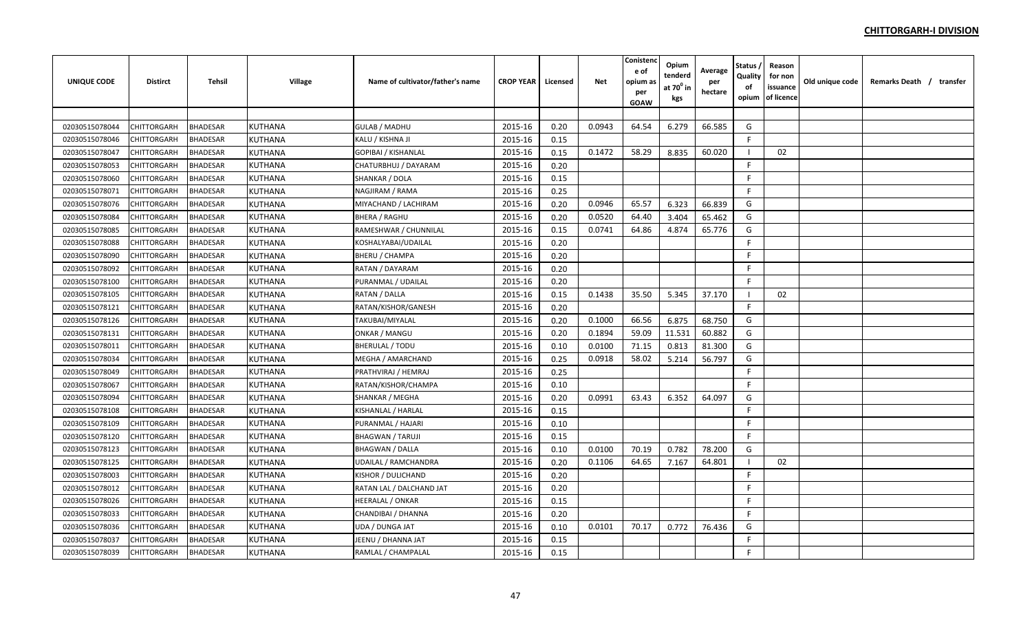## CHITTORGARH-I DIVISION

| UNIQUE CODE | Distirct | Tehsil | Village | Name of cultivator/father's name | CROP YEAR | Licensed | Net | Conistence of opium as per GOAW | Opium tenderd at $70^0$ in kgs | Average per hectare | Status / Quality of opium | Reason for non issuance of licence | Old unique code | Remarks Death / transfer |
|---|---|---|---|---|---|---|---|---|---|---|---|---|---|---|
| 02030515078044 | CHITTORGARH | BHADESAR | KUTHANA | GULAB / MADHU | 2015-16 | 0.20 | 0.0943 | 64.54 | 6.279 | 66.585 | G | | | |
| 02030515078046 | CHITTORGARH | BHADESAR | KUTHANA | KALU / KISHNA JI | 2015-16 | 0.15 | | | | | F | | | |
| 02030515078047 | CHITTORGARH | BHADESAR | KUTHANA | GOPIBAI / KISHANLAL | 2015-16 | 0.15 | 0.1472 | 58.29 | 8.835 | 60.020 | I | 02 | | |
| 02030515078053 | CHITTORGARH | BHADESAR | KUTHANA | CHATURBHUJ / DAYARAM | 2015-16 | 0.20 | | | | | F | | | |
| 02030515078060 | CHITTORGARH | BHADESAR | KUTHANA | SHANKAR / DOLA | 2015-16 | 0.15 | | | | | F | | | |
| 02030515078071 | CHITTORGARH | BHADESAR | KUTHANA | NAGJIRAM / RAMA | 2015-16 | 0.25 | | | | | F | | | |
| 02030515078076 | CHITTORGARH | BHADESAR | KUTHANA | MIYACHAND / LACHIRAM | 2015-16 | 0.20 | 0.0946 | 65.57 | 6.323 | 66.839 | G | | | |
| 02030515078084 | CHITTORGARH | BHADESAR | KUTHANA | BHERA / RAGHU | 2015-16 | 0.20 | 0.0520 | 64.40 | 3.404 | 65.462 | G | | | |
| 02030515078085 | CHITTORGARH | BHADESAR | KUTHANA | RAMESHWAR / CHUNNILAL | 2015-16 | 0.15 | 0.0741 | 64.86 | 4.874 | 65.776 | G | | | |
| 02030515078088 | CHITTORGARH | BHADESAR | KUTHANA | KOSHALYABAI/UDAILAL | 2015-16 | 0.20 | | | | | F | | | |
| 02030515078090 | CHITTORGARH | BHADESAR | KUTHANA | BHERU / CHAMPA | 2015-16 | 0.20 | | | | | F | | | |
| 02030515078092 | CHITTORGARH | BHADESAR | KUTHANA | RATAN / DAYARAM | 2015-16 | 0.20 | | | | | F | | | |
| 02030515078100 | CHITTORGARH | BHADESAR | KUTHANA | PURANMAL / UDAILAL | 2015-16 | 0.20 | | | | | F | | | |
| 02030515078105 | CHITTORGARH | BHADESAR | KUTHANA | RATAN / DALLA | 2015-16 | 0.15 | 0.1438 | 35.50 | 5.345 | 37.170 | I | 02 | | |
| 02030515078121 | CHITTORGARH | BHADESAR | KUTHANA | RATAN/KISHOR/GANESH | 2015-16 | 0.20 | | | | | F | | | |
| 02030515078126 | CHITTORGARH | BHADESAR | KUTHANA | TAKUBAI/MIYALAL | 2015-16 | 0.20 | 0.1000 | 66.56 | 6.875 | 68.750 | G | | | |
| 02030515078131 | CHITTORGARH | BHADESAR | KUTHANA | ONKAR / MANGU | 2015-16 | 0.20 | 0.1894 | 59.09 | 11.531 | 60.882 | G | | | |
| 02030515078011 | CHITTORGARH | BHADESAR | KUTHANA | BHERULAL / TODU | 2015-16 | 0.10 | 0.0100 | 71.15 | 0.813 | 81.300 | G | | | |
| 02030515078034 | CHITTORGARH | BHADESAR | KUTHANA | MEGHA / AMARCHAND | 2015-16 | 0.25 | 0.0918 | 58.02 | 5.214 | 56.797 | G | | | |
| 02030515078049 | CHITTORGARH | BHADESAR | KUTHANA | PRATHVIRAJ / HEMRAJ | 2015-16 | 0.25 | | | | | F | | | |
| 02030515078067 | CHITTORGARH | BHADESAR | KUTHANA | RATAN/KISHOR/CHAMPA | 2015-16 | 0.10 | | | | | F | | | |
| 02030515078094 | CHITTORGARH | BHADESAR | KUTHANA | SHANKAR / MEGHA | 2015-16 | 0.20 | 0.0991 | 63.43 | 6.352 | 64.097 | G | | | |
| 02030515078108 | CHITTORGARH | BHADESAR | KUTHANA | KISHANLAL / HARLAL | 2015-16 | 0.15 | | | | | F | | | |
| 02030515078109 | CHITTORGARH | BHADESAR | KUTHANA | PURANMAL / HAJARI | 2015-16 | 0.10 | | | | | F | | | |
| 02030515078120 | CHITTORGARH | BHADESAR | KUTHANA | BHAGWAN / TARUJI | 2015-16 | 0.15 | | | | | F | | | |
| 02030515078123 | CHITTORGARH | BHADESAR | KUTHANA | BHAGWAN / DALLA | 2015-16 | 0.10 | 0.0100 | 70.19 | 0.782 | 78.200 | G | | | |
| 02030515078125 | CHITTORGARH | BHADESAR | KUTHANA | UDAILAL / RAMCHANDRA | 2015-16 | 0.20 | 0.1106 | 64.65 | 7.167 | 64.801 | I | 02 | | |
| 02030515078003 | CHITTORGARH | BHADESAR | KUTHANA | KISHOR / DULICHAND | 2015-16 | 0.20 | | | | | F | | | |
| 02030515078012 | CHITTORGARH | BHADESAR | KUTHANA | RATAN LAL / DALCHAND JAT | 2015-16 | 0.20 | | | | | F | | | |
| 02030515078026 | CHITTORGARH | BHADESAR | KUTHANA | HEERALAL / ONKAR | 2015-16 | 0.15 | | | | | F | | | |
| 02030515078033 | CHITTORGARH | BHADESAR | KUTHANA | CHANDIBAI / DHANNA | 2015-16 | 0.20 | | | | | F | | | |
| 02030515078036 | CHITTORGARH | BHADESAR | KUTHANA | UDA / DUNGA JAT | 2015-16 | 0.10 | 0.0101 | 70.17 | 0.772 | 76.436 | G | | | |
| 02030515078037 | CHITTORGARH | BHADESAR | KUTHANA | JEENU / DHANNA JAT | 2015-16 | 0.15 | | | | | F | | | |
| 02030515078039 | CHITTORGARH | BHADESAR | KUTHANA | RAMLAL / CHAMPALAL | 2015-16 | 0.15 | | | | | F | | | |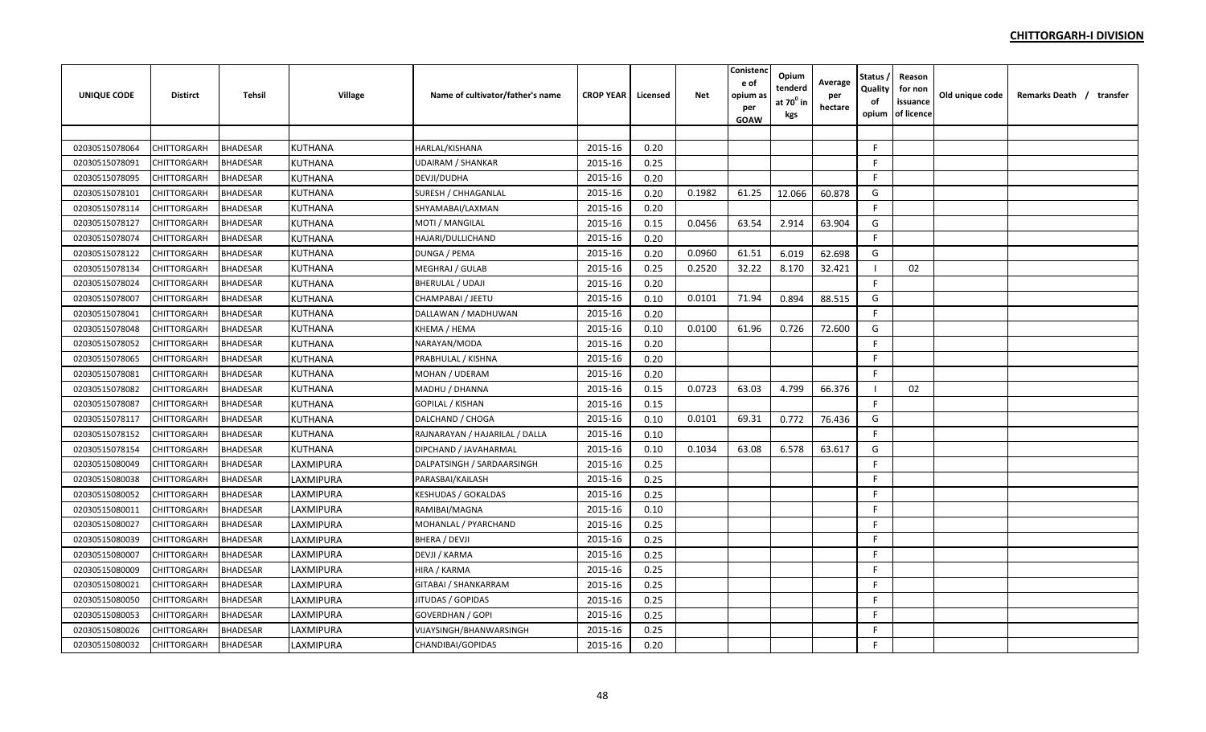## CHITTORGARH-I DIVISION

| UNIQUE CODE | Distirct | Tehsil | Village | Name of cultivator/father's name | CROP YEAR | Licensed | Net | Conistence of opium as per GOAW | Opium tenderd at $70^0$ in kgs | Average per hectare | Status / Quality of opium | Reason for non issuance of licence | Old unique code | Remarks Death / transfer |
|---|---|---|---|---|---|---|---|---|---|---|---|---|---|---|
| | | | | | | | | | | | | | | |
| 02030515078064 | CHITTORGARH | BHADESAR | KUTHANA | HARLAL/KISHANA | 2015-16 | 0.20 | | | | | F | | | |
| 02030515078091 | CHITTORGARH | BHADESAR | KUTHANA | UDAIRAM / SHANKAR | 2015-16 | 0.25 | | | | | F | | | |
| 02030515078095 | CHITTORGARH | BHADESAR | KUTHANA | DEVJI/DUDHA | 2015-16 | 0.20 | | | | | F | | | |
| 02030515078101 | CHITTORGARH | BHADESAR | KUTHANA | SURESH / CHHAGANLAL | 2015-16 | 0.20 | 0.1982 | 61.25 | 12.066 | 60.878 | G | | | |
| 02030515078114 | CHITTORGARH | BHADESAR | KUTHANA | SHYAMABAI/LAXMAN | 2015-16 | 0.20 | | | | | F | | | |
| 02030515078127 | CHITTORGARH | BHADESAR | KUTHANA | MOTI / MANGILAL | 2015-16 | 0.15 | 0.0456 | 63.54 | 2.914 | 63.904 | G | | | |
| 02030515078074 | CHITTORGARH | BHADESAR | KUTHANA | HAJARI/DULLICHAND | 2015-16 | 0.20 | | | | | F | | | |
| 02030515078122 | CHITTORGARH | BHADESAR | KUTHANA | DUNGA / PEMA | 2015-16 | 0.20 | 0.0960 | 61.51 | 6.019 | 62.698 | G | | | |
| 02030515078134 | CHITTORGARH | BHADESAR | KUTHANA | MEGHRAJ / GULAB | 2015-16 | 0.25 | 0.2520 | 32.22 | 8.170 | 32.421 | I | 02 | | |
| 02030515078024 | CHITTORGARH | BHADESAR | KUTHANA | BHERULAL / UDAJI | 2015-16 | 0.20 | | | | | F | | | |
| 02030515078007 | CHITTORGARH | BHADESAR | KUTHANA | CHAMPABAI / JEETU | 2015-16 | 0.10 | 0.0101 | 71.94 | 0.894 | 88.515 | G | | | |
| 02030515078041 | CHITTORGARH | BHADESAR | KUTHANA | DALLAWAN / MADHUWAN | 2015-16 | 0.20 | | | | | F | | | |
| 02030515078048 | CHITTORGARH | BHADESAR | KUTHANA | KHEMA / HEMA | 2015-16 | 0.10 | 0.0100 | 61.96 | 0.726 | 72.600 | G | | | |
| 02030515078052 | CHITTORGARH | BHADESAR | KUTHANA | NARAYAN/MODA | 2015-16 | 0.20 | | | | | F | | | |
| 02030515078065 | CHITTORGARH | BHADESAR | KUTHANA | PRABHULAL / KISHNA | 2015-16 | 0.20 | | | | | F | | | |
| 02030515078081 | CHITTORGARH | BHADESAR | KUTHANA | MOHAN / UDERAM | 2015-16 | 0.20 | | | | | F | | | |
| 02030515078082 | CHITTORGARH | BHADESAR | KUTHANA | MADHU / DHANNA | 2015-16 | 0.15 | 0.0723 | 63.03 | 4.799 | 66.376 | I | 02 | | |
| 02030515078087 | CHITTORGARH | BHADESAR | KUTHANA | GOPILAL / KISHAN | 2015-16 | 0.15 | | | | | F | | | |
| 02030515078117 | CHITTORGARH | BHADESAR | KUTHANA | DALCHAND / CHOGA | 2015-16 | 0.10 | 0.0101 | 69.31 | 0.772 | 76.436 | G | | | |
| 02030515078152 | CHITTORGARH | BHADESAR | KUTHANA | RAJNARAYAN / HAJARILAL / DALLA | 2015-16 | 0.10 | | | | | F | | | |
| 02030515078154 | CHITTORGARH | BHADESAR | KUTHANA | DIPCHAND / JAVAHARMAL | 2015-16 | 0.10 | 0.1034 | 63.08 | 6.578 | 63.617 | G | | | |
| 02030515080049 | CHITTORGARH | BHADESAR | LAXMIPURA | DALPATSINGH / SARDAARSINGH | 2015-16 | 0.25 | | | | | F | | | |
| 02030515080038 | CHITTORGARH | BHADESAR | LAXMIPURA | PARASBAI/KAILASH | 2015-16 | 0.25 | | | | | F | | | |
| 02030515080052 | CHITTORGARH | BHADESAR | LAXMIPURA | KESHUDAS / GOKALDAS | 2015-16 | 0.25 | | | | | F | | | |
| 02030515080011 | CHITTORGARH | BHADESAR | LAXMIPURA | RAMIBAI/MAGNA | 2015-16 | 0.10 | | | | | F | | | |
| 02030515080027 | CHITTORGARH | BHADESAR | LAXMIPURA | MOHANLAL / PYARCHAND | 2015-16 | 0.25 | | | | | F | | | |
| 02030515080039 | CHITTORGARH | BHADESAR | LAXMIPURA | BHERA / DEVJI | 2015-16 | 0.25 | | | | | F | | | |
| 02030515080007 | CHITTORGARH | BHADESAR | LAXMIPURA | DEVJI / KARMA | 2015-16 | 0.25 | | | | | F | | | |
| 02030515080009 | CHITTORGARH | BHADESAR | LAXMIPURA | HIRA / KARMA | 2015-16 | 0.25 | | | | | F | | | |
| 02030515080021 | CHITTORGARH | BHADESAR | LAXMIPURA | GITABAI / SHANKARRAM | 2015-16 | 0.25 | | | | | F | | | |
| 02030515080050 | CHITTORGARH | BHADESAR | LAXMIPURA | JITUDAS / GOPIDAS | 2015-16 | 0.25 | | | | | F | | | |
| 02030515080053 | CHITTORGARH | BHADESAR | LAXMIPURA | GOVERDHAN / GOPI | 2015-16 | 0.25 | | | | | F | | | |
| 02030515080026 | CHITTORGARH | BHADESAR | LAXMIPURA | VIJAYSINGH/BHANWARSINGH | 2015-16 | 0.25 | | | | | F | | | |
| 02030515080032 | CHITTORGARH | BHADESAR | LAXMIPURA | CHANDIBAI/GOPIDAS | 2015-16 | 0.20 | | | | | F | | | |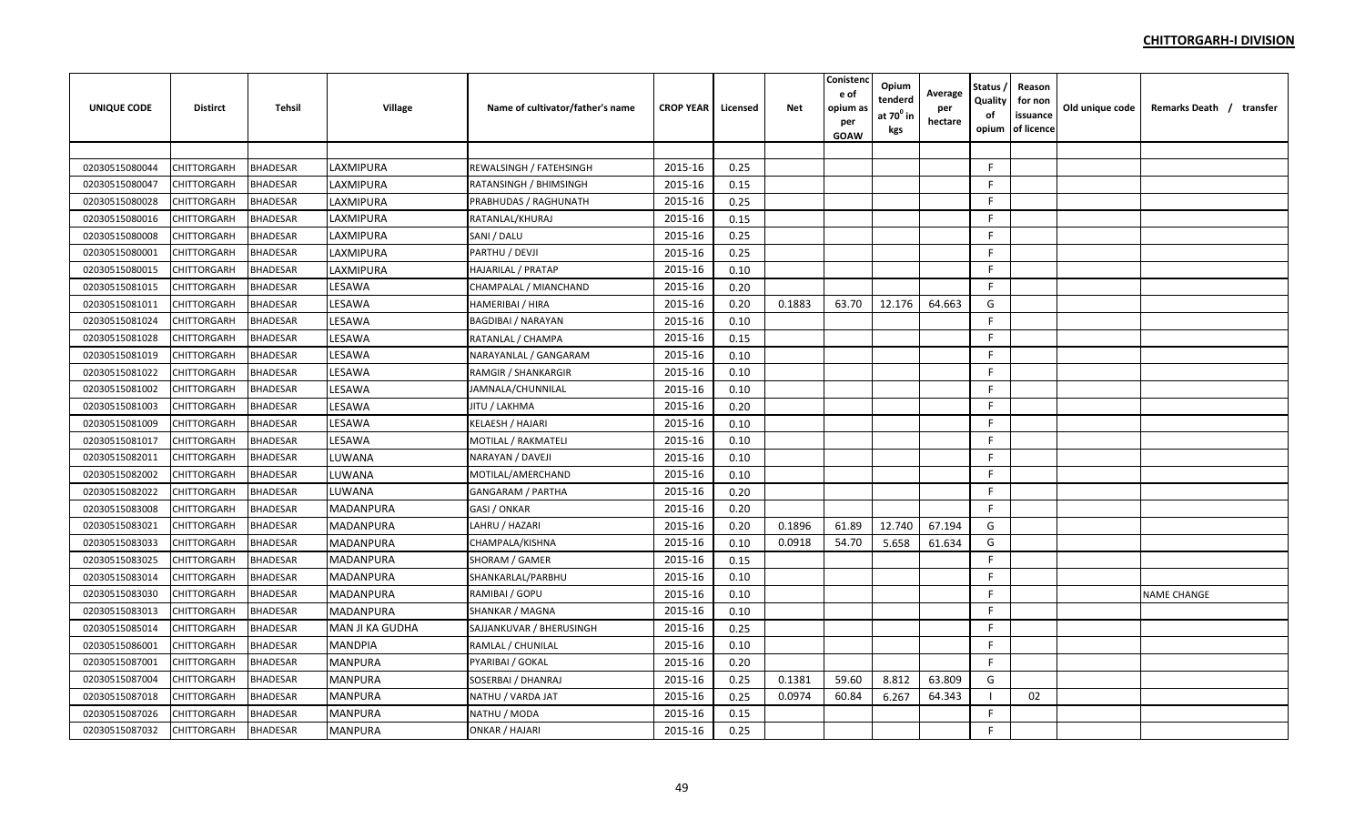**CHITTORGARH-I DIVISION**

| UNIQUE CODE | Distirct | Tehsil | Village | Name of cultivator/father's name | CROP YEAR | Licensed | Net | Conistence of opium as per GOAW | Opium tenderd at $70^0$ in kgs | Average per hectare | Status / Quality of opium | Reason for non issuance of licence | Old unique code | Remarks Death / transfer |
|---|---|---|---|---|---|---|---|---|---|---|---|---|---|---|
| | | | | | | | | | | | | | | |
| 02030515080044 | CHITTORGARH | BHADESAR | LAXMIPURA | REWALSINGH / FATEHSINGH | 2015-16 | 0.25 | | | | | F | | | |
| 02030515080047 | CHITTORGARH | BHADESAR | LAXMIPURA | RATANSINGH / BHIMSINGH | 2015-16 | 0.15 | | | | | F | | | |
| 02030515080028 | CHITTORGARH | BHADESAR | LAXMIPURA | PRABHUDAS / RAGHUNATH | 2015-16 | 0.25 | | | | | F | | | |
| 02030515080016 | CHITTORGARH | BHADESAR | LAXMIPURA | RATANLAL/KHURAJ | 2015-16 | 0.15 | | | | | F | | | |
| 02030515080008 | CHITTORGARH | BHADESAR | LAXMIPURA | SANI / DALU | 2015-16 | 0.25 | | | | | F | | | |
| 02030515080001 | CHITTORGARH | BHADESAR | LAXMIPURA | PARTHU / DEVJI | 2015-16 | 0.25 | | | | | F | | | |
| 02030515080015 | CHITTORGARH | BHADESAR | LAXMIPURA | HAJARILAL / PRATAP | 2015-16 | 0.10 | | | | | F | | | |
| 02030515081015 | CHITTORGARH | BHADESAR | LESAWA | CHAMPALAL / MIANCHAND | 2015-16 | 0.20 | | | | | F | | | |
| 02030515081011 | CHITTORGARH | BHADESAR | LESAWA | HAMERIBAI / HIRA | 2015-16 | 0.20 | 0.1883 | 63.70 | 12.176 | 64.663 | G | | | |
| 02030515081024 | CHITTORGARH | BHADESAR | LESAWA | BAGDIBAI / NARAYAN | 2015-16 | 0.10 | | | | | F | | | |
| 02030515081028 | CHITTORGARH | BHADESAR | LESAWA | RATANLAL / CHAMPA | 2015-16 | 0.15 | | | | | F | | | |
| 02030515081019 | CHITTORGARH | BHADESAR | LESAWA | NARAYANLAL / GANGARAM | 2015-16 | 0.10 | | | | | F | | | |
| 02030515081022 | CHITTORGARH | BHADESAR | LESAWA | RAMGIR / SHANKARGIR | 2015-16 | 0.10 | | | | | F | | | |
| 02030515081002 | CHITTORGARH | BHADESAR | LESAWA | JAMNALA/CHUNNILAL | 2015-16 | 0.10 | | | | | F | | | |
| 02030515081003 | CHITTORGARH | BHADESAR | LESAWA | JITU / LAKHMA | 2015-16 | 0.20 | | | | | F | | | |
| 02030515081009 | CHITTORGARH | BHADESAR | LESAWA | KELAESH / HAJARI | 2015-16 | 0.10 | | | | | F | | | |
| 02030515081017 | CHITTORGARH | BHADESAR | LESAWA | MOTILAL / RAKMATELI | 2015-16 | 0.10 | | | | | F | | | |
| 02030515082011 | CHITTORGARH | BHADESAR | LUWANA | NARAYAN / DAVEJI | 2015-16 | 0.10 | | | | | F | | | |
| 02030515082002 | CHITTORGARH | BHADESAR | LUWANA | MOTILAL/AMERCHAND | 2015-16 | 0.10 | | | | | F | | | |
| 02030515082022 | CHITTORGARH | BHADESAR | LUWANA | GANGARAM / PARTHA | 2015-16 | 0.20 | | | | | F | | | |
| 02030515083008 | CHITTORGARH | BHADESAR | MADANPURA | GASI / ONKAR | 2015-16 | 0.20 | | | | | F | | | |
| 02030515083021 | CHITTORGARH | BHADESAR | MADANPURA | LAHRU / HAZARI | 2015-16 | 0.20 | 0.1896 | 61.89 | 12.740 | 67.194 | G | | | |
| 02030515083033 | CHITTORGARH | BHADESAR | MADANPURA | CHAMPALA/KISHNA | 2015-16 | 0.10 | 0.0918 | 54.70 | 5.658 | 61.634 | G | | | |
| 02030515083025 | CHITTORGARH | BHADESAR | MADANPURA | SHORAM / GAMER | 2015-16 | 0.15 | | | | | F | | | |
| 02030515083014 | CHITTORGARH | BHADESAR | MADANPURA | SHANKARLAL/PARBHU | 2015-16 | 0.10 | | | | | F | | | |
| 02030515083030 | CHITTORGARH | BHADESAR | MADANPURA | RAMIBAI / GOPU | 2015-16 | 0.10 | | | | | F | | | NAME CHANGE |
| 02030515083013 | CHITTORGARH | BHADESAR | MADANPURA | SHANKAR / MAGNA | 2015-16 | 0.10 | | | | | F | | | |
| 02030515085014 | CHITTORGARH | BHADESAR | MAN JI KA GUDHA | SAJJANKUVAR / BHERUSINGH | 2015-16 | 0.25 | | | | | F | | | |
| 02030515086001 | CHITTORGARH | BHADESAR | MANDPIA | RAMLAL / CHUNILAL | 2015-16 | 0.10 | | | | | F | | | |
| 02030515087001 | CHITTORGARH | BHADESAR | MANPURA | PYARIBAI / GOKAL | 2015-16 | 0.20 | | | | | F | | | |
| 02030515087004 | CHITTORGARH | BHADESAR | MANPURA | SOSERBAI / DHANRAJ | 2015-16 | 0.25 | 0.1381 | 59.60 | 8.812 | 63.809 | G | | | |
| 02030515087018 | CHITTORGARH | BHADESAR | MANPURA | NATHU / VARDA JAT | 2015-16 | 0.25 | 0.0974 | 60.84 | 6.267 | 64.343 | I | 02 | | |
| 02030515087026 | CHITTORGARH | BHADESAR | MANPURA | NATHU / MODA | 2015-16 | 0.15 | | | | | F | | | |
| 02030515087032 | CHITTORGARH | BHADESAR | MANPURA | ONKAR / HAJARI | 2015-16 | 0.25 | | | | | F | | | |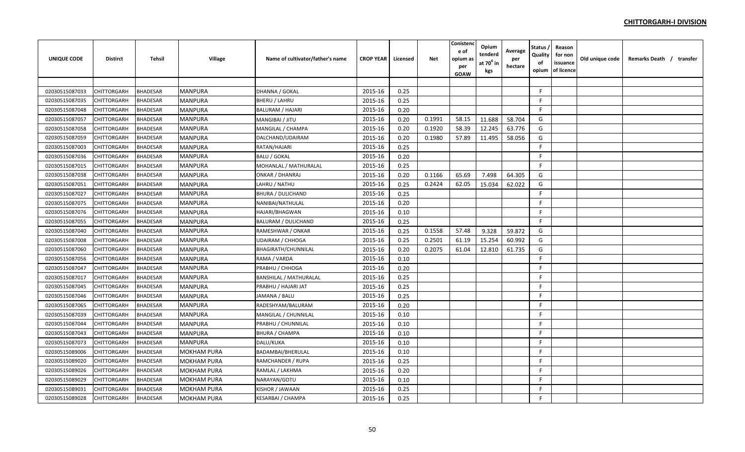## CHITTORGARH-I DIVISION

| UNIQUE CODE | Distirct | Tehsil | Village | Name of cultivator/father's name | CROP YEAR | Licensed | Net | Conistence of opium as per GOAW | Opium tenderd at 70⁰ in kgs | Average per hectare | Status / Quality of opium | Reason for non issuance of licence | Old unique code | Remarks Death / transfer |
|---|---|---|---|---|---|---|---|---|---|---|---|---|---|---|
| 02030515087033 | CHITTORGARH | BHADESAR | MANPURA | DHANNA / GOKAL | 2015-16 | 0.25 | | | | | F | | | |
| 02030515087035 | CHITTORGARH | BHADESAR | MANPURA | BHERU / LAHRU | 2015-16 | 0.25 | | | | | F | | | |
| 02030515087048 | CHITTORGARH | BHADESAR | MANPURA | BALURAM / HAJARI | 2015-16 | 0.20 | | | | | F | | | |
| 02030515087057 | CHITTORGARH | BHADESAR | MANPURA | MANGIBAI / JITU | 2015-16 | 0.20 | 0.1991 | 58.15 | 11.688 | 58.704 | G | | | |
| 02030515087058 | CHITTORGARH | BHADESAR | MANPURA | MANGILAL / CHAMPA | 2015-16 | 0.20 | 0.1920 | 58.39 | 12.245 | 63.776 | G | | | |
| 02030515087059 | CHITTORGARH | BHADESAR | MANPURA | DALCHAND/UDAIRAM | 2015-16 | 0.20 | 0.1980 | 57.89 | 11.495 | 58.056 | G | | | |
| 02030515087003 | CHITTORGARH | BHADESAR | MANPURA | RATAN/HAJARI | 2015-16 | 0.25 | | | | | F | | | |
| 02030515087036 | CHITTORGARH | BHADESAR | MANPURA | BALU / GOKAL | 2015-16 | 0.20 | | | | | F | | | |
| 02030515087015 | CHITTORGARH | BHADESAR | MANPURA | MOHANLAL / MATHURALAL | 2015-16 | 0.25 | | | | | F | | | |
| 02030515087038 | CHITTORGARH | BHADESAR | MANPURA | ONKAR / DHANRAJ | 2015-16 | 0.20 | 0.1166 | 65.69 | 7.498 | 64.305 | G | | | |
| 02030515087051 | CHITTORGARH | BHADESAR | MANPURA | LAHRU / NATHU | 2015-16 | 0.25 | 0.2424 | 62.05 | 15.034 | 62.022 | G | | | |
| 02030515087027 | CHITTORGARH | BHADESAR | MANPURA | BHURA / DULICHAND | 2015-16 | 0.25 | | | | | F | | | |
| 02030515087075 | CHITTORGARH | BHADESAR | MANPURA | NANIBAI/NATHULAL | 2015-16 | 0.20 | | | | | F | | | |
| 02030515087076 | CHITTORGARH | BHADESAR | MANPURA | HAJARI/BHAGWAN | 2015-16 | 0.10 | | | | | F | | | |
| 02030515087055 | CHITTORGARH | BHADESAR | MANPURA | BALURAM / DULICHAND | 2015-16 | 0.25 | | | | | F | | | |
| 02030515087040 | CHITTORGARH | BHADESAR | MANPURA | RAMESHWAR / ONKAR | 2015-16 | 0.25 | 0.1558 | 57.48 | 9.328 | 59.872 | G | | | |
| 02030515087008 | CHITTORGARH | BHADESAR | MANPURA | UDAIRAM / CHHOGA | 2015-16 | 0.25 | 0.2501 | 61.19 | 15.254 | 60.992 | G | | | |
| 02030515087060 | CHITTORGARH | BHADESAR | MANPURA | BHAGIRATH/CHUNNILAL | 2015-16 | 0.20 | 0.2075 | 61.04 | 12.810 | 61.735 | G | | | |
| 02030515087056 | CHITTORGARH | BHADESAR | MANPURA | RAMA / VARDA | 2015-16 | 0.10 | | | | | F | | | |
| 02030515087047 | CHITTORGARH | BHADESAR | MANPURA | PRABHU / CHHOGA | 2015-16 | 0.20 | | | | | F | | | |
| 02030515087017 | CHITTORGARH | BHADESAR | MANPURA | BANSHILAL / MATHURALAL | 2015-16 | 0.25 | | | | | F | | | |
| 02030515087045 | CHITTORGARH | BHADESAR | MANPURA | PRABHU / HAJARI JAT | 2015-16 | 0.25 | | | | | F | | | |
| 02030515087046 | CHITTORGARH | BHADESAR | MANPURA | JAMANA / BALU | 2015-16 | 0.25 | | | | | F | | | |
| 02030515087065 | CHITTORGARH | BHADESAR | MANPURA | RADESHYAM/BALURAM | 2015-16 | 0.20 | | | | | F | | | |
| 02030515087039 | CHITTORGARH | BHADESAR | MANPURA | MANGILAL / CHUNNILAL | 2015-16 | 0.10 | | | | | F | | | |
| 02030515087044 | CHITTORGARH | BHADESAR | MANPURA | PRABHU / CHUNNILAL | 2015-16 | 0.10 | | | | | F | | | |
| 02030515087043 | CHITTORGARH | BHADESAR | MANPURA | BHURA / CHAMPA | 2015-16 | 0.10 | | | | | F | | | |
| 02030515087073 | CHITTORGARH | BHADESAR | MANPURA | DALU/KUKA | 2015-16 | 0.10 | | | | | F | | | |
| 02030515089006 | CHITTORGARH | BHADESAR | MOKHAM PURA | BADAMBAI/BHERULAL | 2015-16 | 0.10 | | | | | F | | | |
| 02030515089020 | CHITTORGARH | BHADESAR | MOKHAM PURA | RAMCHANDER / RUPA | 2015-16 | 0.25 | | | | | F | | | |
| 02030515089026 | CHITTORGARH | BHADESAR | MOKHAM PURA | RAMLAL / LAKHMA | 2015-16 | 0.20 | | | | | F | | | |
| 02030515089029 | CHITTORGARH | BHADESAR | MOKHAM PURA | NARAYAN/GOTU | 2015-16 | 0.10 | | | | | F | | | |
| 02030515089031 | CHITTORGARH | BHADESAR | MOKHAM PURA | KISHOR / JAWAAN | 2015-16 | 0.25 | | | | | F | | | |
| 02030515089028 | CHITTORGARH | BHADESAR | MOKHAM PURA | KESARBAI / CHAMPA | 2015-16 | 0.25 | | | | | F | | | |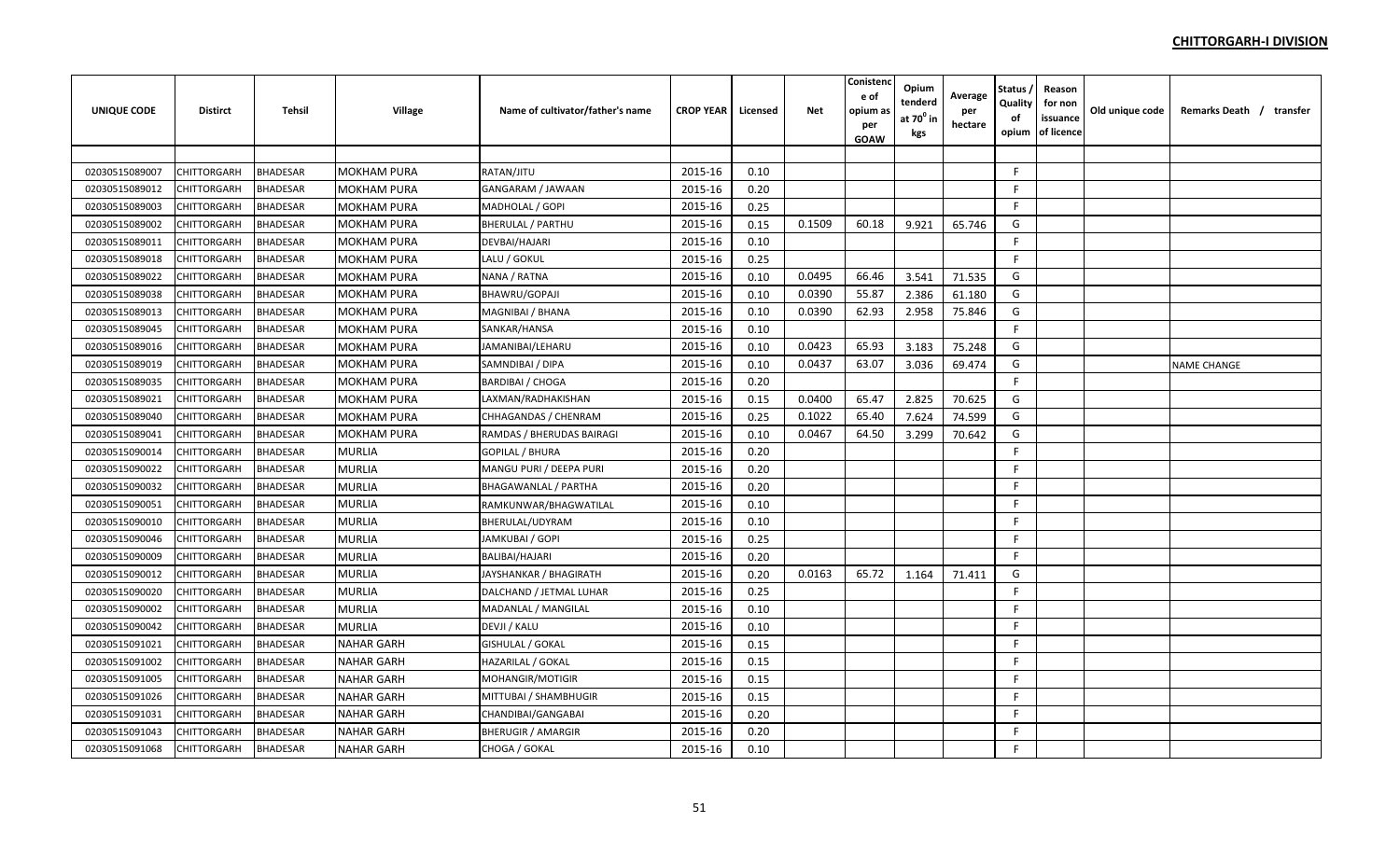**CHITTORGARH-I DIVISION**

| UNIQUE CODE | Distirct | Tehsil | Village | Name of cultivator/father's name | CROP YEAR | Licensed | Net | Conistence of opium as per GOAW | Opium tenderd at 70° in kgs | Average per hectare | Status / Quality of opium | Reason for non issuance of licence | Old unique code | Remarks Death / transfer |
|---|---|---|---|---|---|---|---|---|---|---|---|---|---|---|
| | | | | | | | | | | | | | | |
| 02030515089007 | CHITTORGARH | BHADESAR | MOKHAM PURA | RATAN/JITU | 2015-16 | 0.10 | | | | | F | | | |
| 02030515089012 | CHITTORGARH | BHADESAR | MOKHAM PURA | GANGARAM / JAWAAN | 2015-16 | 0.20 | | | | | F | | | |
| 02030515089003 | CHITTORGARH | BHADESAR | MOKHAM PURA | MADHOLAL / GOPI | 2015-16 | 0.25 | | | | | F | | | |
| 02030515089002 | CHITTORGARH | BHADESAR | MOKHAM PURA | BHERULAL / PARTHU | 2015-16 | 0.15 | 0.1509 | 60.18 | 9.921 | 65.746 | G | | | |
| 02030515089011 | CHITTORGARH | BHADESAR | MOKHAM PURA | DEVBAI/HAJARI | 2015-16 | 0.10 | | | | | F | | | |
| 02030515089018 | CHITTORGARH | BHADESAR | MOKHAM PURA | LALU / GOKUL | 2015-16 | 0.25 | | | | | F | | | |
| 02030515089022 | CHITTORGARH | BHADESAR | MOKHAM PURA | NANA / RATNA | 2015-16 | 0.10 | 0.0495 | 66.46 | 3.541 | 71.535 | G | | | |
| 02030515089038 | CHITTORGARH | BHADESAR | MOKHAM PURA | BHAWRU/GOPAJI | 2015-16 | 0.10 | 0.0390 | 55.87 | 2.386 | 61.180 | G | | | |
| 02030515089013 | CHITTORGARH | BHADESAR | MOKHAM PURA | MAGNIBAI / BHANA | 2015-16 | 0.10 | 0.0390 | 62.93 | 2.958 | 75.846 | G | | | |
| 02030515089045 | CHITTORGARH | BHADESAR | MOKHAM PURA | SANKAR/HANSA | 2015-16 | 0.10 | | | | | F | | | |
| 02030515089016 | CHITTORGARH | BHADESAR | MOKHAM PURA | JAMANIBAI/LEHARU | 2015-16 | 0.10 | 0.0423 | 65.93 | 3.183 | 75.248 | G | | | |
| 02030515089019 | CHITTORGARH | BHADESAR | MOKHAM PURA | SAMNDIBAI / DIPA | 2015-16 | 0.10 | 0.0437 | 63.07 | 3.036 | 69.474 | G | | | NAME CHANGE |
| 02030515089035 | CHITTORGARH | BHADESAR | MOKHAM PURA | BARDIBAI / CHOGA | 2015-16 | 0.20 | | | | | F | | | |
| 02030515089021 | CHITTORGARH | BHADESAR | MOKHAM PURA | LAXMAN/RADHAKISHAN | 2015-16 | 0.15 | 0.0400 | 65.47 | 2.825 | 70.625 | G | | | |
| 02030515089040 | CHITTORGARH | BHADESAR | MOKHAM PURA | CHHAGANDAS / CHENRAM | 2015-16 | 0.25 | 0.1022 | 65.40 | 7.624 | 74.599 | G | | | |
| 02030515089041 | CHITTORGARH | BHADESAR | MOKHAM PURA | RAMDAS / BHERUDAS BAIRAGI | 2015-16 | 0.10 | 0.0467 | 64.50 | 3.299 | 70.642 | G | | | |
| 02030515090014 | CHITTORGARH | BHADESAR | MURLIA | GOPILAL / BHURA | 2015-16 | 0.20 | | | | | F | | | |
| 02030515090022 | CHITTORGARH | BHADESAR | MURLIA | MANGU PURI / DEEPA PURI | 2015-16 | 0.20 | | | | | F | | | |
| 02030515090032 | CHITTORGARH | BHADESAR | MURLIA | BHAGAWANLAL / PARTHA | 2015-16 | 0.20 | | | | | F | | | |
| 02030515090051 | CHITTORGARH | BHADESAR | MURLIA | RAMKUNWAR/BHAGWATILAL | 2015-16 | 0.10 | | | | | F | | | |
| 02030515090010 | CHITTORGARH | BHADESAR | MURLIA | BHERULAL/UDYRAM | 2015-16 | 0.10 | | | | | F | | | |
| 02030515090046 | CHITTORGARH | BHADESAR | MURLIA | JAMKUBAI / GOPI | 2015-16 | 0.25 | | | | | F | | | |
| 02030515090009 | CHITTORGARH | BHADESAR | MURLIA | BALIBAI/HAJARI | 2015-16 | 0.20 | | | | | F | | | |
| 02030515090012 | CHITTORGARH | BHADESAR | MURLIA | JAYSHANKAR / BHAGIRATH | 2015-16 | 0.20 | 0.0163 | 65.72 | 1.164 | 71.411 | G | | | |
| 02030515090020 | CHITTORGARH | BHADESAR | MURLIA | DALCHAND / JETMAL LUHAR | 2015-16 | 0.25 | | | | | F | | | |
| 02030515090002 | CHITTORGARH | BHADESAR | MURLIA | MADANLAL / MANGILAL | 2015-16 | 0.10 | | | | | F | | | |
| 02030515090042 | CHITTORGARH | BHADESAR | MURLIA | DEVJI / KALU | 2015-16 | 0.10 | | | | | F | | | |
| 02030515091021 | CHITTORGARH | BHADESAR | NAHAR GARH | GISHULAL / GOKAL | 2015-16 | 0.15 | | | | | F | | | |
| 02030515091002 | CHITTORGARH | BHADESAR | NAHAR GARH | HAZARILAL / GOKAL | 2015-16 | 0.15 | | | | | F | | | |
| 02030515091005 | CHITTORGARH | BHADESAR | NAHAR GARH | MOHANGIR/MOTIGIR | 2015-16 | 0.15 | | | | | F | | | |
| 02030515091026 | CHITTORGARH | BHADESAR | NAHAR GARH | MITTUBAI / SHAMBHUGIR | 2015-16 | 0.15 | | | | | F | | | |
| 02030515091031 | CHITTORGARH | BHADESAR | NAHAR GARH | CHANDIBAI/GANGABAI | 2015-16 | 0.20 | | | | | F | | | |
| 02030515091043 | CHITTORGARH | BHADESAR | NAHAR GARH | BHERUGIR / AMARGIR | 2015-16 | 0.20 | | | | | F | | | |
| 02030515091068 | CHITTORGARH | BHADESAR | NAHAR GARH | CHOGA / GOKAL | 2015-16 | 0.10 | | | | | F | | | |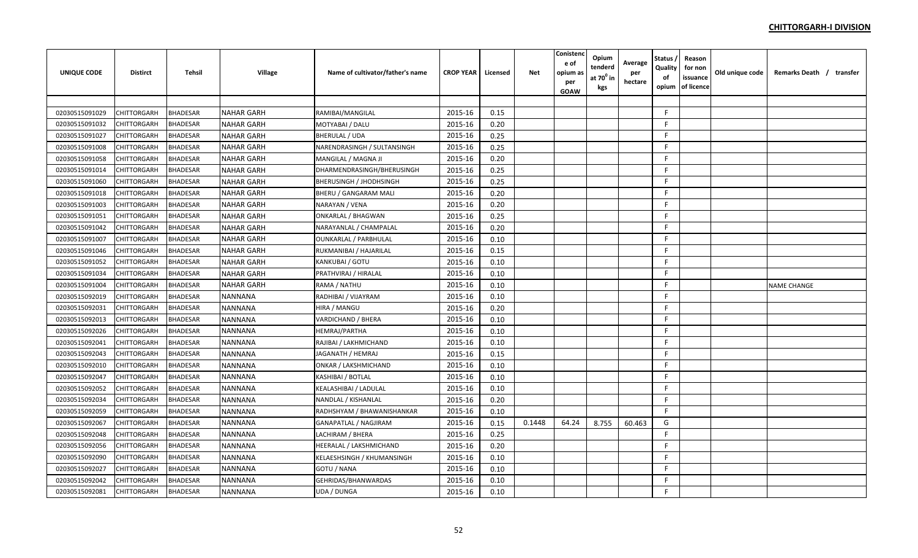**CHITTORGARH-I DIVISION**

| UNIQUE CODE | Distirct | Tehsil | Village | Name of cultivator/father's name | CROP YEAR | Licensed | Net | Conistence of opium as per GOAW | Opium tenderd at 70° in kgs | Average per hectare | Status / Quality of opium | Reason for non issuance of licence | Old unique code | Remarks Death / transfer |
|---|---|---|---|---|---|---|---|---|---|---|---|---|---|---|
| 02030515091029 | CHITTORGARH | BHADESAR | NAHAR GARH | RAMIBAI/MANGILAL | 2015-16 | 0.15 | | | | | F | | | |
| 02030515091032 | CHITTORGARH | BHADESAR | NAHAR GARH | MOTYABAI / DALU | 2015-16 | 0.20 | | | | | F | | | |
| 02030515091027 | CHITTORGARH | BHADESAR | NAHAR GARH | BHERULAL / UDA | 2015-16 | 0.25 | | | | | F | | | |
| 02030515091008 | CHITTORGARH | BHADESAR | NAHAR GARH | NARENDRASINGH / SULTANSINGH | 2015-16 | 0.25 | | | | | F | | | |
| 02030515091058 | CHITTORGARH | BHADESAR | NAHAR GARH | MANGILAL / MAGNA JI | 2015-16 | 0.20 | | | | | F | | | |
| 02030515091014 | CHITTORGARH | BHADESAR | NAHAR GARH | DHARMENDRASINGH/BHERUSINGH | 2015-16 | 0.25 | | | | | F | | | |
| 02030515091060 | CHITTORGARH | BHADESAR | NAHAR GARH | BHERUSINGH / JHODHSINGH | 2015-16 | 0.25 | | | | | F | | | |
| 02030515091018 | CHITTORGARH | BHADESAR | NAHAR GARH | BHERU / GANGARAM MALI | 2015-16 | 0.20 | | | | | F | | | |
| 02030515091003 | CHITTORGARH | BHADESAR | NAHAR GARH | NARAYAN / VENA | 2015-16 | 0.20 | | | | | F | | | |
| 02030515091051 | CHITTORGARH | BHADESAR | NAHAR GARH | ONKARLAL / BHAGWAN | 2015-16 | 0.25 | | | | | F | | | |
| 02030515091042 | CHITTORGARH | BHADESAR | NAHAR GARH | NARAYANLAL / CHAMPALAL | 2015-16 | 0.20 | | | | | F | | | |
| 02030515091007 | CHITTORGARH | BHADESAR | NAHAR GARH | OUNKARLAL / PARBHULAL | 2015-16 | 0.10 | | | | | F | | | |
| 02030515091046 | CHITTORGARH | BHADESAR | NAHAR GARH | RUKMANIBAI / HAJARILAL | 2015-16 | 0.15 | | | | | F | | | |
| 02030515091052 | CHITTORGARH | BHADESAR | NAHAR GARH | KANKUBAI / GOTU | 2015-16 | 0.10 | | | | | F | | | |
| 02030515091034 | CHITTORGARH | BHADESAR | NAHAR GARH | PRATHVIRAJ / HIRALAL | 2015-16 | 0.10 | | | | | F | | | |
| 02030515091004 | CHITTORGARH | BHADESAR | NAHAR GARH | RAMA / NATHU | 2015-16 | 0.10 | | | | | F | | | NAME CHANGE |
| 02030515092019 | CHITTORGARH | BHADESAR | NANNANA | RADHIBAI / VIJAYRAM | 2015-16 | 0.10 | | | | | F | | | |
| 02030515092031 | CHITTORGARH | BHADESAR | NANNANA | HIRA / MANGU | 2015-16 | 0.20 | | | | | F | | | |
| 02030515092013 | CHITTORGARH | BHADESAR | NANNANA | VARDICHAND / BHERA | 2015-16 | 0.10 | | | | | F | | | |
| 02030515092026 | CHITTORGARH | BHADESAR | NANNANA | HEMRAJ/PARTHA | 2015-16 | 0.10 | | | | | F | | | |
| 02030515092041 | CHITTORGARH | BHADESAR | NANNANA | RAJIBAI / LAKHMICHAND | 2015-16 | 0.10 | | | | | F | | | |
| 02030515092043 | CHITTORGARH | BHADESAR | NANNANA | JAGANATH / HEMRAJ | 2015-16 | 0.15 | | | | | F | | | |
| 02030515092010 | CHITTORGARH | BHADESAR | NANNANA | ONKAR / LAKSHMICHAND | 2015-16 | 0.10 | | | | | F | | | |
| 02030515092047 | CHITTORGARH | BHADESAR | NANNANA | KASHIBAI / BOTLAL | 2015-16 | 0.10 | | | | | F | | | |
| 02030515092052 | CHITTORGARH | BHADESAR | NANNANA | KEALASHIBAI / LADULAL | 2015-16 | 0.10 | | | | | F | | | |
| 02030515092034 | CHITTORGARH | BHADESAR | NANNANA | NANDLAL / KISHANLAL | 2015-16 | 0.20 | | | | | F | | | |
| 02030515092059 | CHITTORGARH | BHADESAR | NANNANA | RADHSHYAM / BHAWANISHANKAR | 2015-16 | 0.10 | | | | | F | | | |
| 02030515092067 | CHITTORGARH | BHADESAR | NANNANA | GANAPATLAL / NAGJIRAM | 2015-16 | 0.15 | 0.1448 | 64.24 | 8.755 | 60.463 | G | | | |
| 02030515092048 | CHITTORGARH | BHADESAR | NANNANA | LACHIRAM / BHERA | 2015-16 | 0.25 | | | | | F | | | |
| 02030515092056 | CHITTORGARH | BHADESAR | NANNANA | HEERALAL / LAKSHMICHAND | 2015-16 | 0.20 | | | | | F | | | |
| 02030515092090 | CHITTORGARH | BHADESAR | NANNANA | KELAESHSINGH / KHUMANSINGH | 2015-16 | 0.10 | | | | | F | | | |
| 02030515092027 | CHITTORGARH | BHADESAR | NANNANA | GOTU / NANA | 2015-16 | 0.10 | | | | | F | | | |
| 02030515092042 | CHITTORGARH | BHADESAR | NANNANA | GEHRIDAS/BHANWARDAS | 2015-16 | 0.10 | | | | | F | | | |
| 02030515092081 | CHITTORGARH | BHADESAR | NANNANA | UDA / DUNGA | 2015-16 | 0.10 | | | | | F | | | |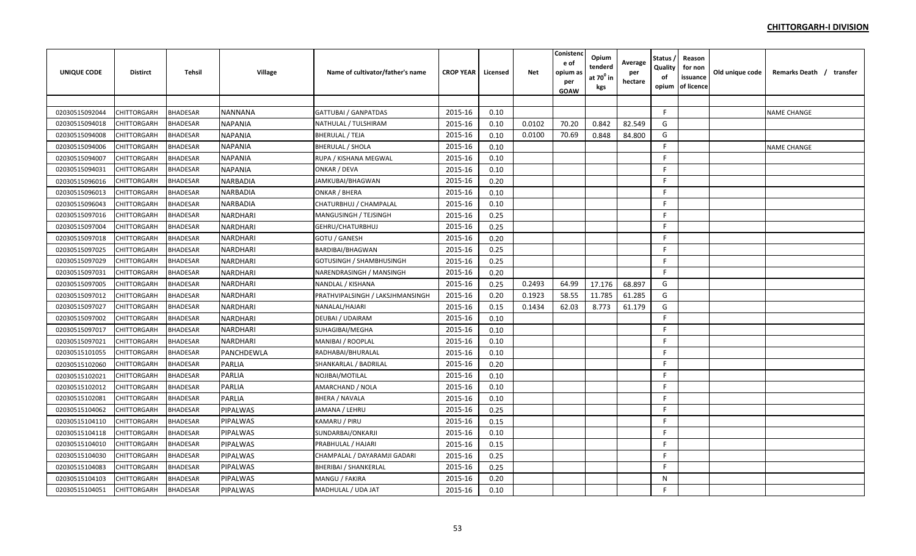**CHITTORGARH-I DIVISION**

| UNIQUE CODE | Distirct | Tehsil | Village | Name of cultivator/father's name | CROP YEAR | Licensed | Net | Conistence of opium as per GOAW | Opium tenderd at 70$^0$ in kgs | Average per hectare | Status / Quality of opium | Reason for non issuance of licence | Old unique code | Remarks Death / transfer |
|---|---|---|---|---|---|---|---|---|---|---|---|---|---|---|
| 02030515092044 | CHITTORGARH | BHADESAR | NANNANA | GATTUBAI / GANPATDAS | 2015-16 | 0.10 | | | | | F | | | NAME CHANGE |
| 02030515094018 | CHITTORGARH | BHADESAR | NAPANIA | NATHULAL / TULSHIRAM | 2015-16 | 0.10 | 0.0102 | 70.20 | 0.842 | 82.549 | G | | | |
| 02030515094008 | CHITTORGARH | BHADESAR | NAPANIA | BHERULAL / TEJA | 2015-16 | 0.10 | 0.0100 | 70.69 | 0.848 | 84.800 | G | | | |
| 02030515094006 | CHITTORGARH | BHADESAR | NAPANIA | BHERULAL / SHOLA | 2015-16 | 0.10 | | | | | F | | | NAME CHANGE |
| 02030515094007 | CHITTORGARH | BHADESAR | NAPANIA | RUPA / KISHANA MEGWAL | 2015-16 | 0.10 | | | | | F | | | |
| 02030515094031 | CHITTORGARH | BHADESAR | NAPANIA | ONKAR / DEVA | 2015-16 | 0.10 | | | | | F | | | |
| 02030515096016 | CHITTORGARH | BHADESAR | NARBADIA | JAMKUBAI/BHAGWAN | 2015-16 | 0.20 | | | | | F | | | |
| 02030515096013 | CHITTORGARH | BHADESAR | NARBADIA | ONKAR / BHERA | 2015-16 | 0.10 | | | | | F | | | |
| 02030515096043 | CHITTORGARH | BHADESAR | NARBADIA | CHATURBHUJ / CHAMPALAL | 2015-16 | 0.10 | | | | | F | | | |
| 02030515097016 | CHITTORGARH | BHADESAR | NARDHARI | MANGUSINGH / TEJSINGH | 2015-16 | 0.25 | | | | | F | | | |
| 02030515097004 | CHITTORGARH | BHADESAR | NARDHARI | GEHRU/CHATURBHUJ | 2015-16 | 0.25 | | | | | F | | | |
| 02030515097018 | CHITTORGARH | BHADESAR | NARDHARI | GOTU / GANESH | 2015-16 | 0.20 | | | | | F | | | |
| 02030515097025 | CHITTORGARH | BHADESAR | NARDHARI | BARDIBAI/BHAGWAN | 2015-16 | 0.25 | | | | | F | | | |
| 02030515097029 | CHITTORGARH | BHADESAR | NARDHARI | GOTUSINGH / SHAMBHUSINGH | 2015-16 | 0.25 | | | | | F | | | |
| 02030515097031 | CHITTORGARH | BHADESAR | NARDHARI | NARENDRASINGH / MANSINGH | 2015-16 | 0.20 | | | | | F | | | |
| 02030515097005 | CHITTORGARH | BHADESAR | NARDHARI | NANDLAL / KISHANA | 2015-16 | 0.25 | 0.2493 | 64.99 | 17.176 | 68.897 | G | | | |
| 02030515097012 | CHITTORGARH | BHADESAR | NARDHARI | PRATHVIPALSINGH / LAKSJHMANSINGH | 2015-16 | 0.20 | 0.1923 | 58.55 | 11.785 | 61.285 | G | | | |
| 02030515097027 | CHITTORGARH | BHADESAR | NARDHARI | NANALAL/HAJARI | 2015-16 | 0.15 | 0.1434 | 62.03 | 8.773 | 61.179 | G | | | |
| 02030515097002 | CHITTORGARH | BHADESAR | NARDHARI | DEUBAI / UDAIRAM | 2015-16 | 0.10 | | | | | F | | | |
| 02030515097017 | CHITTORGARH | BHADESAR | NARDHARI | SUHAGIBAI/MEGHA | 2015-16 | 0.10 | | | | | F | | | |
| 02030515097021 | CHITTORGARH | BHADESAR | NARDHARI | MANIBAI / ROOPLAL | 2015-16 | 0.10 | | | | | F | | | |
| 02030515101055 | CHITTORGARH | BHADESAR | PANCHDEWLA | RADHABAI/BHURALAL | 2015-16 | 0.10 | | | | | F | | | |
| 02030515102060 | CHITTORGARH | BHADESAR | PARLIA | SHANKARLAL / BADRILAL | 2015-16 | 0.20 | | | | | F | | | |
| 02030515102021 | CHITTORGARH | BHADESAR | PARLIA | NOJIBAI/MOTILAL | 2015-16 | 0.10 | | | | | F | | | |
| 02030515102012 | CHITTORGARH | BHADESAR | PARLIA | AMARCHAND / NOLA | 2015-16 | 0.10 | | | | | F | | | |
| 02030515102081 | CHITTORGARH | BHADESAR | PARLIA | BHERA / NAVALA | 2015-16 | 0.10 | | | | | F | | | |
| 02030515104062 | CHITTORGARH | BHADESAR | PIPALWAS | JAMANA / LEHRU | 2015-16 | 0.25 | | | | | F | | | |
| 02030515104110 | CHITTORGARH | BHADESAR | PIPALWAS | KAMARU / PIRU | 2015-16 | 0.15 | | | | | F | | | |
| 02030515104118 | CHITTORGARH | BHADESAR | PIPALWAS | SUNDARBAI/ONKARJI | 2015-16 | 0.10 | | | | | F | | | |
| 02030515104010 | CHITTORGARH | BHADESAR | PIPALWAS | PRABHULAL / HAJARI | 2015-16 | 0.15 | | | | | F | | | |
| 02030515104030 | CHITTORGARH | BHADESAR | PIPALWAS | CHAMPALAL / DAYARAMJI GADARI | 2015-16 | 0.25 | | | | | F | | | |
| 02030515104083 | CHITTORGARH | BHADESAR | PIPALWAS | BHERIBAI / SHANKERLAL | 2015-16 | 0.25 | | | | | F | | | |
| 02030515104103 | CHITTORGARH | BHADESAR | PIPALWAS | MANGU / FAKIRA | 2015-16 | 0.20 | | | | | N | | | |
| 02030515104051 | CHITTORGARH | BHADESAR | PIPALWAS | MADHULAL / UDA JAT | 2015-16 | 0.10 | | | | | F | | | |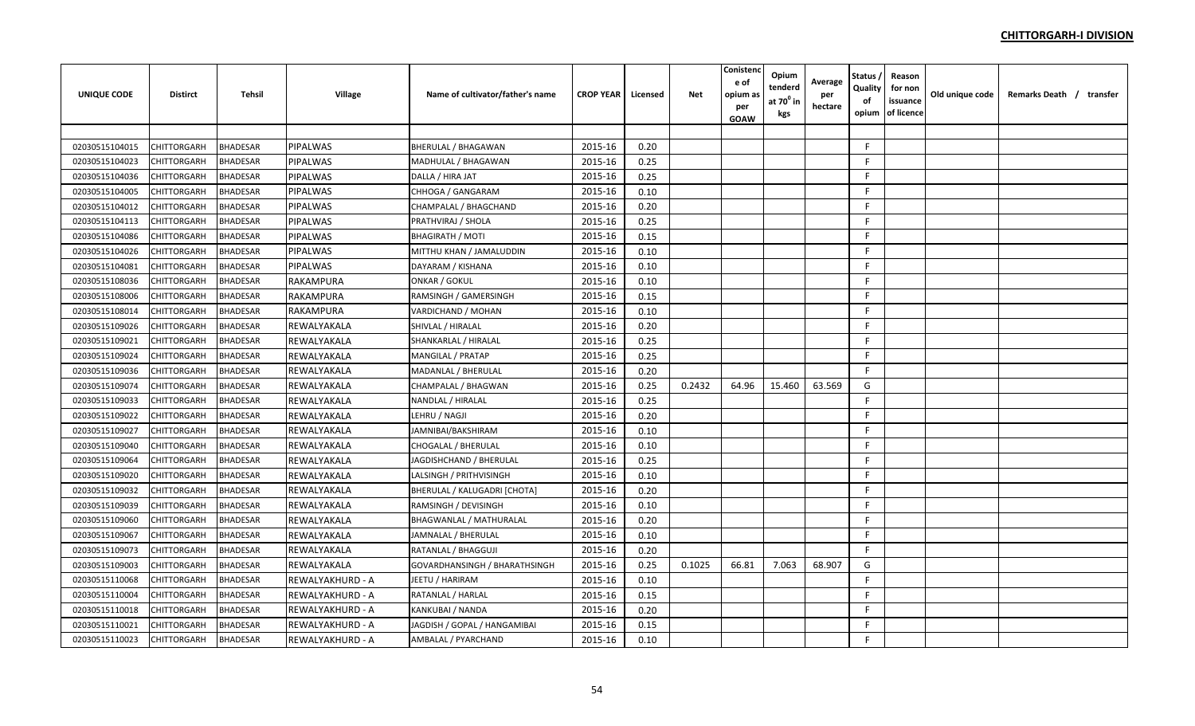## CHITTORGARH-I DIVISION

| UNIQUE CODE | Distirct | Tehsil | Village | Name of cultivator/father's name | CROP YEAR | Licensed | Net | Conistence of opium as per GOAW | Opium tenderd at 70⁰ in kgs | Average per hectare | Status / Quality of opium | Reason for non issuance of licence | Old unique code | Remarks Death / transfer |
|---|---|---|---|---|---|---|---|---|---|---|---|---|---|---|
| | | | | | | | | | | | | | | |
| 02030515104015 | CHITTORGARH | BHADESAR | PIPALWAS | BHERULAL / BHAGAWAN | 2015-16 | 0.20 | | | | | F | | | |
| 02030515104023 | CHITTORGARH | BHADESAR | PIPALWAS | MADHULAL / BHAGAWAN | 2015-16 | 0.25 | | | | | F | | | |
| 02030515104036 | CHITTORGARH | BHADESAR | PIPALWAS | DALLA / HIRA JAT | 2015-16 | 0.25 | | | | | F | | | |
| 02030515104005 | CHITTORGARH | BHADESAR | PIPALWAS | CHHOGA / GANGARAM | 2015-16 | 0.10 | | | | | F | | | |
| 02030515104012 | CHITTORGARH | BHADESAR | PIPALWAS | CHAMPALAL / BHAGCHAND | 2015-16 | 0.20 | | | | | F | | | |
| 02030515104113 | CHITTORGARH | BHADESAR | PIPALWAS | PRATHVIRAJ / SHOLA | 2015-16 | 0.25 | | | | | F | | | |
| 02030515104086 | CHITTORGARH | BHADESAR | PIPALWAS | BHAGIRATH / MOTI | 2015-16 | 0.15 | | | | | F | | | |
| 02030515104026 | CHITTORGARH | BHADESAR | PIPALWAS | MITTHU KHAN / JAMALUDDIN | 2015-16 | 0.10 | | | | | F | | | |
| 02030515104081 | CHITTORGARH | BHADESAR | PIPALWAS | DAYARAM / KISHANA | 2015-16 | 0.10 | | | | | F | | | |
| 02030515108036 | CHITTORGARH | BHADESAR | RAKAMPURA | ONKAR / GOKUL | 2015-16 | 0.10 | | | | | F | | | |
| 02030515108006 | CHITTORGARH | BHADESAR | RAKAMPURA | RAMSINGH / GAMERSINGH | 2015-16 | 0.15 | | | | | F | | | |
| 02030515108014 | CHITTORGARH | BHADESAR | RAKAMPURA | VARDICHAND / MOHAN | 2015-16 | 0.10 | | | | | F | | | |
| 02030515109026 | CHITTORGARH | BHADESAR | REWALYAKALA | SHIVLAL / HIRALAL | 2015-16 | 0.20 | | | | | F | | | |
| 02030515109021 | CHITTORGARH | BHADESAR | REWALYAKALA | SHANKARLAL / HIRALAL | 2015-16 | 0.25 | | | | | F | | | |
| 02030515109024 | CHITTORGARH | BHADESAR | REWALYAKALA | MANGILAL / PRATAP | 2015-16 | 0.25 | | | | | F | | | |
| 02030515109036 | CHITTORGARH | BHADESAR | REWALYAKALA | MADANLAL / BHERULAL | 2015-16 | 0.20 | | | | | F | | | |
| 02030515109074 | CHITTORGARH | BHADESAR | REWALYAKALA | CHAMPALAL / BHAGWAN | 2015-16 | 0.25 | 0.2432 | 64.96 | 15.460 | 63.569 | G | | | |
| 02030515109033 | CHITTORGARH | BHADESAR | REWALYAKALA | NANDLAL / HIRALAL | 2015-16 | 0.25 | | | | | F | | | |
| 02030515109022 | CHITTORGARH | BHADESAR | REWALYAKALA | LEHRU / NAGJI | 2015-16 | 0.20 | | | | | F | | | |
| 02030515109027 | CHITTORGARH | BHADESAR | REWALYAKALA | JAMNIBAI/BAKSHIRAM | 2015-16 | 0.10 | | | | | F | | | |
| 02030515109040 | CHITTORGARH | BHADESAR | REWALYAKALA | CHOGALAL / BHERULAL | 2015-16 | 0.10 | | | | | F | | | |
| 02030515109064 | CHITTORGARH | BHADESAR | REWALYAKALA | JAGDISHCHAND / BHERULAL | 2015-16 | 0.25 | | | | | F | | | |
| 02030515109020 | CHITTORGARH | BHADESAR | REWALYAKALA | LALSINGH / PRITHVISINGH | 2015-16 | 0.10 | | | | | F | | | |
| 02030515109032 | CHITTORGARH | BHADESAR | REWALYAKALA | BHERULAL / KALUGADRI [CHOTA] | 2015-16 | 0.20 | | | | | F | | | |
| 02030515109039 | CHITTORGARH | BHADESAR | REWALYAKALA | RAMSINGH / DEVISINGH | 2015-16 | 0.10 | | | | | F | | | |
| 02030515109060 | CHITTORGARH | BHADESAR | REWALYAKALA | BHAGWANLAL / MATHURALAL | 2015-16 | 0.20 | | | | | F | | | |
| 02030515109067 | CHITTORGARH | BHADESAR | REWALYAKALA | JAMNALAL / BHERULAL | 2015-16 | 0.10 | | | | | F | | | |
| 02030515109073 | CHITTORGARH | BHADESAR | REWALYAKALA | RATANLAL / BHAGGUJI | 2015-16 | 0.20 | | | | | F | | | |
| 02030515109003 | CHITTORGARH | BHADESAR | REWALYAKALA | GOVARDHANSINGH / BHARATHSINGH | 2015-16 | 0.25 | 0.1025 | 66.81 | 7.063 | 68.907 | G | | | |
| 02030515110068 | CHITTORGARH | BHADESAR | REWALYAKHURD - A | JEETU / HARIRAM | 2015-16 | 0.10 | | | | | F | | | |
| 02030515110004 | CHITTORGARH | BHADESAR | REWALYAKHURD - A | RATANLAL / HARLAL | 2015-16 | 0.15 | | | | | F | | | |
| 02030515110018 | CHITTORGARH | BHADESAR | REWALYAKHURD - A | KANKUBAI / NANDA | 2015-16 | 0.20 | | | | | F | | | |
| 02030515110021 | CHITTORGARH | BHADESAR | REWALYAKHURD - A | JAGDISH / GOPAL / HANGAMIBAI | 2015-16 | 0.15 | | | | | F | | | |
| 02030515110023 | CHITTORGARH | BHADESAR | REWALYAKHURD - A | AMBALAL / PYARCHAND | 2015-16 | 0.10 | | | | | F | | | |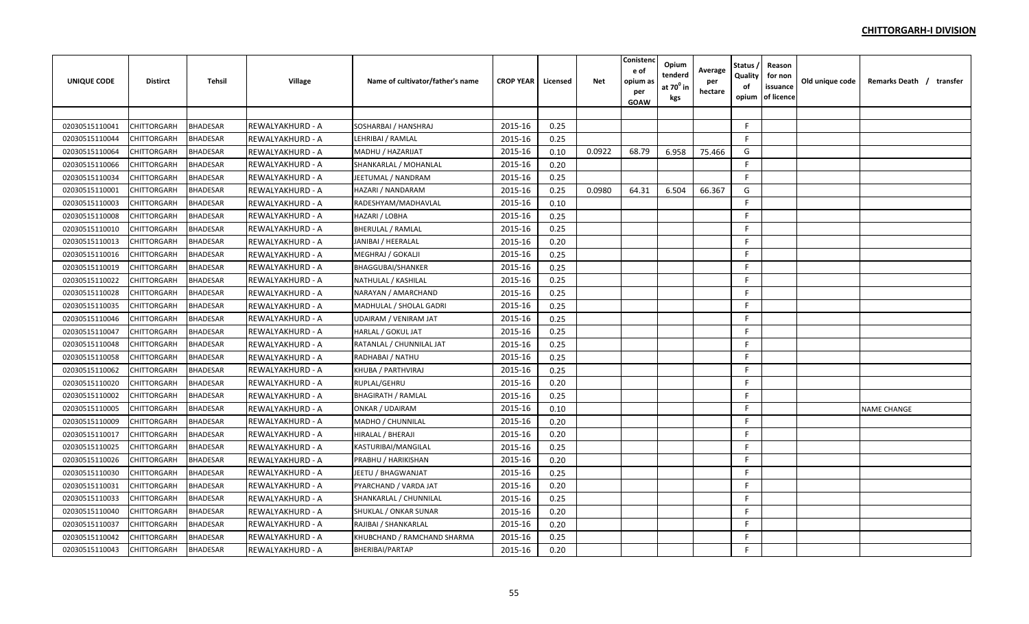**CHITTORGARH-I DIVISION**

| UNIQUE CODE | Distirct | Tehsil | Village | Name of cultivator/father's name | CROP YEAR | Licensed | Net | Conistence of opium as per GOAW | Opium tenderd at 70⁰ in kgs | Average per hectare | Status / Quality of opium | Reason for non issuance of licence | Old unique code | Remarks Death / transfer |
|---|---|---|---|---|---|---|---|---|---|---|---|---|---|---|
| 02030515110041 | CHITTORGARH | BHADESAR | REWALYAKHURD - A | SOSHARBAI / HANSHRAJ | 2015-16 | 0.25 | | | | | F | | | |
| 02030515110044 | CHITTORGARH | BHADESAR | REWALYAKHURD - A | LEHRIBAI / RAMLAL | 2015-16 | 0.25 | | | | | F | | | |
| 02030515110064 | CHITTORGARH | BHADESAR | REWALYAKHURD - A | MADHU / HAZARIJAT | 2015-16 | 0.10 | 0.0922 | 68.79 | 6.958 | 75.466 | G | | | |
| 02030515110066 | CHITTORGARH | BHADESAR | REWALYAKHURD - A | SHANKARLAL / MOHANLAL | 2015-16 | 0.20 | | | | | F | | | |
| 02030515110034 | CHITTORGARH | BHADESAR | REWALYAKHURD - A | JEETUMAL / NANDRAM | 2015-16 | 0.25 | | | | | F | | | |
| 02030515110001 | CHITTORGARH | BHADESAR | REWALYAKHURD - A | HAZARI / NANDARAM | 2015-16 | 0.25 | 0.0980 | 64.31 | 6.504 | 66.367 | G | | | |
| 02030515110003 | CHITTORGARH | BHADESAR | REWALYAKHURD - A | RADESHYAM/MADHAVLAL | 2015-16 | 0.10 | | | | | F | | | |
| 02030515110008 | CHITTORGARH | BHADESAR | REWALYAKHURD - A | HAZARI / LOBHA | 2015-16 | 0.25 | | | | | F | | | |
| 02030515110010 | CHITTORGARH | BHADESAR | REWALYAKHURD - A | BHERULAL / RAMLAL | 2015-16 | 0.25 | | | | | F | | | |
| 02030515110013 | CHITTORGARH | BHADESAR | REWALYAKHURD - A | JANIBAI / HEERALAL | 2015-16 | 0.20 | | | | | F | | | |
| 02030515110016 | CHITTORGARH | BHADESAR | REWALYAKHURD - A | MEGHRAJ / GOKALJI | 2015-16 | 0.25 | | | | | F | | | |
| 02030515110019 | CHITTORGARH | BHADESAR | REWALYAKHURD - A | BHAGGUBAI/SHANKER | 2015-16 | 0.25 | | | | | F | | | |
| 02030515110022 | CHITTORGARH | BHADESAR | REWALYAKHURD - A | NATHULAL / KASHILAL | 2015-16 | 0.25 | | | | | F | | | |
| 02030515110028 | CHITTORGARH | BHADESAR | REWALYAKHURD - A | NARAYAN / AMARCHAND | 2015-16 | 0.25 | | | | | F | | | |
| 02030515110035 | CHITTORGARH | BHADESAR | REWALYAKHURD - A | MADHULAL / SHOLAL GADRI | 2015-16 | 0.25 | | | | | F | | | |
| 02030515110046 | CHITTORGARH | BHADESAR | REWALYAKHURD - A | UDAIRAM / VENIRAM JAT | 2015-16 | 0.25 | | | | | F | | | |
| 02030515110047 | CHITTORGARH | BHADESAR | REWALYAKHURD - A | HARLAL / GOKUL JAT | 2015-16 | 0.25 | | | | | F | | | |
| 02030515110048 | CHITTORGARH | BHADESAR | REWALYAKHURD - A | RATANLAL / CHUNNILAL JAT | 2015-16 | 0.25 | | | | | F | | | |
| 02030515110058 | CHITTORGARH | BHADESAR | REWALYAKHURD - A | RADHABAI / NATHU | 2015-16 | 0.25 | | | | | F | | | |
| 02030515110062 | CHITTORGARH | BHADESAR | REWALYAKHURD - A | KHUBA / PARTHVIRAJ | 2015-16 | 0.25 | | | | | F | | | |
| 02030515110020 | CHITTORGARH | BHADESAR | REWALYAKHURD - A | RUPLAL/GEHRU | 2015-16 | 0.20 | | | | | F | | | |
| 02030515110002 | CHITTORGARH | BHADESAR | REWALYAKHURD - A | BHAGIRATH / RAMLAL | 2015-16 | 0.25 | | | | | F | | | |
| 02030515110005 | CHITTORGARH | BHADESAR | REWALYAKHURD - A | ONKAR / UDAIRAM | 2015-16 | 0.10 | | | | | F | | | NAME CHANGE |
| 02030515110009 | CHITTORGARH | BHADESAR | REWALYAKHURD - A | MADHO / CHUNNILAL | 2015-16 | 0.20 | | | | | F | | | |
| 02030515110017 | CHITTORGARH | BHADESAR | REWALYAKHURD - A | HIRALAL / BHERAJI | 2015-16 | 0.20 | | | | | F | | | |
| 02030515110025 | CHITTORGARH | BHADESAR | REWALYAKHURD - A | KASTURIBAI/MANGILAL | 2015-16 | 0.25 | | | | | F | | | |
| 02030515110026 | CHITTORGARH | BHADESAR | REWALYAKHURD - A | PRABHU / HARIKISHAN | 2015-16 | 0.20 | | | | | F | | | |
| 02030515110030 | CHITTORGARH | BHADESAR | REWALYAKHURD - A | JEETU / BHAGWANJAT | 2015-16 | 0.25 | | | | | F | | | |
| 02030515110031 | CHITTORGARH | BHADESAR | REWALYAKHURD - A | PYARCHAND / VARDA JAT | 2015-16 | 0.20 | | | | | F | | | |
| 02030515110033 | CHITTORGARH | BHADESAR | REWALYAKHURD - A | SHANKARLAL / CHUNNILAL | 2015-16 | 0.25 | | | | | F | | | |
| 02030515110040 | CHITTORGARH | BHADESAR | REWALYAKHURD - A | SHUKLAL / ONKAR SUNAR | 2015-16 | 0.20 | | | | | F | | | |
| 02030515110037 | CHITTORGARH | BHADESAR | REWALYAKHURD - A | RAJIBAI / SHANKARLAL | 2015-16 | 0.20 | | | | | F | | | |
| 02030515110042 | CHITTORGARH | BHADESAR | REWALYAKHURD - A | KHUBCHAND / RAMCHAND SHARMA | 2015-16 | 0.25 | | | | | F | | | |
| 02030515110043 | CHITTORGARH | BHADESAR | REWALYAKHURD - A | BHERIBAI/PARTAP | 2015-16 | 0.20 | | | | | F | | | |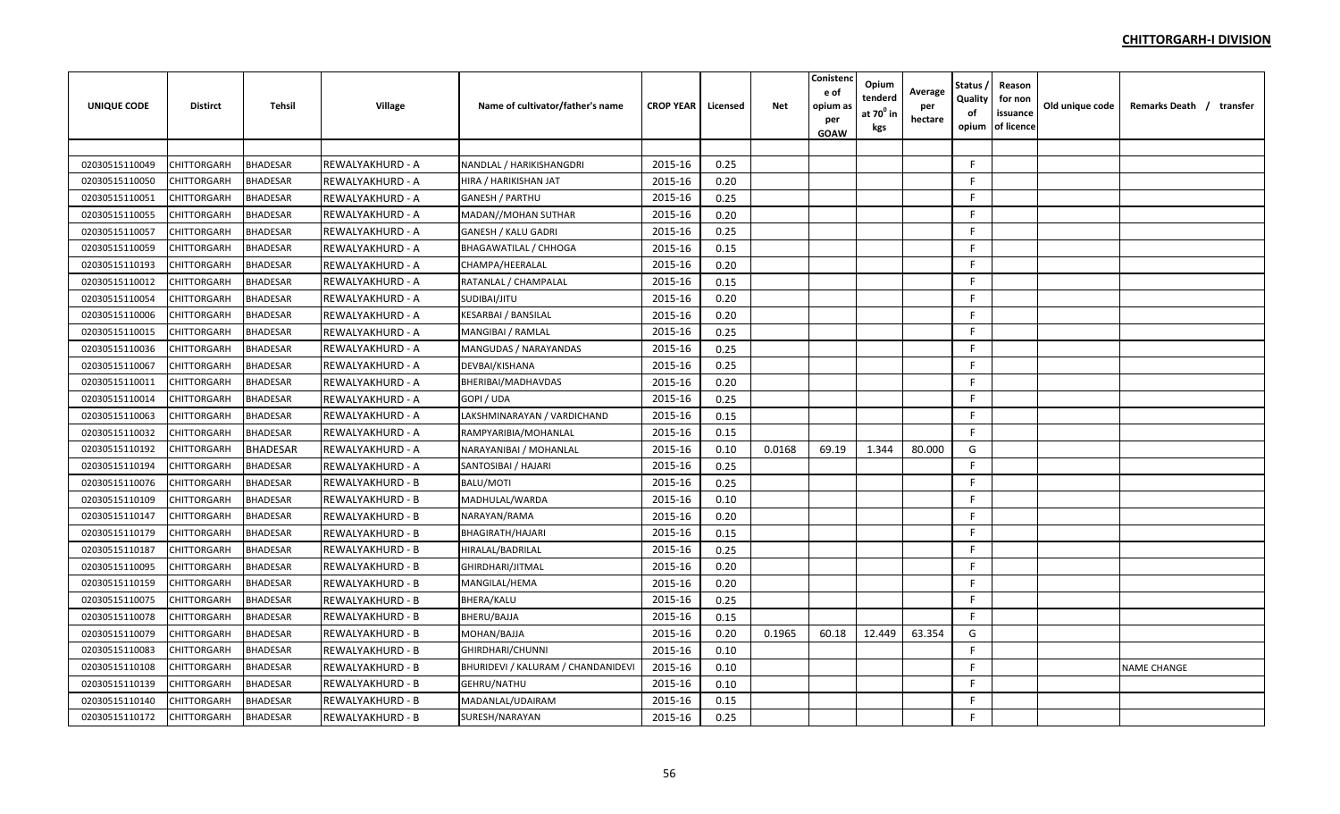**CHITTORGARH-I DIVISION**

| UNIQUE CODE | Distirct | Tehsil | Village | Name of cultivator/father's name | CROP YEAR | Licensed | Net | Conistence of opium as per GOAW | Opium tenderd at 70⁰ in kgs | Average per hectare | Status / Quality of opium | Reason for non issuance of licence | Old unique code | Remarks Death / transfer |
|---|---|---|---|---|---|---|---|---|---|---|---|---|---|---|
| | | | | | | | | | | | | | | |
| 02030515110049 | CHITTORGARH | BHADESAR | REWALYAKHURD - A | NANDLAL / HARIKISHANGDRI | 2015-16 | 0.25 | | | | | F | | | |
| 02030515110050 | CHITTORGARH | BHADESAR | REWALYAKHURD - A | HIRA / HARIKISHAN JAT | 2015-16 | 0.20 | | | | | F | | | |
| 02030515110051 | CHITTORGARH | BHADESAR | REWALYAKHURD - A | GANESH / PARTHU | 2015-16 | 0.25 | | | | | F | | | |
| 02030515110055 | CHITTORGARH | BHADESAR | REWALYAKHURD - A | MADAN//MOHAN SUTHAR | 2015-16 | 0.20 | | | | | F | | | |
| 02030515110057 | CHITTORGARH | BHADESAR | REWALYAKHURD - A | GANESH / KALU GADRI | 2015-16 | 0.25 | | | | | F | | | |
| 02030515110059 | CHITTORGARH | BHADESAR | REWALYAKHURD - A | BHAGAWATILAL / CHHOGA | 2015-16 | 0.15 | | | | | F | | | |
| 02030515110193 | CHITTORGARH | BHADESAR | REWALYAKHURD - A | CHAMPA/HEERALAL | 2015-16 | 0.20 | | | | | F | | | |
| 02030515110012 | CHITTORGARH | BHADESAR | REWALYAKHURD - A | RATANLAL / CHAMPALAL | 2015-16 | 0.15 | | | | | F | | | |
| 02030515110054 | CHITTORGARH | BHADESAR | REWALYAKHURD - A | SUDIBAI/JITU | 2015-16 | 0.20 | | | | | F | | | |
| 02030515110006 | CHITTORGARH | BHADESAR | REWALYAKHURD - A | KESARBAI / BANSILAL | 2015-16 | 0.20 | | | | | F | | | |
| 02030515110015 | CHITTORGARH | BHADESAR | REWALYAKHURD - A | MANGIBAI / RAMLAL | 2015-16 | 0.25 | | | | | F | | | |
| 02030515110036 | CHITTORGARH | BHADESAR | REWALYAKHURD - A | MANGUDAS / NARAYANDAS | 2015-16 | 0.25 | | | | | F | | | |
| 02030515110067 | CHITTORGARH | BHADESAR | REWALYAKHURD - A | DEVBAI/KISHANA | 2015-16 | 0.25 | | | | | F | | | |
| 02030515110011 | CHITTORGARH | BHADESAR | REWALYAKHURD - A | BHERIBAI/MADHAVDAS | 2015-16 | 0.20 | | | | | F | | | |
| 02030515110014 | CHITTORGARH | BHADESAR | REWALYAKHURD - A | GOPI / UDA | 2015-16 | 0.25 | | | | | F | | | |
| 02030515110063 | CHITTORGARH | BHADESAR | REWALYAKHURD - A | LAKSHMINARAYAN / VARDICHAND | 2015-16 | 0.15 | | | | | F | | | |
| 02030515110032 | CHITTORGARH | BHADESAR | REWALYAKHURD - A | RAMPYARIBIA/MOHANLAL | 2015-16 | 0.15 | | | | | F | | | |
| 02030515110192 | CHITTORGARH | BHADESAR | REWALYAKHURD - A | NARAYANIBAI / MOHANLAL | 2015-16 | 0.10 | 0.0168 | 69.19 | 1.344 | 80.000 | G | | | |
| 02030515110194 | CHITTORGARH | BHADESAR | REWALYAKHURD - A | SANTOSIBAI / HAJARI | 2015-16 | 0.25 | | | | | F | | | |
| 02030515110076 | CHITTORGARH | BHADESAR | REWALYAKHURD - B | BALU/MOTI | 2015-16 | 0.25 | | | | | F | | | |
| 02030515110109 | CHITTORGARH | BHADESAR | REWALYAKHURD - B | MADHULAL/WARDA | 2015-16 | 0.10 | | | | | F | | | |
| 02030515110147 | CHITTORGARH | BHADESAR | REWALYAKHURD - B | NARAYAN/RAMA | 2015-16 | 0.20 | | | | | F | | | |
| 02030515110179 | CHITTORGARH | BHADESAR | REWALYAKHURD - B | BHAGIRATH/HAJARI | 2015-16 | 0.15 | | | | | F | | | |
| 02030515110187 | CHITTORGARH | BHADESAR | REWALYAKHURD - B | HIRALAL/BADRILAL | 2015-16 | 0.25 | | | | | F | | | |
| 02030515110095 | CHITTORGARH | BHADESAR | REWALYAKHURD - B | GHIRDHARI/JITMAL | 2015-16 | 0.20 | | | | | F | | | |
| 02030515110159 | CHITTORGARH | BHADESAR | REWALYAKHURD - B | MANGILAL/HEMA | 2015-16 | 0.20 | | | | | F | | | |
| 02030515110075 | CHITTORGARH | BHADESAR | REWALYAKHURD - B | BHERA/KALU | 2015-16 | 0.25 | | | | | F | | | |
| 02030515110078 | CHITTORGARH | BHADESAR | REWALYAKHURD - B | BHERU/BAJJA | 2015-16 | 0.15 | | | | | F | | | |
| 02030515110079 | CHITTORGARH | BHADESAR | REWALYAKHURD - B | MOHAN/BAJJA | 2015-16 | 0.20 | 0.1965 | 60.18 | 12.449 | 63.354 | G | | | |
| 02030515110083 | CHITTORGARH | BHADESAR | REWALYAKHURD - B | GHIRDHARI/CHUNNI | 2015-16 | 0.10 | | | | | F | | | |
| 02030515110108 | CHITTORGARH | BHADESAR | REWALYAKHURD - B | BHURIDEVI / KALURAM / CHANDANIDEVI | 2015-16 | 0.10 | | | | | F | | | NAME CHANGE |
| 02030515110139 | CHITTORGARH | BHADESAR | REWALYAKHURD - B | GEHRU/NATHU | 2015-16 | 0.10 | | | | | F | | | |
| 02030515110140 | CHITTORGARH | BHADESAR | REWALYAKHURD - B | MADANLAL/UDAIRAM | 2015-16 | 0.15 | | | | | F | | | |
| 02030515110172 | CHITTORGARH | BHADESAR | REWALYAKHURD - B | SURESH/NARAYAN | 2015-16 | 0.25 | | | | | F | | | |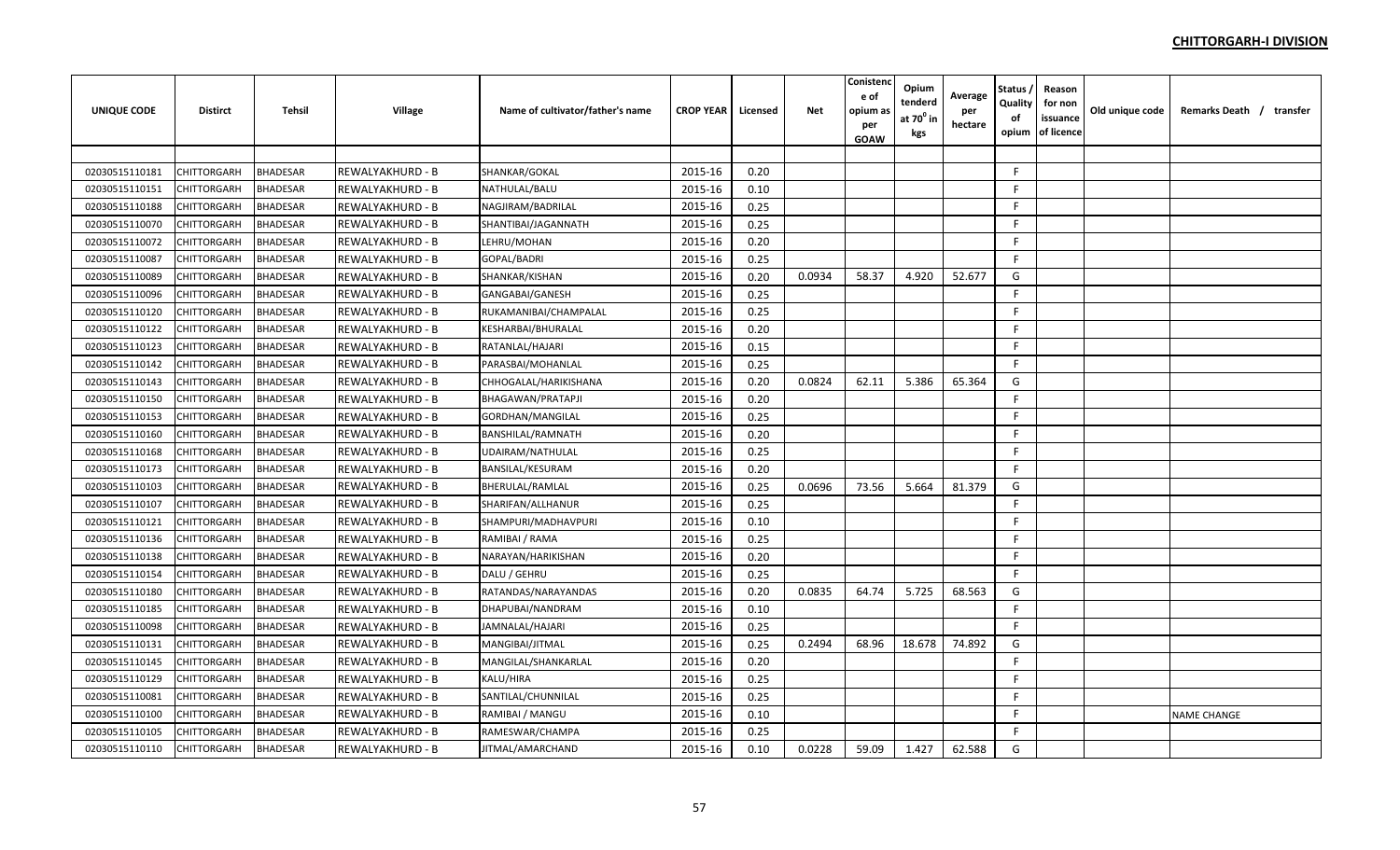**CHITTORGARH-I DIVISION**

| UNIQUE CODE | Distirct | Tehsil | Village | Name of cultivator/father's name | CROP YEAR | Licensed | Net | Conistenc e of opium as per GOAW | Opium tenderd at 70$^0$ in kgs | Average per hectare | Status / Quality of opium | Reason for non issuance of licence | Old unique code | Remarks Death / transfer |
|---|---|---|---|---|---|---|---|---|---|---|---|---|---|---|
| | | | | | | | | | | | | | | |
| 02030515110181 | CHITTORGARH | BHADESAR | REWALYAKHURD - B | SHANKAR/GOKAL | 2015-16 | 0.20 | | | | | F | | | |
| 02030515110151 | CHITTORGARH | BHADESAR | REWALYAKHURD - B | NATHULAL/BALU | 2015-16 | 0.10 | | | | | F | | | |
| 02030515110188 | CHITTORGARH | BHADESAR | REWALYAKHURD - B | NAGJIRAM/BADRILAL | 2015-16 | 0.25 | | | | | F | | | |
| 02030515110070 | CHITTORGARH | BHADESAR | REWALYAKHURD - B | SHANTIBAI/JAGANNATH | 2015-16 | 0.25 | | | | | F | | | |
| 02030515110072 | CHITTORGARH | BHADESAR | REWALYAKHURD - B | LEHRU/MOHAN | 2015-16 | 0.20 | | | | | F | | | |
| 02030515110087 | CHITTORGARH | BHADESAR | REWALYAKHURD - B | GOPAL/BADRI | 2015-16 | 0.25 | | | | | F | | | |
| 02030515110089 | CHITTORGARH | BHADESAR | REWALYAKHURD - B | SHANKAR/KISHAN | 2015-16 | 0.20 | 0.0934 | 58.37 | 4.920 | 52.677 | G | | | |
| 02030515110096 | CHITTORGARH | BHADESAR | REWALYAKHURD - B | GANGABAI/GANESH | 2015-16 | 0.25 | | | | | F | | | |
| 02030515110120 | CHITTORGARH | BHADESAR | REWALYAKHURD - B | RUKAMANIBAI/CHAMPALAL | 2015-16 | 0.25 | | | | | F | | | |
| 02030515110122 | CHITTORGARH | BHADESAR | REWALYAKHURD - B | KESHARBAI/BHURALAL | 2015-16 | 0.20 | | | | | F | | | |
| 02030515110123 | CHITTORGARH | BHADESAR | REWALYAKHURD - B | RATANLAL/HAJARI | 2015-16 | 0.15 | | | | | F | | | |
| 02030515110142 | CHITTORGARH | BHADESAR | REWALYAKHURD - B | PARASBAI/MOHANLAL | 2015-16 | 0.25 | | | | | F | | | |
| 02030515110143 | CHITTORGARH | BHADESAR | REWALYAKHURD - B | CHHOGALAL/HARIKISHANA | 2015-16 | 0.20 | 0.0824 | 62.11 | 5.386 | 65.364 | G | | | |
| 02030515110150 | CHITTORGARH | BHADESAR | REWALYAKHURD - B | BHAGAWAN/PRATAPJI | 2015-16 | 0.20 | | | | | F | | | |
| 02030515110153 | CHITTORGARH | BHADESAR | REWALYAKHURD - B | GORDHAN/MANGILAL | 2015-16 | 0.25 | | | | | F | | | |
| 02030515110160 | CHITTORGARH | BHADESAR | REWALYAKHURD - B | BANSHILAL/RAMNATH | 2015-16 | 0.20 | | | | | F | | | |
| 02030515110168 | CHITTORGARH | BHADESAR | REWALYAKHURD - B | UDAIRAM/NATHULAL | 2015-16 | 0.25 | | | | | F | | | |
| 02030515110173 | CHITTORGARH | BHADESAR | REWALYAKHURD - B | BANSILAL/KESURAM | 2015-16 | 0.20 | | | | | F | | | |
| 02030515110103 | CHITTORGARH | BHADESAR | REWALYAKHURD - B | BHERULAL/RAMLAL | 2015-16 | 0.25 | 0.0696 | 73.56 | 5.664 | 81.379 | G | | | |
| 02030515110107 | CHITTORGARH | BHADESAR | REWALYAKHURD - B | SHARIFAN/ALLHANUR | 2015-16 | 0.25 | | | | | F | | | |
| 02030515110121 | CHITTORGARH | BHADESAR | REWALYAKHURD - B | SHAMPURI/MADHAVPURI | 2015-16 | 0.10 | | | | | F | | | |
| 02030515110136 | CHITTORGARH | BHADESAR | REWALYAKHURD - B | RAMIBAI / RAMA | 2015-16 | 0.25 | | | | | F | | | |
| 02030515110138 | CHITTORGARH | BHADESAR | REWALYAKHURD - B | NARAYAN/HARIKISHAN | 2015-16 | 0.20 | | | | | F | | | |
| 02030515110154 | CHITTORGARH | BHADESAR | REWALYAKHURD - B | DALU / GEHRU | 2015-16 | 0.25 | | | | | F | | | |
| 02030515110180 | CHITTORGARH | BHADESAR | REWALYAKHURD - B | RATANDAS/NARAYANDAS | 2015-16 | 0.20 | 0.0835 | 64.74 | 5.725 | 68.563 | G | | | |
| 02030515110185 | CHITTORGARH | BHADESAR | REWALYAKHURD - B | DHAPUBAI/NANDRAM | 2015-16 | 0.10 | | | | | F | | | |
| 02030515110098 | CHITTORGARH | BHADESAR | REWALYAKHURD - B | JAMNALAL/HAJARI | 2015-16 | 0.25 | | | | | F | | | |
| 02030515110131 | CHITTORGARH | BHADESAR | REWALYAKHURD - B | MANGIBAI/JITMAL | 2015-16 | 0.25 | 0.2494 | 68.96 | 18.678 | 74.892 | G | | | |
| 02030515110145 | CHITTORGARH | BHADESAR | REWALYAKHURD - B | MANGILAL/SHANKARLAL | 2015-16 | 0.20 | | | | | F | | | |
| 02030515110129 | CHITTORGARH | BHADESAR | REWALYAKHURD - B | KALU/HIRA | 2015-16 | 0.25 | | | | | F | | | |
| 02030515110081 | CHITTORGARH | BHADESAR | REWALYAKHURD - B | SANTILAL/CHUNNILAL | 2015-16 | 0.25 | | | | | F | | | |
| 02030515110100 | CHITTORGARH | BHADESAR | REWALYAKHURD - B | RAMIBAI / MANGU | 2015-16 | 0.10 | | | | | F | | | NAME CHANGE |
| 02030515110105 | CHITTORGARH | BHADESAR | REWALYAKHURD - B | RAMESWAR/CHAMPA | 2015-16 | 0.25 | | | | | F | | | |
| 02030515110110 | CHITTORGARH | BHADESAR | REWALYAKHURD - B | JITMAL/AMARCHAND | 2015-16 | 0.10 | 0.0228 | 59.09 | 1.427 | 62.588 | G | | | |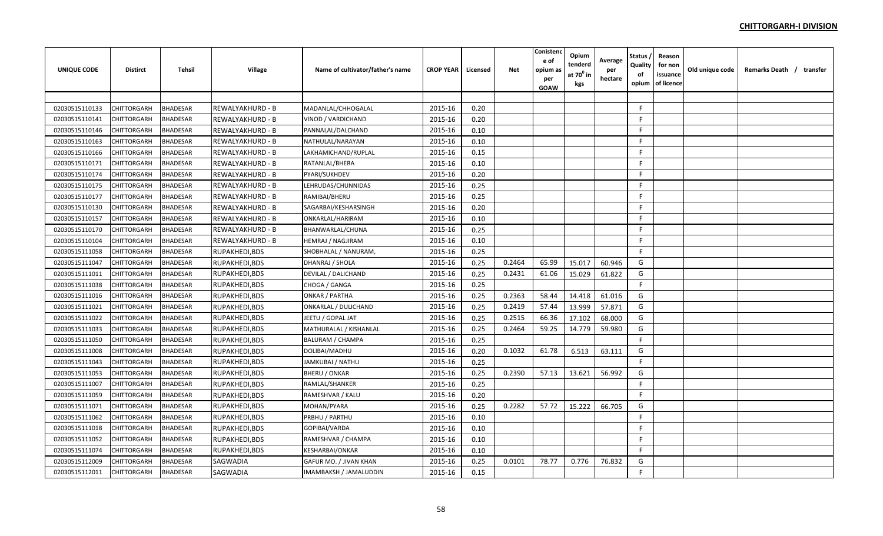**CHITTORGARH-I DIVISION**

| UNIQUE CODE | Distirct | Tehsil | Village | Name of cultivator/father's name | CROP YEAR | Licensed | Net | Conistence of opium as per GOAW | Opium tenderd at $70^0$ in kgs | Average per hectare | Status / Quality of opium | Reason for non issuance of licence | Old unique code | Remarks Death / transfer |
|---|---|---|---|---|---|---|---|---|---|---|---|---|---|---|
| | | | | | | | | | | | | | | |
| 02030515110133 | CHITTORGARH | BHADESAR | REWALYAKHURD - B | MADANLAL/CHHOGALAL | 2015-16 | 0.20 | | | | | F | | | |
| 02030515110141 | CHITTORGARH | BHADESAR | REWALYAKHURD - B | VINOD / VARDICHAND | 2015-16 | 0.20 | | | | | F | | | |
| 02030515110146 | CHITTORGARH | BHADESAR | REWALYAKHURD - B | PANNALAL/DALCHAND | 2015-16 | 0.10 | | | | | F | | | |
| 02030515110163 | CHITTORGARH | BHADESAR | REWALYAKHURD - B | NATHULAL/NARAYAN | 2015-16 | 0.10 | | | | | F | | | |
| 02030515110166 | CHITTORGARH | BHADESAR | REWALYAKHURD - B | LAKHAMICHAND/RUPLAL | 2015-16 | 0.15 | | | | | F | | | |
| 02030515110171 | CHITTORGARH | BHADESAR | REWALYAKHURD - B | RATANLAL/BHERA | 2015-16 | 0.10 | | | | | F | | | |
| 02030515110174 | CHITTORGARH | BHADESAR | REWALYAKHURD - B | PYARI/SUKHDEV | 2015-16 | 0.20 | | | | | F | | | |
| 02030515110175 | CHITTORGARH | BHADESAR | REWALYAKHURD - B | LEHRUDAS/CHUNNIDAS | 2015-16 | 0.25 | | | | | F | | | |
| 02030515110177 | CHITTORGARH | BHADESAR | REWALYAKHURD - B | RAMIBAI/BHERU | 2015-16 | 0.25 | | | | | F | | | |
| 02030515110130 | CHITTORGARH | BHADESAR | REWALYAKHURD - B | SAGARBAI/KESHARSINGH | 2015-16 | 0.20 | | | | | F | | | |
| 02030515110157 | CHITTORGARH | BHADESAR | REWALYAKHURD - B | ONKARLAL/HARIRAM | 2015-16 | 0.10 | | | | | F | | | |
| 02030515110170 | CHITTORGARH | BHADESAR | REWALYAKHURD - B | BHANWARLAL/CHUNA | 2015-16 | 0.25 | | | | | F | | | |
| 02030515110104 | CHITTORGARH | BHADESAR | REWALYAKHURD - B | HEMRAJ / NAGJIRAM | 2015-16 | 0.10 | | | | | F | | | |
| 02030515111058 | CHITTORGARH | BHADESAR | RUPAKHEDI,BDS | SHOBHALAL / NANURAM, | 2015-16 | 0.25 | | | | | F | | | |
| 02030515111047 | CHITTORGARH | BHADESAR | RUPAKHEDI,BDS | DHANRAJ / SHOLA | 2015-16 | 0.25 | 0.2464 | 65.99 | 15.017 | 60.946 | G | | | |
| 02030515111011 | CHITTORGARH | BHADESAR | RUPAKHEDI,BDS | DEVILAL / DALICHAND | 2015-16 | 0.25 | 0.2431 | 61.06 | 15.029 | 61.822 | G | | | |
| 02030515111038 | CHITTORGARH | BHADESAR | RUPAKHEDI,BDS | CHOGA / GANGA | 2015-16 | 0.25 | | | | | F | | | |
| 02030515111016 | CHITTORGARH | BHADESAR | RUPAKHEDI,BDS | ONKAR / PARTHA | 2015-16 | 0.25 | 0.2363 | 58.44 | 14.418 | 61.016 | G | | | |
| 02030515111021 | CHITTORGARH | BHADESAR | RUPAKHEDI,BDS | ONKARLAL / DULICHAND | 2015-16 | 0.25 | 0.2419 | 57.44 | 13.999 | 57.871 | G | | | |
| 02030515111022 | CHITTORGARH | BHADESAR | RUPAKHEDI,BDS | JEETU / GOPAL JAT | 2015-16 | 0.25 | 0.2515 | 66.36 | 17.102 | 68.000 | G | | | |
| 02030515111033 | CHITTORGARH | BHADESAR | RUPAKHEDI,BDS | MATHURALAL / KISHANLAL | 2015-16 | 0.25 | 0.2464 | 59.25 | 14.779 | 59.980 | G | | | |
| 02030515111050 | CHITTORGARH | BHADESAR | RUPAKHEDI,BDS | BALURAM / CHAMPA | 2015-16 | 0.25 | | | | | F | | | |
| 02030515111008 | CHITTORGARH | BHADESAR | RUPAKHEDI,BDS | DOLIBAI/MADHU | 2015-16 | 0.20 | 0.1032 | 61.78 | 6.513 | 63.111 | G | | | |
| 02030515111043 | CHITTORGARH | BHADESAR | RUPAKHEDI,BDS | JAMKUBAI / NATHU | 2015-16 | 0.25 | | | | | F | | | |
| 02030515111053 | CHITTORGARH | BHADESAR | RUPAKHEDI,BDS | BHERU / ONKAR | 2015-16 | 0.25 | 0.2390 | 57.13 | 13.621 | 56.992 | G | | | |
| 02030515111007 | CHITTORGARH | BHADESAR | RUPAKHEDI,BDS | RAMLAL/SHANKER | 2015-16 | 0.25 | | | | | F | | | |
| 02030515111059 | CHITTORGARH | BHADESAR | RUPAKHEDI,BDS | RAMESHVAR / KALU | 2015-16 | 0.20 | | | | | F | | | |
| 02030515111071 | CHITTORGARH | BHADESAR | RUPAKHEDI,BDS | MOHAN/PYARA | 2015-16 | 0.25 | 0.2282 | 57.72 | 15.222 | 66.705 | G | | | |
| 02030515111062 | CHITTORGARH | BHADESAR | RUPAKHEDI,BDS | PRBHU / PARTHU | 2015-16 | 0.10 | | | | | F | | | |
| 02030515111018 | CHITTORGARH | BHADESAR | RUPAKHEDI,BDS | GOPIBAI/VARDA | 2015-16 | 0.10 | | | | | F | | | |
| 02030515111052 | CHITTORGARH | BHADESAR | RUPAKHEDI,BDS | RAMESHVAR / CHAMPA | 2015-16 | 0.10 | | | | | F | | | |
| 02030515111074 | CHITTORGARH | BHADESAR | RUPAKHEDI,BDS | KESHARBAI/ONKAR | 2015-16 | 0.10 | | | | | F | | | |
| 02030515112009 | CHITTORGARH | BHADESAR | SAGWADIA | GAFUR MO. / JIVAN KHAN | 2015-16 | 0.25 | 0.0101 | 78.77 | 0.776 | 76.832 | G | | | |
| 02030515112011 | CHITTORGARH | BHADESAR | SAGWADIA | IMAMBAKSH / JAMALUDDIN | 2015-16 | 0.15 | | | | | F | | | |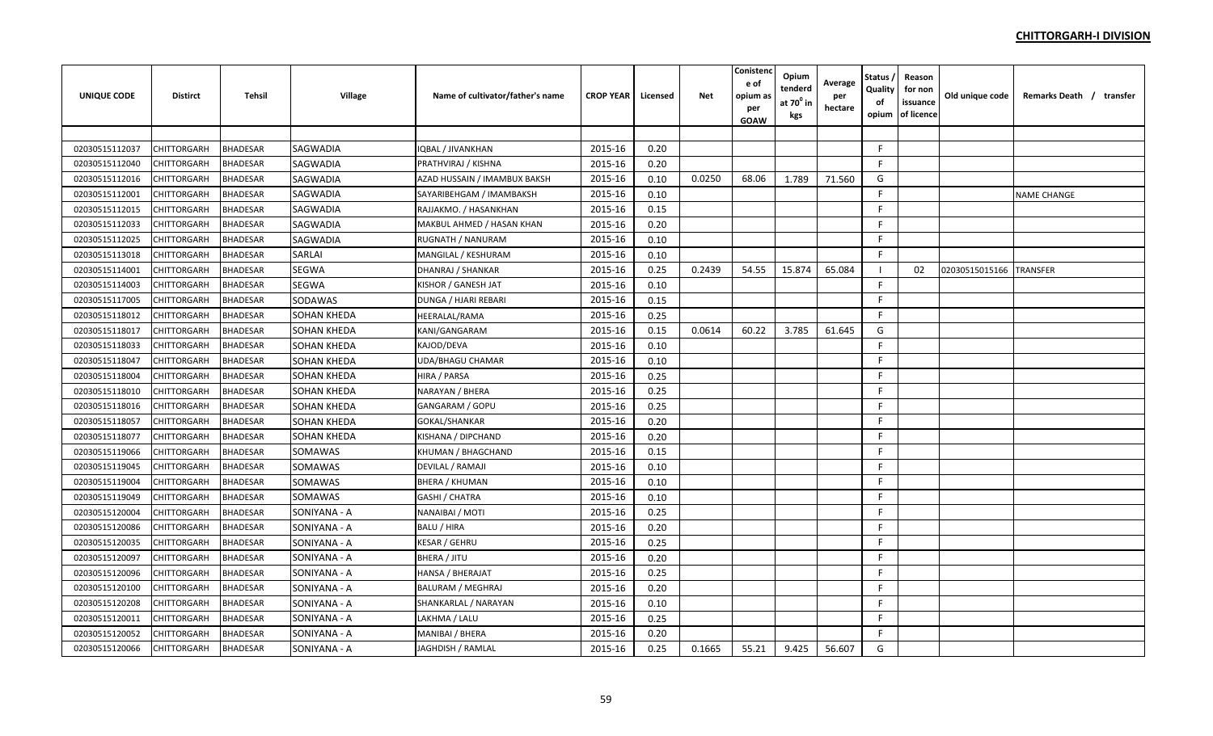## CHITTORGARH-I DIVISION

| UNIQUE CODE | Distirct | Tehsil | Village | Name of cultivator/father's name | CROP YEAR | Licensed | Net | Conistence of opium as per GOAW | Opium tenderd at 70⁰ in kgs | Average per hectare | Status / Quality of opium | Reason for non issuance of licence | Old unique code | Remarks Death / transfer |
|---|---|---|---|---|---|---|---|---|---|---|---|---|---|---|
| | | | | | | | | | | | | | | |
| 02030515112037 | CHITTORGARH | BHADESAR | SAGWADIA | IQBAL / JIVANKHAN | 2015-16 | 0.20 | | | | | F | | | |
| 02030515112040 | CHITTORGARH | BHADESAR | SAGWADIA | PRATHVIRAJ / KISHNA | 2015-16 | 0.20 | | | | | F | | | |
| 02030515112016 | CHITTORGARH | BHADESAR | SAGWADIA | AZAD HUSSAIN / IMAMBUX BAKSH | 2015-16 | 0.10 | 0.0250 | 68.06 | 1.789 | 71.560 | G | | | |
| 02030515112001 | CHITTORGARH | BHADESAR | SAGWADIA | SAYARIBEHGAM / IMAMBAKSH | 2015-16 | 0.10 | | | | | F | | | NAME CHANGE |
| 02030515112015 | CHITTORGARH | BHADESAR | SAGWADIA | RAJJAKMO. / HASANKHAN | 2015-16 | 0.15 | | | | | F | | | |
| 02030515112033 | CHITTORGARH | BHADESAR | SAGWADIA | MAKBUL AHMED / HASAN KHAN | 2015-16 | 0.20 | | | | | F | | | |
| 02030515112025 | CHITTORGARH | BHADESAR | SAGWADIA | RUGNATH / NANURAM | 2015-16 | 0.10 | | | | | F | | | |
| 02030515113018 | CHITTORGARH | BHADESAR | SARLAI | MANGILAL / KESHURAM | 2015-16 | 0.10 | | | | | F | | | |
| 02030515114001 | CHITTORGARH | BHADESAR | SEGWA | DHANRAJ / SHANKAR | 2015-16 | 0.25 | 0.2439 | 54.55 | 15.874 | 65.084 | I | 02 | 02030515015166 | TRANSFER |
| 02030515114003 | CHITTORGARH | BHADESAR | SEGWA | KISHOR / GANESH JAT | 2015-16 | 0.10 | | | | | F | | | |
| 02030515117005 | CHITTORGARH | BHADESAR | SODAWAS | DUNGA / HJARI REBARI | 2015-16 | 0.15 | | | | | F | | | |
| 02030515118012 | CHITTORGARH | BHADESAR | SOHAN KHEDA | HEERALAL/RAMA | 2015-16 | 0.25 | | | | | F | | | |
| 02030515118017 | CHITTORGARH | BHADESAR | SOHAN KHEDA | KANI/GANGARAM | 2015-16 | 0.15 | 0.0614 | 60.22 | 3.785 | 61.645 | G | | | |
| 02030515118033 | CHITTORGARH | BHADESAR | SOHAN KHEDA | KAJOD/DEVA | 2015-16 | 0.10 | | | | | F | | | |
| 02030515118047 | CHITTORGARH | BHADESAR | SOHAN KHEDA | UDA/BHAGU CHAMAR | 2015-16 | 0.10 | | | | | F | | | |
| 02030515118004 | CHITTORGARH | BHADESAR | SOHAN KHEDA | HIRA / PARSA | 2015-16 | 0.25 | | | | | F | | | |
| 02030515118010 | CHITTORGARH | BHADESAR | SOHAN KHEDA | NARAYAN / BHERA | 2015-16 | 0.25 | | | | | F | | | |
| 02030515118016 | CHITTORGARH | BHADESAR | SOHAN KHEDA | GANGARAM / GOPU | 2015-16 | 0.25 | | | | | F | | | |
| 02030515118057 | CHITTORGARH | BHADESAR | SOHAN KHEDA | GOKAL/SHANKAR | 2015-16 | 0.20 | | | | | F | | | |
| 02030515118077 | CHITTORGARH | BHADESAR | SOHAN KHEDA | KISHANA / DIPCHAND | 2015-16 | 0.20 | | | | | F | | | |
| 02030515119066 | CHITTORGARH | BHADESAR | SOMAWAS | KHUMAN / BHAGCHAND | 2015-16 | 0.15 | | | | | F | | | |
| 02030515119045 | CHITTORGARH | BHADESAR | SOMAWAS | DEVILAL / RAMAJI | 2015-16 | 0.10 | | | | | F | | | |
| 02030515119004 | CHITTORGARH | BHADESAR | SOMAWAS | BHERA / KHUMAN | 2015-16 | 0.10 | | | | | F | | | |
| 02030515119049 | CHITTORGARH | BHADESAR | SOMAWAS | GASHI / CHATRA | 2015-16 | 0.10 | | | | | F | | | |
| 02030515120004 | CHITTORGARH | BHADESAR | SONIYANA - A | NANAIBAI / MOTI | 2015-16 | 0.25 | | | | | F | | | |
| 02030515120086 | CHITTORGARH | BHADESAR | SONIYANA - A | BALU / HIRA | 2015-16 | 0.20 | | | | | F | | | |
| 02030515120035 | CHITTORGARH | BHADESAR | SONIYANA - A | KESAR / GEHRU | 2015-16 | 0.25 | | | | | F | | | |
| 02030515120097 | CHITTORGARH | BHADESAR | SONIYANA - A | BHERA / JITU | 2015-16 | 0.20 | | | | | F | | | |
| 02030515120096 | CHITTORGARH | BHADESAR | SONIYANA - A | HANSA / BHERAJAT | 2015-16 | 0.25 | | | | | F | | | |
| 02030515120100 | CHITTORGARH | BHADESAR | SONIYANA - A | BALURAM / MEGHRAJ | 2015-16 | 0.20 | | | | | F | | | |
| 02030515120208 | CHITTORGARH | BHADESAR | SONIYANA - A | SHANKARLAL / NARAYAN | 2015-16 | 0.10 | | | | | F | | | |
| 02030515120011 | CHITTORGARH | BHADESAR | SONIYANA - A | LAKHMA / LALU | 2015-16 | 0.25 | | | | | F | | | |
| 02030515120052 | CHITTORGARH | BHADESAR | SONIYANA - A | MANIBAI / BHERA | 2015-16 | 0.20 | | | | | F | | | |
| 02030515120066 | CHITTORGARH | BHADESAR | SONIYANA - A | JAGHDISH / RAMLAL | 2015-16 | 0.25 | 0.1665 | 55.21 | 9.425 | 56.607 | G | | | |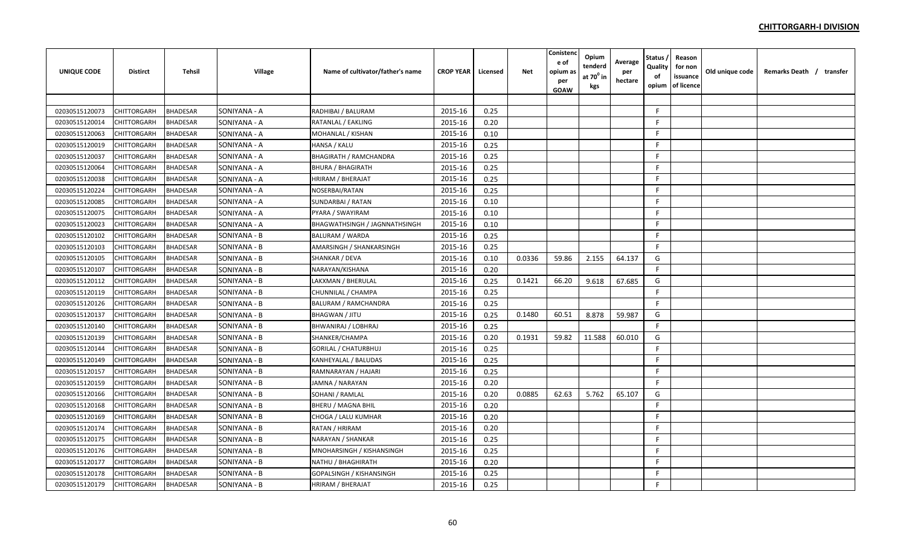**CHITTORGARH-I DIVISION**

| UNIQUE CODE | Distirct | Tehsil | Village | Name of cultivator/father's name | CROP YEAR | Licensed | Net | Conistence of opium as per GOAW | Opium tenderd at 70$^0$ in kgs | Average per hectare | Status / Quality of opium | Reason for non issuance of licence | Old unique code | Remarks Death / transfer |
|---|---|---|---|---|---|---|---|---|---|---|---|---|---|---|
| | | | | | | | | | | | | | | |
| 02030515120073 | CHITTORGARH | BHADESAR | SONIYANA - A | RADHIBAI / BALURAM | 2015-16 | 0.25 | | | | | F | | | |
| 02030515120014 | CHITTORGARH | BHADESAR | SONIYANA - A | RATANLAL / EAKLING | 2015-16 | 0.20 | | | | | F | | | |
| 02030515120063 | CHITTORGARH | BHADESAR | SONIYANA - A | MOHANLAL / KISHAN | 2015-16 | 0.10 | | | | | F | | | |
| 02030515120019 | CHITTORGARH | BHADESAR | SONIYANA - A | HANSA / KALU | 2015-16 | 0.25 | | | | | F | | | |
| 02030515120037 | CHITTORGARH | BHADESAR | SONIYANA - A | BHAGIRATH / RAMCHANDRA | 2015-16 | 0.25 | | | | | F | | | |
| 02030515120064 | CHITTORGARH | BHADESAR | SONIYANA - A | BHURA / BHAGIRATH | 2015-16 | 0.25 | | | | | F | | | |
| 02030515120038 | CHITTORGARH | BHADESAR | SONIYANA - A | HRIRAM / BHERAJAT | 2015-16 | 0.25 | | | | | F | | | |
| 02030515120224 | CHITTORGARH | BHADESAR | SONIYANA - A | NOSERBAI/RATAN | 2015-16 | 0.25 | | | | | F | | | |
| 02030515120085 | CHITTORGARH | BHADESAR | SONIYANA - A | SUNDARBAI / RATAN | 2015-16 | 0.10 | | | | | F | | | |
| 02030515120075 | CHITTORGARH | BHADESAR | SONIYANA - A | PYARA / SWAYIRAM | 2015-16 | 0.10 | | | | | F | | | |
| 02030515120023 | CHITTORGARH | BHADESAR | SONIYANA - A | BHAGWATHSINGH / JAGNNATHSINGH | 2015-16 | 0.10 | | | | | F | | | |
| 02030515120102 | CHITTORGARH | BHADESAR | SONIYANA - B | BALURAM / WARDA | 2015-16 | 0.25 | | | | | F | | | |
| 02030515120103 | CHITTORGARH | BHADESAR | SONIYANA - B | AMARSINGH / SHANKARSINGH | 2015-16 | 0.25 | | | | | F | | | |
| 02030515120105 | CHITTORGARH | BHADESAR | SONIYANA - B | SHANKAR / DEVA | 2015-16 | 0.10 | 0.0336 | 59.86 | 2.155 | 64.137 | G | | | |
| 02030515120107 | CHITTORGARH | BHADESAR | SONIYANA - B | NARAYAN/KISHANA | 2015-16 | 0.20 | | | | | F | | | |
| 02030515120112 | CHITTORGARH | BHADESAR | SONIYANA - B | LAKXMAN / BHERULAL | 2015-16 | 0.25 | 0.1421 | 66.20 | 9.618 | 67.685 | G | | | |
| 02030515120119 | CHITTORGARH | BHADESAR | SONIYANA - B | CHUNNILAL / CHAMPA | 2015-16 | 0.25 | | | | | F | | | |
| 02030515120126 | CHITTORGARH | BHADESAR | SONIYANA - B | BALURAM / RAMCHANDRA | 2015-16 | 0.25 | | | | | F | | | |
| 02030515120137 | CHITTORGARH | BHADESAR | SONIYANA - B | BHAGWAN / JITU | 2015-16 | 0.25 | 0.1480 | 60.51 | 8.878 | 59.987 | G | | | |
| 02030515120140 | CHITTORGARH | BHADESAR | SONIYANA - B | BHWANIRAJ / LOBHRAJ | 2015-16 | 0.25 | | | | | F | | | |
| 02030515120139 | CHITTORGARH | BHADESAR | SONIYANA - B | SHANKER/CHAMPA | 2015-16 | 0.20 | 0.1931 | 59.82 | 11.588 | 60.010 | G | | | |
| 02030515120144 | CHITTORGARH | BHADESAR | SONIYANA - B | GORILAL / CHATURBHUJ | 2015-16 | 0.25 | | | | | F | | | |
| 02030515120149 | CHITTORGARH | BHADESAR | SONIYANA - B | KANHEYALAL / BALUDAS | 2015-16 | 0.25 | | | | | F | | | |
| 02030515120157 | CHITTORGARH | BHADESAR | SONIYANA - B | RAMNARAYAN / HAJARI | 2015-16 | 0.25 | | | | | F | | | |
| 02030515120159 | CHITTORGARH | BHADESAR | SONIYANA - B | JAMNA / NARAYAN | 2015-16 | 0.20 | | | | | F | | | |
| 02030515120166 | CHITTORGARH | BHADESAR | SONIYANA - B | SOHANI / RAMLAL | 2015-16 | 0.20 | 0.0885 | 62.63 | 5.762 | 65.107 | G | | | |
| 02030515120168 | CHITTORGARH | BHADESAR | SONIYANA - B | BHERU / MAGNA BHIL | 2015-16 | 0.20 | | | | | F | | | |
| 02030515120169 | CHITTORGARH | BHADESAR | SONIYANA - B | CHOGA / LALU KUMHAR | 2015-16 | 0.20 | | | | | F | | | |
| 02030515120174 | CHITTORGARH | BHADESAR | SONIYANA - B | RATAN / HRIRAM | 2015-16 | 0.20 | | | | | F | | | |
| 02030515120175 | CHITTORGARH | BHADESAR | SONIYANA - B | NARAYAN / SHANKAR | 2015-16 | 0.25 | | | | | F | | | |
| 02030515120176 | CHITTORGARH | BHADESAR | SONIYANA - B | MNOHARSINGH / KISHANSINGH | 2015-16 | 0.25 | | | | | F | | | |
| 02030515120177 | CHITTORGARH | BHADESAR | SONIYANA - B | NATHU / BHAGHIRATH | 2015-16 | 0.20 | | | | | F | | | |
| 02030515120178 | CHITTORGARH | BHADESAR | SONIYANA - B | GOPALSINGH / KISHANSINGH | 2015-16 | 0.25 | | | | | F | | | |
| 02030515120179 | CHITTORGARH | BHADESAR | SONIYANA - B | HRIRAM / BHERAJAT | 2015-16 | 0.25 | | | | | F | | | |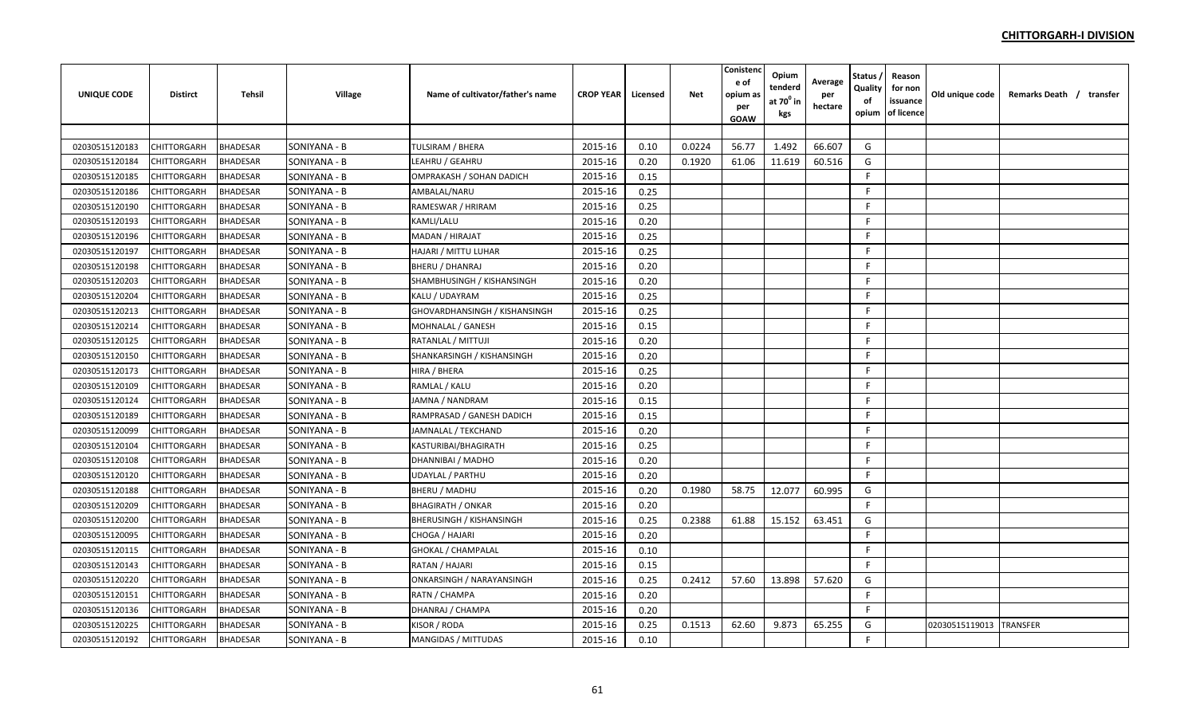**CHITTORGARH-I DIVISION**

| UNIQUE CODE | Distirct | Tehsil | Village | Name of cultivator/father's name | CROP YEAR | Licensed | Net | Conistence of opium as per GOAW | Opium tenderd at 70⁰ in kgs | Average per hectare | Status / Quality of opium | Reason for non issuance of licence | Old unique code | Remarks Death / transfer |
|---|---|---|---|---|---|---|---|---|---|---|---|---|---|---|
| | | | | | | | | | | | | | | |
| 02030515120183 | CHITTORGARH | BHADESAR | SONIYANA - B | TULSIRAM / BHERA | 2015-16 | 0.10 | 0.0224 | 56.77 | 1.492 | 66.607 | G | | | |
| 02030515120184 | CHITTORGARH | BHADESAR | SONIYANA - B | LEAHRU / GEAHRU | 2015-16 | 0.20 | 0.1920 | 61.06 | 11.619 | 60.516 | G | | | |
| 02030515120185 | CHITTORGARH | BHADESAR | SONIYANA - B | OMPRAKASH / SOHAN DADICH | 2015-16 | 0.15 | | | | | F | | | |
| 02030515120186 | CHITTORGARH | BHADESAR | SONIYANA - B | AMBALAL/NARU | 2015-16 | 0.25 | | | | | F | | | |
| 02030515120190 | CHITTORGARH | BHADESAR | SONIYANA - B | RAMESWAR / HRIRAM | 2015-16 | 0.25 | | | | | F | | | |
| 02030515120193 | CHITTORGARH | BHADESAR | SONIYANA - B | KAMLI/LALU | 2015-16 | 0.20 | | | | | F | | | |
| 02030515120196 | CHITTORGARH | BHADESAR | SONIYANA - B | MADAN / HIRAJAT | 2015-16 | 0.25 | | | | | F | | | |
| 02030515120197 | CHITTORGARH | BHADESAR | SONIYANA - B | HAJARI / MITTU LUHAR | 2015-16 | 0.25 | | | | | F | | | |
| 02030515120198 | CHITTORGARH | BHADESAR | SONIYANA - B | BHERU / DHANRAJ | 2015-16 | 0.20 | | | | | F | | | |
| 02030515120203 | CHITTORGARH | BHADESAR | SONIYANA - B | SHAMBHUSINGH / KISHANSINGH | 2015-16 | 0.20 | | | | | F | | | |
| 02030515120204 | CHITTORGARH | BHADESAR | SONIYANA - B | KALU / UDAYRAM | 2015-16 | 0.25 | | | | | F | | | |
| 02030515120213 | CHITTORGARH | BHADESAR | SONIYANA - B | GHOVARDHANSINGH / KISHANSINGH | 2015-16 | 0.25 | | | | | F | | | |
| 02030515120214 | CHITTORGARH | BHADESAR | SONIYANA - B | MOHNALAL / GANESH | 2015-16 | 0.15 | | | | | F | | | |
| 02030515120125 | CHITTORGARH | BHADESAR | SONIYANA - B | RATANLAL / MITTUJI | 2015-16 | 0.20 | | | | | F | | | |
| 02030515120150 | CHITTORGARH | BHADESAR | SONIYANA - B | SHANKARSINGH / KISHANSINGH | 2015-16 | 0.20 | | | | | F | | | |
| 02030515120173 | CHITTORGARH | BHADESAR | SONIYANA - B | HIRA / BHERA | 2015-16 | 0.25 | | | | | F | | | |
| 02030515120109 | CHITTORGARH | BHADESAR | SONIYANA - B | RAMLAL / KALU | 2015-16 | 0.20 | | | | | F | | | |
| 02030515120124 | CHITTORGARH | BHADESAR | SONIYANA - B | JAMNA / NANDRAM | 2015-16 | 0.15 | | | | | F | | | |
| 02030515120189 | CHITTORGARH | BHADESAR | SONIYANA - B | RAMPRASAD / GANESH DADICH | 2015-16 | 0.15 | | | | | F | | | |
| 02030515120099 | CHITTORGARH | BHADESAR | SONIYANA - B | JAMNALAL / TEKCHAND | 2015-16 | 0.20 | | | | | F | | | |
| 02030515120104 | CHITTORGARH | BHADESAR | SONIYANA - B | KASTURIBAI/BHAGIRATH | 2015-16 | 0.25 | | | | | F | | | |
| 02030515120108 | CHITTORGARH | BHADESAR | SONIYANA - B | DHANNIBAI / MADHO | 2015-16 | 0.20 | | | | | F | | | |
| 02030515120120 | CHITTORGARH | BHADESAR | SONIYANA - B | UDAYLAL / PARTHU | 2015-16 | 0.20 | | | | | F | | | |
| 02030515120188 | CHITTORGARH | BHADESAR | SONIYANA - B | BHERU / MADHU | 2015-16 | 0.20 | 0.1980 | 58.75 | 12.077 | 60.995 | G | | | |
| 02030515120209 | CHITTORGARH | BHADESAR | SONIYANA - B | BHAGIRATH / ONKAR | 2015-16 | 0.20 | | | | | F | | | |
| 02030515120200 | CHITTORGARH | BHADESAR | SONIYANA - B | BHERUSINGH / KISHANSINGH | 2015-16 | 0.25 | 0.2388 | 61.88 | 15.152 | 63.451 | G | | | |
| 02030515120095 | CHITTORGARH | BHADESAR | SONIYANA - B | CHOGA / HAJARI | 2015-16 | 0.20 | | | | | F | | | |
| 02030515120115 | CHITTORGARH | BHADESAR | SONIYANA - B | GHOKAL / CHAMPALAL | 2015-16 | 0.10 | | | | | F | | | |
| 02030515120143 | CHITTORGARH | BHADESAR | SONIYANA - B | RATAN / HAJARI | 2015-16 | 0.15 | | | | | F | | | |
| 02030515120220 | CHITTORGARH | BHADESAR | SONIYANA - B | ONKARSINGH / NARAYANSINGH | 2015-16 | 0.25 | 0.2412 | 57.60 | 13.898 | 57.620 | G | | | |
| 02030515120151 | CHITTORGARH | BHADESAR | SONIYANA - B | RATN / CHAMPA | 2015-16 | 0.20 | | | | | F | | | |
| 02030515120136 | CHITTORGARH | BHADESAR | SONIYANA - B | DHANRAJ / CHAMPA | 2015-16 | 0.20 | | | | | F | | | |
| 02030515120225 | CHITTORGARH | BHADESAR | SONIYANA - B | KISOR / RODA | 2015-16 | 0.25 | 0.1513 | 62.60 | 9.873 | 65.255 | G | | 02030515119013 | TRANSFER |
| 02030515120192 | CHITTORGARH | BHADESAR | SONIYANA - B | MANGIDAS / MITTUDAS | 2015-16 | 0.10 | | | | | F | | | |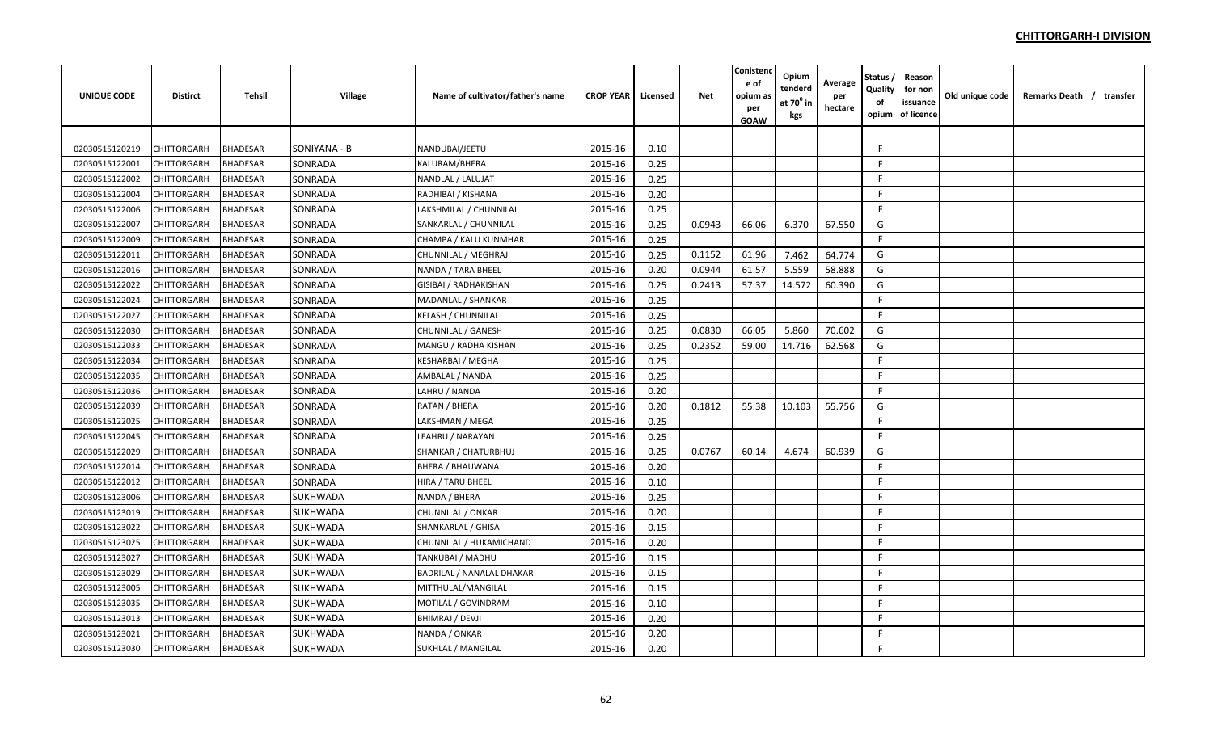**CHITTORGARH-I DIVISION**

| UNIQUE CODE | Distirct | Tehsil | Village | Name of cultivator/father's name | CROP YEAR | Licensed | Net | Conistence of opium as per GOAW | Opium tenderd at 70$^0$ in kgs | Average per hectare | Status / Quality of opium | Reason for non issuance of licence | Old unique code | Remarks Death / transfer |
|---|---|---|---|---|---|---|---|---|---|---|---|---|---|---|
| | | | | | | | | | | | | | | |
| 02030515120219 | CHITTORGARH | BHADESAR | SONIYANA - B | NANDUBAI/JEETU | 2015-16 | 0.10 | | | | | F | | | |
| 02030515122001 | CHITTORGARH | BHADESAR | SONRADA | KALURAM/BHERA | 2015-16 | 0.25 | | | | | F | | | |
| 02030515122002 | CHITTORGARH | BHADESAR | SONRADA | NANDLAL / LALUJAT | 2015-16 | 0.25 | | | | | F | | | |
| 02030515122004 | CHITTORGARH | BHADESAR | SONRADA | RADHIBAI / KISHANA | 2015-16 | 0.20 | | | | | F | | | |
| 02030515122006 | CHITTORGARH | BHADESAR | SONRADA | LAKSHMILAL / CHUNNILAL | 2015-16 | 0.25 | | | | | F | | | |
| 02030515122007 | CHITTORGARH | BHADESAR | SONRADA | SANKARLAL / CHUNNILAL | 2015-16 | 0.25 | 0.0943 | 66.06 | 6.370 | 67.550 | G | | | |
| 02030515122009 | CHITTORGARH | BHADESAR | SONRADA | CHAMPA / KALU KUNMHAR | 2015-16 | 0.25 | | | | | F | | | |
| 02030515122011 | CHITTORGARH | BHADESAR | SONRADA | CHUNNILAL / MEGHRAJ | 2015-16 | 0.25 | 0.1152 | 61.96 | 7.462 | 64.774 | G | | | |
| 02030515122016 | CHITTORGARH | BHADESAR | SONRADA | NANDA / TARA BHEEL | 2015-16 | 0.20 | 0.0944 | 61.57 | 5.559 | 58.888 | G | | | |
| 02030515122022 | CHITTORGARH | BHADESAR | SONRADA | GISIBAI / RADHAKISHAN | 2015-16 | 0.25 | 0.2413 | 57.37 | 14.572 | 60.390 | G | | | |
| 02030515122024 | CHITTORGARH | BHADESAR | SONRADA | MADANLAL / SHANKAR | 2015-16 | 0.25 | | | | | F | | | |
| 02030515122027 | CHITTORGARH | BHADESAR | SONRADA | KELASH / CHUNNILAL | 2015-16 | 0.25 | | | | | F | | | |
| 02030515122030 | CHITTORGARH | BHADESAR | SONRADA | CHUNNILAL / GANESH | 2015-16 | 0.25 | 0.0830 | 66.05 | 5.860 | 70.602 | G | | | |
| 02030515122033 | CHITTORGARH | BHADESAR | SONRADA | MANGU / RADHA KISHAN | 2015-16 | 0.25 | 0.2352 | 59.00 | 14.716 | 62.568 | G | | | |
| 02030515122034 | CHITTORGARH | BHADESAR | SONRADA | KESHARBAI / MEGHA | 2015-16 | 0.25 | | | | | F | | | |
| 02030515122035 | CHITTORGARH | BHADESAR | SONRADA | AMBALAL / NANDA | 2015-16 | 0.25 | | | | | F | | | |
| 02030515122036 | CHITTORGARH | BHADESAR | SONRADA | LAHRU / NANDA | 2015-16 | 0.20 | | | | | F | | | |
| 02030515122039 | CHITTORGARH | BHADESAR | SONRADA | RATAN / BHERA | 2015-16 | 0.20 | 0.1812 | 55.38 | 10.103 | 55.756 | G | | | |
| 02030515122025 | CHITTORGARH | BHADESAR | SONRADA | LAKSHMAN / MEGA | 2015-16 | 0.25 | | | | | F | | | |
| 02030515122045 | CHITTORGARH | BHADESAR | SONRADA | LEAHRU / NARAYAN | 2015-16 | 0.25 | | | | | F | | | |
| 02030515122029 | CHITTORGARH | BHADESAR | SONRADA | SHANKAR / CHATURBHUJ | 2015-16 | 0.25 | 0.0767 | 60.14 | 4.674 | 60.939 | G | | | |
| 02030515122014 | CHITTORGARH | BHADESAR | SONRADA | BHERA / BHAUWANA | 2015-16 | 0.20 | | | | | F | | | |
| 02030515122012 | CHITTORGARH | BHADESAR | SONRADA | HIRA / TARU BHEEL | 2015-16 | 0.10 | | | | | F | | | |
| 02030515123006 | CHITTORGARH | BHADESAR | SUKHWADA | NANDA / BHERA | 2015-16 | 0.25 | | | | | F | | | |
| 02030515123019 | CHITTORGARH | BHADESAR | SUKHWADA | CHUNNILAL / ONKAR | 2015-16 | 0.20 | | | | | F | | | |
| 02030515123022 | CHITTORGARH | BHADESAR | SUKHWADA | SHANKARLAL / GHISA | 2015-16 | 0.15 | | | | | F | | | |
| 02030515123025 | CHITTORGARH | BHADESAR | SUKHWADA | CHUNNILAL / HUKAMICHAND | 2015-16 | 0.20 | | | | | F | | | |
| 02030515123027 | CHITTORGARH | BHADESAR | SUKHWADA | TANKUBAI / MADHU | 2015-16 | 0.15 | | | | | F | | | |
| 02030515123029 | CHITTORGARH | BHADESAR | SUKHWADA | BADRILAL / NANALAL DHAKAR | 2015-16 | 0.15 | | | | | F | | | |
| 02030515123005 | CHITTORGARH | BHADESAR | SUKHWADA | MITTHULAL/MANGILAL | 2015-16 | 0.15 | | | | | F | | | |
| 02030515123035 | CHITTORGARH | BHADESAR | SUKHWADA | MOTILAL / GOVINDRAM | 2015-16 | 0.10 | | | | | F | | | |
| 02030515123013 | CHITTORGARH | BHADESAR | SUKHWADA | BHIMRAJ / DEVJI | 2015-16 | 0.20 | | | | | F | | | |
| 02030515123021 | CHITTORGARH | BHADESAR | SUKHWADA | NANDA / ONKAR | 2015-16 | 0.20 | | | | | F | | | |
| 02030515123030 | CHITTORGARH | BHADESAR | SUKHWADA | SUKHLAL / MANGILAL | 2015-16 | 0.20 | | | | | F | | | |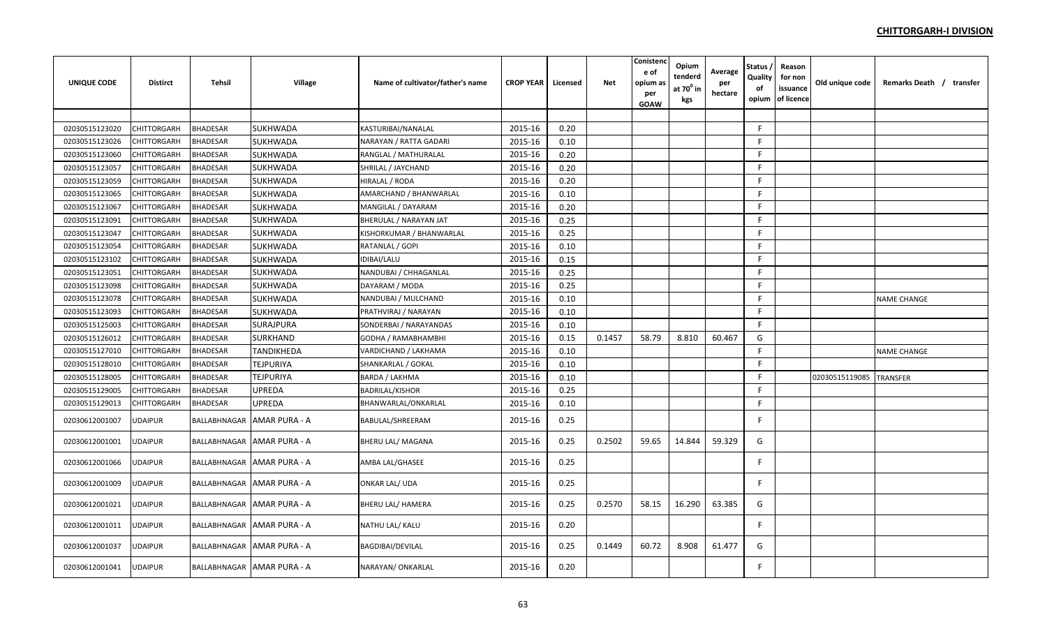**CHITTORGARH-I DIVISION**

| UNIQUE CODE | Distirct | Tehsil | Village | Name of cultivator/father's name | CROP YEAR | Licensed | Net | Conistence of opium as per GOAW | Opium tenderd at 70° in kgs | Average per hectare | Status / Quality of opium | Reason for non issuance of licence | Old unique code | Remarks Death / transfer |
|---|---|---|---|---|---|---|---|---|---|---|---|---|---|---|
| | | | | | | | | | | | | | | |
| 02030515123020 | CHITTORGARH | BHADESAR | SUKHWADA | KASTURIBAI/NANALAL | 2015-16 | 0.20 | | | | | F | | | |
| 02030515123026 | CHITTORGARH | BHADESAR | SUKHWADA | NARAYAN / RATTA GADARI | 2015-16 | 0.10 | | | | | F | | | |
| 02030515123060 | CHITTORGARH | BHADESAR | SUKHWADA | RANGLAL / MATHURALAL | 2015-16 | 0.20 | | | | | F | | | |
| 02030515123057 | CHITTORGARH | BHADESAR | SUKHWADA | SHRILAL / JAYCHAND | 2015-16 | 0.20 | | | | | F | | | |
| 02030515123059 | CHITTORGARH | BHADESAR | SUKHWADA | HIRALAL / RODA | 2015-16 | 0.20 | | | | | F | | | |
| 02030515123065 | CHITTORGARH | BHADESAR | SUKHWADA | AMARCHAND / BHANWARLAL | 2015-16 | 0.10 | | | | | F | | | |
| 02030515123067 | CHITTORGARH | BHADESAR | SUKHWADA | MANGILAL / DAYARAM | 2015-16 | 0.20 | | | | | F | | | |
| 02030515123091 | CHITTORGARH | BHADESAR | SUKHWADA | BHERULAL / NARAYAN JAT | 2015-16 | 0.25 | | | | | F | | | |
| 02030515123047 | CHITTORGARH | BHADESAR | SUKHWADA | KISHORKUMAR / BHANWARLAL | 2015-16 | 0.25 | | | | | F | | | |
| 02030515123054 | CHITTORGARH | BHADESAR | SUKHWADA | RATANLAL / GOPI | 2015-16 | 0.10 | | | | | F | | | |
| 02030515123102 | CHITTORGARH | BHADESAR | SUKHWADA | IDIBAI/LALU | 2015-16 | 0.15 | | | | | F | | | |
| 02030515123051 | CHITTORGARH | BHADESAR | SUKHWADA | NANDUBAI / CHHAGANLAL | 2015-16 | 0.25 | | | | | F | | | |
| 02030515123098 | CHITTORGARH | BHADESAR | SUKHWADA | DAYARAM / MODA | 2015-16 | 0.25 | | | | | F | | | |
| 02030515123078 | CHITTORGARH | BHADESAR | SUKHWADA | NANDUBAI / MULCHAND | 2015-16 | 0.10 | | | | | F | | | NAME CHANGE |
| 02030515123093 | CHITTORGARH | BHADESAR | SUKHWADA | PRATHVIRAJ / NARAYAN | 2015-16 | 0.10 | | | | | F | | | |
| 02030515125003 | CHITTORGARH | BHADESAR | SURAJPURA | SONDERBAI / NARAYANDAS | 2015-16 | 0.10 | | | | | F | | | |
| 02030515126012 | CHITTORGARH | BHADESAR | SURKHAND | GODHA / RAMABHAMBHI | 2015-16 | 0.15 | 0.1457 | 58.79 | 8.810 | 60.467 | G | | | |
| 02030515127010 | CHITTORGARH | BHADESAR | TANDIKHEDA | VARDICHAND / LAKHAMA | 2015-16 | 0.10 | | | | | F | | | NAME CHANGE |
| 02030515128010 | CHITTORGARH | BHADESAR | TEJPURIYA | SHANKARLAL / GOKAL | 2015-16 | 0.10 | | | | | F | | | |
| 02030515128005 | CHITTORGARH | BHADESAR | TEJPURIYA | BARDA / LAKHMA | 2015-16 | 0.10 | | | | | F | | 02030515119085 | TRANSFER |
| 02030515129005 | CHITTORGARH | BHADESAR | UPREDA | BADRILAL/KISHOR | 2015-16 | 0.25 | | | | | F | | | |
| 02030515129013 | CHITTORGARH | BHADESAR | UPREDA | BHANWARLAL/ONKARLAL | 2015-16 | 0.10 | | | | | F | | | |
| 02030612001007 | UDAIPUR | BALLABHNAGAR | AMAR PURA - A | BABULAL/SHREERAM | 2015-16 | 0.25 | | | | | F | | | |
| 02030612001001 | UDAIPUR | BALLABHNAGAR | AMAR PURA - A | BHERU LAL/ MAGANA | 2015-16 | 0.25 | 0.2502 | 59.65 | 14.844 | 59.329 | G | | | |
| 02030612001066 | UDAIPUR | BALLABHNAGAR | AMAR PURA - A | AMBA LAL/GHASEE | 2015-16 | 0.25 | | | | | F | | | |
| 02030612001009 | UDAIPUR | BALLABHNAGAR | AMAR PURA - A | ONKAR LAL/ UDA | 2015-16 | 0.25 | | | | | F | | | |
| 02030612001021 | UDAIPUR | BALLABHNAGAR | AMAR PURA - A | BHERU LAL/ HAMERA | 2015-16 | 0.25 | 0.2570 | 58.15 | 16.290 | 63.385 | G | | | |
| 02030612001011 | UDAIPUR | BALLABHNAGAR | AMAR PURA - A | NATHU LAL/ KALU | 2015-16 | 0.20 | | | | | F | | | |
| 02030612001037 | UDAIPUR | BALLABHNAGAR | AMAR PURA - A | BAGDIBAI/DEVILAL | 2015-16 | 0.25 | 0.1449 | 60.72 | 8.908 | 61.477 | G | | | |
| 02030612001041 | UDAIPUR | BALLABHNAGAR | AMAR PURA - A | NARAYAN/ ONKARLAL | 2015-16 | 0.20 | | | | | F | | | |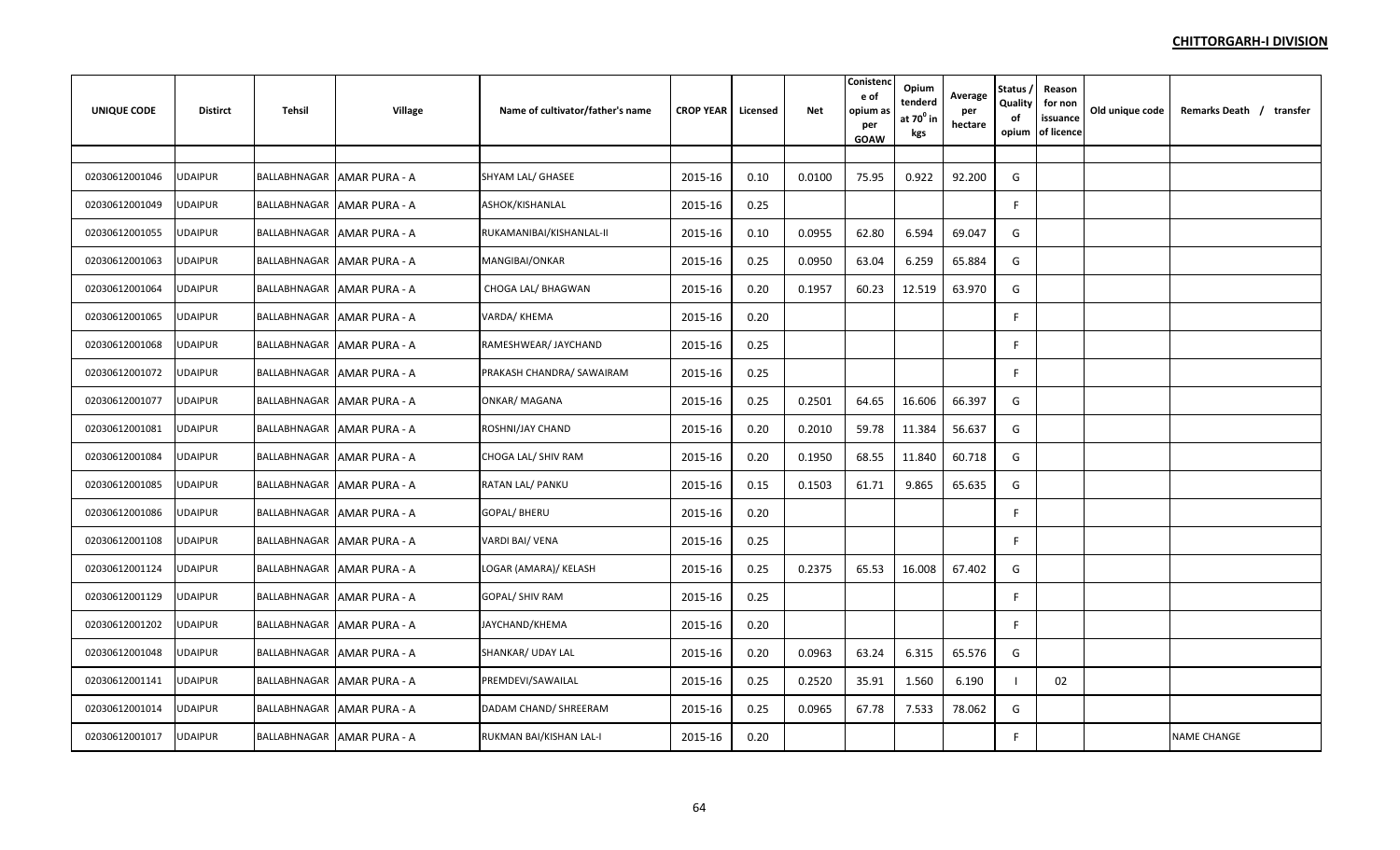**CHITTORGARH-I DIVISION**

| UNIQUE CODE | Distirct | Tehsil | Village | Name of cultivator/father's name | CROP YEAR | Licensed | Net | Conistence of opium as per GOAW | Opium tenderd at 70⁰ in kgs | Average per hectare | Status / Quality of opium | Reason for non issuance of licence | Old unique code | Remarks Death / transfer |
|---|---|---|---|---|---|---|---|---|---|---|---|---|---|---|
| 02030612001046 | UDAIPUR | BALLABHNAGAR | AMAR PURA - A | SHYAM LAL/ GHASEE | 2015-16 | 0.10 | 0.0100 | 75.95 | 0.922 | 92.200 | G | | | |
| 02030612001049 | UDAIPUR | BALLABHNAGAR | AMAR PURA - A | ASHOK/KISHANLAL | 2015-16 | 0.25 | | | | | F | | | |
| 02030612001055 | UDAIPUR | BALLABHNAGAR | AMAR PURA - A | RUKAMANIBAI/KISHANLAL-II | 2015-16 | 0.10 | 0.0955 | 62.80 | 6.594 | 69.047 | G | | | |
| 02030612001063 | UDAIPUR | BALLABHNAGAR | AMAR PURA - A | MANGIBAI/ONKAR | 2015-16 | 0.25 | 0.0950 | 63.04 | 6.259 | 65.884 | G | | | |
| 02030612001064 | UDAIPUR | BALLABHNAGAR | AMAR PURA - A | CHOGA LAL/ BHAGWAN | 2015-16 | 0.20 | 0.1957 | 60.23 | 12.519 | 63.970 | G | | | |
| 02030612001065 | UDAIPUR | BALLABHNAGAR | AMAR PURA - A | VARDA/ KHEMA | 2015-16 | 0.20 | | | | | F | | | |
| 02030612001068 | UDAIPUR | BALLABHNAGAR | AMAR PURA - A | RAMESHWEAR/ JAYCHAND | 2015-16 | 0.25 | | | | | F | | | |
| 02030612001072 | UDAIPUR | BALLABHNAGAR | AMAR PURA - A | PRAKASH CHANDRA/ SAWAIRAM | 2015-16 | 0.25 | | | | | F | | | |
| 02030612001077 | UDAIPUR | BALLABHNAGAR | AMAR PURA - A | ONKAR/ MAGANA | 2015-16 | 0.25 | 0.2501 | 64.65 | 16.606 | 66.397 | G | | | |
| 02030612001081 | UDAIPUR | BALLABHNAGAR | AMAR PURA - A | ROSHNI/JAY CHAND | 2015-16 | 0.20 | 0.2010 | 59.78 | 11.384 | 56.637 | G | | | |
| 02030612001084 | UDAIPUR | BALLABHNAGAR | AMAR PURA - A | CHOGA LAL/ SHIV RAM | 2015-16 | 0.20 | 0.1950 | 68.55 | 11.840 | 60.718 | G | | | |
| 02030612001085 | UDAIPUR | BALLABHNAGAR | AMAR PURA - A | RATAN LAL/ PANKU | 2015-16 | 0.15 | 0.1503 | 61.71 | 9.865 | 65.635 | G | | | |
| 02030612001086 | UDAIPUR | BALLABHNAGAR | AMAR PURA - A | GOPAL/ BHERU | 2015-16 | 0.20 | | | | | F | | | |
| 02030612001108 | UDAIPUR | BALLABHNAGAR | AMAR PURA - A | VARDI BAI/ VENA | 2015-16 | 0.25 | | | | | F | | | |
| 02030612001124 | UDAIPUR | BALLABHNAGAR | AMAR PURA - A | LOGAR (AMARA)/ KELASH | 2015-16 | 0.25 | 0.2375 | 65.53 | 16.008 | 67.402 | G | | | |
| 02030612001129 | UDAIPUR | BALLABHNAGAR | AMAR PURA - A | GOPAL/ SHIV RAM | 2015-16 | 0.25 | | | | | F | | | |
| 02030612001202 | UDAIPUR | BALLABHNAGAR | AMAR PURA - A | JAYCHAND/KHEMA | 2015-16 | 0.20 | | | | | F | | | |
| 02030612001048 | UDAIPUR | BALLABHNAGAR | AMAR PURA - A | SHANKAR/ UDAY LAL | 2015-16 | 0.20 | 0.0963 | 63.24 | 6.315 | 65.576 | G | | | |
| 02030612001141 | UDAIPUR | BALLABHNAGAR | AMAR PURA - A | PREMDEVI/SAWAILAL | 2015-16 | 0.25 | 0.2520 | 35.91 | 1.560 | 6.190 | I | 02 | | |
| 02030612001014 | UDAIPUR | BALLABHNAGAR | AMAR PURA - A | DADAM CHAND/ SHREERAM | 2015-16 | 0.25 | 0.0965 | 67.78 | 7.533 | 78.062 | G | | | |
| 02030612001017 | UDAIPUR | BALLABHNAGAR | AMAR PURA - A | RUKMAN BAI/KISHAN LAL-I | 2015-16 | 0.20 | | | | | F | | | NAME CHANGE |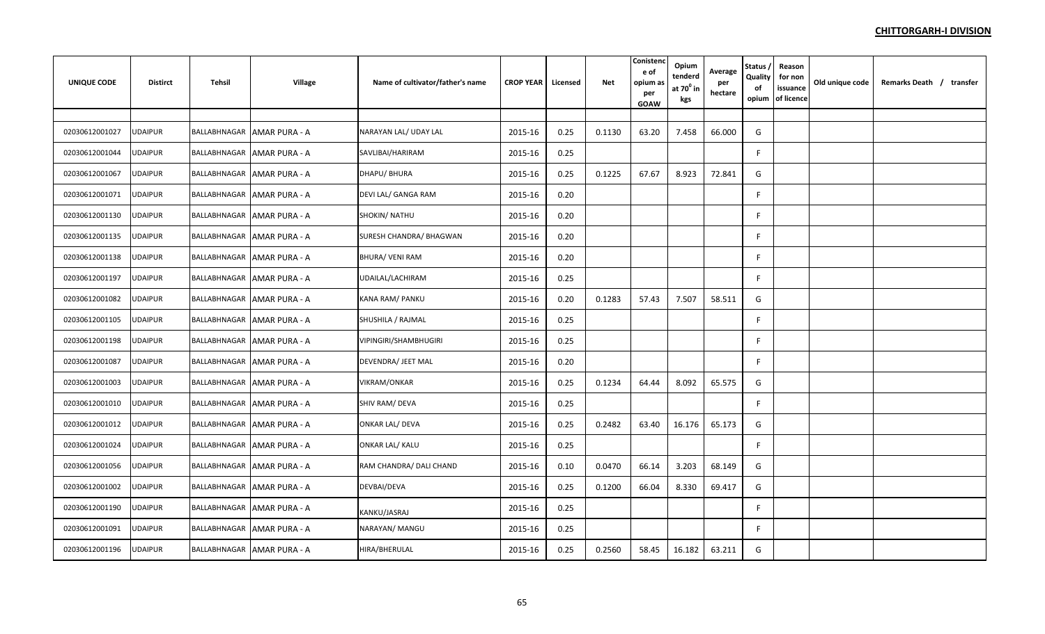**CHITTORGARH-I DIVISION**

| UNIQUE CODE | Distirct | Tehsil | Village | Name of cultivator/father's name | CROP YEAR | Licensed | Net | Conistence of opium as per GOAW | Opium tenderd at $70^0$ in kgs | Average per hectare | Status / Quality of opium | Reason for non issuance of licence | Old unique code | Remarks Death / transfer |
|---|---|---|---|---|---|---|---|---|---|---|---|---|---|---|
| 02030612001027 | UDAIPUR | BALLABHNAGAR | AMAR PURA - A | NARAYAN LAL/ UDAY LAL | 2015-16 | 0.25 | 0.1130 | 63.20 | 7.458 | 66.000 | G | | | |
| 02030612001044 | UDAIPUR | BALLABHNAGAR | AMAR PURA - A | SAVLIBAI/HARIRAM | 2015-16 | 0.25 | | | | | F | | | |
| 02030612001067 | UDAIPUR | BALLABHNAGAR | AMAR PURA - A | DHAPU/ BHURA | 2015-16 | 0.25 | 0.1225 | 67.67 | 8.923 | 72.841 | G | | | |
| 02030612001071 | UDAIPUR | BALLABHNAGAR | AMAR PURA - A | DEVI LAL/ GANGA RAM | 2015-16 | 0.20 | | | | | F | | | |
| 02030612001130 | UDAIPUR | BALLABHNAGAR | AMAR PURA - A | SHOKIN/ NATHU | 2015-16 | 0.20 | | | | | F | | | |
| 02030612001135 | UDAIPUR | BALLABHNAGAR | AMAR PURA - A | SURESH CHANDRA/ BHAGWAN | 2015-16 | 0.20 | | | | | F | | | |
| 02030612001138 | UDAIPUR | BALLABHNAGAR | AMAR PURA - A | BHURA/ VENI RAM | 2015-16 | 0.20 | | | | | F | | | |
| 02030612001197 | UDAIPUR | BALLABHNAGAR | AMAR PURA - A | UDAILAL/LACHIRAM | 2015-16 | 0.25 | | | | | F | | | |
| 02030612001082 | UDAIPUR | BALLABHNAGAR | AMAR PURA - A | KANA RAM/ PANKU | 2015-16 | 0.20 | 0.1283 | 57.43 | 7.507 | 58.511 | G | | | |
| 02030612001105 | UDAIPUR | BALLABHNAGAR | AMAR PURA - A | SHUSHILA / RAJMAL | 2015-16 | 0.25 | | | | | F | | | |
| 02030612001198 | UDAIPUR | BALLABHNAGAR | AMAR PURA - A | VIPINGIRI/SHAMBHUGIRI | 2015-16 | 0.25 | | | | | F | | | |
| 02030612001087 | UDAIPUR | BALLABHNAGAR | AMAR PURA - A | DEVENDRA/ JEET MAL | 2015-16 | 0.20 | | | | | F | | | |
| 02030612001003 | UDAIPUR | BALLABHNAGAR | AMAR PURA - A | VIKRAM/ONKAR | 2015-16 | 0.25 | 0.1234 | 64.44 | 8.092 | 65.575 | G | | | |
| 02030612001010 | UDAIPUR | BALLABHNAGAR | AMAR PURA - A | SHIV RAM/ DEVA | 2015-16 | 0.25 | | | | | F | | | |
| 02030612001012 | UDAIPUR | BALLABHNAGAR | AMAR PURA - A | ONKAR LAL/ DEVA | 2015-16 | 0.25 | 0.2482 | 63.40 | 16.176 | 65.173 | G | | | |
| 02030612001024 | UDAIPUR | BALLABHNAGAR | AMAR PURA - A | ONKAR LAL/ KALU | 2015-16 | 0.25 | | | | | F | | | |
| 02030612001056 | UDAIPUR | BALLABHNAGAR | AMAR PURA - A | RAM CHANDRA/ DALI CHAND | 2015-16 | 0.10 | 0.0470 | 66.14 | 3.203 | 68.149 | G | | | |
| 02030612001002 | UDAIPUR | BALLABHNAGAR | AMAR PURA - A | DEVBAI/DEVA | 2015-16 | 0.25 | 0.1200 | 66.04 | 8.330 | 69.417 | G | | | |
| 02030612001190 | UDAIPUR | BALLABHNAGAR | AMAR PURA - A | KANKU/JASRAJ | 2015-16 | 0.25 | | | | | F | | | |
| 02030612001091 | UDAIPUR | BALLABHNAGAR | AMAR PURA - A | NARAYAN/ MANGU | 2015-16 | 0.25 | | | | | F | | | |
| 02030612001196 | UDAIPUR | BALLABHNAGAR | AMAR PURA - A | HIRA/BHERULAL | 2015-16 | 0.25 | 0.2560 | 58.45 | 16.182 | 63.211 | G | | | |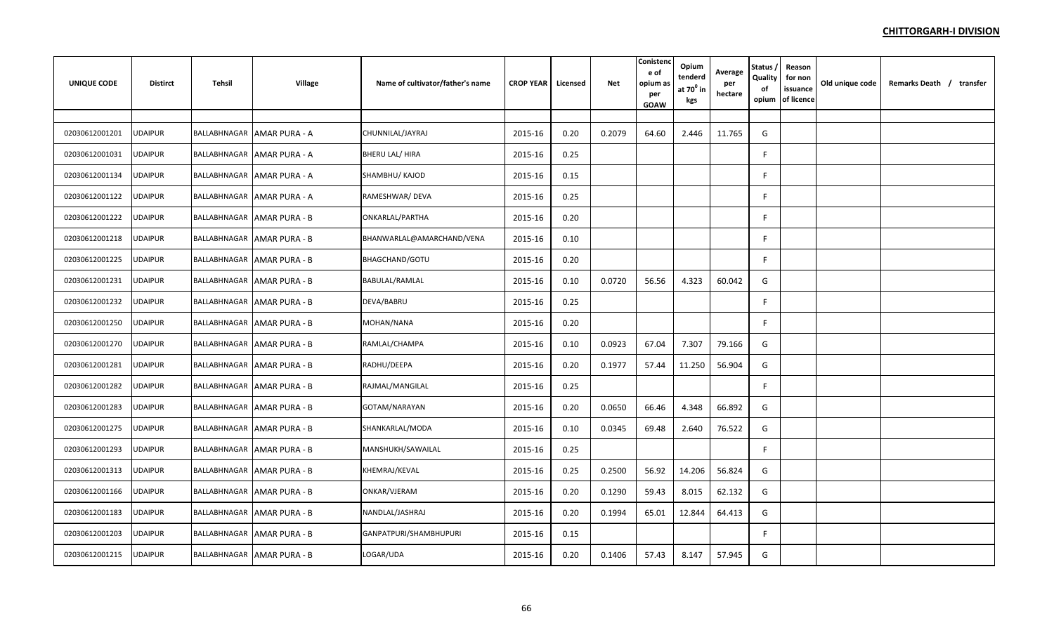**CHITTORGARH-I DIVISION**

| UNIQUE CODE | Distirct | Tehsil | Village | Name of cultivator/father's name | CROP YEAR | Licensed | Net | Conistence of opium as per GOAW | Opium tenderd at $70^0$ in kgs | Average per hectare | Status / Quality of opium | Reason for non issuance of licence | Old unique code | Remarks Death / transfer |
|---|---|---|---|---|---|---|---|---|---|---|---|---|---|---|
| 02030612001201 | UDAIPUR | BALLABHNAGAR | AMAR PURA - A | CHUNNILAL/JAYRAJ | 2015-16 | 0.20 | 0.2079 | 64.60 | 2.446 | 11.765 | G | | | |
| 02030612001031 | UDAIPUR | BALLABHNAGAR | AMAR PURA - A | BHERU LAL/ HIRA | 2015-16 | 0.25 | | | | | F | | | |
| 02030612001134 | UDAIPUR | BALLABHNAGAR | AMAR PURA - A | SHAMBHU/ KAJOD | 2015-16 | 0.15 | | | | | F | | | |
| 02030612001122 | UDAIPUR | BALLABHNAGAR | AMAR PURA - A | RAMESHWAR/ DEVA | 2015-16 | 0.25 | | | | | F | | | |
| 02030612001222 | UDAIPUR | BALLABHNAGAR | AMAR PURA - B | ONKARLAL/PARTHA | 2015-16 | 0.20 | | | | | F | | | |
| 02030612001218 | UDAIPUR | BALLABHNAGAR | AMAR PURA - B | BHANWARLAL@AMARCHAND/VENA | 2015-16 | 0.10 | | | | | F | | | |
| 02030612001225 | UDAIPUR | BALLABHNAGAR | AMAR PURA - B | BHAGCHAND/GOTU | 2015-16 | 0.20 | | | | | F | | | |
| 02030612001231 | UDAIPUR | BALLABHNAGAR | AMAR PURA - B | BABULAL/RAMLAL | 2015-16 | 0.10 | 0.0720 | 56.56 | 4.323 | 60.042 | G | | | |
| 02030612001232 | UDAIPUR | BALLABHNAGAR | AMAR PURA - B | DEVA/BABRU | 2015-16 | 0.25 | | | | | F | | | |
| 02030612001250 | UDAIPUR | BALLABHNAGAR | AMAR PURA - B | MOHAN/NANA | 2015-16 | 0.20 | | | | | F | | | |
| 02030612001270 | UDAIPUR | BALLABHNAGAR | AMAR PURA - B | RAMLAL/CHAMPA | 2015-16 | 0.10 | 0.0923 | 67.04 | 7.307 | 79.166 | G | | | |
| 02030612001281 | UDAIPUR | BALLABHNAGAR | AMAR PURA - B | RADHU/DEEPA | 2015-16 | 0.20 | 0.1977 | 57.44 | 11.250 | 56.904 | G | | | |
| 02030612001282 | UDAIPUR | BALLABHNAGAR | AMAR PURA - B | RAJMAL/MANGILAL | 2015-16 | 0.25 | | | | | F | | | |
| 02030612001283 | UDAIPUR | BALLABHNAGAR | AMAR PURA - B | GOTAM/NARAYAN | 2015-16 | 0.20 | 0.0650 | 66.46 | 4.348 | 66.892 | G | | | |
| 02030612001275 | UDAIPUR | BALLABHNAGAR | AMAR PURA - B | SHANKARLAL/MODA | 2015-16 | 0.10 | 0.0345 | 69.48 | 2.640 | 76.522 | G | | | |
| 02030612001293 | UDAIPUR | BALLABHNAGAR | AMAR PURA - B | MANSHUKH/SAWAILAL | 2015-16 | 0.25 | | | | | F | | | |
| 02030612001313 | UDAIPUR | BALLABHNAGAR | AMAR PURA - B | KHEMRAJ/KEVAL | 2015-16 | 0.25 | 0.2500 | 56.92 | 14.206 | 56.824 | G | | | |
| 02030612001166 | UDAIPUR | BALLABHNAGAR | AMAR PURA - B | ONKAR/VJERAM | 2015-16 | 0.20 | 0.1290 | 59.43 | 8.015 | 62.132 | G | | | |
| 02030612001183 | UDAIPUR | BALLABHNAGAR | AMAR PURA - B | NANDLAL/JASHRAJ | 2015-16 | 0.20 | 0.1994 | 65.01 | 12.844 | 64.413 | G | | | |
| 02030612001203 | UDAIPUR | BALLABHNAGAR | AMAR PURA - B | GANPATPURI/SHAMBHUPURI | 2015-16 | 0.15 | | | | | F | | | |
| 02030612001215 | UDAIPUR | BALLABHNAGAR | AMAR PURA - B | LOGAR/UDA | 2015-16 | 0.20 | 0.1406 | 57.43 | 8.147 | 57.945 | G | | | |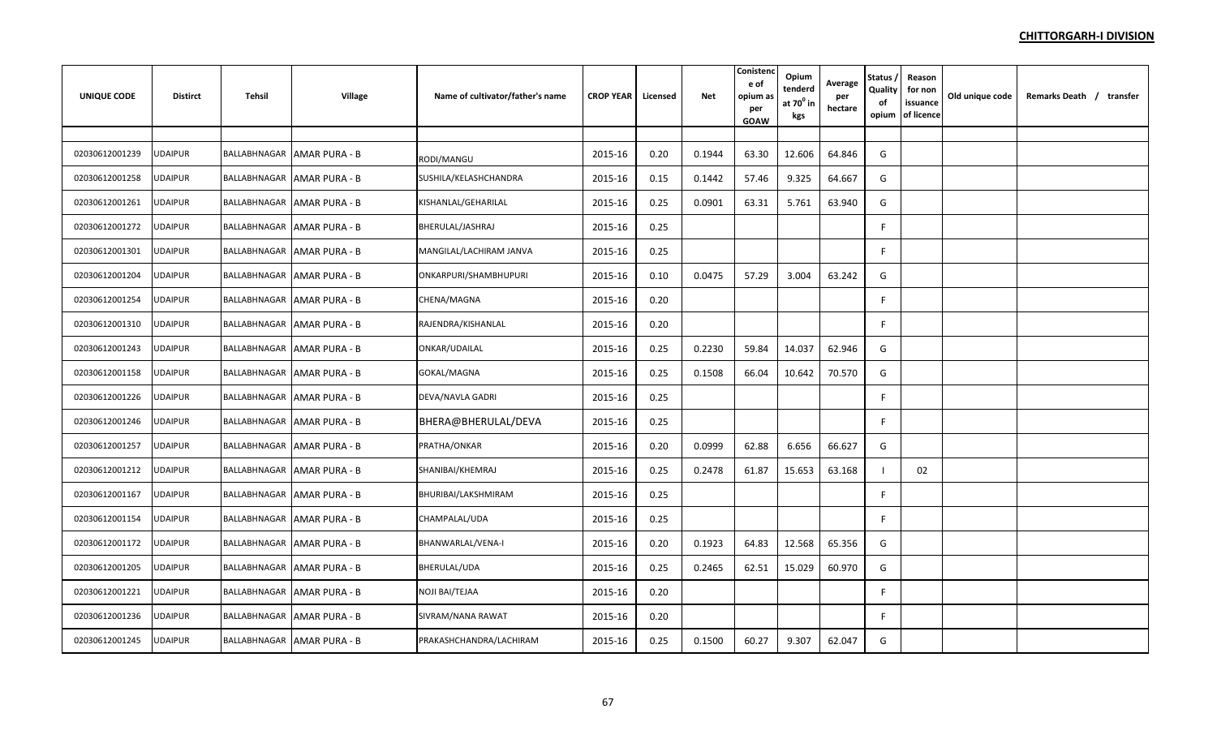**CHITTORGARH-I DIVISION**

| UNIQUE CODE | Distirct | Tehsil | Village | Name of cultivator/father's name | CROP YEAR | Licensed | Net | Conistence of opium as per GOAW | Opium tenderd at $70^0$ in kgs | Average per hectare | Status / Quality of opium | Reason for non issuance of licence | Old unique code | Remarks Death / transfer |
|---|---|---|---|---|---|---|---|---|---|---|---|---|---|---|
| 02030612001239 | UDAIPUR | BALLABHNAGAR | AMAR PURA - B | RODI/MANGU | 2015-16 | 0.20 | 0.1944 | 63.30 | 12.606 | 64.846 | G | | | |
| 02030612001258 | UDAIPUR | BALLABHNAGAR | AMAR PURA - B | SUSHILA/KELASHCHANDRA | 2015-16 | 0.15 | 0.1442 | 57.46 | 9.325 | 64.667 | G | | | |
| 02030612001261 | UDAIPUR | BALLABHNAGAR | AMAR PURA - B | KISHANLAL/GEHARILAL | 2015-16 | 0.25 | 0.0901 | 63.31 | 5.761 | 63.940 | G | | | |
| 02030612001272 | UDAIPUR | BALLABHNAGAR | AMAR PURA - B | BHERULAL/JASHRAJ | 2015-16 | 0.25 | | | | | F | | | |
| 02030612001301 | UDAIPUR | BALLABHNAGAR | AMAR PURA - B | MANGILAL/LACHIRAM JANVA | 2015-16 | 0.25 | | | | | F | | | |
| 02030612001204 | UDAIPUR | BALLABHNAGAR | AMAR PURA - B | ONKARPURI/SHAMBHUPURI | 2015-16 | 0.10 | 0.0475 | 57.29 | 3.004 | 63.242 | G | | | |
| 02030612001254 | UDAIPUR | BALLABHNAGAR | AMAR PURA - B | CHENA/MAGNA | 2015-16 | 0.20 | | | | | F | | | |
| 02030612001310 | UDAIPUR | BALLABHNAGAR | AMAR PURA - B | RAJENDRA/KISHANLAL | 2015-16 | 0.20 | | | | | F | | | |
| 02030612001243 | UDAIPUR | BALLABHNAGAR | AMAR PURA - B | ONKAR/UDAILAL | 2015-16 | 0.25 | 0.2230 | 59.84 | 14.037 | 62.946 | G | | | |
| 02030612001158 | UDAIPUR | BALLABHNAGAR | AMAR PURA - B | GOKAL/MAGNA | 2015-16 | 0.25 | 0.1508 | 66.04 | 10.642 | 70.570 | G | | | |
| 02030612001226 | UDAIPUR | BALLABHNAGAR | AMAR PURA - B | DEVA/NAVLA GADRI | 2015-16 | 0.25 | | | | | F | | | |
| 02030612001246 | UDAIPUR | BALLABHNAGAR | AMAR PURA - B | BHERA@BHERULAL/DEVA | 2015-16 | 0.25 | | | | | F | | | |
| 02030612001257 | UDAIPUR | BALLABHNAGAR | AMAR PURA - B | PRATHA/ONKAR | 2015-16 | 0.20 | 0.0999 | 62.88 | 6.656 | 66.627 | G | | | |
| 02030612001212 | UDAIPUR | BALLABHNAGAR | AMAR PURA - B | SHANIBAI/KHEMRAJ | 2015-16 | 0.25 | 0.2478 | 61.87 | 15.653 | 63.168 | I | 02 | | |
| 02030612001167 | UDAIPUR | BALLABHNAGAR | AMAR PURA - B | BHURIBAI/LAKSHMIRAM | 2015-16 | 0.25 | | | | | F | | | |
| 02030612001154 | UDAIPUR | BALLABHNAGAR | AMAR PURA - B | CHAMPALAL/UDA | 2015-16 | 0.25 | | | | | F | | | |
| 02030612001172 | UDAIPUR | BALLABHNAGAR | AMAR PURA - B | BHANWARLAL/VENA-I | 2015-16 | 0.20 | 0.1923 | 64.83 | 12.568 | 65.356 | G | | | |
| 02030612001205 | UDAIPUR | BALLABHNAGAR | AMAR PURA - B | BHERULAL/UDA | 2015-16 | 0.25 | 0.2465 | 62.51 | 15.029 | 60.970 | G | | | |
| 02030612001221 | UDAIPUR | BALLABHNAGAR | AMAR PURA - B | NOJI BAI/TEJAA | 2015-16 | 0.20 | | | | | F | | | |
| 02030612001236 | UDAIPUR | BALLABHNAGAR | AMAR PURA - B | SIVRAM/NANA RAWAT | 2015-16 | 0.20 | | | | | F | | | |
| 02030612001245 | UDAIPUR | BALLABHNAGAR | AMAR PURA - B | PRAKASHCHANDRA/LACHIRAM | 2015-16 | 0.25 | 0.1500 | 60.27 | 9.307 | 62.047 | G | | | |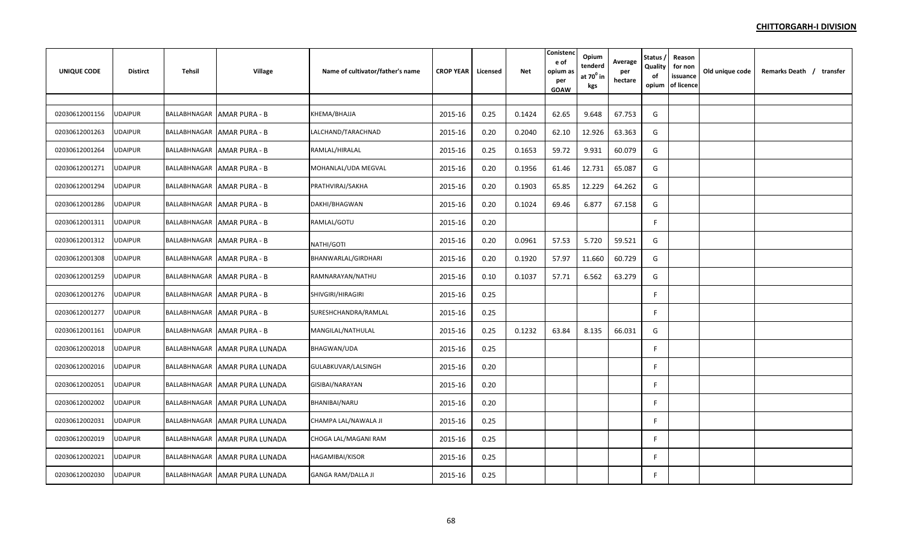**CHITTORGARH-I DIVISION**

| UNIQUE CODE | Distirct | Tehsil | Village | Name of cultivator/father's name | CROP YEAR | Licensed | Net | Conistence of opium as per GOAW | Opium tenderd at $70^0$ in kgs | Average per hectare | Status / Quality of opium | Reason for non issuance of licence | Old unique code | Remarks Death / transfer |
|---|---|---|---|---|---|---|---|---|---|---|---|---|---|---|
| 02030612001156 | UDAIPUR | BALLABHNAGAR | AMAR PURA - B | KHEMA/BHAJJA | 2015-16 | 0.25 | 0.1424 | 62.65 | 9.648 | 67.753 | G | | | |
| 02030612001263 | UDAIPUR | BALLABHNAGAR | AMAR PURA - B | LALCHAND/TARACHNAD | 2015-16 | 0.20 | 0.2040 | 62.10 | 12.926 | 63.363 | G | | | |
| 02030612001264 | UDAIPUR | BALLABHNAGAR | AMAR PURA - B | RAMLAL/HIRALAL | 2015-16 | 0.25 | 0.1653 | 59.72 | 9.931 | 60.079 | G | | | |
| 02030612001271 | UDAIPUR | BALLABHNAGAR | AMAR PURA - B | MOHANLAL/UDA MEGVAL | 2015-16 | 0.20 | 0.1956 | 61.46 | 12.731 | 65.087 | G | | | |
| 02030612001294 | UDAIPUR | BALLABHNAGAR | AMAR PURA - B | PRATHVIRAJ/SAKHA | 2015-16 | 0.20 | 0.1903 | 65.85 | 12.229 | 64.262 | G | | | |
| 02030612001286 | UDAIPUR | BALLABHNAGAR | AMAR PURA - B | DAKHI/BHAGWAN | 2015-16 | 0.20 | 0.1024 | 69.46 | 6.877 | 67.158 | G | | | |
| 02030612001311 | UDAIPUR | BALLABHNAGAR | AMAR PURA - B | RAMLAL/GOTU | 2015-16 | 0.20 | | | | | F | | | |
| 02030612001312 | UDAIPUR | BALLABHNAGAR | AMAR PURA - B | NATHI/GOTI | 2015-16 | 0.20 | 0.0961 | 57.53 | 5.720 | 59.521 | G | | | |
| 02030612001308 | UDAIPUR | BALLABHNAGAR | AMAR PURA - B | BHANWARLAL/GIRDHARI | 2015-16 | 0.20 | 0.1920 | 57.97 | 11.660 | 60.729 | G | | | |
| 02030612001259 | UDAIPUR | BALLABHNAGAR | AMAR PURA - B | RAMNARAYAN/NATHU | 2015-16 | 0.10 | 0.1037 | 57.71 | 6.562 | 63.279 | G | | | |
| 02030612001276 | UDAIPUR | BALLABHNAGAR | AMAR PURA - B | SHIVGIRI/HIRAGIRI | 2015-16 | 0.25 | | | | | F | | | |
| 02030612001277 | UDAIPUR | BALLABHNAGAR | AMAR PURA - B | SURESHCHANDRA/RAMLAL | 2015-16 | 0.25 | | | | | F | | | |
| 02030612001161 | UDAIPUR | BALLABHNAGAR | AMAR PURA - B | MANGILAL/NATHULAL | 2015-16 | 0.25 | 0.1232 | 63.84 | 8.135 | 66.031 | G | | | |
| 02030612002018 | UDAIPUR | BALLABHNAGAR | AMAR PURA LUNADA | BHAGWAN/UDA | 2015-16 | 0.25 | | | | | F | | | |
| 02030612002016 | UDAIPUR | BALLABHNAGAR | AMAR PURA LUNADA | GULABKUVAR/LALSINGH | 2015-16 | 0.20 | | | | | F | | | |
| 02030612002051 | UDAIPUR | BALLABHNAGAR | AMAR PURA LUNADA | GISIBAI/NARAYAN | 2015-16 | 0.20 | | | | | F | | | |
| 02030612002002 | UDAIPUR | BALLABHNAGAR | AMAR PURA LUNADA | BHANIBAI/NARU | 2015-16 | 0.20 | | | | | F | | | |
| 02030612002031 | UDAIPUR | BALLABHNAGAR | AMAR PURA LUNADA | CHAMPA LAL/NAWALA JI | 2015-16 | 0.25 | | | | | F | | | |
| 02030612002019 | UDAIPUR | BALLABHNAGAR | AMAR PURA LUNADA | CHOGA LAL/MAGANI RAM | 2015-16 | 0.25 | | | | | F | | | |
| 02030612002021 | UDAIPUR | BALLABHNAGAR | AMAR PURA LUNADA | HAGAMIBAI/KISOR | 2015-16 | 0.25 | | | | | F | | | |
| 02030612002030 | UDAIPUR | BALLABHNAGAR | AMAR PURA LUNADA | GANGA RAM/DALLA JI | 2015-16 | 0.25 | | | | | F | | | |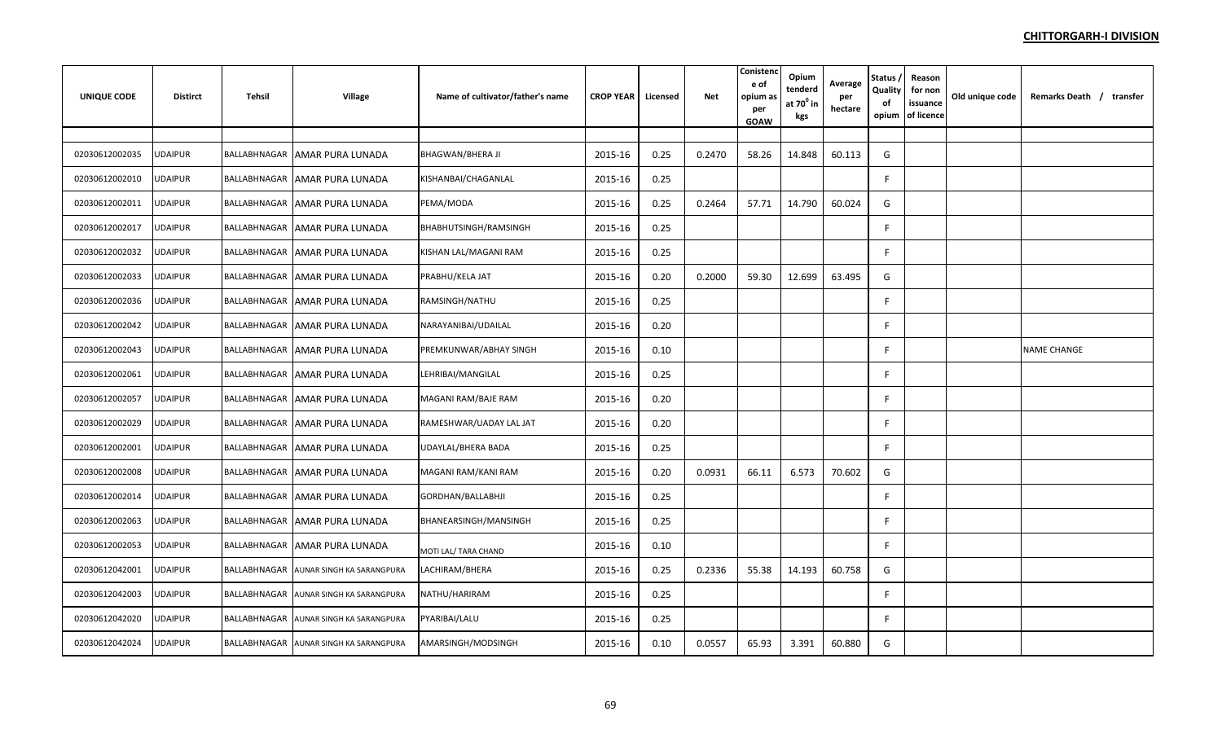**CHITTORGARH-I DIVISION**

| UNIQUE CODE | Distirct | Tehsil | Village | Name of cultivator/father's name | CROP YEAR | Licensed | Net | Conistence of opium as per GOAW | Opium tenderd at $70^0$ in kgs | Average per hectare | Status / Quality of opium | Reason for non issuance of licence | Old unique code | Remarks Death / transfer |
|---|---|---|---|---|---|---|---|---|---|---|---|---|---|---|
| 02030612002035 | UDAIPUR | BALLABHNAGAR | AMAR PURA LUNADA | BHAGWAN/BHERA JI | 2015-16 | 0.25 | 0.2470 | 58.26 | 14.848 | 60.113 | G | | | |
| 02030612002010 | UDAIPUR | BALLABHNAGAR | AMAR PURA LUNADA | KISHANBAI/CHAGANLAL | 2015-16 | 0.25 | | | | | F | | | |
| 02030612002011 | UDAIPUR | BALLABHNAGAR | AMAR PURA LUNADA | PEMA/MODA | 2015-16 | 0.25 | 0.2464 | 57.71 | 14.790 | 60.024 | G | | | |
| 02030612002017 | UDAIPUR | BALLABHNAGAR | AMAR PURA LUNADA | BHABHUTSINGH/RAMSINGH | 2015-16 | 0.25 | | | | | F | | | |
| 02030612002032 | UDAIPUR | BALLABHNAGAR | AMAR PURA LUNADA | KISHAN LAL/MAGANI RAM | 2015-16 | 0.25 | | | | | F | | | |
| 02030612002033 | UDAIPUR | BALLABHNAGAR | AMAR PURA LUNADA | PRABHU/KELA JAT | 2015-16 | 0.20 | 0.2000 | 59.30 | 12.699 | 63.495 | G | | | |
| 02030612002036 | UDAIPUR | BALLABHNAGAR | AMAR PURA LUNADA | RAMSINGH/NATHU | 2015-16 | 0.25 | | | | | F | | | |
| 02030612002042 | UDAIPUR | BALLABHNAGAR | AMAR PURA LUNADA | NARAYANIBAI/UDAILAL | 2015-16 | 0.20 | | | | | F | | | |
| 02030612002043 | UDAIPUR | BALLABHNAGAR | AMAR PURA LUNADA | PREMKUNWAR/ABHAY SINGH | 2015-16 | 0.10 | | | | | F | | | NAME CHANGE |
| 02030612002061 | UDAIPUR | BALLABHNAGAR | AMAR PURA LUNADA | LEHRIBAI/MANGILAL | 2015-16 | 0.25 | | | | | F | | | |
| 02030612002057 | UDAIPUR | BALLABHNAGAR | AMAR PURA LUNADA | MAGANI RAM/BAJE RAM | 2015-16 | 0.20 | | | | | F | | | |
| 02030612002029 | UDAIPUR | BALLABHNAGAR | AMAR PURA LUNADA | RAMESHWAR/UADAY LAL JAT | 2015-16 | 0.20 | | | | | F | | | |
| 02030612002001 | UDAIPUR | BALLABHNAGAR | AMAR PURA LUNADA | UDAYLAL/BHERA BADA | 2015-16 | 0.25 | | | | | F | | | |
| 02030612002008 | UDAIPUR | BALLABHNAGAR | AMAR PURA LUNADA | MAGANI RAM/KANI RAM | 2015-16 | 0.20 | 0.0931 | 66.11 | 6.573 | 70.602 | G | | | |
| 02030612002014 | UDAIPUR | BALLABHNAGAR | AMAR PURA LUNADA | GORDHAN/BALLABHJI | 2015-16 | 0.25 | | | | | F | | | |
| 02030612002063 | UDAIPUR | BALLABHNAGAR | AMAR PURA LUNADA | BHANEARSINGH/MANSINGH | 2015-16 | 0.25 | | | | | F | | | |
| 02030612002053 | UDAIPUR | BALLABHNAGAR | AMAR PURA LUNADA | MOTI LAL/ TARA CHAND | 2015-16 | 0.10 | | | | | F | | | |
| 02030612042001 | UDAIPUR | BALLABHNAGAR | AUNAR SINGH KA SARANGPURA | LACHIRAM/BHERA | 2015-16 | 0.25 | 0.2336 | 55.38 | 14.193 | 60.758 | G | | | |
| 02030612042003 | UDAIPUR | BALLABHNAGAR | AUNAR SINGH KA SARANGPURA | NATHU/HARIRAM | 2015-16 | 0.25 | | | | | F | | | |
| 02030612042020 | UDAIPUR | BALLABHNAGAR | AUNAR SINGH KA SARANGPURA | PYARIBAI/LALU | 2015-16 | 0.25 | | | | | F | | | |
| 02030612042024 | UDAIPUR | BALLABHNAGAR | AUNAR SINGH KA SARANGPURA | AMARSINGH/MODSINGH | 2015-16 | 0.10 | 0.0557 | 65.93 | 3.391 | 60.880 | G | | | |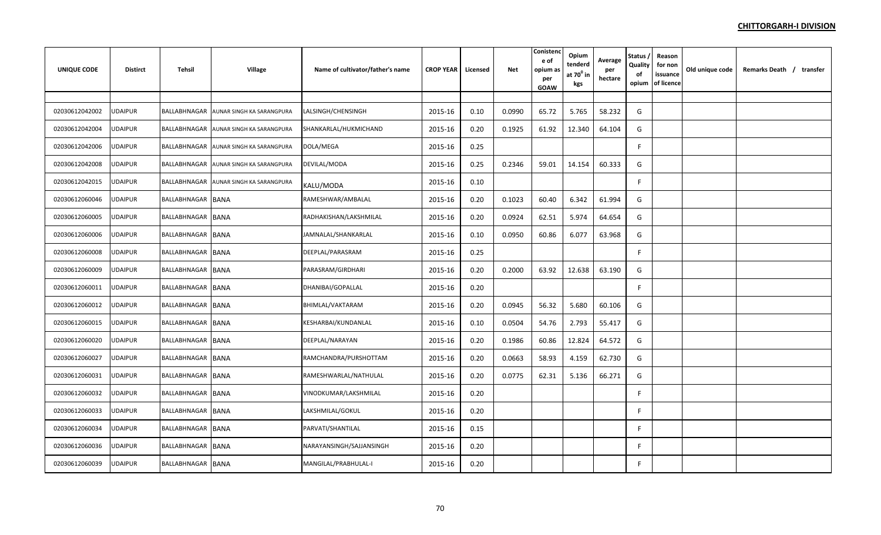## CHITTORGARH-I DIVISION

| UNIQUE CODE | Distirct | Tehsil | Village | Name of cultivator/father's name | CROP YEAR | Licensed | Net | Conistence of opium as per GOAW | Opium tenderd at $70^0$ in kgs | Average per hectare | Status / Quality of opium | Reason for non issuance of licence | Old unique code | Remarks Death / transfer |
|---|---|---|---|---|---|---|---|---|---|---|---|---|---|---|
| 02030612042002 | UDAIPUR | BALLABHNAGAR | AUNAR SINGH KA SARANGPURA | LALSINGH/CHENSINGH | 2015-16 | 0.10 | 0.0990 | 65.72 | 5.765 | 58.232 | G | | | |
| 02030612042004 | UDAIPUR | BALLABHNAGAR | AUNAR SINGH KA SARANGPURA | SHANKARLAL/HUKMICHAND | 2015-16 | 0.20 | 0.1925 | 61.92 | 12.340 | 64.104 | G | | | |
| 02030612042006 | UDAIPUR | BALLABHNAGAR | AUNAR SINGH KA SARANGPURA | DOLA/MEGA | 2015-16 | 0.25 | | | | | F | | | |
| 02030612042008 | UDAIPUR | BALLABHNAGAR | AUNAR SINGH KA SARANGPURA | DEVILAL/MODA | 2015-16 | 0.25 | 0.2346 | 59.01 | 14.154 | 60.333 | G | | | |
| 02030612042015 | UDAIPUR | BALLABHNAGAR | AUNAR SINGH KA SARANGPURA | KALU/MODA | 2015-16 | 0.10 | | | | | F | | | |
| 02030612060046 | UDAIPUR | BALLABHNAGAR | BANA | RAMESHWAR/AMBALAL | 2015-16 | 0.20 | 0.1023 | 60.40 | 6.342 | 61.994 | G | | | |
| 02030612060005 | UDAIPUR | BALLABHNAGAR | BANA | RADHAKISHAN/LAKSHMILAL | 2015-16 | 0.20 | 0.0924 | 62.51 | 5.974 | 64.654 | G | | | |
| 02030612060006 | UDAIPUR | BALLABHNAGAR | BANA | JAMNALAL/SHANKARLAL | 2015-16 | 0.10 | 0.0950 | 60.86 | 6.077 | 63.968 | G | | | |
| 02030612060008 | UDAIPUR | BALLABHNAGAR | BANA | DEEPLAL/PARASRAM | 2015-16 | 0.25 | | | | | F | | | |
| 02030612060009 | UDAIPUR | BALLABHNAGAR | BANA | PARASRAM/GIRDHARI | 2015-16 | 0.20 | 0.2000 | 63.92 | 12.638 | 63.190 | G | | | |
| 02030612060011 | UDAIPUR | BALLABHNAGAR | BANA | DHANIBAI/GOPALLAL | 2015-16 | 0.20 | | | | | F | | | |
| 02030612060012 | UDAIPUR | BALLABHNAGAR | BANA | BHIMLAL/VAKTARAM | 2015-16 | 0.20 | 0.0945 | 56.32 | 5.680 | 60.106 | G | | | |
| 02030612060015 | UDAIPUR | BALLABHNAGAR | BANA | KESHARBAI/KUNDANLAL | 2015-16 | 0.10 | 0.0504 | 54.76 | 2.793 | 55.417 | G | | | |
| 02030612060020 | UDAIPUR | BALLABHNAGAR | BANA | DEEPLAL/NARAYAN | 2015-16 | 0.20 | 0.1986 | 60.86 | 12.824 | 64.572 | G | | | |
| 02030612060027 | UDAIPUR | BALLABHNAGAR | BANA | RAMCHANDRA/PURSHOTTAM | 2015-16 | 0.20 | 0.0663 | 58.93 | 4.159 | 62.730 | G | | | |
| 02030612060031 | UDAIPUR | BALLABHNAGAR | BANA | RAMESHWARLAL/NATHULAL | 2015-16 | 0.20 | 0.0775 | 62.31 | 5.136 | 66.271 | G | | | |
| 02030612060032 | UDAIPUR | BALLABHNAGAR | BANA | VINODKUMAR/LAKSHMILAL | 2015-16 | 0.20 | | | | | F | | | |
| 02030612060033 | UDAIPUR | BALLABHNAGAR | BANA | LAKSHMILAL/GOKUL | 2015-16 | 0.20 | | | | | F | | | |
| 02030612060034 | UDAIPUR | BALLABHNAGAR | BANA | PARVATI/SHANTILAL | 2015-16 | 0.15 | | | | | F | | | |
| 02030612060036 | UDAIPUR | BALLABHNAGAR | BANA | NARAYANSINGH/SAJJANSINGH | 2015-16 | 0.20 | | | | | F | | | |
| 02030612060039 | UDAIPUR | BALLABHNAGAR | BANA | MANGILAL/PRABHULAL-I | 2015-16 | 0.20 | | | | | F | | | |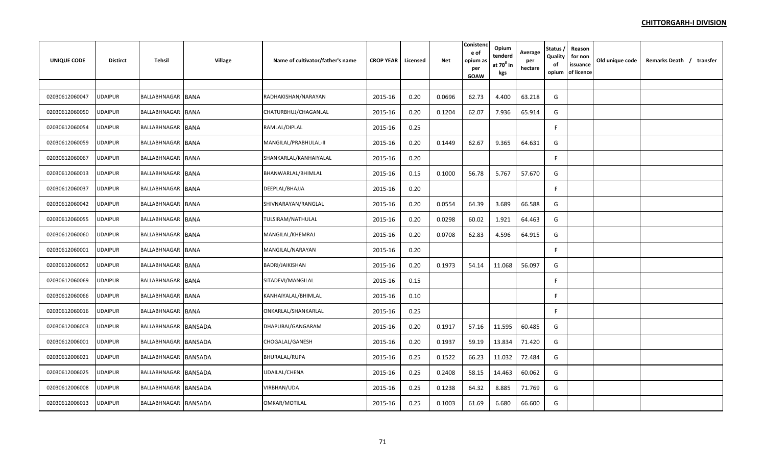**CHITTORGARH-I DIVISION**

| UNIQUE CODE | Distirct | Tehsil | Village | Name of cultivator/father's name | CROP YEAR | Licensed | Net | Conistence of opium as per GOAW | Opium tenderd at $70^0$ in kgs | Average per hectare | Status / Quality of opium | Reason for non issuance of licence | Old unique code | Remarks Death / transfer |
|---|---|---|---|---|---|---|---|---|---|---|---|---|---|---|
| 02030612060047 | UDAIPUR | BALLABHNAGAR | BANA | RADHAKISHAN/NARAYAN | 2015-16 | 0.20 | 0.0696 | 62.73 | 4.400 | 63.218 | G | | | |
| 02030612060050 | UDAIPUR | BALLABHNAGAR | BANA | CHATURBHUJ/CHAGANLAL | 2015-16 | 0.20 | 0.1204 | 62.07 | 7.936 | 65.914 | G | | | |
| 02030612060054 | UDAIPUR | BALLABHNAGAR | BANA | RAMLAL/DIPLAL | 2015-16 | 0.25 | | | | | F | | | |
| 02030612060059 | UDAIPUR | BALLABHNAGAR | BANA | MANGILAL/PRABHULAL-II | 2015-16 | 0.20 | 0.1449 | 62.67 | 9.365 | 64.631 | G | | | |
| 02030612060067 | UDAIPUR | BALLABHNAGAR | BANA | SHANKARLAL/KANHAIYALAL | 2015-16 | 0.20 | | | | | F | | | |
| 02030612060013 | UDAIPUR | BALLABHNAGAR | BANA | BHANWARLAL/BHIMLAL | 2015-16 | 0.15 | 0.1000 | 56.78 | 5.767 | 57.670 | G | | | |
| 02030612060037 | UDAIPUR | BALLABHNAGAR | BANA | DEEPLAL/BHAJJA | 2015-16 | 0.20 | | | | | F | | | |
| 02030612060042 | UDAIPUR | BALLABHNAGAR | BANA | SHIVNARAYAN/RANGLAL | 2015-16 | 0.20 | 0.0554 | 64.39 | 3.689 | 66.588 | G | | | |
| 02030612060055 | UDAIPUR | BALLABHNAGAR | BANA | TULSIRAM/NATHULAL | 2015-16 | 0.20 | 0.0298 | 60.02 | 1.921 | 64.463 | G | | | |
| 02030612060060 | UDAIPUR | BALLABHNAGAR | BANA | MANGILAL/KHEMRAJ | 2015-16 | 0.20 | 0.0708 | 62.83 | 4.596 | 64.915 | G | | | |
| 02030612060001 | UDAIPUR | BALLABHNAGAR | BANA | MANGILAL/NARAYAN | 2015-16 | 0.20 | | | | | F | | | |
| 02030612060052 | UDAIPUR | BALLABHNAGAR | BANA | BADRI/JAIKISHAN | 2015-16 | 0.20 | 0.1973 | 54.14 | 11.068 | 56.097 | G | | | |
| 02030612060069 | UDAIPUR | BALLABHNAGAR | BANA | SITADEVI/MANGILAL | 2015-16 | 0.15 | | | | | F | | | |
| 02030612060066 | UDAIPUR | BALLABHNAGAR | BANA | KANHAIYALAL/BHIMLAL | 2015-16 | 0.10 | | | | | F | | | |
| 02030612060016 | UDAIPUR | BALLABHNAGAR | BANA | ONKARLAL/SHANKARLAL | 2015-16 | 0.25 | | | | | F | | | |
| 02030612006003 | UDAIPUR | BALLABHNAGAR | BANSADA | DHAPUBAI/GANGARAM | 2015-16 | 0.20 | 0.1917 | 57.16 | 11.595 | 60.485 | G | | | |
| 02030612006001 | UDAIPUR | BALLABHNAGAR | BANSADA | CHOGALAL/GANESH | 2015-16 | 0.20 | 0.1937 | 59.19 | 13.834 | 71.420 | G | | | |
| 02030612006021 | UDAIPUR | BALLABHNAGAR | BANSADA | BHURALAL/RUPA | 2015-16 | 0.25 | 0.1522 | 66.23 | 11.032 | 72.484 | G | | | |
| 02030612006025 | UDAIPUR | BALLABHNAGAR | BANSADA | UDAILAL/CHENA | 2015-16 | 0.25 | 0.2408 | 58.15 | 14.463 | 60.062 | G | | | |
| 02030612006008 | UDAIPUR | BALLABHNAGAR | BANSADA | VIRBHAN/UDA | 2015-16 | 0.25 | 0.1238 | 64.32 | 8.885 | 71.769 | G | | | |
| 02030612006013 | UDAIPUR | BALLABHNAGAR | BANSADA | OMKAR/MOTILAL | 2015-16 | 0.25 | 0.1003 | 61.69 | 6.680 | 66.600 | G | | | |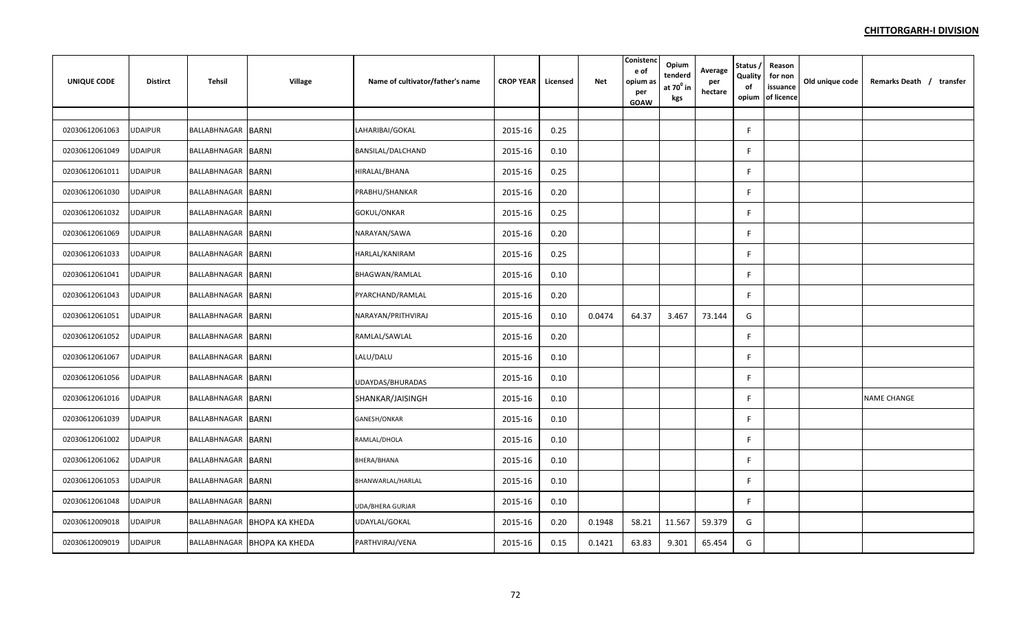**CHITTORGARH-I DIVISION**

| UNIQUE CODE | Distirct | Tehsil | Village | Name of cultivator/father's name | CROP YEAR | Licensed | Net | Conistence of opium as per GOAW | Opium tenderd at $70^0$ in kgs | Average per hectare | Status / Quality of opium | Reason for non issuance of licence | Old unique code | Remarks Death / transfer |
|---|---|---|---|---|---|---|---|---|---|---|---|---|---|---|
| | | | | | | | | | | | | | | |
| 02030612061063 | UDAIPUR | BALLABHNAGAR | BARNI | LAHARIBAI/GOKAL | 2015-16 | 0.25 | | | | | F | | | |
| 02030612061049 | UDAIPUR | BALLABHNAGAR | BARNI | BANSILAL/DALCHAND | 2015-16 | 0.10 | | | | | F | | | |
| 02030612061011 | UDAIPUR | BALLABHNAGAR | BARNI | HIRALAL/BHANA | 2015-16 | 0.25 | | | | | F | | | |
| 02030612061030 | UDAIPUR | BALLABHNAGAR | BARNI | PRABHU/SHANKAR | 2015-16 | 0.20 | | | | | F | | | |
| 02030612061032 | UDAIPUR | BALLABHNAGAR | BARNI | GOKUL/ONKAR | 2015-16 | 0.25 | | | | | F | | | |
| 02030612061069 | UDAIPUR | BALLABHNAGAR | BARNI | NARAYAN/SAWA | 2015-16 | 0.20 | | | | | F | | | |
| 02030612061033 | UDAIPUR | BALLABHNAGAR | BARNI | HARLAL/KANIRAM | 2015-16 | 0.25 | | | | | F | | | |
| 02030612061041 | UDAIPUR | BALLABHNAGAR | BARNI | BHAGWAN/RAMLAL | 2015-16 | 0.10 | | | | | F | | | |
| 02030612061043 | UDAIPUR | BALLABHNAGAR | BARNI | PYARCHAND/RAMLAL | 2015-16 | 0.20 | | | | | F | | | |
| 02030612061051 | UDAIPUR | BALLABHNAGAR | BARNI | NARAYAN/PRITHVIRAJ | 2015-16 | 0.10 | 0.0474 | 64.37 | 3.467 | 73.144 | G | | | |
| 02030612061052 | UDAIPUR | BALLABHNAGAR | BARNI | RAMLAL/SAWLAL | 2015-16 | 0.20 | | | | | F | | | |
| 02030612061067 | UDAIPUR | BALLABHNAGAR | BARNI | LALU/DALU | 2015-16 | 0.10 | | | | | F | | | |
| 02030612061056 | UDAIPUR | BALLABHNAGAR | BARNI | UDAYDAS/BHURADAS | 2015-16 | 0.10 | | | | | F | | | |
| 02030612061016 | UDAIPUR | BALLABHNAGAR | BARNI | SHANKAR/JAISINGH | 2015-16 | 0.10 | | | | | F | | | NAME CHANGE |
| 02030612061039 | UDAIPUR | BALLABHNAGAR | BARNI | GANESH/ONKAR | 2015-16 | 0.10 | | | | | F | | | |
| 02030612061002 | UDAIPUR | BALLABHNAGAR | BARNI | RAMLAL/DHOLA | 2015-16 | 0.10 | | | | | F | | | |
| 02030612061062 | UDAIPUR | BALLABHNAGAR | BARNI | BHERA/BHANA | 2015-16 | 0.10 | | | | | F | | | |
| 02030612061053 | UDAIPUR | BALLABHNAGAR | BARNI | BHANWARLAL/HARLAL | 2015-16 | 0.10 | | | | | F | | | |
| 02030612061048 | UDAIPUR | BALLABHNAGAR | BARNI | UDA/BHERA GURJAR | 2015-16 | 0.10 | | | | | F | | | |
| 02030612009018 | UDAIPUR | BALLABHNAGAR | BHOPA KA KHEDA | UDAYLAL/GOKAL | 2015-16 | 0.20 | 0.1948 | 58.21 | 11.567 | 59.379 | G | | | |
| 02030612009019 | UDAIPUR | BALLABHNAGAR | BHOPA KA KHEDA | PARTHVIRAJ/VENA | 2015-16 | 0.15 | 0.1421 | 63.83 | 9.301 | 65.454 | G | | | |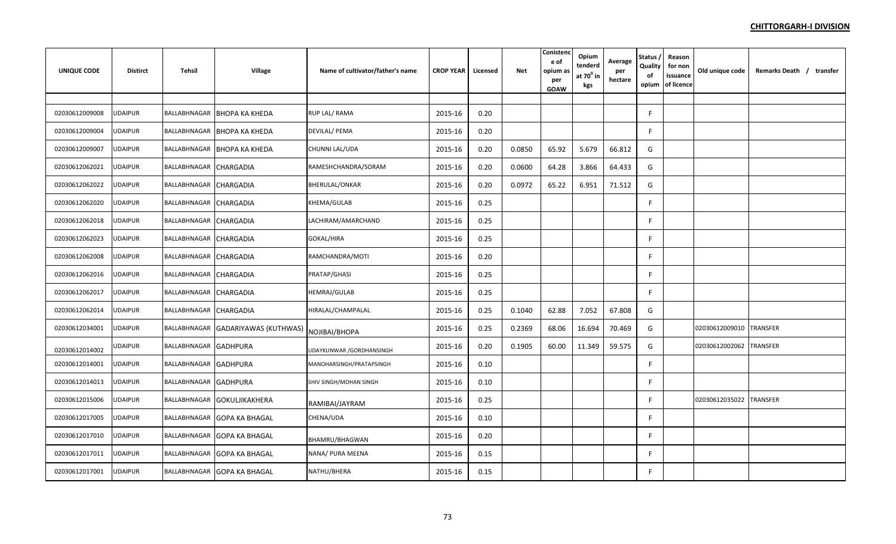**CHITTORGARH-I DIVISION**

| UNIQUE CODE | Distirct | Tehsil | Village | Name of cultivator/father's name | CROP YEAR | Licensed | Net | Conistence of opium as per GOAW | Opium tenderd at $70^0$ in kgs | Average per hectare | Status / Quality of opium | Reason for non issuance of licence | Old unique code | Remarks Death / transfer |
|---|---|---|---|---|---|---|---|---|---|---|---|---|---|---|
| | | | | | | | | | | | | | | |
| 02030612009008 | UDAIPUR | BALLABHNAGAR | BHOPA KA KHEDA | RUP LAL/ RAMA | 2015-16 | 0.20 | | | | | F | | | |
| 02030612009004 | UDAIPUR | BALLABHNAGAR | BHOPA KA KHEDA | DEVILAL/ PEMA | 2015-16 | 0.20 | | | | | F | | | |
| 02030612009007 | UDAIPUR | BALLABHNAGAR | BHOPA KA KHEDA | CHUNNI LAL/UDA | 2015-16 | 0.20 | 0.0850 | 65.92 | 5.679 | 66.812 | G | | | |
| 02030612062021 | UDAIPUR | BALLABHNAGAR | CHARGADIA | RAMESHCHANDRA/SORAM | 2015-16 | 0.20 | 0.0600 | 64.28 | 3.866 | 64.433 | G | | | |
| 02030612062022 | UDAIPUR | BALLABHNAGAR | CHARGADIA | BHERULAL/ONKAR | 2015-16 | 0.20 | 0.0972 | 65.22 | 6.951 | 71.512 | G | | | |
| 02030612062020 | UDAIPUR | BALLABHNAGAR | CHARGADIA | KHEMA/GULAB | 2015-16 | 0.25 | | | | | F | | | |
| 02030612062018 | UDAIPUR | BALLABHNAGAR | CHARGADIA | LACHIRAM/AMARCHAND | 2015-16 | 0.25 | | | | | F | | | |
| 02030612062023 | UDAIPUR | BALLABHNAGAR | CHARGADIA | GOKAL/HIRA | 2015-16 | 0.25 | | | | | F | | | |
| 02030612062008 | UDAIPUR | BALLABHNAGAR | CHARGADIA | RAMCHANDRA/MOTI | 2015-16 | 0.20 | | | | | F | | | |
| 02030612062016 | UDAIPUR | BALLABHNAGAR | CHARGADIA | PRATAP/GHASI | 2015-16 | 0.25 | | | | | F | | | |
| 02030612062017 | UDAIPUR | BALLABHNAGAR | CHARGADIA | HEMRAJ/GULAB | 2015-16 | 0.25 | | | | | F | | | |
| 02030612062014 | UDAIPUR | BALLABHNAGAR | CHARGADIA | HIRALAL/CHAMPALAL | 2015-16 | 0.25 | 0.1040 | 62.88 | 7.052 | 67.808 | G | | | |
| 02030612034001 | UDAIPUR | BALLABHNAGAR | GADARIYAWAS (KUTHWAS) | NOJIBAI/BHOPA | 2015-16 | 0.25 | 0.2369 | 68.06 | 16.694 | 70.469 | G | | 02030612009010 | TRANSFER |
| 02030612014002 | UDAIPUR | BALLABHNAGAR | GADHPURA | UDAYKUNWAR /GORDHANSINGH | 2015-16 | 0.20 | 0.1905 | 60.00 | 11.349 | 59.575 | G | | 02030612002062 | TRANSFER |
| 02030612014001 | UDAIPUR | BALLABHNAGAR | GADHPURA | MANOHARSINGH/PRATAPSINGH | 2015-16 | 0.10 | | | | | F | | | |
| 02030612014013 | UDAIPUR | BALLABHNAGAR | GADHPURA | SHIV SINGH/MOHAN SINGH | 2015-16 | 0.10 | | | | | F | | | |
| 02030612015006 | UDAIPUR | BALLABHNAGAR | GOKULJIKAKHERA | RAMIBAI/JAYRAM | 2015-16 | 0.25 | | | | | F | | 02030612035022 | TRANSFER |
| 02030612017005 | UDAIPUR | BALLABHNAGAR | GOPA KA BHAGAL | CHENA/UDA | 2015-16 | 0.10 | | | | | F | | | |
| 02030612017010 | UDAIPUR | BALLABHNAGAR | GOPA KA BHAGAL | BHAMRU/BHAGWAN | 2015-16 | 0.20 | | | | | F | | | |
| 02030612017011 | UDAIPUR | BALLABHNAGAR | GOPA KA BHAGAL | NANA/ PURA MEENA | 2015-16 | 0.15 | | | | | F | | | |
| 02030612017001 | UDAIPUR | BALLABHNAGAR | GOPA KA BHAGAL | NATHU/BHERA | 2015-16 | 0.15 | | | | | F | | | |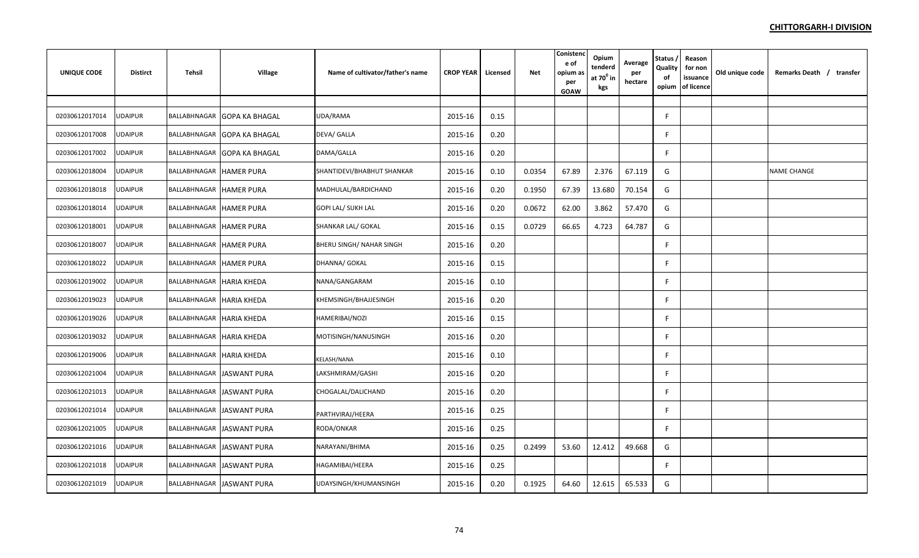**CHITTORGARH-I DIVISION**

| UNIQUE CODE | Distirct | Tehsil | Village | Name of cultivator/father's name | CROP YEAR | Licensed | Net | Conistence of opium as per GOAW | Opium tenderd at $70^0$ in kgs | Average per hectare | Status / Quality of opium | Reason for non issuance of licence | Old unique code | Remarks Death / transfer |
|---|---|---|---|---|---|---|---|---|---|---|---|---|---|---|
| | | | | | | | | | | | | | | |
| 02030612017014 | UDAIPUR | BALLABHNAGAR | GOPA KA BHAGAL | UDA/RAMA | 2015-16 | 0.15 | | | | | F | | | |
| 02030612017008 | UDAIPUR | BALLABHNAGAR | GOPA KA BHAGAL | DEVA/ GALLA | 2015-16 | 0.20 | | | | | F | | | |
| 02030612017002 | UDAIPUR | BALLABHNAGAR | GOPA KA BHAGAL | DAMA/GALLA | 2015-16 | 0.20 | | | | | F | | | |
| 02030612018004 | UDAIPUR | BALLABHNAGAR | HAMER PURA | SHANTIDEVI/BHABHUT SHANKAR | 2015-16 | 0.10 | 0.0354 | 67.89 | 2.376 | 67.119 | G | | | NAME CHANGE |
| 02030612018018 | UDAIPUR | BALLABHNAGAR | HAMER PURA | MADHULAL/BARDICHAND | 2015-16 | 0.20 | 0.1950 | 67.39 | 13.680 | 70.154 | G | | | |
| 02030612018014 | UDAIPUR | BALLABHNAGAR | HAMER PURA | GOPI LAL/ SUKH LAL | 2015-16 | 0.20 | 0.0672 | 62.00 | 3.862 | 57.470 | G | | | |
| 02030612018001 | UDAIPUR | BALLABHNAGAR | HAMER PURA | SHANKAR LAL/ GOKAL | 2015-16 | 0.15 | 0.0729 | 66.65 | 4.723 | 64.787 | G | | | |
| 02030612018007 | UDAIPUR | BALLABHNAGAR | HAMER PURA | BHERU SINGH/ NAHAR SINGH | 2015-16 | 0.20 | | | | | F | | | |
| 02030612018022 | UDAIPUR | BALLABHNAGAR | HAMER PURA | DHANNA/ GOKAL | 2015-16 | 0.15 | | | | | F | | | |
| 02030612019002 | UDAIPUR | BALLABHNAGAR | HARIA KHEDA | NANA/GANGARAM | 2015-16 | 0.10 | | | | | F | | | |
| 02030612019023 | UDAIPUR | BALLABHNAGAR | HARIA KHEDA | KHEMSINGH/BHAJJESINGH | 2015-16 | 0.20 | | | | | F | | | |
| 02030612019026 | UDAIPUR | BALLABHNAGAR | HARIA KHEDA | HAMERIBAI/NOZI | 2015-16 | 0.15 | | | | | F | | | |
| 02030612019032 | UDAIPUR | BALLABHNAGAR | HARIA KHEDA | MOTISINGH/NANUSINGH | 2015-16 | 0.20 | | | | | F | | | |
| 02030612019006 | UDAIPUR | BALLABHNAGAR | HARIA KHEDA | KELASH/NANA | 2015-16 | 0.10 | | | | | F | | | |
| 02030612021004 | UDAIPUR | BALLABHNAGAR | JASWANT PURA | LAKSHMIRAM/GASHI | 2015-16 | 0.20 | | | | | F | | | |
| 02030612021013 | UDAIPUR | BALLABHNAGAR | JASWANT PURA | CHOGALAL/DALICHAND | 2015-16 | 0.20 | | | | | F | | | |
| 02030612021014 | UDAIPUR | BALLABHNAGAR | JASWANT PURA | PARTHVIRAJ/HEERA | 2015-16 | 0.25 | | | | | F | | | |
| 02030612021005 | UDAIPUR | BALLABHNAGAR | JASWANT PURA | RODA/ONKAR | 2015-16 | 0.25 | | | | | F | | | |
| 02030612021016 | UDAIPUR | BALLABHNAGAR | JASWANT PURA | NARAYANI/BHIMA | 2015-16 | 0.25 | 0.2499 | 53.60 | 12.412 | 49.668 | G | | | |
| 02030612021018 | UDAIPUR | BALLABHNAGAR | JASWANT PURA | HAGAMIBAI/HEERA | 2015-16 | 0.25 | | | | | F | | | |
| 02030612021019 | UDAIPUR | BALLABHNAGAR | JASWANT PURA | UDAYSINGH/KHUMANSINGH | 2015-16 | 0.20 | 0.1925 | 64.60 | 12.615 | 65.533 | G | | | |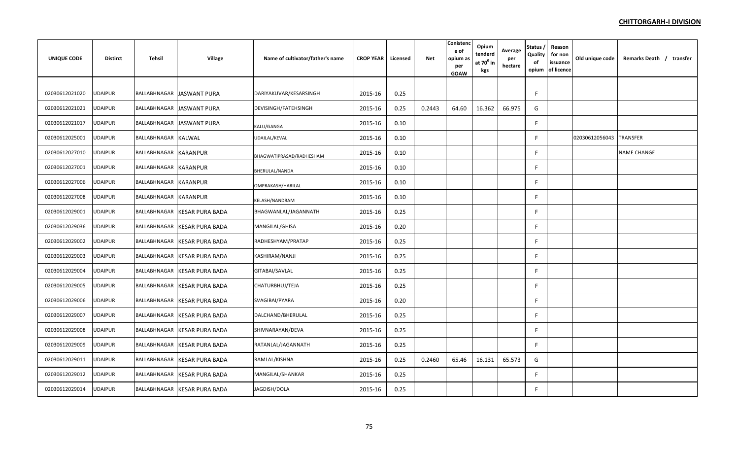**CHITTORGARH-I DIVISION**

| UNIQUE CODE | Distirct | Tehsil | Village | Name of cultivator/father's name | CROP YEAR | Licensed | Net | Conistence of opium as per GOAW | Opium tenderd at $70^0$ in kgs | Average per hectare | Status / Quality of opium | Reason for non issuance of licence | Old unique code | Remarks Death / transfer |
|---|---|---|---|---|---|---|---|---|---|---|---|---|---|---|
| 02030612021020 | UDAIPUR | BALLABHNAGAR | JASWANT PURA | DARIYAKUVAR/KESARSINGH | 2015-16 | 0.25 | | | | | F | | | |
| 02030612021021 | UDAIPUR | BALLABHNAGAR | JASWANT PURA | DEVISINGH/FATEHSINGH | 2015-16 | 0.25 | 0.2443 | 64.60 | 16.362 | 66.975 | G | | | |
| 02030612021017 | UDAIPUR | BALLABHNAGAR | JASWANT PURA | KALU/GANGA | 2015-16 | 0.10 | | | | | F | | | |
| 02030612025001 | UDAIPUR | BALLABHNAGAR | KALWAL | UDAILAL/KEVAL | 2015-16 | 0.10 | | | | | F | | 02030612056043 | TRANSFER |
| 02030612027010 | UDAIPUR | BALLABHNAGAR | KARANPUR | BHAGWATIPRASAD/RADHESHAM | 2015-16 | 0.10 | | | | | F | | | NAME CHANGE |
| 02030612027001 | UDAIPUR | BALLABHNAGAR | KARANPUR | BHERULAL/NANDA | 2015-16 | 0.10 | | | | | F | | | |
| 02030612027006 | UDAIPUR | BALLABHNAGAR | KARANPUR | OMPRAKASH/HARILAL | 2015-16 | 0.10 | | | | | F | | | |
| 02030612027008 | UDAIPUR | BALLABHNAGAR | KARANPUR | KELASH/NANDRAM | 2015-16 | 0.10 | | | | | F | | | |
| 02030612029001 | UDAIPUR | BALLABHNAGAR | KESAR PURA BADA | BHAGWANLAL/JAGANNATH | 2015-16 | 0.25 | | | | | F | | | |
| 02030612029036 | UDAIPUR | BALLABHNAGAR | KESAR PURA BADA | MANGILAL/GHISA | 2015-16 | 0.20 | | | | | F | | | |
| 02030612029002 | UDAIPUR | BALLABHNAGAR | KESAR PURA BADA | RADHESHYAM/PRATAP | 2015-16 | 0.25 | | | | | F | | | |
| 02030612029003 | UDAIPUR | BALLABHNAGAR | KESAR PURA BADA | KASHIRAM/NANJI | 2015-16 | 0.25 | | | | | F | | | |
| 02030612029004 | UDAIPUR | BALLABHNAGAR | KESAR PURA BADA | GITABAI/SAVLAL | 2015-16 | 0.25 | | | | | F | | | |
| 02030612029005 | UDAIPUR | BALLABHNAGAR | KESAR PURA BADA | CHATURBHUJ/TEJA | 2015-16 | 0.25 | | | | | F | | | |
| 02030612029006 | UDAIPUR | BALLABHNAGAR | KESAR PURA BADA | SVAGIBAI/PYARA | 2015-16 | 0.20 | | | | | F | | | |
| 02030612029007 | UDAIPUR | BALLABHNAGAR | KESAR PURA BADA | DALCHAND/BHERULAL | 2015-16 | 0.25 | | | | | F | | | |
| 02030612029008 | UDAIPUR | BALLABHNAGAR | KESAR PURA BADA | SHIVNARAYAN/DEVA | 2015-16 | 0.25 | | | | | F | | | |
| 02030612029009 | UDAIPUR | BALLABHNAGAR | KESAR PURA BADA | RATANLAL/JAGANNATH | 2015-16 | 0.25 | | | | | F | | | |
| 02030612029011 | UDAIPUR | BALLABHNAGAR | KESAR PURA BADA | RAMLAL/KISHNA | 2015-16 | 0.25 | 0.2460 | 65.46 | 16.131 | 65.573 | G | | | |
| 02030612029012 | UDAIPUR | BALLABHNAGAR | KESAR PURA BADA | MANGILAL/SHANKAR | 2015-16 | 0.25 | | | | | F | | | |
| 02030612029014 | UDAIPUR | BALLABHNAGAR | KESAR PURA BADA | JAGDISH/DOLA | 2015-16 | 0.25 | | | | | F | | | |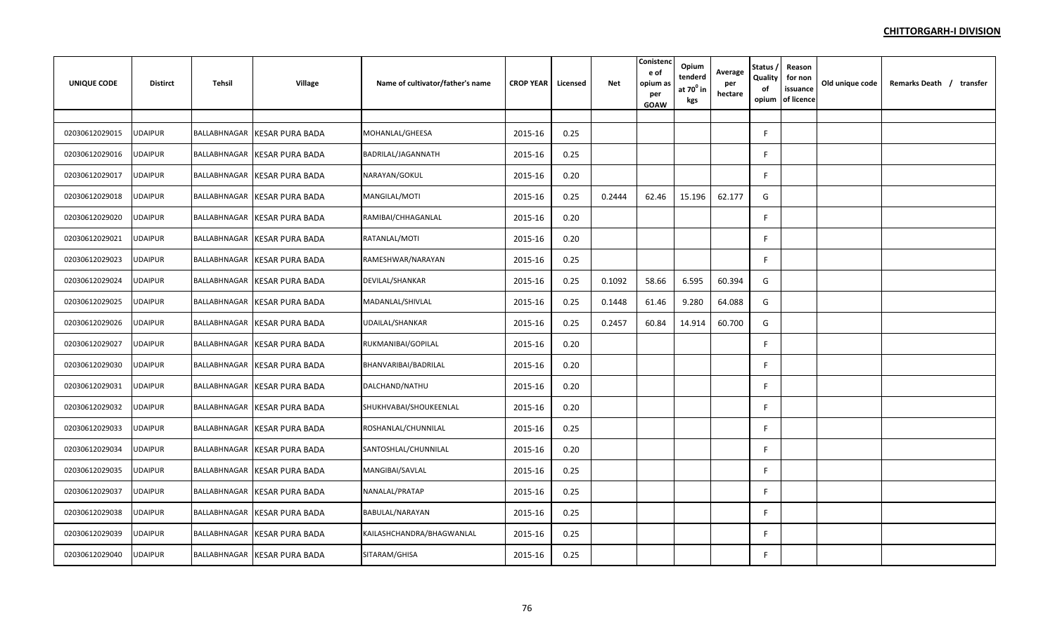**CHITTORGARH-I DIVISION**

| UNIQUE CODE | Distirct | Tehsil | Village | Name of cultivator/father's name | CROP YEAR | Licensed | Net | Conistence of opium as per GOAW | Opium tenderd at $70^0$ in kgs | Average per hectare | Status / Quality of opium | Reason for non issuance of licence | Old unique code | Remarks Death / transfer |
|---|---|---|---|---|---|---|---|---|---|---|---|---|---|---|
| 02030612029015 | UDAIPUR | BALLABHNAGAR | KESAR PURA BADA | MOHANLAL/GHEESA | 2015-16 | 0.25 | | | | | F | | | |
| 02030612029016 | UDAIPUR | BALLABHNAGAR | KESAR PURA BADA | BADRILAL/JAGANNATH | 2015-16 | 0.25 | | | | | F | | | |
| 02030612029017 | UDAIPUR | BALLABHNAGAR | KESAR PURA BADA | NARAYAN/GOKUL | 2015-16 | 0.20 | | | | | F | | | |
| 02030612029018 | UDAIPUR | BALLABHNAGAR | KESAR PURA BADA | MANGILAL/MOTI | 2015-16 | 0.25 | 0.2444 | 62.46 | 15.196 | 62.177 | G | | | |
| 02030612029020 | UDAIPUR | BALLABHNAGAR | KESAR PURA BADA | RAMIBAI/CHHAGANLAL | 2015-16 | 0.20 | | | | | F | | | |
| 02030612029021 | UDAIPUR | BALLABHNAGAR | KESAR PURA BADA | RATANLAL/MOTI | 2015-16 | 0.20 | | | | | F | | | |
| 02030612029023 | UDAIPUR | BALLABHNAGAR | KESAR PURA BADA | RAMESHWAR/NARAYAN | 2015-16 | 0.25 | | | | | F | | | |
| 02030612029024 | UDAIPUR | BALLABHNAGAR | KESAR PURA BADA | DEVILAL/SHANKAR | 2015-16 | 0.25 | 0.1092 | 58.66 | 6.595 | 60.394 | G | | | |
| 02030612029025 | UDAIPUR | BALLABHNAGAR | KESAR PURA BADA | MADANLAL/SHIVLAL | 2015-16 | 0.25 | 0.1448 | 61.46 | 9.280 | 64.088 | G | | | |
| 02030612029026 | UDAIPUR | BALLABHNAGAR | KESAR PURA BADA | UDAILAL/SHANKAR | 2015-16 | 0.25 | 0.2457 | 60.84 | 14.914 | 60.700 | G | | | |
| 02030612029027 | UDAIPUR | BALLABHNAGAR | KESAR PURA BADA | RUKMANIBAI/GOPILAL | 2015-16 | 0.20 | | | | | F | | | |
| 02030612029030 | UDAIPUR | BALLABHNAGAR | KESAR PURA BADA | BHANVARIBAI/BADRILAL | 2015-16 | 0.20 | | | | | F | | | |
| 02030612029031 | UDAIPUR | BALLABHNAGAR | KESAR PURA BADA | DALCHAND/NATHU | 2015-16 | 0.20 | | | | | F | | | |
| 02030612029032 | UDAIPUR | BALLABHNAGAR | KESAR PURA BADA | SHUKHVABAI/SHOUKEENLAL | 2015-16 | 0.20 | | | | | F | | | |
| 02030612029033 | UDAIPUR | BALLABHNAGAR | KESAR PURA BADA | ROSHANLAL/CHUNNILAL | 2015-16 | 0.25 | | | | | F | | | |
| 02030612029034 | UDAIPUR | BALLABHNAGAR | KESAR PURA BADA | SANTOSHLAL/CHUNNILAL | 2015-16 | 0.20 | | | | | F | | | |
| 02030612029035 | UDAIPUR | BALLABHNAGAR | KESAR PURA BADA | MANGIBAI/SAVLAL | 2015-16 | 0.25 | | | | | F | | | |
| 02030612029037 | UDAIPUR | BALLABHNAGAR | KESAR PURA BADA | NANALAL/PRATAP | 2015-16 | 0.25 | | | | | F | | | |
| 02030612029038 | UDAIPUR | BALLABHNAGAR | KESAR PURA BADA | BABULAL/NARAYAN | 2015-16 | 0.25 | | | | | F | | | |
| 02030612029039 | UDAIPUR | BALLABHNAGAR | KESAR PURA BADA | KAILASHCHANDRA/BHAGWANLAL | 2015-16 | 0.25 | | | | | F | | | |
| 02030612029040 | UDAIPUR | BALLABHNAGAR | KESAR PURA BADA | SITARAM/GHISA | 2015-16 | 0.25 | | | | | F | | | |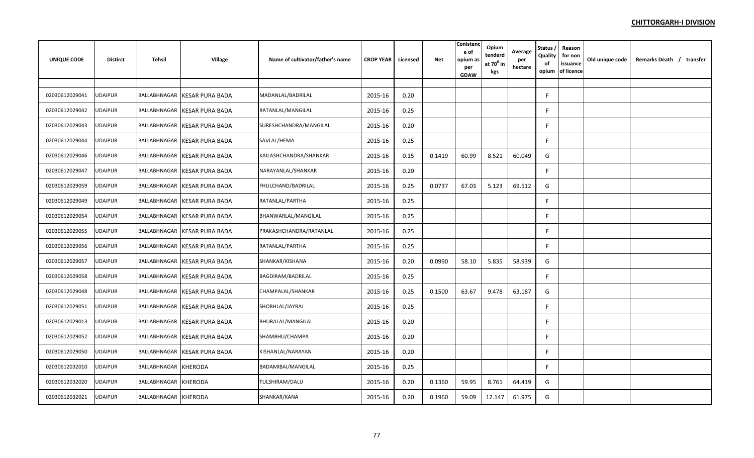**CHITTORGARH-I DIVISION**

| UNIQUE CODE | Distirct | Tehsil | Village | Name of cultivator/father's name | CROP YEAR | Licensed | Net | Conistence of opium as per GOAW | Opium tenderd at 70° in kgs | Average per hectare | Status / Quality of opium | Reason for non issuance of licence | Old unique code | Remarks Death / transfer |
|---|---|---|---|---|---|---|---|---|---|---|---|---|---|---|
| | | | | | | | | | | | | | | |
| 02030612029041 | UDAIPUR | BALLABHNAGAR | KESAR PURA BADA | MADANLAL/BADRILAL | 2015-16 | 0.20 | | | | | F | | | |
| 02030612029042 | UDAIPUR | BALLABHNAGAR | KESAR PURA BADA | RATANLAL/MANGILAL | 2015-16 | 0.25 | | | | | F | | | |
| 02030612029043 | UDAIPUR | BALLABHNAGAR | KESAR PURA BADA | SURESHCHANDRA/MANGILAL | 2015-16 | 0.20 | | | | | F | | | |
| 02030612029044 | UDAIPUR | BALLABHNAGAR | KESAR PURA BADA | SAVLAL/HEMA | 2015-16 | 0.25 | | | | | F | | | |
| 02030612029046 | UDAIPUR | BALLABHNAGAR | KESAR PURA BADA | KAILASHCHANDRA/SHANKAR | 2015-16 | 0.15 | 0.1419 | 60.99 | 8.521 | 60.049 | G | | | |
| 02030612029047 | UDAIPUR | BALLABHNAGAR | KESAR PURA BADA | NARAYANLAL/SHANKAR | 2015-16 | 0.20 | | | | | F | | | |
| 02030612029059 | UDAIPUR | BALLABHNAGAR | KESAR PURA BADA | FHULCHAND/BADRILAL | 2015-16 | 0.25 | 0.0737 | 67.03 | 5.123 | 69.512 | G | | | |
| 02030612029049 | UDAIPUR | BALLABHNAGAR | KESAR PURA BADA | RATANLAL/PARTHA | 2015-16 | 0.25 | | | | | F | | | |
| 02030612029054 | UDAIPUR | BALLABHNAGAR | KESAR PURA BADA | BHANWARLAL/MANGILAL | 2015-16 | 0.25 | | | | | F | | | |
| 02030612029055 | UDAIPUR | BALLABHNAGAR | KESAR PURA BADA | PRAKASHCHANDRA/RATANLAL | 2015-16 | 0.25 | | | | | F | | | |
| 02030612029056 | UDAIPUR | BALLABHNAGAR | KESAR PURA BADA | RATANLAL/PARTHA | 2015-16 | 0.25 | | | | | F | | | |
| 02030612029057 | UDAIPUR | BALLABHNAGAR | KESAR PURA BADA | SHANKAR/KISHANA | 2015-16 | 0.20 | 0.0990 | 58.10 | 5.835 | 58.939 | G | | | |
| 02030612029058 | UDAIPUR | BALLABHNAGAR | KESAR PURA BADA | BAGDIRAM/BADRILAL | 2015-16 | 0.25 | | | | | F | | | |
| 02030612029048 | UDAIPUR | BALLABHNAGAR | KESAR PURA BADA | CHAMPALAL/SHANKAR | 2015-16 | 0.25 | 0.1500 | 63.67 | 9.478 | 63.187 | G | | | |
| 02030612029051 | UDAIPUR | BALLABHNAGAR | KESAR PURA BADA | SHOBHLAL/JAYRAJ | 2015-16 | 0.25 | | | | | F | | | |
| 02030612029013 | UDAIPUR | BALLABHNAGAR | KESAR PURA BADA | BHURALAL/MANGILAL | 2015-16 | 0.20 | | | | | F | | | |
| 02030612029052 | UDAIPUR | BALLABHNAGAR | KESAR PURA BADA | SHAMBHU/CHAMPA | 2015-16 | 0.20 | | | | | F | | | |
| 02030612029050 | UDAIPUR | BALLABHNAGAR | KESAR PURA BADA | KISHANLAL/NARAYAN | 2015-16 | 0.20 | | | | | F | | | |
| 02030612032010 | UDAIPUR | BALLABHNAGAR | KHERODA | BADAMIBAI/MANGILAL | 2015-16 | 0.25 | | | | | F | | | |
| 02030612032020 | UDAIPUR | BALLABHNAGAR | KHERODA | TULSHIRAM/DALU | 2015-16 | 0.20 | 0.1360 | 59.95 | 8.761 | 64.419 | G | | | |
| 02030612032021 | UDAIPUR | BALLABHNAGAR | KHERODA | SHANKAR/KANA | 2015-16 | 0.20 | 0.1960 | 59.09 | 12.147 | 61.975 | G | | | |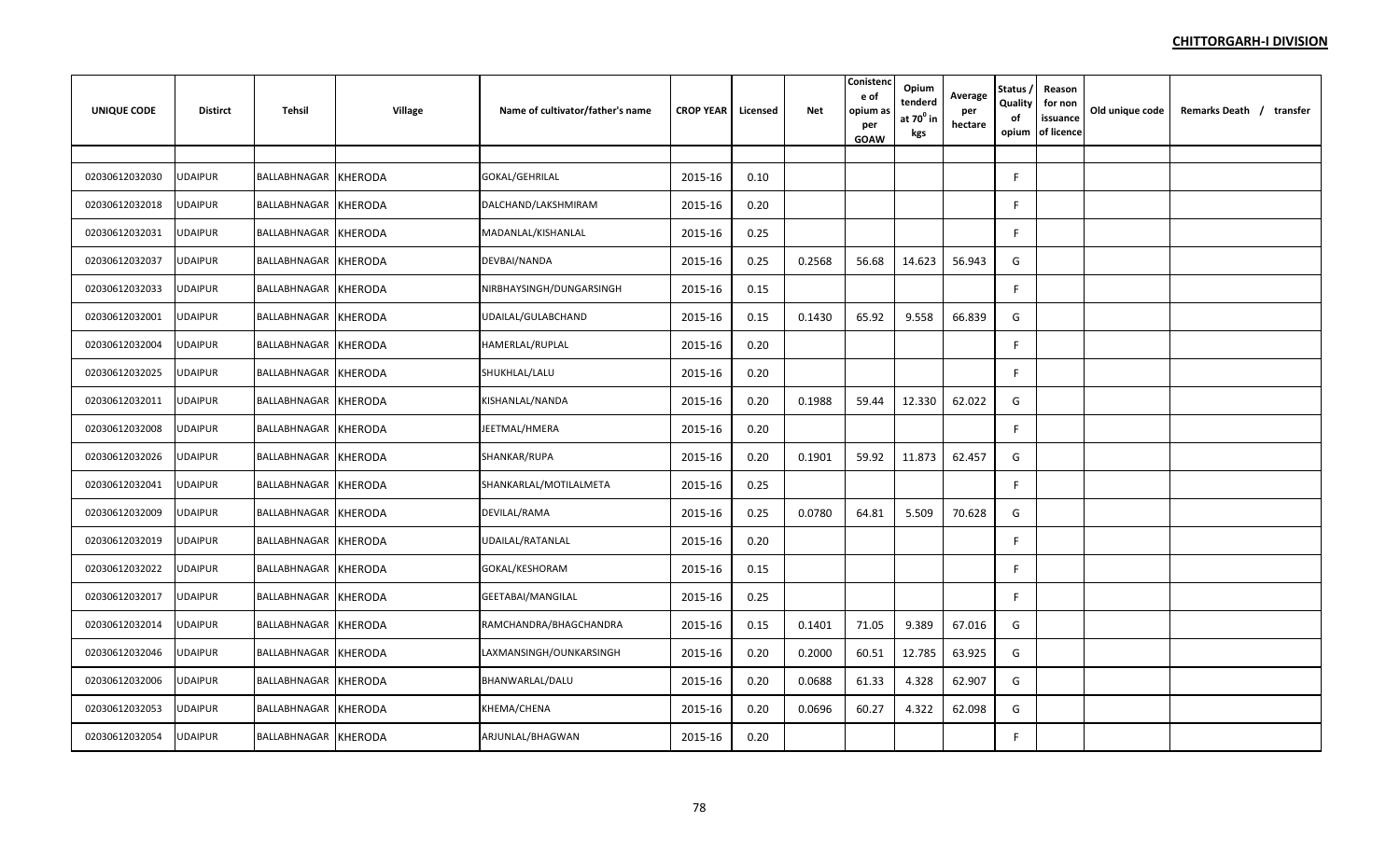**CHITTORGARH-I DIVISION**

| UNIQUE CODE | Distirct | Tehsil | Village | Name of cultivator/father's name | CROP YEAR | Licensed | Net | Conistence of opium as per GOAW | Opium tenderd at 70⁰ in kgs | Average per hectare | Status / Quality of opium | Reason for non issuance of licence | Old unique code | Remarks Death / transfer |
|---|---|---|---|---|---|---|---|---|---|---|---|---|---|---|
| 02030612032030 | UDAIPUR | BALLABHNAGAR | KHERODA | GOKAL/GEHRILAL | 2015-16 | 0.10 | | | | | F | | | |
| 02030612032018 | UDAIPUR | BALLABHNAGAR | KHERODA | DALCHAND/LAKSHMIRAM | 2015-16 | 0.20 | | | | | F | | | |
| 02030612032031 | UDAIPUR | BALLABHNAGAR | KHERODA | MADANLAL/KISHANLAL | 2015-16 | 0.25 | | | | | F | | | |
| 02030612032037 | UDAIPUR | BALLABHNAGAR | KHERODA | DEVBAI/NANDA | 2015-16 | 0.25 | 0.2568 | 56.68 | 14.623 | 56.943 | G | | | |
| 02030612032033 | UDAIPUR | BALLABHNAGAR | KHERODA | NIRBHAYSINGH/DUNGARSINGH | 2015-16 | 0.15 | | | | | F | | | |
| 02030612032001 | UDAIPUR | BALLABHNAGAR | KHERODA | UDAILAL/GULABCHAND | 2015-16 | 0.15 | 0.1430 | 65.92 | 9.558 | 66.839 | G | | | |
| 02030612032004 | UDAIPUR | BALLABHNAGAR | KHERODA | HAMERLAL/RUPLAL | 2015-16 | 0.20 | | | | | F | | | |
| 02030612032025 | UDAIPUR | BALLABHNAGAR | KHERODA | SHUKHLAL/LALU | 2015-16 | 0.20 | | | | | F | | | |
| 02030612032011 | UDAIPUR | BALLABHNAGAR | KHERODA | KISHANLAL/NANDA | 2015-16 | 0.20 | 0.1988 | 59.44 | 12.330 | 62.022 | G | | | |
| 02030612032008 | UDAIPUR | BALLABHNAGAR | KHERODA | JEETMAL/HMERA | 2015-16 | 0.20 | | | | | F | | | |
| 02030612032026 | UDAIPUR | BALLABHNAGAR | KHERODA | SHANKAR/RUPA | 2015-16 | 0.20 | 0.1901 | 59.92 | 11.873 | 62.457 | G | | | |
| 02030612032041 | UDAIPUR | BALLABHNAGAR | KHERODA | SHANKARLAL/MOTILALMETA | 2015-16 | 0.25 | | | | | F | | | |
| 02030612032009 | UDAIPUR | BALLABHNAGAR | KHERODA | DEVILAL/RAMA | 2015-16 | 0.25 | 0.0780 | 64.81 | 5.509 | 70.628 | G | | | |
| 02030612032019 | UDAIPUR | BALLABHNAGAR | KHERODA | UDAILAL/RATANLAL | 2015-16 | 0.20 | | | | | F | | | |
| 02030612032022 | UDAIPUR | BALLABHNAGAR | KHERODA | GOKAL/KESHORAM | 2015-16 | 0.15 | | | | | F | | | |
| 02030612032017 | UDAIPUR | BALLABHNAGAR | KHERODA | GEETABAI/MANGILAL | 2015-16 | 0.25 | | | | | F | | | |
| 02030612032014 | UDAIPUR | BALLABHNAGAR | KHERODA | RAMCHANDRA/BHAGCHANDRA | 2015-16 | 0.15 | 0.1401 | 71.05 | 9.389 | 67.016 | G | | | |
| 02030612032046 | UDAIPUR | BALLABHNAGAR | KHERODA | LAXMANSINGH/OUNKARSINGH | 2015-16 | 0.20 | 0.2000 | 60.51 | 12.785 | 63.925 | G | | | |
| 02030612032006 | UDAIPUR | BALLABHNAGAR | KHERODA | BHANWARLAL/DALU | 2015-16 | 0.20 | 0.0688 | 61.33 | 4.328 | 62.907 | G | | | |
| 02030612032053 | UDAIPUR | BALLABHNAGAR | KHERODA | KHEMA/CHENA | 2015-16 | 0.20 | 0.0696 | 60.27 | 4.322 | 62.098 | G | | | |
| 02030612032054 | UDAIPUR | BALLABHNAGAR | KHERODA | ARJUNLAL/BHAGWAN | 2015-16 | 0.20 | | | | | F | | | |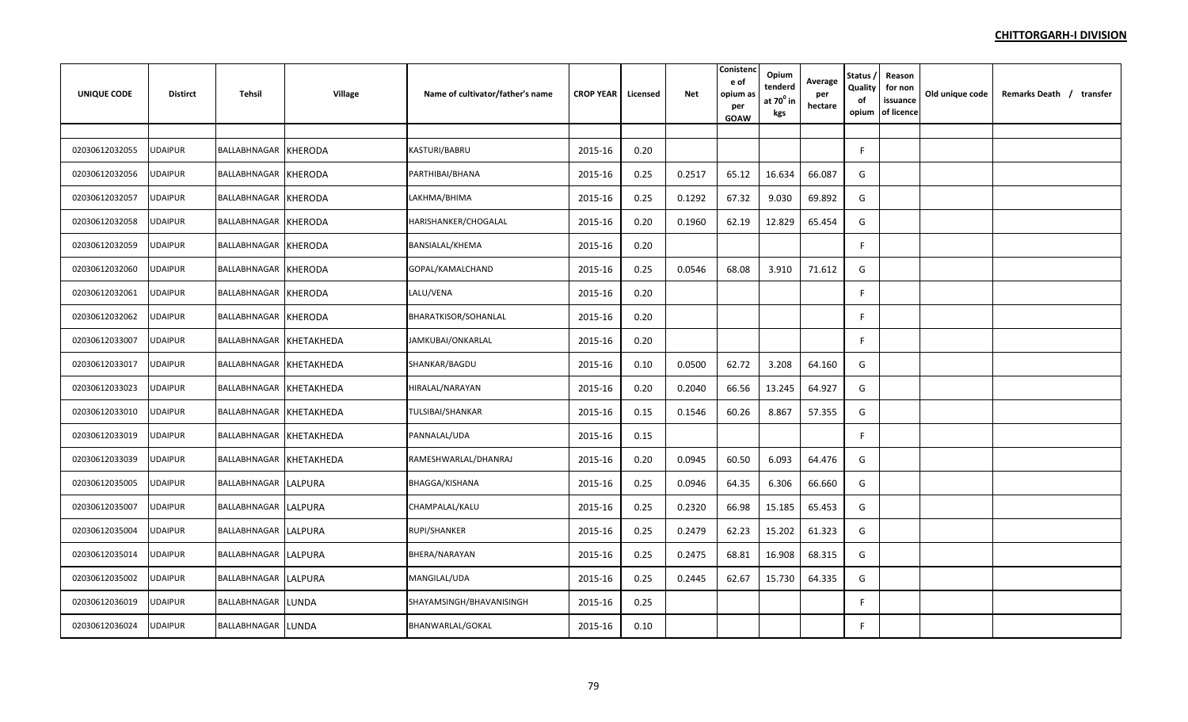**CHITTORGARH-I DIVISION**

| UNIQUE CODE | Distirct | Tehsil | Village | Name of cultivator/father's name | CROP YEAR | Licensed | Net | Conistence of opium as per GOAW | Opium tenderd at $70^0$ in kgs | Average per hectare | Status / Quality of opium | Reason for non issuance of licence | Old unique code | Remarks Death / transfer |
|---|---|---|---|---|---|---|---|---|---|---|---|---|---|---|
| | | | | | | | | | | | | | | |
| 02030612032055 | UDAIPUR | BALLABHNAGAR | KHERODA | KASTURI/BABRU | 2015-16 | 0.20 | | | | | F | | | |
| 02030612032056 | UDAIPUR | BALLABHNAGAR | KHERODA | PARTHIBAI/BHANA | 2015-16 | 0.25 | 0.2517 | 65.12 | 16.634 | 66.087 | G | | | |
| 02030612032057 | UDAIPUR | BALLABHNAGAR | KHERODA | LAKHMA/BHIMA | 2015-16 | 0.25 | 0.1292 | 67.32 | 9.030 | 69.892 | G | | | |
| 02030612032058 | UDAIPUR | BALLABHNAGAR | KHERODA | HARISHANKER/CHOGALAL | 2015-16 | 0.20 | 0.1960 | 62.19 | 12.829 | 65.454 | G | | | |
| 02030612032059 | UDAIPUR | BALLABHNAGAR | KHERODA | BANSIALAL/KHEMA | 2015-16 | 0.20 | | | | | F | | | |
| 02030612032060 | UDAIPUR | BALLABHNAGAR | KHERODA | GOPAL/KAMALCHAND | 2015-16 | 0.25 | 0.0546 | 68.08 | 3.910 | 71.612 | G | | | |
| 02030612032061 | UDAIPUR | BALLABHNAGAR | KHERODA | LALU/VENA | 2015-16 | 0.20 | | | | | F | | | |
| 02030612032062 | UDAIPUR | BALLABHNAGAR | KHERODA | BHARATKISOR/SOHANLAL | 2015-16 | 0.20 | | | | | F | | | |
| 02030612033007 | UDAIPUR | BALLABHNAGAR | KHETAKHEDA | JAMKUBAI/ONKARLAL | 2015-16 | 0.20 | | | | | F | | | |
| 02030612033017 | UDAIPUR | BALLABHNAGAR | KHETAKHEDA | SHANKAR/BAGDU | 2015-16 | 0.10 | 0.0500 | 62.72 | 3.208 | 64.160 | G | | | |
| 02030612033023 | UDAIPUR | BALLABHNAGAR | KHETAKHEDA | HIRALAL/NARAYAN | 2015-16 | 0.20 | 0.2040 | 66.56 | 13.245 | 64.927 | G | | | |
| 02030612033010 | UDAIPUR | BALLABHNAGAR | KHETAKHEDA | TULSIBAI/SHANKAR | 2015-16 | 0.15 | 0.1546 | 60.26 | 8.867 | 57.355 | G | | | |
| 02030612033019 | UDAIPUR | BALLABHNAGAR | KHETAKHEDA | PANNALAL/UDA | 2015-16 | 0.15 | | | | | F | | | |
| 02030612033039 | UDAIPUR | BALLABHNAGAR | KHETAKHEDA | RAMESHWARLAL/DHANRAJ | 2015-16 | 0.20 | 0.0945 | 60.50 | 6.093 | 64.476 | G | | | |
| 02030612035005 | UDAIPUR | BALLABHNAGAR | LALPURA | BHAGGA/KISHANA | 2015-16 | 0.25 | 0.0946 | 64.35 | 6.306 | 66.660 | G | | | |
| 02030612035007 | UDAIPUR | BALLABHNAGAR | LALPURA | CHAMPALAL/KALU | 2015-16 | 0.25 | 0.2320 | 66.98 | 15.185 | 65.453 | G | | | |
| 02030612035004 | UDAIPUR | BALLABHNAGAR | LALPURA | RUPI/SHANKER | 2015-16 | 0.25 | 0.2479 | 62.23 | 15.202 | 61.323 | G | | | |
| 02030612035014 | UDAIPUR | BALLABHNAGAR | LALPURA | BHERA/NARAYAN | 2015-16 | 0.25 | 0.2475 | 68.81 | 16.908 | 68.315 | G | | | |
| 02030612035002 | UDAIPUR | BALLABHNAGAR | LALPURA | MANGILAL/UDA | 2015-16 | 0.25 | 0.2445 | 62.67 | 15.730 | 64.335 | G | | | |
| 02030612036019 | UDAIPUR | BALLABHNAGAR | LUNDA | SHAYAMSINGH/BHAVANISINGH | 2015-16 | 0.25 | | | | | F | | | |
| 02030612036024 | UDAIPUR | BALLABHNAGAR | LUNDA | BHANWARLAL/GOKAL | 2015-16 | 0.10 | | | | | F | | | |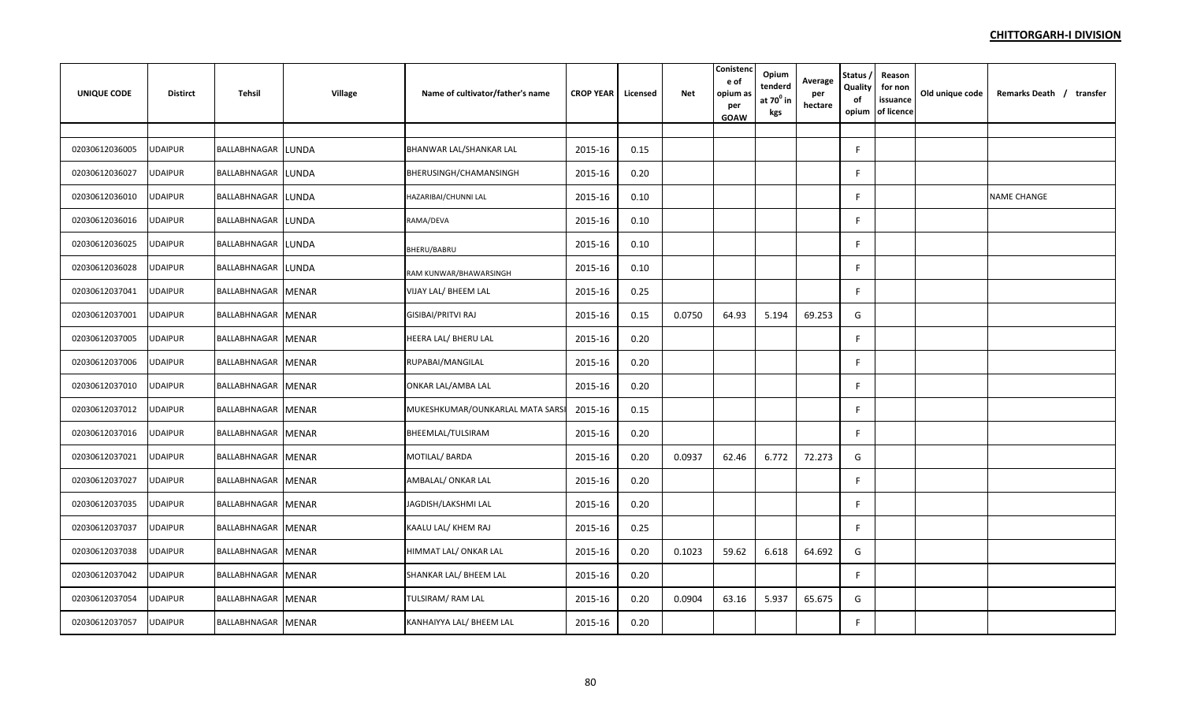**CHITTORGARH-I DIVISION**

| UNIQUE CODE | Distirct | Tehsil | Village | Name of cultivator/father's name | CROP YEAR | Licensed | Net | Conistence of opium as per GOAW | Opium tenderd at $70^0$ in kgs | Average per hectare | Status / Quality of opium | Reason for non issuance of licence | Old unique code | Remarks Death / transfer |
|---|---|---|---|---|---|---|---|---|---|---|---|---|---|---|
| 02030612036005 | UDAIPUR | BALLABHNAGAR | LUNDA | BHANWAR LAL/SHANKAR LAL | 2015-16 | 0.15 | | | | | F | | | |
| 02030612036027 | UDAIPUR | BALLABHNAGAR | LUNDA | BHERUSINGH/CHAMANSINGH | 2015-16 | 0.20 | | | | | F | | | |
| 02030612036010 | UDAIPUR | BALLABHNAGAR | LUNDA | HAZARIBAI/CHUNNI LAL | 2015-16 | 0.10 | | | | | F | | | NAME CHANGE |
| 02030612036016 | UDAIPUR | BALLABHNAGAR | LUNDA | RAMA/DEVA | 2015-16 | 0.10 | | | | | F | | | |
| 02030612036025 | UDAIPUR | BALLABHNAGAR | LUNDA | BHERU/BABRU | 2015-16 | 0.10 | | | | | F | | | |
| 02030612036028 | UDAIPUR | BALLABHNAGAR | LUNDA | RAM KUNWAR/BHAWARSINGH | 2015-16 | 0.10 | | | | | F | | | |
| 02030612037041 | UDAIPUR | BALLABHNAGAR | MENAR | VIJAY LAL/ BHEEM LAL | 2015-16 | 0.25 | | | | | F | | | |
| 02030612037001 | UDAIPUR | BALLABHNAGAR | MENAR | GISIBAI/PRITVI RAJ | 2015-16 | 0.15 | 0.0750 | 64.93 | 5.194 | 69.253 | G | | | |
| 02030612037005 | UDAIPUR | BALLABHNAGAR | MENAR | HEERA LAL/ BHERU LAL | 2015-16 | 0.20 | | | | | F | | | |
| 02030612037006 | UDAIPUR | BALLABHNAGAR | MENAR | RUPABAI/MANGILAL | 2015-16 | 0.20 | | | | | F | | | |
| 02030612037010 | UDAIPUR | BALLABHNAGAR | MENAR | ONKAR LAL/AMBA LAL | 2015-16 | 0.20 | | | | | F | | | |
| 02030612037012 | UDAIPUR | BALLABHNAGAR | MENAR | MUKESHKUMAR/OUNKARLAL MATA SARSI | 2015-16 | 0.15 | | | | | F | | | |
| 02030612037016 | UDAIPUR | BALLABHNAGAR | MENAR | BHEEMLAL/TULSIRAM | 2015-16 | 0.20 | | | | | F | | | |
| 02030612037021 | UDAIPUR | BALLABHNAGAR | MENAR | MOTILAL/ BARDA | 2015-16 | 0.20 | 0.0937 | 62.46 | 6.772 | 72.273 | G | | | |
| 02030612037027 | UDAIPUR | BALLABHNAGAR | MENAR | AMBALAL/ ONKAR LAL | 2015-16 | 0.20 | | | | | F | | | |
| 02030612037035 | UDAIPUR | BALLABHNAGAR | MENAR | JAGDISH/LAKSHMI LAL | 2015-16 | 0.20 | | | | | F | | | |
| 02030612037037 | UDAIPUR | BALLABHNAGAR | MENAR | KAALU LAL/ KHEM RAJ | 2015-16 | 0.25 | | | | | F | | | |
| 02030612037038 | UDAIPUR | BALLABHNAGAR | MENAR | HIMMAT LAL/ ONKAR LAL | 2015-16 | 0.20 | 0.1023 | 59.62 | 6.618 | 64.692 | G | | | |
| 02030612037042 | UDAIPUR | BALLABHNAGAR | MENAR | SHANKAR LAL/ BHEEM LAL | 2015-16 | 0.20 | | | | | F | | | |
| 02030612037054 | UDAIPUR | BALLABHNAGAR | MENAR | TULSIRAM/ RAM LAL | 2015-16 | 0.20 | 0.0904 | 63.16 | 5.937 | 65.675 | G | | | |
| 02030612037057 | UDAIPUR | BALLABHNAGAR | MENAR | KANHAIYYA LAL/ BHEEM LAL | 2015-16 | 0.20 | | | | | F | | | |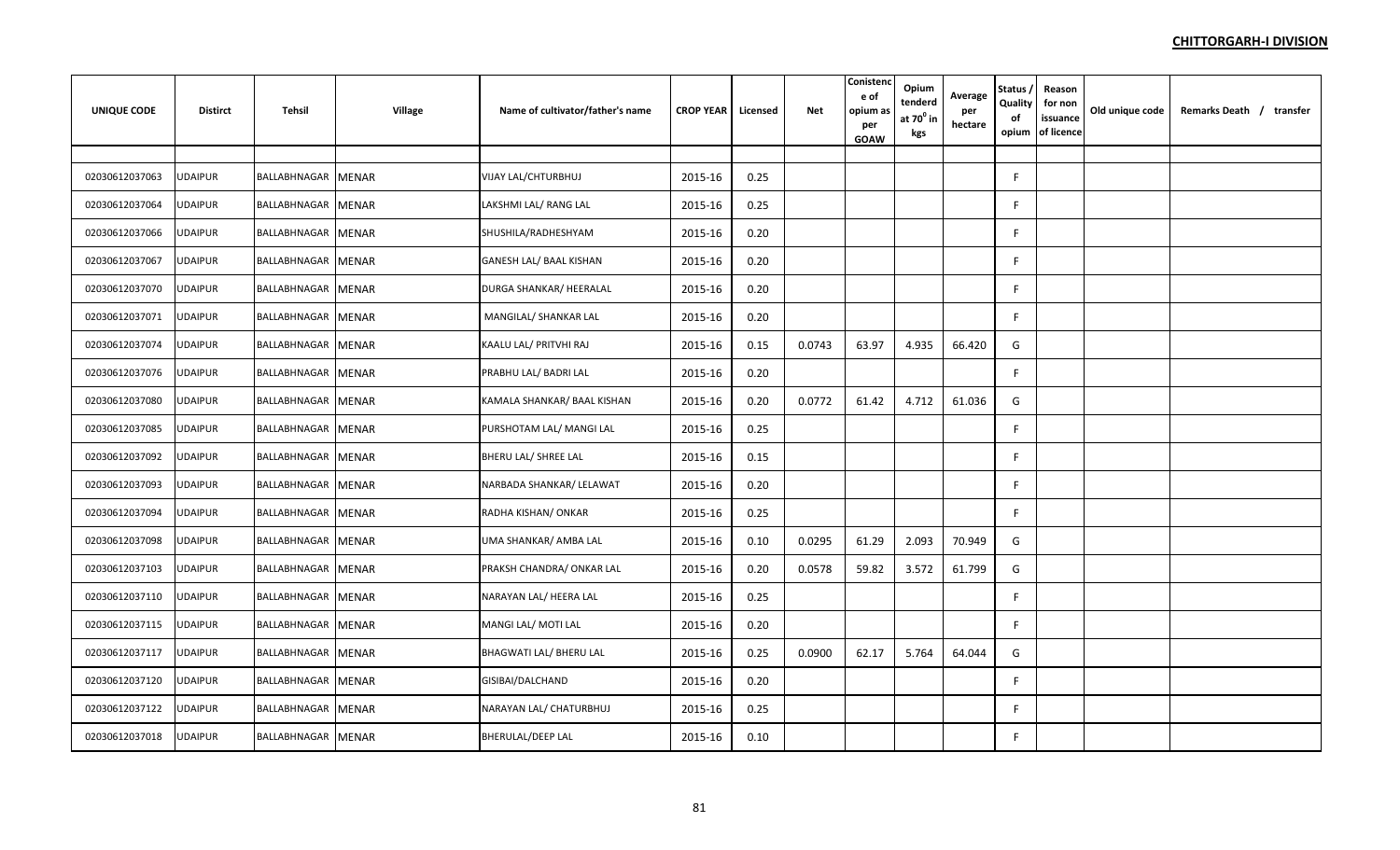**CHITTORGARH-I DIVISION**

| UNIQUE CODE | Distirct | Tehsil | Village | Name of cultivator/father's name | CROP YEAR | Licensed | Net | Conistence of opium as per GOAW | Opium tenderd at $70^0$ in kgs | Average per hectare | Status / Quality of opium | Reason for non issuance of licence | Old unique code | Remarks Death / transfer |
|---|---|---|---|---|---|---|---|---|---|---|---|---|---|---|
| 02030612037063 | UDAIPUR | BALLABHNAGAR | MENAR | VIJAY LAL/CHTURBHUJ | 2015-16 | 0.25 | | | | | F | | | |
| 02030612037064 | UDAIPUR | BALLABHNAGAR | MENAR | LAKSHMI LAL/ RANG LAL | 2015-16 | 0.25 | | | | | F | | | |
| 02030612037066 | UDAIPUR | BALLABHNAGAR | MENAR | SHUSHILA/RADHESHYAM | 2015-16 | 0.20 | | | | | F | | | |
| 02030612037067 | UDAIPUR | BALLABHNAGAR | MENAR | GANESH LAL/ BAAL KISHAN | 2015-16 | 0.20 | | | | | F | | | |
| 02030612037070 | UDAIPUR | BALLABHNAGAR | MENAR | DURGA SHANKAR/ HEERALAL | 2015-16 | 0.20 | | | | | F | | | |
| 02030612037071 | UDAIPUR | BALLABHNAGAR | MENAR | MANGILAL/ SHANKAR LAL | 2015-16 | 0.20 | | | | | F | | | |
| 02030612037074 | UDAIPUR | BALLABHNAGAR | MENAR | KAALU LAL/ PRITVHI RAJ | 2015-16 | 0.15 | 0.0743 | 63.97 | 4.935 | 66.420 | G | | | |
| 02030612037076 | UDAIPUR | BALLABHNAGAR | MENAR | PRABHU LAL/ BADRI LAL | 2015-16 | 0.20 | | | | | F | | | |
| 02030612037080 | UDAIPUR | BALLABHNAGAR | MENAR | KAMALA SHANKAR/ BAAL KISHAN | 2015-16 | 0.20 | 0.0772 | 61.42 | 4.712 | 61.036 | G | | | |
| 02030612037085 | UDAIPUR | BALLABHNAGAR | MENAR | PURSHOTAM LAL/ MANGI LAL | 2015-16 | 0.25 | | | | | F | | | |
| 02030612037092 | UDAIPUR | BALLABHNAGAR | MENAR | BHERU LAL/ SHREE LAL | 2015-16 | 0.15 | | | | | F | | | |
| 02030612037093 | UDAIPUR | BALLABHNAGAR | MENAR | NARBADA SHANKAR/ LELAWAT | 2015-16 | 0.20 | | | | | F | | | |
| 02030612037094 | UDAIPUR | BALLABHNAGAR | MENAR | RADHA KISHAN/ ONKAR | 2015-16 | 0.25 | | | | | F | | | |
| 02030612037098 | UDAIPUR | BALLABHNAGAR | MENAR | UMA SHANKAR/ AMBA LAL | 2015-16 | 0.10 | 0.0295 | 61.29 | 2.093 | 70.949 | G | | | |
| 02030612037103 | UDAIPUR | BALLABHNAGAR | MENAR | PRAKSH CHANDRA/ ONKAR LAL | 2015-16 | 0.20 | 0.0578 | 59.82 | 3.572 | 61.799 | G | | | |
| 02030612037110 | UDAIPUR | BALLABHNAGAR | MENAR | NARAYAN LAL/ HEERA LAL | 2015-16 | 0.25 | | | | | F | | | |
| 02030612037115 | UDAIPUR | BALLABHNAGAR | MENAR | MANGI LAL/ MOTI LAL | 2015-16 | 0.20 | | | | | F | | | |
| 02030612037117 | UDAIPUR | BALLABHNAGAR | MENAR | BHAGWATI LAL/ BHERU LAL | 2015-16 | 0.25 | 0.0900 | 62.17 | 5.764 | 64.044 | G | | | |
| 02030612037120 | UDAIPUR | BALLABHNAGAR | MENAR | GISIBAI/DALCHAND | 2015-16 | 0.20 | | | | | F | | | |
| 02030612037122 | UDAIPUR | BALLABHNAGAR | MENAR | NARAYAN LAL/ CHATURBHUJ | 2015-16 | 0.25 | | | | | F | | | |
| 02030612037018 | UDAIPUR | BALLABHNAGAR | MENAR | BHERULAL/DEEP LAL | 2015-16 | 0.10 | | | | | F | | | |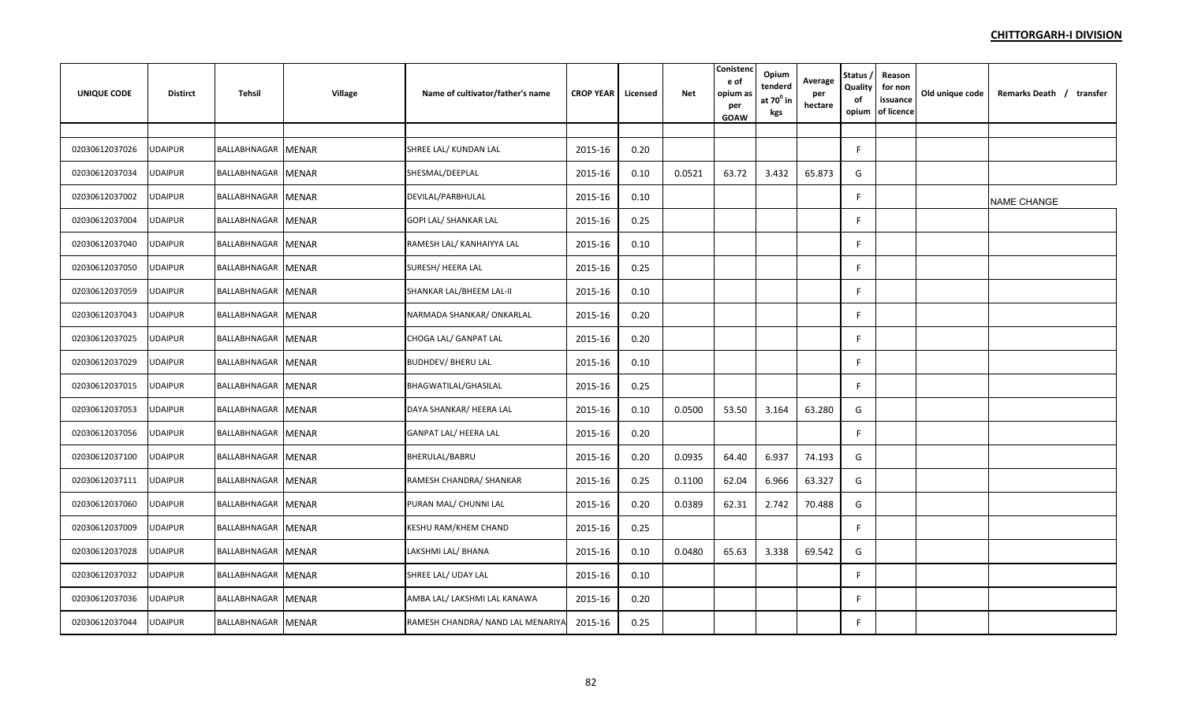**CHITTORGARH-I DIVISION**

| UNIQUE CODE | Distirct | Tehsil | Village | Name of cultivator/father's name | CROP YEAR | Licensed | Net | Conistence of opium as per GOAW | Opium tenderd at $70^0$ in kgs | Average per hectare | Status / Quality of opium | Reason for non issuance of licence | Old unique code | Remarks Death / transfer |
|---|---|---|---|---|---|---|---|---|---|---|---|---|---|---|
| 02030612037026 | UDAIPUR | BALLABHNAGAR | MENAR | SHREE LAL/ KUNDAN LAL | 2015-16 | 0.20 | | | | | F | | | |
| 02030612037034 | UDAIPUR | BALLABHNAGAR | MENAR | SHESMAL/DEEPLAL | 2015-16 | 0.10 | 0.0521 | 63.72 | 3.432 | 65.873 | G | | | |
| 02030612037002 | UDAIPUR | BALLABHNAGAR | MENAR | DEVILAL/PARBHULAL | 2015-16 | 0.10 | | | | | F | | | NAME CHANGE |
| 02030612037004 | UDAIPUR | BALLABHNAGAR | MENAR | GOPI LAL/ SHANKAR LAL | 2015-16 | 0.25 | | | | | F | | | |
| 02030612037040 | UDAIPUR | BALLABHNAGAR | MENAR | RAMESH LAL/ KANHAIYYA LAL | 2015-16 | 0.10 | | | | | F | | | |
| 02030612037050 | UDAIPUR | BALLABHNAGAR | MENAR | SURESH/ HEERA LAL | 2015-16 | 0.25 | | | | | F | | | |
| 02030612037059 | UDAIPUR | BALLABHNAGAR | MENAR | SHANKAR LAL/BHEEM LAL-II | 2015-16 | 0.10 | | | | | F | | | |
| 02030612037043 | UDAIPUR | BALLABHNAGAR | MENAR | NARMADA SHANKAR/ ONKARLAL | 2015-16 | 0.20 | | | | | F | | | |
| 02030612037025 | UDAIPUR | BALLABHNAGAR | MENAR | CHOGA LAL/ GANPAT LAL | 2015-16 | 0.20 | | | | | F | | | |
| 02030612037029 | UDAIPUR | BALLABHNAGAR | MENAR | BUDHDEV/ BHERU LAL | 2015-16 | 0.10 | | | | | F | | | |
| 02030612037015 | UDAIPUR | BALLABHNAGAR | MENAR | BHAGWATILAL/GHASILAL | 2015-16 | 0.25 | | | | | F | | | |
| 02030612037053 | UDAIPUR | BALLABHNAGAR | MENAR | DAYA SHANKAR/ HEERA LAL | 2015-16 | 0.10 | 0.0500 | 53.50 | 3.164 | 63.280 | G | | | |
| 02030612037056 | UDAIPUR | BALLABHNAGAR | MENAR | GANPAT LAL/ HEERA LAL | 2015-16 | 0.20 | | | | | F | | | |
| 02030612037100 | UDAIPUR | BALLABHNAGAR | MENAR | BHERULAL/BABRU | 2015-16 | 0.20 | 0.0935 | 64.40 | 6.937 | 74.193 | G | | | |
| 02030612037111 | UDAIPUR | BALLABHNAGAR | MENAR | RAMESH CHANDRA/ SHANKAR | 2015-16 | 0.25 | 0.1100 | 62.04 | 6.966 | 63.327 | G | | | |
| 02030612037060 | UDAIPUR | BALLABHNAGAR | MENAR | PURAN MAL/ CHUNNI LAL | 2015-16 | 0.20 | 0.0389 | 62.31 | 2.742 | 70.488 | G | | | |
| 02030612037009 | UDAIPUR | BALLABHNAGAR | MENAR | KESHU RAM/KHEM CHAND | 2015-16 | 0.25 | | | | | F | | | |
| 02030612037028 | UDAIPUR | BALLABHNAGAR | MENAR | LAKSHMI LAL/ BHANA | 2015-16 | 0.10 | 0.0480 | 65.63 | 3.338 | 69.542 | G | | | |
| 02030612037032 | UDAIPUR | BALLABHNAGAR | MENAR | SHREE LAL/ UDAY LAL | 2015-16 | 0.10 | | | | | F | | | |
| 02030612037036 | UDAIPUR | BALLABHNAGAR | MENAR | AMBA LAL/ LAKSHMI LAL KANAWA | 2015-16 | 0.20 | | | | | F | | | |
| 02030612037044 | UDAIPUR | BALLABHNAGAR | MENAR | RAMESH CHANDRA/ NAND LAL MENARIYA | 2015-16 | 0.25 | | | | | F | | | |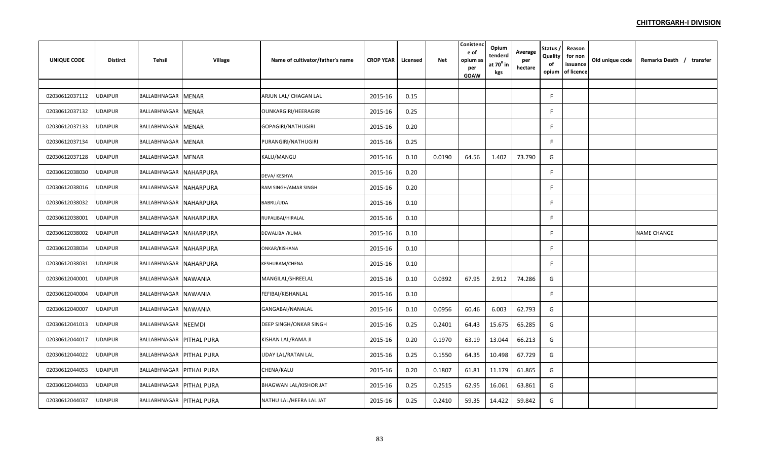**CHITTORGARH-I DIVISION**

| UNIQUE CODE | Distirct | Tehsil | Village | Name of cultivator/father's name | CROP YEAR | Licensed | Net | Conistence of opium as per GOAW | Opium tenderd at 70$^0$ in kgs | Average per hectare | Status / Quality of opium | Reason for non issuance of licence | Old unique code | Remarks Death / transfer |
|---|---|---|---|---|---|---|---|---|---|---|---|---|---|---|
| | | | | | | | | | | | | | | |
| 02030612037112 | UDAIPUR | BALLABHNAGAR | MENAR | ARJUN LAL/ CHAGAN LAL | 2015-16 | 0.15 | | | | | F | | | |
| 02030612037132 | UDAIPUR | BALLABHNAGAR | MENAR | OUNKARGIRI/HEERAGIRI | 2015-16 | 0.25 | | | | | F | | | |
| 02030612037133 | UDAIPUR | BALLABHNAGAR | MENAR | GOPAGIRI/NATHUGIRI | 2015-16 | 0.20 | | | | | F | | | |
| 02030612037134 | UDAIPUR | BALLABHNAGAR | MENAR | PURANGIRI/NATHUGIRI | 2015-16 | 0.25 | | | | | F | | | |
| 02030612037128 | UDAIPUR | BALLABHNAGAR | MENAR | KALU/MANGU | 2015-16 | 0.10 | 0.0190 | 64.56 | 1.402 | 73.790 | G | | | |
| 02030612038030 | UDAIPUR | BALLABHNAGAR | NAHARPURA | DEVA/ KESHYA | 2015-16 | 0.20 | | | | | F | | | |
| 02030612038016 | UDAIPUR | BALLABHNAGAR | NAHARPURA | RAM SINGH/AMAR SINGH | 2015-16 | 0.20 | | | | | F | | | |
| 02030612038032 | UDAIPUR | BALLABHNAGAR | NAHARPURA | BABRU/UDA | 2015-16 | 0.10 | | | | | F | | | |
| 02030612038001 | UDAIPUR | BALLABHNAGAR | NAHARPURA | RUPALIBAI/HIRALAL | 2015-16 | 0.10 | | | | | F | | | |
| 02030612038002 | UDAIPUR | BALLABHNAGAR | NAHARPURA | DEWALIBAI/KUMA | 2015-16 | 0.10 | | | | | F | | | NAME CHANGE |
| 02030612038034 | UDAIPUR | BALLABHNAGAR | NAHARPURA | ONKAR/KISHANA | 2015-16 | 0.10 | | | | | F | | | |
| 02030612038031 | UDAIPUR | BALLABHNAGAR | NAHARPURA | KESHURAM/CHENA | 2015-16 | 0.10 | | | | | F | | | |
| 02030612040001 | UDAIPUR | BALLABHNAGAR | NAWANIA | MANGILAL/SHREELAL | 2015-16 | 0.10 | 0.0392 | 67.95 | 2.912 | 74.286 | G | | | |
| 02030612040004 | UDAIPUR | BALLABHNAGAR | NAWANIA | FEFIBAI/KISHANLAL | 2015-16 | 0.10 | | | | | F | | | |
| 02030612040007 | UDAIPUR | BALLABHNAGAR | NAWANIA | GANGABAI/NANALAL | 2015-16 | 0.10 | 0.0956 | 60.46 | 6.003 | 62.793 | G | | | |
| 02030612041013 | UDAIPUR | BALLABHNAGAR | NEEMDI | DEEP SINGH/ONKAR SINGH | 2015-16 | 0.25 | 0.2401 | 64.43 | 15.675 | 65.285 | G | | | |
| 02030612044017 | UDAIPUR | BALLABHNAGAR | PITHAL PURA | KISHAN LAL/RAMA JI | 2015-16 | 0.20 | 0.1970 | 63.19 | 13.044 | 66.213 | G | | | |
| 02030612044022 | UDAIPUR | BALLABHNAGAR | PITHAL PURA | UDAY LAL/RATAN LAL | 2015-16 | 0.25 | 0.1550 | 64.35 | 10.498 | 67.729 | G | | | |
| 02030612044053 | UDAIPUR | BALLABHNAGAR | PITHAL PURA | CHENA/KALU | 2015-16 | 0.20 | 0.1807 | 61.81 | 11.179 | 61.865 | G | | | |
| 02030612044033 | UDAIPUR | BALLABHNAGAR | PITHAL PURA | BHAGWAN LAL/KISHOR JAT | 2015-16 | 0.25 | 0.2515 | 62.95 | 16.061 | 63.861 | G | | | |
| 02030612044037 | UDAIPUR | BALLABHNAGAR | PITHAL PURA | NATHU LAL/HEERA LAL JAT | 2015-16 | 0.25 | 0.2410 | 59.35 | 14.422 | 59.842 | G | | | |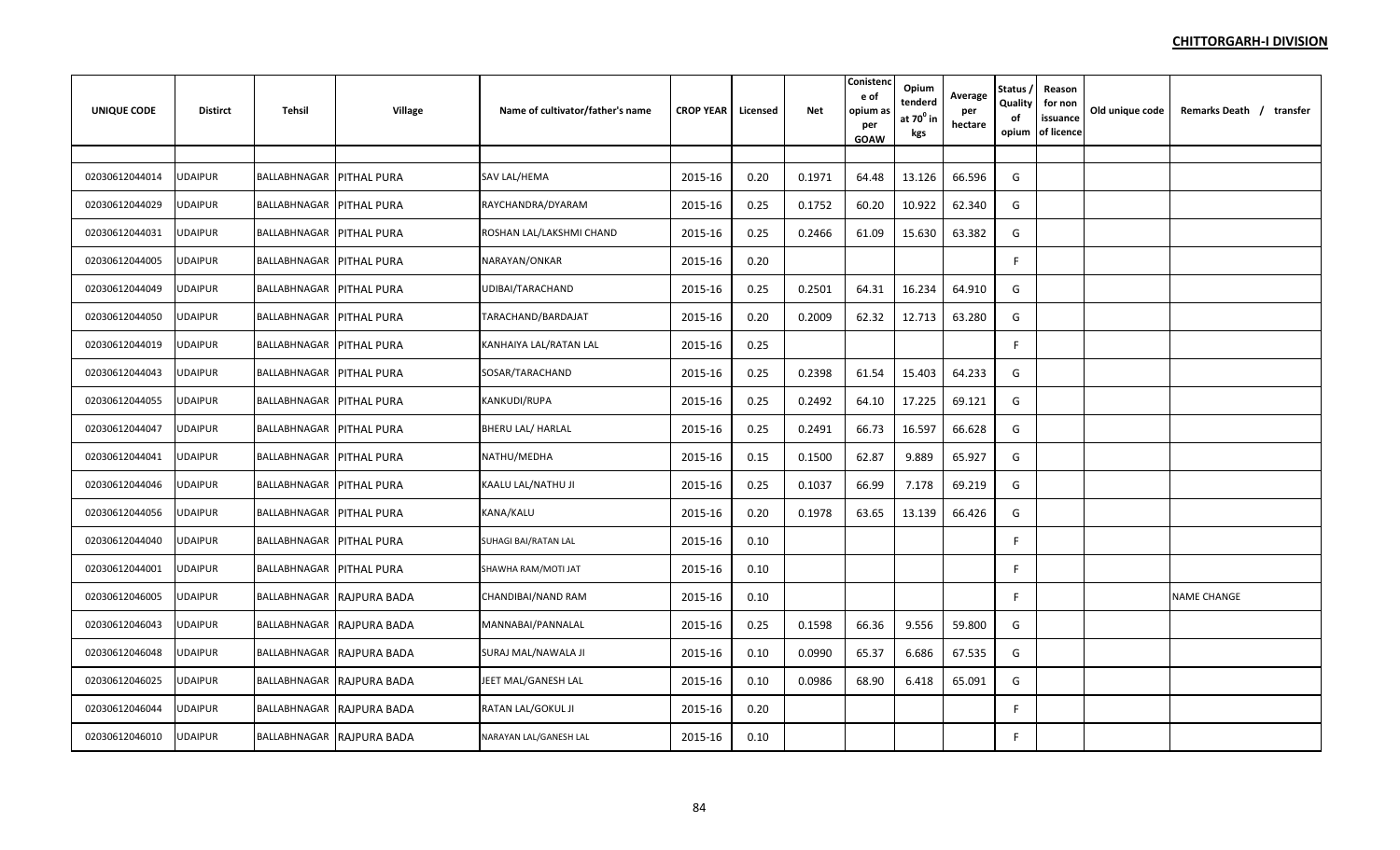**CHITTORGARH-I DIVISION**

| UNIQUE CODE | Distirct | Tehsil | Village | Name of cultivator/father's name | CROP YEAR | Licensed | Net | Conistence of opium as per GOAW | Opium tenderd at $70^0$ in kgs | Average per hectare | Status / Quality of opium | Reason for non issuance of licence | Old unique code | Remarks Death / transfer |
|---|---|---|---|---|---|---|---|---|---|---|---|---|---|---|
| 02030612044014 | UDAIPUR | BALLABHNAGAR | PITHAL PURA | SAV LAL/HEMA | 2015-16 | 0.20 | 0.1971 | 64.48 | 13.126 | 66.596 | G | | | |
| 02030612044029 | UDAIPUR | BALLABHNAGAR | PITHAL PURA | RAYCHANDRA/DYARAM | 2015-16 | 0.25 | 0.1752 | 60.20 | 10.922 | 62.340 | G | | | |
| 02030612044031 | UDAIPUR | BALLABHNAGAR | PITHAL PURA | ROSHAN LAL/LAKSHMI CHAND | 2015-16 | 0.25 | 0.2466 | 61.09 | 15.630 | 63.382 | G | | | |
| 02030612044005 | UDAIPUR | BALLABHNAGAR | PITHAL PURA | NARAYAN/ONKAR | 2015-16 | 0.20 | | | | | F | | | |
| 02030612044049 | UDAIPUR | BALLABHNAGAR | PITHAL PURA | UDIBAI/TARACHAND | 2015-16 | 0.25 | 0.2501 | 64.31 | 16.234 | 64.910 | G | | | |
| 02030612044050 | UDAIPUR | BALLABHNAGAR | PITHAL PURA | TARACHAND/BARDAJAT | 2015-16 | 0.20 | 0.2009 | 62.32 | 12.713 | 63.280 | G | | | |
| 02030612044019 | UDAIPUR | BALLABHNAGAR | PITHAL PURA | KANHAIYA LAL/RATAN LAL | 2015-16 | 0.25 | | | | | F | | | |
| 02030612044043 | UDAIPUR | BALLABHNAGAR | PITHAL PURA | SOSAR/TARACHAND | 2015-16 | 0.25 | 0.2398 | 61.54 | 15.403 | 64.233 | G | | | |
| 02030612044055 | UDAIPUR | BALLABHNAGAR | PITHAL PURA | KANKUDI/RUPA | 2015-16 | 0.25 | 0.2492 | 64.10 | 17.225 | 69.121 | G | | | |
| 02030612044047 | UDAIPUR | BALLABHNAGAR | PITHAL PURA | BHERU LAL/ HARLAL | 2015-16 | 0.25 | 0.2491 | 66.73 | 16.597 | 66.628 | G | | | |
| 02030612044041 | UDAIPUR | BALLABHNAGAR | PITHAL PURA | NATHU/MEDHA | 2015-16 | 0.15 | 0.1500 | 62.87 | 9.889 | 65.927 | G | | | |
| 02030612044046 | UDAIPUR | BALLABHNAGAR | PITHAL PURA | KAALU LAL/NATHU JI | 2015-16 | 0.25 | 0.1037 | 66.99 | 7.178 | 69.219 | G | | | |
| 02030612044056 | UDAIPUR | BALLABHNAGAR | PITHAL PURA | KANA/KALU | 2015-16 | 0.20 | 0.1978 | 63.65 | 13.139 | 66.426 | G | | | |
| 02030612044040 | UDAIPUR | BALLABHNAGAR | PITHAL PURA | SUHAGI BAI/RATAN LAL | 2015-16 | 0.10 | | | | | F | | | |
| 02030612044001 | UDAIPUR | BALLABHNAGAR | PITHAL PURA | SHAWHA RAM/MOTI JAT | 2015-16 | 0.10 | | | | | F | | | |
| 02030612046005 | UDAIPUR | BALLABHNAGAR | RAJPURA BADA | CHANDIBAI/NAND RAM | 2015-16 | 0.10 | | | | | F | | | NAME CHANGE |
| 02030612046043 | UDAIPUR | BALLABHNAGAR | RAJPURA BADA | MANNABAI/PANNALAL | 2015-16 | 0.25 | 0.1598 | 66.36 | 9.556 | 59.800 | G | | | |
| 02030612046048 | UDAIPUR | BALLABHNAGAR | RAJPURA BADA | SURAJ MAL/NAWALA JI | 2015-16 | 0.10 | 0.0990 | 65.37 | 6.686 | 67.535 | G | | | |
| 02030612046025 | UDAIPUR | BALLABHNAGAR | RAJPURA BADA | JEET MAL/GANESH LAL | 2015-16 | 0.10 | 0.0986 | 68.90 | 6.418 | 65.091 | G | | | |
| 02030612046044 | UDAIPUR | BALLABHNAGAR | RAJPURA BADA | RATAN LAL/GOKUL JI | 2015-16 | 0.20 | | | | | F | | | |
| 02030612046010 | UDAIPUR | BALLABHNAGAR | RAJPURA BADA | NARAYAN LAL/GANESH LAL | 2015-16 | 0.10 | | | | | F | | | |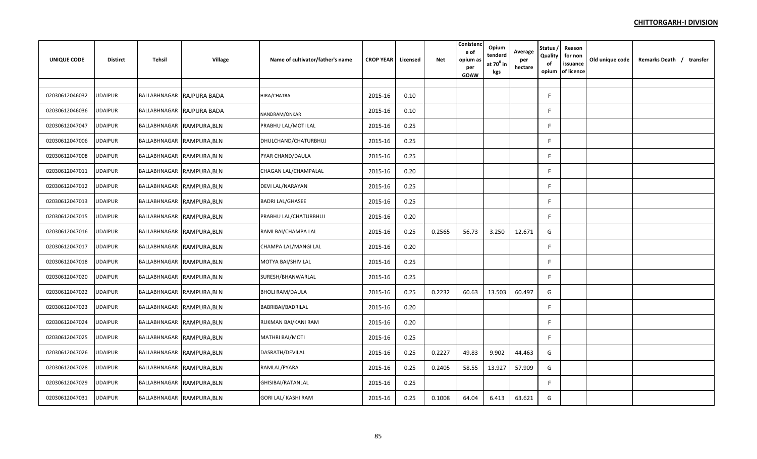**CHITTORGARH-I DIVISION**

| UNIQUE CODE | Distirct | Tehsil | Village | Name of cultivator/father's name | CROP YEAR | Licensed | Net | Conistence of opium as per GOAW | Opium tenderd at 70$^0$ in kgs | Average per hectare | Status / Quality of opium | Reason for non issuance of licence | Old unique code | Remarks Death / transfer |
|---|---|---|---|---|---|---|---|---|---|---|---|---|---|---|
| | | | | | | | | | | | | | | |
| 02030612046032 | UDAIPUR | BALLABHNAGAR | RAJPURA BADA | HIRA/CHATRA | 2015-16 | 0.10 | | | | | F | | | |
| 02030612046036 | UDAIPUR | BALLABHNAGAR | RAJPURA BADA | NANDRAM/ONKAR | 2015-16 | 0.10 | | | | | F | | | |
| 02030612047047 | UDAIPUR | BALLABHNAGAR | RAMPURA,BLN | PRABHU LAL/MOTI LAL | 2015-16 | 0.25 | | | | | F | | | |
| 02030612047006 | UDAIPUR | BALLABHNAGAR | RAMPURA,BLN | DHULCHAND/CHATURBHUJ | 2015-16 | 0.25 | | | | | F | | | |
| 02030612047008 | UDAIPUR | BALLABHNAGAR | RAMPURA,BLN | PYAR CHAND/DAULA | 2015-16 | 0.25 | | | | | F | | | |
| 02030612047011 | UDAIPUR | BALLABHNAGAR | RAMPURA,BLN | CHAGAN LAL/CHAMPALAL | 2015-16 | 0.20 | | | | | F | | | |
| 02030612047012 | UDAIPUR | BALLABHNAGAR | RAMPURA,BLN | DEVI LAL/NARAYAN | 2015-16 | 0.25 | | | | | F | | | |
| 02030612047013 | UDAIPUR | BALLABHNAGAR | RAMPURA,BLN | BADRI LAL/GHASEE | 2015-16 | 0.25 | | | | | F | | | |
| 02030612047015 | UDAIPUR | BALLABHNAGAR | RAMPURA,BLN | PRABHU LAL/CHATURBHUJ | 2015-16 | 0.20 | | | | | F | | | |
| 02030612047016 | UDAIPUR | BALLABHNAGAR | RAMPURA,BLN | RAMI BAI/CHAMPA LAL | 2015-16 | 0.25 | 0.2565 | 56.73 | 3.250 | 12.671 | G | | | |
| 02030612047017 | UDAIPUR | BALLABHNAGAR | RAMPURA,BLN | CHAMPA LAL/MANGI LAL | 2015-16 | 0.20 | | | | | F | | | |
| 02030612047018 | UDAIPUR | BALLABHNAGAR | RAMPURA,BLN | MOTYA BAI/SHIV LAL | 2015-16 | 0.25 | | | | | F | | | |
| 02030612047020 | UDAIPUR | BALLABHNAGAR | RAMPURA,BLN | SURESH/BHANWARLAL | 2015-16 | 0.25 | | | | | F | | | |
| 02030612047022 | UDAIPUR | BALLABHNAGAR | RAMPURA,BLN | BHOLI RAM/DAULA | 2015-16 | 0.25 | 0.2232 | 60.63 | 13.503 | 60.497 | G | | | |
| 02030612047023 | UDAIPUR | BALLABHNAGAR | RAMPURA,BLN | BABRIBAI/BADRILAL | 2015-16 | 0.20 | | | | | F | | | |
| 02030612047024 | UDAIPUR | BALLABHNAGAR | RAMPURA,BLN | RUKMAN BAI/KANI RAM | 2015-16 | 0.20 | | | | | F | | | |
| 02030612047025 | UDAIPUR | BALLABHNAGAR | RAMPURA,BLN | MATHRI BAI/MOTI | 2015-16 | 0.25 | | | | | F | | | |
| 02030612047026 | UDAIPUR | BALLABHNAGAR | RAMPURA,BLN | DASRATH/DEVILAL | 2015-16 | 0.25 | 0.2227 | 49.83 | 9.902 | 44.463 | G | | | |
| 02030612047028 | UDAIPUR | BALLABHNAGAR | RAMPURA,BLN | RAMLAL/PYARA | 2015-16 | 0.25 | 0.2405 | 58.55 | 13.927 | 57.909 | G | | | |
| 02030612047029 | UDAIPUR | BALLABHNAGAR | RAMPURA,BLN | GHISIBAI/RATANLAL | 2015-16 | 0.25 | | | | | F | | | |
| 02030612047031 | UDAIPUR | BALLABHNAGAR | RAMPURA,BLN | GORI LAL/ KASHI RAM | 2015-16 | 0.25 | 0.1008 | 64.04 | 6.413 | 63.621 | G | | | |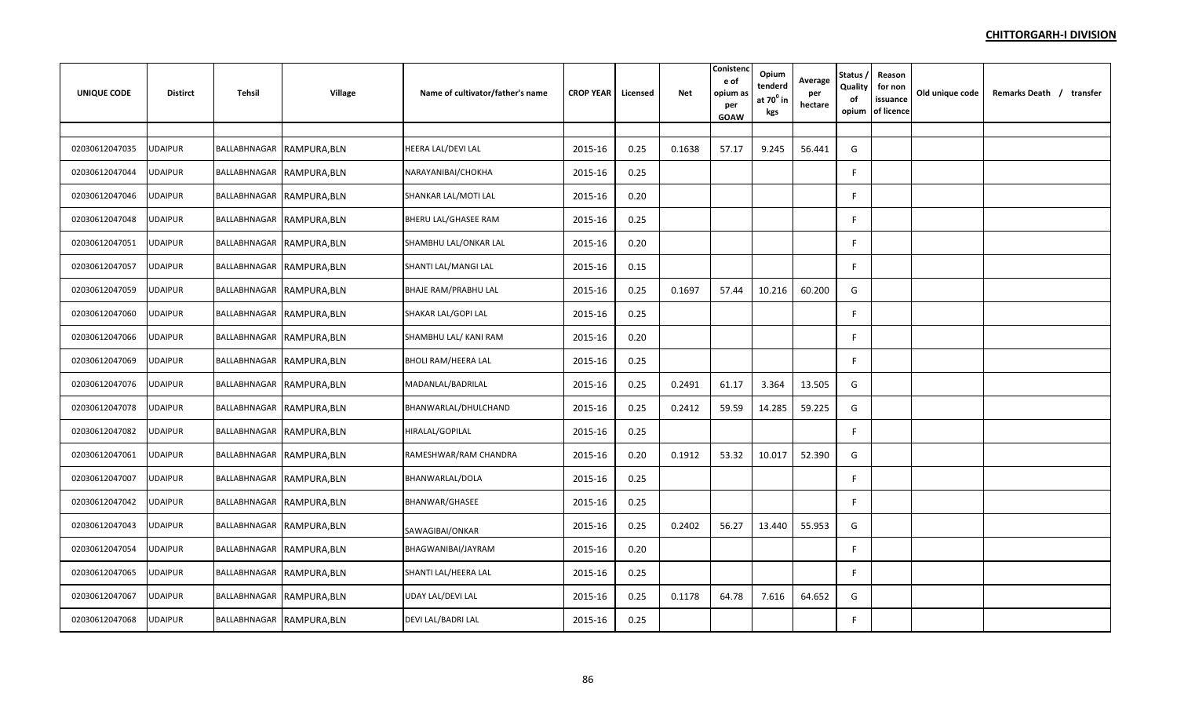**CHITTORGARH-I DIVISION**

| UNIQUE CODE | Distirct | Tehsil | Village | Name of cultivator/father's name | CROP YEAR | Licensed | Net | Conistence of opium as per GOAW | Opium tenderd at 70⁰ in kgs | Average per hectare | Status / Quality of opium | Reason for non issuance of licence | Old unique code | Remarks Death / transfer |
|---|---|---|---|---|---|---|---|---|---|---|---|---|---|---|
| 02030612047035 | UDAIPUR | BALLABHNAGAR | RAMPURA,BLN | HEERA LAL/DEVI LAL | 2015-16 | 0.25 | 0.1638 | 57.17 | 9.245 | 56.441 | G | | | |
| 02030612047044 | UDAIPUR | BALLABHNAGAR | RAMPURA,BLN | NARAYANIBAI/CHOKHA | 2015-16 | 0.25 | | | | | F | | | |
| 02030612047046 | UDAIPUR | BALLABHNAGAR | RAMPURA,BLN | SHANKAR LAL/MOTI LAL | 2015-16 | 0.20 | | | | | F | | | |
| 02030612047048 | UDAIPUR | BALLABHNAGAR | RAMPURA,BLN | BHERU LAL/GHASEE RAM | 2015-16 | 0.25 | | | | | F | | | |
| 02030612047051 | UDAIPUR | BALLABHNAGAR | RAMPURA,BLN | SHAMBHU LAL/ONKAR LAL | 2015-16 | 0.20 | | | | | F | | | |
| 02030612047057 | UDAIPUR | BALLABHNAGAR | RAMPURA,BLN | SHANTI LAL/MANGI LAL | 2015-16 | 0.15 | | | | | F | | | |
| 02030612047059 | UDAIPUR | BALLABHNAGAR | RAMPURA,BLN | BHAJE RAM/PRABHU LAL | 2015-16 | 0.25 | 0.1697 | 57.44 | 10.216 | 60.200 | G | | | |
| 02030612047060 | UDAIPUR | BALLABHNAGAR | RAMPURA,BLN | SHAKAR LAL/GOPI LAL | 2015-16 | 0.25 | | | | | F | | | |
| 02030612047066 | UDAIPUR | BALLABHNAGAR | RAMPURA,BLN | SHAMBHU LAL/ KANI RAM | 2015-16 | 0.20 | | | | | F | | | |
| 02030612047069 | UDAIPUR | BALLABHNAGAR | RAMPURA,BLN | BHOLI RAM/HEERA LAL | 2015-16 | 0.25 | | | | | F | | | |
| 02030612047076 | UDAIPUR | BALLABHNAGAR | RAMPURA,BLN | MADANLAL/BADRILAL | 2015-16 | 0.25 | 0.2491 | 61.17 | 3.364 | 13.505 | G | | | |
| 02030612047078 | UDAIPUR | BALLABHNAGAR | RAMPURA,BLN | BHANWARLAL/DHULCHAND | 2015-16 | 0.25 | 0.2412 | 59.59 | 14.285 | 59.225 | G | | | |
| 02030612047082 | UDAIPUR | BALLABHNAGAR | RAMPURA,BLN | HIRALAL/GOPILAL | 2015-16 | 0.25 | | | | | F | | | |
| 02030612047061 | UDAIPUR | BALLABHNAGAR | RAMPURA,BLN | RAMESHWAR/RAM CHANDRA | 2015-16 | 0.20 | 0.1912 | 53.32 | 10.017 | 52.390 | G | | | |
| 02030612047007 | UDAIPUR | BALLABHNAGAR | RAMPURA,BLN | BHANWARLAL/DOLA | 2015-16 | 0.25 | | | | | F | | | |
| 02030612047042 | UDAIPUR | BALLABHNAGAR | RAMPURA,BLN | BHANWAR/GHASEE | 2015-16 | 0.25 | | | | | F | | | |
| 02030612047043 | UDAIPUR | BALLABHNAGAR | RAMPURA,BLN | SAWAGIBAI/ONKAR | 2015-16 | 0.25 | 0.2402 | 56.27 | 13.440 | 55.953 | G | | | |
| 02030612047054 | UDAIPUR | BALLABHNAGAR | RAMPURA,BLN | BHAGWANIBAI/JAYRAM | 2015-16 | 0.20 | | | | | F | | | |
| 02030612047065 | UDAIPUR | BALLABHNAGAR | RAMPURA,BLN | SHANTI LAL/HEERA LAL | 2015-16 | 0.25 | | | | | F | | | |
| 02030612047067 | UDAIPUR | BALLABHNAGAR | RAMPURA,BLN | UDAY LAL/DEVI LAL | 2015-16 | 0.25 | 0.1178 | 64.78 | 7.616 | 64.652 | G | | | |
| 02030612047068 | UDAIPUR | BALLABHNAGAR | RAMPURA,BLN | DEVI LAL/BADRI LAL | 2015-16 | 0.25 | | | | | F | | | |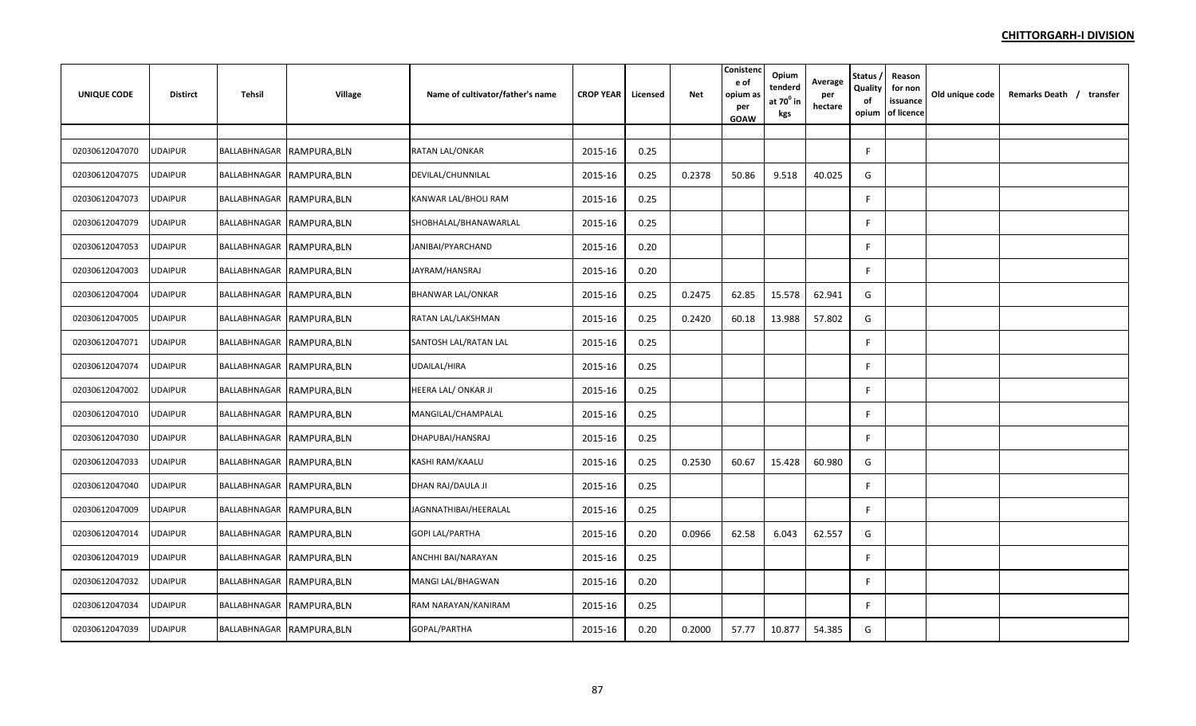**CHITTORGARH-I DIVISION**

| UNIQUE CODE | Distirct | Tehsil | Village | Name of cultivator/father's name | CROP YEAR | Licensed | Net | Conistence of opium as per GOAW | Opium tenderd at $70^0$ in kgs | Average per hectare | Status / Quality of opium | Reason for non issuance of licence | Old unique code | Remarks Death / transfer |
|---|---|---|---|---|---|---|---|---|---|---|---|---|---|---|
| 02030612047070 | UDAIPUR | BALLABHNAGAR | RAMPURA,BLN | RATAN LAL/ONKAR | 2015-16 | 0.25 | | | | | F | | | |
| 02030612047075 | UDAIPUR | BALLABHNAGAR | RAMPURA,BLN | DEVILAL/CHUNNILAL | 2015-16 | 0.25 | 0.2378 | 50.86 | 9.518 | 40.025 | G | | | |
| 02030612047073 | UDAIPUR | BALLABHNAGAR | RAMPURA,BLN | KANWAR LAL/BHOLI RAM | 2015-16 | 0.25 | | | | | F | | | |
| 02030612047079 | UDAIPUR | BALLABHNAGAR | RAMPURA,BLN | SHOBHALAL/BHANAWARLAL | 2015-16 | 0.25 | | | | | F | | | |
| 02030612047053 | UDAIPUR | BALLABHNAGAR | RAMPURA,BLN | JANIBAI/PYARCHAND | 2015-16 | 0.20 | | | | | F | | | |
| 02030612047003 | UDAIPUR | BALLABHNAGAR | RAMPURA,BLN | JAYRAM/HANSRAJ | 2015-16 | 0.20 | | | | | F | | | |
| 02030612047004 | UDAIPUR | BALLABHNAGAR | RAMPURA,BLN | BHANWAR LAL/ONKAR | 2015-16 | 0.25 | 0.2475 | 62.85 | 15.578 | 62.941 | G | | | |
| 02030612047005 | UDAIPUR | BALLABHNAGAR | RAMPURA,BLN | RATAN LAL/LAKSHMAN | 2015-16 | 0.25 | 0.2420 | 60.18 | 13.988 | 57.802 | G | | | |
| 02030612047071 | UDAIPUR | BALLABHNAGAR | RAMPURA,BLN | SANTOSH LAL/RATAN LAL | 2015-16 | 0.25 | | | | | F | | | |
| 02030612047074 | UDAIPUR | BALLABHNAGAR | RAMPURA,BLN | UDAILAL/HIRA | 2015-16 | 0.25 | | | | | F | | | |
| 02030612047002 | UDAIPUR | BALLABHNAGAR | RAMPURA,BLN | HEERA LAL/ ONKAR JI | 2015-16 | 0.25 | | | | | F | | | |
| 02030612047010 | UDAIPUR | BALLABHNAGAR | RAMPURA,BLN | MANGILAL/CHAMPALAL | 2015-16 | 0.25 | | | | | F | | | |
| 02030612047030 | UDAIPUR | BALLABHNAGAR | RAMPURA,BLN | DHAPUBAI/HANSRAJ | 2015-16 | 0.25 | | | | | F | | | |
| 02030612047033 | UDAIPUR | BALLABHNAGAR | RAMPURA,BLN | KASHI RAM/KAALU | 2015-16 | 0.25 | 0.2530 | 60.67 | 15.428 | 60.980 | G | | | |
| 02030612047040 | UDAIPUR | BALLABHNAGAR | RAMPURA,BLN | DHAN RAJ/DAULA JI | 2015-16 | 0.25 | | | | | F | | | |
| 02030612047009 | UDAIPUR | BALLABHNAGAR | RAMPURA,BLN | JAGNNATHIBAI/HEERALAL | 2015-16 | 0.25 | | | | | F | | | |
| 02030612047014 | UDAIPUR | BALLABHNAGAR | RAMPURA,BLN | GOPI LAL/PARTHA | 2015-16 | 0.20 | 0.0966 | 62.58 | 6.043 | 62.557 | G | | | |
| 02030612047019 | UDAIPUR | BALLABHNAGAR | RAMPURA,BLN | ANCHHI BAI/NARAYAN | 2015-16 | 0.25 | | | | | F | | | |
| 02030612047032 | UDAIPUR | BALLABHNAGAR | RAMPURA,BLN | MANGI LAL/BHAGWAN | 2015-16 | 0.20 | | | | | F | | | |
| 02030612047034 | UDAIPUR | BALLABHNAGAR | RAMPURA,BLN | RAM NARAYAN/KANIRAM | 2015-16 | 0.25 | | | | | F | | | |
| 02030612047039 | UDAIPUR | BALLABHNAGAR | RAMPURA,BLN | GOPAL/PARTHA | 2015-16 | 0.20 | 0.2000 | 57.77 | 10.877 | 54.385 | G | | | |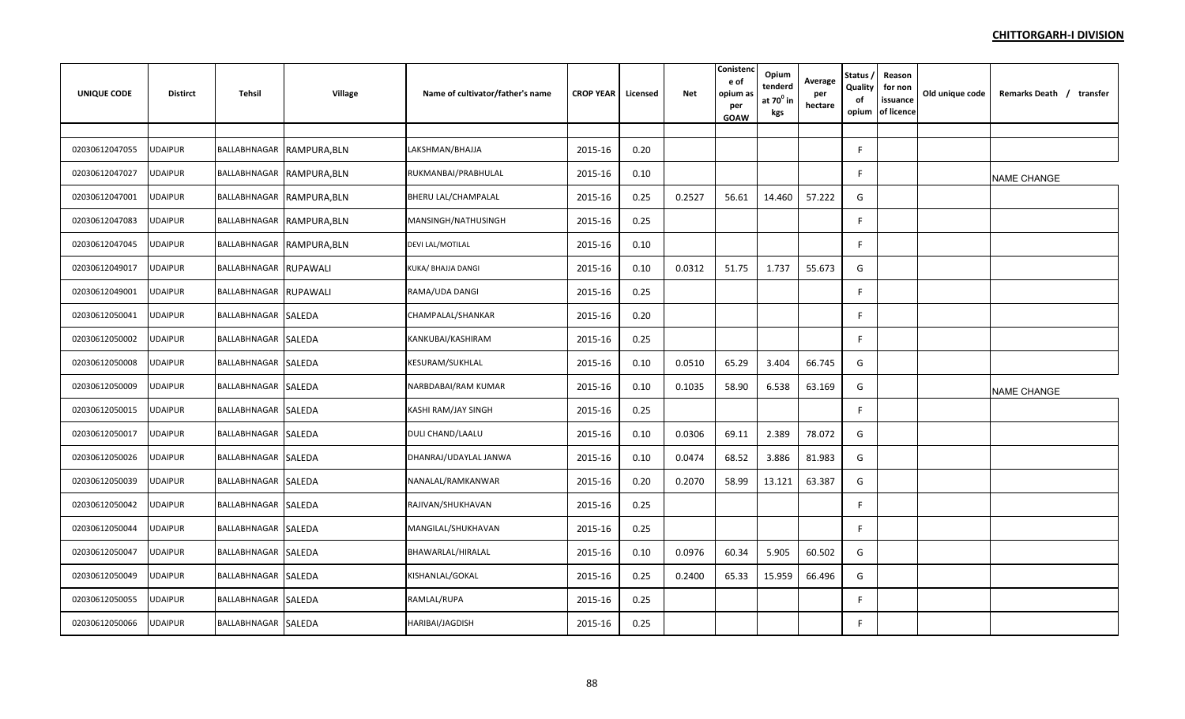**CHITTORGARH-I DIVISION**

| UNIQUE CODE | Distirct | Tehsil | Village | Name of cultivator/father's name | CROP YEAR | Licensed | Net | Conistence of opium as per GOAW | Opium tenderd at 70⁰ in kgs | Average per hectare | Status / Quality of opium | Reason for non issuance of licence | Old unique code | Remarks Death / transfer |
|---|---|---|---|---|---|---|---|---|---|---|---|---|---|---|
| | | | | | | | | | | | | | | |
| 02030612047055 | UDAIPUR | BALLABHNAGAR | RAMPURA,BLN | LAKSHMAN/BHAJJA | 2015-16 | 0.20 | | | | | F | | | |
| 02030612047027 | UDAIPUR | BALLABHNAGAR | RAMPURA,BLN | RUKMANBAI/PRABHULAL | 2015-16 | 0.10 | | | | | F | | | NAME CHANGE |
| 02030612047001 | UDAIPUR | BALLABHNAGAR | RAMPURA,BLN | BHERU LAL/CHAMPALAL | 2015-16 | 0.25 | 0.2527 | 56.61 | 14.460 | 57.222 | G | | | |
| 02030612047083 | UDAIPUR | BALLABHNAGAR | RAMPURA,BLN | MANSINGH/NATHUSINGH | 2015-16 | 0.25 | | | | | F | | | |
| 02030612047045 | UDAIPUR | BALLABHNAGAR | RAMPURA,BLN | DEVI LAL/MOTILAL | 2015-16 | 0.10 | | | | | F | | | |
| 02030612049017 | UDAIPUR | BALLABHNAGAR | RUPAWALI | KUKA/ BHAJJA DANGI | 2015-16 | 0.10 | 0.0312 | 51.75 | 1.737 | 55.673 | G | | | |
| 02030612049001 | UDAIPUR | BALLABHNAGAR | RUPAWALI | RAMA/UDA DANGI | 2015-16 | 0.25 | | | | | F | | | |
| 02030612050041 | UDAIPUR | BALLABHNAGAR | SALEDA | CHAMPALAL/SHANKAR | 2015-16 | 0.20 | | | | | F | | | |
| 02030612050002 | UDAIPUR | BALLABHNAGAR | SALEDA | KANKUBAI/KASHIRAM | 2015-16 | 0.25 | | | | | F | | | |
| 02030612050008 | UDAIPUR | BALLABHNAGAR | SALEDA | KESURAM/SUKHLAL | 2015-16 | 0.10 | 0.0510 | 65.29 | 3.404 | 66.745 | G | | | |
| 02030612050009 | UDAIPUR | BALLABHNAGAR | SALEDA | NARBDABAI/RAM KUMAR | 2015-16 | 0.10 | 0.1035 | 58.90 | 6.538 | 63.169 | G | | | NAME CHANGE |
| 02030612050015 | UDAIPUR | BALLABHNAGAR | SALEDA | KASHI RAM/JAY SINGH | 2015-16 | 0.25 | | | | | F | | | |
| 02030612050017 | UDAIPUR | BALLABHNAGAR | SALEDA | DULI CHAND/LAALU | 2015-16 | 0.10 | 0.0306 | 69.11 | 2.389 | 78.072 | G | | | |
| 02030612050026 | UDAIPUR | BALLABHNAGAR | SALEDA | DHANRAJ/UDAYLAL JANWA | 2015-16 | 0.10 | 0.0474 | 68.52 | 3.886 | 81.983 | G | | | |
| 02030612050039 | UDAIPUR | BALLABHNAGAR | SALEDA | NANALAL/RAMKANWAR | 2015-16 | 0.20 | 0.2070 | 58.99 | 13.121 | 63.387 | G | | | |
| 02030612050042 | UDAIPUR | BALLABHNAGAR | SALEDA | RAJIVAN/SHUKHAVAN | 2015-16 | 0.25 | | | | | F | | | |
| 02030612050044 | UDAIPUR | BALLABHNAGAR | SALEDA | MANGILAL/SHUKHAVAN | 2015-16 | 0.25 | | | | | F | | | |
| 02030612050047 | UDAIPUR | BALLABHNAGAR | SALEDA | BHAWARLAL/HIRALAL | 2015-16 | 0.10 | 0.0976 | 60.34 | 5.905 | 60.502 | G | | | |
| 02030612050049 | UDAIPUR | BALLABHNAGAR | SALEDA | KISHANLAL/GOKAL | 2015-16 | 0.25 | 0.2400 | 65.33 | 15.959 | 66.496 | G | | | |
| 02030612050055 | UDAIPUR | BALLABHNAGAR | SALEDA | RAMLAL/RUPA | 2015-16 | 0.25 | | | | | F | | | |
| 02030612050066 | UDAIPUR | BALLABHNAGAR | SALEDA | HARIBAI/JAGDISH | 2015-16 | 0.25 | | | | | F | | | |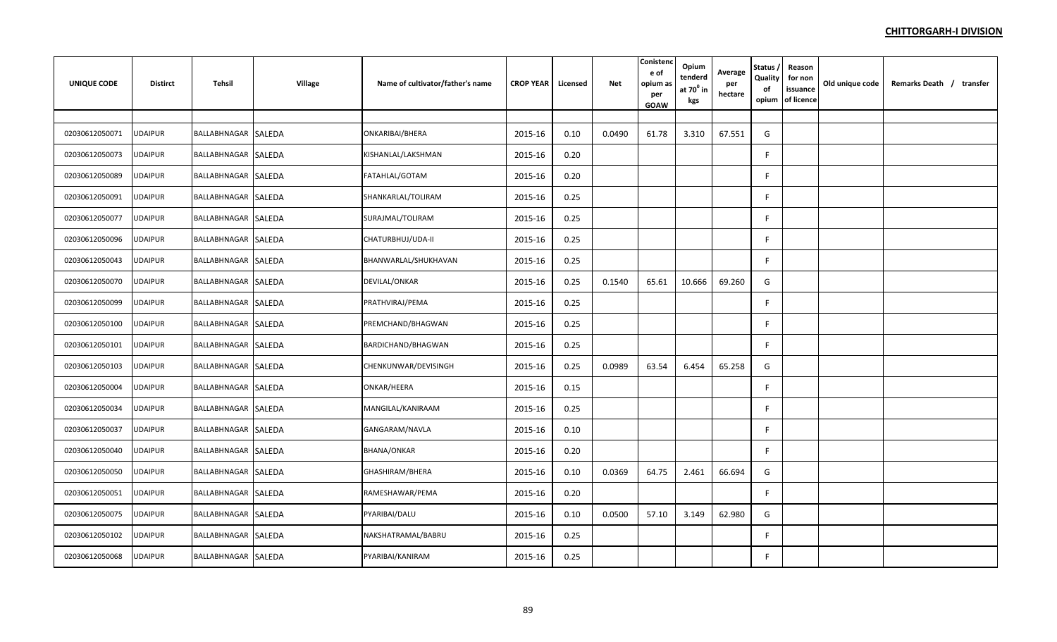**CHITTORGARH-I DIVISION**

| UNIQUE CODE | Distirct | Tehsil | Village | Name of cultivator/father's name | CROP YEAR | Licensed | Net | Conistence of opium as per GOAW | Opium tenderd at $70^0$ in kgs | Average per hectare | Status / Quality of opium | Reason for non issuance of licence | Old unique code | Remarks Death / transfer |
|---|---|---|---|---|---|---|---|---|---|---|---|---|---|---|
| 02030612050071 | UDAIPUR | BALLABHNAGAR | SALEDA | ONKARIBAI/BHERA | 2015-16 | 0.10 | 0.0490 | 61.78 | 3.310 | 67.551 | G | | | |
| 02030612050073 | UDAIPUR | BALLABHNAGAR | SALEDA | KISHANLAL/LAKSHMAN | 2015-16 | 0.20 | | | | | F | | | |
| 02030612050089 | UDAIPUR | BALLABHNAGAR | SALEDA | FATAHLAL/GOTAM | 2015-16 | 0.20 | | | | | F | | | |
| 02030612050091 | UDAIPUR | BALLABHNAGAR | SALEDA | SHANKARLAL/TOLIRAM | 2015-16 | 0.25 | | | | | F | | | |
| 02030612050077 | UDAIPUR | BALLABHNAGAR | SALEDA | SURAJMAL/TOLIRAM | 2015-16 | 0.25 | | | | | F | | | |
| 02030612050096 | UDAIPUR | BALLABHNAGAR | SALEDA | CHATURBHUJ/UDA-II | 2015-16 | 0.25 | | | | | F | | | |
| 02030612050043 | UDAIPUR | BALLABHNAGAR | SALEDA | BHANWARLAL/SHUKHAVAN | 2015-16 | 0.25 | | | | | F | | | |
| 02030612050070 | UDAIPUR | BALLABHNAGAR | SALEDA | DEVILAL/ONKAR | 2015-16 | 0.25 | 0.1540 | 65.61 | 10.666 | 69.260 | G | | | |
| 02030612050099 | UDAIPUR | BALLABHNAGAR | SALEDA | PRATHVIRAJ/PEMA | 2015-16 | 0.25 | | | | | F | | | |
| 02030612050100 | UDAIPUR | BALLABHNAGAR | SALEDA | PREMCHAND/BHAGWAN | 2015-16 | 0.25 | | | | | F | | | |
| 02030612050101 | UDAIPUR | BALLABHNAGAR | SALEDA | BARDICHAND/BHAGWAN | 2015-16 | 0.25 | | | | | F | | | |
| 02030612050103 | UDAIPUR | BALLABHNAGAR | SALEDA | CHENKUNWAR/DEVISINGH | 2015-16 | 0.25 | 0.0989 | 63.54 | 6.454 | 65.258 | G | | | |
| 02030612050004 | UDAIPUR | BALLABHNAGAR | SALEDA | ONKAR/HEERA | 2015-16 | 0.15 | | | | | F | | | |
| 02030612050034 | UDAIPUR | BALLABHNAGAR | SALEDA | MANGILAL/KANIRAAM | 2015-16 | 0.25 | | | | | F | | | |
| 02030612050037 | UDAIPUR | BALLABHNAGAR | SALEDA | GANGARAM/NAVLA | 2015-16 | 0.10 | | | | | F | | | |
| 02030612050040 | UDAIPUR | BALLABHNAGAR | SALEDA | BHANA/ONKAR | 2015-16 | 0.20 | | | | | F | | | |
| 02030612050050 | UDAIPUR | BALLABHNAGAR | SALEDA | GHASHIRAM/BHERA | 2015-16 | 0.10 | 0.0369 | 64.75 | 2.461 | 66.694 | G | | | |
| 02030612050051 | UDAIPUR | BALLABHNAGAR | SALEDA | RAMESHAWAR/PEMA | 2015-16 | 0.20 | | | | | F | | | |
| 02030612050075 | UDAIPUR | BALLABHNAGAR | SALEDA | PYARIBAI/DALU | 2015-16 | 0.10 | 0.0500 | 57.10 | 3.149 | 62.980 | G | | | |
| 02030612050102 | UDAIPUR | BALLABHNAGAR | SALEDA | NAKSHATRAMAL/BABRU | 2015-16 | 0.25 | | | | | F | | | |
| 02030612050068 | UDAIPUR | BALLABHNAGAR | SALEDA | PYARIBAI/KANIRAM | 2015-16 | 0.25 | | | | | F | | | |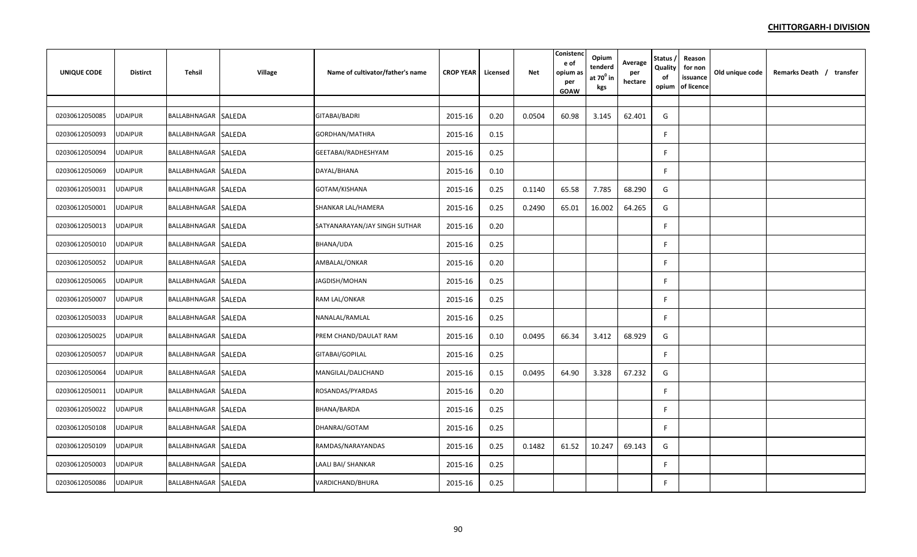**CHITTORGARH-I DIVISION**

| UNIQUE CODE | Distirct | Tehsil | Village | Name of cultivator/father's name | CROP YEAR | Licensed | Net | Conistence of opium as per GOAW | Opium tenderd at 70⁰ in kgs | Average per hectare | Status / Quality of opium | Reason for non issuance of licence | Old unique code | Remarks Death / transfer |
|---|---|---|---|---|---|---|---|---|---|---|---|---|---|---|
| 02030612050085 | UDAIPUR | BALLABHNAGAR | SALEDA | GITABAI/BADRI | 2015-16 | 0.20 | 0.0504 | 60.98 | 3.145 | 62.401 | G | | | |
| 02030612050093 | UDAIPUR | BALLABHNAGAR | SALEDA | GORDHAN/MATHRA | 2015-16 | 0.15 | | | | | F | | | |
| 02030612050094 | UDAIPUR | BALLABHNAGAR | SALEDA | GEETABAI/RADHESHYAM | 2015-16 | 0.25 | | | | | F | | | |
| 02030612050069 | UDAIPUR | BALLABHNAGAR | SALEDA | DAYAL/BHANA | 2015-16 | 0.10 | | | | | F | | | |
| 02030612050031 | UDAIPUR | BALLABHNAGAR | SALEDA | GOTAM/KISHANA | 2015-16 | 0.25 | 0.1140 | 65.58 | 7.785 | 68.290 | G | | | |
| 02030612050001 | UDAIPUR | BALLABHNAGAR | SALEDA | SHANKAR LAL/HAMERA | 2015-16 | 0.25 | 0.2490 | 65.01 | 16.002 | 64.265 | G | | | |
| 02030612050013 | UDAIPUR | BALLABHNAGAR | SALEDA | SATYANARAYAN/JAY SINGH SUTHAR | 2015-16 | 0.20 | | | | | F | | | |
| 02030612050010 | UDAIPUR | BALLABHNAGAR | SALEDA | BHANA/UDA | 2015-16 | 0.25 | | | | | F | | | |
| 02030612050052 | UDAIPUR | BALLABHNAGAR | SALEDA | AMBALAL/ONKAR | 2015-16 | 0.20 | | | | | F | | | |
| 02030612050065 | UDAIPUR | BALLABHNAGAR | SALEDA | JAGDISH/MOHAN | 2015-16 | 0.25 | | | | | F | | | |
| 02030612050007 | UDAIPUR | BALLABHNAGAR | SALEDA | RAM LAL/ONKAR | 2015-16 | 0.25 | | | | | F | | | |
| 02030612050033 | UDAIPUR | BALLABHNAGAR | SALEDA | NANALAL/RAMLAL | 2015-16 | 0.25 | | | | | F | | | |
| 02030612050025 | UDAIPUR | BALLABHNAGAR | SALEDA | PREM CHAND/DAULAT RAM | 2015-16 | 0.10 | 0.0495 | 66.34 | 3.412 | 68.929 | G | | | |
| 02030612050057 | UDAIPUR | BALLABHNAGAR | SALEDA | GITABAI/GOPILAL | 2015-16 | 0.25 | | | | | F | | | |
| 02030612050064 | UDAIPUR | BALLABHNAGAR | SALEDA | MANGILAL/DALICHAND | 2015-16 | 0.15 | 0.0495 | 64.90 | 3.328 | 67.232 | G | | | |
| 02030612050011 | UDAIPUR | BALLABHNAGAR | SALEDA | ROSANDAS/PYARDAS | 2015-16 | 0.20 | | | | | F | | | |
| 02030612050022 | UDAIPUR | BALLABHNAGAR | SALEDA | BHANA/BARDA | 2015-16 | 0.25 | | | | | F | | | |
| 02030612050108 | UDAIPUR | BALLABHNAGAR | SALEDA | DHANRAJ/GOTAM | 2015-16 | 0.25 | | | | | F | | | |
| 02030612050109 | UDAIPUR | BALLABHNAGAR | SALEDA | RAMDAS/NARAYANDAS | 2015-16 | 0.25 | 0.1482 | 61.52 | 10.247 | 69.143 | G | | | |
| 02030612050003 | UDAIPUR | BALLABHNAGAR | SALEDA | LAALI BAI/ SHANKAR | 2015-16 | 0.25 | | | | | F | | | |
| 02030612050086 | UDAIPUR | BALLABHNAGAR | SALEDA | VARDICHAND/BHURA | 2015-16 | 0.25 | | | | | F | | | |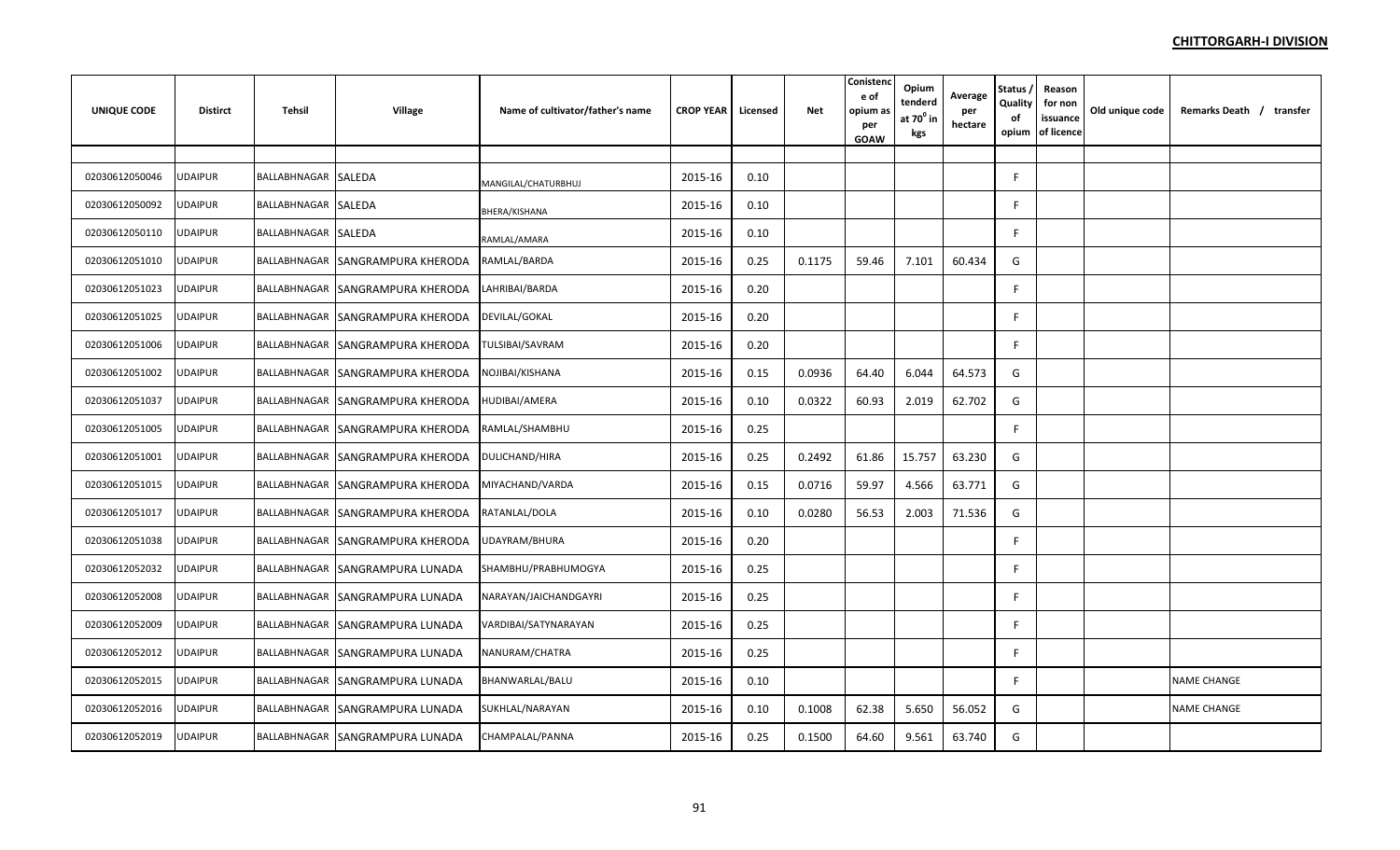**CHITTORGARH-I DIVISION**

| UNIQUE CODE | Distirct | Tehsil | Village | Name of cultivator/father's name | CROP YEAR | Licensed | Net | Conistence of opium as per GOAW | Opium tenderd at 70⁰ in kgs | Average per hectare | Status / Quality of opium | Reason for non issuance of licence | Old unique code | Remarks Death / transfer |
|---|---|---|---|---|---|---|---|---|---|---|---|---|---|---|
| 02030612050046 | UDAIPUR | BALLABHNAGAR | SALEDA | MANGILAL/CHATURBHUJ | 2015-16 | 0.10 | | | | | F | | | |
| 02030612050092 | UDAIPUR | BALLABHNAGAR | SALEDA | BHERA/KISHANA | 2015-16 | 0.10 | | | | | F | | | |
| 02030612050110 | UDAIPUR | BALLABHNAGAR | SALEDA | RAMLAL/AMARA | 2015-16 | 0.10 | | | | | F | | | |
| 02030612051010 | UDAIPUR | BALLABHNAGAR | SANGRAMPURA KHERODA | RAMLAL/BARDA | 2015-16 | 0.25 | 0.1175 | 59.46 | 7.101 | 60.434 | G | | | |
| 02030612051023 | UDAIPUR | BALLABHNAGAR | SANGRAMPURA KHERODA | LAHRIBAI/BARDA | 2015-16 | 0.20 | | | | | F | | | |
| 02030612051025 | UDAIPUR | BALLABHNAGAR | SANGRAMPURA KHERODA | DEVILAL/GOKAL | 2015-16 | 0.20 | | | | | F | | | |
| 02030612051006 | UDAIPUR | BALLABHNAGAR | SANGRAMPURA KHERODA | TULSIBAI/SAVRAM | 2015-16 | 0.20 | | | | | F | | | |
| 02030612051002 | UDAIPUR | BALLABHNAGAR | SANGRAMPURA KHERODA | NOJIBAI/KISHANA | 2015-16 | 0.15 | 0.0936 | 64.40 | 6.044 | 64.573 | G | | | |
| 02030612051037 | UDAIPUR | BALLABHNAGAR | SANGRAMPURA KHERODA | HUDIBAI/AMERA | 2015-16 | 0.10 | 0.0322 | 60.93 | 2.019 | 62.702 | G | | | |
| 02030612051005 | UDAIPUR | BALLABHNAGAR | SANGRAMPURA KHERODA | RAMLAL/SHAMBHU | 2015-16 | 0.25 | | | | | F | | | |
| 02030612051001 | UDAIPUR | BALLABHNAGAR | SANGRAMPURA KHERODA | DULICHAND/HIRA | 2015-16 | 0.25 | 0.2492 | 61.86 | 15.757 | 63.230 | G | | | |
| 02030612051015 | UDAIPUR | BALLABHNAGAR | SANGRAMPURA KHERODA | MIYACHAND/VARDA | 2015-16 | 0.15 | 0.0716 | 59.97 | 4.566 | 63.771 | G | | | |
| 02030612051017 | UDAIPUR | BALLABHNAGAR | SANGRAMPURA KHERODA | RATANLAL/DOLA | 2015-16 | 0.10 | 0.0280 | 56.53 | 2.003 | 71.536 | G | | | |
| 02030612051038 | UDAIPUR | BALLABHNAGAR | SANGRAMPURA KHERODA | UDAYRAM/BHURA | 2015-16 | 0.20 | | | | | F | | | |
| 02030612052032 | UDAIPUR | BALLABHNAGAR | SANGRAMPURA LUNADA | SHAMBHU/PRABHUMOGYA | 2015-16 | 0.25 | | | | | F | | | |
| 02030612052008 | UDAIPUR | BALLABHNAGAR | SANGRAMPURA LUNADA | NARAYAN/JAICHANDGAYRI | 2015-16 | 0.25 | | | | | F | | | |
| 02030612052009 | UDAIPUR | BALLABHNAGAR | SANGRAMPURA LUNADA | VARDIBAI/SATYNARAYAN | 2015-16 | 0.25 | | | | | F | | | |
| 02030612052012 | UDAIPUR | BALLABHNAGAR | SANGRAMPURA LUNADA | NANURAM/CHATRA | 2015-16 | 0.25 | | | | | F | | | |
| 02030612052015 | UDAIPUR | BALLABHNAGAR | SANGRAMPURA LUNADA | BHANWARLAL/BALU | 2015-16 | 0.10 | | | | | F | | | NAME CHANGE |
| 02030612052016 | UDAIPUR | BALLABHNAGAR | SANGRAMPURA LUNADA | SUKHLAL/NARAYAN | 2015-16 | 0.10 | 0.1008 | 62.38 | 5.650 | 56.052 | G | | | NAME CHANGE |
| 02030612052019 | UDAIPUR | BALLABHNAGAR | SANGRAMPURA LUNADA | CHAMPALAL/PANNA | 2015-16 | 0.25 | 0.1500 | 64.60 | 9.561 | 63.740 | G | | | |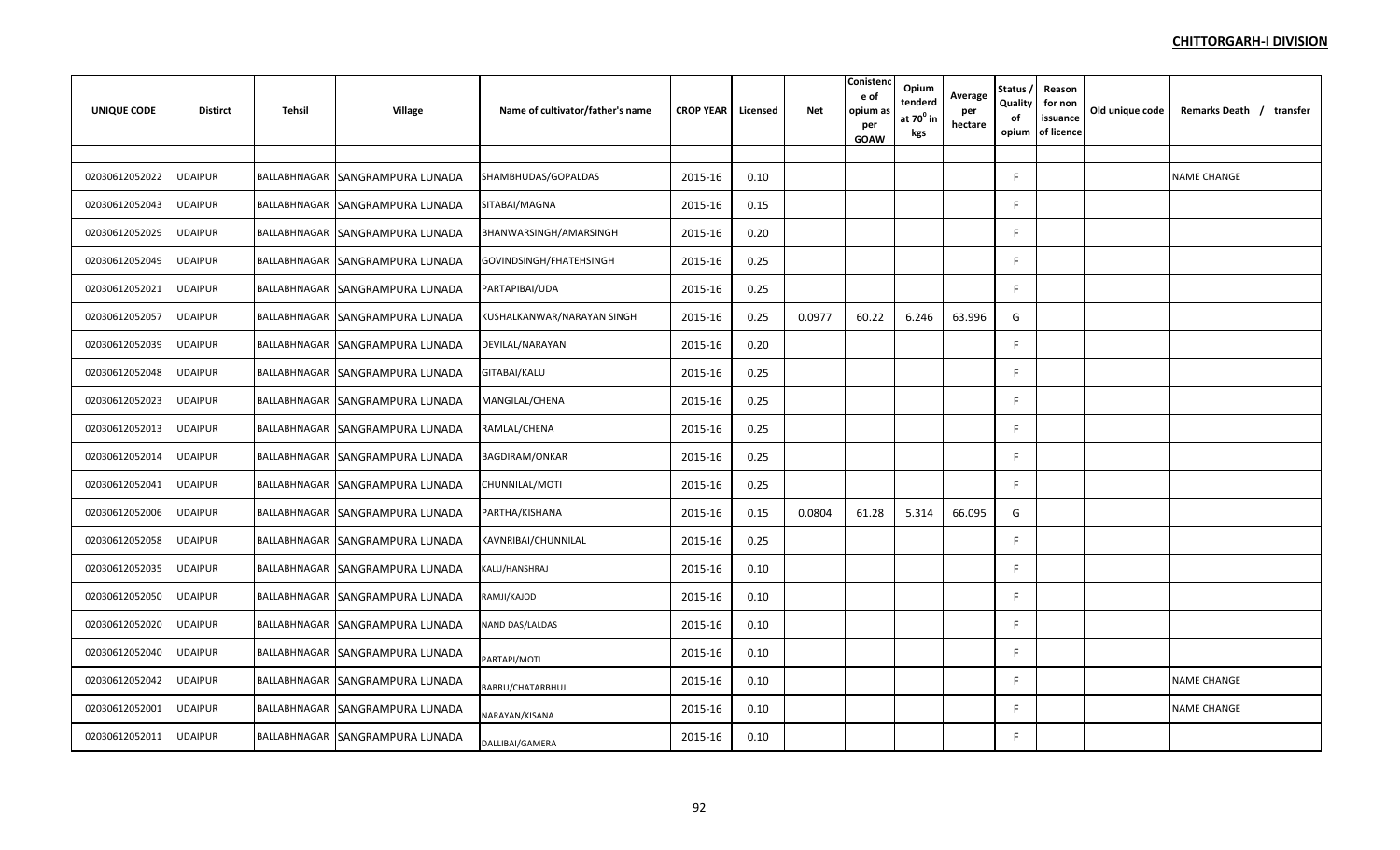**CHITTORGARH-I DIVISION**

| UNIQUE CODE | Distirct | Tehsil | Village | Name of cultivator/father's name | CROP YEAR | Licensed | Net | Conistence of opium as per GOAW | Opium tenderd at $70^0$ in kgs | Average per hectare | Status / Quality of opium | Reason for non issuance of licence | Old unique code | Remarks Death / transfer |
|---|---|---|---|---|---|---|---|---|---|---|---|---|---|---|
| 02030612052022 | UDAIPUR | BALLABHNAGAR | SANGRAMPURA LUNADA | SHAMBHUDAS/GOPALDAS | 2015-16 | 0.10 | | | | | F | | | NAME CHANGE |
| 02030612052043 | UDAIPUR | BALLABHNAGAR | SANGRAMPURA LUNADA | SITABAI/MAGNA | 2015-16 | 0.15 | | | | | F | | | |
| 02030612052029 | UDAIPUR | BALLABHNAGAR | SANGRAMPURA LUNADA | BHANWARSINGH/AMARSINGH | 2015-16 | 0.20 | | | | | F | | | |
| 02030612052049 | UDAIPUR | BALLABHNAGAR | SANGRAMPURA LUNADA | GOVINDSINGH/FHATEHSINGH | 2015-16 | 0.25 | | | | | F | | | |
| 02030612052021 | UDAIPUR | BALLABHNAGAR | SANGRAMPURA LUNADA | PARTAPIBAI/UDA | 2015-16 | 0.25 | | | | | F | | | |
| 02030612052057 | UDAIPUR | BALLABHNAGAR | SANGRAMPURA LUNADA | KUSHALKANWAR/NARAYAN SINGH | 2015-16 | 0.25 | 0.0977 | 60.22 | 6.246 | 63.996 | G | | | |
| 02030612052039 | UDAIPUR | BALLABHNAGAR | SANGRAMPURA LUNADA | DEVILAL/NARAYAN | 2015-16 | 0.20 | | | | | F | | | |
| 02030612052048 | UDAIPUR | BALLABHNAGAR | SANGRAMPURA LUNADA | GITABAI/KALU | 2015-16 | 0.25 | | | | | F | | | |
| 02030612052023 | UDAIPUR | BALLABHNAGAR | SANGRAMPURA LUNADA | MANGILAL/CHENA | 2015-16 | 0.25 | | | | | F | | | |
| 02030612052013 | UDAIPUR | BALLABHNAGAR | SANGRAMPURA LUNADA | RAMLAL/CHENA | 2015-16 | 0.25 | | | | | F | | | |
| 02030612052014 | UDAIPUR | BALLABHNAGAR | SANGRAMPURA LUNADA | BAGDIRAM/ONKAR | 2015-16 | 0.25 | | | | | F | | | |
| 02030612052041 | UDAIPUR | BALLABHNAGAR | SANGRAMPURA LUNADA | CHUNNILAL/MOTI | 2015-16 | 0.25 | | | | | F | | | |
| 02030612052006 | UDAIPUR | BALLABHNAGAR | SANGRAMPURA LUNADA | PARTHA/KISHANA | 2015-16 | 0.15 | 0.0804 | 61.28 | 5.314 | 66.095 | G | | | |
| 02030612052058 | UDAIPUR | BALLABHNAGAR | SANGRAMPURA LUNADA | KAVNRIBAI/CHUNNILAL | 2015-16 | 0.25 | | | | | F | | | |
| 02030612052035 | UDAIPUR | BALLABHNAGAR | SANGRAMPURA LUNADA | KALU/HANSHRAJ | 2015-16 | 0.10 | | | | | F | | | |
| 02030612052050 | UDAIPUR | BALLABHNAGAR | SANGRAMPURA LUNADA | RAMJI/KAJOD | 2015-16 | 0.10 | | | | | F | | | |
| 02030612052020 | UDAIPUR | BALLABHNAGAR | SANGRAMPURA LUNADA | NAND DAS/LALDAS | 2015-16 | 0.10 | | | | | F | | | |
| 02030612052040 | UDAIPUR | BALLABHNAGAR | SANGRAMPURA LUNADA | PARTAPI/MOTI | 2015-16 | 0.10 | | | | | F | | | |
| 02030612052042 | UDAIPUR | BALLABHNAGAR | SANGRAMPURA LUNADA | BABRU/CHATARBHUJ | 2015-16 | 0.10 | | | | | F | | | NAME CHANGE |
| 02030612052001 | UDAIPUR | BALLABHNAGAR | SANGRAMPURA LUNADA | NARAYAN/KISANA | 2015-16 | 0.10 | | | | | F | | | NAME CHANGE |
| 02030612052011 | UDAIPUR | BALLABHNAGAR | SANGRAMPURA LUNADA | DALLIBAI/GAMERA | 2015-16 | 0.10 | | | | | F | | | |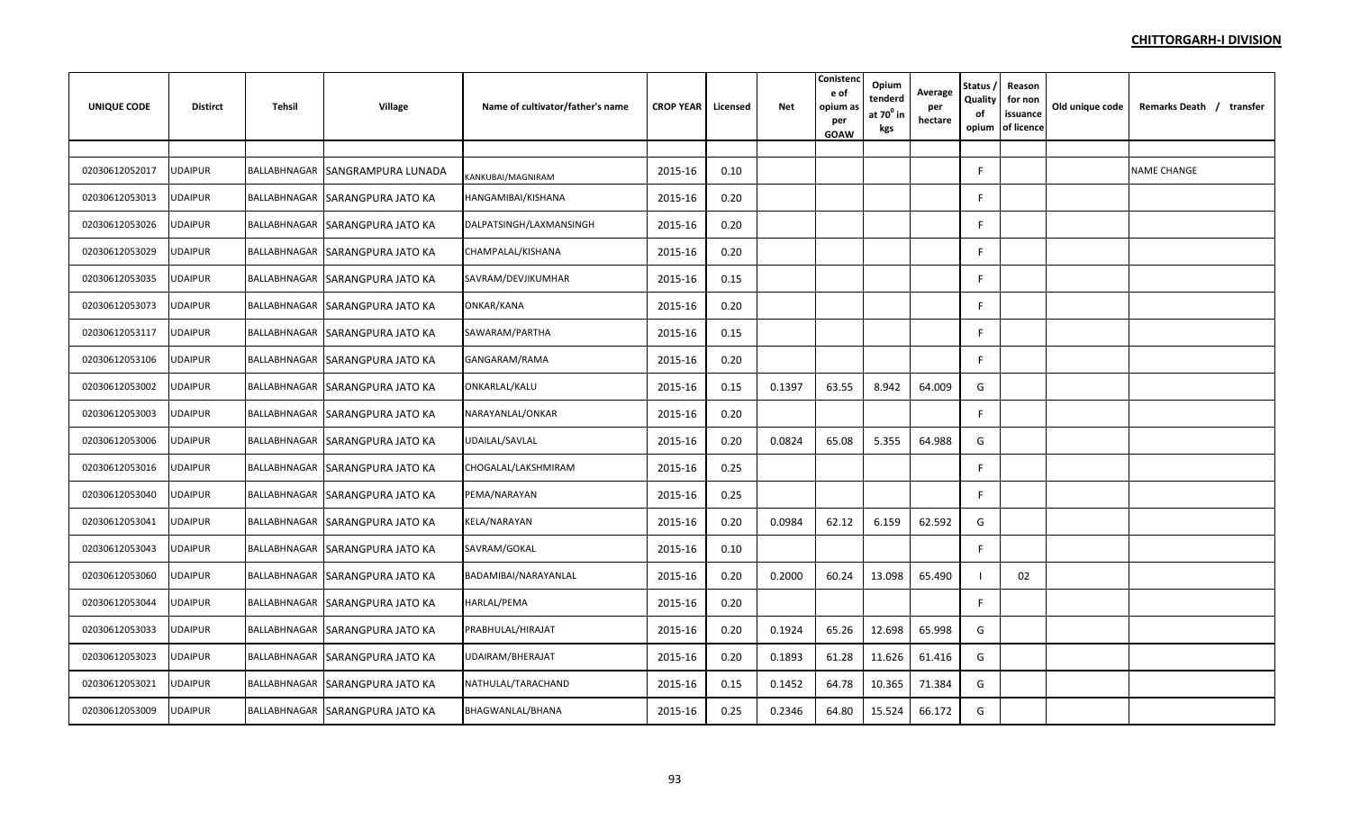**CHITTORGARH-I DIVISION**

| UNIQUE CODE | Distirct | Tehsil | Village | Name of cultivator/father's name | CROP YEAR | Licensed | Net | Conistence of opium as per GOAW | Opium tenderd at $70^0$ in kgs | Average per hectare | Status / Quality of opium | Reason for non issuance of licence | Old unique code | Remarks Death / transfer |
|---|---|---|---|---|---|---|---|---|---|---|---|---|---|---|
| | | | | | | | | | | | | | | |
| 02030612052017 | UDAIPUR | BALLABHNAGAR | SANGRAMPURA LUNADA | KANKUBAI/MAGNIRAM | 2015-16 | 0.10 | | | | | F | | | NAME CHANGE |
| 02030612053013 | UDAIPUR | BALLABHNAGAR | SARANGPURA JATO KA | HANGAMIBAI/KISHANA | 2015-16 | 0.20 | | | | | F | | | |
| 02030612053026 | UDAIPUR | BALLABHNAGAR | SARANGPURA JATO KA | DALPATSINGH/LAXMANSINGH | 2015-16 | 0.20 | | | | | F | | | |
| 02030612053029 | UDAIPUR | BALLABHNAGAR | SARANGPURA JATO KA | CHAMPALAL/KISHANA | 2015-16 | 0.20 | | | | | F | | | |
| 02030612053035 | UDAIPUR | BALLABHNAGAR | SARANGPURA JATO KA | SAVRAM/DEVJIKUMHAR | 2015-16 | 0.15 | | | | | F | | | |
| 02030612053073 | UDAIPUR | BALLABHNAGAR | SARANGPURA JATO KA | ONKAR/KANA | 2015-16 | 0.20 | | | | | F | | | |
| 02030612053117 | UDAIPUR | BALLABHNAGAR | SARANGPURA JATO KA | SAWARAM/PARTHA | 2015-16 | 0.15 | | | | | F | | | |
| 02030612053106 | UDAIPUR | BALLABHNAGAR | SARANGPURA JATO KA | GANGARAM/RAMA | 2015-16 | 0.20 | | | | | F | | | |
| 02030612053002 | UDAIPUR | BALLABHNAGAR | SARANGPURA JATO KA | ONKARLAL/KALU | 2015-16 | 0.15 | 0.1397 | 63.55 | 8.942 | 64.009 | G | | | |
| 02030612053003 | UDAIPUR | BALLABHNAGAR | SARANGPURA JATO KA | NARAYANLAL/ONKAR | 2015-16 | 0.20 | | | | | F | | | |
| 02030612053006 | UDAIPUR | BALLABHNAGAR | SARANGPURA JATO KA | UDAILAL/SAVLAL | 2015-16 | 0.20 | 0.0824 | 65.08 | 5.355 | 64.988 | G | | | |
| 02030612053016 | UDAIPUR | BALLABHNAGAR | SARANGPURA JATO KA | CHOGALAL/LAKSHMIRAM | 2015-16 | 0.25 | | | | | F | | | |
| 02030612053040 | UDAIPUR | BALLABHNAGAR | SARANGPURA JATO KA | PEMA/NARAYAN | 2015-16 | 0.25 | | | | | F | | | |
| 02030612053041 | UDAIPUR | BALLABHNAGAR | SARANGPURA JATO KA | KELA/NARAYAN | 2015-16 | 0.20 | 0.0984 | 62.12 | 6.159 | 62.592 | G | | | |
| 02030612053043 | UDAIPUR | BALLABHNAGAR | SARANGPURA JATO KA | SAVRAM/GOKAL | 2015-16 | 0.10 | | | | | F | | | |
| 02030612053060 | UDAIPUR | BALLABHNAGAR | SARANGPURA JATO KA | BADAMIBAI/NARAYANLAL | 2015-16 | 0.20 | 0.2000 | 60.24 | 13.098 | 65.490 | I | 02 | | |
| 02030612053044 | UDAIPUR | BALLABHNAGAR | SARANGPURA JATO KA | HARLAL/PEMA | 2015-16 | 0.20 | | | | | F | | | |
| 02030612053033 | UDAIPUR | BALLABHNAGAR | SARANGPURA JATO KA | PRABHULAL/HIRAJAT | 2015-16 | 0.20 | 0.1924 | 65.26 | 12.698 | 65.998 | G | | | |
| 02030612053023 | UDAIPUR | BALLABHNAGAR | SARANGPURA JATO KA | UDAIRAM/BHERAJAT | 2015-16 | 0.20 | 0.1893 | 61.28 | 11.626 | 61.416 | G | | | |
| 02030612053021 | UDAIPUR | BALLABHNAGAR | SARANGPURA JATO KA | NATHULAL/TARACHAND | 2015-16 | 0.15 | 0.1452 | 64.78 | 10.365 | 71.384 | G | | | |
| 02030612053009 | UDAIPUR | BALLABHNAGAR | SARANGPURA JATO KA | BHAGWANLAL/BHANA | 2015-16 | 0.25 | 0.2346 | 64.80 | 15.524 | 66.172 | G | | | |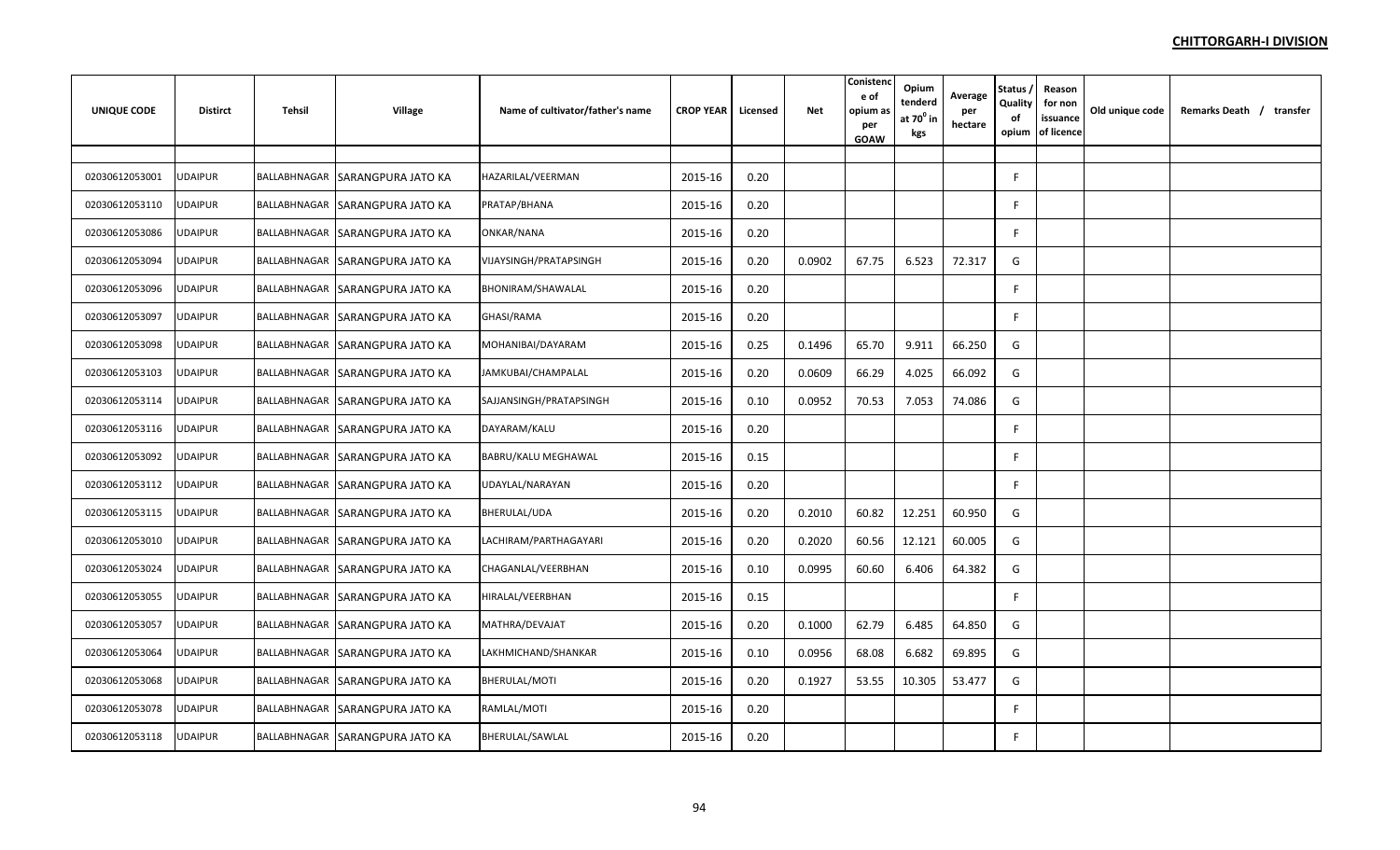**CHITTORGARH-I DIVISION**

| UNIQUE CODE | Distirct | Tehsil | Village | Name of cultivator/father's name | CROP YEAR | Licensed | Net | Conistence of opium as per GOAW | Opium tenderd at $70^0$ in kgs | Average per hectare | Status / Quality of opium | Reason for non issuance of licence | Old unique code | Remarks Death / transfer |
|---|---|---|---|---|---|---|---|---|---|---|---|---|---|---|
| 02030612053001 | UDAIPUR | BALLABHNAGAR | SARANGPURA JATO KA | HAZARILAL/VEERMAN | 2015-16 | 0.20 | | | | | F | | | |
| 02030612053110 | UDAIPUR | BALLABHNAGAR | SARANGPURA JATO KA | PRATAP/BHANA | 2015-16 | 0.20 | | | | | F | | | |
| 02030612053086 | UDAIPUR | BALLABHNAGAR | SARANGPURA JATO KA | ONKAR/NANA | 2015-16 | 0.20 | | | | | F | | | |
| 02030612053094 | UDAIPUR | BALLABHNAGAR | SARANGPURA JATO KA | VIJAYSINGH/PRATAPSINGH | 2015-16 | 0.20 | 0.0902 | 67.75 | 6.523 | 72.317 | G | | | |
| 02030612053096 | UDAIPUR | BALLABHNAGAR | SARANGPURA JATO KA | BHONIRAM/SHAWALAL | 2015-16 | 0.20 | | | | | F | | | |
| 02030612053097 | UDAIPUR | BALLABHNAGAR | SARANGPURA JATO KA | GHASI/RAMA | 2015-16 | 0.20 | | | | | F | | | |
| 02030612053098 | UDAIPUR | BALLABHNAGAR | SARANGPURA JATO KA | MOHANIBAI/DAYARAM | 2015-16 | 0.25 | 0.1496 | 65.70 | 9.911 | 66.250 | G | | | |
| 02030612053103 | UDAIPUR | BALLABHNAGAR | SARANGPURA JATO KA | JAMKUBAI/CHAMPALAL | 2015-16 | 0.20 | 0.0609 | 66.29 | 4.025 | 66.092 | G | | | |
| 02030612053114 | UDAIPUR | BALLABHNAGAR | SARANGPURA JATO KA | SAJJANSINGH/PRATAPSINGH | 2015-16 | 0.10 | 0.0952 | 70.53 | 7.053 | 74.086 | G | | | |
| 02030612053116 | UDAIPUR | BALLABHNAGAR | SARANGPURA JATO KA | DAYARAM/KALU | 2015-16 | 0.20 | | | | | F | | | |
| 02030612053092 | UDAIPUR | BALLABHNAGAR | SARANGPURA JATO KA | BABRU/KALU MEGHAWAL | 2015-16 | 0.15 | | | | | F | | | |
| 02030612053112 | UDAIPUR | BALLABHNAGAR | SARANGPURA JATO KA | UDAYLAL/NARAYAN | 2015-16 | 0.20 | | | | | F | | | |
| 02030612053115 | UDAIPUR | BALLABHNAGAR | SARANGPURA JATO KA | BHERULAL/UDA | 2015-16 | 0.20 | 0.2010 | 60.82 | 12.251 | 60.950 | G | | | |
| 02030612053010 | UDAIPUR | BALLABHNAGAR | SARANGPURA JATO KA | LACHIRAM/PARTHAGAYARI | 2015-16 | 0.20 | 0.2020 | 60.56 | 12.121 | 60.005 | G | | | |
| 02030612053024 | UDAIPUR | BALLABHNAGAR | SARANGPURA JATO KA | CHAGANLAL/VEERBHAN | 2015-16 | 0.10 | 0.0995 | 60.60 | 6.406 | 64.382 | G | | | |
| 02030612053055 | UDAIPUR | BALLABHNAGAR | SARANGPURA JATO KA | HIRALAL/VEERBHAN | 2015-16 | 0.15 | | | | | F | | | |
| 02030612053057 | UDAIPUR | BALLABHNAGAR | SARANGPURA JATO KA | MATHRA/DEVAJAT | 2015-16 | 0.20 | 0.1000 | 62.79 | 6.485 | 64.850 | G | | | |
| 02030612053064 | UDAIPUR | BALLABHNAGAR | SARANGPURA JATO KA | LAKHMICHAND/SHANKAR | 2015-16 | 0.10 | 0.0956 | 68.08 | 6.682 | 69.895 | G | | | |
| 02030612053068 | UDAIPUR | BALLABHNAGAR | SARANGPURA JATO KA | BHERULAL/MOTI | 2015-16 | 0.20 | 0.1927 | 53.55 | 10.305 | 53.477 | G | | | |
| 02030612053078 | UDAIPUR | BALLABHNAGAR | SARANGPURA JATO KA | RAMLAL/MOTI | 2015-16 | 0.20 | | | | | F | | | |
| 02030612053118 | UDAIPUR | BALLABHNAGAR | SARANGPURA JATO KA | BHERULAL/SAWLAL | 2015-16 | 0.20 | | | | | F | | | |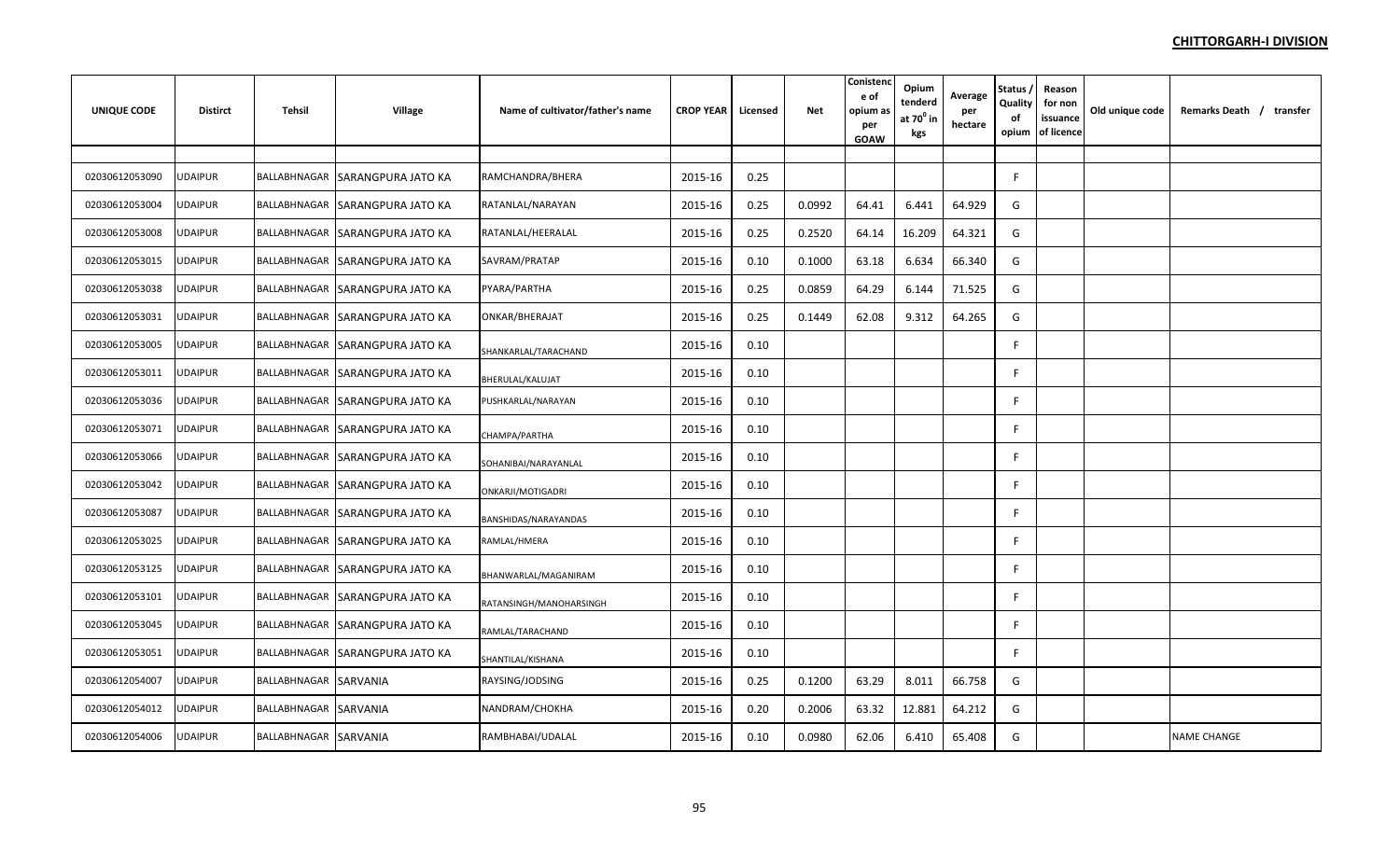**CHITTORGARH-I DIVISION**

| UNIQUE CODE | Distirct | Tehsil | Village | Name of cultivator/father's name | CROP YEAR | Licensed | Net | Conistence of opium as per GOAW | Opium tenderd at $70^0$ in kgs | Average per hectare | Status / Quality of opium | Reason for non issuance of licence | Old unique code | Remarks Death / transfer |
|---|---|---|---|---|---|---|---|---|---|---|---|---|---|---|
| | | | | | | | | | | | | | | |
| 02030612053090 | UDAIPUR | BALLABHNAGAR | SARANGPURA JATO KA | RAMCHANDRA/BHERA | 2015-16 | 0.25 | | | | | F | | | |
| 02030612053004 | UDAIPUR | BALLABHNAGAR | SARANGPURA JATO KA | RATANLAL/NARAYAN | 2015-16 | 0.25 | 0.0992 | 64.41 | 6.441 | 64.929 | G | | | |
| 02030612053008 | UDAIPUR | BALLABHNAGAR | SARANGPURA JATO KA | RATANLAL/HEERALAL | 2015-16 | 0.25 | 0.2520 | 64.14 | 16.209 | 64.321 | G | | | |
| 02030612053015 | UDAIPUR | BALLABHNAGAR | SARANGPURA JATO KA | SAVRAM/PRATAP | 2015-16 | 0.10 | 0.1000 | 63.18 | 6.634 | 66.340 | G | | | |
| 02030612053038 | UDAIPUR | BALLABHNAGAR | SARANGPURA JATO KA | PYARA/PARTHA | 2015-16 | 0.25 | 0.0859 | 64.29 | 6.144 | 71.525 | G | | | |
| 02030612053031 | UDAIPUR | BALLABHNAGAR | SARANGPURA JATO KA | ONKAR/BHERAJAT | 2015-16 | 0.25 | 0.1449 | 62.08 | 9.312 | 64.265 | G | | | |
| 02030612053005 | UDAIPUR | BALLABHNAGAR | SARANGPURA JATO KA | SHANKARLAL/TARACHAND | 2015-16 | 0.10 | | | | | F | | | |
| 02030612053011 | UDAIPUR | BALLABHNAGAR | SARANGPURA JATO KA | BHERULAL/KALUJAT | 2015-16 | 0.10 | | | | | F | | | |
| 02030612053036 | UDAIPUR | BALLABHNAGAR | SARANGPURA JATO KA | PUSHKARLAL/NARAYAN | 2015-16 | 0.10 | | | | | F | | | |
| 02030612053071 | UDAIPUR | BALLABHNAGAR | SARANGPURA JATO KA | CHAMPA/PARTHA | 2015-16 | 0.10 | | | | | F | | | |
| 02030612053066 | UDAIPUR | BALLABHNAGAR | SARANGPURA JATO KA | SOHANIBAI/NARAYANLAL | 2015-16 | 0.10 | | | | | F | | | |
| 02030612053042 | UDAIPUR | BALLABHNAGAR | SARANGPURA JATO KA | ONKARJI/MOTIGADRI | 2015-16 | 0.10 | | | | | F | | | |
| 02030612053087 | UDAIPUR | BALLABHNAGAR | SARANGPURA JATO KA | BANSHIDAS/NARAYANDAS | 2015-16 | 0.10 | | | | | F | | | |
| 02030612053025 | UDAIPUR | BALLABHNAGAR | SARANGPURA JATO KA | RAMLAL/HMERA | 2015-16 | 0.10 | | | | | F | | | |
| 02030612053125 | UDAIPUR | BALLABHNAGAR | SARANGPURA JATO KA | BHANWARLAL/MAGANIRAM | 2015-16 | 0.10 | | | | | F | | | |
| 02030612053101 | UDAIPUR | BALLABHNAGAR | SARANGPURA JATO KA | RATANSINGH/MANOHARSINGH | 2015-16 | 0.10 | | | | | F | | | |
| 02030612053045 | UDAIPUR | BALLABHNAGAR | SARANGPURA JATO KA | RAMLAL/TARACHAND | 2015-16 | 0.10 | | | | | F | | | |
| 02030612053051 | UDAIPUR | BALLABHNAGAR | SARANGPURA JATO KA | SHANTILAL/KISHANA | 2015-16 | 0.10 | | | | | F | | | |
| 02030612054007 | UDAIPUR | BALLABHNAGAR | SARVANIA | RAYSING/JODSING | 2015-16 | 0.25 | 0.1200 | 63.29 | 8.011 | 66.758 | G | | | |
| 02030612054012 | UDAIPUR | BALLABHNAGAR | SARVANIA | NANDRAM/CHOKHA | 2015-16 | 0.20 | 0.2006 | 63.32 | 12.881 | 64.212 | G | | | |
| 02030612054006 | UDAIPUR | BALLABHNAGAR | SARVANIA | RAMBHABAI/UDALAL | 2015-16 | 0.10 | 0.0980 | 62.06 | 6.410 | 65.408 | G | | | NAME CHANGE |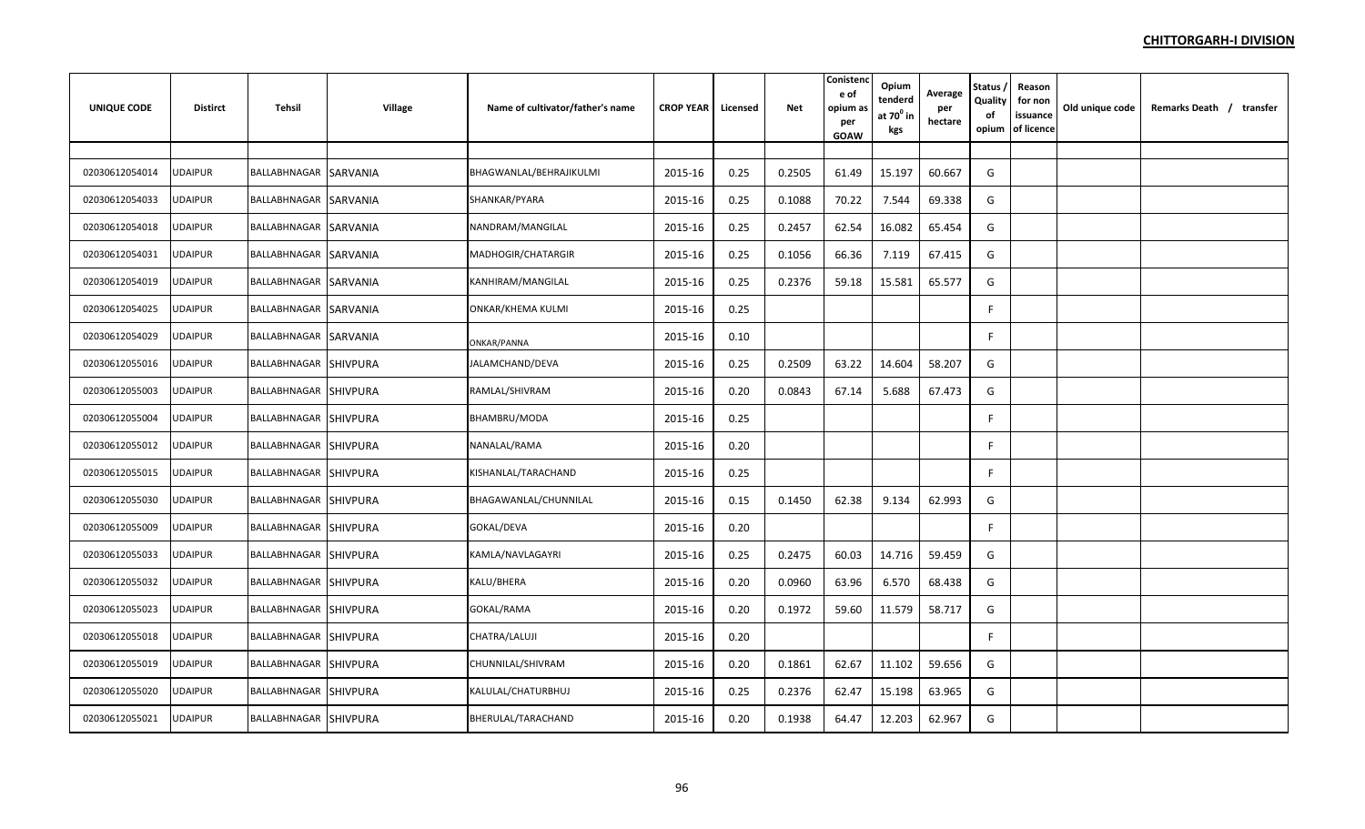**CHITTORGARH-I DIVISION**

| UNIQUE CODE | Distirct | Tehsil | Village | Name of cultivator/father's name | CROP YEAR | Licensed | Net | Conistence of opium as per GOAW | Opium tenderd at $70^0$ in kgs | Average per hectare | Status / Quality of opium | Reason for non issuance of licence | Old unique code | Remarks Death / transfer |
|---|---|---|---|---|---|---|---|---|---|---|---|---|---|---|
| 02030612054014 | UDAIPUR | BALLABHNAGAR | SARVANIA | BHAGWANLAL/BEHRAJIKULMI | 2015-16 | 0.25 | 0.2505 | 61.49 | 15.197 | 60.667 | G | | | |
| 02030612054033 | UDAIPUR | BALLABHNAGAR | SARVANIA | SHANKAR/PYARA | 2015-16 | 0.25 | 0.1088 | 70.22 | 7.544 | 69.338 | G | | | |
| 02030612054018 | UDAIPUR | BALLABHNAGAR | SARVANIA | NANDRAM/MANGILAL | 2015-16 | 0.25 | 0.2457 | 62.54 | 16.082 | 65.454 | G | | | |
| 02030612054031 | UDAIPUR | BALLABHNAGAR | SARVANIA | MADHOGIR/CHATARGIR | 2015-16 | 0.25 | 0.1056 | 66.36 | 7.119 | 67.415 | G | | | |
| 02030612054019 | UDAIPUR | BALLABHNAGAR | SARVANIA | KANHIRAM/MANGILAL | 2015-16 | 0.25 | 0.2376 | 59.18 | 15.581 | 65.577 | G | | | |
| 02030612054025 | UDAIPUR | BALLABHNAGAR | SARVANIA | ONKAR/KHEMA KULMI | 2015-16 | 0.25 | | | | | F | | | |
| 02030612054029 | UDAIPUR | BALLABHNAGAR | SARVANIA | ONKAR/PANNA | 2015-16 | 0.10 | | | | | F | | | |
| 02030612055016 | UDAIPUR | BALLABHNAGAR | SHIVPURA | JALAMCHAND/DEVA | 2015-16 | 0.25 | 0.2509 | 63.22 | 14.604 | 58.207 | G | | | |
| 02030612055003 | UDAIPUR | BALLABHNAGAR | SHIVPURA | RAMLAL/SHIVRAM | 2015-16 | 0.20 | 0.0843 | 67.14 | 5.688 | 67.473 | G | | | |
| 02030612055004 | UDAIPUR | BALLABHNAGAR | SHIVPURA | BHAMBRU/MODA | 2015-16 | 0.25 | | | | | F | | | |
| 02030612055012 | UDAIPUR | BALLABHNAGAR | SHIVPURA | NANALAL/RAMA | 2015-16 | 0.20 | | | | | F | | | |
| 02030612055015 | UDAIPUR | BALLABHNAGAR | SHIVPURA | KISHANLAL/TARACHAND | 2015-16 | 0.25 | | | | | F | | | |
| 02030612055030 | UDAIPUR | BALLABHNAGAR | SHIVPURA | BHAGAWANLAL/CHUNNILAL | 2015-16 | 0.15 | 0.1450 | 62.38 | 9.134 | 62.993 | G | | | |
| 02030612055009 | UDAIPUR | BALLABHNAGAR | SHIVPURA | GOKAL/DEVA | 2015-16 | 0.20 | | | | | F | | | |
| 02030612055033 | UDAIPUR | BALLABHNAGAR | SHIVPURA | KAMLA/NAVLAGAYRI | 2015-16 | 0.25 | 0.2475 | 60.03 | 14.716 | 59.459 | G | | | |
| 02030612055032 | UDAIPUR | BALLABHNAGAR | SHIVPURA | KALU/BHERA | 2015-16 | 0.20 | 0.0960 | 63.96 | 6.570 | 68.438 | G | | | |
| 02030612055023 | UDAIPUR | BALLABHNAGAR | SHIVPURA | GOKAL/RAMA | 2015-16 | 0.20 | 0.1972 | 59.60 | 11.579 | 58.717 | G | | | |
| 02030612055018 | UDAIPUR | BALLABHNAGAR | SHIVPURA | CHATRA/LALUJI | 2015-16 | 0.20 | | | | | F | | | |
| 02030612055019 | UDAIPUR | BALLABHNAGAR | SHIVPURA | CHUNNILAL/SHIVRAM | 2015-16 | 0.20 | 0.1861 | 62.67 | 11.102 | 59.656 | G | | | |
| 02030612055020 | UDAIPUR | BALLABHNAGAR | SHIVPURA | KALULAL/CHATURBHUJ | 2015-16 | 0.25 | 0.2376 | 62.47 | 15.198 | 63.965 | G | | | |
| 02030612055021 | UDAIPUR | BALLABHNAGAR | SHIVPURA | BHERULAL/TARACHAND | 2015-16 | 0.20 | 0.1938 | 64.47 | 12.203 | 62.967 | G | | | |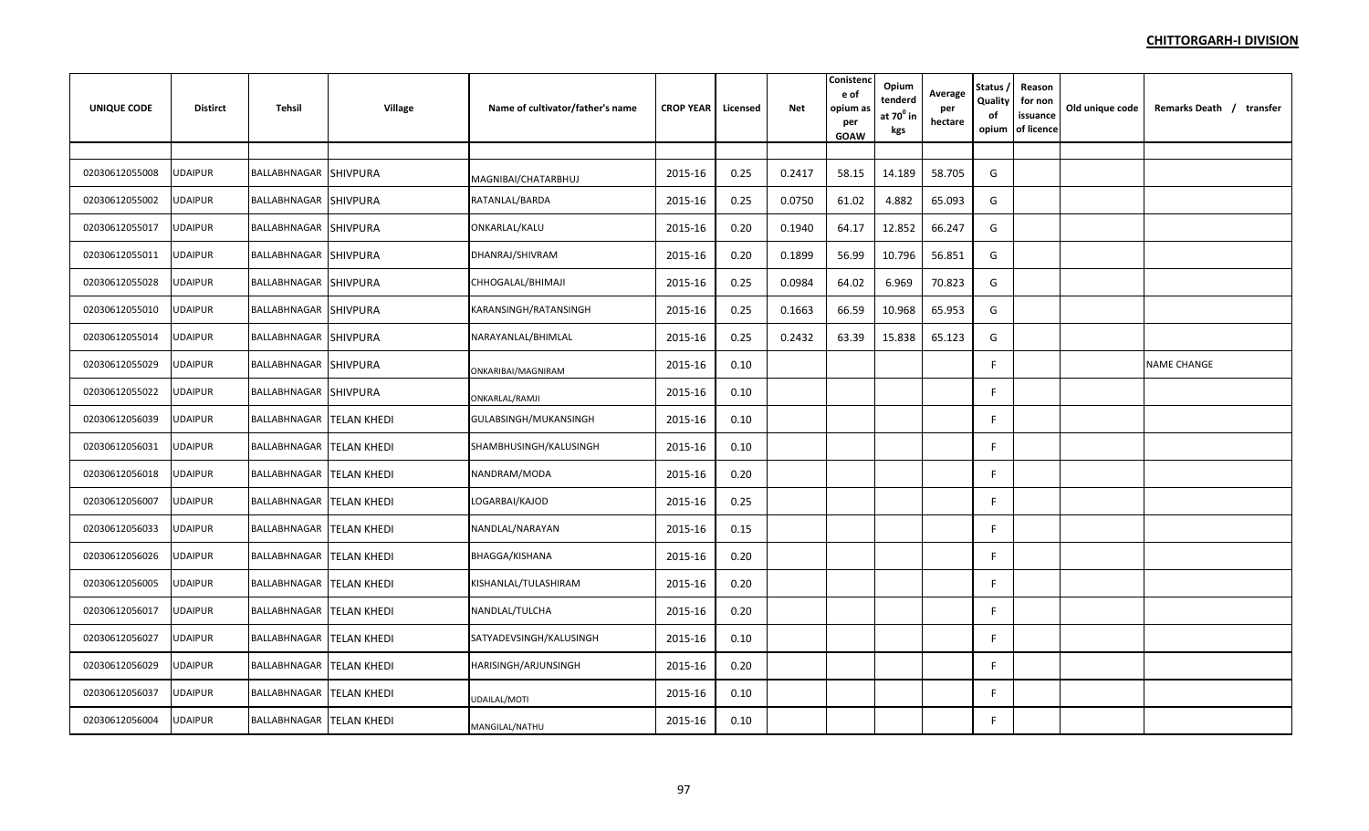**CHITTORGARH-I DIVISION**

| UNIQUE CODE | Distirct | Tehsil | Village | Name of cultivator/father's name | CROP YEAR | Licensed | Net | Conistence of opium as per GOAW | Opium tenderd at $70^0$ in kgs | Average per hectare | Status / Quality of opium | Reason for non issuance of licence | Old unique code | Remarks Death / transfer |
|---|---|---|---|---|---|---|---|---|---|---|---|---|---|---|
| 02030612055008 | UDAIPUR | BALLABHNAGAR | SHIVPURA | MAGNIBAI/CHATARBHUJ | 2015-16 | 0.25 | 0.2417 | 58.15 | 14.189 | 58.705 | G | | | |
| 02030612055002 | UDAIPUR | BALLABHNAGAR | SHIVPURA | RATANLAL/BARDA | 2015-16 | 0.25 | 0.0750 | 61.02 | 4.882 | 65.093 | G | | | |
| 02030612055017 | UDAIPUR | BALLABHNAGAR | SHIVPURA | ONKARLAL/KALU | 2015-16 | 0.20 | 0.1940 | 64.17 | 12.852 | 66.247 | G | | | |
| 02030612055011 | UDAIPUR | BALLABHNAGAR | SHIVPURA | DHANRAJ/SHIVRAM | 2015-16 | 0.20 | 0.1899 | 56.99 | 10.796 | 56.851 | G | | | |
| 02030612055028 | UDAIPUR | BALLABHNAGAR | SHIVPURA | CHHOGALAL/BHIMAJI | 2015-16 | 0.25 | 0.0984 | 64.02 | 6.969 | 70.823 | G | | | |
| 02030612055010 | UDAIPUR | BALLABHNAGAR | SHIVPURA | KARANSINGH/RATANSINGH | 2015-16 | 0.25 | 0.1663 | 66.59 | 10.968 | 65.953 | G | | | |
| 02030612055014 | UDAIPUR | BALLABHNAGAR | SHIVPURA | NARAYANLAL/BHIMLAL | 2015-16 | 0.25 | 0.2432 | 63.39 | 15.838 | 65.123 | G | | | |
| 02030612055029 | UDAIPUR | BALLABHNAGAR | SHIVPURA | ONKARIBAI/MAGNIRAM | 2015-16 | 0.10 | | | | | F | | | NAME CHANGE |
| 02030612055022 | UDAIPUR | BALLABHNAGAR | SHIVPURA | ONKARLAL/RAMJI | 2015-16 | 0.10 | | | | | F | | | |
| 02030612056039 | UDAIPUR | BALLABHNAGAR | TELAN KHEDI | GULABSINGH/MUKANSINGH | 2015-16 | 0.10 | | | | | F | | | |
| 02030612056031 | UDAIPUR | BALLABHNAGAR | TELAN KHEDI | SHAMBHUSINGH/KALUSINGH | 2015-16 | 0.10 | | | | | F | | | |
| 02030612056018 | UDAIPUR | BALLABHNAGAR | TELAN KHEDI | NANDRAM/MODA | 2015-16 | 0.20 | | | | | F | | | |
| 02030612056007 | UDAIPUR | BALLABHNAGAR | TELAN KHEDI | LOGARBAI/KAJOD | 2015-16 | 0.25 | | | | | F | | | |
| 02030612056033 | UDAIPUR | BALLABHNAGAR | TELAN KHEDI | NANDLAL/NARAYAN | 2015-16 | 0.15 | | | | | F | | | |
| 02030612056026 | UDAIPUR | BALLABHNAGAR | TELAN KHEDI | BHAGGA/KISHANA | 2015-16 | 0.20 | | | | | F | | | |
| 02030612056005 | UDAIPUR | BALLABHNAGAR | TELAN KHEDI | KISHANLAL/TULASHIRAM | 2015-16 | 0.20 | | | | | F | | | |
| 02030612056017 | UDAIPUR | BALLABHNAGAR | TELAN KHEDI | NANDLAL/TULCHA | 2015-16 | 0.20 | | | | | F | | | |
| 02030612056027 | UDAIPUR | BALLABHNAGAR | TELAN KHEDI | SATYADEVSINGH/KALUSINGH | 2015-16 | 0.10 | | | | | F | | | |
| 02030612056029 | UDAIPUR | BALLABHNAGAR | TELAN KHEDI | HARISINGH/ARJUNSINGH | 2015-16 | 0.20 | | | | | F | | | |
| 02030612056037 | UDAIPUR | BALLABHNAGAR | TELAN KHEDI | UDAILAL/MOTI | 2015-16 | 0.10 | | | | | F | | | |
| 02030612056004 | UDAIPUR | BALLABHNAGAR | TELAN KHEDI | MANGILAL/NATHU | 2015-16 | 0.10 | | | | | F | | | |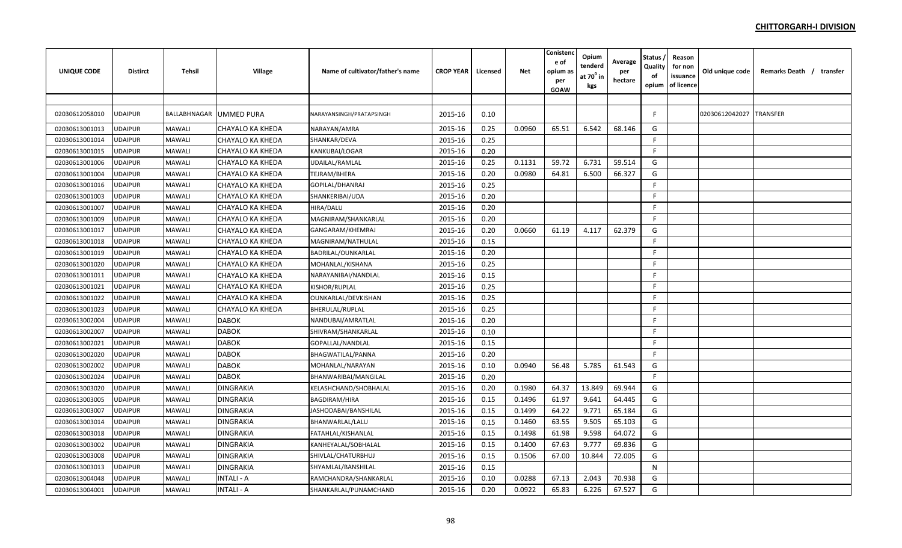## CHITTORGARH-I DIVISION

| UNIQUE CODE | Distirct | Tehsil | Village | Name of cultivator/father's name | CROP YEAR | Licensed | Net | Conistence of opium as per GOAW | Opium tenderd at 70° in kgs | Average per hectare | Status / Quality of opium | Reason for non issuance of licence | Old unique code | Remarks Death / transfer |
|---|---|---|---|---|---|---|---|---|---|---|---|---|---|---|
| | | | | | | | | | | | | | | |
| 02030612058010 | UDAIPUR | BALLABHNAGAR | UMMED PURA | NARAYANSINGH/PRATAPSINGH | 2015-16 | 0.10 | | | | | F | | 02030612042027 | TRANSFER |
| 02030613001013 | UDAIPUR | MAWALI | CHAYALO KA KHEDA | NARAYAN/AMRA | 2015-16 | 0.25 | 0.0960 | 65.51 | 6.542 | 68.146 | G | | | |
| 02030613001014 | UDAIPUR | MAWALI | CHAYALO KA KHEDA | SHANKAR/DEVA | 2015-16 | 0.25 | | | | | F | | | |
| 02030613001015 | UDAIPUR | MAWALI | CHAYALO KA KHEDA | KANKUBAI/LOGAR | 2015-16 | 0.20 | | | | | F | | | |
| 02030613001006 | UDAIPUR | MAWALI | CHAYALO KA KHEDA | UDAILAL/RAMLAL | 2015-16 | 0.25 | 0.1131 | 59.72 | 6.731 | 59.514 | G | | | |
| 02030613001004 | UDAIPUR | MAWALI | CHAYALO KA KHEDA | TEJRAM/BHERA | 2015-16 | 0.20 | 0.0980 | 64.81 | 6.500 | 66.327 | G | | | |
| 02030613001016 | UDAIPUR | MAWALI | CHAYALO KA KHEDA | GOPILAL/DHANRAJ | 2015-16 | 0.25 | | | | | F | | | |
| 02030613001003 | UDAIPUR | MAWALI | CHAYALO KA KHEDA | SHANKERIBAI/UDA | 2015-16 | 0.20 | | | | | F | | | |
| 02030613001007 | UDAIPUR | MAWALI | CHAYALO KA KHEDA | HIRA/DALU | 2015-16 | 0.20 | | | | | F | | | |
| 02030613001009 | UDAIPUR | MAWALI | CHAYALO KA KHEDA | MAGNIRAM/SHANKARLAL | 2015-16 | 0.20 | | | | | F | | | |
| 02030613001017 | UDAIPUR | MAWALI | CHAYALO KA KHEDA | GANGARAM/KHEMRAJ | 2015-16 | 0.20 | 0.0660 | 61.19 | 4.117 | 62.379 | G | | | |
| 02030613001018 | UDAIPUR | MAWALI | CHAYALO KA KHEDA | MAGNIRAM/NATHULAL | 2015-16 | 0.15 | | | | | F | | | |
| 02030613001019 | UDAIPUR | MAWALI | CHAYALO KA KHEDA | BADRILAL/OUNKARLAL | 2015-16 | 0.20 | | | | | F | | | |
| 02030613001020 | UDAIPUR | MAWALI | CHAYALO KA KHEDA | MOHANLAL/KISHANA | 2015-16 | 0.25 | | | | | F | | | |
| 02030613001011 | UDAIPUR | MAWALI | CHAYALO KA KHEDA | NARAYANIBAI/NANDLAL | 2015-16 | 0.15 | | | | | F | | | |
| 02030613001021 | UDAIPUR | MAWALI | CHAYALO KA KHEDA | KISHOR/RUPLAL | 2015-16 | 0.25 | | | | | F | | | |
| 02030613001022 | UDAIPUR | MAWALI | CHAYALO KA KHEDA | OUNKARLAL/DEVKISHAN | 2015-16 | 0.25 | | | | | F | | | |
| 02030613001023 | UDAIPUR | MAWALI | CHAYALO KA KHEDA | BHERULAL/RUPLAL | 2015-16 | 0.25 | | | | | F | | | |
| 02030613002004 | UDAIPUR | MAWALI | DABOK | NANDUBAI/AMRATLAL | 2015-16 | 0.20 | | | | | F | | | |
| 02030613002007 | UDAIPUR | MAWALI | DABOK | SHIVRAM/SHANKARLAL | 2015-16 | 0.10 | | | | | F | | | |
| 02030613002021 | UDAIPUR | MAWALI | DABOK | GOPALLAL/NANDLAL | 2015-16 | 0.15 | | | | | F | | | |
| 02030613002020 | UDAIPUR | MAWALI | DABOK | BHAGWATILAL/PANNA | 2015-16 | 0.20 | | | | | F | | | |
| 02030613002002 | UDAIPUR | MAWALI | DABOK | MOHANLAL/NARAYAN | 2015-16 | 0.10 | 0.0940 | 56.48 | 5.785 | 61.543 | G | | | |
| 02030613002024 | UDAIPUR | MAWALI | DABOK | BHANWARIBAI/MANGILAL | 2015-16 | 0.20 | | | | | F | | | |
| 02030613003020 | UDAIPUR | MAWALI | DINGRAKIA | KELASHCHAND/SHOBHALAL | 2015-16 | 0.20 | 0.1980 | 64.37 | 13.849 | 69.944 | G | | | |
| 02030613003005 | UDAIPUR | MAWALI | DINGRAKIA | BAGDIRAM/HIRA | 2015-16 | 0.15 | 0.1496 | 61.97 | 9.641 | 64.445 | G | | | |
| 02030613003007 | UDAIPUR | MAWALI | DINGRAKIA | JASHODABAI/BANSHILAL | 2015-16 | 0.15 | 0.1499 | 64.22 | 9.771 | 65.184 | G | | | |
| 02030613003014 | UDAIPUR | MAWALI | DINGRAKIA | BHANWARLAL/LALU | 2015-16 | 0.15 | 0.1460 | 63.55 | 9.505 | 65.103 | G | | | |
| 02030613003018 | UDAIPUR | MAWALI | DINGRAKIA | FATAHLAL/KISHANLAL | 2015-16 | 0.15 | 0.1498 | 61.98 | 9.598 | 64.072 | G | | | |
| 02030613003002 | UDAIPUR | MAWALI | DINGRAKIA | KANHEYALAL/SOBHALAL | 2015-16 | 0.15 | 0.1400 | 67.63 | 9.777 | 69.836 | G | | | |
| 02030613003008 | UDAIPUR | MAWALI | DINGRAKIA | SHIVLAL/CHATURBHUJ | 2015-16 | 0.15 | 0.1506 | 67.00 | 10.844 | 72.005 | G | | | |
| 02030613003013 | UDAIPUR | MAWALI | DINGRAKIA | SHYAMLAL/BANSHILAL | 2015-16 | 0.15 | | | | | N | | | |
| 02030613004048 | UDAIPUR | MAWALI | INTALI - A | RAMCHANDRA/SHANKARLAL | 2015-16 | 0.10 | 0.0288 | 67.13 | 2.043 | 70.938 | G | | | |
| 02030613004001 | UDAIPUR | MAWALI | INTALI - A | SHANKARLAL/PUNAMCHAND | 2015-16 | 0.20 | 0.0922 | 65.83 | 6.226 | 67.527 | G | | | |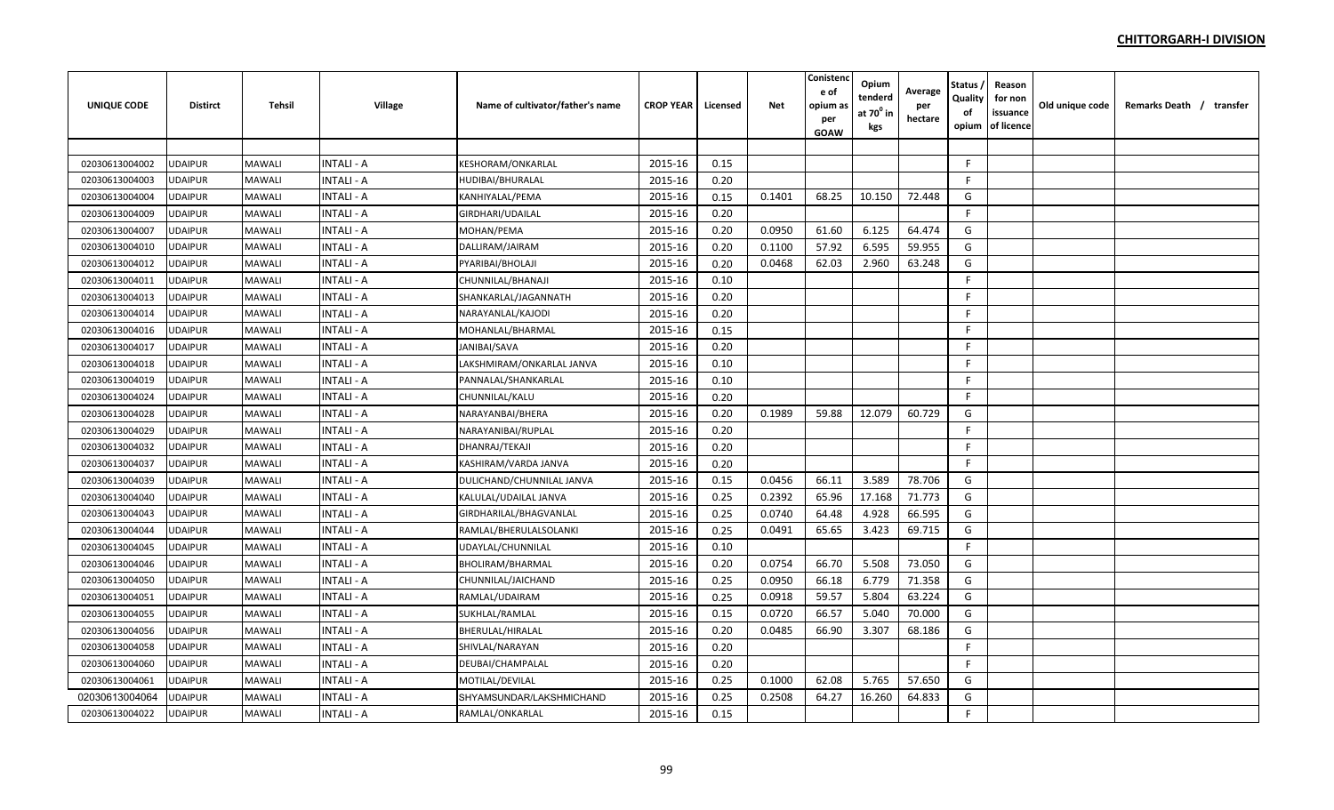**CHITTORGARH-I DIVISION**

| UNIQUE CODE | Distirct | Tehsil | Village | Name of cultivator/father's name | CROP YEAR | Licensed | Net | Conistence of opium as per GOAW | Opium tenderd at $70^0$ in kgs | Average per hectare | Status / Quality of opium | Reason for non issuance of licence | Old unique code | Remarks Death / transfer |
|---|---|---|---|---|---|---|---|---|---|---|---|---|---|---|
| | | | | | | | | | | | | | | |
| 02030613004002 | UDAIPUR | MAWALI | INTALI - A | KESHORAM/ONKARLAL | 2015-16 | 0.15 | | | | | F | | | |
| 02030613004003 | UDAIPUR | MAWALI | INTALI - A | HUDIBAI/BHURALAL | 2015-16 | 0.20 | | | | | F | | | |
| 02030613004004 | UDAIPUR | MAWALI | INTALI - A | KANHIYALAL/PEMA | 2015-16 | 0.15 | 0.1401 | 68.25 | 10.150 | 72.448 | G | | | |
| 02030613004009 | UDAIPUR | MAWALI | INTALI - A | GIRDHARI/UDAILAL | 2015-16 | 0.20 | | | | | F | | | |
| 02030613004007 | UDAIPUR | MAWALI | INTALI - A | MOHAN/PEMA | 2015-16 | 0.20 | 0.0950 | 61.60 | 6.125 | 64.474 | G | | | |
| 02030613004010 | UDAIPUR | MAWALI | INTALI - A | DALLIRAM/JAIRAM | 2015-16 | 0.20 | 0.1100 | 57.92 | 6.595 | 59.955 | G | | | |
| 02030613004012 | UDAIPUR | MAWALI | INTALI - A | PYARIBAI/BHOLAJI | 2015-16 | 0.20 | 0.0468 | 62.03 | 2.960 | 63.248 | G | | | |
| 02030613004011 | UDAIPUR | MAWALI | INTALI - A | CHUNNILAL/BHANAJI | 2015-16 | 0.10 | | | | | F | | | |
| 02030613004013 | UDAIPUR | MAWALI | INTALI - A | SHANKARLAL/JAGANNATH | 2015-16 | 0.20 | | | | | F | | | |
| 02030613004014 | UDAIPUR | MAWALI | INTALI - A | NARAYANLAL/KAJODI | 2015-16 | 0.20 | | | | | F | | | |
| 02030613004016 | UDAIPUR | MAWALI | INTALI - A | MOHANLAL/BHARMAL | 2015-16 | 0.15 | | | | | F | | | |
| 02030613004017 | UDAIPUR | MAWALI | INTALI - A | JANIBAI/SAVA | 2015-16 | 0.20 | | | | | F | | | |
| 02030613004018 | UDAIPUR | MAWALI | INTALI - A | LAKSHMIRAM/ONKARLAL JANVA | 2015-16 | 0.10 | | | | | F | | | |
| 02030613004019 | UDAIPUR | MAWALI | INTALI - A | PANNALAL/SHANKARLAL | 2015-16 | 0.10 | | | | | F | | | |
| 02030613004024 | UDAIPUR | MAWALI | INTALI - A | CHUNNILAL/KALU | 2015-16 | 0.20 | | | | | F | | | |
| 02030613004028 | UDAIPUR | MAWALI | INTALI - A | NARAYANBAI/BHERA | 2015-16 | 0.20 | 0.1989 | 59.88 | 12.079 | 60.729 | G | | | |
| 02030613004029 | UDAIPUR | MAWALI | INTALI - A | NARAYANIBAI/RUPLAL | 2015-16 | 0.20 | | | | | F | | | |
| 02030613004032 | UDAIPUR | MAWALI | INTALI - A | DHANRAJ/TEKAJI | 2015-16 | 0.20 | | | | | F | | | |
| 02030613004037 | UDAIPUR | MAWALI | INTALI - A | KASHIRAM/VARDA JANVA | 2015-16 | 0.20 | | | | | F | | | |
| 02030613004039 | UDAIPUR | MAWALI | INTALI - A | DULICHAND/CHUNNILAL JANVA | 2015-16 | 0.15 | 0.0456 | 66.11 | 3.589 | 78.706 | G | | | |
| 02030613004040 | UDAIPUR | MAWALI | INTALI - A | KALULAL/UDAILAL JANVA | 2015-16 | 0.25 | 0.2392 | 65.96 | 17.168 | 71.773 | G | | | |
| 02030613004043 | UDAIPUR | MAWALI | INTALI - A | GIRDHARILAL/BHAGVANLAL | 2015-16 | 0.25 | 0.0740 | 64.48 | 4.928 | 66.595 | G | | | |
| 02030613004044 | UDAIPUR | MAWALI | INTALI - A | RAMLAL/BHERULALSOLANKI | 2015-16 | 0.25 | 0.0491 | 65.65 | 3.423 | 69.715 | G | | | |
| 02030613004045 | UDAIPUR | MAWALI | INTALI - A | UDAYLAL/CHUNNILAL | 2015-16 | 0.10 | | | | | F | | | |
| 02030613004046 | UDAIPUR | MAWALI | INTALI - A | BHOLIRAM/BHARMAL | 2015-16 | 0.20 | 0.0754 | 66.70 | 5.508 | 73.050 | G | | | |
| 02030613004050 | UDAIPUR | MAWALI | INTALI - A | CHUNNILAL/JAICHAND | 2015-16 | 0.25 | 0.0950 | 66.18 | 6.779 | 71.358 | G | | | |
| 02030613004051 | UDAIPUR | MAWALI | INTALI - A | RAMLAL/UDAIRAM | 2015-16 | 0.25 | 0.0918 | 59.57 | 5.804 | 63.224 | G | | | |
| 02030613004055 | UDAIPUR | MAWALI | INTALI - A | SUKHLAL/RAMLAL | 2015-16 | 0.15 | 0.0720 | 66.57 | 5.040 | 70.000 | G | | | |
| 02030613004056 | UDAIPUR | MAWALI | INTALI - A | BHERULAL/HIRALAL | 2015-16 | 0.20 | 0.0485 | 66.90 | 3.307 | 68.186 | G | | | |
| 02030613004058 | UDAIPUR | MAWALI | INTALI - A | SHIVLAL/NARAYAN | 2015-16 | 0.20 | | | | | F | | | |
| 02030613004060 | UDAIPUR | MAWALI | INTALI - A | DEUBAI/CHAMPALAL | 2015-16 | 0.20 | | | | | F | | | |
| 02030613004061 | UDAIPUR | MAWALI | INTALI - A | MOTILAL/DEVILAL | 2015-16 | 0.25 | 0.1000 | 62.08 | 5.765 | 57.650 | G | | | |
| 02030613004064 | UDAIPUR | MAWALI | INTALI - A | SHYAMSUNDAR/LAKSHMICHAND | 2015-16 | 0.25 | 0.2508 | 64.27 | 16.260 | 64.833 | G | | | |
| 02030613004022 | UDAIPUR | MAWALI | INTALI - A | RAMLAL/ONKARLAL | 2015-16 | 0.15 | | | | | F | | | |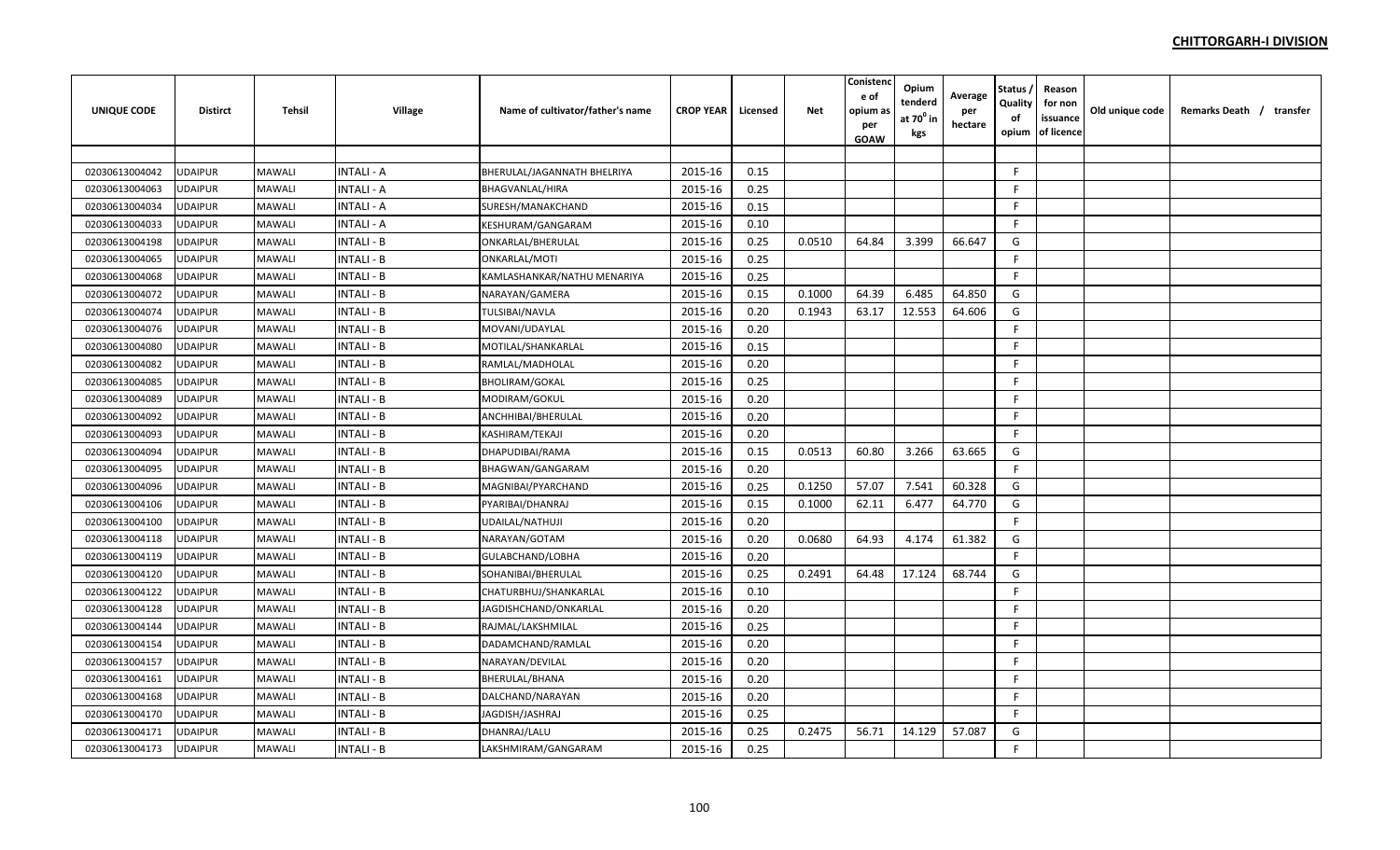**CHITTORGARH-I DIVISION**

| UNIQUE CODE | Distirct | Tehsil | Village | Name of cultivator/father's name | CROP YEAR | Licensed | Net | Conistence of opium as per GOAW | Opium tenderd at 70° in kgs | Average per hectare | Status / Quality of opium | Reason for non issuance of licence | Old unique code | Remarks Death / transfer |
|---|---|---|---|---|---|---|---|---|---|---|---|---|---|---|
| | | | | | | | | | | | | | | |
| 02030613004042 | UDAIPUR | MAWALI | INTALI - A | BHERULAL/JAGANNATH BHELRIYA | 2015-16 | 0.15 | | | | | F | | | |
| 02030613004063 | UDAIPUR | MAWALI | INTALI - A | BHAGVANLAL/HIRA | 2015-16 | 0.25 | | | | | F | | | |
| 02030613004034 | UDAIPUR | MAWALI | INTALI - A | SURESH/MANAKCHAND | 2015-16 | 0.15 | | | | | F | | | |
| 02030613004033 | UDAIPUR | MAWALI | INTALI - A | KESHURAM/GANGARAM | 2015-16 | 0.10 | | | | | F | | | |
| 02030613004198 | UDAIPUR | MAWALI | INTALI - B | ONKARLAL/BHERULAL | 2015-16 | 0.25 | 0.0510 | 64.84 | 3.399 | 66.647 | G | | | |
| 02030613004065 | UDAIPUR | MAWALI | INTALI - B | ONKARLAL/MOTI | 2015-16 | 0.25 | | | | | F | | | |
| 02030613004068 | UDAIPUR | MAWALI | INTALI - B | KAMLASHANKAR/NATHU MENARIYA | 2015-16 | 0.25 | | | | | F | | | |
| 02030613004072 | UDAIPUR | MAWALI | INTALI - B | NARAYAN/GAMERA | 2015-16 | 0.15 | 0.1000 | 64.39 | 6.485 | 64.850 | G | | | |
| 02030613004074 | UDAIPUR | MAWALI | INTALI - B | TULSIBAI/NAVLA | 2015-16 | 0.20 | 0.1943 | 63.17 | 12.553 | 64.606 | G | | | |
| 02030613004076 | UDAIPUR | MAWALI | INTALI - B | MOVANI/UDAYLAL | 2015-16 | 0.20 | | | | | F | | | |
| 02030613004080 | UDAIPUR | MAWALI | INTALI - B | MOTILAL/SHANKARLAL | 2015-16 | 0.15 | | | | | F | | | |
| 02030613004082 | UDAIPUR | MAWALI | INTALI - B | RAMLAL/MADHOLAL | 2015-16 | 0.20 | | | | | F | | | |
| 02030613004085 | UDAIPUR | MAWALI | INTALI - B | BHOLIRAM/GOKAL | 2015-16 | 0.25 | | | | | F | | | |
| 02030613004089 | UDAIPUR | MAWALI | INTALI - B | MODIRAM/GOKUL | 2015-16 | 0.20 | | | | | F | | | |
| 02030613004092 | UDAIPUR | MAWALI | INTALI - B | ANCHHIBAI/BHERULAL | 2015-16 | 0.20 | | | | | F | | | |
| 02030613004093 | UDAIPUR | MAWALI | INTALI - B | KASHIRAM/TEKAJI | 2015-16 | 0.20 | | | | | F | | | |
| 02030613004094 | UDAIPUR | MAWALI | INTALI - B | DHAPUDIBAI/RAMA | 2015-16 | 0.15 | 0.0513 | 60.80 | 3.266 | 63.665 | G | | | |
| 02030613004095 | UDAIPUR | MAWALI | INTALI - B | BHAGWAN/GANGARAM | 2015-16 | 0.20 | | | | | F | | | |
| 02030613004096 | UDAIPUR | MAWALI | INTALI - B | MAGNIBAI/PYARCHAND | 2015-16 | 0.25 | 0.1250 | 57.07 | 7.541 | 60.328 | G | | | |
| 02030613004106 | UDAIPUR | MAWALI | INTALI - B | PYARIBAI/DHANRAJ | 2015-16 | 0.15 | 0.1000 | 62.11 | 6.477 | 64.770 | G | | | |
| 02030613004100 | UDAIPUR | MAWALI | INTALI - B | UDAILAL/NATHUJI | 2015-16 | 0.20 | | | | | F | | | |
| 02030613004118 | UDAIPUR | MAWALI | INTALI - B | NARAYAN/GOTAM | 2015-16 | 0.20 | 0.0680 | 64.93 | 4.174 | 61.382 | G | | | |
| 02030613004119 | UDAIPUR | MAWALI | INTALI - B | GULABCHAND/LOBHA | 2015-16 | 0.20 | | | | | F | | | |
| 02030613004120 | UDAIPUR | MAWALI | INTALI - B | SOHANIBAI/BHERULAL | 2015-16 | 0.25 | 0.2491 | 64.48 | 17.124 | 68.744 | G | | | |
| 02030613004122 | UDAIPUR | MAWALI | INTALI - B | CHATURBHUJ/SHANKARLAL | 2015-16 | 0.10 | | | | | F | | | |
| 02030613004128 | UDAIPUR | MAWALI | INTALI - B | JAGDISHCHAND/ONKARLAL | 2015-16 | 0.20 | | | | | F | | | |
| 02030613004144 | UDAIPUR | MAWALI | INTALI - B | RAJMAL/LAKSHMILAL | 2015-16 | 0.25 | | | | | F | | | |
| 02030613004154 | UDAIPUR | MAWALI | INTALI - B | DADAMCHAND/RAMLAL | 2015-16 | 0.20 | | | | | F | | | |
| 02030613004157 | UDAIPUR | MAWALI | INTALI - B | NARAYAN/DEVILAL | 2015-16 | 0.20 | | | | | F | | | |
| 02030613004161 | UDAIPUR | MAWALI | INTALI - B | BHERULAL/BHANA | 2015-16 | 0.20 | | | | | F | | | |
| 02030613004168 | UDAIPUR | MAWALI | INTALI - B | DALCHAND/NARAYAN | 2015-16 | 0.20 | | | | | F | | | |
| 02030613004170 | UDAIPUR | MAWALI | INTALI - B | JAGDISH/JASHRAJ | 2015-16 | 0.25 | | | | | F | | | |
| 02030613004171 | UDAIPUR | MAWALI | INTALI - B | DHANRAJ/LALU | 2015-16 | 0.25 | 0.2475 | 56.71 | 14.129 | 57.087 | G | | | |
| 02030613004173 | UDAIPUR | MAWALI | INTALI - B | LAKSHMIRAM/GANGARAM | 2015-16 | 0.25 | | | | | F | | | |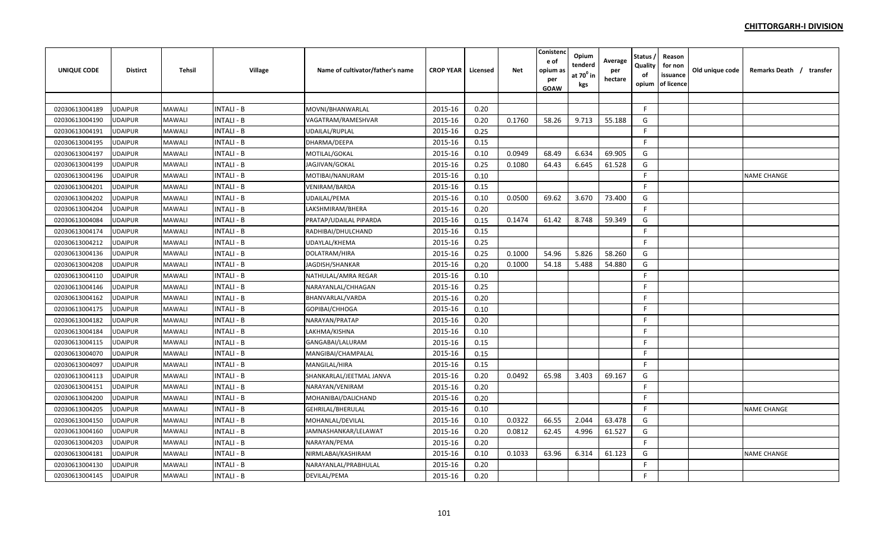**CHITTORGARH-I DIVISION**

| UNIQUE CODE | Distirct | Tehsil | Village | Name of cultivator/father's name | CROP YEAR | Licensed | Net | Conistence of opium as per GOAW | Opium tenderd at $70^0$ in kgs | Average per hectare | Status / Quality of opium | Reason for non issuance of licence | Old unique code | Remarks Death / transfer |
|---|---|---|---|---|---|---|---|---|---|---|---|---|---|---|
| | | | | | | | | | | | | | | |
| 02030613004189 | UDAIPUR | MAWALI | INTALI - B | MOVNI/BHANWARLAL | 2015-16 | 0.20 | | | | | F | | | |
| 02030613004190 | UDAIPUR | MAWALI | INTALI - B | VAGATRAM/RAMESHVAR | 2015-16 | 0.20 | 0.1760 | 58.26 | 9.713 | 55.188 | G | | | |
| 02030613004191 | UDAIPUR | MAWALI | INTALI - B | UDAILAL/RUPLAL | 2015-16 | 0.25 | | | | | F | | | |
| 02030613004195 | UDAIPUR | MAWALI | INTALI - B | DHARMA/DEEPA | 2015-16 | 0.15 | | | | | F | | | |
| 02030613004197 | UDAIPUR | MAWALI | INTALI - B | MOTILAL/GOKAL | 2015-16 | 0.10 | 0.0949 | 68.49 | 6.634 | 69.905 | G | | | |
| 02030613004199 | UDAIPUR | MAWALI | INTALI - B | JAGJIVAN/GOKAL | 2015-16 | 0.25 | 0.1080 | 64.43 | 6.645 | 61.528 | G | | | |
| 02030613004196 | UDAIPUR | MAWALI | INTALI - B | MOTIBAI/NANURAM | 2015-16 | 0.10 | | | | | F | | | NAME CHANGE |
| 02030613004201 | UDAIPUR | MAWALI | INTALI - B | VENIRAM/BARDA | 2015-16 | 0.15 | | | | | F | | | |
| 02030613004202 | UDAIPUR | MAWALI | INTALI - B | UDAILAL/PEMA | 2015-16 | 0.10 | 0.0500 | 69.62 | 3.670 | 73.400 | G | | | |
| 02030613004204 | UDAIPUR | MAWALI | INTALI - B | LAKSHMIRAM/BHERA | 2015-16 | 0.20 | | | | | F | | | |
| 02030613004084 | UDAIPUR | MAWALI | INTALI - B | PRATAP/UDAILAL PIPARDA | 2015-16 | 0.15 | 0.1474 | 61.42 | 8.748 | 59.349 | G | | | |
| 02030613004174 | UDAIPUR | MAWALI | INTALI - B | RADHIBAI/DHULCHAND | 2015-16 | 0.15 | | | | | F | | | |
| 02030613004212 | UDAIPUR | MAWALI | INTALI - B | UDAYLAL/KHEMA | 2015-16 | 0.25 | | | | | F | | | |
| 02030613004136 | UDAIPUR | MAWALI | INTALI - B | DOLATRAM/HIRA | 2015-16 | 0.25 | 0.1000 | 54.96 | 5.826 | 58.260 | G | | | |
| 02030613004208 | UDAIPUR | MAWALI | INTALI - B | JAGDISH/SHANKAR | 2015-16 | 0.20 | 0.1000 | 54.18 | 5.488 | 54.880 | G | | | |
| 02030613004110 | UDAIPUR | MAWALI | INTALI - B | NATHULAL/AMRA REGAR | 2015-16 | 0.10 | | | | | F | | | |
| 02030613004146 | UDAIPUR | MAWALI | INTALI - B | NARAYANLAL/CHHAGAN | 2015-16 | 0.25 | | | | | F | | | |
| 02030613004162 | UDAIPUR | MAWALI | INTALI - B | BHANVARLAL/VARDA | 2015-16 | 0.20 | | | | | F | | | |
| 02030613004175 | UDAIPUR | MAWALI | INTALI - B | GOPIBAI/CHHOGA | 2015-16 | 0.10 | | | | | F | | | |
| 02030613004182 | UDAIPUR | MAWALI | INTALI - B | NARAYAN/PRATAP | 2015-16 | 0.20 | | | | | F | | | |
| 02030613004184 | UDAIPUR | MAWALI | INTALI - B | LAKHMA/KISHNA | 2015-16 | 0.10 | | | | | F | | | |
| 02030613004115 | UDAIPUR | MAWALI | INTALI - B | GANGABAI/LALURAM | 2015-16 | 0.15 | | | | | F | | | |
| 02030613004070 | UDAIPUR | MAWALI | INTALI - B | MANGIBAI/CHAMPALAL | 2015-16 | 0.15 | | | | | F | | | |
| 02030613004097 | UDAIPUR | MAWALI | INTALI - B | MANGILAL/HIRA | 2015-16 | 0.15 | | | | | F | | | |
| 02030613004113 | UDAIPUR | MAWALI | INTALI - B | SHANKARLAL/JEETMAL JANVA | 2015-16 | 0.20 | 0.0492 | 65.98 | 3.403 | 69.167 | G | | | |
| 02030613004151 | UDAIPUR | MAWALI | INTALI - B | NARAYAN/VENIRAM | 2015-16 | 0.20 | | | | | F | | | |
| 02030613004200 | UDAIPUR | MAWALI | INTALI - B | MOHANIBAI/DALICHAND | 2015-16 | 0.20 | | | | | F | | | |
| 02030613004205 | UDAIPUR | MAWALI | INTALI - B | GEHRILAL/BHERULAL | 2015-16 | 0.10 | | | | | F | | | NAME CHANGE |
| 02030613004150 | UDAIPUR | MAWALI | INTALI - B | MOHANLAL/DEVILAL | 2015-16 | 0.10 | 0.0322 | 66.55 | 2.044 | 63.478 | G | | | |
| 02030613004160 | UDAIPUR | MAWALI | INTALI - B | JAMNASHANKAR/LELAWAT | 2015-16 | 0.20 | 0.0812 | 62.45 | 4.996 | 61.527 | G | | | |
| 02030613004203 | UDAIPUR | MAWALI | INTALI - B | NARAYAN/PEMA | 2015-16 | 0.20 | | | | | F | | | |
| 02030613004181 | UDAIPUR | MAWALI | INTALI - B | NIRMLABAI/KASHIRAM | 2015-16 | 0.10 | 0.1033 | 63.96 | 6.314 | 61.123 | G | | | NAME CHANGE |
| 02030613004130 | UDAIPUR | MAWALI | INTALI - B | NARAYANLAL/PRABHULAL | 2015-16 | 0.20 | | | | | F | | | |
| 02030613004145 | UDAIPUR | MAWALI | INTALI - B | DEVILAL/PEMA | 2015-16 | 0.20 | | | | | F | | | |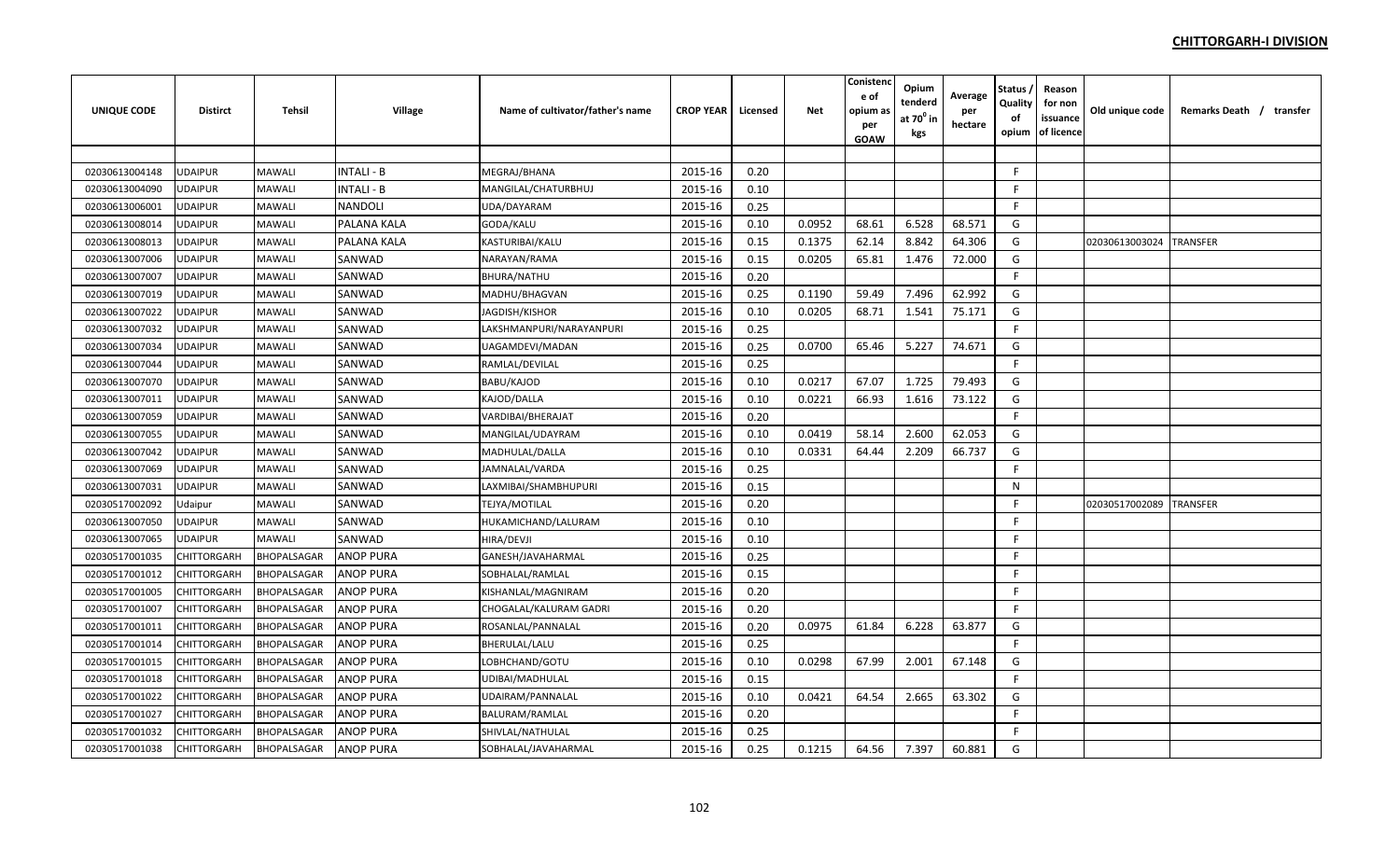## CHITTORGARH-I DIVISION

| UNIQUE CODE | Distirct | Tehsil | Village | Name of cultivator/father's name | CROP YEAR | Licensed | Net | Conistence of opium as per GOAW | Opium tenderd at $70^0$ in kgs | Average per hectare | Status / Quality of opium | Reason for non issuance of licence | Old unique code | Remarks Death / transfer |
|---|---|---|---|---|---|---|---|---|---|---|---|---|---|---|
| | | | | | | | | | | | | | | |
| 02030613004148 | UDAIPUR | MAWALI | INTALI - B | MEGRAJ/BHANA | 2015-16 | 0.20 | | | | | F | | | |
| 02030613004090 | UDAIPUR | MAWALI | INTALI - B | MANGILAL/CHATURBHUJ | 2015-16 | 0.10 | | | | | F | | | |
| 02030613006001 | UDAIPUR | MAWALI | NANDOLI | UDA/DAYARAM | 2015-16 | 0.25 | | | | | F | | | |
| 02030613008014 | UDAIPUR | MAWALI | PALANA KALA | GODA/KALU | 2015-16 | 0.10 | 0.0952 | 68.61 | 6.528 | 68.571 | G | | | |
| 02030613008013 | UDAIPUR | MAWALI | PALANA KALA | KASTURIBAI/KALU | 2015-16 | 0.15 | 0.1375 | 62.14 | 8.842 | 64.306 | G | | 02030613003024 | TRANSFER |
| 02030613007006 | UDAIPUR | MAWALI | SANWAD | NARAYAN/RAMA | 2015-16 | 0.15 | 0.0205 | 65.81 | 1.476 | 72.000 | G | | | |
| 02030613007007 | UDAIPUR | MAWALI | SANWAD | BHURA/NATHU | 2015-16 | 0.20 | | | | | F | | | |
| 02030613007019 | UDAIPUR | MAWALI | SANWAD | MADHU/BHAGVAN | 2015-16 | 0.25 | 0.1190 | 59.49 | 7.496 | 62.992 | G | | | |
| 02030613007022 | UDAIPUR | MAWALI | SANWAD | JAGDISH/KISHOR | 2015-16 | 0.10 | 0.0205 | 68.71 | 1.541 | 75.171 | G | | | |
| 02030613007032 | UDAIPUR | MAWALI | SANWAD | LAKSHMANPURI/NARAYANPURI | 2015-16 | 0.25 | | | | | F | | | |
| 02030613007034 | UDAIPUR | MAWALI | SANWAD | UAGAMDEVI/MADAN | 2015-16 | 0.25 | 0.0700 | 65.46 | 5.227 | 74.671 | G | | | |
| 02030613007044 | UDAIPUR | MAWALI | SANWAD | RAMLAL/DEVILAL | 2015-16 | 0.25 | | | | | F | | | |
| 02030613007070 | UDAIPUR | MAWALI | SANWAD | BABU/KAJOD | 2015-16 | 0.10 | 0.0217 | 67.07 | 1.725 | 79.493 | G | | | |
| 02030613007011 | UDAIPUR | MAWALI | SANWAD | KAJOD/DALLA | 2015-16 | 0.10 | 0.0221 | 66.93 | 1.616 | 73.122 | G | | | |
| 02030613007059 | UDAIPUR | MAWALI | SANWAD | VARDIBAI/BHERAJAT | 2015-16 | 0.20 | | | | | F | | | |
| 02030613007055 | UDAIPUR | MAWALI | SANWAD | MANGILAL/UDAYRAM | 2015-16 | 0.10 | 0.0419 | 58.14 | 2.600 | 62.053 | G | | | |
| 02030613007042 | UDAIPUR | MAWALI | SANWAD | MADHULAL/DALLA | 2015-16 | 0.10 | 0.0331 | 64.44 | 2.209 | 66.737 | G | | | |
| 02030613007069 | UDAIPUR | MAWALI | SANWAD | JAMNALAL/VARDA | 2015-16 | 0.25 | | | | | F | | | |
| 02030613007031 | UDAIPUR | MAWALI | SANWAD | LAXMIBAI/SHAMBHUPURI | 2015-16 | 0.15 | | | | | N | | | |
| 02030517002092 | Udaipur | MAWALI | SANWAD | TEJYA/MOTILAL | 2015-16 | 0.20 | | | | | F | | 02030517002089 | TRANSFER |
| 02030613007050 | UDAIPUR | MAWALI | SANWAD | HUKAMICHAND/LALURAM | 2015-16 | 0.10 | | | | | F | | | |
| 02030613007065 | UDAIPUR | MAWALI | SANWAD | HIRA/DEVJI | 2015-16 | 0.10 | | | | | F | | | |
| 02030517001035 | CHITTORGARH | BHOPALSAGAR | ANOP PURA | GANESH/JAVAHARMAL | 2015-16 | 0.25 | | | | | F | | | |
| 02030517001012 | CHITTORGARH | BHOPALSAGAR | ANOP PURA | SOBHALAL/RAMLAL | 2015-16 | 0.15 | | | | | F | | | |
| 02030517001005 | CHITTORGARH | BHOPALSAGAR | ANOP PURA | KISHANLAL/MAGNIRAM | 2015-16 | 0.20 | | | | | F | | | |
| 02030517001007 | CHITTORGARH | BHOPALSAGAR | ANOP PURA | CHOGALAL/KALURAM GADRI | 2015-16 | 0.20 | | | | | F | | | |
| 02030517001011 | CHITTORGARH | BHOPALSAGAR | ANOP PURA | ROSANLAL/PANNALAL | 2015-16 | 0.20 | 0.0975 | 61.84 | 6.228 | 63.877 | G | | | |
| 02030517001014 | CHITTORGARH | BHOPALSAGAR | ANOP PURA | BHERULAL/LALU | 2015-16 | 0.25 | | | | | F | | | |
| 02030517001015 | CHITTORGARH | BHOPALSAGAR | ANOP PURA | LOBHCHAND/GOTU | 2015-16 | 0.10 | 0.0298 | 67.99 | 2.001 | 67.148 | G | | | |
| 02030517001018 | CHITTORGARH | BHOPALSAGAR | ANOP PURA | UDIBAI/MADHULAL | 2015-16 | 0.15 | | | | | F | | | |
| 02030517001022 | CHITTORGARH | BHOPALSAGAR | ANOP PURA | UDAIRAM/PANNALAL | 2015-16 | 0.10 | 0.0421 | 64.54 | 2.665 | 63.302 | G | | | |
| 02030517001027 | CHITTORGARH | BHOPALSAGAR | ANOP PURA | BALURAM/RAMLAL | 2015-16 | 0.20 | | | | | F | | | |
| 02030517001032 | CHITTORGARH | BHOPALSAGAR | ANOP PURA | SHIVLAL/NATHULAL | 2015-16 | 0.25 | | | | | F | | | |
| 02030517001038 | CHITTORGARH | BHOPALSAGAR | ANOP PURA | SOBHALAL/JAVAHARMAL | 2015-16 | 0.25 | 0.1215 | 64.56 | 7.397 | 60.881 | G | | | |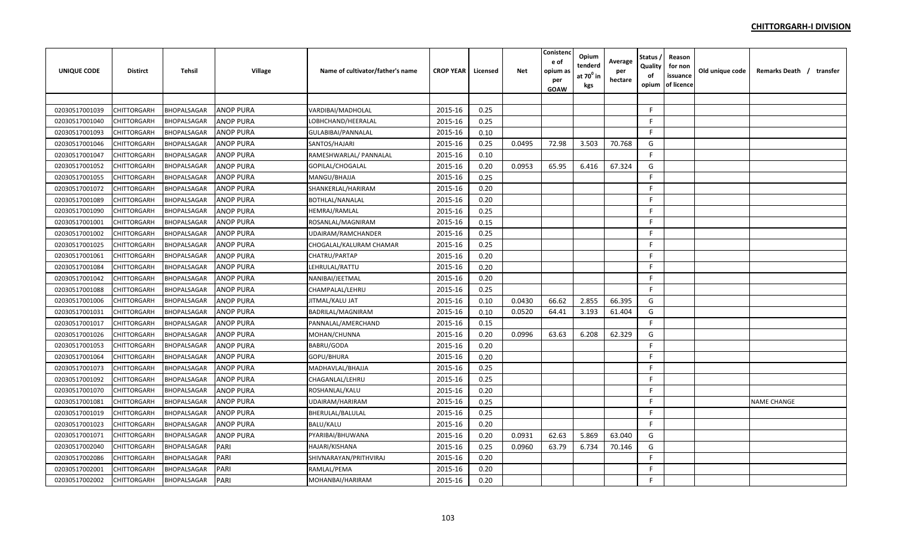## CHITTORGARH-I DIVISION

| UNIQUE CODE | Distirct | Tehsil | Village | Name of cultivator/father's name | CROP YEAR | Licensed | Net | Conistence of opium as per GOAW | Opium tenderd at $70^0$ in kgs | Average per hectare | Status / Quality of opium | Reason for non issuance of licence | Old unique code | Remarks Death / transfer |
|---|---|---|---|---|---|---|---|---|---|---|---|---|---|---|
| | | | | | | | | | | | | | | |
| 02030517001039 | CHITTORGARH | BHOPALSAGAR | ANOP PURA | VARDIBAI/MADHOLAL | 2015-16 | 0.25 | | | | | F | | | |
| 02030517001040 | CHITTORGARH | BHOPALSAGAR | ANOP PURA | LOBHCHAND/HEERALAL | 2015-16 | 0.25 | | | | | F | | | |
| 02030517001093 | CHITTORGARH | BHOPALSAGAR | ANOP PURA | GULABIBAI/PANNALAL | 2015-16 | 0.10 | | | | | F | | | |
| 02030517001046 | CHITTORGARH | BHOPALSAGAR | ANOP PURA | SANTOS/HAJARI | 2015-16 | 0.25 | 0.0495 | 72.98 | 3.503 | 70.768 | G | | | |
| 02030517001047 | CHITTORGARH | BHOPALSAGAR | ANOP PURA | RAMESHWARLAL/ PANNALAL | 2015-16 | 0.10 | | | | | F | | | |
| 02030517001052 | CHITTORGARH | BHOPALSAGAR | ANOP PURA | GOPILAL/CHOGALAL | 2015-16 | 0.20 | 0.0953 | 65.95 | 6.416 | 67.324 | G | | | |
| 02030517001055 | CHITTORGARH | BHOPALSAGAR | ANOP PURA | MANGU/BHAJJA | 2015-16 | 0.25 | | | | | F | | | |
| 02030517001072 | CHITTORGARH | BHOPALSAGAR | ANOP PURA | SHANKERLAL/HARIRAM | 2015-16 | 0.20 | | | | | F | | | |
| 02030517001089 | CHITTORGARH | BHOPALSAGAR | ANOP PURA | BOTHLAL/NANALAL | 2015-16 | 0.20 | | | | | F | | | |
| 02030517001090 | CHITTORGARH | BHOPALSAGAR | ANOP PURA | HEMRAJ/RAMLAL | 2015-16 | 0.25 | | | | | F | | | |
| 02030517001001 | CHITTORGARH | BHOPALSAGAR | ANOP PURA | ROSANLAL/MAGNIRAM | 2015-16 | 0.15 | | | | | F | | | |
| 02030517001002 | CHITTORGARH | BHOPALSAGAR | ANOP PURA | UDAIRAM/RAMCHANDER | 2015-16 | 0.25 | | | | | F | | | |
| 02030517001025 | CHITTORGARH | BHOPALSAGAR | ANOP PURA | CHOGALAL/KALURAM CHAMAR | 2015-16 | 0.25 | | | | | F | | | |
| 02030517001061 | CHITTORGARH | BHOPALSAGAR | ANOP PURA | CHATRU/PARTAP | 2015-16 | 0.20 | | | | | F | | | |
| 02030517001084 | CHITTORGARH | BHOPALSAGAR | ANOP PURA | LEHRULAL/RATTU | 2015-16 | 0.20 | | | | | F | | | |
| 02030517001042 | CHITTORGARH | BHOPALSAGAR | ANOP PURA | NANIBAI/JEETMAL | 2015-16 | 0.20 | | | | | F | | | |
| 02030517001088 | CHITTORGARH | BHOPALSAGAR | ANOP PURA | CHAMPALAL/LEHRU | 2015-16 | 0.25 | | | | | F | | | |
| 02030517001006 | CHITTORGARH | BHOPALSAGAR | ANOP PURA | JITMAL/KALU JAT | 2015-16 | 0.10 | 0.0430 | 66.62 | 2.855 | 66.395 | G | | | |
| 02030517001031 | CHITTORGARH | BHOPALSAGAR | ANOP PURA | BADRILAL/MAGNIRAM | 2015-16 | 0.10 | 0.0520 | 64.41 | 3.193 | 61.404 | G | | | |
| 02030517001017 | CHITTORGARH | BHOPALSAGAR | ANOP PURA | PANNALAL/AMERCHAND | 2015-16 | 0.15 | | | | | F | | | |
| 02030517001026 | CHITTORGARH | BHOPALSAGAR | ANOP PURA | MOHAN/CHUNNA | 2015-16 | 0.20 | 0.0996 | 63.63 | 6.208 | 62.329 | G | | | |
| 02030517001053 | CHITTORGARH | BHOPALSAGAR | ANOP PURA | BABRU/GODA | 2015-16 | 0.20 | | | | | F | | | |
| 02030517001064 | CHITTORGARH | BHOPALSAGAR | ANOP PURA | GOPU/BHURA | 2015-16 | 0.20 | | | | | F | | | |
| 02030517001073 | CHITTORGARH | BHOPALSAGAR | ANOP PURA | MADHAVLAL/BHAJJA | 2015-16 | 0.25 | | | | | F | | | |
| 02030517001092 | CHITTORGARH | BHOPALSAGAR | ANOP PURA | CHAGANLAL/LEHRU | 2015-16 | 0.25 | | | | | F | | | |
| 02030517001070 | CHITTORGARH | BHOPALSAGAR | ANOP PURA | ROSHANLAL/KALU | 2015-16 | 0.20 | | | | | F | | | |
| 02030517001081 | CHITTORGARH | BHOPALSAGAR | ANOP PURA | UDAIRAM/HARIRAM | 2015-16 | 0.25 | | | | | F | | | NAME CHANGE |
| 02030517001019 | CHITTORGARH | BHOPALSAGAR | ANOP PURA | BHERULAL/BALULAL | 2015-16 | 0.25 | | | | | F | | | |
| 02030517001023 | CHITTORGARH | BHOPALSAGAR | ANOP PURA | BALU/KALU | 2015-16 | 0.20 | | | | | F | | | |
| 02030517001071 | CHITTORGARH | BHOPALSAGAR | ANOP PURA | PYARIBAI/BHUWANA | 2015-16 | 0.20 | 0.0931 | 62.63 | 5.869 | 63.040 | G | | | |
| 02030517002040 | CHITTORGARH | BHOPALSAGAR | PARI | HAJARI/KISHANA | 2015-16 | 0.25 | 0.0960 | 63.79 | 6.734 | 70.146 | G | | | |
| 02030517002086 | CHITTORGARH | BHOPALSAGAR | PARI | SHIVNARAYAN/PRITHVIRAJ | 2015-16 | 0.20 | | | | | F | | | |
| 02030517002001 | CHITTORGARH | BHOPALSAGAR | PARI | RAMLAL/PEMA | 2015-16 | 0.20 | | | | | F | | | |
| 02030517002002 | CHITTORGARH | BHOPALSAGAR | PARI | MOHANBAI/HARIRAM | 2015-16 | 0.20 | | | | | F | | | |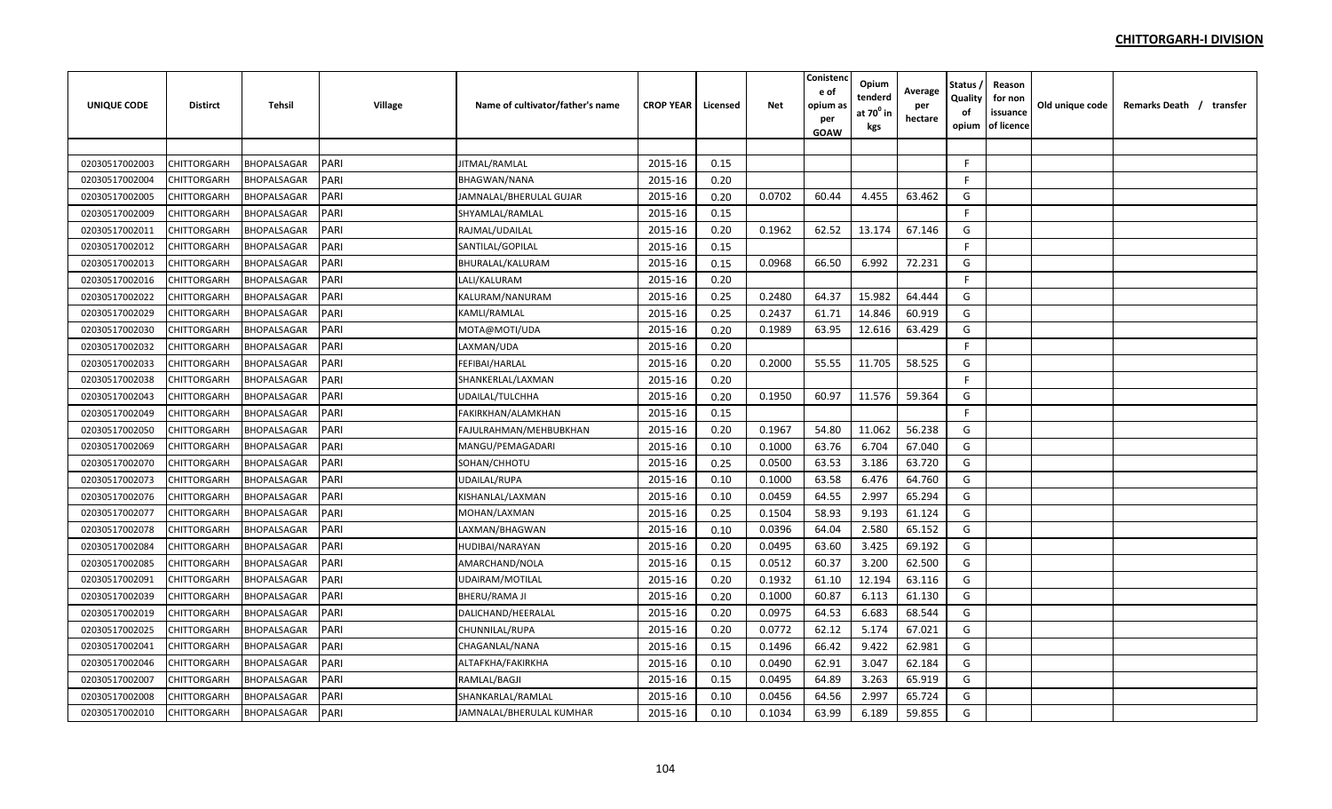## CHITTORGARH-I DIVISION

| UNIQUE CODE | Distirct | Tehsil | Village | Name of cultivator/father's name | CROP YEAR | Licensed | Net | Conistence of opium as per GOAW | Opium tenderd at 70° in kgs | Average per hectare | Status / Quality of opium | Reason for non issuance of licence | Old unique code | Remarks Death / transfer |
|---|---|---|---|---|---|---|---|---|---|---|---|---|---|---|
| 02030517002003 | CHITTORGARH | BHOPALSAGAR | PARI | JITMAL/RAMLAL | 2015-16 | 0.15 | | | | | F | | | |
| 02030517002004 | CHITTORGARH | BHOPALSAGAR | PARI | BHAGWAN/NANA | 2015-16 | 0.20 | | | | | F | | | |
| 02030517002005 | CHITTORGARH | BHOPALSAGAR | PARI | JAMNALAL/BHERULAL GUJAR | 2015-16 | 0.20 | 0.0702 | 60.44 | 4.455 | 63.462 | G | | | |
| 02030517002009 | CHITTORGARH | BHOPALSAGAR | PARI | SHYAMLAL/RAMLAL | 2015-16 | 0.15 | | | | | F | | | |
| 02030517002011 | CHITTORGARH | BHOPALSAGAR | PARI | RAJMAL/UDAILAL | 2015-16 | 0.20 | 0.1962 | 62.52 | 13.174 | 67.146 | G | | | |
| 02030517002012 | CHITTORGARH | BHOPALSAGAR | PARI | SANTILAL/GOPILAL | 2015-16 | 0.15 | | | | | F | | | |
| 02030517002013 | CHITTORGARH | BHOPALSAGAR | PARI | BHURALAL/KALURAM | 2015-16 | 0.15 | 0.0968 | 66.50 | 6.992 | 72.231 | G | | | |
| 02030517002016 | CHITTORGARH | BHOPALSAGAR | PARI | LALI/KALURAM | 2015-16 | 0.20 | | | | | F | | | |
| 02030517002022 | CHITTORGARH | BHOPALSAGAR | PARI | KALURAM/NANURAM | 2015-16 | 0.25 | 0.2480 | 64.37 | 15.982 | 64.444 | G | | | |
| 02030517002029 | CHITTORGARH | BHOPALSAGAR | PARI | KAMLI/RAMLAL | 2015-16 | 0.25 | 0.2437 | 61.71 | 14.846 | 60.919 | G | | | |
| 02030517002030 | CHITTORGARH | BHOPALSAGAR | PARI | MOTA@MOTI/UDA | 2015-16 | 0.20 | 0.1989 | 63.95 | 12.616 | 63.429 | G | | | |
| 02030517002032 | CHITTORGARH | BHOPALSAGAR | PARI | LAXMAN/UDA | 2015-16 | 0.20 | | | | | F | | | |
| 02030517002033 | CHITTORGARH | BHOPALSAGAR | PARI | FEFIBAI/HARLAL | 2015-16 | 0.20 | 0.2000 | 55.55 | 11.705 | 58.525 | G | | | |
| 02030517002038 | CHITTORGARH | BHOPALSAGAR | PARI | SHANKERLAL/LAXMAN | 2015-16 | 0.20 | | | | | F | | | |
| 02030517002043 | CHITTORGARH | BHOPALSAGAR | PARI | UDAILAL/TULCHHA | 2015-16 | 0.20 | 0.1950 | 60.97 | 11.576 | 59.364 | G | | | |
| 02030517002049 | CHITTORGARH | BHOPALSAGAR | PARI | FAKIRKHAN/ALAMKHAN | 2015-16 | 0.15 | | | | | F | | | |
| 02030517002050 | CHITTORGARH | BHOPALSAGAR | PARI | FAJULRAHMAN/MEHBUBKHAN | 2015-16 | 0.20 | 0.1967 | 54.80 | 11.062 | 56.238 | G | | | |
| 02030517002069 | CHITTORGARH | BHOPALSAGAR | PARI | MANGU/PEMAGADARI | 2015-16 | 0.10 | 0.1000 | 63.76 | 6.704 | 67.040 | G | | | |
| 02030517002070 | CHITTORGARH | BHOPALSAGAR | PARI | SOHAN/CHHOTU | 2015-16 | 0.25 | 0.0500 | 63.53 | 3.186 | 63.720 | G | | | |
| 02030517002073 | CHITTORGARH | BHOPALSAGAR | PARI | UDAILAL/RUPA | 2015-16 | 0.10 | 0.1000 | 63.58 | 6.476 | 64.760 | G | | | |
| 02030517002076 | CHITTORGARH | BHOPALSAGAR | PARI | KISHANLAL/LAXMAN | 2015-16 | 0.10 | 0.0459 | 64.55 | 2.997 | 65.294 | G | | | |
| 02030517002077 | CHITTORGARH | BHOPALSAGAR | PARI | MOHAN/LAXMAN | 2015-16 | 0.25 | 0.1504 | 58.93 | 9.193 | 61.124 | G | | | |
| 02030517002078 | CHITTORGARH | BHOPALSAGAR | PARI | LAXMAN/BHAGWAN | 2015-16 | 0.10 | 0.0396 | 64.04 | 2.580 | 65.152 | G | | | |
| 02030517002084 | CHITTORGARH | BHOPALSAGAR | PARI | HUDIBAI/NARAYAN | 2015-16 | 0.20 | 0.0495 | 63.60 | 3.425 | 69.192 | G | | | |
| 02030517002085 | CHITTORGARH | BHOPALSAGAR | PARI | AMARCHAND/NOLA | 2015-16 | 0.15 | 0.0512 | 60.37 | 3.200 | 62.500 | G | | | |
| 02030517002091 | CHITTORGARH | BHOPALSAGAR | PARI | UDAIRAM/MOTILAL | 2015-16 | 0.20 | 0.1932 | 61.10 | 12.194 | 63.116 | G | | | |
| 02030517002039 | CHITTORGARH | BHOPALSAGAR | PARI | BHERU/RAMA JI | 2015-16 | 0.20 | 0.1000 | 60.87 | 6.113 | 61.130 | G | | | |
| 02030517002019 | CHITTORGARH | BHOPALSAGAR | PARI | DALICHAND/HEERALAL | 2015-16 | 0.20 | 0.0975 | 64.53 | 6.683 | 68.544 | G | | | |
| 02030517002025 | CHITTORGARH | BHOPALSAGAR | PARI | CHUNNILAL/RUPA | 2015-16 | 0.20 | 0.0772 | 62.12 | 5.174 | 67.021 | G | | | |
| 02030517002041 | CHITTORGARH | BHOPALSAGAR | PARI | CHAGANLAL/NANA | 2015-16 | 0.15 | 0.1496 | 66.42 | 9.422 | 62.981 | G | | | |
| 02030517002046 | CHITTORGARH | BHOPALSAGAR | PARI | ALTAFKHA/FAKIRKHA | 2015-16 | 0.10 | 0.0490 | 62.91 | 3.047 | 62.184 | G | | | |
| 02030517002007 | CHITTORGARH | BHOPALSAGAR | PARI | RAMLAL/BAGJI | 2015-16 | 0.15 | 0.0495 | 64.89 | 3.263 | 65.919 | G | | | |
| 02030517002008 | CHITTORGARH | BHOPALSAGAR | PARI | SHANKARLAL/RAMLAL | 2015-16 | 0.10 | 0.0456 | 64.56 | 2.997 | 65.724 | G | | | |
| 02030517002010 | CHITTORGARH | BHOPALSAGAR | PARI | JAMNALAL/BHERULAL KUMHAR | 2015-16 | 0.10 | 0.1034 | 63.99 | 6.189 | 59.855 | G | | | |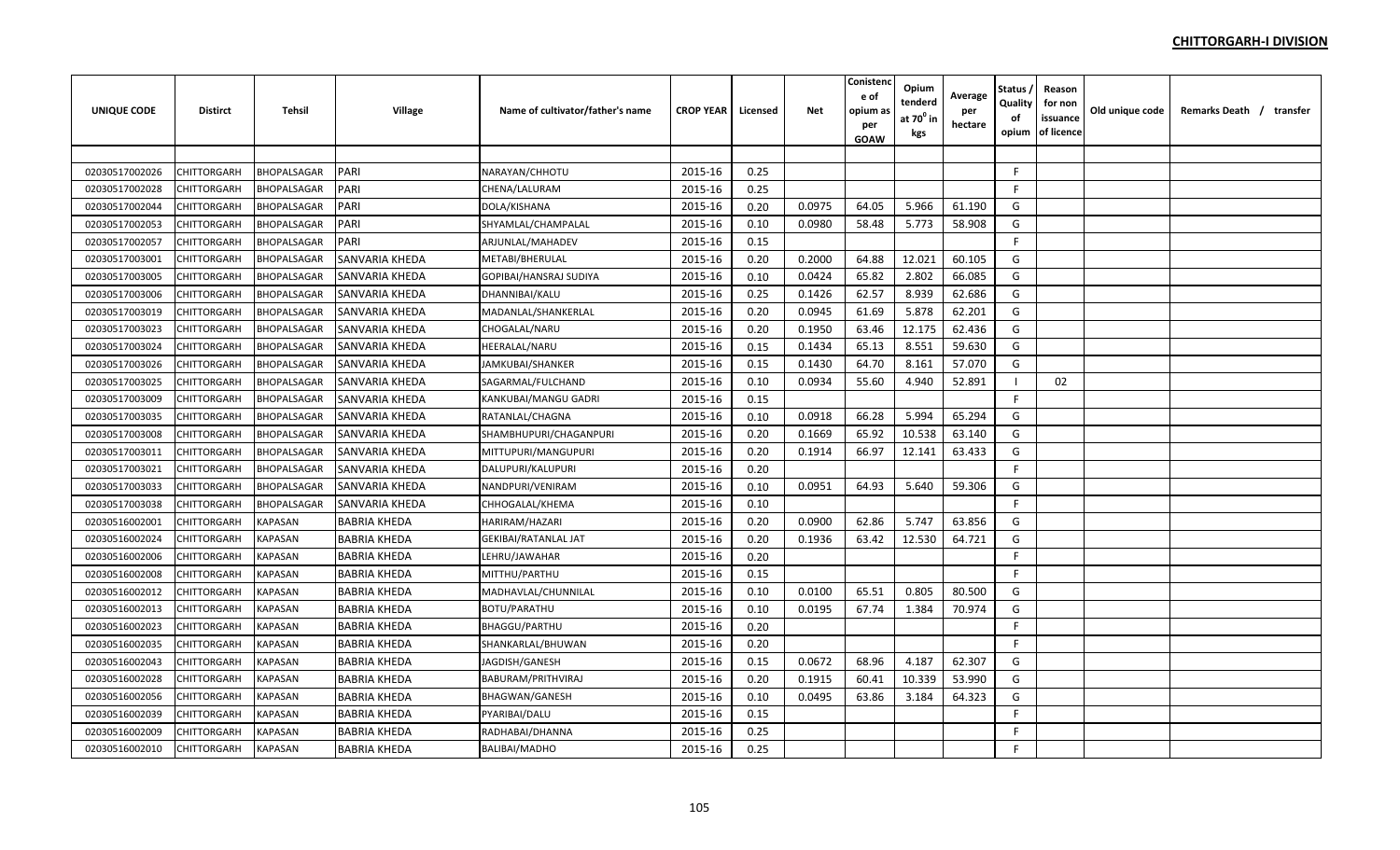## CHITTORGARH-I DIVISION

| UNIQUE CODE | Distirct | Tehsil | Village | Name of cultivator/father's name | CROP YEAR | Licensed | Net | Conistence of opium as per GOAW | Opium tenderd at $70^0$ in kgs | Average per hectare | Status / Quality of opium | Reason for non issuance of licence | Old unique code | Remarks Death / transfer |
|---|---|---|---|---|---|---|---|---|---|---|---|---|---|---|
| | | | | | | | | | | | | | | |
| 02030517002026 | CHITTORGARH | BHOPALSAGAR | PARI | NARAYAN/CHHOTU | 2015-16 | 0.25 | | | | | F | | | |
| 02030517002028 | CHITTORGARH | BHOPALSAGAR | PARI | CHENA/LALURAM | 2015-16 | 0.25 | | | | | F | | | |
| 02030517002044 | CHITTORGARH | BHOPALSAGAR | PARI | DOLA/KISHANA | 2015-16 | 0.20 | 0.0975 | 64.05 | 5.966 | 61.190 | G | | | |
| 02030517002053 | CHITTORGARH | BHOPALSAGAR | PARI | SHYAMLAL/CHAMPALAL | 2015-16 | 0.10 | 0.0980 | 58.48 | 5.773 | 58.908 | G | | | |
| 02030517002057 | CHITTORGARH | BHOPALSAGAR | PARI | ARJUNLAL/MAHADEV | 2015-16 | 0.15 | | | | | F | | | |
| 02030517003001 | CHITTORGARH | BHOPALSAGAR | SANVARIA KHEDA | METABI/BHERULAL | 2015-16 | 0.20 | 0.2000 | 64.88 | 12.021 | 60.105 | G | | | |
| 02030517003005 | CHITTORGARH | BHOPALSAGAR | SANVARIA KHEDA | GOPIBAI/HANSRAJ SUDIYA | 2015-16 | 0.10 | 0.0424 | 65.82 | 2.802 | 66.085 | G | | | |
| 02030517003006 | CHITTORGARH | BHOPALSAGAR | SANVARIA KHEDA | DHANNIBAI/KALU | 2015-16 | 0.25 | 0.1426 | 62.57 | 8.939 | 62.686 | G | | | |
| 02030517003019 | CHITTORGARH | BHOPALSAGAR | SANVARIA KHEDA | MADANLAL/SHANKERLAL | 2015-16 | 0.20 | 0.0945 | 61.69 | 5.878 | 62.201 | G | | | |
| 02030517003023 | CHITTORGARH | BHOPALSAGAR | SANVARIA KHEDA | CHOGALAL/NARU | 2015-16 | 0.20 | 0.1950 | 63.46 | 12.175 | 62.436 | G | | | |
| 02030517003024 | CHITTORGARH | BHOPALSAGAR | SANVARIA KHEDA | HEERALAL/NARU | 2015-16 | 0.15 | 0.1434 | 65.13 | 8.551 | 59.630 | G | | | |
| 02030517003026 | CHITTORGARH | BHOPALSAGAR | SANVARIA KHEDA | JAMKUBAI/SHANKER | 2015-16 | 0.15 | 0.1430 | 64.70 | 8.161 | 57.070 | G | | | |
| 02030517003025 | CHITTORGARH | BHOPALSAGAR | SANVARIA KHEDA | SAGARMAL/FULCHAND | 2015-16 | 0.10 | 0.0934 | 55.60 | 4.940 | 52.891 | I | 02 | | |
| 02030517003009 | CHITTORGARH | BHOPALSAGAR | SANVARIA KHEDA | KANKUBAI/MANGU GADRI | 2015-16 | 0.15 | | | | | F | | | |
| 02030517003035 | CHITTORGARH | BHOPALSAGAR | SANVARIA KHEDA | RATANLAL/CHAGNA | 2015-16 | 0.10 | 0.0918 | 66.28 | 5.994 | 65.294 | G | | | |
| 02030517003008 | CHITTORGARH | BHOPALSAGAR | SANVARIA KHEDA | SHAMBHUPURI/CHAGANPURI | 2015-16 | 0.20 | 0.1669 | 65.92 | 10.538 | 63.140 | G | | | |
| 02030517003011 | CHITTORGARH | BHOPALSAGAR | SANVARIA KHEDA | MITTUPURI/MANGUPURI | 2015-16 | 0.20 | 0.1914 | 66.97 | 12.141 | 63.433 | G | | | |
| 02030517003021 | CHITTORGARH | BHOPALSAGAR | SANVARIA KHEDA | DALUPURI/KALUPURI | 2015-16 | 0.20 | | | | | F | | | |
| 02030517003033 | CHITTORGARH | BHOPALSAGAR | SANVARIA KHEDA | NANDPURI/VENIRAM | 2015-16 | 0.10 | 0.0951 | 64.93 | 5.640 | 59.306 | G | | | |
| 02030517003038 | CHITTORGARH | BHOPALSAGAR | SANVARIA KHEDA | CHHOGALAL/KHEMA | 2015-16 | 0.10 | | | | | F | | | |
| 02030516002001 | CHITTORGARH | KAPASAN | BABRIA KHEDA | HARIRAM/HAZARI | 2015-16 | 0.20 | 0.0900 | 62.86 | 5.747 | 63.856 | G | | | |
| 02030516002024 | CHITTORGARH | KAPASAN | BABRIA KHEDA | GEKIBAI/RATANLAL JAT | 2015-16 | 0.20 | 0.1936 | 63.42 | 12.530 | 64.721 | G | | | |
| 02030516002006 | CHITTORGARH | KAPASAN | BABRIA KHEDA | LEHRU/JAWAHAR | 2015-16 | 0.20 | | | | | F | | | |
| 02030516002008 | CHITTORGARH | KAPASAN | BABRIA KHEDA | MITTHU/PARTHU | 2015-16 | 0.15 | | | | | F | | | |
| 02030516002012 | CHITTORGARH | KAPASAN | BABRIA KHEDA | MADHAVLAL/CHUNNILAL | 2015-16 | 0.10 | 0.0100 | 65.51 | 0.805 | 80.500 | G | | | |
| 02030516002013 | CHITTORGARH | KAPASAN | BABRIA KHEDA | BOTU/PARATHU | 2015-16 | 0.10 | 0.0195 | 67.74 | 1.384 | 70.974 | G | | | |
| 02030516002023 | CHITTORGARH | KAPASAN | BABRIA KHEDA | BHAGGU/PARTHU | 2015-16 | 0.20 | | | | | F | | | |
| 02030516002035 | CHITTORGARH | KAPASAN | BABRIA KHEDA | SHANKARLAL/BHUWAN | 2015-16 | 0.20 | | | | | F | | | |
| 02030516002043 | CHITTORGARH | KAPASAN | BABRIA KHEDA | JAGDISH/GANESH | 2015-16 | 0.15 | 0.0672 | 68.96 | 4.187 | 62.307 | G | | | |
| 02030516002028 | CHITTORGARH | KAPASAN | BABRIA KHEDA | BABURAM/PRITHVIRAJ | 2015-16 | 0.20 | 0.1915 | 60.41 | 10.339 | 53.990 | G | | | |
| 02030516002056 | CHITTORGARH | KAPASAN | BABRIA KHEDA | BHAGWAN/GANESH | 2015-16 | 0.10 | 0.0495 | 63.86 | 3.184 | 64.323 | G | | | |
| 02030516002039 | CHITTORGARH | KAPASAN | BABRIA KHEDA | PYARIBAI/DALU | 2015-16 | 0.15 | | | | | F | | | |
| 02030516002009 | CHITTORGARH | KAPASAN | BABRIA KHEDA | RADHABAI/DHANNA | 2015-16 | 0.25 | | | | | F | | | |
| 02030516002010 | CHITTORGARH | KAPASAN | BABRIA KHEDA | BALIBAI/MADHO | 2015-16 | 0.25 | | | | | F | | | |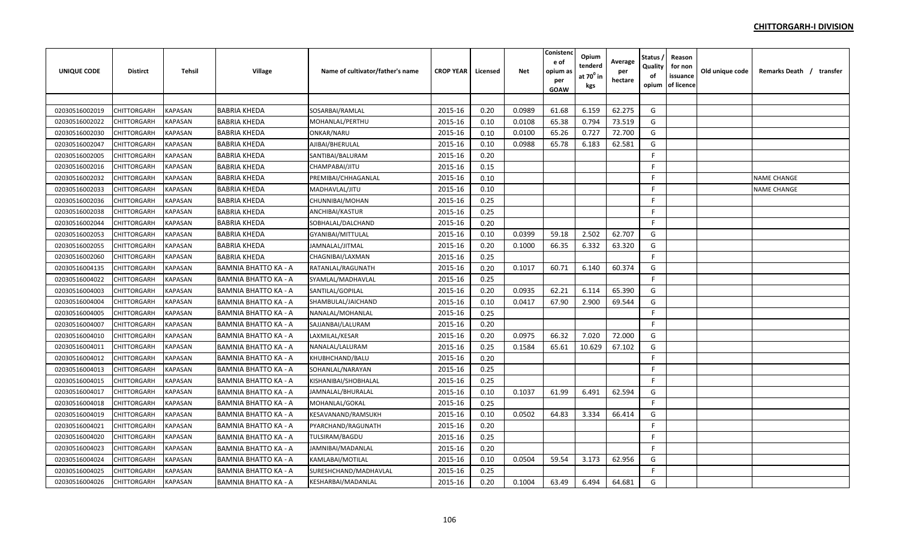## CHITTORGARH-I DIVISION

| UNIQUE CODE | Distirct | Tehsil | Village | Name of cultivator/father's name | CROP YEAR | Licensed | Net | Conistency of opium as per GOAW | Opium tenderd at $70^0$ in kgs | Average per hectare | Status / Quality of opium | Reason for non issuance of licence | Old unique code | Remarks Death / transfer |
|---|---|---|---|---|---|---|---|---|---|---|---|---|---|---|
| 02030516002019 | CHITTORGARH | KAPASAN | BABRIA KHEDA | SOSARBAI/RAMLAL | 2015-16 | 0.20 | 0.0989 | 61.68 | 6.159 | 62.275 | G | | | |
| 02030516002022 | CHITTORGARH | KAPASAN | BABRIA KHEDA | MOHANLAL/PERTHU | 2015-16 | 0.10 | 0.0108 | 65.38 | 0.794 | 73.519 | G | | | |
| 02030516002030 | CHITTORGARH | KAPASAN | BABRIA KHEDA | ONKAR/NARU | 2015-16 | 0.10 | 0.0100 | 65.26 | 0.727 | 72.700 | G | | | |
| 02030516002047 | CHITTORGARH | KAPASAN | BABRIA KHEDA | AJIBAI/BHERULAL | 2015-16 | 0.10 | 0.0988 | 65.78 | 6.183 | 62.581 | G | | | |
| 02030516002005 | CHITTORGARH | KAPASAN | BABRIA KHEDA | SANTIBAI/BALURAM | 2015-16 | 0.20 | | | | | F | | | |
| 02030516002016 | CHITTORGARH | KAPASAN | BABRIA KHEDA | CHAMPABAI/JITU | 2015-16 | 0.15 | | | | | F | | | |
| 02030516002032 | CHITTORGARH | KAPASAN | BABRIA KHEDA | PREMIBAI/CHHAGANLAL | 2015-16 | 0.10 | | | | | F | | | NAME CHANGE |
| 02030516002033 | CHITTORGARH | KAPASAN | BABRIA KHEDA | MADHAVLAL/JITU | 2015-16 | 0.10 | | | | | F | | | NAME CHANGE |
| 02030516002036 | CHITTORGARH | KAPASAN | BABRIA KHEDA | CHUNNIBAI/MOHAN | 2015-16 | 0.25 | | | | | F | | | |
| 02030516002038 | CHITTORGARH | KAPASAN | BABRIA KHEDA | ANCHIBAI/KASTUR | 2015-16 | 0.25 | | | | | F | | | |
| 02030516002044 | CHITTORGARH | KAPASAN | BABRIA KHEDA | SOBHALAL/DALCHAND | 2015-16 | 0.20 | | | | | F | | | |
| 02030516002053 | CHITTORGARH | KAPASAN | BABRIA KHEDA | GYANIBAI/MITTULAL | 2015-16 | 0.10 | 0.0399 | 59.18 | 2.502 | 62.707 | G | | | |
| 02030516002055 | CHITTORGARH | KAPASAN | BABRIA KHEDA | JAMNALAL/JITMAL | 2015-16 | 0.20 | 0.1000 | 66.35 | 6.332 | 63.320 | G | | | |
| 02030516002060 | CHITTORGARH | KAPASAN | BABRIA KHEDA | CHAGNIBAI/LAXMAN | 2015-16 | 0.25 | | | | | F | | | |
| 02030516004135 | CHITTORGARH | KAPASAN | BAMNIA BHATTO KA - A | RATANLAL/RAGUNATH | 2015-16 | 0.20 | 0.1017 | 60.71 | 6.140 | 60.374 | G | | | |
| 02030516004022 | CHITTORGARH | KAPASAN | BAMNIA BHATTO KA - A | SYAMLAL/MADHAVLAL | 2015-16 | 0.25 | | | | | F | | | |
| 02030516004003 | CHITTORGARH | KAPASAN | BAMNIA BHATTO KA - A | SANTILAL/GOPILAL | 2015-16 | 0.20 | 0.0935 | 62.21 | 6.114 | 65.390 | G | | | |
| 02030516004004 | CHITTORGARH | KAPASAN | BAMNIA BHATTO KA - A | SHAMBULAL/JAICHAND | 2015-16 | 0.10 | 0.0417 | 67.90 | 2.900 | 69.544 | G | | | |
| 02030516004005 | CHITTORGARH | KAPASAN | BAMNIA BHATTO KA - A | NANALAL/MOHANLAL | 2015-16 | 0.25 | | | | | F | | | |
| 02030516004007 | CHITTORGARH | KAPASAN | BAMNIA BHATTO KA - A | SAJJANBAI/LALURAM | 2015-16 | 0.20 | | | | | F | | | |
| 02030516004010 | CHITTORGARH | KAPASAN | BAMNIA BHATTO KA - A | LAXMILAL/KESAR | 2015-16 | 0.20 | 0.0975 | 66.32 | 7.020 | 72.000 | G | | | |
| 02030516004011 | CHITTORGARH | KAPASAN | BAMNIA BHATTO KA - A | NANALAL/LALURAM | 2015-16 | 0.25 | 0.1584 | 65.61 | 10.629 | 67.102 | G | | | |
| 02030516004012 | CHITTORGARH | KAPASAN | BAMNIA BHATTO KA - A | KHUBHCHAND/BALU | 2015-16 | 0.20 | | | | | F | | | |
| 02030516004013 | CHITTORGARH | KAPASAN | BAMNIA BHATTO KA - A | SOHANLAL/NARAYAN | 2015-16 | 0.25 | | | | | F | | | |
| 02030516004015 | CHITTORGARH | KAPASAN | BAMNIA BHATTO KA - A | KISHANIBAI/SHOBHALAL | 2015-16 | 0.25 | | | | | F | | | |
| 02030516004017 | CHITTORGARH | KAPASAN | BAMNIA BHATTO KA - A | JAMNALAL/BHURALAL | 2015-16 | 0.10 | 0.1037 | 61.99 | 6.491 | 62.594 | G | | | |
| 02030516004018 | CHITTORGARH | KAPASAN | BAMNIA BHATTO KA - A | MOHANLAL/GOKAL | 2015-16 | 0.25 | | | | | F | | | |
| 02030516004019 | CHITTORGARH | KAPASAN | BAMNIA BHATTO KA - A | KESAVANAND/RAMSUKH | 2015-16 | 0.10 | 0.0502 | 64.83 | 3.334 | 66.414 | G | | | |
| 02030516004021 | CHITTORGARH | KAPASAN | BAMNIA BHATTO KA - A | PYARCHAND/RAGUNATH | 2015-16 | 0.20 | | | | | F | | | |
| 02030516004020 | CHITTORGARH | KAPASAN | BAMNIA BHATTO KA - A | TULSIRAM/BAGDU | 2015-16 | 0.25 | | | | | F | | | |
| 02030516004023 | CHITTORGARH | KAPASAN | BAMNIA BHATTO KA - A | JAMNIBAI/MADANLAL | 2015-16 | 0.20 | | | | | F | | | |
| 02030516004024 | CHITTORGARH | KAPASAN | BAMNIA BHATTO KA - A | KAMLABAI/MOTILAL | 2015-16 | 0.10 | 0.0504 | 59.54 | 3.173 | 62.956 | G | | | |
| 02030516004025 | CHITTORGARH | KAPASAN | BAMNIA BHATTO KA - A | SURESHCHAND/MADHAVLAL | 2015-16 | 0.25 | | | | | F | | | |
| 02030516004026 | CHITTORGARH | KAPASAN | BAMNIA BHATTO KA - A | KESHARBAI/MADANLAL | 2015-16 | 0.20 | 0.1004 | 63.49 | 6.494 | 64.681 | G | | | |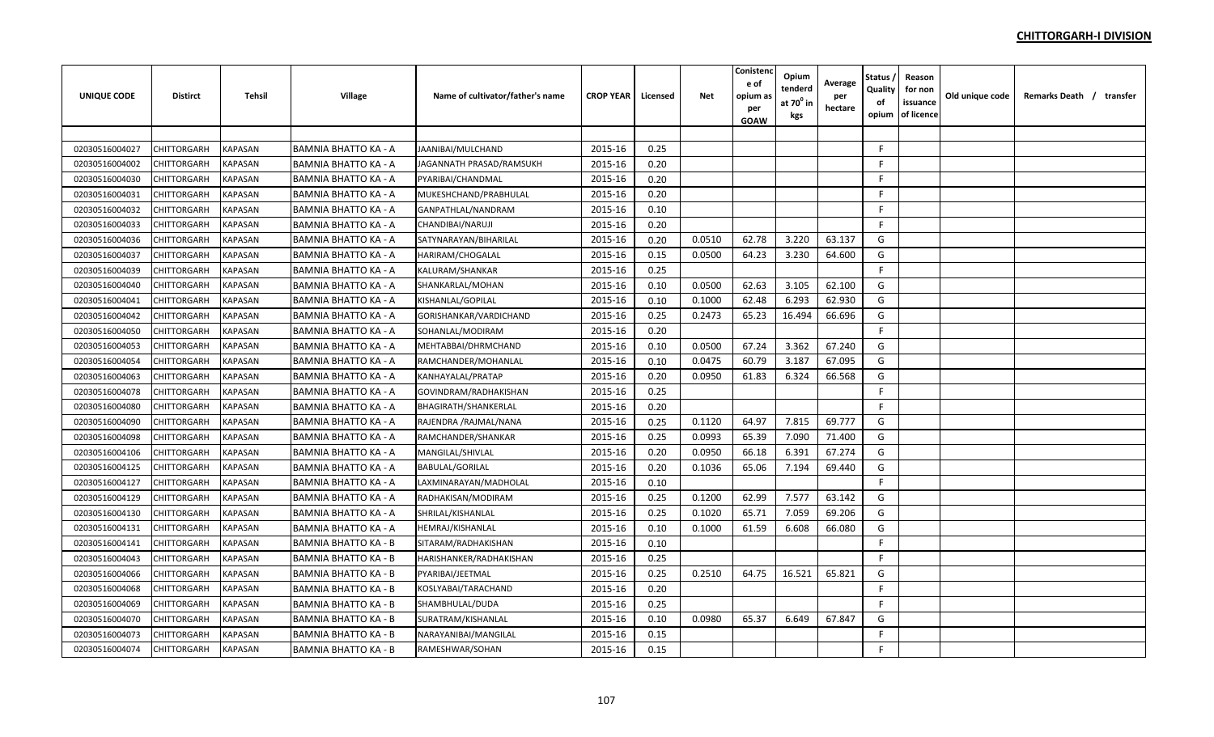## CHITTORGARH-I DIVISION

| UNIQUE CODE | Distirct | Tehsil | Village | Name of cultivator/father's name | CROP YEAR | Licensed | Net | Conistence of opium as per GOAW | Opium tenderd at 70⁰ in kgs | Average per hectare | Status / Quality of opium | Reason for non issuance of licence | Old unique code | Remarks Death / transfer |
|---|---|---|---|---|---|---|---|---|---|---|---|---|---|---|
| | | | | | | | | | | | | | | |
| 02030516004027 | CHITTORGARH | KAPASAN | BAMNIA BHATTO KA - A | JAANIBAI/MULCHAND | 2015-16 | 0.25 | | | | | F | | | |
| 02030516004002 | CHITTORGARH | KAPASAN | BAMNIA BHATTO KA - A | JAGANNATH PRASAD/RAMSUKH | 2015-16 | 0.20 | | | | | F | | | |
| 02030516004030 | CHITTORGARH | KAPASAN | BAMNIA BHATTO KA - A | PYARIBAI/CHANDMAL | 2015-16 | 0.20 | | | | | F | | | |
| 02030516004031 | CHITTORGARH | KAPASAN | BAMNIA BHATTO KA - A | MUKESHCHAND/PRABHULAL | 2015-16 | 0.20 | | | | | F | | | |
| 02030516004032 | CHITTORGARH | KAPASAN | BAMNIA BHATTO KA - A | GANPATHLAL/NANDRAM | 2015-16 | 0.10 | | | | | F | | | |
| 02030516004033 | CHITTORGARH | KAPASAN | BAMNIA BHATTO KA - A | CHANDIBAI/NARUJI | 2015-16 | 0.20 | | | | | F | | | |
| 02030516004036 | CHITTORGARH | KAPASAN | BAMNIA BHATTO KA - A | SATYNARAYAN/BIHARILAL | 2015-16 | 0.20 | 0.0510 | 62.78 | 3.220 | 63.137 | G | | | |
| 02030516004037 | CHITTORGARH | KAPASAN | BAMNIA BHATTO KA - A | HARIRAM/CHOGALAL | 2015-16 | 0.15 | 0.0500 | 64.23 | 3.230 | 64.600 | G | | | |
| 02030516004039 | CHITTORGARH | KAPASAN | BAMNIA BHATTO KA - A | KALURAM/SHANKAR | 2015-16 | 0.25 | | | | | F | | | |
| 02030516004040 | CHITTORGARH | KAPASAN | BAMNIA BHATTO KA - A | SHANKARLAL/MOHAN | 2015-16 | 0.10 | 0.0500 | 62.63 | 3.105 | 62.100 | G | | | |
| 02030516004041 | CHITTORGARH | KAPASAN | BAMNIA BHATTO KA - A | KISHANLAL/GOPILAL | 2015-16 | 0.10 | 0.1000 | 62.48 | 6.293 | 62.930 | G | | | |
| 02030516004042 | CHITTORGARH | KAPASAN | BAMNIA BHATTO KA - A | GORISHANKAR/VARDICHAND | 2015-16 | 0.25 | 0.2473 | 65.23 | 16.494 | 66.696 | G | | | |
| 02030516004050 | CHITTORGARH | KAPASAN | BAMNIA BHATTO KA - A | SOHANLAL/MODIRAM | 2015-16 | 0.20 | | | | | F | | | |
| 02030516004053 | CHITTORGARH | KAPASAN | BAMNIA BHATTO KA - A | MEHTABBAI/DHRMCHAND | 2015-16 | 0.10 | 0.0500 | 67.24 | 3.362 | 67.240 | G | | | |
| 02030516004054 | CHITTORGARH | KAPASAN | BAMNIA BHATTO KA - A | RAMCHANDER/MOHANLAL | 2015-16 | 0.10 | 0.0475 | 60.79 | 3.187 | 67.095 | G | | | |
| 02030516004063 | CHITTORGARH | KAPASAN | BAMNIA BHATTO KA - A | KANHAYALAL/PRATAP | 2015-16 | 0.20 | 0.0950 | 61.83 | 6.324 | 66.568 | G | | | |
| 02030516004078 | CHITTORGARH | KAPASAN | BAMNIA BHATTO KA - A | GOVINDRAM/RADHAKISHAN | 2015-16 | 0.25 | | | | | F | | | |
| 02030516004080 | CHITTORGARH | KAPASAN | BAMNIA BHATTO KA - A | BHAGIRATH/SHANKERLAL | 2015-16 | 0.20 | | | | | F | | | |
| 02030516004090 | CHITTORGARH | KAPASAN | BAMNIA BHATTO KA - A | RAJENDRA /RAJMAL/NANA | 2015-16 | 0.25 | 0.1120 | 64.97 | 7.815 | 69.777 | G | | | |
| 02030516004098 | CHITTORGARH | KAPASAN | BAMNIA BHATTO KA - A | RAMCHANDER/SHANKAR | 2015-16 | 0.25 | 0.0993 | 65.39 | 7.090 | 71.400 | G | | | |
| 02030516004106 | CHITTORGARH | KAPASAN | BAMNIA BHATTO KA - A | MANGILAL/SHIVLAL | 2015-16 | 0.20 | 0.0950 | 66.18 | 6.391 | 67.274 | G | | | |
| 02030516004125 | CHITTORGARH | KAPASAN | BAMNIA BHATTO KA - A | BABULAL/GORILAL | 2015-16 | 0.20 | 0.1036 | 65.06 | 7.194 | 69.440 | G | | | |
| 02030516004127 | CHITTORGARH | KAPASAN | BAMNIA BHATTO KA - A | LAXMINARAYAN/MADHOLAL | 2015-16 | 0.10 | | | | | F | | | |
| 02030516004129 | CHITTORGARH | KAPASAN | BAMNIA BHATTO KA - A | RADHAKISAN/MODIRAM | 2015-16 | 0.25 | 0.1200 | 62.99 | 7.577 | 63.142 | G | | | |
| 02030516004130 | CHITTORGARH | KAPASAN | BAMNIA BHATTO KA - A | SHRILAL/KISHANLAL | 2015-16 | 0.25 | 0.1020 | 65.71 | 7.059 | 69.206 | G | | | |
| 02030516004131 | CHITTORGARH | KAPASAN | BAMNIA BHATTO KA - A | HEMRAJ/KISHANLAL | 2015-16 | 0.10 | 0.1000 | 61.59 | 6.608 | 66.080 | G | | | |
| 02030516004141 | CHITTORGARH | KAPASAN | BAMNIA BHATTO KA - B | SITARAM/RADHAKISHAN | 2015-16 | 0.10 | | | | | F | | | |
| 02030516004043 | CHITTORGARH | KAPASAN | BAMNIA BHATTO KA - B | HARISHANKER/RADHAKISHAN | 2015-16 | 0.25 | | | | | F | | | |
| 02030516004066 | CHITTORGARH | KAPASAN | BAMNIA BHATTO KA - B | PYARIBAI/JEETMAL | 2015-16 | 0.25 | 0.2510 | 64.75 | 16.521 | 65.821 | G | | | |
| 02030516004068 | CHITTORGARH | KAPASAN | BAMNIA BHATTO KA - B | KOSLYABAI/TARACHAND | 2015-16 | 0.20 | | | | | F | | | |
| 02030516004069 | CHITTORGARH | KAPASAN | BAMNIA BHATTO KA - B | SHAMBHULAL/DUDA | 2015-16 | 0.25 | | | | | F | | | |
| 02030516004070 | CHITTORGARH | KAPASAN | BAMNIA BHATTO KA - B | SURATRAM/KISHANLAL | 2015-16 | 0.10 | 0.0980 | 65.37 | 6.649 | 67.847 | G | | | |
| 02030516004073 | CHITTORGARH | KAPASAN | BAMNIA BHATTO KA - B | NARAYANIBAI/MANGILAL | 2015-16 | 0.15 | | | | | F | | | |
| 02030516004074 | CHITTORGARH | KAPASAN | BAMNIA BHATTO KA - B | RAMESHWAR/SOHAN | 2015-16 | 0.15 | | | | | F | | | |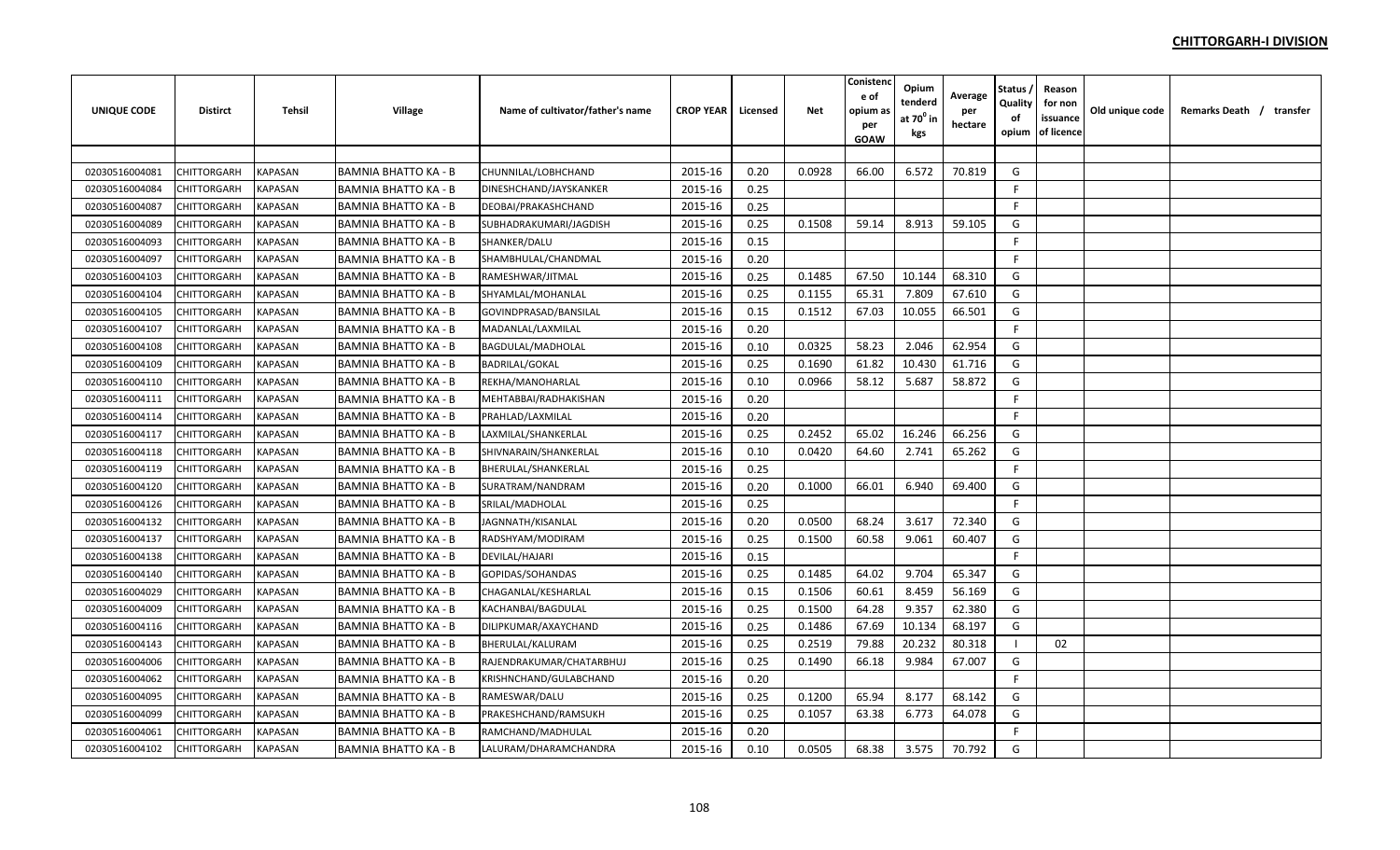## CHITTORGARH-I DIVISION

| UNIQUE CODE | Distirct | Tehsil | Village | Name of cultivator/father's name | CROP YEAR | Licensed | Net | Conistence of opium as per GOAW | Opium tenderd at $70^0$ in kgs | Average per hectare | Status / Quality of opium | Reason for non issuance of licence | Old unique code | Remarks Death / transfer |
|---|---|---|---|---|---|---|---|---|---|---|---|---|---|---|
| 02030516004081 | CHITTORGARH | KAPASAN | BAMNIA BHATTO KA - B | CHUNNILAL/LOBHCHAND | 2015-16 | 0.20 | 0.0928 | 66.00 | 6.572 | 70.819 | G | | | |
| 02030516004084 | CHITTORGARH | KAPASAN | BAMNIA BHATTO KA - B | DINESHCHAND/JAYSKANKER | 2015-16 | 0.25 | | | | | F | | | |
| 02030516004087 | CHITTORGARH | KAPASAN | BAMNIA BHATTO KA - B | DEOBAI/PRAKASHCHAND | 2015-16 | 0.25 | | | | | F | | | |
| 02030516004089 | CHITTORGARH | KAPASAN | BAMNIA BHATTO KA - B | SUBHADRAKUMARI/JAGDISH | 2015-16 | 0.25 | 0.1508 | 59.14 | 8.913 | 59.105 | G | | | |
| 02030516004093 | CHITTORGARH | KAPASAN | BAMNIA BHATTO KA - B | SHANKER/DALU | 2015-16 | 0.15 | | | | | F | | | |
| 02030516004097 | CHITTORGARH | KAPASAN | BAMNIA BHATTO KA - B | SHAMBHULAL/CHANDMAL | 2015-16 | 0.20 | | | | | F | | | |
| 02030516004103 | CHITTORGARH | KAPASAN | BAMNIA BHATTO KA - B | RAMESHWAR/JITMAL | 2015-16 | 0.25 | 0.1485 | 67.50 | 10.144 | 68.310 | G | | | |
| 02030516004104 | CHITTORGARH | KAPASAN | BAMNIA BHATTO KA - B | SHYAMLAL/MOHANLAL | 2015-16 | 0.25 | 0.1155 | 65.31 | 7.809 | 67.610 | G | | | |
| 02030516004105 | CHITTORGARH | KAPASAN | BAMNIA BHATTO KA - B | GOVINDPRASAD/BANSILAL | 2015-16 | 0.15 | 0.1512 | 67.03 | 10.055 | 66.501 | G | | | |
| 02030516004107 | CHITTORGARH | KAPASAN | BAMNIA BHATTO KA - B | MADANLAL/LAXMILAL | 2015-16 | 0.20 | | | | | F | | | |
| 02030516004108 | CHITTORGARH | KAPASAN | BAMNIA BHATTO KA - B | BAGDULAL/MADHOLAL | 2015-16 | 0.10 | 0.0325 | 58.23 | 2.046 | 62.954 | G | | | |
| 02030516004109 | CHITTORGARH | KAPASAN | BAMNIA BHATTO KA - B | BADRILAL/GOKAL | 2015-16 | 0.25 | 0.1690 | 61.82 | 10.430 | 61.716 | G | | | |
| 02030516004110 | CHITTORGARH | KAPASAN | BAMNIA BHATTO KA - B | REKHA/MANOHARLAL | 2015-16 | 0.10 | 0.0966 | 58.12 | 5.687 | 58.872 | G | | | |
| 02030516004111 | CHITTORGARH | KAPASAN | BAMNIA BHATTO KA - B | MEHTABBAI/RADHAKISHAN | 2015-16 | 0.20 | | | | | F | | | |
| 02030516004114 | CHITTORGARH | KAPASAN | BAMNIA BHATTO KA - B | PRAHLAD/LAXMILAL | 2015-16 | 0.20 | | | | | F | | | |
| 02030516004117 | CHITTORGARH | KAPASAN | BAMNIA BHATTO KA - B | LAXMILAL/SHANKERLAL | 2015-16 | 0.25 | 0.2452 | 65.02 | 16.246 | 66.256 | G | | | |
| 02030516004118 | CHITTORGARH | KAPASAN | BAMNIA BHATTO KA - B | SHIVNARAIN/SHANKERLAL | 2015-16 | 0.10 | 0.0420 | 64.60 | 2.741 | 65.262 | G | | | |
| 02030516004119 | CHITTORGARH | KAPASAN | BAMNIA BHATTO KA - B | BHERULAL/SHANKERLAL | 2015-16 | 0.25 | | | | | F | | | |
| 02030516004120 | CHITTORGARH | KAPASAN | BAMNIA BHATTO KA - B | SURATRAM/NANDRAM | 2015-16 | 0.20 | 0.1000 | 66.01 | 6.940 | 69.400 | G | | | |
| 02030516004126 | CHITTORGARH | KAPASAN | BAMNIA BHATTO KA - B | SRILAL/MADHOLAL | 2015-16 | 0.25 | | | | | F | | | |
| 02030516004132 | CHITTORGARH | KAPASAN | BAMNIA BHATTO KA - B | JAGNNATH/KISANLAL | 2015-16 | 0.20 | 0.0500 | 68.24 | 3.617 | 72.340 | G | | | |
| 02030516004137 | CHITTORGARH | KAPASAN | BAMNIA BHATTO KA - B | RADSHYAM/MODIRAM | 2015-16 | 0.25 | 0.1500 | 60.58 | 9.061 | 60.407 | G | | | |
| 02030516004138 | CHITTORGARH | KAPASAN | BAMNIA BHATTO KA - B | DEVILAL/HAJARI | 2015-16 | 0.15 | | | | | F | | | |
| 02030516004140 | CHITTORGARH | KAPASAN | BAMNIA BHATTO KA - B | GOPIDAS/SOHANDAS | 2015-16 | 0.25 | 0.1485 | 64.02 | 9.704 | 65.347 | G | | | |
| 02030516004029 | CHITTORGARH | KAPASAN | BAMNIA BHATTO KA - B | CHAGANLAL/KESHARLAL | 2015-16 | 0.15 | 0.1506 | 60.61 | 8.459 | 56.169 | G | | | |
| 02030516004009 | CHITTORGARH | KAPASAN | BAMNIA BHATTO KA - B | KACHANBAI/BAGDULAL | 2015-16 | 0.25 | 0.1500 | 64.28 | 9.357 | 62.380 | G | | | |
| 02030516004116 | CHITTORGARH | KAPASAN | BAMNIA BHATTO KA - B | DILIPKUMAR/AXAYCHAND | 2015-16 | 0.25 | 0.1486 | 67.69 | 10.134 | 68.197 | G | | | |
| 02030516004143 | CHITTORGARH | KAPASAN | BAMNIA BHATTO KA - B | BHERULAL/KALURAM | 2015-16 | 0.25 | 0.2519 | 79.88 | 20.232 | 80.318 | I | 02 | | |
| 02030516004006 | CHITTORGARH | KAPASAN | BAMNIA BHATTO KA - B | RAJENDRAKUMAR/CHATARBHUJ | 2015-16 | 0.25 | 0.1490 | 66.18 | 9.984 | 67.007 | G | | | |
| 02030516004062 | CHITTORGARH | KAPASAN | BAMNIA BHATTO KA - B | KRISHNCHAND/GULABCHAND | 2015-16 | 0.20 | | | | | F | | | |
| 02030516004095 | CHITTORGARH | KAPASAN | BAMNIA BHATTO KA - B | RAMESWAR/DALU | 2015-16 | 0.25 | 0.1200 | 65.94 | 8.177 | 68.142 | G | | | |
| 02030516004099 | CHITTORGARH | KAPASAN | BAMNIA BHATTO KA - B | PRAKESHCHAND/RAMSUKH | 2015-16 | 0.25 | 0.1057 | 63.38 | 6.773 | 64.078 | G | | | |
| 02030516004061 | CHITTORGARH | KAPASAN | BAMNIA BHATTO KA - B | RAMCHAND/MADHULAL | 2015-16 | 0.20 | | | | | F | | | |
| 02030516004102 | CHITTORGARH | KAPASAN | BAMNIA BHATTO KA - B | LALURAM/DHARAMCHANDRA | 2015-16 | 0.10 | 0.0505 | 68.38 | 3.575 | 70.792 | G | | | |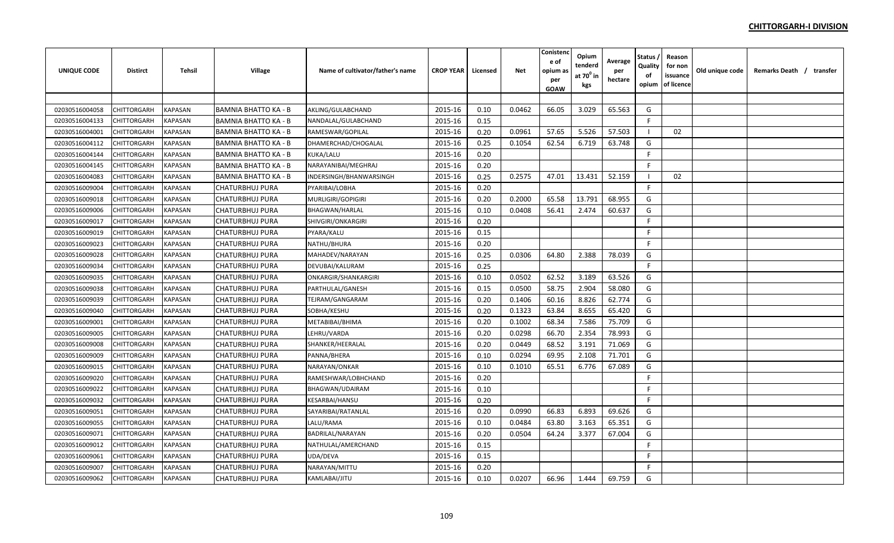## CHITTORGARH-I DIVISION

| UNIQUE CODE | Distirct | Tehsil | Village | Name of cultivator/father's name | CROP YEAR | Licensed | Net | Conistence of opium as per GOAW | Opium tenderd at 70° in kgs | Average per hectare | Status / Quality of opium | Reason for non issuance of licence | Old unique code | Remarks Death / transfer |
|---|---|---|---|---|---|---|---|---|---|---|---|---|---|---|
| 02030516004058 | CHITTORGARH | KAPASAN | BAMNIA BHATTO KA - B | AKLING/GULABCHAND | 2015-16 | 0.10 | 0.0462 | 66.05 | 3.029 | 65.563 | G | | | |
| 02030516004133 | CHITTORGARH | KAPASAN | BAMNIA BHATTO KA - B | NANDALAL/GULABCHAND | 2015-16 | 0.15 | | | | | F | | | |
| 02030516004001 | CHITTORGARH | KAPASAN | BAMNIA BHATTO KA - B | RAMESWAR/GOPILAL | 2015-16 | 0.20 | 0.0961 | 57.65 | 5.526 | 57.503 | I | 02 | | |
| 02030516004112 | CHITTORGARH | KAPASAN | BAMNIA BHATTO KA - B | DHAMERCHAD/CHOGALAL | 2015-16 | 0.25 | 0.1054 | 62.54 | 6.719 | 63.748 | G | | | |
| 02030516004144 | CHITTORGARH | KAPASAN | BAMNIA BHATTO KA - B | KUKA/LALU | 2015-16 | 0.20 | | | | | F | | | |
| 02030516004145 | CHITTORGARH | KAPASAN | BAMNIA BHATTO KA - B | NARAYANIBAI/MEGHRAJ | 2015-16 | 0.20 | | | | | F | | | |
| 02030516004083 | CHITTORGARH | KAPASAN | BAMNIA BHATTO KA - B | INDERSINGH/BHANWARSINGH | 2015-16 | 0.25 | 0.2575 | 47.01 | 13.431 | 52.159 | I | 02 | | |
| 02030516009004 | CHITTORGARH | KAPASAN | CHATURBHUJ PURA | PYARIBAI/LOBHA | 2015-16 | 0.20 | | | | | F | | | |
| 02030516009018 | CHITTORGARH | KAPASAN | CHATURBHUJ PURA | MURLIGIRI/GOPIGIRI | 2015-16 | 0.20 | 0.2000 | 65.58 | 13.791 | 68.955 | G | | | |
| 02030516009006 | CHITTORGARH | KAPASAN | CHATURBHUJ PURA | BHAGWAN/HARLAL | 2015-16 | 0.10 | 0.0408 | 56.41 | 2.474 | 60.637 | G | | | |
| 02030516009017 | CHITTORGARH | KAPASAN | CHATURBHUJ PURA | SHIVGIRI/ONKARGIRI | 2015-16 | 0.20 | | | | | F | | | |
| 02030516009019 | CHITTORGARH | KAPASAN | CHATURBHUJ PURA | PYARA/KALU | 2015-16 | 0.15 | | | | | F | | | |
| 02030516009023 | CHITTORGARH | KAPASAN | CHATURBHUJ PURA | NATHU/BHURA | 2015-16 | 0.20 | | | | | F | | | |
| 02030516009028 | CHITTORGARH | KAPASAN | CHATURBHUJ PURA | MAHADEV/NARAYAN | 2015-16 | 0.25 | 0.0306 | 64.80 | 2.388 | 78.039 | G | | | |
| 02030516009034 | CHITTORGARH | KAPASAN | CHATURBHUJ PURA | DEVUBAI/KALURAM | 2015-16 | 0.25 | | | | | F | | | |
| 02030516009035 | CHITTORGARH | KAPASAN | CHATURBHUJ PURA | ONKARGIR/SHANKARGIRI | 2015-16 | 0.10 | 0.0502 | 62.52 | 3.189 | 63.526 | G | | | |
| 02030516009038 | CHITTORGARH | KAPASAN | CHATURBHUJ PURA | PARTHULAL/GANESH | 2015-16 | 0.15 | 0.0500 | 58.75 | 2.904 | 58.080 | G | | | |
| 02030516009039 | CHITTORGARH | KAPASAN | CHATURBHUJ PURA | TEJRAM/GANGARAM | 2015-16 | 0.20 | 0.1406 | 60.16 | 8.826 | 62.774 | G | | | |
| 02030516009040 | CHITTORGARH | KAPASAN | CHATURBHUJ PURA | SOBHA/KESHU | 2015-16 | 0.20 | 0.1323 | 63.84 | 8.655 | 65.420 | G | | | |
| 02030516009001 | CHITTORGARH | KAPASAN | CHATURBHUJ PURA | METABIBAI/BHIMA | 2015-16 | 0.20 | 0.1002 | 68.34 | 7.586 | 75.709 | G | | | |
| 02030516009005 | CHITTORGARH | KAPASAN | CHATURBHUJ PURA | LEHRU/VARDA | 2015-16 | 0.20 | 0.0298 | 66.70 | 2.354 | 78.993 | G | | | |
| 02030516009008 | CHITTORGARH | KAPASAN | CHATURBHUJ PURA | SHANKER/HEERALAL | 2015-16 | 0.20 | 0.0449 | 68.52 | 3.191 | 71.069 | G | | | |
| 02030516009009 | CHITTORGARH | KAPASAN | CHATURBHUJ PURA | PANNA/BHERA | 2015-16 | 0.10 | 0.0294 | 69.95 | 2.108 | 71.701 | G | | | |
| 02030516009015 | CHITTORGARH | KAPASAN | CHATURBHUJ PURA | NARAYAN/ONKAR | 2015-16 | 0.10 | 0.1010 | 65.51 | 6.776 | 67.089 | G | | | |
| 02030516009020 | CHITTORGARH | KAPASAN | CHATURBHUJ PURA | RAMESHWAR/LOBHCHAND | 2015-16 | 0.20 | | | | | F | | | |
| 02030516009022 | CHITTORGARH | KAPASAN | CHATURBHUJ PURA | BHAGWAN/UDAIRAM | 2015-16 | 0.10 | | | | | F | | | |
| 02030516009032 | CHITTORGARH | KAPASAN | CHATURBHUJ PURA | KESARBAI/HANSU | 2015-16 | 0.20 | | | | | F | | | |
| 02030516009051 | CHITTORGARH | KAPASAN | CHATURBHUJ PURA | SAYARIBAI/RATANLAL | 2015-16 | 0.20 | 0.0990 | 66.83 | 6.893 | 69.626 | G | | | |
| 02030516009055 | CHITTORGARH | KAPASAN | CHATURBHUJ PURA | LALU/RAMA | 2015-16 | 0.10 | 0.0484 | 63.80 | 3.163 | 65.351 | G | | | |
| 02030516009071 | CHITTORGARH | KAPASAN | CHATURBHUJ PURA | BADRILAL/NARAYAN | 2015-16 | 0.20 | 0.0504 | 64.24 | 3.377 | 67.004 | G | | | |
| 02030516009012 | CHITTORGARH | KAPASAN | CHATURBHUJ PURA | NATHULAL/AMERCHAND | 2015-16 | 0.15 | | | | | F | | | |
| 02030516009061 | CHITTORGARH | KAPASAN | CHATURBHUJ PURA | UDA/DEVA | 2015-16 | 0.15 | | | | | F | | | |
| 02030516009007 | CHITTORGARH | KAPASAN | CHATURBHUJ PURA | NARAYAN/MITTU | 2015-16 | 0.20 | | | | | F | | | |
| 02030516009062 | CHITTORGARH | KAPASAN | CHATURBHUJ PURA | KAMLABAI/JITU | 2015-16 | 0.10 | 0.0207 | 66.96 | 1.444 | 69.759 | G | | | |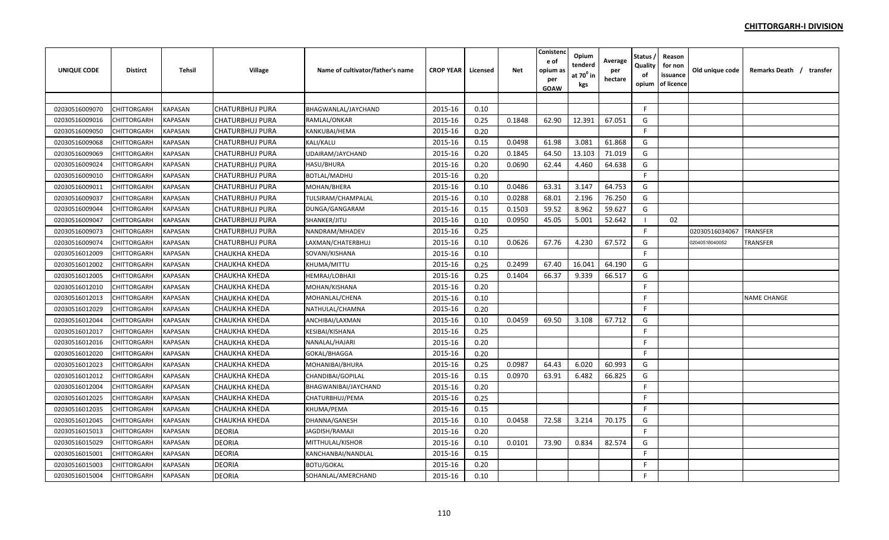# CHITTORGARH-I DIVISION

| UNIQUE CODE | Distirct | Tehsil | Village | Name of cultivator/father's name | CROP YEAR | Licensed | Net | Conistence of opium as per GOAW | Opium tenderd at $70^0$ in kgs | Average per hectare | Status / Quality of opium | Reason for non issuance of licence | Old unique code | Remarks Death / transfer |
|---|---|---|---|---|---|---|---|---|---|---|---|---|---|---|
| | | | | | | | | | | | | | | |
| 02030516009070 | CHITTORGARH | KAPASAN | CHATURBHUJ PURA | BHAGWANLAL/JAYCHAND | 2015-16 | 0.10 | | | | | F | | | |
| 02030516009016 | CHITTORGARH | KAPASAN | CHATURBHUJ PURA | RAMLAL/ONKAR | 2015-16 | 0.25 | 0.1848 | 62.90 | 12.391 | 67.051 | G | | | |
| 02030516009050 | CHITTORGARH | KAPASAN | CHATURBHUJ PURA | KANKUBAI/HEMA | 2015-16 | 0.20 | | | | | F | | | |
| 02030516009068 | CHITTORGARH | KAPASAN | CHATURBHUJ PURA | KALI/KALU | 2015-16 | 0.15 | 0.0498 | 61.98 | 3.081 | 61.868 | G | | | |
| 02030516009069 | CHITTORGARH | KAPASAN | CHATURBHUJ PURA | UDAIRAM/JAYCHAND | 2015-16 | 0.20 | 0.1845 | 64.50 | 13.103 | 71.019 | G | | | |
| 02030516009024 | CHITTORGARH | KAPASAN | CHATURBHUJ PURA | HASU/BHURA | 2015-16 | 0.20 | 0.0690 | 62.44 | 4.460 | 64.638 | G | | | |
| 02030516009010 | CHITTORGARH | KAPASAN | CHATURBHUJ PURA | BOTLAL/MADHU | 2015-16 | 0.20 | | | | | F | | | |
| 02030516009011 | CHITTORGARH | KAPASAN | CHATURBHUJ PURA | MOHAN/BHERA | 2015-16 | 0.10 | 0.0486 | 63.31 | 3.147 | 64.753 | G | | | |
| 02030516009037 | CHITTORGARH | KAPASAN | CHATURBHUJ PURA | TULSIRAM/CHAMPALAL | 2015-16 | 0.10 | 0.0288 | 68.01 | 2.196 | 76.250 | G | | | |
| 02030516009044 | CHITTORGARH | KAPASAN | CHATURBHUJ PURA | DUNGA/GANGARAM | 2015-16 | 0.15 | 0.1503 | 59.52 | 8.962 | 59.627 | G | | | |
| 02030516009047 | CHITTORGARH | KAPASAN | CHATURBHUJ PURA | SHANKER/JITU | 2015-16 | 0.10 | 0.0950 | 45.05 | 5.001 | 52.642 | I | 02 | | |
| 02030516009073 | CHITTORGARH | KAPASAN | CHATURBHUJ PURA | NANDRAM/MHADEV | 2015-16 | 0.25 | | | | | F | | 02030516034067 | TRANSFER |
| 02030516009074 | CHITTORGARH | KAPASAN | CHATURBHUJ PURA | LAXMAN/CHATERBHUJ | 2015-16 | 0.10 | 0.0626 | 67.76 | 4.230 | 67.572 | G | | 02040518040052 | TRANSFER |
| 02030516012009 | CHITTORGARH | KAPASAN | CHAUKHA KHEDA | SOVANI/KISHANA | 2015-16 | 0.10 | | | | | F | | | |
| 02030516012002 | CHITTORGARH | KAPASAN | CHAUKHA KHEDA | KHUMA/MITTU | 2015-16 | 0.25 | 0.2499 | 67.40 | 16.041 | 64.190 | G | | | |
| 02030516012005 | CHITTORGARH | KAPASAN | CHAUKHA KHEDA | HEMRAJ/LOBHAJI | 2015-16 | 0.25 | 0.1404 | 66.37 | 9.339 | 66.517 | G | | | |
| 02030516012010 | CHITTORGARH | KAPASAN | CHAUKHA KHEDA | MOHAN/KISHANA | 2015-16 | 0.20 | | | | | F | | | |
| 02030516012013 | CHITTORGARH | KAPASAN | CHAUKHA KHEDA | MOHANLAL/CHENA | 2015-16 | 0.10 | | | | | F | | | NAME CHANGE |
| 02030516012029 | CHITTORGARH | KAPASAN | CHAUKHA KHEDA | NATHULAL/CHAMNA | 2015-16 | 0.20 | | | | | F | | | |
| 02030516012044 | CHITTORGARH | KAPASAN | CHAUKHA KHEDA | ANCHIBAI/LAXMAN | 2015-16 | 0.10 | 0.0459 | 69.50 | 3.108 | 67.712 | G | | | |
| 02030516012017 | CHITTORGARH | KAPASAN | CHAUKHA KHEDA | KESIBAI/KISHANA | 2015-16 | 0.25 | | | | | F | | | |
| 02030516012016 | CHITTORGARH | KAPASAN | CHAUKHA KHEDA | NANALAL/HAJARI | 2015-16 | 0.20 | | | | | F | | | |
| 02030516012020 | CHITTORGARH | KAPASAN | CHAUKHA KHEDA | GOKAL/BHAGGA | 2015-16 | 0.20 | | | | | F | | | |
| 02030516012023 | CHITTORGARH | KAPASAN | CHAUKHA KHEDA | MOHANIBAI/BHURA | 2015-16 | 0.25 | 0.0987 | 64.43 | 6.020 | 60.993 | G | | | |
| 02030516012012 | CHITTORGARH | KAPASAN | CHAUKHA KHEDA | CHANDIBAI/GOPILAL | 2015-16 | 0.15 | 0.0970 | 63.91 | 6.482 | 66.825 | G | | | |
| 02030516012004 | CHITTORGARH | KAPASAN | CHAUKHA KHEDA | BHAGWANIBAI/JAYCHAND | 2015-16 | 0.20 | | | | | F | | | |
| 02030516012025 | CHITTORGARH | KAPASAN | CHAUKHA KHEDA | CHATURBHUJ/PEMA | 2015-16 | 0.25 | | | | | F | | | |
| 02030516012035 | CHITTORGARH | KAPASAN | CHAUKHA KHEDA | KHUMA/PEMA | 2015-16 | 0.15 | | | | | F | | | |
| 02030516012045 | CHITTORGARH | KAPASAN | CHAUKHA KHEDA | DHANNA/GANESH | 2015-16 | 0.10 | 0.0458 | 72.58 | 3.214 | 70.175 | G | | | |
| 02030516015013 | CHITTORGARH | KAPASAN | DEORIA | JAGDISH/RAMAJI | 2015-16 | 0.20 | | | | | F | | | |
| 02030516015029 | CHITTORGARH | KAPASAN | DEORIA | MITTHULAL/KISHOR | 2015-16 | 0.10 | 0.0101 | 73.90 | 0.834 | 82.574 | G | | | |
| 02030516015001 | CHITTORGARH | KAPASAN | DEORIA | KANCHANBAI/NANDLAL | 2015-16 | 0.15 | | | | | F | | | |
| 02030516015003 | CHITTORGARH | KAPASAN | DEORIA | BOTU/GOKAL | 2015-16 | 0.20 | | | | | F | | | |
| 02030516015004 | CHITTORGARH | KAPASAN | DEORIA | SOHANLAL/AMERCHAND | 2015-16 | 0.10 | | | | | F | | | |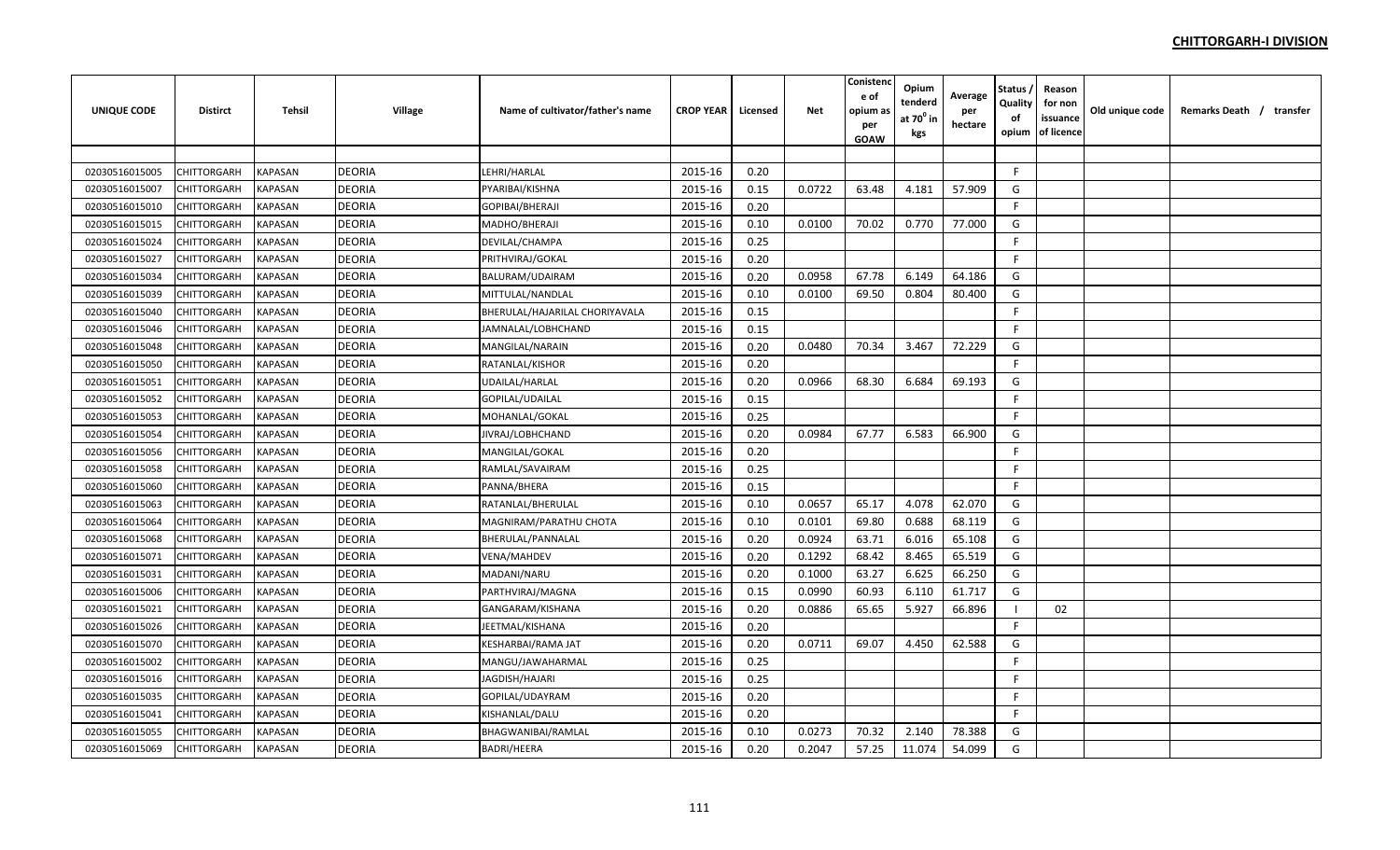## CHITTORGARH-I DIVISION

| UNIQUE CODE | Distirct | Tehsil | Village | Name of cultivator/father's name | CROP YEAR | Licensed | Net | Conistence of opium as per GOAW | Opium tenderd at $70^0$ in kgs | Average per hectare | Status / Quality of opium | Reason for non issuance of licence | Old unique code | Remarks Death / transfer |
|---|---|---|---|---|---|---|---|---|---|---|---|---|---|---|
| | | | | | | | | | | | | | | |
| 02030516015005 | CHITTORGARH | KAPASAN | DEORIA | LEHRI/HARLAL | 2015-16 | 0.20 | | | | | F | | | |
| 02030516015007 | CHITTORGARH | KAPASAN | DEORIA | PYARIBAI/KISHNA | 2015-16 | 0.15 | 0.0722 | 63.48 | 4.181 | 57.909 | G | | | |
| 02030516015010 | CHITTORGARH | KAPASAN | DEORIA | GOPIBAI/BHERAJI | 2015-16 | 0.20 | | | | | F | | | |
| 02030516015015 | CHITTORGARH | KAPASAN | DEORIA | MADHO/BHERAJI | 2015-16 | 0.10 | 0.0100 | 70.02 | 0.770 | 77.000 | G | | | |
| 02030516015024 | CHITTORGARH | KAPASAN | DEORIA | DEVILAL/CHAMPA | 2015-16 | 0.25 | | | | | F | | | |
| 02030516015027 | CHITTORGARH | KAPASAN | DEORIA | PRITHVIRAJ/GOKAL | 2015-16 | 0.20 | | | | | F | | | |
| 02030516015034 | CHITTORGARH | KAPASAN | DEORIA | BALURAM/UDAIRAM | 2015-16 | 0.20 | 0.0958 | 67.78 | 6.149 | 64.186 | G | | | |
| 02030516015039 | CHITTORGARH | KAPASAN | DEORIA | MITTULAL/NANDLAL | 2015-16 | 0.10 | 0.0100 | 69.50 | 0.804 | 80.400 | G | | | |
| 02030516015040 | CHITTORGARH | KAPASAN | DEORIA | BHERULAL/HAJARILAL CHORIYAVALA | 2015-16 | 0.15 | | | | | F | | | |
| 02030516015046 | CHITTORGARH | KAPASAN | DEORIA | JAMNALAL/LOBHCHAND | 2015-16 | 0.15 | | | | | F | | | |
| 02030516015048 | CHITTORGARH | KAPASAN | DEORIA | MANGILAL/NARAIN | 2015-16 | 0.20 | 0.0480 | 70.34 | 3.467 | 72.229 | G | | | |
| 02030516015050 | CHITTORGARH | KAPASAN | DEORIA | RATANLAL/KISHOR | 2015-16 | 0.20 | | | | | F | | | |
| 02030516015051 | CHITTORGARH | KAPASAN | DEORIA | UDAILAL/HARLAL | 2015-16 | 0.20 | 0.0966 | 68.30 | 6.684 | 69.193 | G | | | |
| 02030516015052 | CHITTORGARH | KAPASAN | DEORIA | GOPILAL/UDAILAL | 2015-16 | 0.15 | | | | | F | | | |
| 02030516015053 | CHITTORGARH | KAPASAN | DEORIA | MOHANLAL/GOKAL | 2015-16 | 0.25 | | | | | F | | | |
| 02030516015054 | CHITTORGARH | KAPASAN | DEORIA | JIVRAJ/LOBHCHAND | 2015-16 | 0.20 | 0.0984 | 67.77 | 6.583 | 66.900 | G | | | |
| 02030516015056 | CHITTORGARH | KAPASAN | DEORIA | MANGILAL/GOKAL | 2015-16 | 0.20 | | | | | F | | | |
| 02030516015058 | CHITTORGARH | KAPASAN | DEORIA | RAMLAL/SAVAIRAM | 2015-16 | 0.25 | | | | | F | | | |
| 02030516015060 | CHITTORGARH | KAPASAN | DEORIA | PANNA/BHERA | 2015-16 | 0.15 | | | | | F | | | |
| 02030516015063 | CHITTORGARH | KAPASAN | DEORIA | RATANLAL/BHERULAL | 2015-16 | 0.10 | 0.0657 | 65.17 | 4.078 | 62.070 | G | | | |
| 02030516015064 | CHITTORGARH | KAPASAN | DEORIA | MAGNIRAM/PARATHU CHOTA | 2015-16 | 0.10 | 0.0101 | 69.80 | 0.688 | 68.119 | G | | | |
| 02030516015068 | CHITTORGARH | KAPASAN | DEORIA | BHERULAL/PANNALAL | 2015-16 | 0.20 | 0.0924 | 63.71 | 6.016 | 65.108 | G | | | |
| 02030516015071 | CHITTORGARH | KAPASAN | DEORIA | VENA/MAHDEV | 2015-16 | 0.20 | 0.1292 | 68.42 | 8.465 | 65.519 | G | | | |
| 02030516015031 | CHITTORGARH | KAPASAN | DEORIA | MADANI/NARU | 2015-16 | 0.20 | 0.1000 | 63.27 | 6.625 | 66.250 | G | | | |
| 02030516015006 | CHITTORGARH | KAPASAN | DEORIA | PARTHVIRAJ/MAGNA | 2015-16 | 0.15 | 0.0990 | 60.93 | 6.110 | 61.717 | G | | | |
| 02030516015021 | CHITTORGARH | KAPASAN | DEORIA | GANGARAM/KISHANA | 2015-16 | 0.20 | 0.0886 | 65.65 | 5.927 | 66.896 | I | 02 | | |
| 02030516015026 | CHITTORGARH | KAPASAN | DEORIA | JEETMAL/KISHANA | 2015-16 | 0.20 | | | | | F | | | |
| 02030516015070 | CHITTORGARH | KAPASAN | DEORIA | KESHARBAI/RAMA JAT | 2015-16 | 0.20 | 0.0711 | 69.07 | 4.450 | 62.588 | G | | | |
| 02030516015002 | CHITTORGARH | KAPASAN | DEORIA | MANGU/JAWAHARMAL | 2015-16 | 0.25 | | | | | F | | | |
| 02030516015016 | CHITTORGARH | KAPASAN | DEORIA | JAGDISH/HAJARI | 2015-16 | 0.25 | | | | | F | | | |
| 02030516015035 | CHITTORGARH | KAPASAN | DEORIA | GOPILAL/UDAYRAM | 2015-16 | 0.20 | | | | | F | | | |
| 02030516015041 | CHITTORGARH | KAPASAN | DEORIA | KISHANLAL/DALU | 2015-16 | 0.20 | | | | | F | | | |
| 02030516015055 | CHITTORGARH | KAPASAN | DEORIA | BHAGWANIBAI/RAMLAL | 2015-16 | 0.10 | 0.0273 | 70.32 | 2.140 | 78.388 | G | | | |
| 02030516015069 | CHITTORGARH | KAPASAN | DEORIA | BADRI/HEERA | 2015-16 | 0.20 | 0.2047 | 57.25 | 11.074 | 54.099 | G | | | |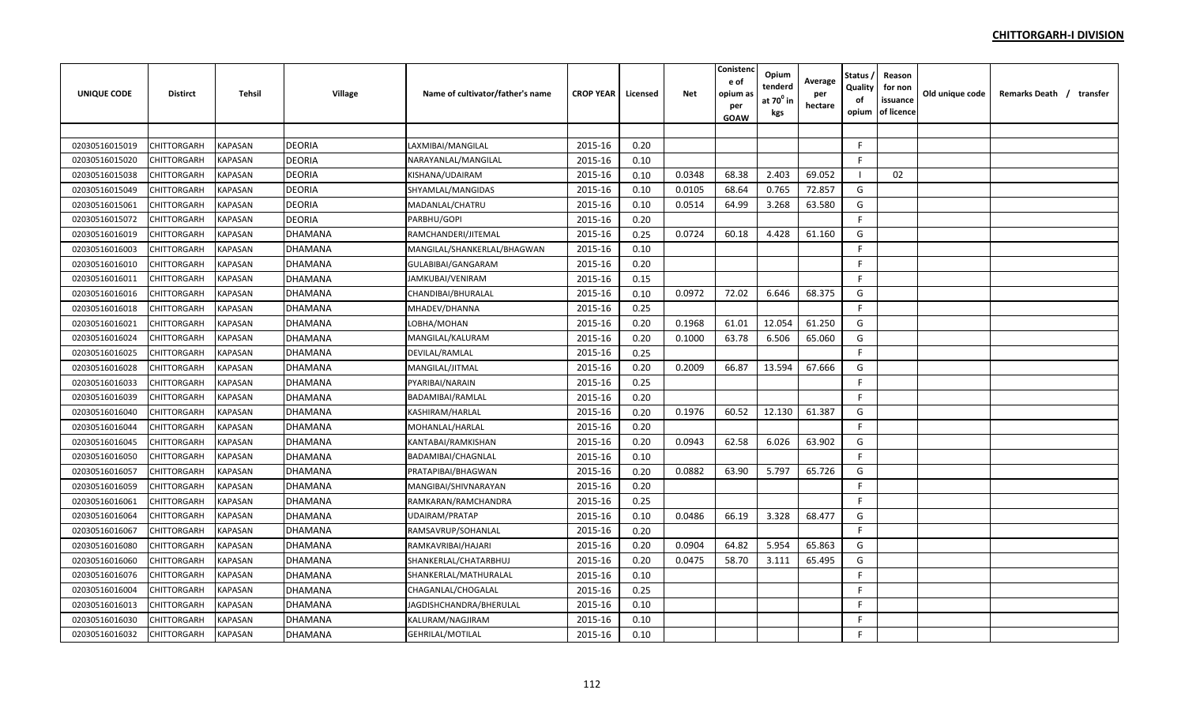**CHITTORGARH-I DIVISION**

| UNIQUE CODE | Distirct | Tehsil | Village | Name of cultivator/father's name | CROP YEAR | Licensed | Net | Conistence of opium as per GOAW | Opium tenderd at 70° in kgs | Average per hectare | Status / Quality of opium | Reason for non issuance of licence | Old unique code | Remarks Death / transfer |
|---|---|---|---|---|---|---|---|---|---|---|---|---|---|---|
| | | | | | | | | | | | | | | |
| 02030516015019 | CHITTORGARH | KAPASAN | DEORIA | LAXMIBAI/MANGILAL | 2015-16 | 0.20 | | | | | F | | | |
| 02030516015020 | CHITTORGARH | KAPASAN | DEORIA | NARAYANLAL/MANGILAL | 2015-16 | 0.10 | | | | | F | | | |
| 02030516015038 | CHITTORGARH | KAPASAN | DEORIA | KISHANA/UDAIRAM | 2015-16 | 0.10 | 0.0348 | 68.38 | 2.403 | 69.052 | I | 02 | | |
| 02030516015049 | CHITTORGARH | KAPASAN | DEORIA | SHYAMLAL/MANGIDAS | 2015-16 | 0.10 | 0.0105 | 68.64 | 0.765 | 72.857 | G | | | |
| 02030516015061 | CHITTORGARH | KAPASAN | DEORIA | MADANLAL/CHATRU | 2015-16 | 0.10 | 0.0514 | 64.99 | 3.268 | 63.580 | G | | | |
| 02030516015072 | CHITTORGARH | KAPASAN | DEORIA | PARBHU/GOPI | 2015-16 | 0.20 | | | | | F | | | |
| 02030516016019 | CHITTORGARH | KAPASAN | DHAMANA | RAMCHANDERI/JITEMAL | 2015-16 | 0.25 | 0.0724 | 60.18 | 4.428 | 61.160 | G | | | |
| 02030516016003 | CHITTORGARH | KAPASAN | DHAMANA | MANGILAL/SHANKERLAL/BHAGWAN | 2015-16 | 0.10 | | | | | F | | | |
| 02030516016010 | CHITTORGARH | KAPASAN | DHAMANA | GULABIBAI/GANGARAM | 2015-16 | 0.20 | | | | | F | | | |
| 02030516016011 | CHITTORGARH | KAPASAN | DHAMANA | JAMKUBAI/VENIRAM | 2015-16 | 0.15 | | | | | F | | | |
| 02030516016016 | CHITTORGARH | KAPASAN | DHAMANA | CHANDIBAI/BHURALAL | 2015-16 | 0.10 | 0.0972 | 72.02 | 6.646 | 68.375 | G | | | |
| 02030516016018 | CHITTORGARH | KAPASAN | DHAMANA | MHADEV/DHANNA | 2015-16 | 0.25 | | | | | F | | | |
| 02030516016021 | CHITTORGARH | KAPASAN | DHAMANA | LOBHA/MOHAN | 2015-16 | 0.20 | 0.1968 | 61.01 | 12.054 | 61.250 | G | | | |
| 02030516016024 | CHITTORGARH | KAPASAN | DHAMANA | MANGILAL/KALURAM | 2015-16 | 0.20 | 0.1000 | 63.78 | 6.506 | 65.060 | G | | | |
| 02030516016025 | CHITTORGARH | KAPASAN | DHAMANA | DEVILAL/RAMLAL | 2015-16 | 0.25 | | | | | F | | | |
| 02030516016028 | CHITTORGARH | KAPASAN | DHAMANA | MANGILAL/JITMAL | 2015-16 | 0.20 | 0.2009 | 66.87 | 13.594 | 67.666 | G | | | |
| 02030516016033 | CHITTORGARH | KAPASAN | DHAMANA | PYARIBAI/NARAIN | 2015-16 | 0.25 | | | | | F | | | |
| 02030516016039 | CHITTORGARH | KAPASAN | DHAMANA | BADAMIBAI/RAMLAL | 2015-16 | 0.20 | | | | | F | | | |
| 02030516016040 | CHITTORGARH | KAPASAN | DHAMANA | KASHIRAM/HARLAL | 2015-16 | 0.20 | 0.1976 | 60.52 | 12.130 | 61.387 | G | | | |
| 02030516016044 | CHITTORGARH | KAPASAN | DHAMANA | MOHANLAL/HARLAL | 2015-16 | 0.20 | | | | | F | | | |
| 02030516016045 | CHITTORGARH | KAPASAN | DHAMANA | KANTABAI/RAMKISHAN | 2015-16 | 0.20 | 0.0943 | 62.58 | 6.026 | 63.902 | G | | | |
| 02030516016050 | CHITTORGARH | KAPASAN | DHAMANA | BADAMIBAI/CHAGNLAL | 2015-16 | 0.10 | | | | | F | | | |
| 02030516016057 | CHITTORGARH | KAPASAN | DHAMANA | PRATAPIBAI/BHAGWAN | 2015-16 | 0.20 | 0.0882 | 63.90 | 5.797 | 65.726 | G | | | |
| 02030516016059 | CHITTORGARH | KAPASAN | DHAMANA | MANGIBAI/SHIVNARAYAN | 2015-16 | 0.20 | | | | | F | | | |
| 02030516016061 | CHITTORGARH | KAPASAN | DHAMANA | RAMKARAN/RAMCHANDRA | 2015-16 | 0.25 | | | | | F | | | |
| 02030516016064 | CHITTORGARH | KAPASAN | DHAMANA | UDAIRAM/PRATAP | 2015-16 | 0.10 | 0.0486 | 66.19 | 3.328 | 68.477 | G | | | |
| 02030516016067 | CHITTORGARH | KAPASAN | DHAMANA | RAMSAVRUP/SOHANLAL | 2015-16 | 0.20 | | | | | F | | | |
| 02030516016080 | CHITTORGARH | KAPASAN | DHAMANA | RAMKAVRIBAI/HAJARI | 2015-16 | 0.20 | 0.0904 | 64.82 | 5.954 | 65.863 | G | | | |
| 02030516016060 | CHITTORGARH | KAPASAN | DHAMANA | SHANKERLAL/CHATARBHUJ | 2015-16 | 0.20 | 0.0475 | 58.70 | 3.111 | 65.495 | G | | | |
| 02030516016076 | CHITTORGARH | KAPASAN | DHAMANA | SHANKERLAL/MATHURALAL | 2015-16 | 0.10 | | | | | F | | | |
| 02030516016004 | CHITTORGARH | KAPASAN | DHAMANA | CHAGANLAL/CHOGALAL | 2015-16 | 0.25 | | | | | F | | | |
| 02030516016013 | CHITTORGARH | KAPASAN | DHAMANA | JAGDISHCHANDRA/BHERULAL | 2015-16 | 0.10 | | | | | F | | | |
| 02030516016030 | CHITTORGARH | KAPASAN | DHAMANA | KALURAM/NAGJIRAM | 2015-16 | 0.10 | | | | | F | | | |
| 02030516016032 | CHITTORGARH | KAPASAN | DHAMANA | GEHRILAL/MOTILAL | 2015-16 | 0.10 | | | | | F | | | |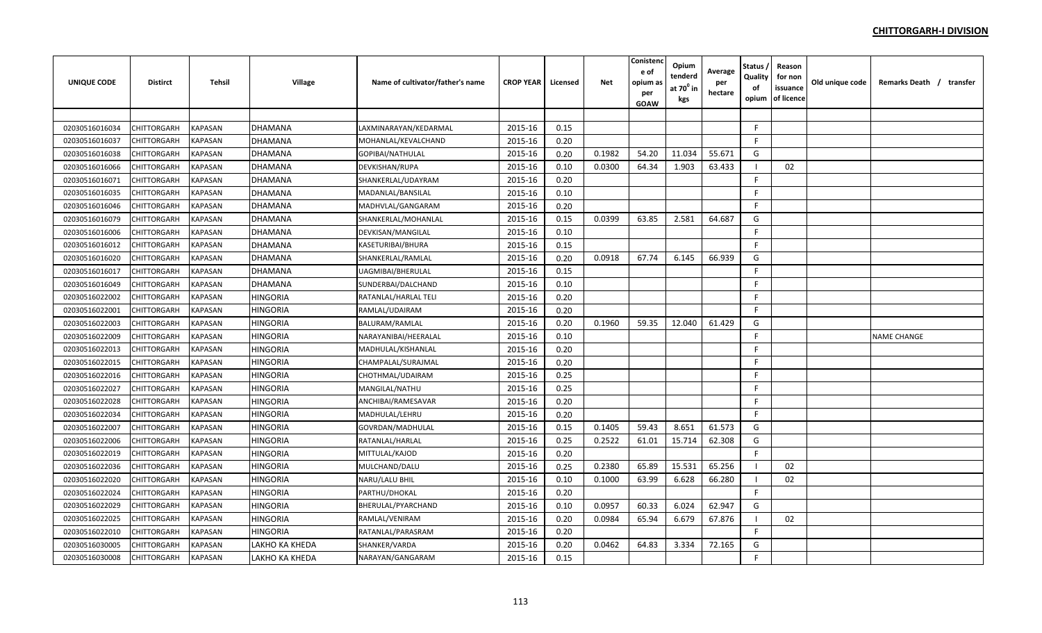**CHITTORGARH-I DIVISION**

| UNIQUE CODE | Distirct | Tehsil | Village | Name of cultivator/father's name | CROP YEAR | Licensed | Net | Conistence of opium as per GOAW | Opium tenderd at 70$^0$ in kgs | Average per hectare | Status / Quality of opium | Reason for non issuance of licence | Old unique code | Remarks Death / transfer |
|---|---|---|---|---|---|---|---|---|---|---|---|---|---|---|
| 02030516016034 | CHITTORGARH | KAPASAN | DHAMANA | LAXMINARAYAN/KEDARMAL | 2015-16 | 0.15 | | | | | F | | | |
| 02030516016037 | CHITTORGARH | KAPASAN | DHAMANA | MOHANLAL/KEVALCHAND | 2015-16 | 0.20 | | | | | F | | | |
| 02030516016038 | CHITTORGARH | KAPASAN | DHAMANA | GOPIBAI/NATHULAL | 2015-16 | 0.20 | 0.1982 | 54.20 | 11.034 | 55.671 | G | | | |
| 02030516016066 | CHITTORGARH | KAPASAN | DHAMANA | DEVKISHAN/RUPA | 2015-16 | 0.10 | 0.0300 | 64.34 | 1.903 | 63.433 | I | 02 | | |
| 02030516016071 | CHITTORGARH | KAPASAN | DHAMANA | SHANKERLAL/UDAYRAM | 2015-16 | 0.20 | | | | | F | | | |
| 02030516016035 | CHITTORGARH | KAPASAN | DHAMANA | MADANLAL/BANSILAL | 2015-16 | 0.10 | | | | | F | | | |
| 02030516016046 | CHITTORGARH | KAPASAN | DHAMANA | MADHVLAL/GANGARAM | 2015-16 | 0.20 | | | | | F | | | |
| 02030516016079 | CHITTORGARH | KAPASAN | DHAMANA | SHANKERLAL/MOHANLAL | 2015-16 | 0.15 | 0.0399 | 63.85 | 2.581 | 64.687 | G | | | |
| 02030516016006 | CHITTORGARH | KAPASAN | DHAMANA | DEVKISAN/MANGILAL | 2015-16 | 0.10 | | | | | F | | | |
| 02030516016012 | CHITTORGARH | KAPASAN | DHAMANA | KASETURIBAI/BHURA | 2015-16 | 0.15 | | | | | F | | | |
| 02030516016020 | CHITTORGARH | KAPASAN | DHAMANA | SHANKERLAL/RAMLAL | 2015-16 | 0.20 | 0.0918 | 67.74 | 6.145 | 66.939 | G | | | |
| 02030516016017 | CHITTORGARH | KAPASAN | DHAMANA | UAGMIBAI/BHERULAL | 2015-16 | 0.15 | | | | | F | | | |
| 02030516016049 | CHITTORGARH | KAPASAN | DHAMANA | SUNDERBAI/DALCHAND | 2015-16 | 0.10 | | | | | F | | | |
| 02030516022002 | CHITTORGARH | KAPASAN | HINGORIA | RATANLAL/HARLAL TELI | 2015-16 | 0.20 | | | | | F | | | |
| 02030516022001 | CHITTORGARH | KAPASAN | HINGORIA | RAMLAL/UDAIRAM | 2015-16 | 0.20 | | | | | F | | | |
| 02030516022003 | CHITTORGARH | KAPASAN | HINGORIA | BALURAM/RAMLAL | 2015-16 | 0.20 | 0.1960 | 59.35 | 12.040 | 61.429 | G | | | |
| 02030516022009 | CHITTORGARH | KAPASAN | HINGORIA | NARAYANIBAI/HEERALAL | 2015-16 | 0.10 | | | | | F | | | NAME CHANGE |
| 02030516022013 | CHITTORGARH | KAPASAN | HINGORIA | MADHULAL/KISHANLAL | 2015-16 | 0.20 | | | | | F | | | |
| 02030516022015 | CHITTORGARH | KAPASAN | HINGORIA | CHAMPALAL/SURAJMAL | 2015-16 | 0.20 | | | | | F | | | |
| 02030516022016 | CHITTORGARH | KAPASAN | HINGORIA | CHOTHMAL/UDAIRAM | 2015-16 | 0.25 | | | | | F | | | |
| 02030516022027 | CHITTORGARH | KAPASAN | HINGORIA | MANGILAL/NATHU | 2015-16 | 0.25 | | | | | F | | | |
| 02030516022028 | CHITTORGARH | KAPASAN | HINGORIA | ANCHIBAI/RAMESAVAR | 2015-16 | 0.20 | | | | | F | | | |
| 02030516022034 | CHITTORGARH | KAPASAN | HINGORIA | MADHULAL/LEHRU | 2015-16 | 0.20 | | | | | F | | | |
| 02030516022007 | CHITTORGARH | KAPASAN | HINGORIA | GOVRDAN/MADHULAL | 2015-16 | 0.15 | 0.1405 | 59.43 | 8.651 | 61.573 | G | | | |
| 02030516022006 | CHITTORGARH | KAPASAN | HINGORIA | RATANLAL/HARLAL | 2015-16 | 0.25 | 0.2522 | 61.01 | 15.714 | 62.308 | G | | | |
| 02030516022019 | CHITTORGARH | KAPASAN | HINGORIA | MITTULAL/KAJOD | 2015-16 | 0.20 | | | | | F | | | |
| 02030516022036 | CHITTORGARH | KAPASAN | HINGORIA | MULCHAND/DALU | 2015-16 | 0.25 | 0.2380 | 65.89 | 15.531 | 65.256 | I | 02 | | |
| 02030516022020 | CHITTORGARH | KAPASAN | HINGORIA | NARU/LALU BHIL | 2015-16 | 0.10 | 0.1000 | 63.99 | 6.628 | 66.280 | I | 02 | | |
| 02030516022024 | CHITTORGARH | KAPASAN | HINGORIA | PARTHU/DHOKAL | 2015-16 | 0.20 | | | | | F | | | |
| 02030516022029 | CHITTORGARH | KAPASAN | HINGORIA | BHERULAL/PYARCHAND | 2015-16 | 0.10 | 0.0957 | 60.33 | 6.024 | 62.947 | G | | | |
| 02030516022025 | CHITTORGARH | KAPASAN | HINGORIA | RAMLAL/VENIRAM | 2015-16 | 0.20 | 0.0984 | 65.94 | 6.679 | 67.876 | I | 02 | | |
| 02030516022010 | CHITTORGARH | KAPASAN | HINGORIA | RATANLAL/PARASRAM | 2015-16 | 0.20 | | | | | F | | | |
| 02030516030005 | CHITTORGARH | KAPASAN | LAKHO KA KHEDA | SHANKER/VARDA | 2015-16 | 0.20 | 0.0462 | 64.83 | 3.334 | 72.165 | G | | | |
| 02030516030008 | CHITTORGARH | KAPASAN | LAKHO KA KHEDA | NARAYAN/GANGARAM | 2015-16 | 0.15 | | | | | F | | | |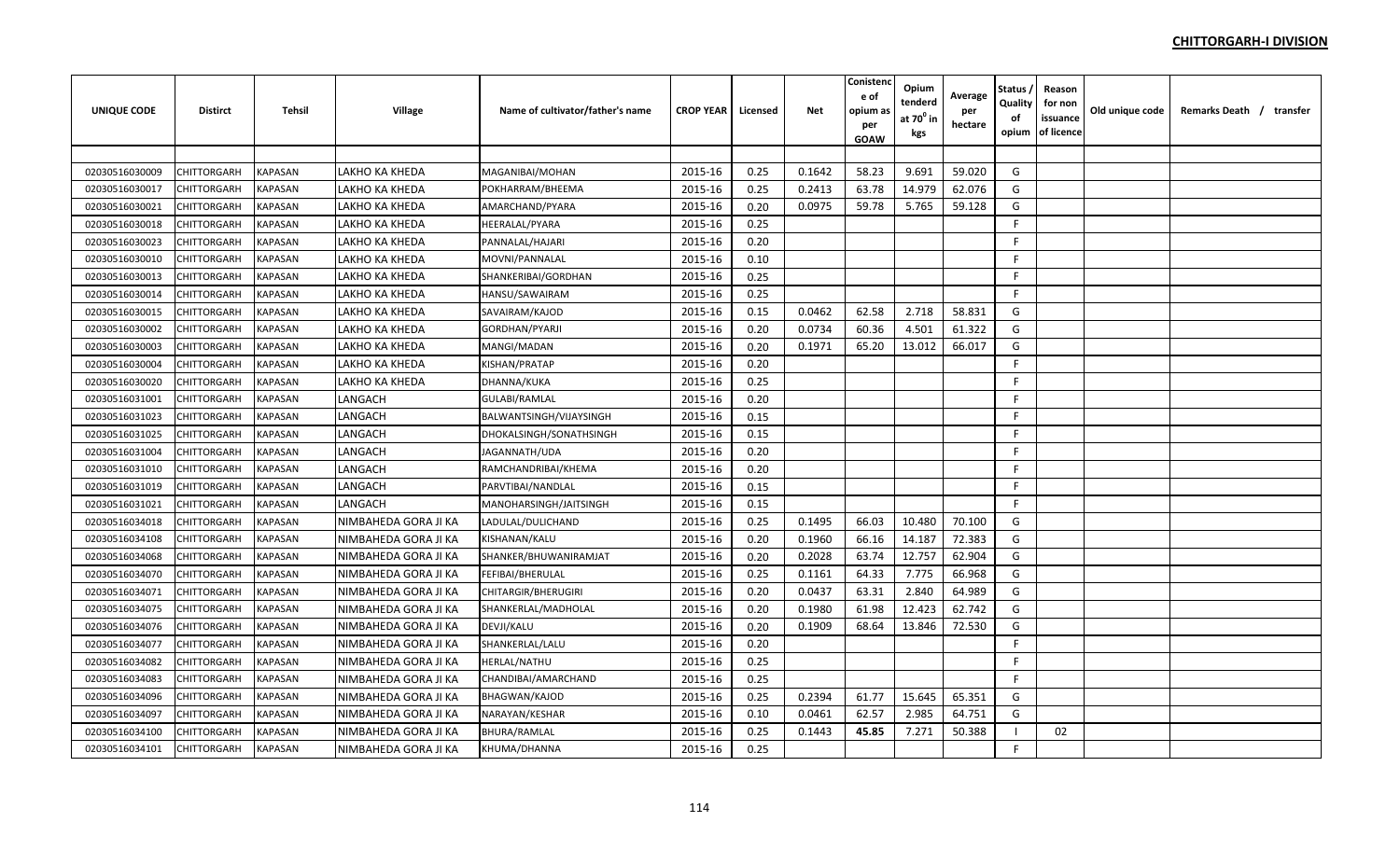**CHITTORGARH-I DIVISION**

| UNIQUE CODE | Distirct | Tehsil | Village | Name of cultivator/father's name | CROP YEAR | Licensed | Net | Conistence of opium as per GOAW | Opium tenderd at $70^0$ in kgs | Average per hectare | Status / Quality of opium | Reason for non issuance of licence | Old unique code | Remarks Death / transfer |
|---|---|---|---|---|---|---|---|---|---|---|---|---|---|---|
| | | | | | | | | | | | | | | |
| 02030516030009 | CHITTORGARH | KAPASAN | LAKHO KA KHEDA | MAGANIBAI/MOHAN | 2015-16 | 0.25 | 0.1642 | 58.23 | 9.691 | 59.020 | G | | | |
| 02030516030017 | CHITTORGARH | KAPASAN | LAKHO KA KHEDA | POKHARRAM/BHEEMA | 2015-16 | 0.25 | 0.2413 | 63.78 | 14.979 | 62.076 | G | | | |
| 02030516030021 | CHITTORGARH | KAPASAN | LAKHO KA KHEDA | AMARCHAND/PYARA | 2015-16 | 0.20 | 0.0975 | 59.78 | 5.765 | 59.128 | G | | | |
| 02030516030018 | CHITTORGARH | KAPASAN | LAKHO KA KHEDA | HEERALAL/PYARA | 2015-16 | 0.25 | | | | | F | | | |
| 02030516030023 | CHITTORGARH | KAPASAN | LAKHO KA KHEDA | PANNALAL/HAJARI | 2015-16 | 0.20 | | | | | F | | | |
| 02030516030010 | CHITTORGARH | KAPASAN | LAKHO KA KHEDA | MOVNI/PANNALAL | 2015-16 | 0.10 | | | | | F | | | |
| 02030516030013 | CHITTORGARH | KAPASAN | LAKHO KA KHEDA | SHANKERIBAI/GORDHAN | 2015-16 | 0.25 | | | | | F | | | |
| 02030516030014 | CHITTORGARH | KAPASAN | LAKHO KA KHEDA | HANSU/SAWAIRAM | 2015-16 | 0.25 | | | | | F | | | |
| 02030516030015 | CHITTORGARH | KAPASAN | LAKHO KA KHEDA | SAVAIRAM/KAJOD | 2015-16 | 0.15 | 0.0462 | 62.58 | 2.718 | 58.831 | G | | | |
| 02030516030002 | CHITTORGARH | KAPASAN | LAKHO KA KHEDA | GORDHAN/PYARJI | 2015-16 | 0.20 | 0.0734 | 60.36 | 4.501 | 61.322 | G | | | |
| 02030516030003 | CHITTORGARH | KAPASAN | LAKHO KA KHEDA | MANGI/MADAN | 2015-16 | 0.20 | 0.1971 | 65.20 | 13.012 | 66.017 | G | | | |
| 02030516030004 | CHITTORGARH | KAPASAN | LAKHO KA KHEDA | KISHAN/PRATAP | 2015-16 | 0.20 | | | | | F | | | |
| 02030516030020 | CHITTORGARH | KAPASAN | LAKHO KA KHEDA | DHANNA/KUKA | 2015-16 | 0.25 | | | | | F | | | |
| 02030516031001 | CHITTORGARH | KAPASAN | LANGACH | GULABI/RAMLAL | 2015-16 | 0.20 | | | | | F | | | |
| 02030516031023 | CHITTORGARH | KAPASAN | LANGACH | BALWANTSINGH/VIJAYSINGH | 2015-16 | 0.15 | | | | | F | | | |
| 02030516031025 | CHITTORGARH | KAPASAN | LANGACH | DHOKALSINGH/SONATHSINGH | 2015-16 | 0.15 | | | | | F | | | |
| 02030516031004 | CHITTORGARH | KAPASAN | LANGACH | JAGANNATH/UDA | 2015-16 | 0.20 | | | | | F | | | |
| 02030516031010 | CHITTORGARH | KAPASAN | LANGACH | RAMCHANDRIBAI/KHEMA | 2015-16 | 0.20 | | | | | F | | | |
| 02030516031019 | CHITTORGARH | KAPASAN | LANGACH | PARVTIBAI/NANDLAL | 2015-16 | 0.15 | | | | | F | | | |
| 02030516031021 | CHITTORGARH | KAPASAN | LANGACH | MANOHARSINGH/JAITSINGH | 2015-16 | 0.15 | | | | | F | | | |
| 02030516034018 | CHITTORGARH | KAPASAN | NIMBAHEDA GORA JI KA | LADULAL/DULICHAND | 2015-16 | 0.25 | 0.1495 | 66.03 | 10.480 | 70.100 | G | | | |
| 02030516034108 | CHITTORGARH | KAPASAN | NIMBAHEDA GORA JI KA | KISHANAN/KALU | 2015-16 | 0.20 | 0.1960 | 66.16 | 14.187 | 72.383 | G | | | |
| 02030516034068 | CHITTORGARH | KAPASAN | NIMBAHEDA GORA JI KA | SHANKER/BHUWANIRAMJAT | 2015-16 | 0.20 | 0.2028 | 63.74 | 12.757 | 62.904 | G | | | |
| 02030516034070 | CHITTORGARH | KAPASAN | NIMBAHEDA GORA JI KA | FEFIBAI/BHERULAL | 2015-16 | 0.25 | 0.1161 | 64.33 | 7.775 | 66.968 | G | | | |
| 02030516034071 | CHITTORGARH | KAPASAN | NIMBAHEDA GORA JI KA | CHITARGIR/BHERUGIRI | 2015-16 | 0.20 | 0.0437 | 63.31 | 2.840 | 64.989 | G | | | |
| 02030516034075 | CHITTORGARH | KAPASAN | NIMBAHEDA GORA JI KA | SHANKERLAL/MADHOLAL | 2015-16 | 0.20 | 0.1980 | 61.98 | 12.423 | 62.742 | G | | | |
| 02030516034076 | CHITTORGARH | KAPASAN | NIMBAHEDA GORA JI KA | DEVJI/KALU | 2015-16 | 0.20 | 0.1909 | 68.64 | 13.846 | 72.530 | G | | | |
| 02030516034077 | CHITTORGARH | KAPASAN | NIMBAHEDA GORA JI KA | SHANKERLAL/LALU | 2015-16 | 0.20 | | | | | F | | | |
| 02030516034082 | CHITTORGARH | KAPASAN | NIMBAHEDA GORA JI KA | HERLAL/NATHU | 2015-16 | 0.25 | | | | | F | | | |
| 02030516034083 | CHITTORGARH | KAPASAN | NIMBAHEDA GORA JI KA | CHANDIBAI/AMARCHAND | 2015-16 | 0.25 | | | | | F | | | |
| 02030516034096 | CHITTORGARH | KAPASAN | NIMBAHEDA GORA JI KA | BHAGWAN/KAJOD | 2015-16 | 0.25 | 0.2394 | 61.77 | 15.645 | 65.351 | G | | | |
| 02030516034097 | CHITTORGARH | KAPASAN | NIMBAHEDA GORA JI KA | NARAYAN/KESHAR | 2015-16 | 0.10 | 0.0461 | 62.57 | 2.985 | 64.751 | G | | | |
| 02030516034100 | CHITTORGARH | KAPASAN | NIMBAHEDA GORA JI KA | BHURA/RAMLAL | 2015-16 | 0.25 | 0.1443 | **45.85** | 7.271 | 50.388 | I | 02 | | |
| 02030516034101 | CHITTORGARH | KAPASAN | NIMBAHEDA GORA JI KA | KHUMA/DHANNA | 2015-16 | 0.25 | | | | | F | | | |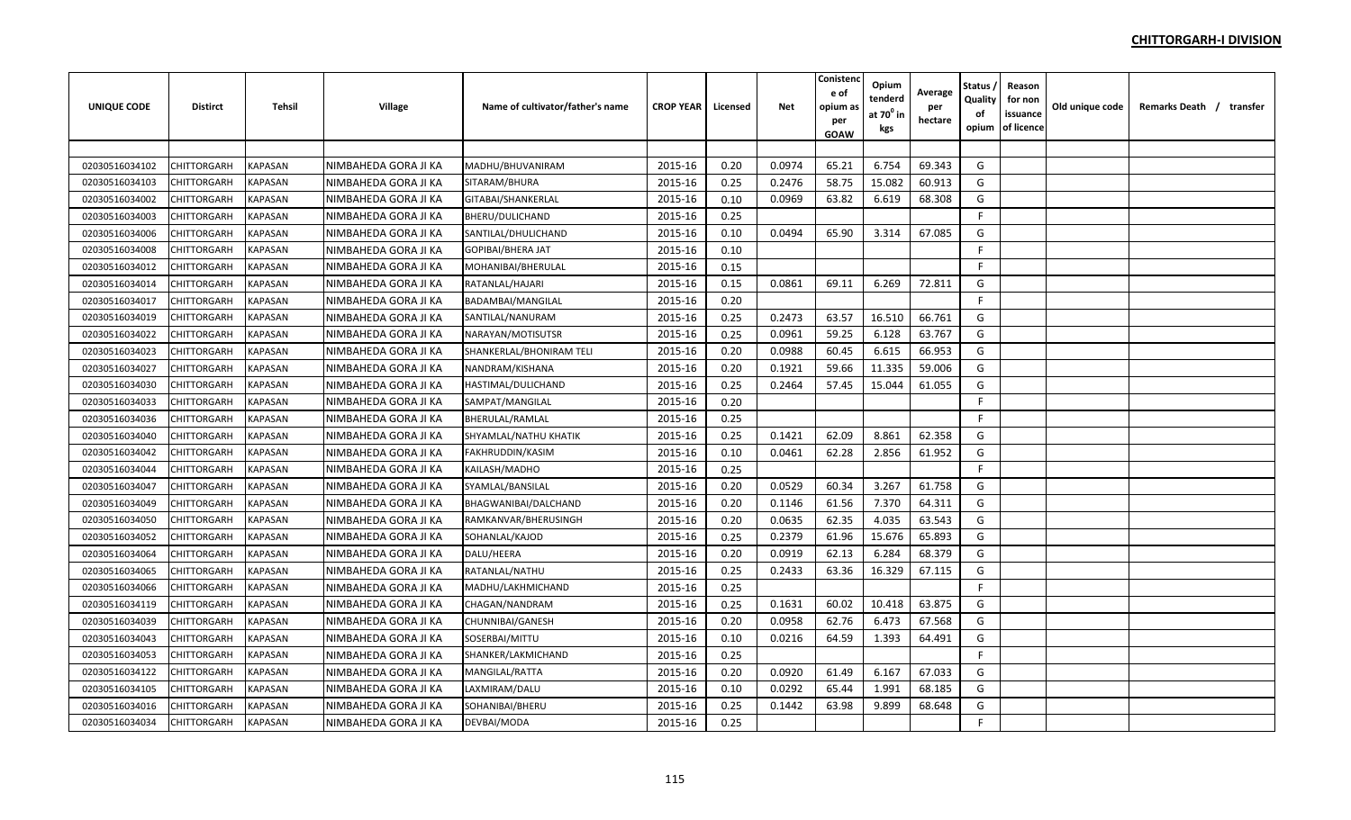**CHITTORGARH-I DIVISION**

| UNIQUE CODE | Distirct | Tehsil | Village | Name of cultivator/father's name | CROP YEAR | Licensed | Net | Conistence of opium as per GOAW | Opium tenderd at 70° in kgs | Average per hectare | Status / Quality of opium | Reason for non issuance of licence | Old unique code | Remarks Death / transfer |
|---|---|---|---|---|---|---|---|---|---|---|---|---|---|---|
| 02030516034102 | CHITTORGARH | KAPASAN | NIMBAHEDA GORA JI KA | MADHU/BHUVANIRAM | 2015-16 | 0.20 | 0.0974 | 65.21 | 6.754 | 69.343 | G | | | |
| 02030516034103 | CHITTORGARH | KAPASAN | NIMBAHEDA GORA JI KA | SITARAM/BHURA | 2015-16 | 0.25 | 0.2476 | 58.75 | 15.082 | 60.913 | G | | | |
| 02030516034002 | CHITTORGARH | KAPASAN | NIMBAHEDA GORA JI KA | GITABAI/SHANKERLAL | 2015-16 | 0.10 | 0.0969 | 63.82 | 6.619 | 68.308 | G | | | |
| 02030516034003 | CHITTORGARH | KAPASAN | NIMBAHEDA GORA JI KA | BHERU/DULICHAND | 2015-16 | 0.25 | | | | | F | | | |
| 02030516034006 | CHITTORGARH | KAPASAN | NIMBAHEDA GORA JI KA | SANTILAL/DHULICHAND | 2015-16 | 0.10 | 0.0494 | 65.90 | 3.314 | 67.085 | G | | | |
| 02030516034008 | CHITTORGARH | KAPASAN | NIMBAHEDA GORA JI KA | GOPIBAI/BHERA JAT | 2015-16 | 0.10 | | | | | F | | | |
| 02030516034012 | CHITTORGARH | KAPASAN | NIMBAHEDA GORA JI KA | MOHANIBAI/BHERULAL | 2015-16 | 0.15 | | | | | F | | | |
| 02030516034014 | CHITTORGARH | KAPASAN | NIMBAHEDA GORA JI KA | RATANLAL/HAJARI | 2015-16 | 0.15 | 0.0861 | 69.11 | 6.269 | 72.811 | G | | | |
| 02030516034017 | CHITTORGARH | KAPASAN | NIMBAHEDA GORA JI KA | BADAMBAI/MANGILAL | 2015-16 | 0.20 | | | | | F | | | |
| 02030516034019 | CHITTORGARH | KAPASAN | NIMBAHEDA GORA JI KA | SANTILAL/NANURAM | 2015-16 | 0.25 | 0.2473 | 63.57 | 16.510 | 66.761 | G | | | |
| 02030516034022 | CHITTORGARH | KAPASAN | NIMBAHEDA GORA JI KA | NARAYAN/MOTISUTSR | 2015-16 | 0.25 | 0.0961 | 59.25 | 6.128 | 63.767 | G | | | |
| 02030516034023 | CHITTORGARH | KAPASAN | NIMBAHEDA GORA JI KA | SHANKERLAL/BHONIRAM TELI | 2015-16 | 0.20 | 0.0988 | 60.45 | 6.615 | 66.953 | G | | | |
| 02030516034027 | CHITTORGARH | KAPASAN | NIMBAHEDA GORA JI KA | NANDRAM/KISHANA | 2015-16 | 0.20 | 0.1921 | 59.66 | 11.335 | 59.006 | G | | | |
| 02030516034030 | CHITTORGARH | KAPASAN | NIMBAHEDA GORA JI KA | HASTIMAL/DULICHAND | 2015-16 | 0.25 | 0.2464 | 57.45 | 15.044 | 61.055 | G | | | |
| 02030516034033 | CHITTORGARH | KAPASAN | NIMBAHEDA GORA JI KA | SAMPAT/MANGILAL | 2015-16 | 0.20 | | | | | F | | | |
| 02030516034036 | CHITTORGARH | KAPASAN | NIMBAHEDA GORA JI KA | BHERULAL/RAMLAL | 2015-16 | 0.25 | | | | | F | | | |
| 02030516034040 | CHITTORGARH | KAPASAN | NIMBAHEDA GORA JI KA | SHYAMLAL/NATHU KHATIK | 2015-16 | 0.25 | 0.1421 | 62.09 | 8.861 | 62.358 | G | | | |
| 02030516034042 | CHITTORGARH | KAPASAN | NIMBAHEDA GORA JI KA | FAKHRUDDIN/KASIM | 2015-16 | 0.10 | 0.0461 | 62.28 | 2.856 | 61.952 | G | | | |
| 02030516034044 | CHITTORGARH | KAPASAN | NIMBAHEDA GORA JI KA | KAILASH/MADHO | 2015-16 | 0.25 | | | | | F | | | |
| 02030516034047 | CHITTORGARH | KAPASAN | NIMBAHEDA GORA JI KA | SYAMLAL/BANSILAL | 2015-16 | 0.20 | 0.0529 | 60.34 | 3.267 | 61.758 | G | | | |
| 02030516034049 | CHITTORGARH | KAPASAN | NIMBAHEDA GORA JI KA | BHAGWANIBAI/DALCHAND | 2015-16 | 0.20 | 0.1146 | 61.56 | 7.370 | 64.311 | G | | | |
| 02030516034050 | CHITTORGARH | KAPASAN | NIMBAHEDA GORA JI KA | RAMKANVAR/BHERUSINGH | 2015-16 | 0.20 | 0.0635 | 62.35 | 4.035 | 63.543 | G | | | |
| 02030516034052 | CHITTORGARH | KAPASAN | NIMBAHEDA GORA JI KA | SOHANLAL/KAJOD | 2015-16 | 0.25 | 0.2379 | 61.96 | 15.676 | 65.893 | G | | | |
| 02030516034064 | CHITTORGARH | KAPASAN | NIMBAHEDA GORA JI KA | DALU/HEERA | 2015-16 | 0.20 | 0.0919 | 62.13 | 6.284 | 68.379 | G | | | |
| 02030516034065 | CHITTORGARH | KAPASAN | NIMBAHEDA GORA JI KA | RATANLAL/NATHU | 2015-16 | 0.25 | 0.2433 | 63.36 | 16.329 | 67.115 | G | | | |
| 02030516034066 | CHITTORGARH | KAPASAN | NIMBAHEDA GORA JI KA | MADHU/LAKHMICHAND | 2015-16 | 0.25 | | | | | F | | | |
| 02030516034119 | CHITTORGARH | KAPASAN | NIMBAHEDA GORA JI KA | CHAGAN/NANDRAM | 2015-16 | 0.25 | 0.1631 | 60.02 | 10.418 | 63.875 | G | | | |
| 02030516034039 | CHITTORGARH | KAPASAN | NIMBAHEDA GORA JI KA | CHUNNIBAI/GANESH | 2015-16 | 0.20 | 0.0958 | 62.76 | 6.473 | 67.568 | G | | | |
| 02030516034043 | CHITTORGARH | KAPASAN | NIMBAHEDA GORA JI KA | SOSERBAI/MITTU | 2015-16 | 0.10 | 0.0216 | 64.59 | 1.393 | 64.491 | G | | | |
| 02030516034053 | CHITTORGARH | KAPASAN | NIMBAHEDA GORA JI KA | SHANKER/LAKMICHAND | 2015-16 | 0.25 | | | | | F | | | |
| 02030516034122 | CHITTORGARH | KAPASAN | NIMBAHEDA GORA JI KA | MANGILAL/RATTA | 2015-16 | 0.20 | 0.0920 | 61.49 | 6.167 | 67.033 | G | | | |
| 02030516034105 | CHITTORGARH | KAPASAN | NIMBAHEDA GORA JI KA | LAXMIRAM/DALU | 2015-16 | 0.10 | 0.0292 | 65.44 | 1.991 | 68.185 | G | | | |
| 02030516034016 | CHITTORGARH | KAPASAN | NIMBAHEDA GORA JI KA | SOHANIBAI/BHERU | 2015-16 | 0.25 | 0.1442 | 63.98 | 9.899 | 68.648 | G | | | |
| 02030516034034 | CHITTORGARH | KAPASAN | NIMBAHEDA GORA JI KA | DEVBAI/MODA | 2015-16 | 0.25 | | | | | F | | | |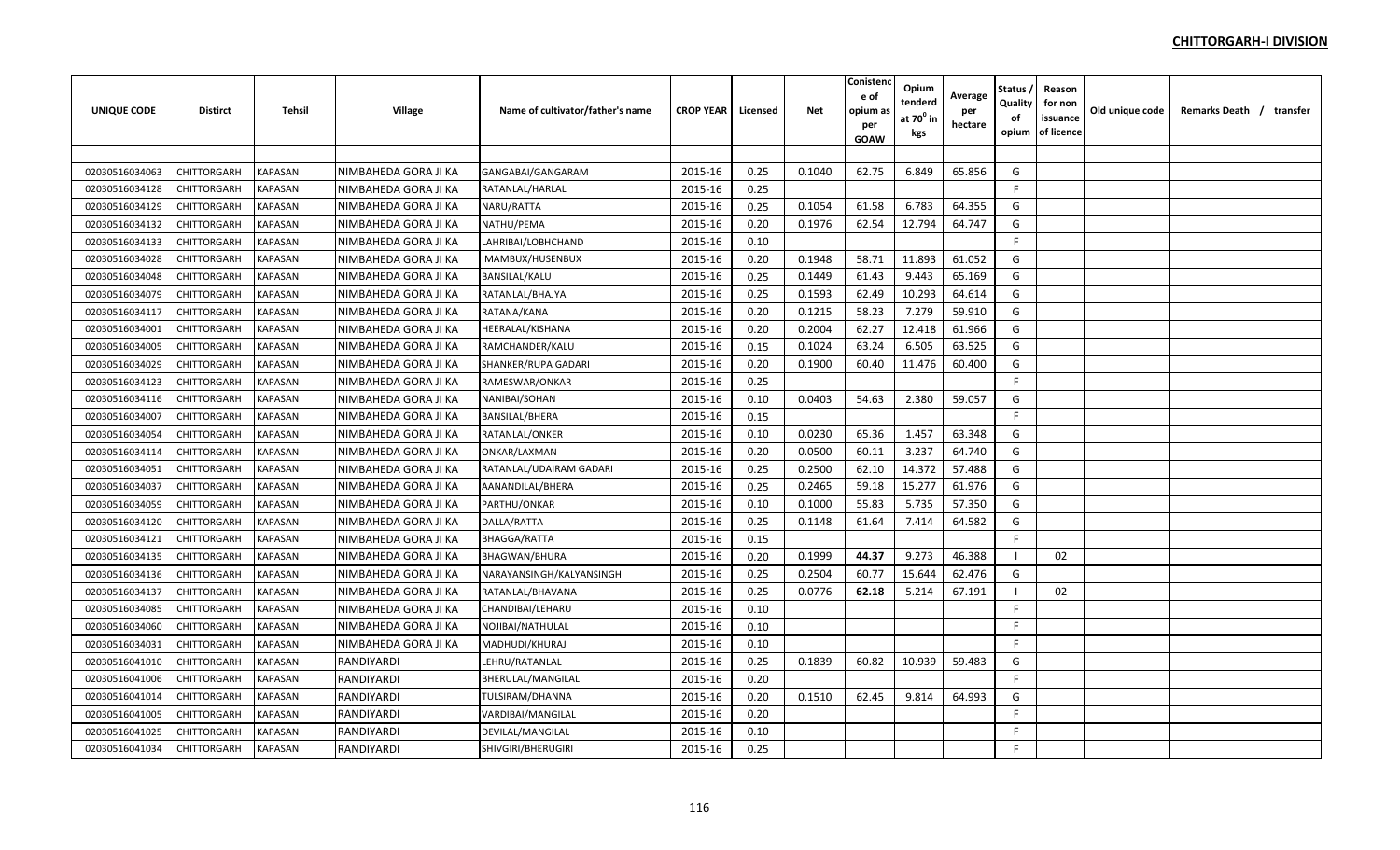## CHITTORGARH-I DIVISION

| UNIQUE CODE | Distirct | Tehsil | Village | Name of cultivator/father's name | CROP YEAR | Licensed | Net | Conistence of opium as per GOAW | Opium tenderd at $70^0$ in kgs | Average per hectare | Status / Quality of opium | Reason for non issuance of licence | Old unique code | Remarks Death / transfer |
|---|---|---|---|---|---|---|---|---|---|---|---|---|---|---|
| | | | | | | | | | | | | | | |
| 02030516034063 | CHITTORGARH | KAPASAN | NIMBAHEDA GORA JI KA | GANGABAI/GANGARAM | 2015-16 | 0.25 | 0.1040 | 62.75 | 6.849 | 65.856 | G | | | |
| 02030516034128 | CHITTORGARH | KAPASAN | NIMBAHEDA GORA JI KA | RATANLAL/HARLAL | 2015-16 | 0.25 | | | | | F | | | |
| 02030516034129 | CHITTORGARH | KAPASAN | NIMBAHEDA GORA JI KA | NARU/RATTA | 2015-16 | 0.25 | 0.1054 | 61.58 | 6.783 | 64.355 | G | | | |
| 02030516034132 | CHITTORGARH | KAPASAN | NIMBAHEDA GORA JI KA | NATHU/PEMA | 2015-16 | 0.20 | 0.1976 | 62.54 | 12.794 | 64.747 | G | | | |
| 02030516034133 | CHITTORGARH | KAPASAN | NIMBAHEDA GORA JI KA | LAHRIBAI/LOBHCHAND | 2015-16 | 0.10 | | | | | F | | | |
| 02030516034028 | CHITTORGARH | KAPASAN | NIMBAHEDA GORA JI KA | IMAMBUX/HUSENBUX | 2015-16 | 0.20 | 0.1948 | 58.71 | 11.893 | 61.052 | G | | | |
| 02030516034048 | CHITTORGARH | KAPASAN | NIMBAHEDA GORA JI KA | BANSILAL/KALU | 2015-16 | 0.25 | 0.1449 | 61.43 | 9.443 | 65.169 | G | | | |
| 02030516034079 | CHITTORGARH | KAPASAN | NIMBAHEDA GORA JI KA | RATANLAL/BHAJYA | 2015-16 | 0.25 | 0.1593 | 62.49 | 10.293 | 64.614 | G | | | |
| 02030516034117 | CHITTORGARH | KAPASAN | NIMBAHEDA GORA JI KA | RATANA/KANA | 2015-16 | 0.20 | 0.1215 | 58.23 | 7.279 | 59.910 | G | | | |
| 02030516034001 | CHITTORGARH | KAPASAN | NIMBAHEDA GORA JI KA | HEERALAL/KISHANA | 2015-16 | 0.20 | 0.2004 | 62.27 | 12.418 | 61.966 | G | | | |
| 02030516034005 | CHITTORGARH | KAPASAN | NIMBAHEDA GORA JI KA | RAMCHANDER/KALU | 2015-16 | 0.15 | 0.1024 | 63.24 | 6.505 | 63.525 | G | | | |
| 02030516034029 | CHITTORGARH | KAPASAN | NIMBAHEDA GORA JI KA | SHANKER/RUPA GADARI | 2015-16 | 0.20 | 0.1900 | 60.40 | 11.476 | 60.400 | G | | | |
| 02030516034123 | CHITTORGARH | KAPASAN | NIMBAHEDA GORA JI KA | RAMESWAR/ONKAR | 2015-16 | 0.25 | | | | | F | | | |
| 02030516034116 | CHITTORGARH | KAPASAN | NIMBAHEDA GORA JI KA | NANIBAI/SOHAN | 2015-16 | 0.10 | 0.0403 | 54.63 | 2.380 | 59.057 | G | | | |
| 02030516034007 | CHITTORGARH | KAPASAN | NIMBAHEDA GORA JI KA | BANSILAL/BHERA | 2015-16 | 0.15 | | | | | F | | | |
| 02030516034054 | CHITTORGARH | KAPASAN | NIMBAHEDA GORA JI KA | RATANLAL/ONKER | 2015-16 | 0.10 | 0.0230 | 65.36 | 1.457 | 63.348 | G | | | |
| 02030516034114 | CHITTORGARH | KAPASAN | NIMBAHEDA GORA JI KA | ONKAR/LAXMAN | 2015-16 | 0.20 | 0.0500 | 60.11 | 3.237 | 64.740 | G | | | |
| 02030516034051 | CHITTORGARH | KAPASAN | NIMBAHEDA GORA JI KA | RATANLAL/UDAIRAM GADARI | 2015-16 | 0.25 | 0.2500 | 62.10 | 14.372 | 57.488 | G | | | |
| 02030516034037 | CHITTORGARH | KAPASAN | NIMBAHEDA GORA JI KA | AANANDILAL/BHERA | 2015-16 | 0.25 | 0.2465 | 59.18 | 15.277 | 61.976 | G | | | |
| 02030516034059 | CHITTORGARH | KAPASAN | NIMBAHEDA GORA JI KA | PARTHU/ONKAR | 2015-16 | 0.10 | 0.1000 | 55.83 | 5.735 | 57.350 | G | | | |
| 02030516034120 | CHITTORGARH | KAPASAN | NIMBAHEDA GORA JI KA | DALLA/RATTA | 2015-16 | 0.25 | 0.1148 | 61.64 | 7.414 | 64.582 | G | | | |
| 02030516034121 | CHITTORGARH | KAPASAN | NIMBAHEDA GORA JI KA | BHAGGA/RATTA | 2015-16 | 0.15 | | | | | F | | | |
| 02030516034135 | CHITTORGARH | KAPASAN | NIMBAHEDA GORA JI KA | BHAGWAN/BHURA | 2015-16 | 0.20 | 0.1999 | **44.37** | 9.273 | 46.388 | I | 02 | | |
| 02030516034136 | CHITTORGARH | KAPASAN | NIMBAHEDA GORA JI KA | NARAYANSINGH/KALYANSINGH | 2015-16 | 0.25 | 0.2504 | 60.77 | 15.644 | 62.476 | G | | | |
| 02030516034137 | CHITTORGARH | KAPASAN | NIMBAHEDA GORA JI KA | RATANLAL/BHAVANA | 2015-16 | 0.25 | 0.0776 | **62.18** | 5.214 | 67.191 | I | 02 | | |
| 02030516034085 | CHITTORGARH | KAPASAN | NIMBAHEDA GORA JI KA | CHANDIBAI/LEHARU | 2015-16 | 0.10 | | | | | F | | | |
| 02030516034060 | CHITTORGARH | KAPASAN | NIMBAHEDA GORA JI KA | NOJIBAI/NATHULAL | 2015-16 | 0.10 | | | | | F | | | |
| 02030516034031 | CHITTORGARH | KAPASAN | NIMBAHEDA GORA JI KA | MADHUDI/KHURAJ | 2015-16 | 0.10 | | | | | F | | | |
| 02030516041010 | CHITTORGARH | KAPASAN | RANDIYARDI | LEHRU/RATANLAL | 2015-16 | 0.25 | 0.1839 | 60.82 | 10.939 | 59.483 | G | | | |
| 02030516041006 | CHITTORGARH | KAPASAN | RANDIYARDI | BHERULAL/MANGILAL | 2015-16 | 0.20 | | | | | F | | | |
| 02030516041014 | CHITTORGARH | KAPASAN | RANDIYARDI | TULSIRAM/DHANNA | 2015-16 | 0.20 | 0.1510 | 62.45 | 9.814 | 64.993 | G | | | |
| 02030516041005 | CHITTORGARH | KAPASAN | RANDIYARDI | VARDIBAI/MANGILAL | 2015-16 | 0.20 | | | | | F | | | |
| 02030516041025 | CHITTORGARH | KAPASAN | RANDIYARDI | DEVILAL/MANGILAL | 2015-16 | 0.10 | | | | | F | | | |
| 02030516041034 | CHITTORGARH | KAPASAN | RANDIYARDI | SHIVGIRI/BHERUGIRI | 2015-16 | 0.25 | | | | | F | | | |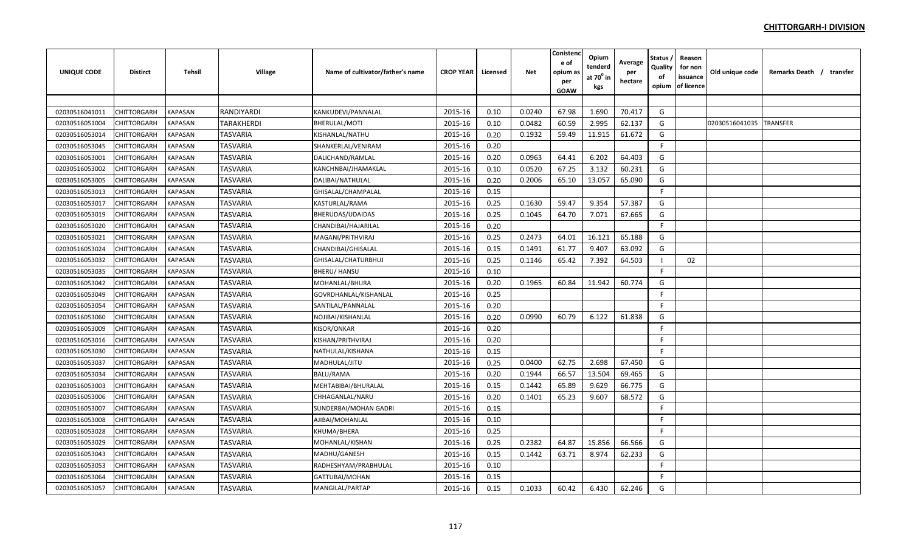## CHITTORGARH-I DIVISION

| UNIQUE CODE | Distirct | Tehsil | Village | Name of cultivator/father's name | CROP YEAR | Licensed | Net | Conistence of opium as per GOAW | Opium tenderd at 70⁰ in kgs | Average per hectare | Status / Quality of opium | Reason for non issuance of licence | Old unique code | Remarks Death / transfer |
|---|---|---|---|---|---|---|---|---|---|---|---|---|---|---|
| | | | | | | | | | | | | | | |
| 02030516041011 | CHITTORGARH | KAPASAN | RANDIYARDI | KANKUDEVI/PANNALAL | 2015-16 | 0.10 | 0.0240 | 67.98 | 1.690 | 70.417 | G | | | |
| 02030516051004 | CHITTORGARH | KAPASAN | TARAKHERDI | BHERULAL/MOTI | 2015-16 | 0.10 | 0.0482 | 60.59 | 2.995 | 62.137 | G | | 02030516041035 | TRANSFER |
| 02030516053014 | CHITTORGARH | KAPASAN | TASVARIA | KISHANLAL/NATHU | 2015-16 | 0.20 | 0.1932 | 59.49 | 11.915 | 61.672 | G | | | |
| 02030516053045 | CHITTORGARH | KAPASAN | TASVARIA | SHANKERLAL/VENIRAM | 2015-16 | 0.20 | | | | | F | | | |
| 02030516053001 | CHITTORGARH | KAPASAN | TASVARIA | DALICHAND/RAMLAL | 2015-16 | 0.20 | 0.0963 | 64.41 | 6.202 | 64.403 | G | | | |
| 02030516053002 | CHITTORGARH | KAPASAN | TASVARIA | KANCHNBAI/JHAMAKLAL | 2015-16 | 0.10 | 0.0520 | 67.25 | 3.132 | 60.231 | G | | | |
| 02030516053005 | CHITTORGARH | KAPASAN | TASVARIA | DALIBAI/NATHULAL | 2015-16 | 0.20 | 0.2006 | 65.10 | 13.057 | 65.090 | G | | | |
| 02030516053013 | CHITTORGARH | KAPASAN | TASVARIA | GHISALAL/CHAMPALAL | 2015-16 | 0.15 | | | | | F | | | |
| 02030516053017 | CHITTORGARH | KAPASAN | TASVARIA | KASTURLAL/RAMA | 2015-16 | 0.25 | 0.1630 | 59.47 | 9.354 | 57.387 | G | | | |
| 02030516053019 | CHITTORGARH | KAPASAN | TASVARIA | BHERUDAS/UDAIDAS | 2015-16 | 0.25 | 0.1045 | 64.70 | 7.071 | 67.665 | G | | | |
| 02030516053020 | CHITTORGARH | KAPASAN | TASVARIA | CHANDIBAI/HAJARILAL | 2015-16 | 0.20 | | | | | F | | | |
| 02030516053021 | CHITTORGARH | KAPASAN | TASVARIA | MAGANI/PRITHVIRAJ | 2015-16 | 0.25 | 0.2473 | 64.01 | 16.121 | 65.188 | G | | | |
| 02030516053024 | CHITTORGARH | KAPASAN | TASVARIA | CHANDIBAI/GHISALAL | 2015-16 | 0.15 | 0.1491 | 61.77 | 9.407 | 63.092 | G | | | |
| 02030516053032 | CHITTORGARH | KAPASAN | TASVARIA | GHISALAL/CHATURBHUJ | 2015-16 | 0.25 | 0.1146 | 65.42 | 7.392 | 64.503 | I | 02 | | |
| 02030516053035 | CHITTORGARH | KAPASAN | TASVARIA | BHERU/ HANSU | 2015-16 | 0.10 | | | | | F | | | |
| 02030516053042 | CHITTORGARH | KAPASAN | TASVARIA | MOHANLAL/BHURA | 2015-16 | 0.20 | 0.1965 | 60.84 | 11.942 | 60.774 | G | | | |
| 02030516053049 | CHITTORGARH | KAPASAN | TASVARIA | GOVRDHANLAL/KISHANLAL | 2015-16 | 0.25 | | | | | F | | | |
| 02030516053054 | CHITTORGARH | KAPASAN | TASVARIA | SANTILAL/PANNALAL | 2015-16 | 0.20 | | | | | F | | | |
| 02030516053060 | CHITTORGARH | KAPASAN | TASVARIA | NOJIBAI/KISHANLAL | 2015-16 | 0.20 | 0.0990 | 60.79 | 6.122 | 61.838 | G | | | |
| 02030516053009 | CHITTORGARH | KAPASAN | TASVARIA | KISOR/ONKAR | 2015-16 | 0.20 | | | | | F | | | |
| 02030516053016 | CHITTORGARH | KAPASAN | TASVARIA | KISHAN/PRITHVIRAJ | 2015-16 | 0.20 | | | | | F | | | |
| 02030516053030 | CHITTORGARH | KAPASAN | TASVARIA | NATHULAL/KISHANA | 2015-16 | 0.15 | | | | | F | | | |
| 02030516053037 | CHITTORGARH | KAPASAN | TASVARIA | MADHULAL/JITU | 2015-16 | 0.25 | 0.0400 | 62.75 | 2.698 | 67.450 | G | | | |
| 02030516053034 | CHITTORGARH | KAPASAN | TASVARIA | BALU/RAMA | 2015-16 | 0.20 | 0.1944 | 66.57 | 13.504 | 69.465 | G | | | |
| 02030516053003 | CHITTORGARH | KAPASAN | TASVARIA | MEHTABIBAI/BHURALAL | 2015-16 | 0.15 | 0.1442 | 65.89 | 9.629 | 66.775 | G | | | |
| 02030516053006 | CHITTORGARH | KAPASAN | TASVARIA | CHHAGANLAL/NARU | 2015-16 | 0.20 | 0.1401 | 65.23 | 9.607 | 68.572 | G | | | |
| 02030516053007 | CHITTORGARH | KAPASAN | TASVARIA | SUNDERBAI/MOHAN GADRI | 2015-16 | 0.15 | | | | | F | | | |
| 02030516053008 | CHITTORGARH | KAPASAN | TASVARIA | AJIBAI/MOHANLAL | 2015-16 | 0.10 | | | | | F | | | |
| 02030516053028 | CHITTORGARH | KAPASAN | TASVARIA | KHUMA/BHERA | 2015-16 | 0.25 | | | | | F | | | |
| 02030516053029 | CHITTORGARH | KAPASAN | TASVARIA | MOHANLAL/KISHAN | 2015-16 | 0.25 | 0.2382 | 64.87 | 15.856 | 66.566 | G | | | |
| 02030516053043 | CHITTORGARH | KAPASAN | TASVARIA | MADHU/GANESH | 2015-16 | 0.15 | 0.1442 | 63.71 | 8.974 | 62.233 | G | | | |
| 02030516053053 | CHITTORGARH | KAPASAN | TASVARIA | RADHESHYAM/PRABHULAL | 2015-16 | 0.10 | | | | | F | | | |
| 02030516053064 | CHITTORGARH | KAPASAN | TASVARIA | GATTUBAI/MOHAN | 2015-16 | 0.15 | | | | | F | | | |
| 02030516053057 | CHITTORGARH | KAPASAN | TASVARIA | MANGILAL/PARTAP | 2015-16 | 0.15 | 0.1033 | 60.42 | 6.430 | 62.246 | G | | | |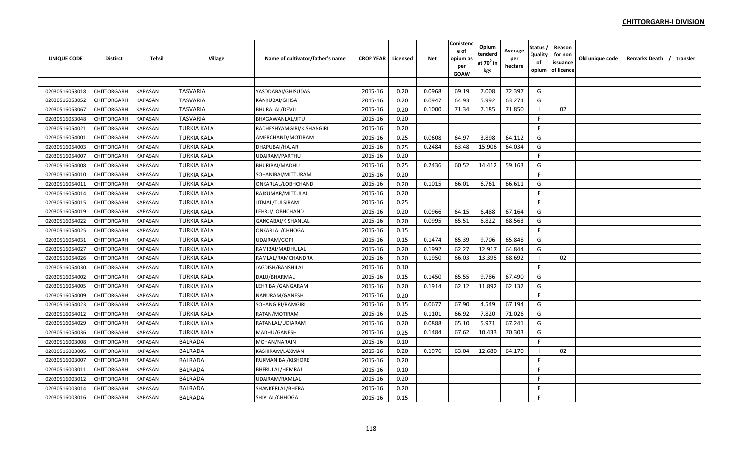**CHITTORGARH-I DIVISION**

| UNIQUE CODE | Distirct | Tehsil | Village | Name of cultivator/father's name | CROP YEAR | Licensed | Net | Conistence of opium as per GOAW | Opium tenderd at $70^0$ in kgs | Average per hectare | Status / Quality of opium | Reason for non issuance of licence | Old unique code | Remarks Death / transfer |
|---|---|---|---|---|---|---|---|---|---|---|---|---|---|---|
| | | | | | | | | | | | | | | |
| 02030516053018 | CHITTORGARH | KAPASAN | TASVARIA | YASODABAI/GHISUDAS | 2015-16 | 0.20 | 0.0968 | 69.19 | 7.008 | 72.397 | G | | | |
| 02030516053052 | CHITTORGARH | KAPASAN | TASVARIA | KANKUBAI/GHISA | 2015-16 | 0.20 | 0.0947 | 64.93 | 5.992 | 63.274 | G | | | |
| 02030516053067 | CHITTORGARH | KAPASAN | TASVARIA | BHURALAL/DEVJI | 2015-16 | 0.20 | 0.1000 | 71.34 | 7.185 | 71.850 | I | 02 | | |
| 02030516053048 | CHITTORGARH | KAPASAN | TASVARIA | BHAGAWANLAL/JITU | 2015-16 | 0.20 | | | | | F | | | |
| 02030516054021 | CHITTORGARH | KAPASAN | TURKIA KALA | RADHESHYAMGIRI/KISHANGIRI | 2015-16 | 0.20 | | | | | F | | | |
| 02030516054001 | CHITTORGARH | KAPASAN | TURKIA KALA | AMERCHAND/MOTIRAM | 2015-16 | 0.25 | 0.0608 | 64.97 | 3.898 | 64.112 | G | | | |
| 02030516054003 | CHITTORGARH | KAPASAN | TURKIA KALA | DHAPUBAI/HAJARI | 2015-16 | 0.25 | 0.2484 | 63.48 | 15.906 | 64.034 | G | | | |
| 02030516054007 | CHITTORGARH | KAPASAN | TURKIA KALA | UDAIRAM/PARTHU | 2015-16 | 0.20 | | | | | F | | | |
| 02030516054008 | CHITTORGARH | KAPASAN | TURKIA KALA | BHURIBAI/MADHU | 2015-16 | 0.25 | 0.2436 | 60.52 | 14.412 | 59.163 | G | | | |
| 02030516054010 | CHITTORGARH | KAPASAN | TURKIA KALA | SOHANIBAI/MITTURAM | 2015-16 | 0.20 | | | | | F | | | |
| 02030516054011 | CHITTORGARH | KAPASAN | TURKIA KALA | ONKARLAL/LOBHCHAND | 2015-16 | 0.20 | 0.1015 | 66.01 | 6.761 | 66.611 | G | | | |
| 02030516054014 | CHITTORGARH | KAPASAN | TURKIA KALA | RAJKUMAR/MITTULAL | 2015-16 | 0.20 | | | | | F | | | |
| 02030516054015 | CHITTORGARH | KAPASAN | TURKIA KALA | JITMAL/TULSIRAM | 2015-16 | 0.25 | | | | | F | | | |
| 02030516054019 | CHITTORGARH | KAPASAN | TURKIA KALA | LEHRU/LOBHCHAND | 2015-16 | 0.20 | 0.0966 | 64.15 | 6.488 | 67.164 | G | | | |
| 02030516054022 | CHITTORGARH | KAPASAN | TURKIA KALA | GANGABAI/KISHANLAL | 2015-16 | 0.20 | 0.0995 | 65.51 | 6.822 | 68.563 | G | | | |
| 02030516054025 | CHITTORGARH | KAPASAN | TURKIA KALA | ONKARLAL/CHHOGA | 2015-16 | 0.15 | | | | | F | | | |
| 02030516054031 | CHITTORGARH | KAPASAN | TURKIA KALA | UDAIRAM/GOPI | 2015-16 | 0.15 | 0.1474 | 65.39 | 9.706 | 65.848 | G | | | |
| 02030516054027 | CHITTORGARH | KAPASAN | TURKIA KALA | RAMIBAI/MADHULAL | 2015-16 | 0.20 | 0.1992 | 62.27 | 12.917 | 64.844 | G | | | |
| 02030516054026 | CHITTORGARH | KAPASAN | TURKIA KALA | RAMLAL/RAMCHANDRA | 2015-16 | 0.20 | 0.1950 | 66.03 | 13.395 | 68.692 | I | 02 | | |
| 02030516054030 | CHITTORGARH | KAPASAN | TURKIA KALA | JAGDISH/BANSHILAL | 2015-16 | 0.10 | | | | | F | | | |
| 02030516054002 | CHITTORGARH | KAPASAN | TURKIA KALA | DALU/BHARMAL | 2015-16 | 0.15 | 0.1450 | 65.55 | 9.786 | 67.490 | G | | | |
| 02030516054005 | CHITTORGARH | KAPASAN | TURKIA KALA | LEHRIBAI/GANGARAM | 2015-16 | 0.20 | 0.1914 | 62.12 | 11.892 | 62.132 | G | | | |
| 02030516054009 | CHITTORGARH | KAPASAN | TURKIA KALA | NANURAM/GANESH | 2015-16 | 0.20 | | | | | F | | | |
| 02030516054023 | CHITTORGARH | KAPASAN | TURKIA KALA | SOHANGIRI/RAMGIRI | 2015-16 | 0.15 | 0.0677 | 67.90 | 4.549 | 67.194 | G | | | |
| 02030516054012 | CHITTORGARH | KAPASAN | TURKIA KALA | RATAN/MOTIRAM | 2015-16 | 0.25 | 0.1101 | 66.92 | 7.820 | 71.026 | G | | | |
| 02030516054029 | CHITTORGARH | KAPASAN | TURKIA KALA | RATANLAL/UDIARAM | 2015-16 | 0.20 | 0.0888 | 65.10 | 5.971 | 67.241 | G | | | |
| 02030516054036 | CHITTORGARH | KAPASAN | TURKIA KALA | MADHU/GANESH | 2015-16 | 0.25 | 0.1484 | 67.62 | 10.433 | 70.303 | G | | | |
| 02030516003008 | CHITTORGARH | KAPASAN | BALRADA | MOHAN/NARAIN | 2015-16 | 0.10 | | | | | F | | | |
| 02030516003005 | CHITTORGARH | KAPASAN | BALRADA | KASHIRAM/LAXMAN | 2015-16 | 0.20 | 0.1976 | 63.04 | 12.680 | 64.170 | I | 02 | | |
| 02030516003007 | CHITTORGARH | KAPASAN | BALRADA | RUKMANIBAI/KISHORE | 2015-16 | 0.20 | | | | | F | | | |
| 02030516003011 | CHITTORGARH | KAPASAN | BALRADA | BHERULAL/HEMRAJ | 2015-16 | 0.10 | | | | | F | | | |
| 02030516003012 | CHITTORGARH | KAPASAN | BALRADA | UDAIRAM/RAMLAL | 2015-16 | 0.20 | | | | | F | | | |
| 02030516003014 | CHITTORGARH | KAPASAN | BALRADA | SHANKERLAL/BHERA | 2015-16 | 0.20 | | | | | F | | | |
| 02030516003016 | CHITTORGARH | KAPASAN | BALRADA | SHIVLAL/CHHOGA | 2015-16 | 0.15 | | | | | F | | | |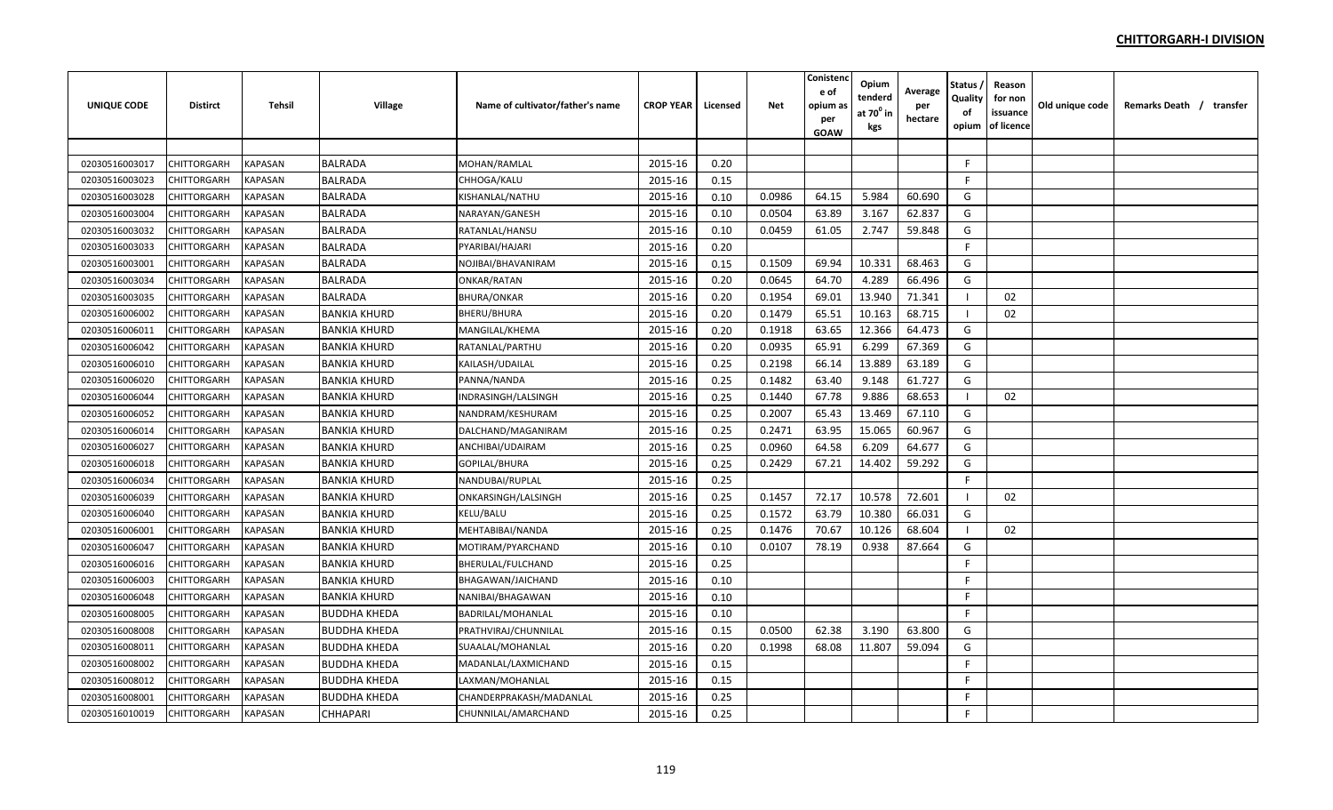**CHITTORGARH-I DIVISION**

| UNIQUE CODE | Distirct | Tehsil | Village | Name of cultivator/father's name | CROP YEAR | Licensed | Net | Conistence of opium as per GOAW | Opium tenderd at $70^0$ in kgs | Average per hectare | Status / Quality of opium | Reason for non issuance of licence | Old unique code | Remarks Death / transfer |
|---|---|---|---|---|---|---|---|---|---|---|---|---|---|---|
| | | | | | | | | | | | | | | |
| 02030516003017 | CHITTORGARH | KAPASAN | BALRADA | MOHAN/RAMLAL | 2015-16 | 0.20 | | | | | F | | | |
| 02030516003023 | CHITTORGARH | KAPASAN | BALRADA | CHHOGA/KALU | 2015-16 | 0.15 | | | | | F | | | |
| 02030516003028 | CHITTORGARH | KAPASAN | BALRADA | KISHANLAL/NATHU | 2015-16 | 0.10 | 0.0986 | 64.15 | 5.984 | 60.690 | G | | | |
| 02030516003004 | CHITTORGARH | KAPASAN | BALRADA | NARAYAN/GANESH | 2015-16 | 0.10 | 0.0504 | 63.89 | 3.167 | 62.837 | G | | | |
| 02030516003032 | CHITTORGARH | KAPASAN | BALRADA | RATANLAL/HANSU | 2015-16 | 0.10 | 0.0459 | 61.05 | 2.747 | 59.848 | G | | | |
| 02030516003033 | CHITTORGARH | KAPASAN | BALRADA | PYARIBAI/HAJARI | 2015-16 | 0.20 | | | | | F | | | |
| 02030516003001 | CHITTORGARH | KAPASAN | BALRADA | NOJIBAI/BHAVANIRAM | 2015-16 | 0.15 | 0.1509 | 69.94 | 10.331 | 68.463 | G | | | |
| 02030516003034 | CHITTORGARH | KAPASAN | BALRADA | ONKAR/RATAN | 2015-16 | 0.20 | 0.0645 | 64.70 | 4.289 | 66.496 | G | | | |
| 02030516003035 | CHITTORGARH | KAPASAN | BALRADA | BHURA/ONKAR | 2015-16 | 0.20 | 0.1954 | 69.01 | 13.940 | 71.341 | I | 02 | | |
| 02030516006002 | CHITTORGARH | KAPASAN | BANKIA KHURD | BHERU/BHURA | 2015-16 | 0.20 | 0.1479 | 65.51 | 10.163 | 68.715 | I | 02 | | |
| 02030516006011 | CHITTORGARH | KAPASAN | BANKIA KHURD | MANGILAL/KHEMA | 2015-16 | 0.20 | 0.1918 | 63.65 | 12.366 | 64.473 | G | | | |
| 02030516006042 | CHITTORGARH | KAPASAN | BANKIA KHURD | RATANLAL/PARTHU | 2015-16 | 0.20 | 0.0935 | 65.91 | 6.299 | 67.369 | G | | | |
| 02030516006010 | CHITTORGARH | KAPASAN | BANKIA KHURD | KAILASH/UDAILAL | 2015-16 | 0.25 | 0.2198 | 66.14 | 13.889 | 63.189 | G | | | |
| 02030516006020 | CHITTORGARH | KAPASAN | BANKIA KHURD | PANNA/NANDA | 2015-16 | 0.25 | 0.1482 | 63.40 | 9.148 | 61.727 | G | | | |
| 02030516006044 | CHITTORGARH | KAPASAN | BANKIA KHURD | INDRASINGH/LALSINGH | 2015-16 | 0.25 | 0.1440 | 67.78 | 9.886 | 68.653 | I | 02 | | |
| 02030516006052 | CHITTORGARH | KAPASAN | BANKIA KHURD | NANDRAM/KESHURAM | 2015-16 | 0.25 | 0.2007 | 65.43 | 13.469 | 67.110 | G | | | |
| 02030516006014 | CHITTORGARH | KAPASAN | BANKIA KHURD | DALCHAND/MAGANIRAM | 2015-16 | 0.25 | 0.2471 | 63.95 | 15.065 | 60.967 | G | | | |
| 02030516006027 | CHITTORGARH | KAPASAN | BANKIA KHURD | ANCHIBAI/UDAIRAM | 2015-16 | 0.25 | 0.0960 | 64.58 | 6.209 | 64.677 | G | | | |
| 02030516006018 | CHITTORGARH | KAPASAN | BANKIA KHURD | GOPILAL/BHURA | 2015-16 | 0.25 | 0.2429 | 67.21 | 14.402 | 59.292 | G | | | |
| 02030516006034 | CHITTORGARH | KAPASAN | BANKIA KHURD | NANDUBAI/RUPLAL | 2015-16 | 0.25 | | | | | F | | | |
| 02030516006039 | CHITTORGARH | KAPASAN | BANKIA KHURD | ONKARSINGH/LALSINGH | 2015-16 | 0.25 | 0.1457 | 72.17 | 10.578 | 72.601 | I | 02 | | |
| 02030516006040 | CHITTORGARH | KAPASAN | BANKIA KHURD | KELU/BALU | 2015-16 | 0.25 | 0.1572 | 63.79 | 10.380 | 66.031 | G | | | |
| 02030516006001 | CHITTORGARH | KAPASAN | BANKIA KHURD | MEHTABIBAI/NANDA | 2015-16 | 0.25 | 0.1476 | 70.67 | 10.126 | 68.604 | I | 02 | | |
| 02030516006047 | CHITTORGARH | KAPASAN | BANKIA KHURD | MOTIRAM/PYARCHAND | 2015-16 | 0.10 | 0.0107 | 78.19 | 0.938 | 87.664 | G | | | |
| 02030516006016 | CHITTORGARH | KAPASAN | BANKIA KHURD | BHERULAL/FULCHAND | 2015-16 | 0.25 | | | | | F | | | |
| 02030516006003 | CHITTORGARH | KAPASAN | BANKIA KHURD | BHAGAWAN/JAICHAND | 2015-16 | 0.10 | | | | | F | | | |
| 02030516006048 | CHITTORGARH | KAPASAN | BANKIA KHURD | NANIBAI/BHAGAWAN | 2015-16 | 0.10 | | | | | F | | | |
| 02030516008005 | CHITTORGARH | KAPASAN | BUDDHA KHEDA | BADRILAL/MOHANLAL | 2015-16 | 0.10 | | | | | F | | | |
| 02030516008008 | CHITTORGARH | KAPASAN | BUDDHA KHEDA | PRATHVIRAJ/CHUNNILAL | 2015-16 | 0.15 | 0.0500 | 62.38 | 3.190 | 63.800 | G | | | |
| 02030516008011 | CHITTORGARH | KAPASAN | BUDDHA KHEDA | SUAALAL/MOHANLAL | 2015-16 | 0.20 | 0.1998 | 68.08 | 11.807 | 59.094 | G | | | |
| 02030516008002 | CHITTORGARH | KAPASAN | BUDDHA KHEDA | MADANLAL/LAXMICHAND | 2015-16 | 0.15 | | | | | F | | | |
| 02030516008012 | CHITTORGARH | KAPASAN | BUDDHA KHEDA | LAXMAN/MOHANLAL | 2015-16 | 0.15 | | | | | F | | | |
| 02030516008001 | CHITTORGARH | KAPASAN | BUDDHA KHEDA | CHANDERPRAKASH/MADANLAL | 2015-16 | 0.25 | | | | | F | | | |
| 02030516010019 | CHITTORGARH | KAPASAN | CHHAPARI | CHUNNILAL/AMARCHAND | 2015-16 | 0.25 | | | | | F | | | |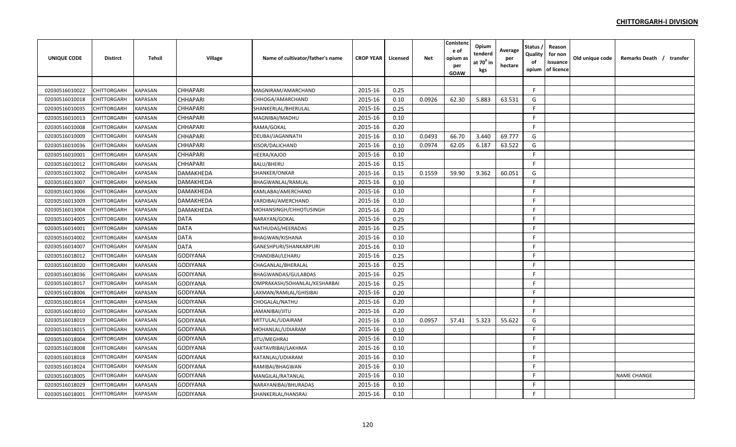**CHITTORGARH-I DIVISION**

| UNIQUE CODE | Distirct | Tehsil | Village | Name of cultivator/father's name | CROP YEAR | Licensed | Net | Conistence of opium as per GOAW | Opium tenderd at 70° in kgs | Average per hectare | Status / Quality of opium | Reason for non issuance of licence | Old unique code | Remarks Death / transfer |
|---|---|---|---|---|---|---|---|---|---|---|---|---|---|---|
| | | | | | | | | | | | | | | |
| 02030516010022 | CHITTORGARH | KAPASAN | CHHAPARI | MAGNIRAM/AMARCHAND | 2015-16 | 0.25 | | | | | F | | | |
| 02030516010018 | CHITTORGARH | KAPASAN | CHHAPARI | CHHOGA/AMARCHAND | 2015-16 | 0.10 | 0.0926 | 62.30 | 5.883 | 63.531 | G | | | |
| 02030516010035 | CHITTORGARH | KAPASAN | CHHAPARI | SHANKERLAL/BHERULAL | 2015-16 | 0.25 | | | | | F | | | |
| 02030516010013 | CHITTORGARH | KAPASAN | CHHAPARI | MAGNIBAI/MADHU | 2015-16 | 0.10 | | | | | F | | | |
| 02030516010008 | CHITTORGARH | KAPASAN | CHHAPARI | RAMA/GOKAL | 2015-16 | 0.20 | | | | | F | | | |
| 02030516010009 | CHITTORGARH | KAPASAN | CHHAPARI | DEUBAI/JAGANNATH | 2015-16 | 0.10 | 0.0493 | 66.70 | 3.440 | 69.777 | G | | | |
| 02030516010036 | CHITTORGARH | KAPASAN | CHHAPARI | KISOR/DALICHAND | 2015-16 | 0.10 | 0.0974 | 62.05 | 6.187 | 63.522 | G | | | |
| 02030516010001 | CHITTORGARH | KAPASAN | CHHAPARI | HEERA/KAJOD | 2015-16 | 0.10 | | | | | F | | | |
| 02030516010012 | CHITTORGARH | KAPASAN | CHHAPARI | BALU/BHERU | 2015-16 | 0.15 | | | | | F | | | |
| 02030516013002 | CHITTORGARH | KAPASAN | DAMAKHEDA | SHANKER/ONKAR | 2015-16 | 0.15 | 0.1559 | 59.90 | 9.362 | 60.051 | G | | | |
| 02030516013007 | CHITTORGARH | KAPASAN | DAMAKHEDA | BHAGWANLAL/RAMLAL | 2015-16 | 0.10 | | | | | F | | | |
| 02030516013006 | CHITTORGARH | KAPASAN | DAMAKHEDA | KAMLABAI/AMERCHAND | 2015-16 | 0.10 | | | | | F | | | |
| 02030516013009 | CHITTORGARH | KAPASAN | DAMAKHEDA | VARDIBAI/AMERCHAND | 2015-16 | 0.10 | | | | | F | | | |
| 02030516013004 | CHITTORGARH | KAPASAN | DAMAKHEDA | MOHANSINGH/CHHOTUSINGH | 2015-16 | 0.20 | | | | | F | | | |
| 02030516014005 | CHITTORGARH | KAPASAN | DATA | NARAYAN/GOKAL | 2015-16 | 0.25 | | | | | F | | | |
| 02030516014001 | CHITTORGARH | KAPASAN | DATA | NATHUDAS/HEERADAS | 2015-16 | 0.25 | | | | | F | | | |
| 02030516014002 | CHITTORGARH | KAPASAN | DATA | BHAGWAN/KISHANA | 2015-16 | 0.10 | | | | | F | | | |
| 02030516014007 | CHITTORGARH | KAPASAN | DATA | GANESHPURI/SHANKARPURI | 2015-16 | 0.10 | | | | | F | | | |
| 02030516018012 | CHITTORGARH | KAPASAN | GODIYANA | CHANDIBAI/LEHARU | 2015-16 | 0.25 | | | | | F | | | |
| 02030516018020 | CHITTORGARH | KAPASAN | GODIYANA | CHAGANLAL/BHERALAL | 2015-16 | 0.25 | | | | | F | | | |
| 02030516018036 | CHITTORGARH | KAPASAN | GODIYANA | BHAGWANDAS/GULABDAS | 2015-16 | 0.25 | | | | | F | | | |
| 02030516018017 | CHITTORGARH | KAPASAN | GODIYANA | OMPRAKASH/SOHANLAL/KESHARBAI | 2015-16 | 0.25 | | | | | F | | | |
| 02030516018006 | CHITTORGARH | KAPASAN | GODIYANA | LAXMAN/RAMLAL/GHISIBAI | 2015-16 | 0.20 | | | | | F | | | |
| 02030516018014 | CHITTORGARH | KAPASAN | GODIYANA | CHOGALAL/NATHU | 2015-16 | 0.20 | | | | | F | | | |
| 02030516018010 | CHITTORGARH | KAPASAN | GODIYANA | JAMANIBAI/JITU | 2015-16 | 0.20 | | | | | F | | | |
| 02030516018019 | CHITTORGARH | KAPASAN | GODIYANA | MITTULAL/UDAIRAM | 2015-16 | 0.10 | 0.0957 | 57.41 | 5.323 | 55.622 | G | | | |
| 02030516018015 | CHITTORGARH | KAPASAN | GODIYANA | MOHANLAL/UDIARAM | 2015-16 | 0.10 | | | | | F | | | |
| 02030516018004 | CHITTORGARH | KAPASAN | GODIYANA | JITU/MEGHRAJ | 2015-16 | 0.10 | | | | | F | | | |
| 02030516018008 | CHITTORGARH | KAPASAN | GODIYANA | VAKTAVRIBAI/LAKHMA | 2015-16 | 0.10 | | | | | F | | | |
| 02030516018018 | CHITTORGARH | KAPASAN | GODIYANA | RATANLAL/UDIARAM | 2015-16 | 0.10 | | | | | F | | | |
| 02030516018024 | CHITTORGARH | KAPASAN | GODIYANA | RAMIBAI/BHAGWAN | 2015-16 | 0.10 | | | | | F | | | |
| 02030516018005 | CHITTORGARH | KAPASAN | GODIYANA | MANGILAL/RATANLAL | 2015-16 | 0.10 | | | | | F | | | NAME CHANGE |
| 02030516018029 | CHITTORGARH | KAPASAN | GODIYANA | NARAYANIBAI/BHURADAS | 2015-16 | 0.10 | | | | | F | | | |
| 02030516018001 | CHITTORGARH | KAPASAN | GODIYANA | SHANKERLAL/HANSRAJ | 2015-16 | 0.10 | | | | | F | | | |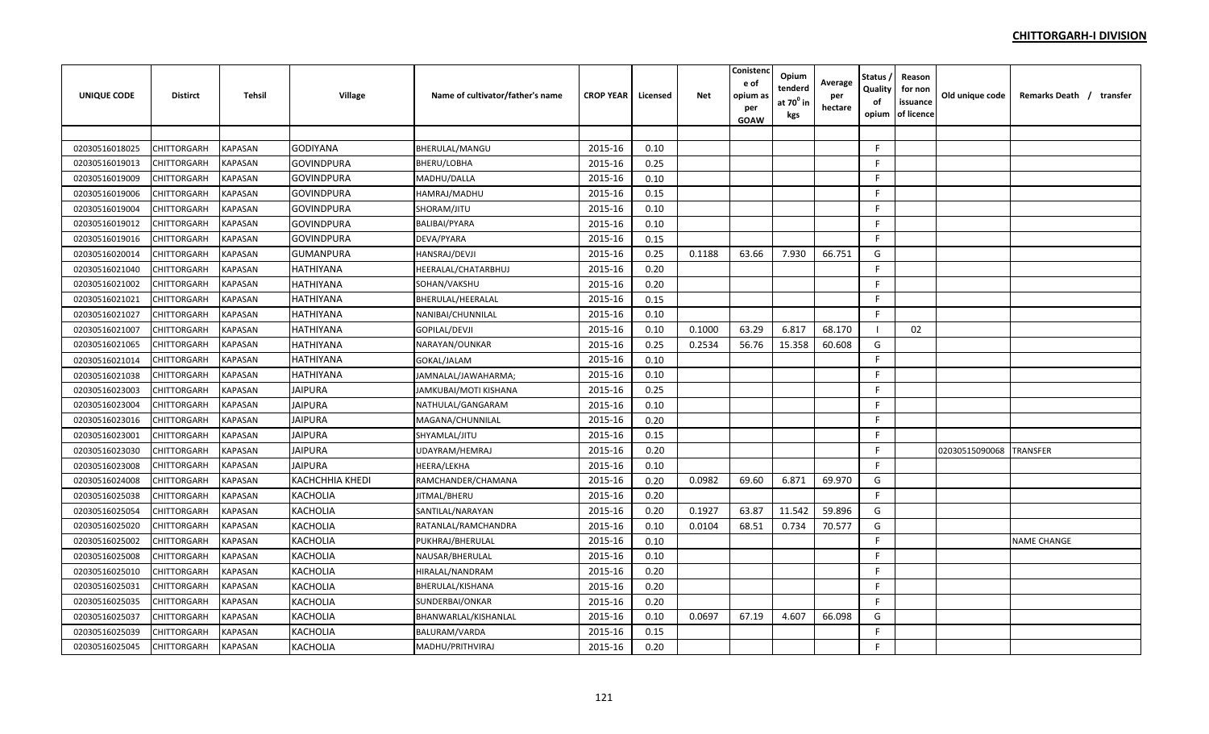## CHITTORGARH-I DIVISION

| UNIQUE CODE | Distirct | Tehsil | Village | Name of cultivator/father's name | CROP YEAR | Licensed | Net | Conistence of opium as per GOAW | Opium tenderd at $70^0$ in kgs | Average per hectare | Status / Quality of opium | Reason for non issuance of licence | Old unique code | Remarks Death / transfer |
|---|---|---|---|---|---|---|---|---|---|---|---|---|---|---|
| | | | | | | | | | | | | | | |
| 02030516018025 | CHITTORGARH | KAPASAN | GODIYANA | BHERULAL/MANGU | 2015-16 | 0.10 | | | | | F | | | |
| 02030516019013 | CHITTORGARH | KAPASAN | GOVINDPURA | BHERU/LOBHA | 2015-16 | 0.25 | | | | | F | | | |
| 02030516019009 | CHITTORGARH | KAPASAN | GOVINDPURA | MADHU/DALLA | 2015-16 | 0.10 | | | | | F | | | |
| 02030516019006 | CHITTORGARH | KAPASAN | GOVINDPURA | HAMRAJ/MADHU | 2015-16 | 0.15 | | | | | F | | | |
| 02030516019004 | CHITTORGARH | KAPASAN | GOVINDPURA | SHORAM/JITU | 2015-16 | 0.10 | | | | | F | | | |
| 02030516019012 | CHITTORGARH | KAPASAN | GOVINDPURA | BALIBAI/PYARA | 2015-16 | 0.10 | | | | | F | | | |
| 02030516019016 | CHITTORGARH | KAPASAN | GOVINDPURA | DEVA/PYARA | 2015-16 | 0.15 | | | | | F | | | |
| 02030516020014 | CHITTORGARH | KAPASAN | GUMANPURA | HANSRAJ/DEVJI | 2015-16 | 0.25 | 0.1188 | 63.66 | 7.930 | 66.751 | G | | | |
| 02030516021040 | CHITTORGARH | KAPASAN | HATHIYANA | HEERALAL/CHATARBHUJ | 2015-16 | 0.20 | | | | | F | | | |
| 02030516021002 | CHITTORGARH | KAPASAN | HATHIYANA | SOHAN/VAKSHU | 2015-16 | 0.20 | | | | | F | | | |
| 02030516021021 | CHITTORGARH | KAPASAN | HATHIYANA | BHERULAL/HEERALAL | 2015-16 | 0.15 | | | | | F | | | |
| 02030516021027 | CHITTORGARH | KAPASAN | HATHIYANA | NANIBAI/CHUNNILAL | 2015-16 | 0.10 | | | | | F | | | |
| 02030516021007 | CHITTORGARH | KAPASAN | HATHIYANA | GOPILAL/DEVJI | 2015-16 | 0.10 | 0.1000 | 63.29 | 6.817 | 68.170 | I | 02 | | |
| 02030516021065 | CHITTORGARH | KAPASAN | HATHIYANA | NARAYAN/OUNKAR | 2015-16 | 0.25 | 0.2534 | 56.76 | 15.358 | 60.608 | G | | | |
| 02030516021014 | CHITTORGARH | KAPASAN | HATHIYANA | GOKAL/JALAM | 2015-16 | 0.10 | | | | | F | | | |
| 02030516021038 | CHITTORGARH | KAPASAN | HATHIYANA | JAMNALAL/JAWAHARMA; | 2015-16 | 0.10 | | | | | F | | | |
| 02030516023003 | CHITTORGARH | KAPASAN | JAIPURA | JAMKUBAI/MOTI KISHANA | 2015-16 | 0.25 | | | | | F | | | |
| 02030516023004 | CHITTORGARH | KAPASAN | JAIPURA | NATHULAL/GANGARAM | 2015-16 | 0.10 | | | | | F | | | |
| 02030516023016 | CHITTORGARH | KAPASAN | JAIPURA | MAGANA/CHUNNILAL | 2015-16 | 0.20 | | | | | F | | | |
| 02030516023001 | CHITTORGARH | KAPASAN | JAIPURA | SHYAMLAL/JITU | 2015-16 | 0.15 | | | | | F | | | |
| 02030516023030 | CHITTORGARH | KAPASAN | JAIPURA | UDAYRAM/HEMRAJ | 2015-16 | 0.20 | | | | | F | | 02030515090068 | TRANSFER |
| 02030516023008 | CHITTORGARH | KAPASAN | JAIPURA | HEERA/LEKHA | 2015-16 | 0.10 | | | | | F | | | |
| 02030516024008 | CHITTORGARH | KAPASAN | KACHCHHIA KHEDI | RAMCHANDER/CHAMANA | 2015-16 | 0.20 | 0.0982 | 69.60 | 6.871 | 69.970 | G | | | |
| 02030516025038 | CHITTORGARH | KAPASAN | KACHOLIA | JITMAL/BHERU | 2015-16 | 0.20 | | | | | F | | | |
| 02030516025054 | CHITTORGARH | KAPASAN | KACHOLIA | SANTILAL/NARAYAN | 2015-16 | 0.20 | 0.1927 | 63.87 | 11.542 | 59.896 | G | | | |
| 02030516025020 | CHITTORGARH | KAPASAN | KACHOLIA | RATANLAL/RAMCHANDRA | 2015-16 | 0.10 | 0.0104 | 68.51 | 0.734 | 70.577 | G | | | |
| 02030516025002 | CHITTORGARH | KAPASAN | KACHOLIA | PUKHRAJ/BHERULAL | 2015-16 | 0.10 | | | | | F | | | NAME CHANGE |
| 02030516025008 | CHITTORGARH | KAPASAN | KACHOLIA | NAUSAR/BHERULAL | 2015-16 | 0.10 | | | | | F | | | |
| 02030516025010 | CHITTORGARH | KAPASAN | KACHOLIA | HIRALAL/NANDRAM | 2015-16 | 0.20 | | | | | F | | | |
| 02030516025031 | CHITTORGARH | KAPASAN | KACHOLIA | BHERULAL/KISHANA | 2015-16 | 0.20 | | | | | F | | | |
| 02030516025035 | CHITTORGARH | KAPASAN | KACHOLIA | SUNDERBAI/ONKAR | 2015-16 | 0.20 | | | | | F | | | |
| 02030516025037 | CHITTORGARH | KAPASAN | KACHOLIA | BHANWARLAL/KISHANLAL | 2015-16 | 0.10 | 0.0697 | 67.19 | 4.607 | 66.098 | G | | | |
| 02030516025039 | CHITTORGARH | KAPASAN | KACHOLIA | BALURAM/VARDA | 2015-16 | 0.15 | | | | | F | | | |
| 02030516025045 | CHITTORGARH | KAPASAN | KACHOLIA | MADHU/PRITHVIRAJ | 2015-16 | 0.20 | | | | | F | | | |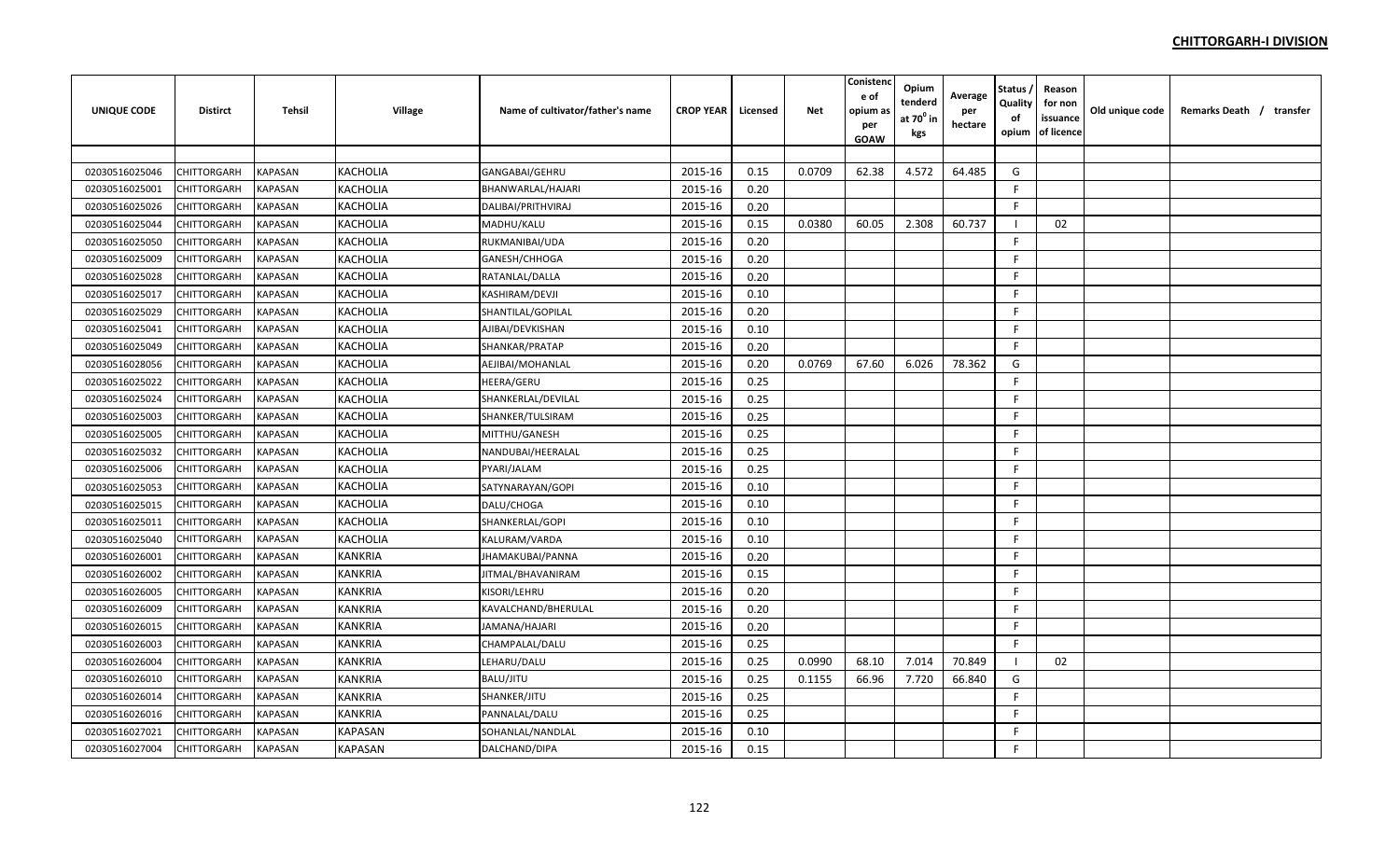## CHITTORGARH-I DIVISION

| UNIQUE CODE | Distirct | Tehsil | Village | Name of cultivator/father's name | CROP YEAR | Licensed | Net | Conistence of opium as per GOAW | Opium tenderd at 70° in kgs | Average per hectare | Status / Quality of opium | Reason for non issuance of licence | Old unique code | Remarks Death / transfer |
|---|---|---|---|---|---|---|---|---|---|---|---|---|---|---|
| 02030516025046 | CHITTORGARH | KAPASAN | KACHOLIA | GANGABAI/GEHRU | 2015-16 | 0.15 | 0.0709 | 62.38 | 4.572 | 64.485 | G | | | |
| 02030516025001 | CHITTORGARH | KAPASAN | KACHOLIA | BHANWARLAL/HAJARI | 2015-16 | 0.20 | | | | | F | | | |
| 02030516025026 | CHITTORGARH | KAPASAN | KACHOLIA | DALIBAI/PRITHVIRAJ | 2015-16 | 0.20 | | | | | F | | | |
| 02030516025044 | CHITTORGARH | KAPASAN | KACHOLIA | MADHU/KALU | 2015-16 | 0.15 | 0.0380 | 60.05 | 2.308 | 60.737 | I | 02 | | |
| 02030516025050 | CHITTORGARH | KAPASAN | KACHOLIA | RUKMANIBAI/UDA | 2015-16 | 0.20 | | | | | F | | | |
| 02030516025009 | CHITTORGARH | KAPASAN | KACHOLIA | GANESH/CHHOGA | 2015-16 | 0.20 | | | | | F | | | |
| 02030516025028 | CHITTORGARH | KAPASAN | KACHOLIA | RATANLAL/DALLA | 2015-16 | 0.20 | | | | | F | | | |
| 02030516025017 | CHITTORGARH | KAPASAN | KACHOLIA | KASHIRAM/DEVJI | 2015-16 | 0.10 | | | | | F | | | |
| 02030516025029 | CHITTORGARH | KAPASAN | KACHOLIA | SHANTILAL/GOPILAL | 2015-16 | 0.20 | | | | | F | | | |
| 02030516025041 | CHITTORGARH | KAPASAN | KACHOLIA | AJIBAI/DEVKISHAN | 2015-16 | 0.10 | | | | | F | | | |
| 02030516025049 | CHITTORGARH | KAPASAN | KACHOLIA | SHANKAR/PRATAP | 2015-16 | 0.20 | | | | | F | | | |
| 02030516028056 | CHITTORGARH | KAPASAN | KACHOLIA | AEJIBAI/MOHANLAL | 2015-16 | 0.20 | 0.0769 | 67.60 | 6.026 | 78.362 | G | | | |
| 02030516025022 | CHITTORGARH | KAPASAN | KACHOLIA | HEERA/GERU | 2015-16 | 0.25 | | | | | F | | | |
| 02030516025024 | CHITTORGARH | KAPASAN | KACHOLIA | SHANKERLAL/DEVILAL | 2015-16 | 0.25 | | | | | F | | | |
| 02030516025003 | CHITTORGARH | KAPASAN | KACHOLIA | SHANKER/TULSIRAM | 2015-16 | 0.25 | | | | | F | | | |
| 02030516025005 | CHITTORGARH | KAPASAN | KACHOLIA | MITTHU/GANESH | 2015-16 | 0.25 | | | | | F | | | |
| 02030516025032 | CHITTORGARH | KAPASAN | KACHOLIA | NANDUBAI/HEERALAL | 2015-16 | 0.25 | | | | | F | | | |
| 02030516025006 | CHITTORGARH | KAPASAN | KACHOLIA | PYARI/JALAM | 2015-16 | 0.25 | | | | | F | | | |
| 02030516025053 | CHITTORGARH | KAPASAN | KACHOLIA | SATYNARAYAN/GOPI | 2015-16 | 0.10 | | | | | F | | | |
| 02030516025015 | CHITTORGARH | KAPASAN | KACHOLIA | DALU/CHOGA | 2015-16 | 0.10 | | | | | F | | | |
| 02030516025011 | CHITTORGARH | KAPASAN | KACHOLIA | SHANKERLAL/GOPI | 2015-16 | 0.10 | | | | | F | | | |
| 02030516025040 | CHITTORGARH | KAPASAN | KACHOLIA | KALURAM/VARDA | 2015-16 | 0.10 | | | | | F | | | |
| 02030516026001 | CHITTORGARH | KAPASAN | KANKRIA | JHAMAKUBAI/PANNA | 2015-16 | 0.20 | | | | | F | | | |
| 02030516026002 | CHITTORGARH | KAPASAN | KANKRIA | JITMAL/BHAVANIRAM | 2015-16 | 0.15 | | | | | F | | | |
| 02030516026005 | CHITTORGARH | KAPASAN | KANKRIA | KISORI/LEHRU | 2015-16 | 0.20 | | | | | F | | | |
| 02030516026009 | CHITTORGARH | KAPASAN | KANKRIA | KAVALCHAND/BHERULAL | 2015-16 | 0.20 | | | | | F | | | |
| 02030516026015 | CHITTORGARH | KAPASAN | KANKRIA | JAMANA/HAJARI | 2015-16 | 0.20 | | | | | F | | | |
| 02030516026003 | CHITTORGARH | KAPASAN | KANKRIA | CHAMPALAL/DALU | 2015-16 | 0.25 | | | | | F | | | |
| 02030516026004 | CHITTORGARH | KAPASAN | KANKRIA | LEHARU/DALU | 2015-16 | 0.25 | 0.0990 | 68.10 | 7.014 | 70.849 | I | 02 | | |
| 02030516026010 | CHITTORGARH | KAPASAN | KANKRIA | BALU/JITU | 2015-16 | 0.25 | 0.1155 | 66.96 | 7.720 | 66.840 | G | | | |
| 02030516026014 | CHITTORGARH | KAPASAN | KANKRIA | SHANKER/JITU | 2015-16 | 0.25 | | | | | F | | | |
| 02030516026016 | CHITTORGARH | KAPASAN | KANKRIA | PANNALAL/DALU | 2015-16 | 0.25 | | | | | F | | | |
| 02030516027021 | CHITTORGARH | KAPASAN | KAPASAN | SOHANLAL/NANDLAL | 2015-16 | 0.10 | | | | | F | | | |
| 02030516027004 | CHITTORGARH | KAPASAN | KAPASAN | DALCHAND/DIPA | 2015-16 | 0.15 | | | | | F | | | |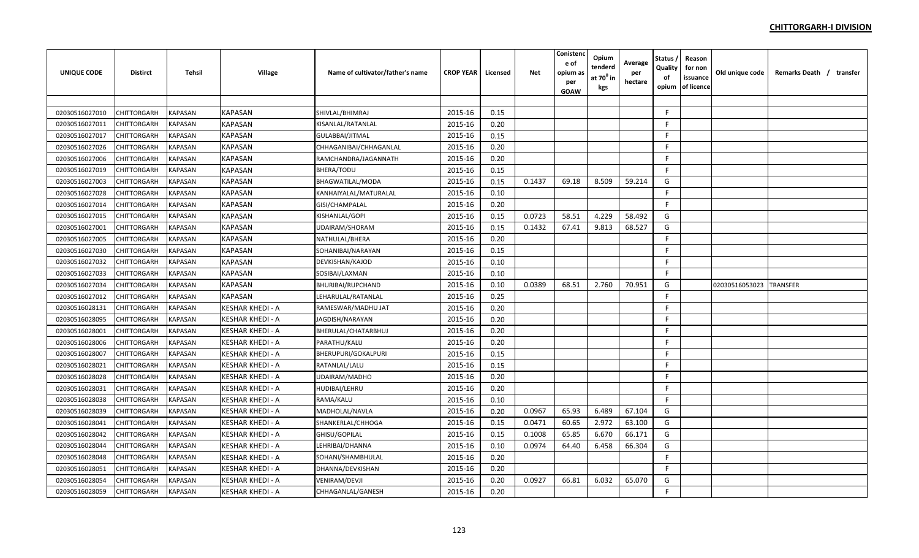## CHITTORGARH-I DIVISION

| UNIQUE CODE | Distirct | Tehsil | Village | Name of cultivator/father's name | CROP YEAR | Licensed | Net | Conistence of opium as per GOAW | Opium tenderd at 70⁰ in kgs | Average per hectare | Status / Quality of opium | Reason for non issuance of licence | Old unique code | Remarks Death / transfer |
|---|---|---|---|---|---|---|---|---|---|---|---|---|---|---|
| | | | | | | | | | | | | | | |
| 02030516027010 | CHITTORGARH | KAPASAN | KAPASAN | SHIVLAL/BHIMRAJ | 2015-16 | 0.15 | | | | | F | | | |
| 02030516027011 | CHITTORGARH | KAPASAN | KAPASAN | KISANLAL/RATANLAL | 2015-16 | 0.20 | | | | | F | | | |
| 02030516027017 | CHITTORGARH | KAPASAN | KAPASAN | GULABBAI/JITMAL | 2015-16 | 0.15 | | | | | F | | | |
| 02030516027026 | CHITTORGARH | KAPASAN | KAPASAN | CHHAGANIBAI/CHHAGANLAL | 2015-16 | 0.20 | | | | | F | | | |
| 02030516027006 | CHITTORGARH | KAPASAN | KAPASAN | RAMCHANDRA/JAGANNATH | 2015-16 | 0.20 | | | | | F | | | |
| 02030516027019 | CHITTORGARH | KAPASAN | KAPASAN | BHERA/TODU | 2015-16 | 0.15 | | | | | F | | | |
| 02030516027003 | CHITTORGARH | KAPASAN | KAPASAN | BHAGWATILAL/MODA | 2015-16 | 0.15 | 0.1437 | 69.18 | 8.509 | 59.214 | G | | | |
| 02030516027028 | CHITTORGARH | KAPASAN | KAPASAN | KANHAIYALAL/MATURALAL | 2015-16 | 0.10 | | | | | F | | | |
| 02030516027014 | CHITTORGARH | KAPASAN | KAPASAN | GISI/CHAMPALAL | 2015-16 | 0.20 | | | | | F | | | |
| 02030516027015 | CHITTORGARH | KAPASAN | KAPASAN | KISHANLAL/GOPI | 2015-16 | 0.15 | 0.0723 | 58.51 | 4.229 | 58.492 | G | | | |
| 02030516027001 | CHITTORGARH | KAPASAN | KAPASAN | UDAIRAM/SHORAM | 2015-16 | 0.15 | 0.1432 | 67.41 | 9.813 | 68.527 | G | | | |
| 02030516027005 | CHITTORGARH | KAPASAN | KAPASAN | NATHULAL/BHERA | 2015-16 | 0.20 | | | | | F | | | |
| 02030516027030 | CHITTORGARH | KAPASAN | KAPASAN | SOHANIBAI/NARAYAN | 2015-16 | 0.15 | | | | | F | | | |
| 02030516027032 | CHITTORGARH | KAPASAN | KAPASAN | DEVKISHAN/KAJOD | 2015-16 | 0.10 | | | | | F | | | |
| 02030516027033 | CHITTORGARH | KAPASAN | KAPASAN | SOSIBAI/LAXMAN | 2015-16 | 0.10 | | | | | F | | | |
| 02030516027034 | CHITTORGARH | KAPASAN | KAPASAN | BHURIBAI/RUPCHAND | 2015-16 | 0.10 | 0.0389 | 68.51 | 2.760 | 70.951 | G | | 02030516053023 | TRANSFER |
| 02030516027012 | CHITTORGARH | KAPASAN | KAPASAN | LEHARULAL/RATANLAL | 2015-16 | 0.25 | | | | | F | | | |
| 02030516028131 | CHITTORGARH | KAPASAN | KESHAR KHEDI - A | RAMESWAR/MADHU JAT | 2015-16 | 0.20 | | | | | F | | | |
| 02030516028095 | CHITTORGARH | KAPASAN | KESHAR KHEDI - A | JAGDISH/NARAYAN | 2015-16 | 0.20 | | | | | F | | | |
| 02030516028001 | CHITTORGARH | KAPASAN | KESHAR KHEDI - A | BHERULAL/CHATARBHUJ | 2015-16 | 0.20 | | | | | F | | | |
| 02030516028006 | CHITTORGARH | KAPASAN | KESHAR KHEDI - A | PARATHU/KALU | 2015-16 | 0.20 | | | | | F | | | |
| 02030516028007 | CHITTORGARH | KAPASAN | KESHAR KHEDI - A | BHERUPURI/GOKALPURI | 2015-16 | 0.15 | | | | | F | | | |
| 02030516028021 | CHITTORGARH | KAPASAN | KESHAR KHEDI - A | RATANLAL/LALU | 2015-16 | 0.15 | | | | | F | | | |
| 02030516028028 | CHITTORGARH | KAPASAN | KESHAR KHEDI - A | UDAIRAM/MADHO | 2015-16 | 0.20 | | | | | F | | | |
| 02030516028031 | CHITTORGARH | KAPASAN | KESHAR KHEDI - A | HUDIBAI/LEHRU | 2015-16 | 0.20 | | | | | F | | | |
| 02030516028038 | CHITTORGARH | KAPASAN | KESHAR KHEDI - A | RAMA/KALU | 2015-16 | 0.10 | | | | | F | | | |
| 02030516028039 | CHITTORGARH | KAPASAN | KESHAR KHEDI - A | MADHOLAL/NAVLA | 2015-16 | 0.20 | 0.0967 | 65.93 | 6.489 | 67.104 | G | | | |
| 02030516028041 | CHITTORGARH | KAPASAN | KESHAR KHEDI - A | SHANKERLAL/CHHOGA | 2015-16 | 0.15 | 0.0471 | 60.65 | 2.972 | 63.100 | G | | | |
| 02030516028042 | CHITTORGARH | KAPASAN | KESHAR KHEDI - A | GHISU/GOPILAL | 2015-16 | 0.15 | 0.1008 | 65.85 | 6.670 | 66.171 | G | | | |
| 02030516028044 | CHITTORGARH | KAPASAN | KESHAR KHEDI - A | LEHRIBAI/DHANNA | 2015-16 | 0.10 | 0.0974 | 64.40 | 6.458 | 66.304 | G | | | |
| 02030516028048 | CHITTORGARH | KAPASAN | KESHAR KHEDI - A | SOHANI/SHAMBHULAL | 2015-16 | 0.20 | | | | | F | | | |
| 02030516028051 | CHITTORGARH | KAPASAN | KESHAR KHEDI - A | DHANNA/DEVKISHAN | 2015-16 | 0.20 | | | | | F | | | |
| 02030516028054 | CHITTORGARH | KAPASAN | KESHAR KHEDI - A | VENIRAM/DEVJI | 2015-16 | 0.20 | 0.0927 | 66.81 | 6.032 | 65.070 | G | | | |
| 02030516028059 | CHITTORGARH | KAPASAN | KESHAR KHEDI - A | CHHAGANLAL/GANESH | 2015-16 | 0.20 | | | | | F | | | |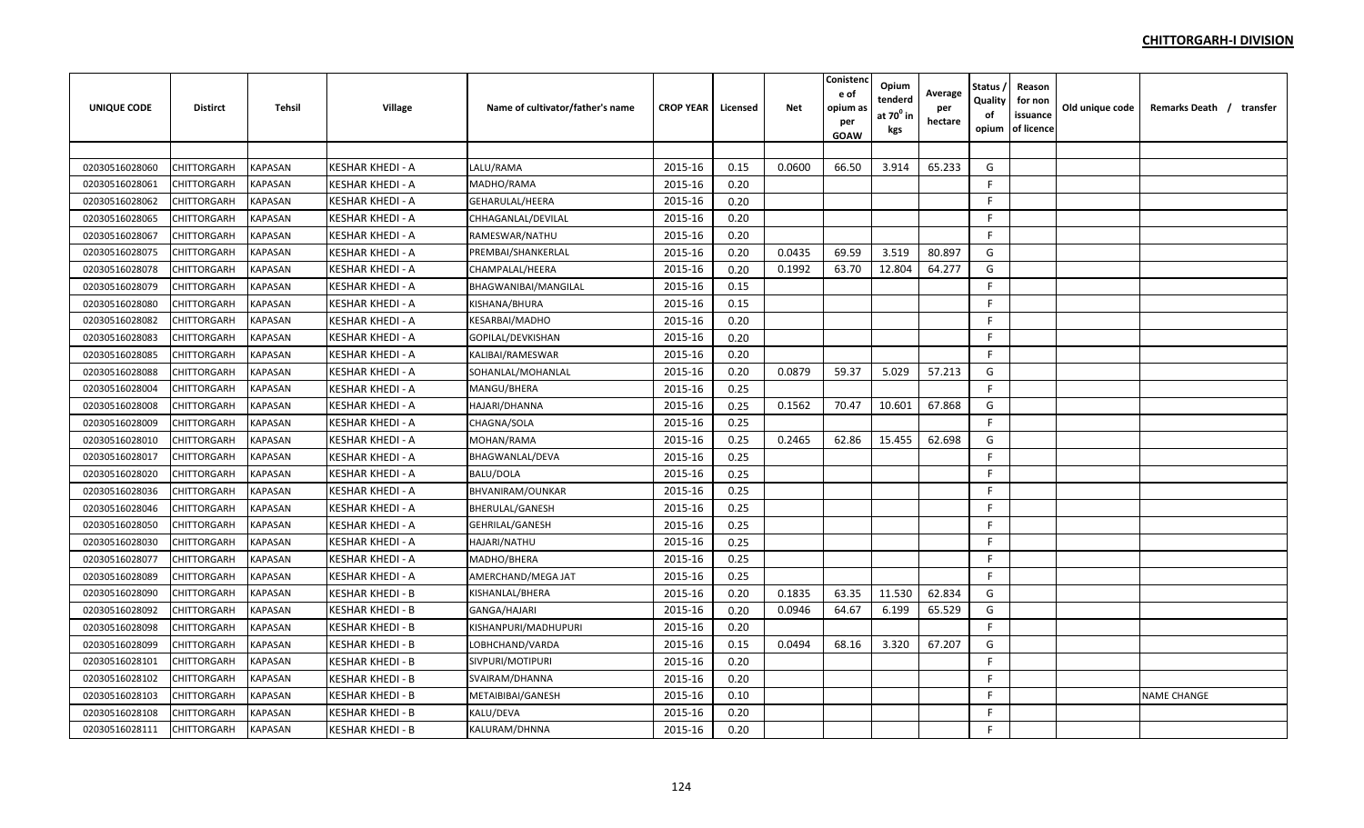**CHITTORGARH-I DIVISION**

| UNIQUE CODE | Distirct | Tehsil | Village | Name of cultivator/father's name | CROP YEAR | Licensed | Net | Conistence of opium as per GOAW | Opium tenderd at $70^0$ in kgs | Average per hectare | Status / Quality of opium | Reason for non issuance of licence | Old unique code | Remarks Death / transfer |
|---|---|---|---|---|---|---|---|---|---|---|---|---|---|---|
| | | | | | | | | | | | | | | |
| 02030516028060 | CHITTORGARH | KAPASAN | KESHAR KHEDI - A | LALU/RAMA | 2015-16 | 0.15 | 0.0600 | 66.50 | 3.914 | 65.233 | G | | | |
| 02030516028061 | CHITTORGARH | KAPASAN | KESHAR KHEDI - A | MADHO/RAMA | 2015-16 | 0.20 | | | | | F | | | |
| 02030516028062 | CHITTORGARH | KAPASAN | KESHAR KHEDI - A | GEHARULAL/HEERA | 2015-16 | 0.20 | | | | | F | | | |
| 02030516028065 | CHITTORGARH | KAPASAN | KESHAR KHEDI - A | CHHAGANLAL/DEVILAL | 2015-16 | 0.20 | | | | | F | | | |
| 02030516028067 | CHITTORGARH | KAPASAN | KESHAR KHEDI - A | RAMESWAR/NATHU | 2015-16 | 0.20 | | | | | F | | | |
| 02030516028075 | CHITTORGARH | KAPASAN | KESHAR KHEDI - A | PREMBAI/SHANKERLAL | 2015-16 | 0.20 | 0.0435 | 69.59 | 3.519 | 80.897 | G | | | |
| 02030516028078 | CHITTORGARH | KAPASAN | KESHAR KHEDI - A | CHAMPALAL/HEERA | 2015-16 | 0.20 | 0.1992 | 63.70 | 12.804 | 64.277 | G | | | |
| 02030516028079 | CHITTORGARH | KAPASAN | KESHAR KHEDI - A | BHAGWANIBAI/MANGILAL | 2015-16 | 0.15 | | | | | F | | | |
| 02030516028080 | CHITTORGARH | KAPASAN | KESHAR KHEDI - A | KISHANA/BHURA | 2015-16 | 0.15 | | | | | F | | | |
| 02030516028082 | CHITTORGARH | KAPASAN | KESHAR KHEDI - A | KESARBAI/MADHO | 2015-16 | 0.20 | | | | | F | | | |
| 02030516028083 | CHITTORGARH | KAPASAN | KESHAR KHEDI - A | GOPILAL/DEVKISHAN | 2015-16 | 0.20 | | | | | F | | | |
| 02030516028085 | CHITTORGARH | KAPASAN | KESHAR KHEDI - A | KALIBAI/RAMESWAR | 2015-16 | 0.20 | | | | | F | | | |
| 02030516028088 | CHITTORGARH | KAPASAN | KESHAR KHEDI - A | SOHANLAL/MOHANLAL | 2015-16 | 0.20 | 0.0879 | 59.37 | 5.029 | 57.213 | G | | | |
| 02030516028004 | CHITTORGARH | KAPASAN | KESHAR KHEDI - A | MANGU/BHERA | 2015-16 | 0.25 | | | | | F | | | |
| 02030516028008 | CHITTORGARH | KAPASAN | KESHAR KHEDI - A | HAJARI/DHANNA | 2015-16 | 0.25 | 0.1562 | 70.47 | 10.601 | 67.868 | G | | | |
| 02030516028009 | CHITTORGARH | KAPASAN | KESHAR KHEDI - A | CHAGNA/SOLA | 2015-16 | 0.25 | | | | | F | | | |
| 02030516028010 | CHITTORGARH | KAPASAN | KESHAR KHEDI - A | MOHAN/RAMA | 2015-16 | 0.25 | 0.2465 | 62.86 | 15.455 | 62.698 | G | | | |
| 02030516028017 | CHITTORGARH | KAPASAN | KESHAR KHEDI - A | BHAGWANLAL/DEVA | 2015-16 | 0.25 | | | | | F | | | |
| 02030516028020 | CHITTORGARH | KAPASAN | KESHAR KHEDI - A | BALU/DOLA | 2015-16 | 0.25 | | | | | F | | | |
| 02030516028036 | CHITTORGARH | KAPASAN | KESHAR KHEDI - A | BHVANIRAM/OUNKAR | 2015-16 | 0.25 | | | | | F | | | |
| 02030516028046 | CHITTORGARH | KAPASAN | KESHAR KHEDI - A | BHERULAL/GANESH | 2015-16 | 0.25 | | | | | F | | | |
| 02030516028050 | CHITTORGARH | KAPASAN | KESHAR KHEDI - A | GEHRILAL/GANESH | 2015-16 | 0.25 | | | | | F | | | |
| 02030516028030 | CHITTORGARH | KAPASAN | KESHAR KHEDI - A | HAJARI/NATHU | 2015-16 | 0.25 | | | | | F | | | |
| 02030516028077 | CHITTORGARH | KAPASAN | KESHAR KHEDI - A | MADHO/BHERA | 2015-16 | 0.25 | | | | | F | | | |
| 02030516028089 | CHITTORGARH | KAPASAN | KESHAR KHEDI - A | AMERCHAND/MEGA JAT | 2015-16 | 0.25 | | | | | F | | | |
| 02030516028090 | CHITTORGARH | KAPASAN | KESHAR KHEDI - B | KISHANLAL/BHERA | 2015-16 | 0.20 | 0.1835 | 63.35 | 11.530 | 62.834 | G | | | |
| 02030516028092 | CHITTORGARH | KAPASAN | KESHAR KHEDI - B | GANGA/HAJARI | 2015-16 | 0.20 | 0.0946 | 64.67 | 6.199 | 65.529 | G | | | |
| 02030516028098 | CHITTORGARH | KAPASAN | KESHAR KHEDI - B | KISHANPURI/MADHUPURI | 2015-16 | 0.20 | | | | | F | | | |
| 02030516028099 | CHITTORGARH | KAPASAN | KESHAR KHEDI - B | LOBHCHAND/VARDA | 2015-16 | 0.15 | 0.0494 | 68.16 | 3.320 | 67.207 | G | | | |
| 02030516028101 | CHITTORGARH | KAPASAN | KESHAR KHEDI - B | SIVPURI/MOTIPURI | 2015-16 | 0.20 | | | | | F | | | |
| 02030516028102 | CHITTORGARH | KAPASAN | KESHAR KHEDI - B | SVAIRAM/DHANNA | 2015-16 | 0.20 | | | | | F | | | |
| 02030516028103 | CHITTORGARH | KAPASAN | KESHAR KHEDI - B | METAIBIBAI/GANESH | 2015-16 | 0.10 | | | | | F | | | NAME CHANGE |
| 02030516028108 | CHITTORGARH | KAPASAN | KESHAR KHEDI - B | KALU/DEVA | 2015-16 | 0.20 | | | | | F | | | |
| 02030516028111 | CHITTORGARH | KAPASAN | KESHAR KHEDI - B | KALURAM/DHNNA | 2015-16 | 0.20 | | | | | F | | | |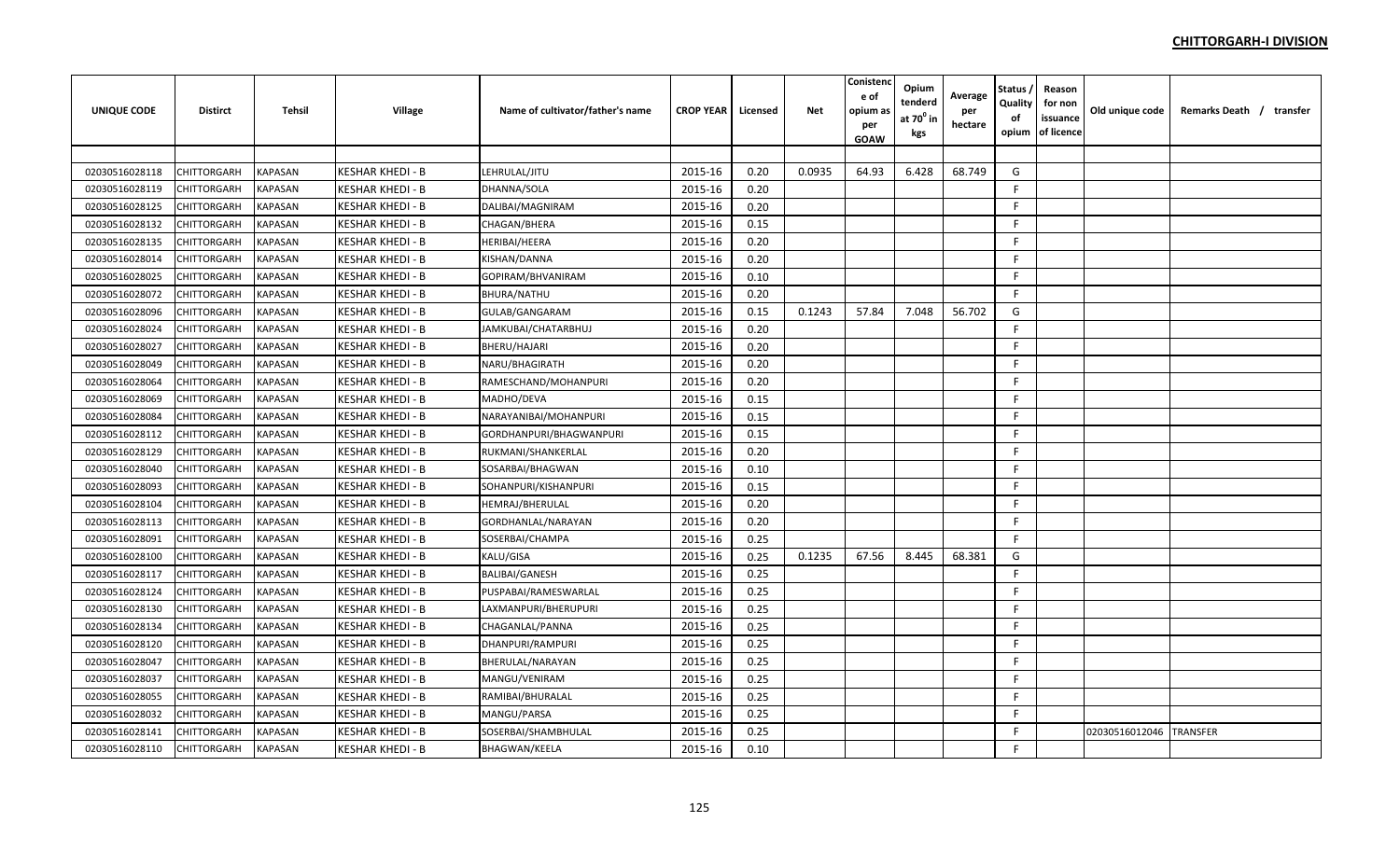**CHITTORGARH-I DIVISION**

| UNIQUE CODE | Distirct | Tehsil | Village | Name of cultivator/father's name | CROP YEAR | Licensed | Net | Conistence of opium as per GOAW | Opium tenderd at 70$^0$ in kgs | Average per hectare | Status / Quality of opium | Reason for non issuance of licence | Old unique code | Remarks Death / transfer |
|---|---|---|---|---|---|---|---|---|---|---|---|---|---|---|
| 02030516028118 | CHITTORGARH | KAPASAN | KESHAR KHEDI - B | LEHRULAL/JITU | 2015-16 | 0.20 | 0.0935 | 64.93 | 6.428 | 68.749 | G | | | |
| 02030516028119 | CHITTORGARH | KAPASAN | KESHAR KHEDI - B | DHANNA/SOLA | 2015-16 | 0.20 | | | | | F | | | |
| 02030516028125 | CHITTORGARH | KAPASAN | KESHAR KHEDI - B | DALIBAI/MAGNIRAM | 2015-16 | 0.20 | | | | | F | | | |
| 02030516028132 | CHITTORGARH | KAPASAN | KESHAR KHEDI - B | CHAGAN/BHERA | 2015-16 | 0.15 | | | | | F | | | |
| 02030516028135 | CHITTORGARH | KAPASAN | KESHAR KHEDI - B | HERIBAI/HEERA | 2015-16 | 0.20 | | | | | F | | | |
| 02030516028014 | CHITTORGARH | KAPASAN | KESHAR KHEDI - B | KISHAN/DANNA | 2015-16 | 0.20 | | | | | F | | | |
| 02030516028025 | CHITTORGARH | KAPASAN | KESHAR KHEDI - B | GOPIRAM/BHVANIRAM | 2015-16 | 0.10 | | | | | F | | | |
| 02030516028072 | CHITTORGARH | KAPASAN | KESHAR KHEDI - B | BHURA/NATHU | 2015-16 | 0.20 | | | | | F | | | |
| 02030516028096 | CHITTORGARH | KAPASAN | KESHAR KHEDI - B | GULAB/GANGARAM | 2015-16 | 0.15 | 0.1243 | 57.84 | 7.048 | 56.702 | G | | | |
| 02030516028024 | CHITTORGARH | KAPASAN | KESHAR KHEDI - B | JAMKUBAI/CHATARBHUJ | 2015-16 | 0.20 | | | | | F | | | |
| 02030516028027 | CHITTORGARH | KAPASAN | KESHAR KHEDI - B | BHERU/HAJARI | 2015-16 | 0.20 | | | | | F | | | |
| 02030516028049 | CHITTORGARH | KAPASAN | KESHAR KHEDI - B | NARU/BHAGIRATH | 2015-16 | 0.20 | | | | | F | | | |
| 02030516028064 | CHITTORGARH | KAPASAN | KESHAR KHEDI - B | RAMESCHAND/MOHANPURI | 2015-16 | 0.20 | | | | | F | | | |
| 02030516028069 | CHITTORGARH | KAPASAN | KESHAR KHEDI - B | MADHO/DEVA | 2015-16 | 0.15 | | | | | F | | | |
| 02030516028084 | CHITTORGARH | KAPASAN | KESHAR KHEDI - B | NARAYANIBAI/MOHANPURI | 2015-16 | 0.15 | | | | | F | | | |
| 02030516028112 | CHITTORGARH | KAPASAN | KESHAR KHEDI - B | GORDHANPURI/BHAGWANPURI | 2015-16 | 0.15 | | | | | F | | | |
| 02030516028129 | CHITTORGARH | KAPASAN | KESHAR KHEDI - B | RUKMANI/SHANKERLAL | 2015-16 | 0.20 | | | | | F | | | |
| 02030516028040 | CHITTORGARH | KAPASAN | KESHAR KHEDI - B | SOSARBAI/BHAGWAN | 2015-16 | 0.10 | | | | | F | | | |
| 02030516028093 | CHITTORGARH | KAPASAN | KESHAR KHEDI - B | SOHANPURI/KISHANPURI | 2015-16 | 0.15 | | | | | F | | | |
| 02030516028104 | CHITTORGARH | KAPASAN | KESHAR KHEDI - B | HEMRAJ/BHERULAL | 2015-16 | 0.20 | | | | | F | | | |
| 02030516028113 | CHITTORGARH | KAPASAN | KESHAR KHEDI - B | GORDHANLAL/NARAYAN | 2015-16 | 0.20 | | | | | F | | | |
| 02030516028091 | CHITTORGARH | KAPASAN | KESHAR KHEDI - B | SOSERBAI/CHAMPA | 2015-16 | 0.25 | | | | | F | | | |
| 02030516028100 | CHITTORGARH | KAPASAN | KESHAR KHEDI - B | KALU/GISA | 2015-16 | 0.25 | 0.1235 | 67.56 | 8.445 | 68.381 | G | | | |
| 02030516028117 | CHITTORGARH | KAPASAN | KESHAR KHEDI - B | BALIBAI/GANESH | 2015-16 | 0.25 | | | | | F | | | |
| 02030516028124 | CHITTORGARH | KAPASAN | KESHAR KHEDI - B | PUSPABAI/RAMESWARLAL | 2015-16 | 0.25 | | | | | F | | | |
| 02030516028130 | CHITTORGARH | KAPASAN | KESHAR KHEDI - B | LAXMANPURI/BHERUPURI | 2015-16 | 0.25 | | | | | F | | | |
| 02030516028134 | CHITTORGARH | KAPASAN | KESHAR KHEDI - B | CHAGANLAL/PANNA | 2015-16 | 0.25 | | | | | F | | | |
| 02030516028120 | CHITTORGARH | KAPASAN | KESHAR KHEDI - B | DHANPURI/RAMPURI | 2015-16 | 0.25 | | | | | F | | | |
| 02030516028047 | CHITTORGARH | KAPASAN | KESHAR KHEDI - B | BHERULAL/NARAYAN | 2015-16 | 0.25 | | | | | F | | | |
| 02030516028037 | CHITTORGARH | KAPASAN | KESHAR KHEDI - B | MANGU/VENIRAM | 2015-16 | 0.25 | | | | | F | | | |
| 02030516028055 | CHITTORGARH | KAPASAN | KESHAR KHEDI - B | RAMIBAI/BHURALAL | 2015-16 | 0.25 | | | | | F | | | |
| 02030516028032 | CHITTORGARH | KAPASAN | KESHAR KHEDI - B | MANGU/PARSA | 2015-16 | 0.25 | | | | | F | | | |
| 02030516028141 | CHITTORGARH | KAPASAN | KESHAR KHEDI - B | SOSERBAI/SHAMBHULAL | 2015-16 | 0.25 | | | | | F | | 02030516012046 | TRANSFER |
| 02030516028110 | CHITTORGARH | KAPASAN | KESHAR KHEDI - B | BHAGWAN/KEELA | 2015-16 | 0.10 | | | | | F | | | |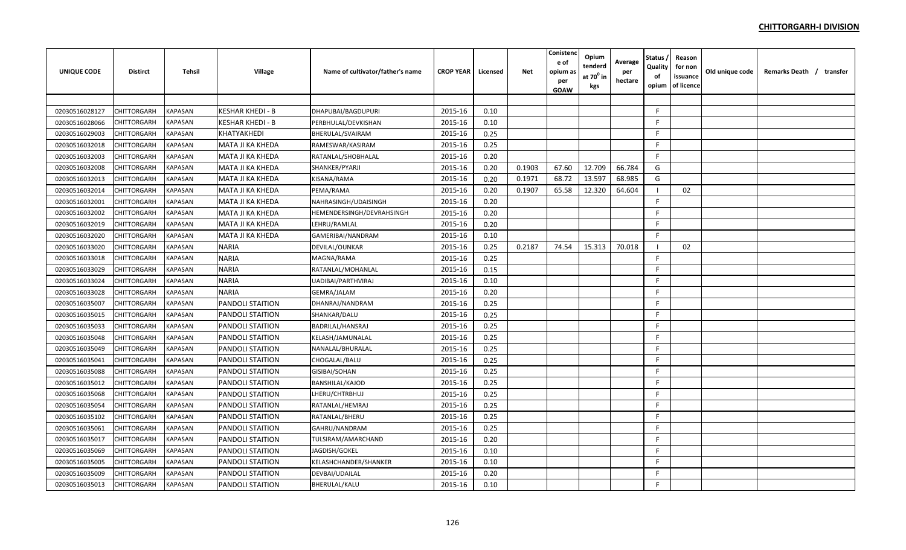**CHITTORGARH-I DIVISION**

| UNIQUE CODE | Distirct | Tehsil | Village | Name of cultivator/father's name | CROP YEAR | Licensed | Net | Conistence of opium as per GOAW | Opium tenderd at 70° in kgs | Average per hectare | Status / Quality of opium | Reason for non issuance of licence | Old unique code | Remarks Death / transfer |
|---|---|---|---|---|---|---|---|---|---|---|---|---|---|---|
| | | | | | | | | | | | | | | |
| 02030516028127 | CHITTORGARH | KAPASAN | KESHAR KHEDI - B | DHAPUBAI/BAGDUPURI | 2015-16 | 0.10 | | | | | F | | | |
| 02030516028066 | CHITTORGARH | KAPASAN | KESHAR KHEDI - B | PERBHULAL/DEVKISHAN | 2015-16 | 0.10 | | | | | F | | | |
| 02030516029003 | CHITTORGARH | KAPASAN | KHATYAKHEDI | BHERULAL/SVAIRAM | 2015-16 | 0.25 | | | | | F | | | |
| 02030516032018 | CHITTORGARH | KAPASAN | MATA JI KA KHEDA | RAMESWAR/KASIRAM | 2015-16 | 0.25 | | | | | F | | | |
| 02030516032003 | CHITTORGARH | KAPASAN | MATA JI KA KHEDA | RATANLAL/SHOBHALAL | 2015-16 | 0.20 | | | | | F | | | |
| 02030516032008 | CHITTORGARH | KAPASAN | MATA JI KA KHEDA | SHANKER/PYARJI | 2015-16 | 0.20 | 0.1903 | 67.60 | 12.709 | 66.784 | G | | | |
| 02030516032013 | CHITTORGARH | KAPASAN | MATA JI KA KHEDA | KISANA/RAMA | 2015-16 | 0.20 | 0.1971 | 68.72 | 13.597 | 68.985 | G | | | |
| 02030516032014 | CHITTORGARH | KAPASAN | MATA JI KA KHEDA | PEMA/RAMA | 2015-16 | 0.20 | 0.1907 | 65.58 | 12.320 | 64.604 | I | 02 | | |
| 02030516032001 | CHITTORGARH | KAPASAN | MATA JI KA KHEDA | NAHRASINGH/UDAISINGH | 2015-16 | 0.20 | | | | | F | | | |
| 02030516032002 | CHITTORGARH | KAPASAN | MATA JI KA KHEDA | HEMENDERSINGH/DEVRAHSINGH | 2015-16 | 0.20 | | | | | F | | | |
| 02030516032019 | CHITTORGARH | KAPASAN | MATA JI KA KHEDA | LEHRU/RAMLAL | 2015-16 | 0.20 | | | | | F | | | |
| 02030516032020 | CHITTORGARH | KAPASAN | MATA JI KA KHEDA | GAMERIBAI/NANDRAM | 2015-16 | 0.10 | | | | | F | | | |
| 02030516033020 | CHITTORGARH | KAPASAN | NARIA | DEVILAL/OUNKAR | 2015-16 | 0.25 | 0.2187 | 74.54 | 15.313 | 70.018 | I | 02 | | |
| 02030516033018 | CHITTORGARH | KAPASAN | NARIA | MAGNA/RAMA | 2015-16 | 0.25 | | | | | F | | | |
| 02030516033029 | CHITTORGARH | KAPASAN | NARIA | RATANLAL/MOHANLAL | 2015-16 | 0.15 | | | | | F | | | |
| 02030516033024 | CHITTORGARH | KAPASAN | NARIA | UADIBAI/PARTHVIRAJ | 2015-16 | 0.10 | | | | | F | | | |
| 02030516033028 | CHITTORGARH | KAPASAN | NARIA | GEMRA/JALAM | 2015-16 | 0.20 | | | | | F | | | |
| 02030516035007 | CHITTORGARH | KAPASAN | PANDOLI STAITION | DHANRAJ/NANDRAM | 2015-16 | 0.25 | | | | | F | | | |
| 02030516035015 | CHITTORGARH | KAPASAN | PANDOLI STAITION | SHANKAR/DALU | 2015-16 | 0.25 | | | | | F | | | |
| 02030516035033 | CHITTORGARH | KAPASAN | PANDOLI STAITION | BADRILAL/HANSRAJ | 2015-16 | 0.25 | | | | | F | | | |
| 02030516035048 | CHITTORGARH | KAPASAN | PANDOLI STAITION | KELASH/JAMUNALAL | 2015-16 | 0.25 | | | | | F | | | |
| 02030516035049 | CHITTORGARH | KAPASAN | PANDOLI STAITION | NANALAL/BHURALAL | 2015-16 | 0.25 | | | | | F | | | |
| 02030516035041 | CHITTORGARH | KAPASAN | PANDOLI STAITION | CHOGALAL/BALU | 2015-16 | 0.25 | | | | | F | | | |
| 02030516035088 | CHITTORGARH | KAPASAN | PANDOLI STAITION | GISIBAI/SOHAN | 2015-16 | 0.25 | | | | | F | | | |
| 02030516035012 | CHITTORGARH | KAPASAN | PANDOLI STAITION | BANSHILAL/KAJOD | 2015-16 | 0.25 | | | | | F | | | |
| 02030516035068 | CHITTORGARH | KAPASAN | PANDOLI STAITION | LHERU/CHTRBHUJ | 2015-16 | 0.25 | | | | | F | | | |
| 02030516035054 | CHITTORGARH | KAPASAN | PANDOLI STAITION | RATANLAL/HEMRAJ | 2015-16 | 0.25 | | | | | F | | | |
| 02030516035102 | CHITTORGARH | KAPASAN | PANDOLI STAITION | RATANLAL/BHERU | 2015-16 | 0.25 | | | | | F | | | |
| 02030516035061 | CHITTORGARH | KAPASAN | PANDOLI STAITION | GAHRU/NANDRAM | 2015-16 | 0.25 | | | | | F | | | |
| 02030516035017 | CHITTORGARH | KAPASAN | PANDOLI STAITION | TULSIRAM/AMARCHAND | 2015-16 | 0.20 | | | | | F | | | |
| 02030516035069 | CHITTORGARH | KAPASAN | PANDOLI STAITION | JAGDISH/GOKEL | 2015-16 | 0.10 | | | | | F | | | |
| 02030516035005 | CHITTORGARH | KAPASAN | PANDOLI STAITION | KELASHCHANDER/SHANKER | 2015-16 | 0.10 | | | | | F | | | |
| 02030516035009 | CHITTORGARH | KAPASAN | PANDOLI STAITION | DEVBAI/UDAILAL | 2015-16 | 0.20 | | | | | F | | | |
| 02030516035013 | CHITTORGARH | KAPASAN | PANDOLI STAITION | BHERULAL/KALU | 2015-16 | 0.10 | | | | | F | | | |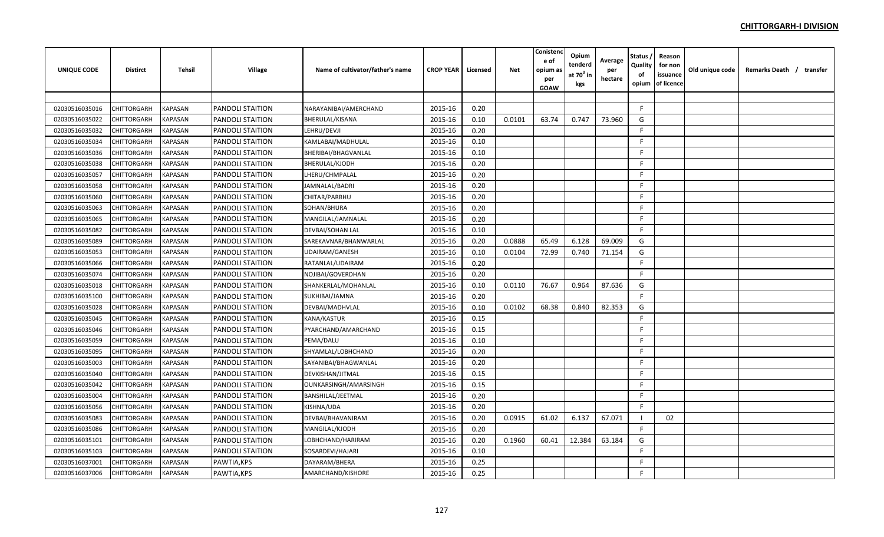**CHITTORGARH-I DIVISION**

| UNIQUE CODE | Distirct | Tehsil | Village | Name of cultivator/father's name | CROP YEAR | Licensed | Net | Conistence of opium as per GOAW | Opium tenderd at $70^0$ in kgs | Average per hectare | Status / Quality of opium | Reason for non issuance of licence | Old unique code | Remarks Death / transfer |
|---|---|---|---|---|---|---|---|---|---|---|---|---|---|---|
| | | | | | | | | | | | | | | |
| 02030516035016 | CHITTORGARH | KAPASAN | PANDOLI STAITION | NARAYANIBAI/AMERCHAND | 2015-16 | 0.20 | | | | | F | | | |
| 02030516035022 | CHITTORGARH | KAPASAN | PANDOLI STAITION | BHERULAL/KISANA | 2015-16 | 0.10 | 0.0101 | 63.74 | 0.747 | 73.960 | G | | | |
| 02030516035032 | CHITTORGARH | KAPASAN | PANDOLI STAITION | LEHRU/DEVJI | 2015-16 | 0.20 | | | | | F | | | |
| 02030516035034 | CHITTORGARH | KAPASAN | PANDOLI STAITION | KAMLABAI/MADHULAL | 2015-16 | 0.10 | | | | | F | | | |
| 02030516035036 | CHITTORGARH | KAPASAN | PANDOLI STAITION | BHERIBAI/BHAGVANLAL | 2015-16 | 0.10 | | | | | F | | | |
| 02030516035038 | CHITTORGARH | KAPASAN | PANDOLI STAITION | BHERULAL/KJODH | 2015-16 | 0.20 | | | | | F | | | |
| 02030516035057 | CHITTORGARH | KAPASAN | PANDOLI STAITION | LHERU/CHMPALAL | 2015-16 | 0.20 | | | | | F | | | |
| 02030516035058 | CHITTORGARH | KAPASAN | PANDOLI STAITION | JAMNALAL/BADRI | 2015-16 | 0.20 | | | | | F | | | |
| 02030516035060 | CHITTORGARH | KAPASAN | PANDOLI STAITION | CHITAR/PARBHU | 2015-16 | 0.20 | | | | | F | | | |
| 02030516035063 | CHITTORGARH | KAPASAN | PANDOLI STAITION | SOHAN/BHURA | 2015-16 | 0.20 | | | | | F | | | |
| 02030516035065 | CHITTORGARH | KAPASAN | PANDOLI STAITION | MANGILAL/JAMNALAL | 2015-16 | 0.20 | | | | | F | | | |
| 02030516035082 | CHITTORGARH | KAPASAN | PANDOLI STAITION | DEVBAI/SOHAN LAL | 2015-16 | 0.10 | | | | | F | | | |
| 02030516035089 | CHITTORGARH | KAPASAN | PANDOLI STAITION | SAREKAVNAR/BHANWARLAL | 2015-16 | 0.20 | 0.0888 | 65.49 | 6.128 | 69.009 | G | | | |
| 02030516035053 | CHITTORGARH | KAPASAN | PANDOLI STAITION | UDAIRAM/GANESH | 2015-16 | 0.10 | 0.0104 | 72.99 | 0.740 | 71.154 | G | | | |
| 02030516035066 | CHITTORGARH | KAPASAN | PANDOLI STAITION | RATANLAL/UDAIRAM | 2015-16 | 0.20 | | | | | F | | | |
| 02030516035074 | CHITTORGARH | KAPASAN | PANDOLI STAITION | NOJIBAI/GOVERDHAN | 2015-16 | 0.20 | | | | | F | | | |
| 02030516035018 | CHITTORGARH | KAPASAN | PANDOLI STAITION | SHANKERLAL/MOHANLAL | 2015-16 | 0.10 | 0.0110 | 76.67 | 0.964 | 87.636 | G | | | |
| 02030516035100 | CHITTORGARH | KAPASAN | PANDOLI STAITION | SUKHIBAI/JAMNA | 2015-16 | 0.20 | | | | | F | | | |
| 02030516035028 | CHITTORGARH | KAPASAN | PANDOLI STAITION | DEVBAI/MADHVLAL | 2015-16 | 0.10 | 0.0102 | 68.38 | 0.840 | 82.353 | G | | | |
| 02030516035045 | CHITTORGARH | KAPASAN | PANDOLI STAITION | KANA/KASTUR | 2015-16 | 0.15 | | | | | F | | | |
| 02030516035046 | CHITTORGARH | KAPASAN | PANDOLI STAITION | PYARCHAND/AMARCHAND | 2015-16 | 0.15 | | | | | F | | | |
| 02030516035059 | CHITTORGARH | KAPASAN | PANDOLI STAITION | PEMA/DALU | 2015-16 | 0.10 | | | | | F | | | |
| 02030516035095 | CHITTORGARH | KAPASAN | PANDOLI STAITION | SHYAMLAL/LOBHCHAND | 2015-16 | 0.20 | | | | | F | | | |
| 02030516035003 | CHITTORGARH | KAPASAN | PANDOLI STAITION | SAYANIBAI/BHAGWANLAL | 2015-16 | 0.20 | | | | | F | | | |
| 02030516035040 | CHITTORGARH | KAPASAN | PANDOLI STAITION | DEVKISHAN/JITMAL | 2015-16 | 0.15 | | | | | F | | | |
| 02030516035042 | CHITTORGARH | KAPASAN | PANDOLI STAITION | OUNKARSINGH/AMARSINGH | 2015-16 | 0.15 | | | | | F | | | |
| 02030516035004 | CHITTORGARH | KAPASAN | PANDOLI STAITION | BANSHILAL/JEETMAL | 2015-16 | 0.20 | | | | | F | | | |
| 02030516035056 | CHITTORGARH | KAPASAN | PANDOLI STAITION | KISHNA/UDA | 2015-16 | 0.20 | | | | | F | | | |
| 02030516035083 | CHITTORGARH | KAPASAN | PANDOLI STAITION | DEVBAI/BHAVANIRAM | 2015-16 | 0.20 | 0.0915 | 61.02 | 6.137 | 67.071 | I | 02 | | |
| 02030516035086 | CHITTORGARH | KAPASAN | PANDOLI STAITION | MANGILAL/KJODH | 2015-16 | 0.20 | | | | | F | | | |
| 02030516035101 | CHITTORGARH | KAPASAN | PANDOLI STAITION | LOBHCHAND/HARIRAM | 2015-16 | 0.20 | 0.1960 | 60.41 | 12.384 | 63.184 | G | | | |
| 02030516035103 | CHITTORGARH | KAPASAN | PANDOLI STAITION | SOSARDEVI/HAJARI | 2015-16 | 0.10 | | | | | F | | | |
| 02030516037001 | CHITTORGARH | KAPASAN | PAWTIA,KPS | DAYARAM/BHERA | 2015-16 | 0.25 | | | | | F | | | |
| 02030516037006 | CHITTORGARH | KAPASAN | PAWTIA,KPS | AMARCHAND/KISHORE | 2015-16 | 0.25 | | | | | F | | | |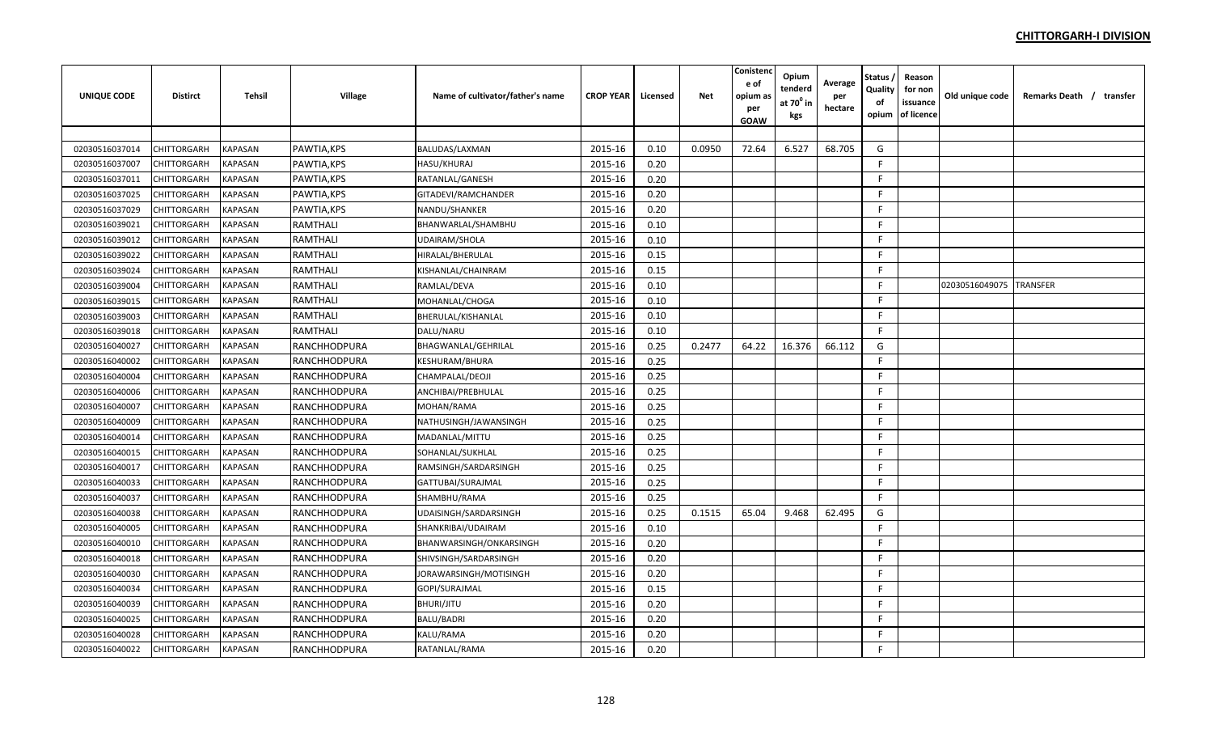**CHITTORGARH-I DIVISION**

| UNIQUE CODE | Distirct | Tehsil | Village | Name of cultivator/father's name | CROP YEAR | Licensed | Net | Conistence of opium as per GOAW | Opium tenderd at 70⁰ in kgs | Average per hectare | Status / Quality of opium | Reason for non issuance of licence | Old unique code | Remarks Death / transfer |
|---|---|---|---|---|---|---|---|---|---|---|---|---|---|---|
| | | | | | | | | | | | | | | |
| 02030516037014 | CHITTORGARH | KAPASAN | PAWTIA,KPS | BALUDAS/LAXMAN | 2015-16 | 0.10 | 0.0950 | 72.64 | 6.527 | 68.705 | G | | | |
| 02030516037007 | CHITTORGARH | KAPASAN | PAWTIA,KPS | HASU/KHURAJ | 2015-16 | 0.20 | | | | | F | | | |
| 02030516037011 | CHITTORGARH | KAPASAN | PAWTIA,KPS | RATANLAL/GANESH | 2015-16 | 0.20 | | | | | F | | | |
| 02030516037025 | CHITTORGARH | KAPASAN | PAWTIA,KPS | GITADEVI/RAMCHANDER | 2015-16 | 0.20 | | | | | F | | | |
| 02030516037029 | CHITTORGARH | KAPASAN | PAWTIA,KPS | NANDU/SHANKER | 2015-16 | 0.20 | | | | | F | | | |
| 02030516039021 | CHITTORGARH | KAPASAN | RAMTHALI | BHANWARLAL/SHAMBHU | 2015-16 | 0.10 | | | | | F | | | |
| 02030516039012 | CHITTORGARH | KAPASAN | RAMTHALI | UDAIRAM/SHOLA | 2015-16 | 0.10 | | | | | F | | | |
| 02030516039022 | CHITTORGARH | KAPASAN | RAMTHALI | HIRALAL/BHERULAL | 2015-16 | 0.15 | | | | | F | | | |
| 02030516039024 | CHITTORGARH | KAPASAN | RAMTHALI | KISHANLAL/CHAINRAM | 2015-16 | 0.15 | | | | | F | | | |
| 02030516039004 | CHITTORGARH | KAPASAN | RAMTHALI | RAMLAL/DEVA | 2015-16 | 0.10 | | | | | F | | 02030516049075 | TRANSFER |
| 02030516039015 | CHITTORGARH | KAPASAN | RAMTHALI | MOHANLAL/CHOGA | 2015-16 | 0.10 | | | | | F | | | |
| 02030516039003 | CHITTORGARH | KAPASAN | RAMTHALI | BHERULAL/KISHANLAL | 2015-16 | 0.10 | | | | | F | | | |
| 02030516039018 | CHITTORGARH | KAPASAN | RAMTHALI | DALU/NARU | 2015-16 | 0.10 | | | | | F | | | |
| 02030516040027 | CHITTORGARH | KAPASAN | RANCHHODPURA | BHAGWANLAL/GEHRILAL | 2015-16 | 0.25 | 0.2477 | 64.22 | 16.376 | 66.112 | G | | | |
| 02030516040002 | CHITTORGARH | KAPASAN | RANCHHODPURA | KESHURAM/BHURA | 2015-16 | 0.25 | | | | | F | | | |
| 02030516040004 | CHITTORGARH | KAPASAN | RANCHHODPURA | CHAMPALAL/DEOJI | 2015-16 | 0.25 | | | | | F | | | |
| 02030516040006 | CHITTORGARH | KAPASAN | RANCHHODPURA | ANCHIBAI/PREBHULAL | 2015-16 | 0.25 | | | | | F | | | |
| 02030516040007 | CHITTORGARH | KAPASAN | RANCHHODPURA | MOHAN/RAMA | 2015-16 | 0.25 | | | | | F | | | |
| 02030516040009 | CHITTORGARH | KAPASAN | RANCHHODPURA | NATHUSINGH/JAWANSINGH | 2015-16 | 0.25 | | | | | F | | | |
| 02030516040014 | CHITTORGARH | KAPASAN | RANCHHODPURA | MADANLAL/MITTU | 2015-16 | 0.25 | | | | | F | | | |
| 02030516040015 | CHITTORGARH | KAPASAN | RANCHHODPURA | SOHANLAL/SUKHLAL | 2015-16 | 0.25 | | | | | F | | | |
| 02030516040017 | CHITTORGARH | KAPASAN | RANCHHODPURA | RAMSINGH/SARDARSINGH | 2015-16 | 0.25 | | | | | F | | | |
| 02030516040033 | CHITTORGARH | KAPASAN | RANCHHODPURA | GATTUBAI/SURAJMAL | 2015-16 | 0.25 | | | | | F | | | |
| 02030516040037 | CHITTORGARH | KAPASAN | RANCHHODPURA | SHAMBHU/RAMA | 2015-16 | 0.25 | | | | | F | | | |
| 02030516040038 | CHITTORGARH | KAPASAN | RANCHHODPURA | UDAISINGH/SARDARSINGH | 2015-16 | 0.25 | 0.1515 | 65.04 | 9.468 | 62.495 | G | | | |
| 02030516040005 | CHITTORGARH | KAPASAN | RANCHHODPURA | SHANKRIBAI/UDAIRAM | 2015-16 | 0.10 | | | | | F | | | |
| 02030516040010 | CHITTORGARH | KAPASAN | RANCHHODPURA | BHANWARSINGH/ONKARSINGH | 2015-16 | 0.20 | | | | | F | | | |
| 02030516040018 | CHITTORGARH | KAPASAN | RANCHHODPURA | SHIVSINGH/SARDARSINGH | 2015-16 | 0.20 | | | | | F | | | |
| 02030516040030 | CHITTORGARH | KAPASAN | RANCHHODPURA | JORAWARSINGH/MOTISINGH | 2015-16 | 0.20 | | | | | F | | | |
| 02030516040034 | CHITTORGARH | KAPASAN | RANCHHODPURA | GOPI/SURAJMAL | 2015-16 | 0.15 | | | | | F | | | |
| 02030516040039 | CHITTORGARH | KAPASAN | RANCHHODPURA | BHURI/JITU | 2015-16 | 0.20 | | | | | F | | | |
| 02030516040025 | CHITTORGARH | KAPASAN | RANCHHODPURA | BALU/BADRI | 2015-16 | 0.20 | | | | | F | | | |
| 02030516040028 | CHITTORGARH | KAPASAN | RANCHHODPURA | KALU/RAMA | 2015-16 | 0.20 | | | | | F | | | |
| 02030516040022 | CHITTORGARH | KAPASAN | RANCHHODPURA | RATANLAL/RAMA | 2015-16 | 0.20 | | | | | F | | | |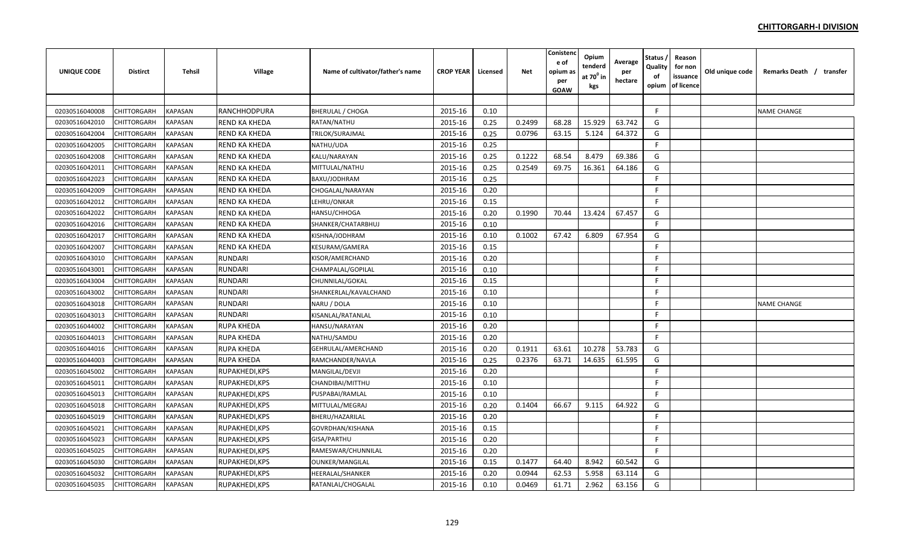**CHITTORGARH-I DIVISION**

| UNIQUE CODE | Distirct | Tehsil | Village | Name of cultivator/father's name | CROP YEAR | Licensed | Net | Conistence of opium as per GOAW | Opium tenderd at $70^0$ in kgs | Average per hectare | Status / Quality of opium | Reason for non issuance of licence | Old unique code | Remarks Death / transfer |
|---|---|---|---|---|---|---|---|---|---|---|---|---|---|---|
| | | | | | | | | | | | | | | |
| 02030516040008 | CHITTORGARH | KAPASAN | RANCHHODPURA | BHERULAL / CHOGA | 2015-16 | 0.10 | | | | | F | | | NAME CHANGE |
| 02030516042010 | CHITTORGARH | KAPASAN | REND KA KHEDA | RATAN/NATHU | 2015-16 | 0.25 | 0.2499 | 68.28 | 15.929 | 63.742 | G | | | |
| 02030516042004 | CHITTORGARH | KAPASAN | REND KA KHEDA | TRILOK/SURAJMAL | 2015-16 | 0.25 | 0.0796 | 63.15 | 5.124 | 64.372 | G | | | |
| 02030516042005 | CHITTORGARH | KAPASAN | REND KA KHEDA | NATHU/UDA | 2015-16 | 0.25 | | | | | F | | | |
| 02030516042008 | CHITTORGARH | KAPASAN | REND KA KHEDA | KALU/NARAYAN | 2015-16 | 0.25 | 0.1222 | 68.54 | 8.479 | 69.386 | G | | | |
| 02030516042011 | CHITTORGARH | KAPASAN | REND KA KHEDA | MITTULAL/NATHU | 2015-16 | 0.25 | 0.2549 | 69.75 | 16.361 | 64.186 | G | | | |
| 02030516042023 | CHITTORGARH | KAPASAN | REND KA KHEDA | BAXU/JODHRAM | 2015-16 | 0.25 | | | | | F | | | |
| 02030516042009 | CHITTORGARH | KAPASAN | REND KA KHEDA | CHOGALAL/NARAYAN | 2015-16 | 0.20 | | | | | F | | | |
| 02030516042012 | CHITTORGARH | KAPASAN | REND KA KHEDA | LEHRU/ONKAR | 2015-16 | 0.15 | | | | | F | | | |
| 02030516042022 | CHITTORGARH | KAPASAN | REND KA KHEDA | HANSU/CHHOGA | 2015-16 | 0.20 | 0.1990 | 70.44 | 13.424 | 67.457 | G | | | |
| 02030516042016 | CHITTORGARH | KAPASAN | REND KA KHEDA | SHANKER/CHATARBHUJ | 2015-16 | 0.10 | | | | | F | | | |
| 02030516042017 | CHITTORGARH | KAPASAN | REND KA KHEDA | KISHNA/JODHRAM | 2015-16 | 0.10 | 0.1002 | 67.42 | 6.809 | 67.954 | G | | | |
| 02030516042007 | CHITTORGARH | KAPASAN | REND KA KHEDA | KESURAM/GAMERA | 2015-16 | 0.15 | | | | | F | | | |
| 02030516043010 | CHITTORGARH | KAPASAN | RUNDARI | KISOR/AMERCHAND | 2015-16 | 0.20 | | | | | F | | | |
| 02030516043001 | CHITTORGARH | KAPASAN | RUNDARI | CHAMPALAL/GOPILAL | 2015-16 | 0.10 | | | | | F | | | |
| 02030516043004 | CHITTORGARH | KAPASAN | RUNDARI | CHUNNILAL/GOKAL | 2015-16 | 0.15 | | | | | F | | | |
| 02030516043002 | CHITTORGARH | KAPASAN | RUNDARI | SHANKERLAL/KAVALCHAND | 2015-16 | 0.10 | | | | | F | | | |
| 02030516043018 | CHITTORGARH | KAPASAN | RUNDARI | NARU / DOLA | 2015-16 | 0.10 | | | | | F | | | NAME CHANGE |
| 02030516043013 | CHITTORGARH | KAPASAN | RUNDARI | KISANLAL/RATANLAL | 2015-16 | 0.10 | | | | | F | | | |
| 02030516044002 | CHITTORGARH | KAPASAN | RUPA KHEDA | HANSU/NARAYAN | 2015-16 | 0.20 | | | | | F | | | |
| 02030516044013 | CHITTORGARH | KAPASAN | RUPA KHEDA | NATHU/SAMDU | 2015-16 | 0.20 | | | | | F | | | |
| 02030516044016 | CHITTORGARH | KAPASAN | RUPA KHEDA | GEHRULAL/AMERCHAND | 2015-16 | 0.20 | 0.1911 | 63.61 | 10.278 | 53.783 | G | | | |
| 02030516044003 | CHITTORGARH | KAPASAN | RUPA KHEDA | RAMCHANDER/NAVLA | 2015-16 | 0.25 | 0.2376 | 63.71 | 14.635 | 61.595 | G | | | |
| 02030516045002 | CHITTORGARH | KAPASAN | RUPAKHEDI,KPS | MANGILAL/DEVJI | 2015-16 | 0.20 | | | | | F | | | |
| 02030516045011 | CHITTORGARH | KAPASAN | RUPAKHEDI,KPS | CHANDIBAI/MITTHU | 2015-16 | 0.10 | | | | | F | | | |
| 02030516045013 | CHITTORGARH | KAPASAN | RUPAKHEDI,KPS | PUSPABAI/RAMLAL | 2015-16 | 0.10 | | | | | F | | | |
| 02030516045018 | CHITTORGARH | KAPASAN | RUPAKHEDI,KPS | MITTULAL/MEGRAJ | 2015-16 | 0.20 | 0.1404 | 66.67 | 9.115 | 64.922 | G | | | |
| 02030516045019 | CHITTORGARH | KAPASAN | RUPAKHEDI,KPS | BHERU/HAZARILAL | 2015-16 | 0.20 | | | | | F | | | |
| 02030516045021 | CHITTORGARH | KAPASAN | RUPAKHEDI,KPS | GOVRDHAN/KISHANA | 2015-16 | 0.15 | | | | | F | | | |
| 02030516045023 | CHITTORGARH | KAPASAN | RUPAKHEDI,KPS | GISA/PARTHU | 2015-16 | 0.20 | | | | | F | | | |
| 02030516045025 | CHITTORGARH | KAPASAN | RUPAKHEDI,KPS | RAMESWAR/CHUNNILAL | 2015-16 | 0.20 | | | | | F | | | |
| 02030516045030 | CHITTORGARH | KAPASAN | RUPAKHEDI,KPS | OUNKER/MANGILAL | 2015-16 | 0.15 | 0.1477 | 64.40 | 8.942 | 60.542 | G | | | |
| 02030516045032 | CHITTORGARH | KAPASAN | RUPAKHEDI,KPS | HEERALAL/SHANKER | 2015-16 | 0.20 | 0.0944 | 62.53 | 5.958 | 63.114 | G | | | |
| 02030516045035 | CHITTORGARH | KAPASAN | RUPAKHEDI,KPS | RATANLAL/CHOGALAL | 2015-16 | 0.10 | 0.0469 | 61.71 | 2.962 | 63.156 | G | | | |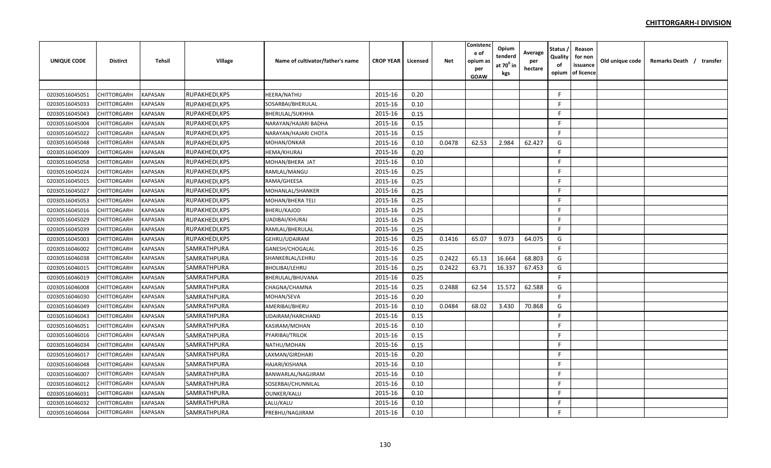## CHITTORGARH-I DIVISION

| UNIQUE CODE | Distirct | Tehsil | Village | Name of cultivator/father's name | CROP YEAR | Licensed | Net | Conistence of opium as per GOAW | Opium tenderd at $70^0$ in kgs | Average per hectare | Status / Quality of opium | Reason for non issuance of licence | Old unique code | Remarks Death / transfer |
|---|---|---|---|---|---|---|---|---|---|---|---|---|---|---|
| | | | | | | | | | | | | | | |
| 02030516045051 | CHITTORGARH | KAPASAN | RUPAKHEDI,KPS | HEERA/NATHU | 2015-16 | 0.20 | | | | | F | | | |
| 02030516045033 | CHITTORGARH | KAPASAN | RUPAKHEDI,KPS | SOSARBAI/BHERULAL | 2015-16 | 0.10 | | | | | F | | | |
| 02030516045043 | CHITTORGARH | KAPASAN | RUPAKHEDI,KPS | BHERULAL/SUKHHA | 2015-16 | 0.15 | | | | | F | | | |
| 02030516045004 | CHITTORGARH | KAPASAN | RUPAKHEDI,KPS | NARAYAN/HAJARI BADHA | 2015-16 | 0.15 | | | | | F | | | |
| 02030516045022 | CHITTORGARH | KAPASAN | RUPAKHEDI,KPS | NARAYAN/HAJARI CHOTA | 2015-16 | 0.15 | | | | | F | | | |
| 02030516045048 | CHITTORGARH | KAPASAN | RUPAKHEDI,KPS | MOHAN/ONKAR | 2015-16 | 0.10 | 0.0478 | 62.53 | 2.984 | 62.427 | G | | | |
| 02030516045009 | CHITTORGARH | KAPASAN | RUPAKHEDI,KPS | HEMA/KHURAJ | 2015-16 | 0.20 | | | | | F | | | |
| 02030516045058 | CHITTORGARH | KAPASAN | RUPAKHEDI,KPS | MOHAN/BHERA JAT | 2015-16 | 0.10 | | | | | F | | | |
| 02030516045024 | CHITTORGARH | KAPASAN | RUPAKHEDI,KPS | RAMLAL/MANGU | 2015-16 | 0.25 | | | | | F | | | |
| 02030516045015 | CHITTORGARH | KAPASAN | RUPAKHEDI,KPS | RAMA/GHEESA | 2015-16 | 0.25 | | | | | F | | | |
| 02030516045027 | CHITTORGARH | KAPASAN | RUPAKHEDI,KPS | MOHANLAL/SHANKER | 2015-16 | 0.25 | | | | | F | | | |
| 02030516045053 | CHITTORGARH | KAPASAN | RUPAKHEDI,KPS | MOHAN/BHERA TELI | 2015-16 | 0.25 | | | | | F | | | |
| 02030516045016 | CHITTORGARH | KAPASAN | RUPAKHEDI,KPS | BHERU/KAJOD | 2015-16 | 0.25 | | | | | F | | | |
| 02030516045029 | CHITTORGARH | KAPASAN | RUPAKHEDI,KPS | UADIBAI/KHURAJ | 2015-16 | 0.25 | | | | | F | | | |
| 02030516045039 | CHITTORGARH | KAPASAN | RUPAKHEDI,KPS | RAMLAL/BHERULAL | 2015-16 | 0.25 | | | | | F | | | |
| 02030516045003 | CHITTORGARH | KAPASAN | RUPAKHEDI,KPS | GEHRU/UDAIRAM | 2015-16 | 0.25 | 0.1416 | 65.07 | 9.073 | 64.075 | G | | | |
| 02030516046002 | CHITTORGARH | KAPASAN | SAMRATHPURA | GANESH/CHOGALAL | 2015-16 | 0.25 | | | | | F | | | |
| 02030516046038 | CHITTORGARH | KAPASAN | SAMRATHPURA | SHANKERLAL/LEHRU | 2015-16 | 0.25 | 0.2422 | 65.13 | 16.664 | 68.803 | G | | | |
| 02030516046015 | CHITTORGARH | KAPASAN | SAMRATHPURA | BHOLIBAI/LEHRU | 2015-16 | 0.25 | 0.2422 | 63.71 | 16.337 | 67.453 | G | | | |
| 02030516046019 | CHITTORGARH | KAPASAN | SAMRATHPURA | BHERULAL/BHUVANA | 2015-16 | 0.25 | | | | | F | | | |
| 02030516046008 | CHITTORGARH | KAPASAN | SAMRATHPURA | CHAGNA/CHAMNA | 2015-16 | 0.25 | 0.2488 | 62.54 | 15.572 | 62.588 | G | | | |
| 02030516046030 | CHITTORGARH | KAPASAN | SAMRATHPURA | MOHAN/SEVA | 2015-16 | 0.20 | | | | | F | | | |
| 02030516046049 | CHITTORGARH | KAPASAN | SAMRATHPURA | AMERIBAI/BHERU | 2015-16 | 0.10 | 0.0484 | 68.02 | 3.430 | 70.868 | G | | | |
| 02030516046043 | CHITTORGARH | KAPASAN | SAMRATHPURA | UDAIRAM/HARCHAND | 2015-16 | 0.15 | | | | | F | | | |
| 02030516046051 | CHITTORGARH | KAPASAN | SAMRATHPURA | KASIRAM/MOHAN | 2015-16 | 0.10 | | | | | F | | | |
| 02030516046016 | CHITTORGARH | KAPASAN | SAMRATHPURA | PYARIBAI/TRILOK | 2015-16 | 0.15 | | | | | F | | | |
| 02030516046034 | CHITTORGARH | KAPASAN | SAMRATHPURA | NATHU/MOHAN | 2015-16 | 0.15 | | | | | F | | | |
| 02030516046017 | CHITTORGARH | KAPASAN | SAMRATHPURA | LAXMAN/GIRDHARI | 2015-16 | 0.20 | | | | | F | | | |
| 02030516046048 | CHITTORGARH | KAPASAN | SAMRATHPURA | HAJARI/KISHANA | 2015-16 | 0.10 | | | | | F | | | |
| 02030516046007 | CHITTORGARH | KAPASAN | SAMRATHPURA | BANWARLAL/NAGJIRAM | 2015-16 | 0.10 | | | | | F | | | |
| 02030516046012 | CHITTORGARH | KAPASAN | SAMRATHPURA | SOSERBAI/CHUNNILAL | 2015-16 | 0.10 | | | | | F | | | |
| 02030516046031 | CHITTORGARH | KAPASAN | SAMRATHPURA | OUNKER/KALU | 2015-16 | 0.10 | | | | | F | | | |
| 02030516046032 | CHITTORGARH | KAPASAN | SAMRATHPURA | LALU/KALU | 2015-16 | 0.10 | | | | | F | | | |
| 02030516046044 | CHITTORGARH | KAPASAN | SAMRATHPURA | PREBHU/NAGJIRAM | 2015-16 | 0.10 | | | | | F | | | |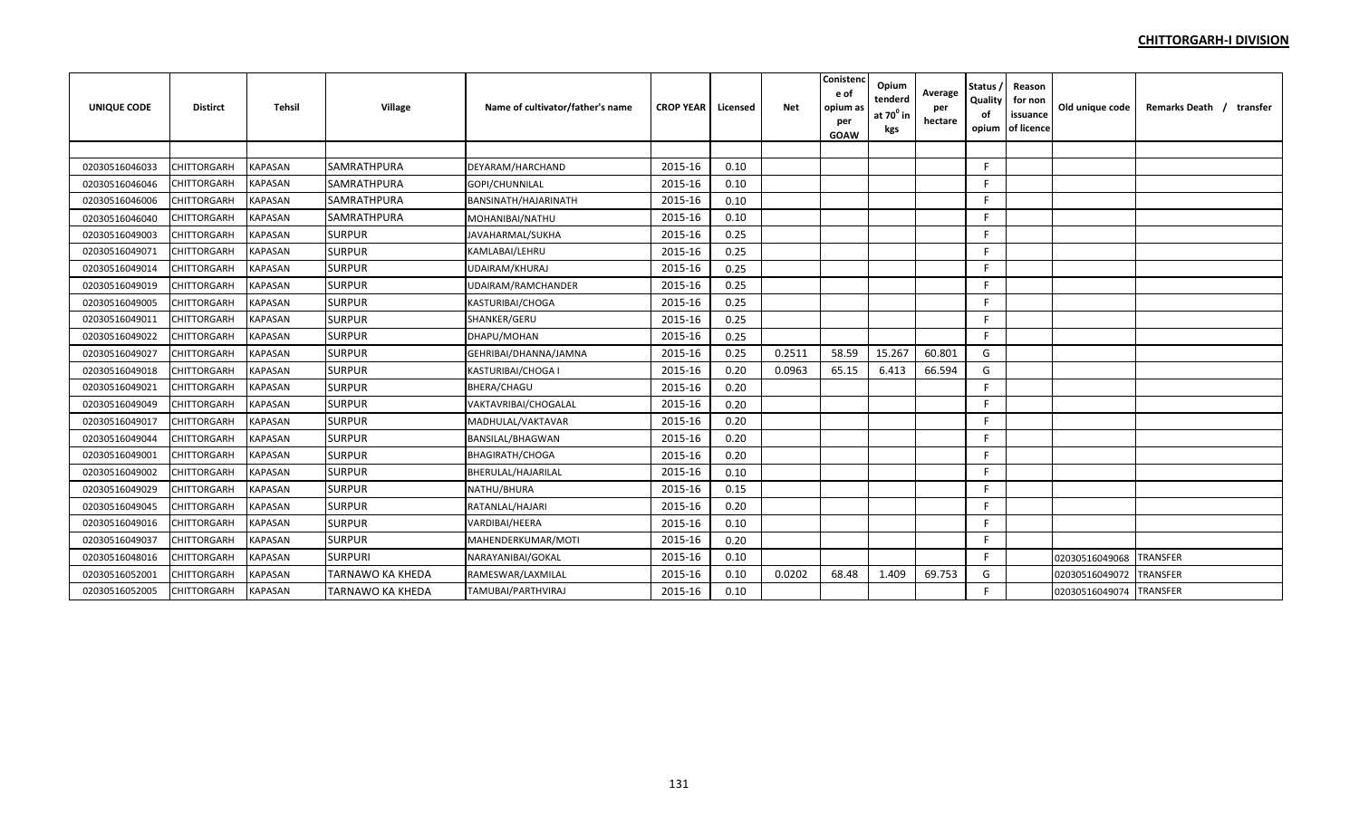**CHITTORGARH-I DIVISION**

| UNIQUE CODE | Distirct | Tehsil | Village | Name of cultivator/father's name | CROP YEAR | Licensed | Net | Conistence of opium as per GOAW | Opium tenderd at $70^0$ in kgs | Average per hectare | Status / Quality of opium | Reason for non issuance of licence | Old unique code | Remarks Death / transfer |
|---|---|---|---|---|---|---|---|---|---|---|---|---|---|---|
| | | | | | | | | | | | | | | |
| 02030516046033 | CHITTORGARH | KAPASAN | SAMRATHPURA | DEYARAM/HARCHAND | 2015-16 | 0.10 | | | | | F | | | |
| 02030516046046 | CHITTORGARH | KAPASAN | SAMRATHPURA | GOPI/CHUNNILAL | 2015-16 | 0.10 | | | | | F | | | |
| 02030516046006 | CHITTORGARH | KAPASAN | SAMRATHPURA | BANSINATH/HAJARINATH | 2015-16 | 0.10 | | | | | F | | | |
| 02030516046040 | CHITTORGARH | KAPASAN | SAMRATHPURA | MOHANIBAI/NATHU | 2015-16 | 0.10 | | | | | F | | | |
| 02030516049003 | CHITTORGARH | KAPASAN | SURPUR | JAVAHARMAL/SUKHA | 2015-16 | 0.25 | | | | | F | | | |
| 02030516049071 | CHITTORGARH | KAPASAN | SURPUR | KAMLABAI/LEHRU | 2015-16 | 0.25 | | | | | F | | | |
| 02030516049014 | CHITTORGARH | KAPASAN | SURPUR | UDAIRAM/KHURAJ | 2015-16 | 0.25 | | | | | F | | | |
| 02030516049019 | CHITTORGARH | KAPASAN | SURPUR | UDAIRAM/RAMCHANDER | 2015-16 | 0.25 | | | | | F | | | |
| 02030516049005 | CHITTORGARH | KAPASAN | SURPUR | KASTURIBAI/CHOGA | 2015-16 | 0.25 | | | | | F | | | |
| 02030516049011 | CHITTORGARH | KAPASAN | SURPUR | SHANKER/GERU | 2015-16 | 0.25 | | | | | F | | | |
| 02030516049022 | CHITTORGARH | KAPASAN | SURPUR | DHAPU/MOHAN | 2015-16 | 0.25 | | | | | F | | | |
| 02030516049027 | CHITTORGARH | KAPASAN | SURPUR | GEHRIBAI/DHANNA/JAMNA | 2015-16 | 0.25 | 0.2511 | 58.59 | 15.267 | 60.801 | G | | | |
| 02030516049018 | CHITTORGARH | KAPASAN | SURPUR | KASTURIBAI/CHOGA I | 2015-16 | 0.20 | 0.0963 | 65.15 | 6.413 | 66.594 | G | | | |
| 02030516049021 | CHITTORGARH | KAPASAN | SURPUR | BHERA/CHAGU | 2015-16 | 0.20 | | | | | F | | | |
| 02030516049049 | CHITTORGARH | KAPASAN | SURPUR | VAKTAVRIBAI/CHOGALAL | 2015-16 | 0.20 | | | | | F | | | |
| 02030516049017 | CHITTORGARH | KAPASAN | SURPUR | MADHULAL/VAKTAVAR | 2015-16 | 0.20 | | | | | F | | | |
| 02030516049044 | CHITTORGARH | KAPASAN | SURPUR | BANSILAL/BHAGWAN | 2015-16 | 0.20 | | | | | F | | | |
| 02030516049001 | CHITTORGARH | KAPASAN | SURPUR | BHAGIRATH/CHOGA | 2015-16 | 0.20 | | | | | F | | | |
| 02030516049002 | CHITTORGARH | KAPASAN | SURPUR | BHERULAL/HAJARILAL | 2015-16 | 0.10 | | | | | F | | | |
| 02030516049029 | CHITTORGARH | KAPASAN | SURPUR | NATHU/BHURA | 2015-16 | 0.15 | | | | | F | | | |
| 02030516049045 | CHITTORGARH | KAPASAN | SURPUR | RATANLAL/HAJARI | 2015-16 | 0.20 | | | | | F | | | |
| 02030516049016 | CHITTORGARH | KAPASAN | SURPUR | VARDIBAI/HEERA | 2015-16 | 0.10 | | | | | F | | | |
| 02030516049037 | CHITTORGARH | KAPASAN | SURPUR | MAHENDERKUMAR/MOTI | 2015-16 | 0.20 | | | | | F | | | |
| 02030516048016 | CHITTORGARH | KAPASAN | SURPURI | NARAYANIBAI/GOKAL | 2015-16 | 0.10 | | | | | F | | 02030516049068 | TRANSFER |
| 02030516052001 | CHITTORGARH | KAPASAN | TARNAWO KA KHEDA | RAMESWAR/LAXMILAL | 2015-16 | 0.10 | 0.0202 | 68.48 | 1.409 | 69.753 | G | | 02030516049072 | TRANSFER |
| 02030516052005 | CHITTORGARH | KAPASAN | TARNAWO KA KHEDA | TAMUBAI/PARTHVIRAJ | 2015-16 | 0.10 | | | | | F | | 02030516049074 | TRANSFER |